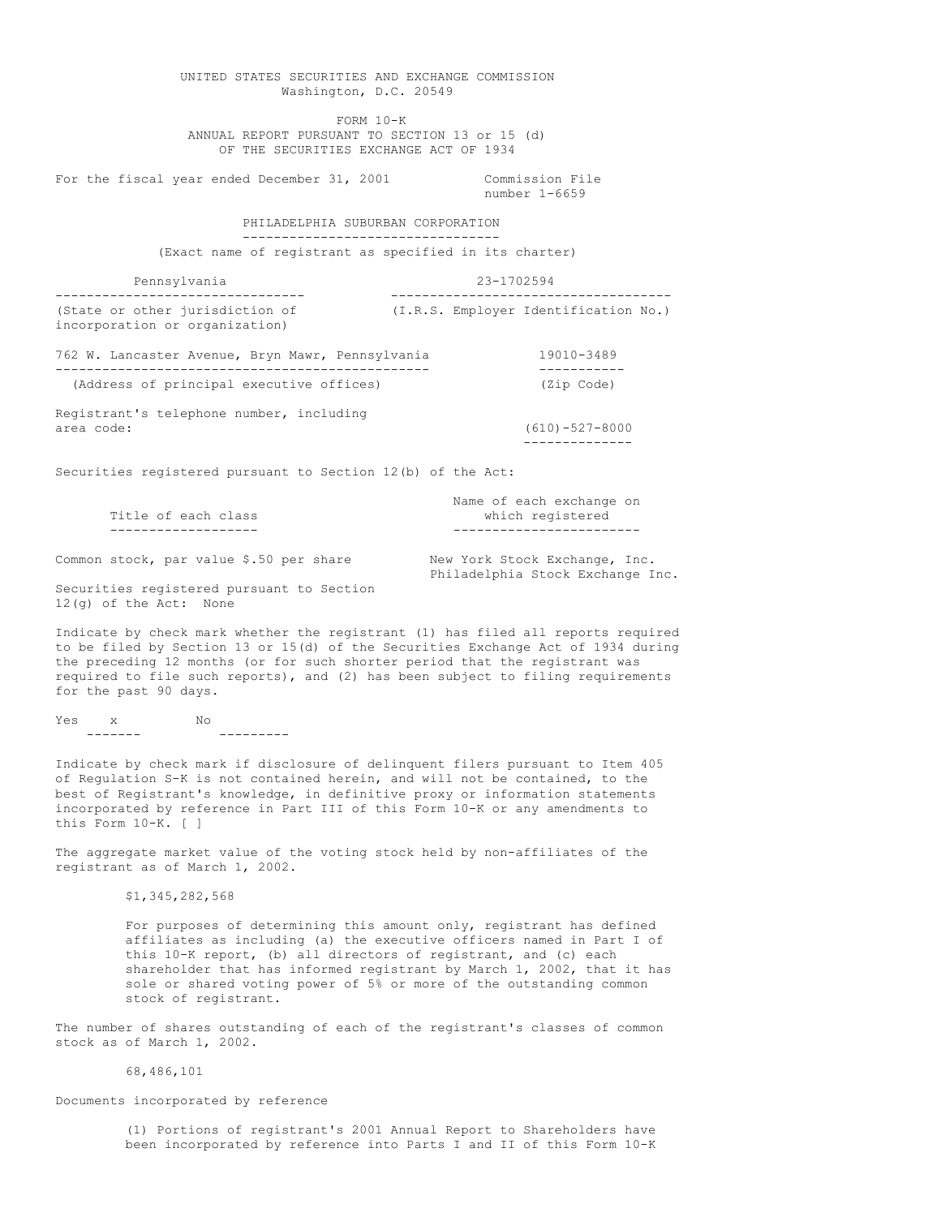UNITED STATES SECURITIES AND EXCHANGE COMMISSION
Washington, D.C. 20549

FORM 10-K
ANNUAL REPORT PURSUANT TO SECTION 13 or 15 (d)
OF THE SECURITIES EXCHANGE ACT OF 1934

For the fiscal year ended December 31, 2001 — Commission File number 1-6659

PHILADELPHIA SUBURBAN CORPORATION
(Exact name of registrant as specified in its charter)

| Pennsylvania | 23-1702594 |
|---|---|
| (State or other jurisdiction of incorporation or organization) | (I.R.S. Employer Identification No.) |

| 762 W. Lancaster Avenue, Bryn Mawr, Pennsylvania | 19010-3489 |
|---|---|
| (Address of principal executive offices) | (Zip Code) |

Registrant's telephone number, including area code: (610)-527-8000

Securities registered pursuant to Section 12(b) of the Act:

| Title of each class | Name of each exchange on which registered |
|---|---|
| Common stock, par value $.50 per share | New York Stock Exchange, Inc.<br>Philadelphia Stock Exchange Inc. |

Securities registered pursuant to Section 12(g) of the Act: None

Indicate by check mark whether the registrant (1) has filed all reports required to be filed by Section 13 or 15(d) of the Securities Exchange Act of 1934 during the preceding 12 months (or for such shorter period that the registrant was required to file such reports), and (2) has been subject to filing requirements for the past 90 days.

Yes x No

Indicate by check mark if disclosure of delinquent filers pursuant to Item 405 of Regulation S-K is not contained herein, and will not be contained, to the best of Registrant's knowledge, in definitive proxy or information statements incorporated by reference in Part III of this Form 10-K or any amendments to this Form 10-K. [ ]

The aggregate market value of the voting stock held by non-affiliates of the registrant as of March 1, 2002.

$1,345,282,568

For purposes of determining this amount only, registrant has defined affiliates as including (a) the executive officers named in Part I of this 10-K report, (b) all directors of registrant, and (c) each shareholder that has informed registrant by March 1, 2002, that it has sole or shared voting power of 5% or more of the outstanding common stock of registrant.

The number of shares outstanding of each of the registrant's classes of common stock as of March 1, 2002.

68,486,101

Documents incorporated by reference

(1) Portions of registrant's 2001 Annual Report to Shareholders have been incorporated by reference into Parts I and II of this Form 10-K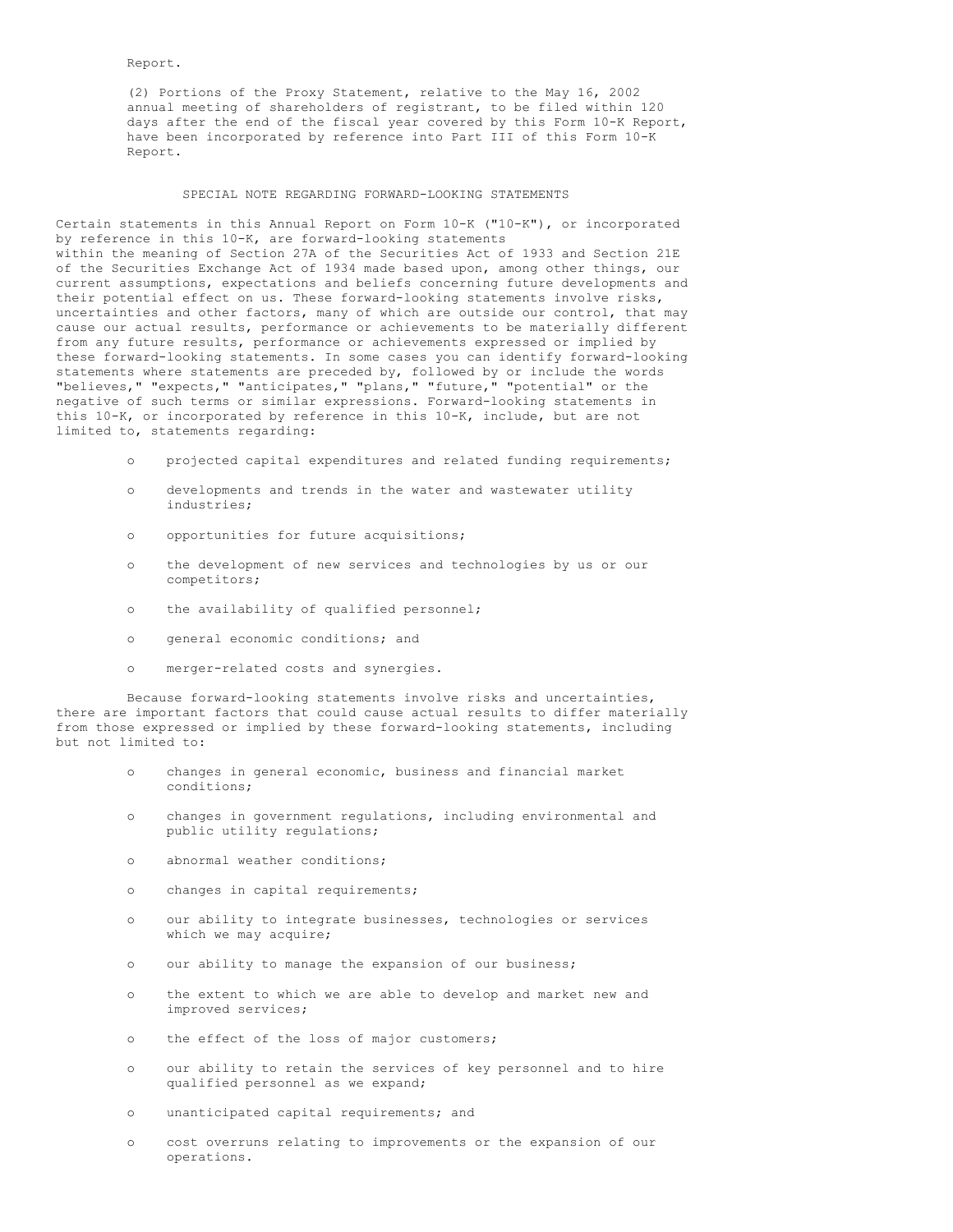Report.

(2) Portions of the Proxy Statement, relative to the May 16, 2002 annual meeting of shareholders of registrant, to be filed within 120 days after the end of the fiscal year covered by this Form 10-K Report, have been incorporated by reference into Part III of this Form 10-K Report.

## SPECIAL NOTE REGARDING FORWARD-LOOKING STATEMENTS

Certain statements in this Annual Report on Form 10-K ("10-K"), or incorporated by reference in this 10-K, are forward-looking statements within the meaning of Section 27A of the Securities Act of 1933 and Section 21E of the Securities Exchange Act of 1934 made based upon, among other things, our current assumptions, expectations and beliefs concerning future developments and their potential effect on us. These forward-looking statements involve risks, uncertainties and other factors, many of which are outside our control, that may cause our actual results, performance or achievements to be materially different from any future results, performance or achievements expressed or implied by these forward-looking statements. In some cases you can identify forward-looking statements where statements are preceded by, followed by or include the words "believes," "expects," "anticipates," "plans," "future," "potential" or the negative of such terms or similar expressions. Forward-looking statements in this 10-K, or incorporated by reference in this 10-K, include, but are not limited to, statements regarding:

- projected capital expenditures and related funding requirements;
- developments and trends in the water and wastewater utility industries;
- opportunities for future acquisitions;
- the development of new services and technologies by us or our competitors;
- the availability of qualified personnel;
- general economic conditions; and
- merger-related costs and synergies.

Because forward-looking statements involve risks and uncertainties, there are important factors that could cause actual results to differ materially from those expressed or implied by these forward-looking statements, including but not limited to:

- changes in general economic, business and financial market conditions;
- changes in government regulations, including environmental and public utility regulations;
- abnormal weather conditions;
- changes in capital requirements;
- our ability to integrate businesses, technologies or services which we may acquire;
- our ability to manage the expansion of our business;
- the extent to which we are able to develop and market new and improved services;
- the effect of the loss of major customers;
- our ability to retain the services of key personnel and to hire qualified personnel as we expand;
- unanticipated capital requirements; and
- cost overruns relating to improvements or the expansion of our operations.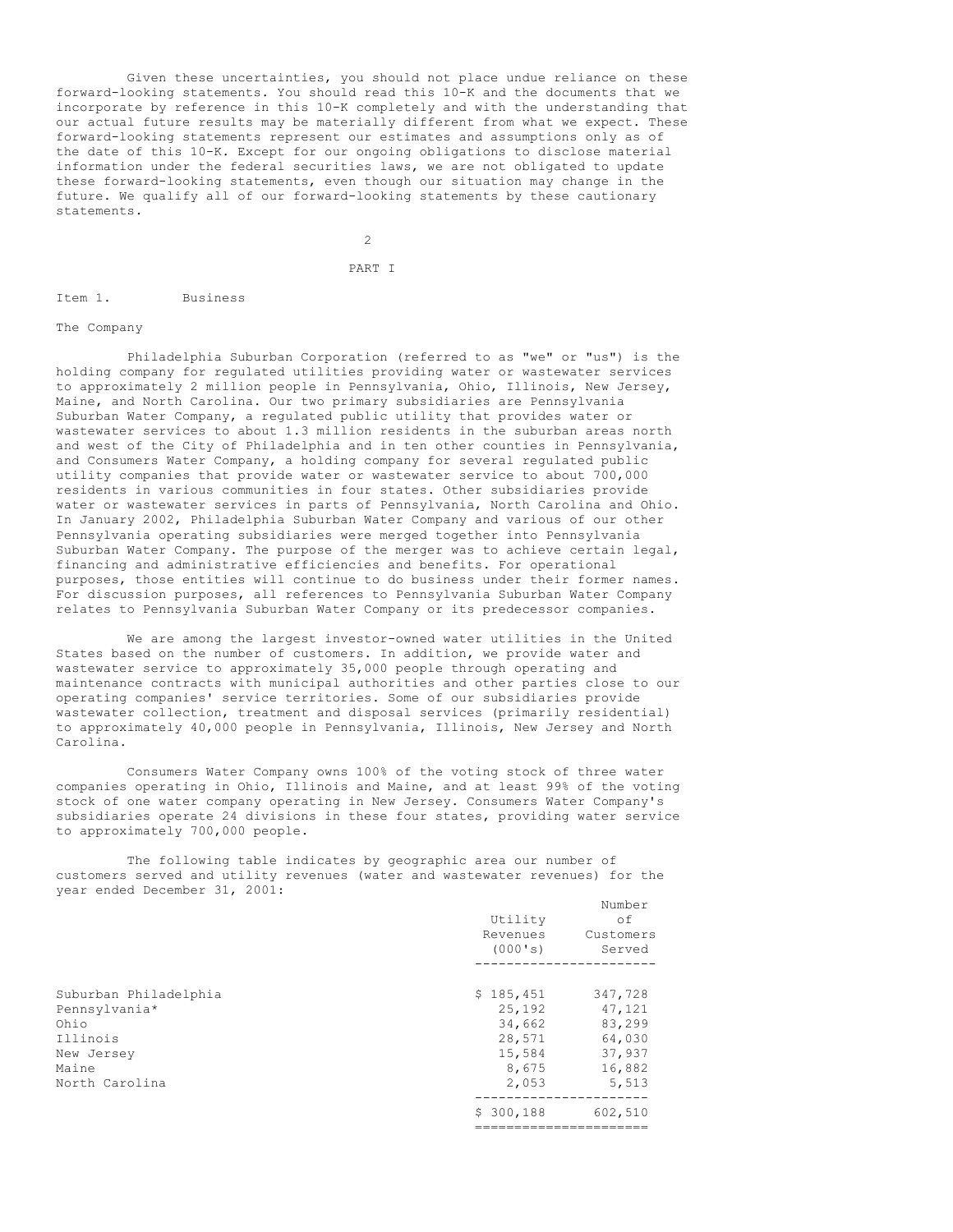Given these uncertainties, you should not place undue reliance on these forward-looking statements. You should read this 10-K and the documents that we incorporate by reference in this 10-K completely and with the understanding that our actual future results may be materially different from what we expect. These forward-looking statements represent our estimates and assumptions only as of the date of this 10-K. Except for our ongoing obligations to disclose material information under the federal securities laws, we are not obligated to update these forward-looking statements, even though our situation may change in the future. We qualify all of our forward-looking statements by these cautionary statements.

# PART I

## Item 1. Business

### The Company

Philadelphia Suburban Corporation (referred to as "we" or "us") is the holding company for regulated utilities providing water or wastewater services to approximately 2 million people in Pennsylvania, Ohio, Illinois, New Jersey, Maine, and North Carolina. Our two primary subsidiaries are Pennsylvania Suburban Water Company, a regulated public utility that provides water or wastewater services to about 1.3 million residents in the suburban areas north and west of the City of Philadelphia and in ten other counties in Pennsylvania, and Consumers Water Company, a holding company for several regulated public utility companies that provide water or wastewater service to about 700,000 residents in various communities in four states. Other subsidiaries provide water or wastewater services in parts of Pennsylvania, North Carolina and Ohio. In January 2002, Philadelphia Suburban Water Company and various of our other Pennsylvania operating subsidiaries were merged together into Pennsylvania Suburban Water Company. The purpose of the merger was to achieve certain legal, financing and administrative efficiencies and benefits. For operational purposes, those entities will continue to do business under their former names. For discussion purposes, all references to Pennsylvania Suburban Water Company relates to Pennsylvania Suburban Water Company or its predecessor companies.

We are among the largest investor-owned water utilities in the United States based on the number of customers. In addition, we provide water and wastewater service to approximately 35,000 people through operating and maintenance contracts with municipal authorities and other parties close to our operating companies' service territories. Some of our subsidiaries provide wastewater collection, treatment and disposal services (primarily residential) to approximately 40,000 people in Pennsylvania, Illinois, New Jersey and North Carolina.

Consumers Water Company owns 100% of the voting stock of three water companies operating in Ohio, Illinois and Maine, and at least 99% of the voting stock of one water company operating in New Jersey. Consumers Water Company's subsidiaries operate 24 divisions in these four states, providing water service to approximately 700,000 people.

The following table indicates by geographic area our number of customers served and utility revenues (water and wastewater revenues) for the year ended December 31, 2001:

| | Utility Revenues (000's) | Number of Customers Served |
|---|---|---|
| Suburban Philadelphia | $ 185,451 | 347,728 |
| Pennsylvania* | 25,192 | 47,121 |
| Ohio | 34,662 | 83,299 |
| Illinois | 28,571 | 64,030 |
| New Jersey | 15,584 | 37,937 |
| Maine | 8,675 | 16,882 |
| North Carolina | 2,053 | 5,513 |
| | $ 300,188 | 602,510 |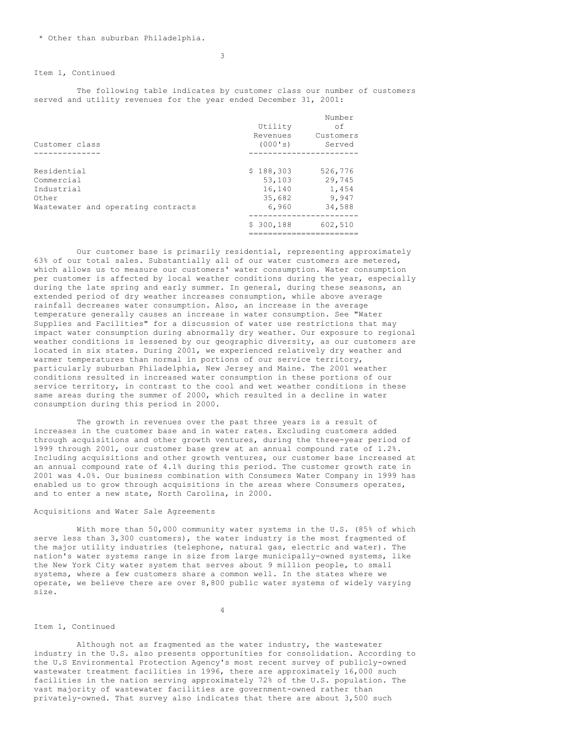* Other than suburban Philadelphia.

Item 1, Continued

The following table indicates by customer class our number of customers served and utility revenues for the year ended December 31, 2001:

| Customer class | Utility Revenues (000's) | Number of Customers Served |
|---|---|---|
| Residential | $ 188,303 | 526,776 |
| Commercial | 53,103 | 29,745 |
| Industrial | 16,140 | 1,454 |
| Other | 35,682 | 9,947 |
| Wastewater and operating contracts | 6,960 | 34,588 |
| | $ 300,188 | 602,510 |

Our customer base is primarily residential, representing approximately 63% of our total sales. Substantially all of our water customers are metered, which allows us to measure our customers' water consumption. Water consumption per customer is affected by local weather conditions during the year, especially during the late spring and early summer. In general, during these seasons, an extended period of dry weather increases consumption, while above average rainfall decreases water consumption. Also, an increase in the average temperature generally causes an increase in water consumption. See "Water Supplies and Facilities" for a discussion of water use restrictions that may impact water consumption during abnormally dry weather. Our exposure to regional weather conditions is lessened by our geographic diversity, as our customers are located in six states. During 2001, we experienced relatively dry weather and warmer temperatures than normal in portions of our service territory, particularly suburban Philadelphia, New Jersey and Maine. The 2001 weather conditions resulted in increased water consumption in these portions of our service territory, in contrast to the cool and wet weather conditions in these same areas during the summer of 2000, which resulted in a decline in water consumption during this period in 2000.

The growth in revenues over the past three years is a result of increases in the customer base and in water rates. Excluding customers added through acquisitions and other growth ventures, during the three-year period of 1999 through 2001, our customer base grew at an annual compound rate of 1.2%. Including acquisitions and other growth ventures, our customer base increased at an annual compound rate of 4.1% during this period. The customer growth rate in 2001 was 4.0%. Our business combination with Consumers Water Company in 1999 has enabled us to grow through acquisitions in the areas where Consumers operates, and to enter a new state, North Carolina, in 2000.

Acquisitions and Water Sale Agreements

With more than 50,000 community water systems in the U.S. (85% of which serve less than 3,300 customers), the water industry is the most fragmented of the major utility industries (telephone, natural gas, electric and water). The nation's water systems range in size from large municipally-owned systems, like the New York City water system that serves about 9 million people, to small systems, where a few customers share a common well. In the states where we operate, we believe there are over 8,800 public water systems of widely varying size.

Item 1, Continued

Although not as fragmented as the water industry, the wastewater industry in the U.S. also presents opportunities for consolidation. According to the U.S Environmental Protection Agency's most recent survey of publicly-owned wastewater treatment facilities in 1996, there are approximately 16,000 such facilities in the nation serving approximately 72% of the U.S. population. The vast majority of wastewater facilities are government-owned rather than privately-owned. That survey also indicates that there are about 3,500 such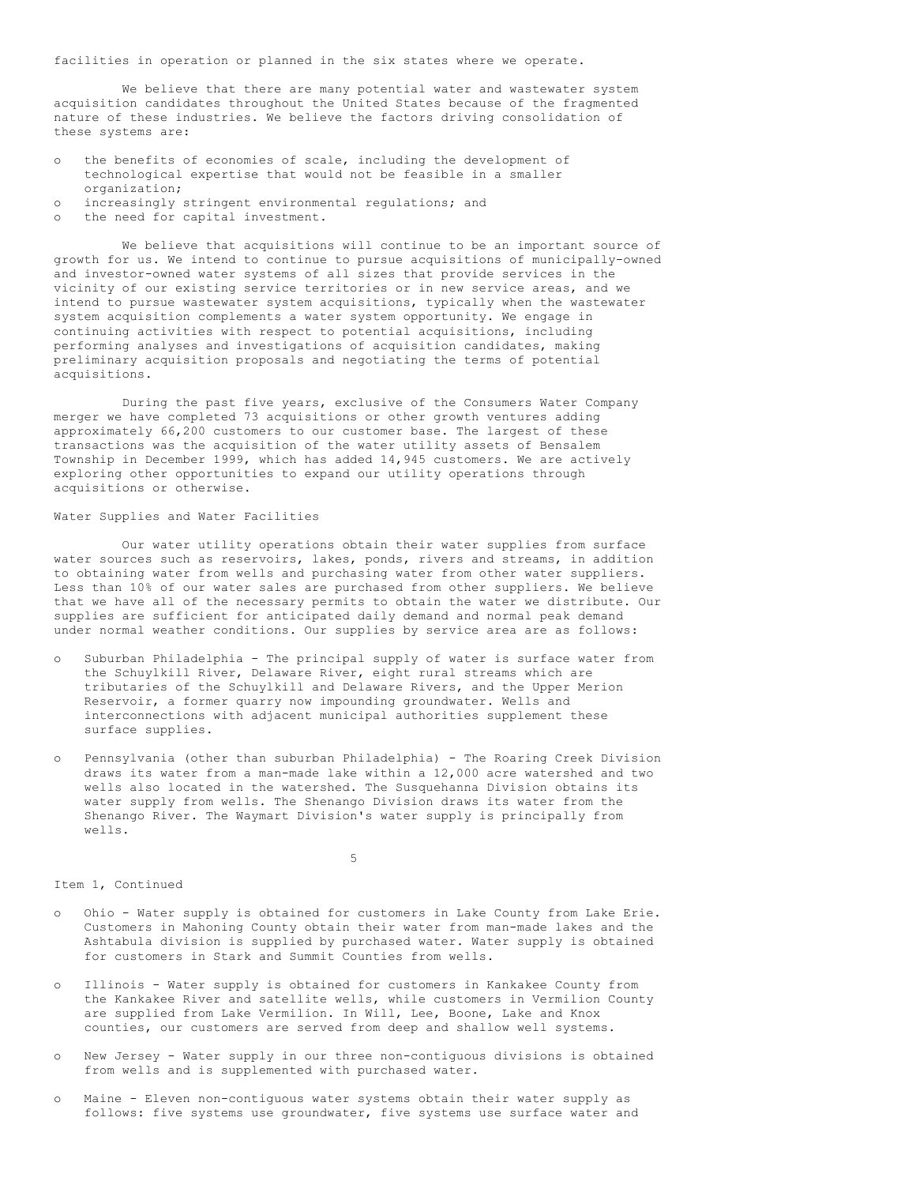facilities in operation or planned in the six states where we operate.

We believe that there are many potential water and wastewater system acquisition candidates throughout the United States because of the fragmented nature of these industries. We believe the factors driving consolidation of these systems are:

- the benefits of economies of scale, including the development of technological expertise that would not be feasible in a smaller organization;
- increasingly stringent environmental regulations; and
- the need for capital investment.

We believe that acquisitions will continue to be an important source of growth for us. We intend to continue to pursue acquisitions of municipally-owned and investor-owned water systems of all sizes that provide services in the vicinity of our existing service territories or in new service areas, and we intend to pursue wastewater system acquisitions, typically when the wastewater system acquisition complements a water system opportunity. We engage in continuing activities with respect to potential acquisitions, including performing analyses and investigations of acquisition candidates, making preliminary acquisition proposals and negotiating the terms of potential acquisitions.

During the past five years, exclusive of the Consumers Water Company merger we have completed 73 acquisitions or other growth ventures adding approximately 66,200 customers to our customer base. The largest of these transactions was the acquisition of the water utility assets of Bensalem Township in December 1999, which has added 14,945 customers. We are actively exploring other opportunities to expand our utility operations through acquisitions or otherwise.

Water Supplies and Water Facilities

Our water utility operations obtain their water supplies from surface water sources such as reservoirs, lakes, ponds, rivers and streams, in addition to obtaining water from wells and purchasing water from other water suppliers. Less than 10% of our water sales are purchased from other suppliers. We believe that we have all of the necessary permits to obtain the water we distribute. Our supplies are sufficient for anticipated daily demand and normal peak demand under normal weather conditions. Our supplies by service area are as follows:

- Suburban Philadelphia - The principal supply of water is surface water from the Schuylkill River, Delaware River, eight rural streams which are tributaries of the Schuylkill and Delaware Rivers, and the Upper Merion Reservoir, a former quarry now impounding groundwater. Wells and interconnections with adjacent municipal authorities supplement these surface supplies.

- Pennsylvania (other than suburban Philadelphia) - The Roaring Creek Division draws its water from a man-made lake within a 12,000 acre watershed and two wells also located in the watershed. The Susquehanna Division obtains its water supply from wells. The Shenango Division draws its water from the Shenango River. The Waymart Division's water supply is principally from wells.

Item 1, Continued

- Ohio - Water supply is obtained for customers in Lake County from Lake Erie. Customers in Mahoning County obtain their water from man-made lakes and the Ashtabula division is supplied by purchased water. Water supply is obtained for customers in Stark and Summit Counties from wells.

- Illinois - Water supply is obtained for customers in Kankakee County from the Kankakee River and satellite wells, while customers in Vermilion County are supplied from Lake Vermilion. In Will, Lee, Boone, Lake and Knox counties, our customers are served from deep and shallow well systems.

- New Jersey - Water supply in our three non-contiguous divisions is obtained from wells and is supplemented with purchased water.

- Maine - Eleven non-contiguous water systems obtain their water supply as follows: five systems use groundwater, five systems use surface water and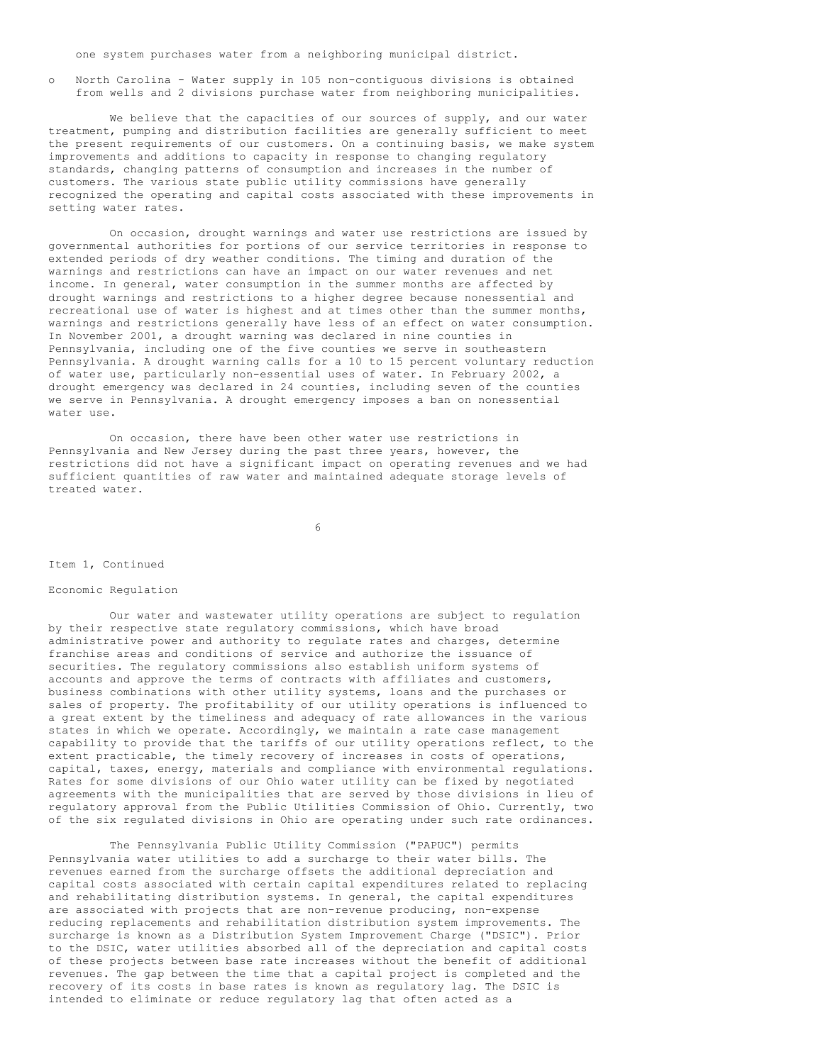one system purchases water from a neighboring municipal district.

- North Carolina - Water supply in 105 non-contiguous divisions is obtained from wells and 2 divisions purchase water from neighboring municipalities.

We believe that the capacities of our sources of supply, and our water treatment, pumping and distribution facilities are generally sufficient to meet the present requirements of our customers. On a continuing basis, we make system improvements and additions to capacity in response to changing regulatory standards, changing patterns of consumption and increases in the number of customers. The various state public utility commissions have generally recognized the operating and capital costs associated with these improvements in setting water rates.

On occasion, drought warnings and water use restrictions are issued by governmental authorities for portions of our service territories in response to extended periods of dry weather conditions. The timing and duration of the warnings and restrictions can have an impact on our water revenues and net income. In general, water consumption in the summer months are affected by drought warnings and restrictions to a higher degree because nonessential and recreational use of water is highest and at times other than the summer months, warnings and restrictions generally have less of an effect on water consumption. In November 2001, a drought warning was declared in nine counties in Pennsylvania, including one of the five counties we serve in southeastern Pennsylvania. A drought warning calls for a 10 to 15 percent voluntary reduction of water use, particularly non-essential uses of water. In February 2002, a drought emergency was declared in 24 counties, including seven of the counties we serve in Pennsylvania. A drought emergency imposes a ban on nonessential water use.

On occasion, there have been other water use restrictions in Pennsylvania and New Jersey during the past three years, however, the restrictions did not have a significant impact on operating revenues and we had sufficient quantities of raw water and maintained adequate storage levels of treated water.

Item 1, Continued

Economic Regulation

Our water and wastewater utility operations are subject to regulation by their respective state regulatory commissions, which have broad administrative power and authority to regulate rates and charges, determine franchise areas and conditions of service and authorize the issuance of securities. The regulatory commissions also establish uniform systems of accounts and approve the terms of contracts with affiliates and customers, business combinations with other utility systems, loans and the purchases or sales of property. The profitability of our utility operations is influenced to a great extent by the timeliness and adequacy of rate allowances in the various states in which we operate. Accordingly, we maintain a rate case management capability to provide that the tariffs of our utility operations reflect, to the extent practicable, the timely recovery of increases in costs of operations, capital, taxes, energy, materials and compliance with environmental regulations. Rates for some divisions of our Ohio water utility can be fixed by negotiated agreements with the municipalities that are served by those divisions in lieu of regulatory approval from the Public Utilities Commission of Ohio. Currently, two of the six regulated divisions in Ohio are operating under such rate ordinances.

The Pennsylvania Public Utility Commission ("PAPUC") permits Pennsylvania water utilities to add a surcharge to their water bills. The revenues earned from the surcharge offsets the additional depreciation and capital costs associated with certain capital expenditures related to replacing and rehabilitating distribution systems. In general, the capital expenditures are associated with projects that are non-revenue producing, non-expense reducing replacements and rehabilitation distribution system improvements. The surcharge is known as a Distribution System Improvement Charge ("DSIC"). Prior to the DSIC, water utilities absorbed all of the depreciation and capital costs of these projects between base rate increases without the benefit of additional revenues. The gap between the time that a capital project is completed and the recovery of its costs in base rates is known as regulatory lag. The DSIC is intended to eliminate or reduce regulatory lag that often acted as a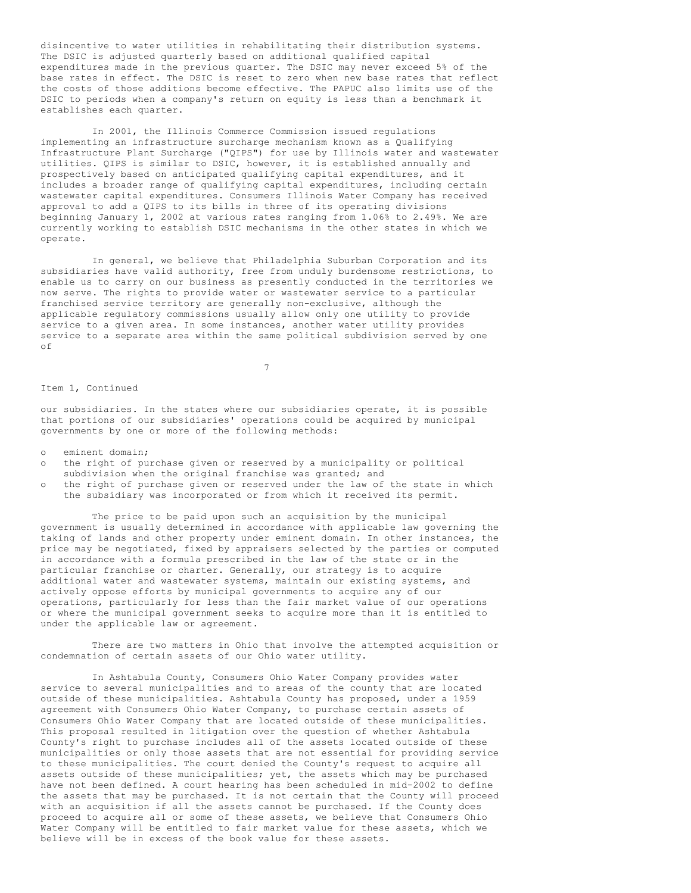disincentive to water utilities in rehabilitating their distribution systems. The DSIC is adjusted quarterly based on additional qualified capital expenditures made in the previous quarter. The DSIC may never exceed 5% of the base rates in effect. The DSIC is reset to zero when new base rates that reflect the costs of those additions become effective. The PAPUC also limits use of the DSIC to periods when a company's return on equity is less than a benchmark it establishes each quarter.

In 2001, the Illinois Commerce Commission issued regulations implementing an infrastructure surcharge mechanism known as a Qualifying Infrastructure Plant Surcharge ("QIPS") for use by Illinois water and wastewater utilities. QIPS is similar to DSIC, however, it is established annually and prospectively based on anticipated qualifying capital expenditures, and it includes a broader range of qualifying capital expenditures, including certain wastewater capital expenditures. Consumers Illinois Water Company has received approval to add a QIPS to its bills in three of its operating divisions beginning January 1, 2002 at various rates ranging from 1.06% to 2.49%. We are currently working to establish DSIC mechanisms in the other states in which we operate.

In general, we believe that Philadelphia Suburban Corporation and its subsidiaries have valid authority, free from unduly burdensome restrictions, to enable us to carry on our business as presently conducted in the territories we now serve. The rights to provide water or wastewater service to a particular franchised service territory are generally non-exclusive, although the applicable regulatory commissions usually allow only one utility to provide service to a given area. In some instances, another water utility provides service to a separate area within the same political subdivision served by one of our subsidiaries. In the states where our subsidiaries operate, it is possible that portions of our subsidiaries' operations could be acquired by municipal governments by one or more of the following methods:

- eminent domain;
- the right of purchase given or reserved by a municipality or political subdivision when the original franchise was granted; and
- the right of purchase given or reserved under the law of the state in which the subsidiary was incorporated or from which it received its permit.

The price to be paid upon such an acquisition by the municipal government is usually determined in accordance with applicable law governing the taking of lands and other property under eminent domain. In other instances, the price may be negotiated, fixed by appraisers selected by the parties or computed in accordance with a formula prescribed in the law of the state or in the particular franchise or charter. Generally, our strategy is to acquire additional water and wastewater systems, maintain our existing systems, and actively oppose efforts by municipal governments to acquire any of our operations, particularly for less than the fair market value of our operations or where the municipal government seeks to acquire more than it is entitled to under the applicable law or agreement.

There are two matters in Ohio that involve the attempted acquisition or condemnation of certain assets of our Ohio water utility.

In Ashtabula County, Consumers Ohio Water Company provides water service to several municipalities and to areas of the county that are located outside of these municipalities. Ashtabula County has proposed, under a 1959 agreement with Consumers Ohio Water Company, to purchase certain assets of Consumers Ohio Water Company that are located outside of these municipalities. This proposal resulted in litigation over the question of whether Ashtabula County's right to purchase includes all of the assets located outside of these municipalities or only those assets that are not essential for providing service to these municipalities. The court denied the County's request to acquire all assets outside of these municipalities; yet, the assets which may be purchased have not been defined. A court hearing has been scheduled in mid-2002 to define the assets that may be purchased. It is not certain that the County will proceed with an acquisition if all the assets cannot be purchased. If the County does proceed to acquire all or some of these assets, we believe that Consumers Ohio Water Company will be entitled to fair market value for these assets, which we believe will be in excess of the book value for these assets.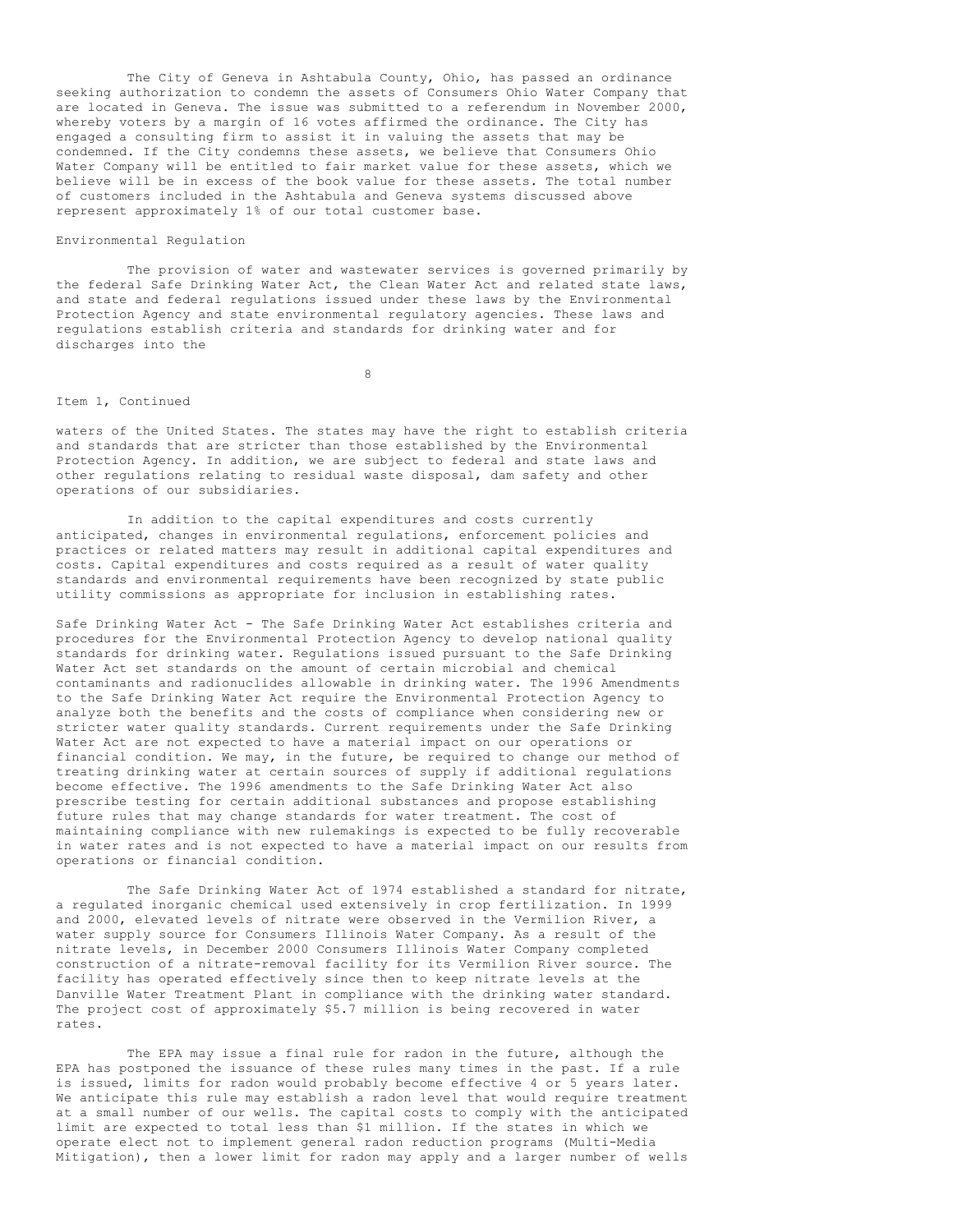The City of Geneva in Ashtabula County, Ohio, has passed an ordinance seeking authorization to condemn the assets of Consumers Ohio Water Company that are located in Geneva. The issue was submitted to a referendum in November 2000, whereby voters by a margin of 16 votes affirmed the ordinance. The City has engaged a consulting firm to assist it in valuing the assets that may be condemned. If the City condemns these assets, we believe that Consumers Ohio Water Company will be entitled to fair market value for these assets, which we believe will be in excess of the book value for these assets. The total number of customers included in the Ashtabula and Geneva systems discussed above represent approximately 1% of our total customer base.

## Environmental Regulation

The provision of water and wastewater services is governed primarily by the federal Safe Drinking Water Act, the Clean Water Act and related state laws, and state and federal regulations issued under these laws by the Environmental Protection Agency and state environmental regulatory agencies. These laws and regulations establish criteria and standards for drinking water and for discharges into the waters of the United States. The states may have the right to establish criteria and standards that are stricter than those established by the Environmental Protection Agency. In addition, we are subject to federal and state laws and other regulations relating to residual waste disposal, dam safety and other operations of our subsidiaries.

In addition to the capital expenditures and costs currently anticipated, changes in environmental regulations, enforcement policies and practices or related matters may result in additional capital expenditures and costs. Capital expenditures and costs required as a result of water quality standards and environmental requirements have been recognized by state public utility commissions as appropriate for inclusion in establishing rates.

Safe Drinking Water Act - The Safe Drinking Water Act establishes criteria and procedures for the Environmental Protection Agency to develop national quality standards for drinking water. Regulations issued pursuant to the Safe Drinking Water Act set standards on the amount of certain microbial and chemical contaminants and radionuclides allowable in drinking water. The 1996 Amendments to the Safe Drinking Water Act require the Environmental Protection Agency to analyze both the benefits and the costs of compliance when considering new or stricter water quality standards. Current requirements under the Safe Drinking Water Act are not expected to have a material impact on our operations or financial condition. We may, in the future, be required to change our method of treating drinking water at certain sources of supply if additional regulations become effective. The 1996 amendments to the Safe Drinking Water Act also prescribe testing for certain additional substances and propose establishing future rules that may change standards for water treatment. The cost of maintaining compliance with new rulemakings is expected to be fully recoverable in water rates and is not expected to have a material impact on our results from operations or financial condition.

The Safe Drinking Water Act of 1974 established a standard for nitrate, a regulated inorganic chemical used extensively in crop fertilization. In 1999 and 2000, elevated levels of nitrate were observed in the Vermilion River, a water supply source for Consumers Illinois Water Company. As a result of the nitrate levels, in December 2000 Consumers Illinois Water Company completed construction of a nitrate-removal facility for its Vermilion River source. The facility has operated effectively since then to keep nitrate levels at the Danville Water Treatment Plant in compliance with the drinking water standard. The project cost of approximately $5.7 million is being recovered in water rates.

The EPA may issue a final rule for radon in the future, although the EPA has postponed the issuance of these rules many times in the past. If a rule is issued, limits for radon would probably become effective 4 or 5 years later. We anticipate this rule may establish a radon level that would require treatment at a small number of our wells. The capital costs to comply with the anticipated limit are expected to total less than $1 million. If the states in which we operate elect not to implement general radon reduction programs (Multi-Media Mitigation), then a lower limit for radon may apply and a larger number of wells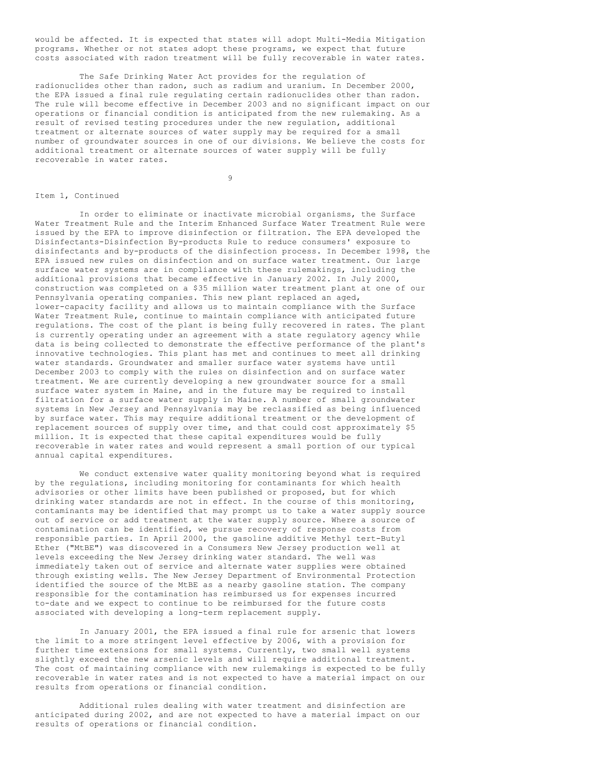would be affected. It is expected that states will adopt Multi-Media Mitigation programs. Whether or not states adopt these programs, we expect that future costs associated with radon treatment will be fully recoverable in water rates.

The Safe Drinking Water Act provides for the regulation of radionuclides other than radon, such as radium and uranium. In December 2000, the EPA issued a final rule regulating certain radionuclides other than radon. The rule will become effective in December 2003 and no significant impact on our operations or financial condition is anticipated from the new rulemaking. As a result of revised testing procedures under the new regulation, additional treatment or alternate sources of water supply may be required for a small number of groundwater sources in one of our divisions. We believe the costs for additional treatment or alternate sources of water supply will be fully recoverable in water rates.

Item 1, Continued

In order to eliminate or inactivate microbial organisms, the Surface Water Treatment Rule and the Interim Enhanced Surface Water Treatment Rule were issued by the EPA to improve disinfection or filtration. The EPA developed the Disinfectants-Disinfection By-products Rule to reduce consumers' exposure to disinfectants and by-products of the disinfection process. In December 1998, the EPA issued new rules on disinfection and on surface water treatment. Our large surface water systems are in compliance with these rulemakings, including the additional provisions that became effective in January 2002. In July 2000, construction was completed on a $35 million water treatment plant at one of our Pennsylvania operating companies. This new plant replaced an aged, lower-capacity facility and allows us to maintain compliance with the Surface Water Treatment Rule, continue to maintain compliance with anticipated future regulations. The cost of the plant is being fully recovered in rates. The plant is currently operating under an agreement with a state regulatory agency while data is being collected to demonstrate the effective performance of the plant's innovative technologies. This plant has met and continues to meet all drinking water standards. Groundwater and smaller surface water systems have until December 2003 to comply with the rules on disinfection and on surface water treatment. We are currently developing a new groundwater source for a small surface water system in Maine, and in the future may be required to install filtration for a surface water supply in Maine. A number of small groundwater systems in New Jersey and Pennsylvania may be reclassified as being influenced by surface water. This may require additional treatment or the development of replacement sources of supply over time, and that could cost approximately $5 million. It is expected that these capital expenditures would be fully recoverable in water rates and would represent a small portion of our typical annual capital expenditures.

We conduct extensive water quality monitoring beyond what is required by the regulations, including monitoring for contaminants for which health advisories or other limits have been published or proposed, but for which drinking water standards are not in effect. In the course of this monitoring, contaminants may be identified that may prompt us to take a water supply source out of service or add treatment at the water supply source. Where a source of contamination can be identified, we pursue recovery of response costs from responsible parties. In April 2000, the gasoline additive Methyl tert-Butyl Ether ("MtBE") was discovered in a Consumers New Jersey production well at levels exceeding the New Jersey drinking water standard. The well was immediately taken out of service and alternate water supplies were obtained through existing wells. The New Jersey Department of Environmental Protection identified the source of the MtBE as a nearby gasoline station. The company responsible for the contamination has reimbursed us for expenses incurred to-date and we expect to continue to be reimbursed for the future costs associated with developing a long-term replacement supply.

In January 2001, the EPA issued a final rule for arsenic that lowers the limit to a more stringent level effective by 2006, with a provision for further time extensions for small systems. Currently, two small well systems slightly exceed the new arsenic levels and will require additional treatment. The cost of maintaining compliance with new rulemakings is expected to be fully recoverable in water rates and is not expected to have a material impact on our results from operations or financial condition.

Additional rules dealing with water treatment and disinfection are anticipated during 2002, and are not expected to have a material impact on our results of operations or financial condition.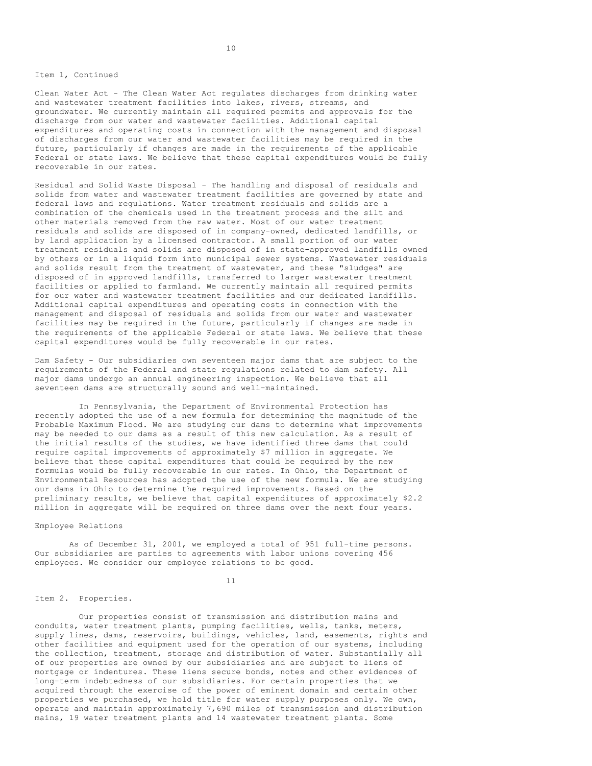Item 1, Continued

Clean Water Act - The Clean Water Act regulates discharges from drinking water and wastewater treatment facilities into lakes, rivers, streams, and groundwater. We currently maintain all required permits and approvals for the discharge from our water and wastewater facilities. Additional capital expenditures and operating costs in connection with the management and disposal of discharges from our water and wastewater facilities may be required in the future, particularly if changes are made in the requirements of the applicable Federal or state laws. We believe that these capital expenditures would be fully recoverable in our rates.

Residual and Solid Waste Disposal - The handling and disposal of residuals and solids from water and wastewater treatment facilities are governed by state and federal laws and regulations. Water treatment residuals and solids are a combination of the chemicals used in the treatment process and the silt and other materials removed from the raw water. Most of our water treatment residuals and solids are disposed of in company-owned, dedicated landfills, or by land application by a licensed contractor. A small portion of our water treatment residuals and solids are disposed of in state-approved landfills owned by others or in a liquid form into municipal sewer systems. Wastewater residuals and solids result from the treatment of wastewater, and these "sludges" are disposed of in approved landfills, transferred to larger wastewater treatment facilities or applied to farmland. We currently maintain all required permits for our water and wastewater treatment facilities and our dedicated landfills. Additional capital expenditures and operating costs in connection with the management and disposal of residuals and solids from our water and wastewater facilities may be required in the future, particularly if changes are made in the requirements of the applicable Federal or state laws. We believe that these capital expenditures would be fully recoverable in our rates.

Dam Safety - Our subsidiaries own seventeen major dams that are subject to the requirements of the Federal and state regulations related to dam safety. All major dams undergo an annual engineering inspection. We believe that all seventeen dams are structurally sound and well-maintained.

In Pennsylvania, the Department of Environmental Protection has recently adopted the use of a new formula for determining the magnitude of the Probable Maximum Flood. We are studying our dams to determine what improvements may be needed to our dams as a result of this new calculation. As a result of the initial results of the studies, we have identified three dams that could require capital improvements of approximately $7 million in aggregate. We believe that these capital expenditures that could be required by the new formulas would be fully recoverable in our rates. In Ohio, the Department of Environmental Resources has adopted the use of the new formula. We are studying our dams in Ohio to determine the required improvements. Based on the preliminary results, we believe that capital expenditures of approximately $2.2 million in aggregate will be required on three dams over the next four years.

## Employee Relations

As of December 31, 2001, we employed a total of 951 full-time persons. Our subsidiaries are parties to agreements with labor unions covering 456 employees. We consider our employee relations to be good.

## Item 2. Properties.

Our properties consist of transmission and distribution mains and conduits, water treatment plants, pumping facilities, wells, tanks, meters, supply lines, dams, reservoirs, buildings, vehicles, land, easements, rights and other facilities and equipment used for the operation of our systems, including the collection, treatment, storage and distribution of water. Substantially all of our properties are owned by our subsidiaries and are subject to liens of mortgage or indentures. These liens secure bonds, notes and other evidences of long-term indebtedness of our subsidiaries. For certain properties that we acquired through the exercise of the power of eminent domain and certain other properties we purchased, we hold title for water supply purposes only. We own, operate and maintain approximately 7,690 miles of transmission and distribution mains, 19 water treatment plants and 14 wastewater treatment plants. Some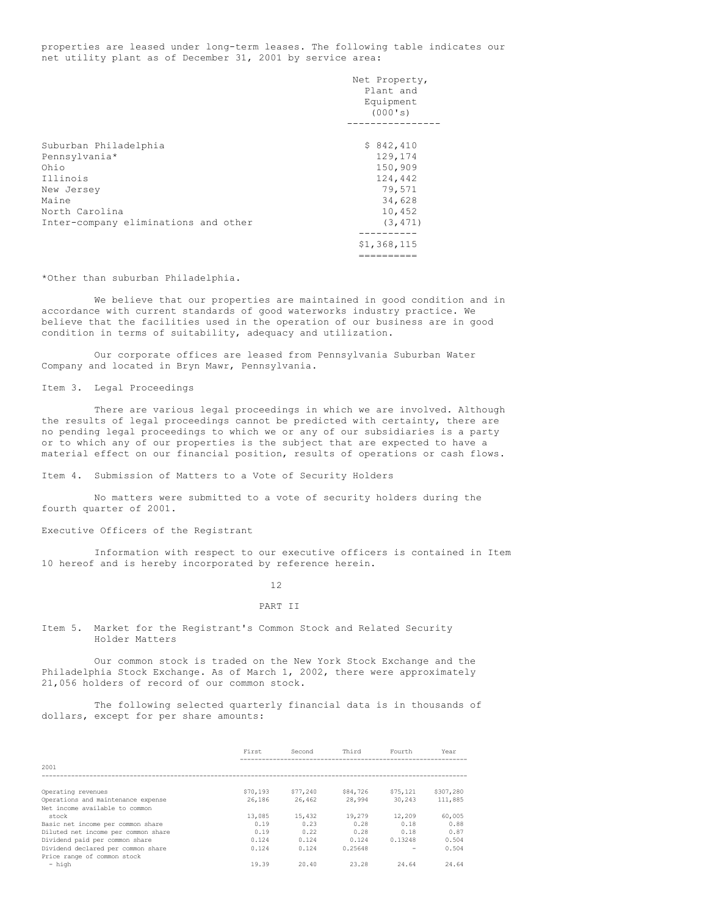properties are leased under long-term leases. The following table indicates our net utility plant as of December 31, 2001 by service area:

| | Net Property, Plant and Equipment (000's) |
|---|---|
| Suburban Philadelphia | $ 842,410 |
| Pennsylvania* | 129,174 |
| Ohio | 150,909 |
| Illinois | 124,442 |
| New Jersey | 79,571 |
| Maine | 34,628 |
| North Carolina | 10,452 |
| Inter-company eliminations and other | (3,471) |
| | $1,368,115 |

*Other than suburban Philadelphia.

We believe that our properties are maintained in good condition and in accordance with current standards of good waterworks industry practice. We believe that the facilities used in the operation of our business are in good condition in terms of suitability, adequacy and utilization.

Our corporate offices are leased from Pennsylvania Suburban Water Company and located in Bryn Mawr, Pennsylvania.

## Item 3. Legal Proceedings

There are various legal proceedings in which we are involved. Although the results of legal proceedings cannot be predicted with certainty, there are no pending legal proceedings to which we or any of our subsidiaries is a party or to which any of our properties is the subject that are expected to have a material effect on our financial position, results of operations or cash flows.

## Item 4. Submission of Matters to a Vote of Security Holders

No matters were submitted to a vote of security holders during the fourth quarter of 2001.

## Executive Officers of the Registrant

Information with respect to our executive officers is contained in Item 10 hereof and is hereby incorporated by reference herein.

# PART II

## Item 5. Market for the Registrant's Common Stock and Related Security Holder Matters

Our common stock is traded on the New York Stock Exchange and the Philadelphia Stock Exchange. As of March 1, 2002, there were approximately 21,056 holders of record of our common stock.

The following selected quarterly financial data is in thousands of dollars, except for per share amounts:

| | First | Second | Third | Fourth | Year |
|---|---|---|---|---|---|
| 2001 | | | | | |
| Operating revenues | $70,193 | $77,240 | $84,726 | $75,121 | $307,280 |
| Operations and maintenance expense | 26,186 | 26,462 | 28,994 | 30,243 | 111,885 |
| Net income available to common stock | 13,085 | 15,432 | 19,279 | 12,209 | 60,005 |
| Basic net income per common share | 0.19 | 0.23 | 0.28 | 0.18 | 0.88 |
| Diluted net income per common share | 0.19 | 0.22 | 0.28 | 0.18 | 0.87 |
| Dividend paid per common share | 0.124 | 0.124 | 0.124 | 0.13248 | 0.504 |
| Dividend declared per common share | 0.124 | 0.124 | 0.25648 | - | 0.504 |
| Price range of common stock | | | | | |
| - high | 19.39 | 20.40 | 23.28 | 24.64 | 24.64 |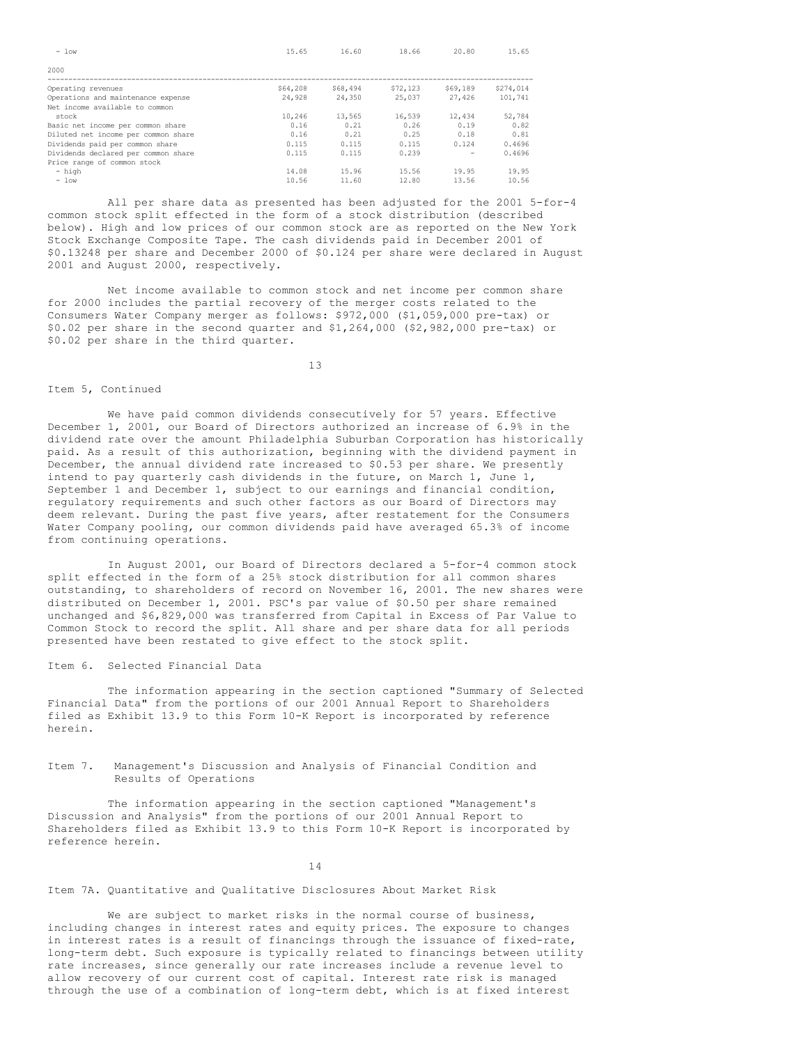| | | | | | |
|---|---|---|---|---|---|
| - low | 15.65 | 16.60 | 18.66 | 20.80 | 15.65 |

2000

| | | | | | |
|---|---|---|---|---|---|
| Operating revenues | $64,208 | $68,494 | $72,123 | $69,189 | $274,014 |
| Operations and maintenance expense | 24,928 | 24,350 | 25,037 | 27,426 | 101,741 |
| Net income available to common stock | 10,246 | 13,565 | 16,539 | 12,434 | 52,784 |
| Basic net income per common share | 0.16 | 0.21 | 0.26 | 0.19 | 0.82 |
| Diluted net income per common share | 0.16 | 0.21 | 0.25 | 0.18 | 0.81 |
| Dividends paid per common share | 0.115 | 0.115 | 0.115 | 0.124 | 0.4696 |
| Dividends declared per common share | 0.115 | 0.115 | 0.239 | - | 0.4696 |
| Price range of common stock | | | | | |
| - high | 14.08 | 15.96 | 15.56 | 19.95 | 19.95 |
| - low | 10.56 | 11.60 | 12.80 | 13.56 | 10.56 |

All per share data as presented has been adjusted for the 2001 5-for-4 common stock split effected in the form of a stock distribution (described below). High and low prices of our common stock are as reported on the New York Stock Exchange Composite Tape. The cash dividends paid in December 2001 of $0.13248 per share and December 2000 of $0.124 per share were declared in August 2001 and August 2000, respectively.

Net income available to common stock and net income per common share for 2000 includes the partial recovery of the merger costs related to the Consumers Water Company merger as follows: $972,000 ($1,059,000 pre-tax) or $0.02 per share in the second quarter and $1,264,000 ($2,982,000 pre-tax) or $0.02 per share in the third quarter.

Item 5, Continued

We have paid common dividends consecutively for 57 years. Effective December 1, 2001, our Board of Directors authorized an increase of 6.9% in the dividend rate over the amount Philadelphia Suburban Corporation has historically paid. As a result of this authorization, beginning with the dividend payment in December, the annual dividend rate increased to $0.53 per share. We presently intend to pay quarterly cash dividends in the future, on March 1, June 1, September 1 and December 1, subject to our earnings and financial condition, regulatory requirements and such other factors as our Board of Directors may deem relevant. During the past five years, after restatement for the Consumers Water Company pooling, our common dividends paid have averaged 65.3% of income from continuing operations.

In August 2001, our Board of Directors declared a 5-for-4 common stock split effected in the form of a 25% stock distribution for all common shares outstanding, to shareholders of record on November 16, 2001. The new shares were distributed on December 1, 2001. PSC's par value of $0.50 per share remained unchanged and $6,829,000 was transferred from Capital in Excess of Par Value to Common Stock to record the split. All share and per share data for all periods presented have been restated to give effect to the stock split.

## Item 6. Selected Financial Data

The information appearing in the section captioned "Summary of Selected Financial Data" from the portions of our 2001 Annual Report to Shareholders filed as Exhibit 13.9 to this Form 10-K Report is incorporated by reference herein.

## Item 7. Management's Discussion and Analysis of Financial Condition and Results of Operations

The information appearing in the section captioned "Management's Discussion and Analysis" from the portions of our 2001 Annual Report to Shareholders filed as Exhibit 13.9 to this Form 10-K Report is incorporated by reference herein.

## Item 7A. Quantitative and Qualitative Disclosures About Market Risk

We are subject to market risks in the normal course of business, including changes in interest rates and equity prices. The exposure to changes in interest rates is a result of financings through the issuance of fixed-rate, long-term debt. Such exposure is typically related to financings between utility rate increases, since generally our rate increases include a revenue level to allow recovery of our current cost of capital. Interest rate risk is managed through the use of a combination of long-term debt, which is at fixed interest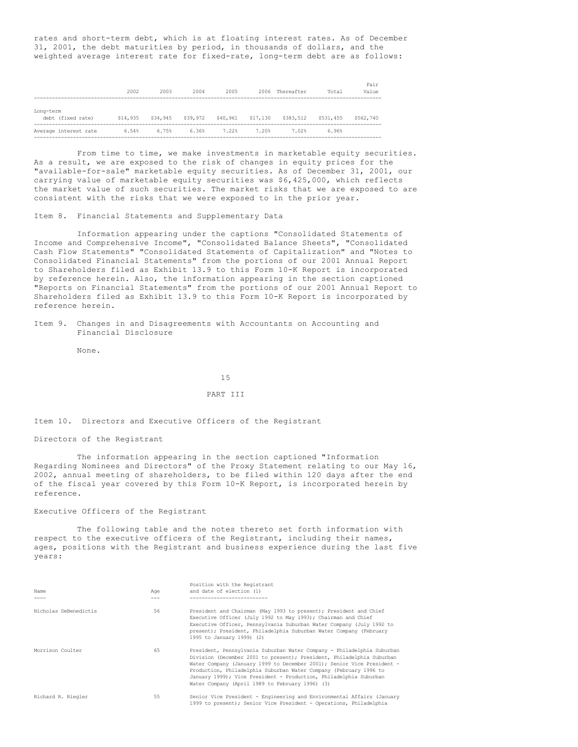rates and short-term debt, which is at floating interest rates. As of December 31, 2001, the debt maturities by period, in thousands of dollars, and the weighted average interest rate for fixed-rate, long-term debt are as follows:

| | 2002 | 2003 | 2004 | 2005 | 2006 | Thereafter | Total | Fair Value |
|---|---|---|---|---|---|---|---|---|
| Long-term debt (fixed rate) | $14,935 | $34,945 | $39,972 | $40,961 | $17,130 | $383,512 | $531,455 | $562,740 |
| Average interest rate | 6.54% | 6.75% | 6.36% | 7.22% | 7.20% | 7.02% | 6.96% | |

From time to time, we make investments in marketable equity securities. As a result, we are exposed to the risk of changes in equity prices for the "available-for-sale" marketable equity securities. As of December 31, 2001, our carrying value of marketable equity securities was $6,425,000, which reflects the market value of such securities. The market risks that we are exposed to are consistent with the risks that we were exposed to in the prior year.

## Item 8. Financial Statements and Supplementary Data

Information appearing under the captions "Consolidated Statements of Income and Comprehensive Income", "Consolidated Balance Sheets", "Consolidated Cash Flow Statements" "Consolidated Statements of Capitalization" and "Notes to Consolidated Financial Statements" from the portions of our 2001 Annual Report to Shareholders filed as Exhibit 13.9 to this Form 10-K Report is incorporated by reference herein. Also, the information appearing in the section captioned "Reports on Financial Statements" from the portions of our 2001 Annual Report to Shareholders filed as Exhibit 13.9 to this Form 10-K Report is incorporated by reference herein.

## Item 9. Changes in and Disagreements with Accountants on Accounting and Financial Disclosure

None.

# PART III

## Item 10. Directors and Executive Officers of the Registrant

### Directors of the Registrant

The information appearing in the section captioned "Information Regarding Nominees and Directors" of the Proxy Statement relating to our May 16, 2002, annual meeting of shareholders, to be filed within 120 days after the end of the fiscal year covered by this Form 10-K Report, is incorporated herein by reference.

### Executive Officers of the Registrant

The following table and the notes thereto set forth information with respect to the executive officers of the Registrant, including their names, ages, positions with the Registrant and business experience during the last five years:

| Name | Age | Position with the Registrant and date of election (1) |
|---|---|---|
| Nicholas DeBenedictis | 56 | President and Chairman (May 1993 to present); President and Chief Executive Officer (July 1992 to May 1993); Chairman and Chief Executive Officer, Pennsylvania Suburban Water Company (July 1992 to present); President, Philadelphia Suburban Water Company (February 1995 to January 1999) (2) |
| Morrison Coulter | 65 | President, Pennsylvania Suburban Water Company - Philadelphia Suburban Division (December 2001 to present); President, Philadelphia Suburban Water Company (January 1999 to December 2001); Senior Vice President - Production, Philadelphia Suburban Water Company (February 1996 to January 1999); Vice President - Production, Philadelphia Suburban Water Company (April 1989 to February 1996) (3) |
| Richard R. Riegler | 55 | Senior Vice President - Engineering and Environmental Affairs (January 1999 to present); Senior Vice President - Operations, Philadelphia |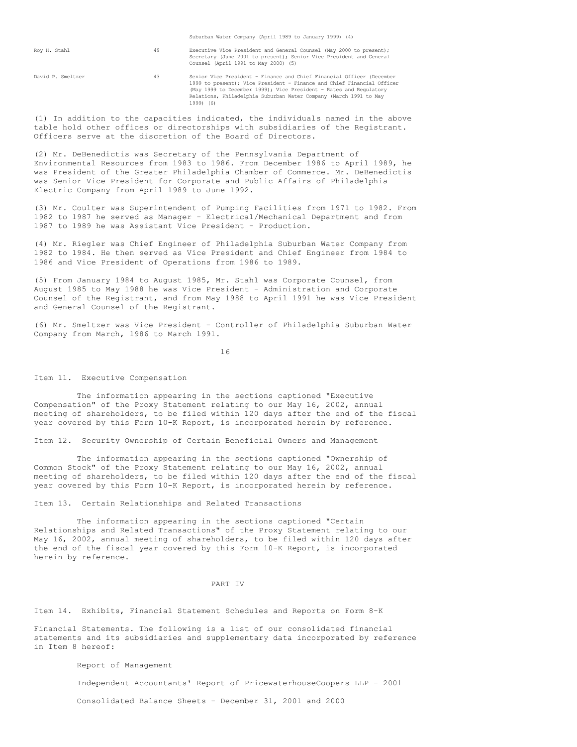| | | Suburban Water Company (April 1989 to January 1999) (4) |
|---|---|---|
| Roy H. Stahl | 49 | Executive Vice President and General Counsel (May 2000 to present); Secretary (June 2001 to present); Senior Vice President and General Counsel (April 1991 to May 2000) (5) |
| David P. Smeltzer | 43 | Senior Vice President - Finance and Chief Financial Officer (December 1999 to present); Vice President - Finance and Chief Financial Officer (May 1999 to December 1999); Vice President - Rates and Regulatory Relations, Philadelphia Suburban Water Company (March 1991 to May 1999) (6) |

(1) In addition to the capacities indicated, the individuals named in the above table hold other offices or directorships with subsidiaries of the Registrant. Officers serve at the discretion of the Board of Directors.

(2) Mr. DeBenedictis was Secretary of the Pennsylvania Department of Environmental Resources from 1983 to 1986. From December 1986 to April 1989, he was President of the Greater Philadelphia Chamber of Commerce. Mr. DeBenedictis was Senior Vice President for Corporate and Public Affairs of Philadelphia Electric Company from April 1989 to June 1992.

(3) Mr. Coulter was Superintendent of Pumping Facilities from 1971 to 1982. From 1982 to 1987 he served as Manager - Electrical/Mechanical Department and from 1987 to 1989 he was Assistant Vice President - Production.

(4) Mr. Riegler was Chief Engineer of Philadelphia Suburban Water Company from 1982 to 1984. He then served as Vice President and Chief Engineer from 1984 to 1986 and Vice President of Operations from 1986 to 1989.

(5) From January 1984 to August 1985, Mr. Stahl was Corporate Counsel, from August 1985 to May 1988 he was Vice President - Administration and Corporate Counsel of the Registrant, and from May 1988 to April 1991 he was Vice President and General Counsel of the Registrant.

(6) Mr. Smeltzer was Vice President - Controller of Philadelphia Suburban Water Company from March, 1986 to March 1991.

Item 11. Executive Compensation

The information appearing in the sections captioned "Executive Compensation" of the Proxy Statement relating to our May 16, 2002, annual meeting of shareholders, to be filed within 120 days after the end of the fiscal year covered by this Form 10-K Report, is incorporated herein by reference.

Item 12. Security Ownership of Certain Beneficial Owners and Management

The information appearing in the sections captioned "Ownership of Common Stock" of the Proxy Statement relating to our May 16, 2002, annual meeting of shareholders, to be filed within 120 days after the end of the fiscal year covered by this Form 10-K Report, is incorporated herein by reference.

Item 13. Certain Relationships and Related Transactions

The information appearing in the sections captioned "Certain Relationships and Related Transactions" of the Proxy Statement relating to our May 16, 2002, annual meeting of shareholders, to be filed within 120 days after the end of the fiscal year covered by this Form 10-K Report, is incorporated herein by reference.

PART IV

Item 14. Exhibits, Financial Statement Schedules and Reports on Form 8-K

Financial Statements. The following is a list of our consolidated financial statements and its subsidiaries and supplementary data incorporated by reference in Item 8 hereof:

Report of Management

Independent Accountants' Report of PricewaterhouseCoopers LLP - 2001

Consolidated Balance Sheets - December 31, 2001 and 2000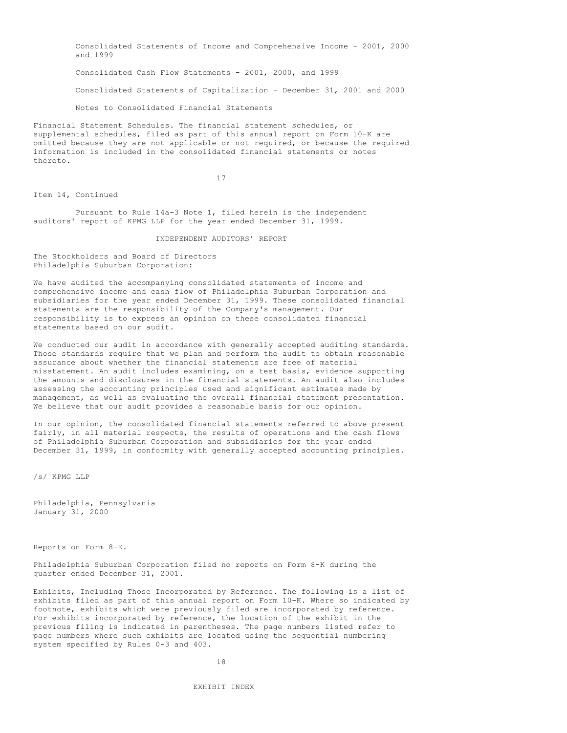Consolidated Statements of Income and Comprehensive Income - 2001, 2000 and 1999

Consolidated Cash Flow Statements - 2001, 2000, and 1999

Consolidated Statements of Capitalization - December 31, 2001 and 2000

Notes to Consolidated Financial Statements

Financial Statement Schedules. The financial statement schedules, or supplemental schedules, filed as part of this annual report on Form 10-K are omitted because they are not applicable or not required, or because the required information is included in the consolidated financial statements or notes thereto.

Item 14, Continued

Pursuant to Rule 14a-3 Note 1, filed herein is the independent auditors' report of KPMG LLP for the year ended December 31, 1999.

## INDEPENDENT AUDITORS' REPORT

The Stockholders and Board of Directors
Philadelphia Suburban Corporation:

We have audited the accompanying consolidated statements of income and comprehensive income and cash flow of Philadelphia Suburban Corporation and subsidiaries for the year ended December 31, 1999. These consolidated financial statements are the responsibility of the Company's management. Our responsibility is to express an opinion on these consolidated financial statements based on our audit.

We conducted our audit in accordance with generally accepted auditing standards. Those standards require that we plan and perform the audit to obtain reasonable assurance about whether the financial statements are free of material misstatement. An audit includes examining, on a test basis, evidence supporting the amounts and disclosures in the financial statements. An audit also includes assessing the accounting principles used and significant estimates made by management, as well as evaluating the overall financial statement presentation. We believe that our audit provides a reasonable basis for our opinion.

In our opinion, the consolidated financial statements referred to above present fairly, in all material respects, the results of operations and the cash flows of Philadelphia Suburban Corporation and subsidiaries for the year ended December 31, 1999, in conformity with generally accepted accounting principles.

/s/ KPMG LLP

Philadelphia, Pennsylvania
January 31, 2000

Reports on Form 8-K.

Philadelphia Suburban Corporation filed no reports on Form 8-K during the quarter ended December 31, 2001.

Exhibits, Including Those Incorporated by Reference. The following is a list of exhibits filed as part of this annual report on Form 10-K. Where so indicated by footnote, exhibits which were previously filed are incorporated by reference. For exhibits incorporated by reference, the location of the exhibit in the previous filing is indicated in parentheses. The page numbers listed refer to page numbers where such exhibits are located using the sequential numbering system specified by Rules 0-3 and 403.

## EXHIBIT INDEX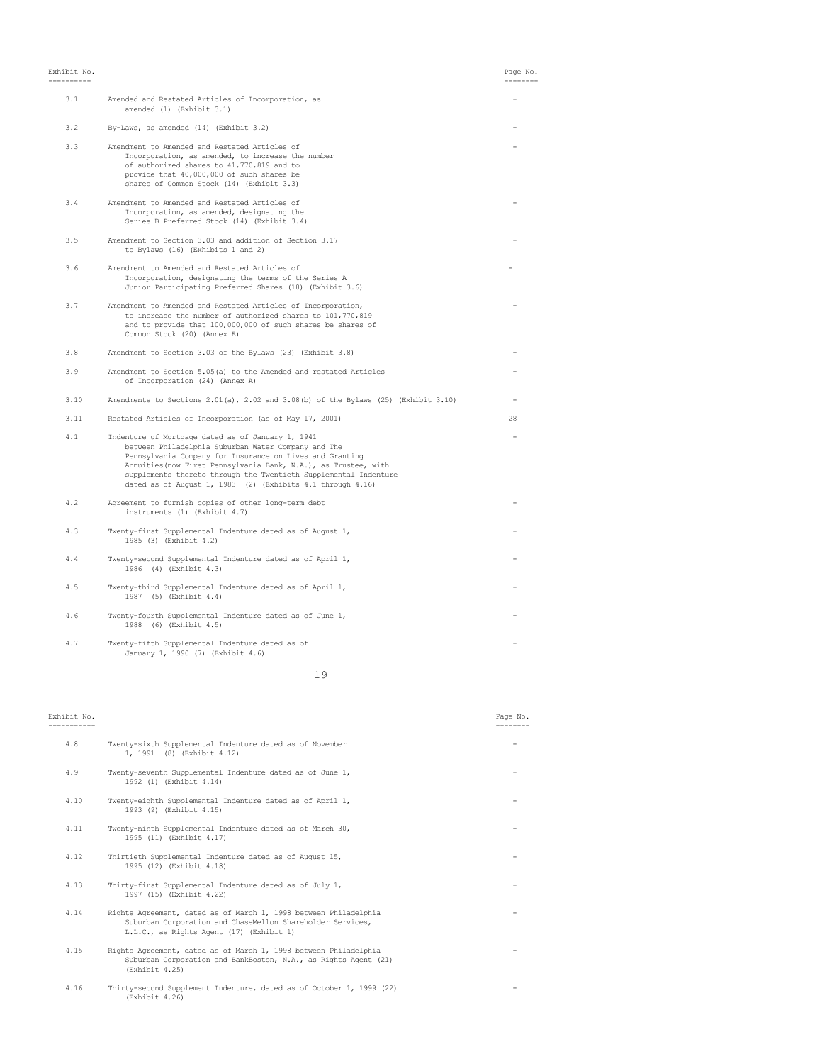| Exhibit No. | | Page No. |
|---|---|---|
| 3.1 | Amended and Restated Articles of Incorporation, as amended (1) (Exhibit 3.1) | - |
| 3.2 | By-Laws, as amended (14) (Exhibit 3.2) | - |
| 3.3 | Amendment to Amended and Restated Articles of Incorporation, as amended, to increase the number of authorized shares to 41,770,819 and to provide that 40,000,000 of such shares be shares of Common Stock (14) (Exhibit 3.3) | - |
| 3.4 | Amendment to Amended and Restated Articles of Incorporation, as amended, designating the Series B Preferred Stock (14) (Exhibit 3.4) | - |
| 3.5 | Amendment to Section 3.03 and addition of Section 3.17 to Bylaws (16) (Exhibits 1 and 2) | - |
| 3.6 | Amendment to Amended and Restated Articles of Incorporation, designating the terms of the Series A Junior Participating Preferred Shares (18) (Exhibit 3.6) | - |
| 3.7 | Amendment to Amended and Restated Articles of Incorporation, to increase the number of authorized shares to 101,770,819 and to provide that 100,000,000 of such shares be shares of Common Stock (20) (Annex E) | - |
| 3.8 | Amendment to Section 3.03 of the Bylaws (23) (Exhibit 3.8) | - |
| 3.9 | Amendment to Section 5.05(a) to the Amended and restated Articles of Incorporation (24) (Annex A) | - |
| 3.10 | Amendments to Sections 2.01(a), 2.02 and 3.08(b) of the Bylaws (25) (Exhibit 3.10) | - |
| 3.11 | Restated Articles of Incorporation (as of May 17, 2001) | 28 |
| 4.1 | Indenture of Mortgage dated as of January 1, 1941 between Philadelphia Suburban Water Company and The Pennsylvania Company for Insurance on Lives and Granting Annuities(now First Pennsylvania Bank, N.A.), as Trustee, with supplements thereto through the Twentieth Supplemental Indenture dated as of August 1, 1983 (2) (Exhibits 4.1 through 4.16) | - |
| 4.2 | Agreement to furnish copies of other long-term debt instruments (1) (Exhibit 4.7) | - |
| 4.3 | Twenty-first Supplemental Indenture dated as of August 1, 1985 (3) (Exhibit 4.2) | - |
| 4.4 | Twenty-second Supplemental Indenture dated as of April 1, 1986 (4) (Exhibit 4.3) | - |
| 4.5 | Twenty-third Supplemental Indenture dated as of April 1, 1987 (5) (Exhibit 4.4) | - |
| 4.6 | Twenty-fourth Supplemental Indenture dated as of June 1, 1988 (6) (Exhibit 4.5) | - |
| 4.7 | Twenty-fifth Supplemental Indenture dated as of January 1, 1990 (7) (Exhibit 4.6) | - |
| 4.8 | Twenty-sixth Supplemental Indenture dated as of November 1, 1991 (8) (Exhibit 4.12) | - |
| 4.9 | Twenty-seventh Supplemental Indenture dated as of June 1, 1992 (1) (Exhibit 4.14) | - |
| 4.10 | Twenty-eighth Supplemental Indenture dated as of April 1, 1993 (9) (Exhibit 4.15) | - |
| 4.11 | Twenty-ninth Supplemental Indenture dated as of March 30, 1995 (11) (Exhibit 4.17) | - |
| 4.12 | Thirtieth Supplemental Indenture dated as of August 15, 1995 (12) (Exhibit 4.18) | - |
| 4.13 | Thirty-first Supplemental Indenture dated as of July 1, 1997 (15) (Exhibit 4.22) | - |
| 4.14 | Rights Agreement, dated as of March 1, 1998 between Philadelphia Suburban Corporation and ChaseMellon Shareholder Services, L.L.C., as Rights Agent (17) (Exhibit 1) | - |
| 4.15 | Rights Agreement, dated as of March 1, 1998 between Philadelphia Suburban Corporation and BankBoston, N.A., as Rights Agent (21) (Exhibit 4.25) | - |
| 4.16 | Thirty-second Supplement Indenture, dated as of October 1, 1999 (22) (Exhibit 4.26) | - |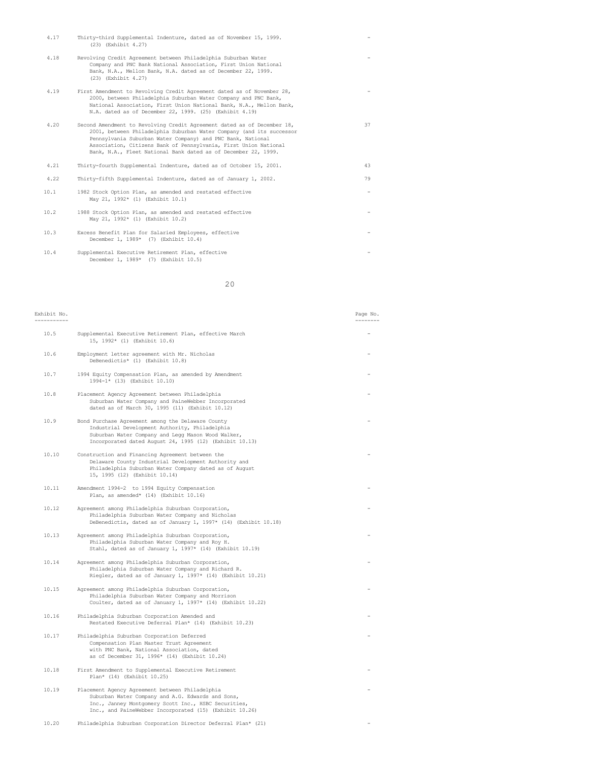| Exhibit No. | | Page No. |
|---|---|---|
| 4.17 | Thirty-third Supplemental Indenture, dated as of November 15, 1999. (23) (Exhibit 4.27) | - |
| 4.18 | Revolving Credit Agreement between Philadelphia Suburban Water Company and PNC Bank National Association, First Union National Bank, N.A., Mellon Bank, N.A. dated as of December 22, 1999. (23) (Exhibit 4.27) | - |
| 4.19 | First Amendment to Revolving Credit Agreement dated as of November 28, 2000, between Philadelphia Suburban Water Company and PNC Bank, National Association, First Union National Bank, N.A., Mellon Bank, N.A. dated as of December 22, 1999. (25) (Exhibit 4.19) | - |
| 4.20 | Second Amendment to Revolving Credit Agreement dated as of December 18, 2001, between Philadelphia Suburban Water Company (and its successor Pennsylvania Suburban Water Company) and PNC Bank, National Association, Citizens Bank of Pennsylvania, First Union National Bank, N.A., Fleet National Bank dated as of December 22, 1999. | 37 |
| 4.21 | Thirty-fourth Supplemental Indenture, dated as of October 15, 2001. | 43 |
| 4.22 | Thirty-fifth Supplemental Indenture, dated as of January 1, 2002. | 79 |
| 10.1 | 1982 Stock Option Plan, as amended and restated effective May 21, 1992* (1) (Exhibit 10.1) | - |
| 10.2 | 1988 Stock Option Plan, as amended and restated effective May 21, 1992* (1) (Exhibit 10.2) | - |
| 10.3 | Excess Benefit Plan for Salaried Employees, effective December 1, 1989* (7) (Exhibit 10.4) | - |
| 10.4 | Supplemental Executive Retirement Plan, effective December 1, 1989* (7) (Exhibit 10.5) | - |
| 10.5 | Supplemental Executive Retirement Plan, effective March 15, 1992* (1) (Exhibit 10.6) | - |
| 10.6 | Employment letter agreement with Mr. Nicholas DeBenedictis* (1) (Exhibit 10.8) | - |
| 10.7 | 1994 Equity Compensation Plan, as amended by Amendment 1994-1* (13) (Exhibit 10.10) | - |
| 10.8 | Placement Agency Agreement between Philadelphia Suburban Water Company and PaineWebber Incorporated dated as of March 30, 1995 (11) (Exhibit 10.12) | - |
| 10.9 | Bond Purchase Agreement among the Delaware County Industrial Development Authority, Philadelphia Suburban Water Company and Legg Mason Wood Walker, Incorporated dated August 24, 1995 (12) (Exhibit 10.13) | - |
| 10.10 | Construction and Financing Agreement between the Delaware County Industrial Development Authority and Philadelphia Suburban Water Company dated as of August 15, 1995 (12) (Exhibit 10.14) | - |
| 10.11 | Amendment 1994-2 to 1994 Equity Compensation Plan, as amended* (14) (Exhibit 10.16) | - |
| 10.12 | Agreement among Philadelphia Suburban Corporation, Philadelphia Suburban Water Company and Nicholas DeBenedictis, dated as of January 1, 1997* (14) (Exhibit 10.18) | - |
| 10.13 | Agreement among Philadelphia Suburban Corporation, Philadelphia Suburban Water Company and Roy H. Stahl, dated as of January 1, 1997* (14) (Exhibit 10.19) | - |
| 10.14 | Agreement among Philadelphia Suburban Corporation, Philadelphia Suburban Water Company and Richard R. Riegler, dated as of January 1, 1997* (14) (Exhibit 10.21) | - |
| 10.15 | Agreement among Philadelphia Suburban Corporation, Philadelphia Suburban Water Company and Morrison Coulter, dated as of January 1, 1997* (14) (Exhibit 10.22) | - |
| 10.16 | Philadelphia Suburban Corporation Amended and Restated Executive Deferral Plan* (14) (Exhibit 10.23) | - |
| 10.17 | Philadelphia Suburban Corporation Deferred Compensation Plan Master Trust Agreement with PNC Bank, National Association, dated as of December 31, 1996* (14) (Exhibit 10.24) | - |
| 10.18 | First Amendment to Supplemental Executive Retirement Plan* (14) (Exhibit 10.25) | - |
| 10.19 | Placement Agency Agreement between Philadelphia Suburban Water Company and A.G. Edwards and Sons, Inc., Janney Montgomery Scott Inc., HSBC Securities, Inc., and PaineWebber Incorporated (15) (Exhibit 10.26) | - |
| 10.20 | Philadelphia Suburban Corporation Director Deferral Plan* (21) | - |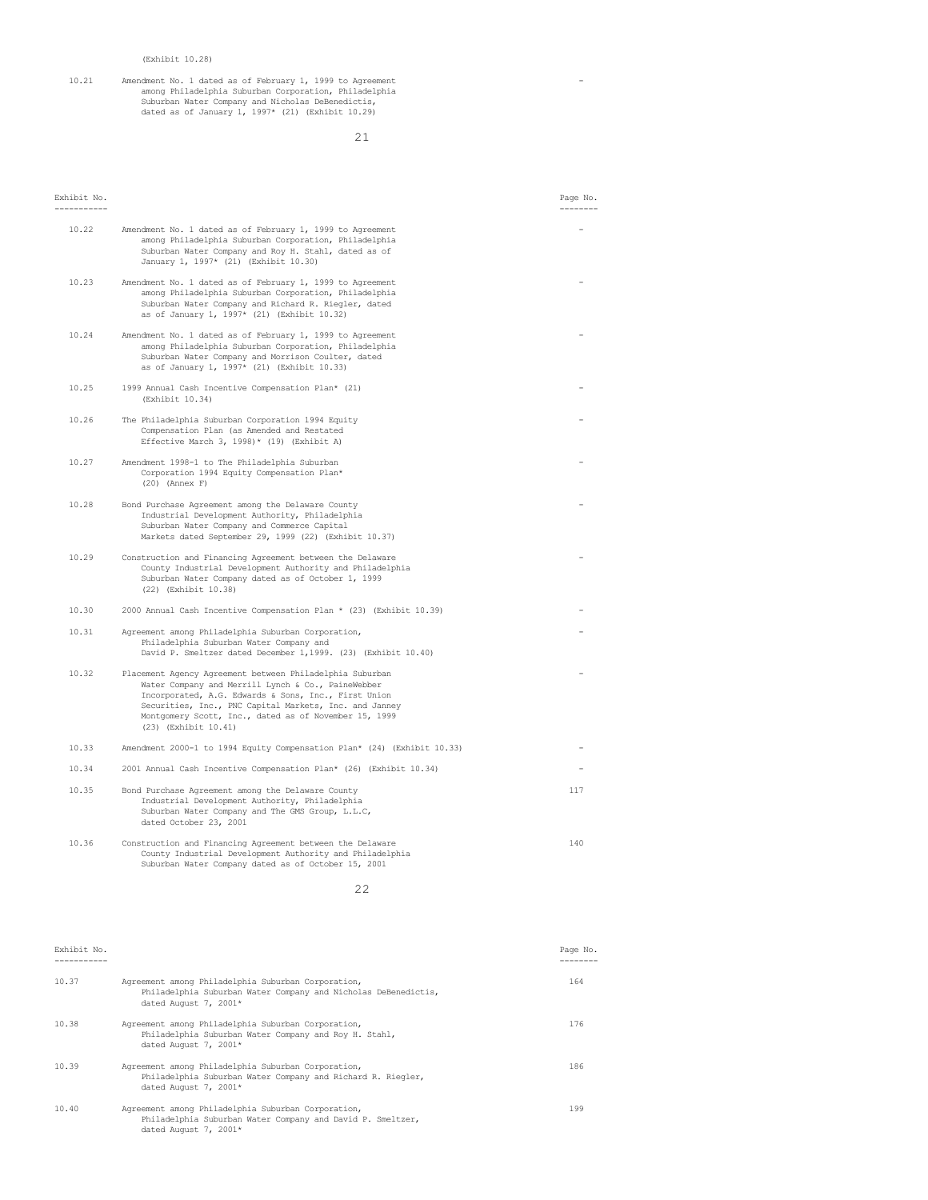(Exhibit 10.28)

| Exhibit No. | | Page No. |
|---|---|---|
| 10.21 | Amendment No. 1 dated as of February 1, 1999 to Agreement among Philadelphia Suburban Corporation, Philadelphia Suburban Water Company and Nicholas DeBenedictis, dated as of January 1, 1997* (21) (Exhibit 10.29) | - |

| Exhibit No. | | Page No. |
|---|---|---|
| 10.22 | Amendment No. 1 dated as of February 1, 1999 to Agreement among Philadelphia Suburban Corporation, Philadelphia Suburban Water Company and Roy H. Stahl, dated as of January 1, 1997* (21) (Exhibit 10.30) | - |
| 10.23 | Amendment No. 1 dated as of February 1, 1999 to Agreement among Philadelphia Suburban Corporation, Philadelphia Suburban Water Company and Richard R. Riegler, dated as of January 1, 1997* (21) (Exhibit 10.32) | - |
| 10.24 | Amendment No. 1 dated as of February 1, 1999 to Agreement among Philadelphia Suburban Corporation, Philadelphia Suburban Water Company and Morrison Coulter, dated as of January 1, 1997* (21) (Exhibit 10.33) | - |
| 10.25 | 1999 Annual Cash Incentive Compensation Plan* (21) (Exhibit 10.34) | - |
| 10.26 | The Philadelphia Suburban Corporation 1994 Equity Compensation Plan (as Amended and Restated Effective March 3, 1998)* (19) (Exhibit A) | - |
| 10.27 | Amendment 1998-1 to The Philadelphia Suburban Corporation 1994 Equity Compensation Plan* (20) (Annex F) | - |
| 10.28 | Bond Purchase Agreement among the Delaware County Industrial Development Authority, Philadelphia Suburban Water Company and Commerce Capital Markets dated September 29, 1999 (22) (Exhibit 10.37) | - |
| 10.29 | Construction and Financing Agreement between the Delaware County Industrial Development Authority and Philadelphia Suburban Water Company dated as of October 1, 1999 (22) (Exhibit 10.38) | - |
| 10.30 | 2000 Annual Cash Incentive Compensation Plan * (23) (Exhibit 10.39) | - |
| 10.31 | Agreement among Philadelphia Suburban Corporation, Philadelphia Suburban Water Company and David P. Smeltzer dated December 1,1999. (23) (Exhibit 10.40) | - |
| 10.32 | Placement Agency Agreement between Philadelphia Suburban Water Company and Merrill Lynch & Co., PaineWebber Incorporated, A.G. Edwards & Sons, Inc., First Union Securities, Inc., PNC Capital Markets, Inc. and Janney Montgomery Scott, Inc., dated as of November 15, 1999 (23) (Exhibit 10.41) | - |
| 10.33 | Amendment 2000-1 to 1994 Equity Compensation Plan* (24) (Exhibit 10.33) | - |
| 10.34 | 2001 Annual Cash Incentive Compensation Plan* (26) (Exhibit 10.34) | - |
| 10.35 | Bond Purchase Agreement among the Delaware County Industrial Development Authority, Philadelphia Suburban Water Company and The GMS Group, L.L.C, dated October 23, 2001 | 117 |
| 10.36 | Construction and Financing Agreement between the Delaware County Industrial Development Authority and Philadelphia Suburban Water Company dated as of October 15, 2001 | 140 |

| Exhibit No. | | Page No. |
|---|---|---|
| 10.37 | Agreement among Philadelphia Suburban Corporation, Philadelphia Suburban Water Company and Nicholas DeBenedictis, dated August 7, 2001* | 164 |
| 10.38 | Agreement among Philadelphia Suburban Corporation, Philadelphia Suburban Water Company and Roy H. Stahl, dated August 7, 2001* | 176 |
| 10.39 | Agreement among Philadelphia Suburban Corporation, Philadelphia Suburban Water Company and Richard R. Riegler, dated August 7, 2001* | 186 |
| 10.40 | Agreement among Philadelphia Suburban Corporation, Philadelphia Suburban Water Company and David P. Smeltzer, dated August 7, 2001* | 199 |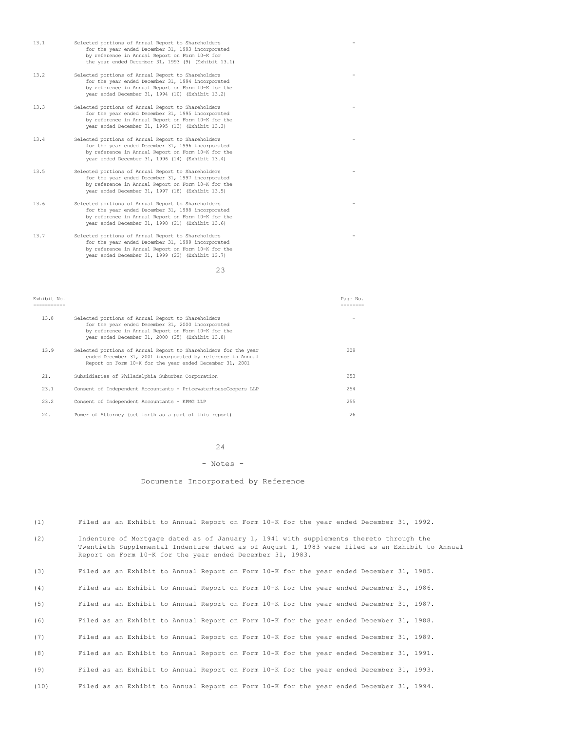| | | |
|---|---|---|
| 13.1 | Selected portions of Annual Report to Shareholders for the year ended December 31, 1993 incorporated by reference in Annual Report on Form 10-K for the year ended December 31, 1993 (9) (Exhibit 13.1) | - |
| 13.2 | Selected portions of Annual Report to Shareholders for the year ended December 31, 1994 incorporated by reference in Annual Report on Form 10-K for the year ended December 31, 1994 (10) (Exhibit 13.2) | - |
| 13.3 | Selected portions of Annual Report to Shareholders for the year ended December 31, 1995 incorporated by reference in Annual Report on Form 10-K for the year ended December 31, 1995 (13) (Exhibit 13.3) | - |
| 13.4 | Selected portions of Annual Report to Shareholders for the year ended December 31, 1996 incorporated by reference in Annual Report on Form 10-K for the year ended December 31, 1996 (14) (Exhibit 13.4) | - |
| 13.5 | Selected portions of Annual Report to Shareholders for the year ended December 31, 1997 incorporated by reference in Annual Report on Form 10-K for the year ended December 31, 1997 (18) (Exhibit 13.5) | - |
| 13.6 | Selected portions of Annual Report to Shareholders for the year ended December 31, 1998 incorporated by reference in Annual Report on Form 10-K for the year ended December 31, 1998 (21) (Exhibit 13.6) | - |
| 13.7 | Selected portions of Annual Report to Shareholders for the year ended December 31, 1999 incorporated by reference in Annual Report on Form 10-K for the year ended December 31, 1999 (23) (Exhibit 13.7) | - |

| Exhibit No. | | Page No. |
|---|---|---|
| 13.8 | Selected portions of Annual Report to Shareholders for the year ended December 31, 2000 incorporated by reference in Annual Report on Form 10-K for the year ended December 31, 2000 (25) (Exhibit 13.8) | - |
| 13.9 | Selected portions of Annual Report to Shareholders for the year ended December 31, 2001 incorporated by reference in Annual Report on Form 10-K for the year ended December 31, 2001 | 209 |
| 21. | Subsidiaries of Philadelphia Suburban Corporation | 253 |
| 23.1 | Consent of Independent Accountants - PricewaterhouseCoopers LLP | 254 |
| 23.2 | Consent of Independent Accountants - KPMG LLP | 255 |
| 24. | Power of Attorney (set forth as a part of this report) | 26 |

- Notes -

Documents Incorporated by Reference

(1) Filed as an Exhibit to Annual Report on Form 10-K for the year ended December 31, 1992.

(2) Indenture of Mortgage dated as of January 1, 1941 with supplements thereto through the Twentieth Supplemental Indenture dated as of August 1, 1983 were filed as an Exhibit to Annual Report on Form 10-K for the year ended December 31, 1983.

(3) Filed as an Exhibit to Annual Report on Form 10-K for the year ended December 31, 1985.

(4) Filed as an Exhibit to Annual Report on Form 10-K for the year ended December 31, 1986.

(5) Filed as an Exhibit to Annual Report on Form 10-K for the year ended December 31, 1987.

(6) Filed as an Exhibit to Annual Report on Form 10-K for the year ended December 31, 1988.

(7) Filed as an Exhibit to Annual Report on Form 10-K for the year ended December 31, 1989.

(8) Filed as an Exhibit to Annual Report on Form 10-K for the year ended December 31, 1991.

(9) Filed as an Exhibit to Annual Report on Form 10-K for the year ended December 31, 1993.

(10) Filed as an Exhibit to Annual Report on Form 10-K for the year ended December 31, 1994.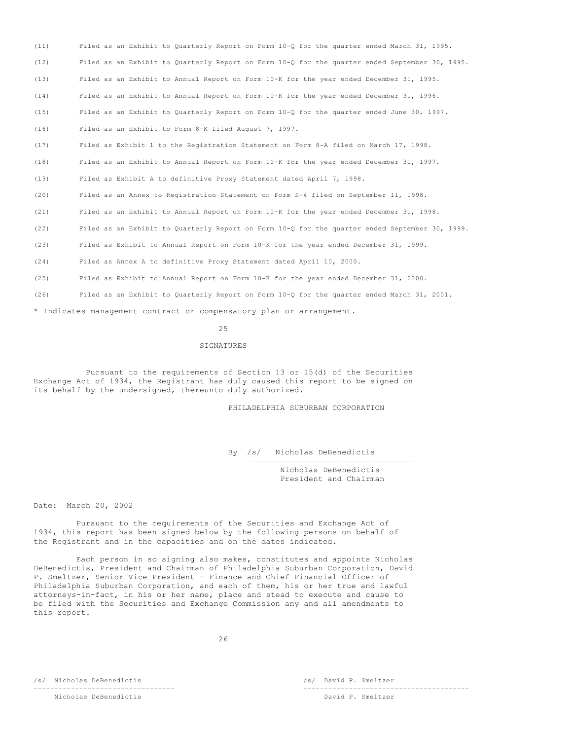(11) Filed as an Exhibit to Quarterly Report on Form 10-Q for the quarter ended March 31, 1995.

(12) Filed as an Exhibit to Quarterly Report on Form 10-Q for the quarter ended September 30, 1995.

(13) Filed as an Exhibit to Annual Report on Form 10-K for the year ended December 31, 1995.

(14) Filed as an Exhibit to Annual Report on Form 10-K for the year ended December 31, 1996.

(15) Filed as an Exhibit to Quarterly Report on Form 10-Q for the quarter ended June 30, 1997.

(16) Filed as an Exhibit to Form 8-K filed August 7, 1997.

(17) Filed as Exhibit 1 to the Registration Statement on Form 8-A filed on March 17, 1998.

(18) Filed as an Exhibit to Annual Report on Form 10-K for the year ended December 31, 1997.

(19) Filed as Exhibit A to definitive Proxy Statement dated April 7, 1998.

(20) Filed as an Annex to Registration Statement on Form S-4 filed on September 11, 1998.

(21) Filed as an Exhibit to Annual Report on Form 10-K for the year ended December 31, 1998.

(22) Filed as an Exhibit to Quarterly Report on Form 10-Q for the quarter ended September 30, 1999.

(23) Filed as Exhibit to Annual Report on Form 10-K for the year ended December 31, 1999.

(24) Filed as Annex A to definitive Proxy Statement dated April 10, 2000.

(25) Filed as Exhibit to Annual Report on Form 10-K for the year ended December 31, 2000.

(26) Filed as an Exhibit to Quarterly Report on Form 10-Q for the quarter ended March 31, 2001.

* Indicates management contract or compensatory plan or arrangement.

## SIGNATURES

Pursuant to the requirements of Section 13 or 15(d) of the Securities Exchange Act of 1934, the Registrant has duly caused this report to be signed on its behalf by the undersigned, thereunto duly authorized.

PHILADELPHIA SUBURBAN CORPORATION

By /s/ Nicholas DeBenedictis
Nicholas DeBenedictis
President and Chairman

Date: March 20, 2002

Pursuant to the requirements of the Securities and Exchange Act of 1934, this report has been signed below by the following persons on behalf of the Registrant and in the capacities and on the dates indicated.

Each person in so signing also makes, constitutes and appoints Nicholas DeBenedictis, President and Chairman of Philadelphia Suburban Corporation, David P. Smeltzer, Senior Vice President - Finance and Chief Financial Officer of Philadelphia Suburban Corporation, and each of them, his or her true and lawful attorneys-in-fact, in his or her name, place and stead to execute and cause to be filed with the Securities and Exchange Commission any and all amendments to this report.

| /s/ Nicholas DeBenedictis | /s/ David P. Smeltzer |
|---|---|
| Nicholas DeBenedictis | David P. Smeltzer |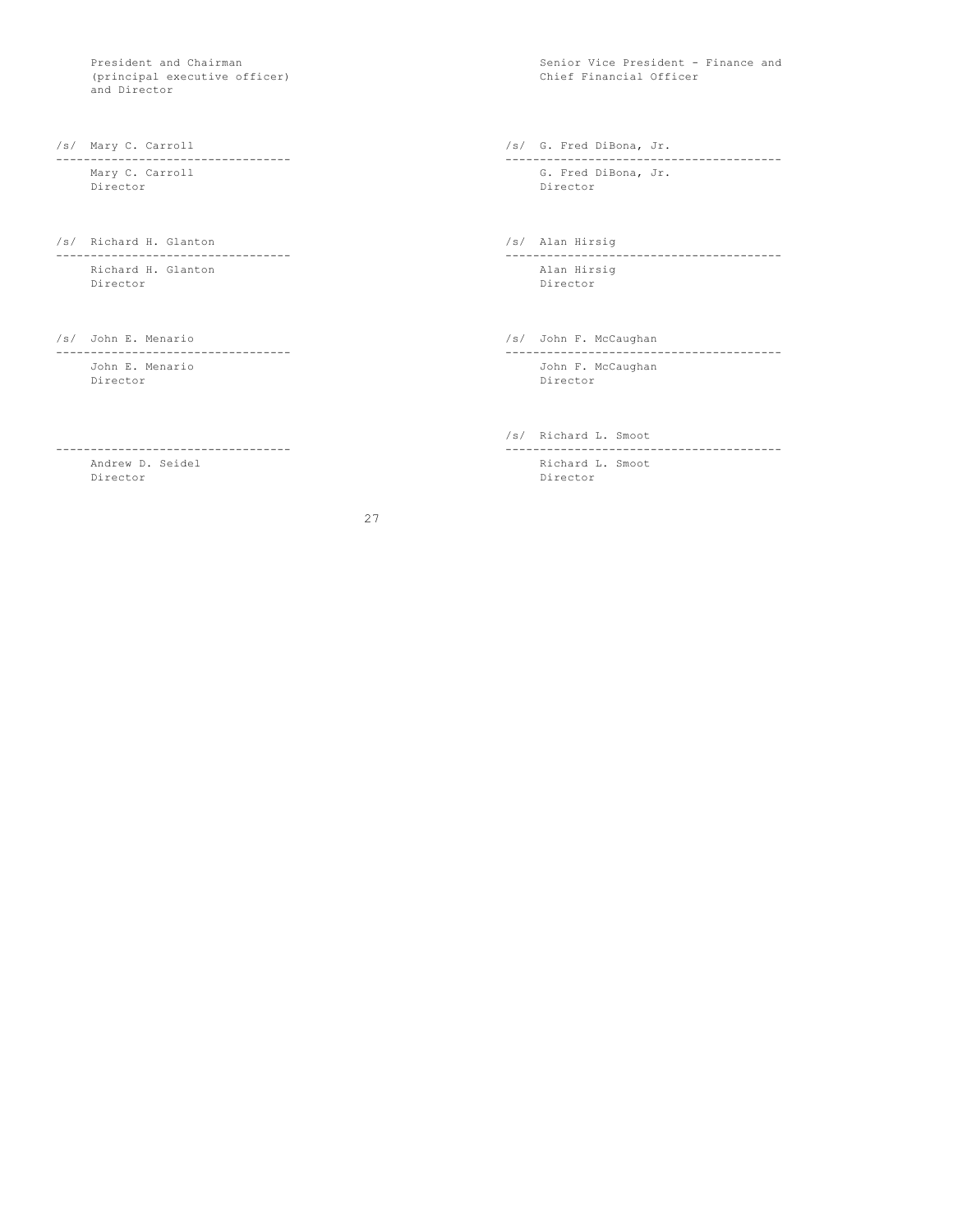| | |
|---|---|
| President and Chairman<br>(principal executive officer)<br>and Director | Senior Vice President - Finance and<br>Chief Financial Officer |
| /s/ Mary C. Carroll<br>Mary C. Carroll<br>Director | /s/ G. Fred DiBona, Jr.<br>G. Fred DiBona, Jr.<br>Director |
| /s/ Richard H. Glanton<br>Richard H. Glanton<br>Director | /s/ Alan Hirsig<br>Alan Hirsig<br>Director |
| /s/ John E. Menario<br>John E. Menario<br>Director | /s/ John F. McCaughan<br>John F. McCaughan<br>Director |
| Andrew D. Seidel<br>Director | /s/ Richard L. Smoot<br>Richard L. Smoot<br>Director |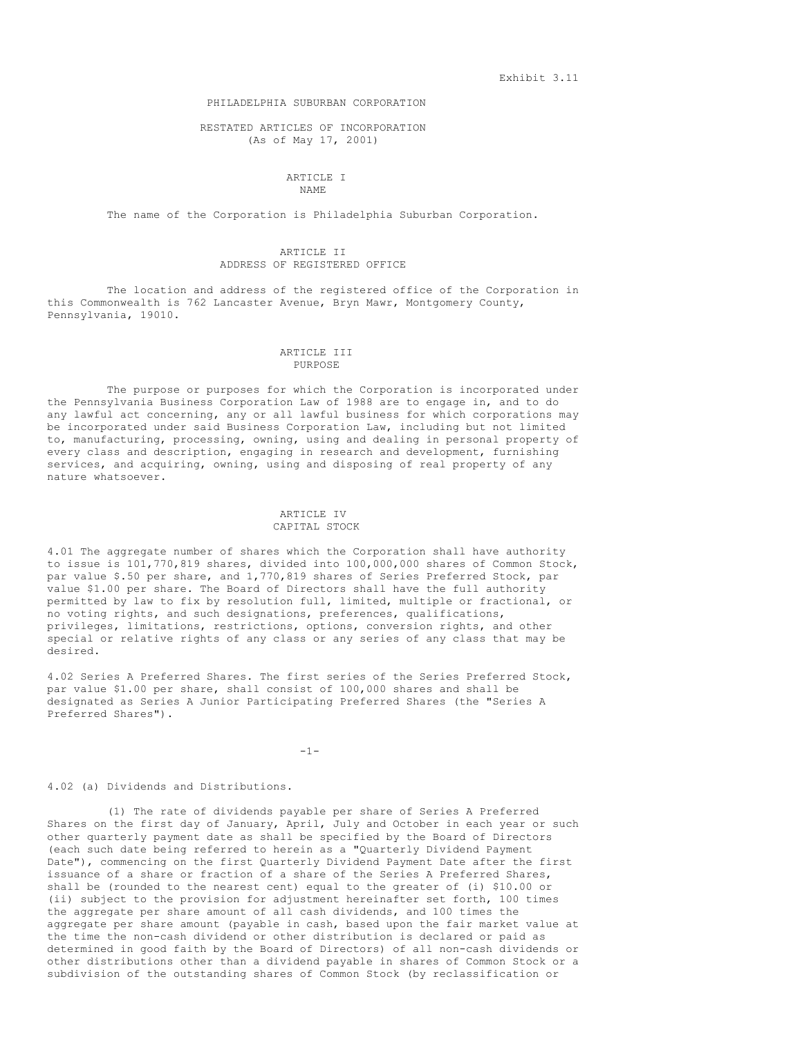Exhibit 3.11

# PHILADELPHIA SUBURBAN CORPORATION

## RESTATED ARTICLES OF INCORPORATION
(As of May 17, 2001)

### ARTICLE I
NAME

The name of the Corporation is Philadelphia Suburban Corporation.

### ARTICLE II
ADDRESS OF REGISTERED OFFICE

The location and address of the registered office of the Corporation in this Commonwealth is 762 Lancaster Avenue, Bryn Mawr, Montgomery County, Pennsylvania, 19010.

### ARTICLE III
PURPOSE

The purpose or purposes for which the Corporation is incorporated under the Pennsylvania Business Corporation Law of 1988 are to engage in, and to do any lawful act concerning, any or all lawful business for which corporations may be incorporated under said Business Corporation Law, including but not limited to, manufacturing, processing, owning, using and dealing in personal property of every class and description, engaging in research and development, furnishing services, and acquiring, owning, using and disposing of real property of any nature whatsoever.

### ARTICLE IV
CAPITAL STOCK

4.01 The aggregate number of shares which the Corporation shall have authority to issue is 101,770,819 shares, divided into 100,000,000 shares of Common Stock, par value $.50 per share, and 1,770,819 shares of Series Preferred Stock, par value $1.00 per share. The Board of Directors shall have the full authority permitted by law to fix by resolution full, limited, multiple or fractional, or no voting rights, and such designations, preferences, qualifications, privileges, limitations, restrictions, options, conversion rights, and other special or relative rights of any class or any series of any class that may be desired.

4.02 Series A Preferred Shares. The first series of the Series Preferred Stock, par value $1.00 per share, shall consist of 100,000 shares and shall be designated as Series A Junior Participating Preferred Shares (the "Series A Preferred Shares").

4.02 (a) Dividends and Distributions.

(1) The rate of dividends payable per share of Series A Preferred Shares on the first day of January, April, July and October in each year or such other quarterly payment date as shall be specified by the Board of Directors (each such date being referred to herein as a "Quarterly Dividend Payment Date"), commencing on the first Quarterly Dividend Payment Date after the first issuance of a share or fraction of a share of the Series A Preferred Shares, shall be (rounded to the nearest cent) equal to the greater of (i) $10.00 or (ii) subject to the provision for adjustment hereinafter set forth, 100 times the aggregate per share amount of all cash dividends, and 100 times the aggregate per share amount (payable in cash, based upon the fair market value at the time the non-cash dividend or other distribution is declared or paid as determined in good faith by the Board of Directors) of all non-cash dividends or other distributions other than a dividend payable in shares of Common Stock or a subdivision of the outstanding shares of Common Stock (by reclassification or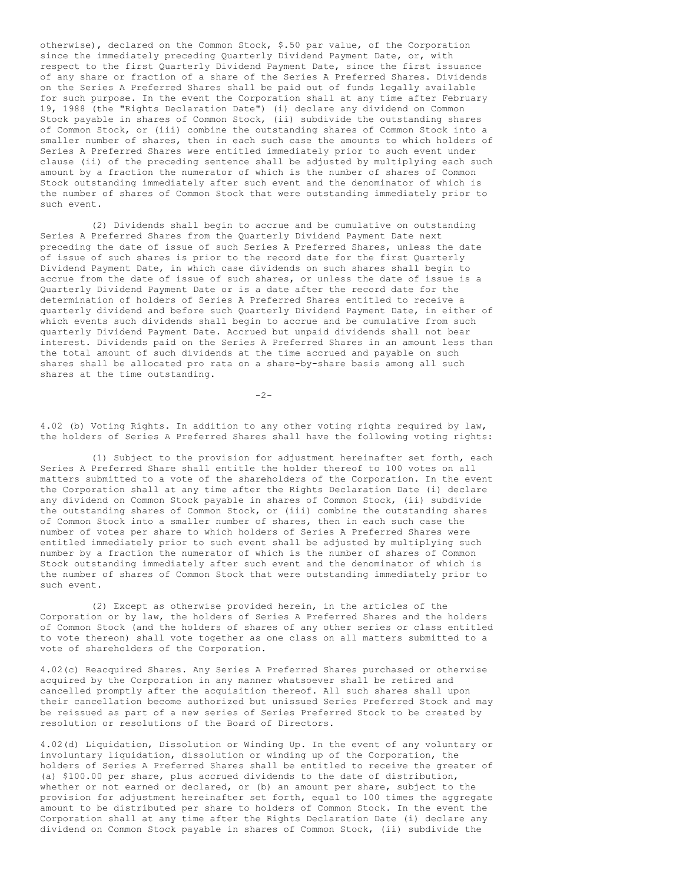otherwise), declared on the Common Stock, $.50 par value, of the Corporation since the immediately preceding Quarterly Dividend Payment Date, or, with respect to the first Quarterly Dividend Payment Date, since the first issuance of any share or fraction of a share of the Series A Preferred Shares. Dividends on the Series A Preferred Shares shall be paid out of funds legally available for such purpose. In the event the Corporation shall at any time after February 19, 1988 (the "Rights Declaration Date") (i) declare any dividend on Common Stock payable in shares of Common Stock, (ii) subdivide the outstanding shares of Common Stock, or (iii) combine the outstanding shares of Common Stock into a smaller number of shares, then in each such case the amounts to which holders of Series A Preferred Shares were entitled immediately prior to such event under clause (ii) of the preceding sentence shall be adjusted by multiplying each such amount by a fraction the numerator of which is the number of shares of Common Stock outstanding immediately after such event and the denominator of which is the number of shares of Common Stock that were outstanding immediately prior to such event.

(2) Dividends shall begin to accrue and be cumulative on outstanding Series A Preferred Shares from the Quarterly Dividend Payment Date next preceding the date of issue of such Series A Preferred Shares, unless the date of issue of such shares is prior to the record date for the first Quarterly Dividend Payment Date, in which case dividends on such shares shall begin to accrue from the date of issue of such shares, or unless the date of issue is a Quarterly Dividend Payment Date or is a date after the record date for the determination of holders of Series A Preferred Shares entitled to receive a quarterly dividend and before such Quarterly Dividend Payment Date, in either of which events such dividends shall begin to accrue and be cumulative from such quarterly Dividend Payment Date. Accrued but unpaid dividends shall not bear interest. Dividends paid on the Series A Preferred Shares in an amount less than the total amount of such dividends at the time accrued and payable on such shares shall be allocated pro rata on a share-by-share basis among all such shares at the time outstanding.

4.02 (b) Voting Rights. In addition to any other voting rights required by law, the holders of Series A Preferred Shares shall have the following voting rights:

(1) Subject to the provision for adjustment hereinafter set forth, each Series A Preferred Share shall entitle the holder thereof to 100 votes on all matters submitted to a vote of the shareholders of the Corporation. In the event the Corporation shall at any time after the Rights Declaration Date (i) declare any dividend on Common Stock payable in shares of Common Stock, (ii) subdivide the outstanding shares of Common Stock, or (iii) combine the outstanding shares of Common Stock into a smaller number of shares, then in each such case the number of votes per share to which holders of Series A Preferred Shares were entitled immediately prior to such event shall be adjusted by multiplying such number by a fraction the numerator of which is the number of shares of Common Stock outstanding immediately after such event and the denominator of which is the number of shares of Common Stock that were outstanding immediately prior to such event.

(2) Except as otherwise provided herein, in the articles of the Corporation or by law, the holders of Series A Preferred Shares and the holders of Common Stock (and the holders of shares of any other series or class entitled to vote thereon) shall vote together as one class on all matters submitted to a vote of shareholders of the Corporation.

4.02(c) Reacquired Shares. Any Series A Preferred Shares purchased or otherwise acquired by the Corporation in any manner whatsoever shall be retired and cancelled promptly after the acquisition thereof. All such shares shall upon their cancellation become authorized but unissued Series Preferred Stock and may be reissued as part of a new series of Series Preferred Stock to be created by resolution or resolutions of the Board of Directors.

4.02(d) Liquidation, Dissolution or Winding Up. In the event of any voluntary or involuntary liquidation, dissolution or winding up of the Corporation, the holders of Series A Preferred Shares shall be entitled to receive the greater of (a) $100.00 per share, plus accrued dividends to the date of distribution, whether or not earned or declared, or (b) an amount per share, subject to the provision for adjustment hereinafter set forth, equal to 100 times the aggregate amount to be distributed per share to holders of Common Stock. In the event the Corporation shall at any time after the Rights Declaration Date (i) declare any dividend on Common Stock payable in shares of Common Stock, (ii) subdivide the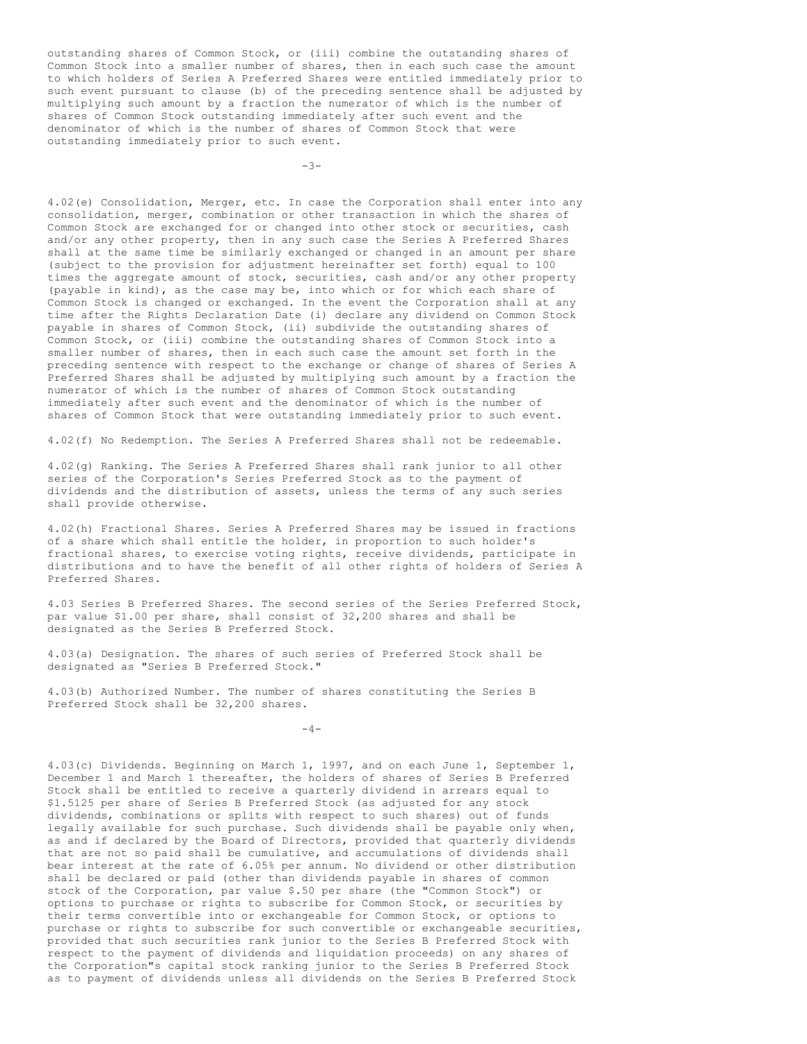outstanding shares of Common Stock, or (iii) combine the outstanding shares of Common Stock into a smaller number of shares, then in each such case the amount to which holders of Series A Preferred Shares were entitled immediately prior to such event pursuant to clause (b) of the preceding sentence shall be adjusted by multiplying such amount by a fraction the numerator of which is the number of shares of Common Stock outstanding immediately after such event and the denominator of which is the number of shares of Common Stock that were outstanding immediately prior to such event.

4.02(e) Consolidation, Merger, etc. In case the Corporation shall enter into any consolidation, merger, combination or other transaction in which the shares of Common Stock are exchanged for or changed into other stock or securities, cash and/or any other property, then in any such case the Series A Preferred Shares shall at the same time be similarly exchanged or changed in an amount per share (subject to the provision for adjustment hereinafter set forth) equal to 100 times the aggregate amount of stock, securities, cash and/or any other property (payable in kind), as the case may be, into which or for which each share of Common Stock is changed or exchanged. In the event the Corporation shall at any time after the Rights Declaration Date (i) declare any dividend on Common Stock payable in shares of Common Stock, (ii) subdivide the outstanding shares of Common Stock, or (iii) combine the outstanding shares of Common Stock into a smaller number of shares, then in each such case the amount set forth in the preceding sentence with respect to the exchange or change of shares of Series A Preferred Shares shall be adjusted by multiplying such amount by a fraction the numerator of which is the number of shares of Common Stock outstanding immediately after such event and the denominator of which is the number of shares of Common Stock that were outstanding immediately prior to such event.

4.02(f) No Redemption. The Series A Preferred Shares shall not be redeemable.

4.02(g) Ranking. The Series A Preferred Shares shall rank junior to all other series of the Corporation's Series Preferred Stock as to the payment of dividends and the distribution of assets, unless the terms of any such series shall provide otherwise.

4.02(h) Fractional Shares. Series A Preferred Shares may be issued in fractions of a share which shall entitle the holder, in proportion to such holder's fractional shares, to exercise voting rights, receive dividends, participate in distributions and to have the benefit of all other rights of holders of Series A Preferred Shares.

4.03 Series B Preferred Shares. The second series of the Series Preferred Stock, par value $1.00 per share, shall consist of 32,200 shares and shall be designated as the Series B Preferred Stock.

4.03(a) Designation. The shares of such series of Preferred Stock shall be designated as "Series B Preferred Stock."

4.03(b) Authorized Number. The number of shares constituting the Series B Preferred Stock shall be 32,200 shares.

4.03(c) Dividends. Beginning on March 1, 1997, and on each June 1, September 1, December 1 and March 1 thereafter, the holders of shares of Series B Preferred Stock shall be entitled to receive a quarterly dividend in arrears equal to $1.5125 per share of Series B Preferred Stock (as adjusted for any stock dividends, combinations or splits with respect to such shares) out of funds legally available for such purchase. Such dividends shall be payable only when, as and if declared by the Board of Directors, provided that quarterly dividends that are not so paid shall be cumulative, and accumulations of dividends shall bear interest at the rate of 6.05% per annum. No dividend or other distribution shall be declared or paid (other than dividends payable in shares of common stock of the Corporation, par value $.50 per share (the "Common Stock") or options to purchase or rights to subscribe for Common Stock, or securities by their terms convertible into or exchangeable for Common Stock, or options to purchase or rights to subscribe for such convertible or exchangeable securities, provided that such securities rank junior to the Series B Preferred Stock with respect to the payment of dividends and liquidation proceeds) on any shares of the Corporation"s capital stock ranking junior to the Series B Preferred Stock as to payment of dividends unless all dividends on the Series B Preferred Stock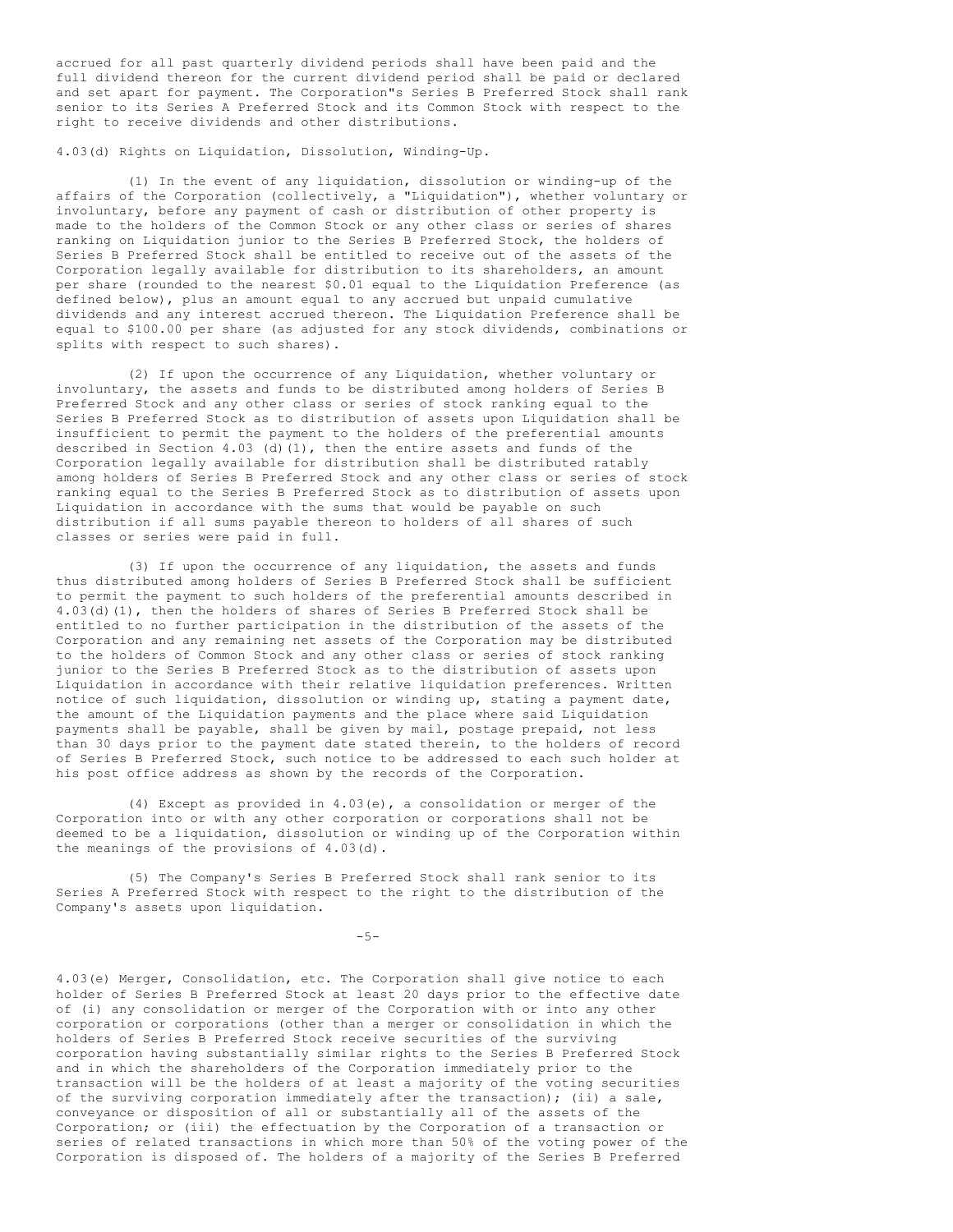accrued for all past quarterly dividend periods shall have been paid and the full dividend thereon for the current dividend period shall be paid or declared and set apart for payment. The Corporation"s Series B Preferred Stock shall rank senior to its Series A Preferred Stock and its Common Stock with respect to the right to receive dividends and other distributions.

4.03(d) Rights on Liquidation, Dissolution, Winding-Up.

(1) In the event of any liquidation, dissolution or winding-up of the affairs of the Corporation (collectively, a "Liquidation"), whether voluntary or involuntary, before any payment of cash or distribution of other property is made to the holders of the Common Stock or any other class or series of shares ranking on Liquidation junior to the Series B Preferred Stock, the holders of Series B Preferred Stock shall be entitled to receive out of the assets of the Corporation legally available for distribution to its shareholders, an amount per share (rounded to the nearest $0.01 equal to the Liquidation Preference (as defined below), plus an amount equal to any accrued but unpaid cumulative dividends and any interest accrued thereon. The Liquidation Preference shall be equal to $100.00 per share (as adjusted for any stock dividends, combinations or splits with respect to such shares).

(2) If upon the occurrence of any Liquidation, whether voluntary or involuntary, the assets and funds to be distributed among holders of Series B Preferred Stock and any other class or series of stock ranking equal to the Series B Preferred Stock as to distribution of assets upon Liquidation shall be insufficient to permit the payment to the holders of the preferential amounts described in Section 4.03 (d)(1), then the entire assets and funds of the Corporation legally available for distribution shall be distributed ratably among holders of Series B Preferred Stock and any other class or series of stock ranking equal to the Series B Preferred Stock as to distribution of assets upon Liquidation in accordance with the sums that would be payable on such distribution if all sums payable thereon to holders of all shares of such classes or series were paid in full.

(3) If upon the occurrence of any liquidation, the assets and funds thus distributed among holders of Series B Preferred Stock shall be sufficient to permit the payment to such holders of the preferential amounts described in 4.03(d)(1), then the holders of shares of Series B Preferred Stock shall be entitled to no further participation in the distribution of the assets of the Corporation and any remaining net assets of the Corporation may be distributed to the holders of Common Stock and any other class or series of stock ranking junior to the Series B Preferred Stock as to the distribution of assets upon Liquidation in accordance with their relative liquidation preferences. Written notice of such liquidation, dissolution or winding up, stating a payment date, the amount of the Liquidation payments and the place where said Liquidation payments shall be payable, shall be given by mail, postage prepaid, not less than 30 days prior to the payment date stated therein, to the holders of record of Series B Preferred Stock, such notice to be addressed to each such holder at his post office address as shown by the records of the Corporation.

(4) Except as provided in 4.03(e), a consolidation or merger of the Corporation into or with any other corporation or corporations shall not be deemed to be a liquidation, dissolution or winding up of the Corporation within the meanings of the provisions of 4.03(d).

(5) The Company's Series B Preferred Stock shall rank senior to its Series A Preferred Stock with respect to the right to the distribution of the Company's assets upon liquidation.

4.03(e) Merger, Consolidation, etc. The Corporation shall give notice to each holder of Series B Preferred Stock at least 20 days prior to the effective date of (i) any consolidation or merger of the Corporation with or into any other corporation or corporations (other than a merger or consolidation in which the holders of Series B Preferred Stock receive securities of the surviving corporation having substantially similar rights to the Series B Preferred Stock and in which the shareholders of the Corporation immediately prior to the transaction will be the holders of at least a majority of the voting securities of the surviving corporation immediately after the transaction); (ii) a sale, conveyance or disposition of all or substantially all of the assets of the Corporation; or (iii) the effectuation by the Corporation of a transaction or series of related transactions in which more than 50% of the voting power of the Corporation is disposed of. The holders of a majority of the Series B Preferred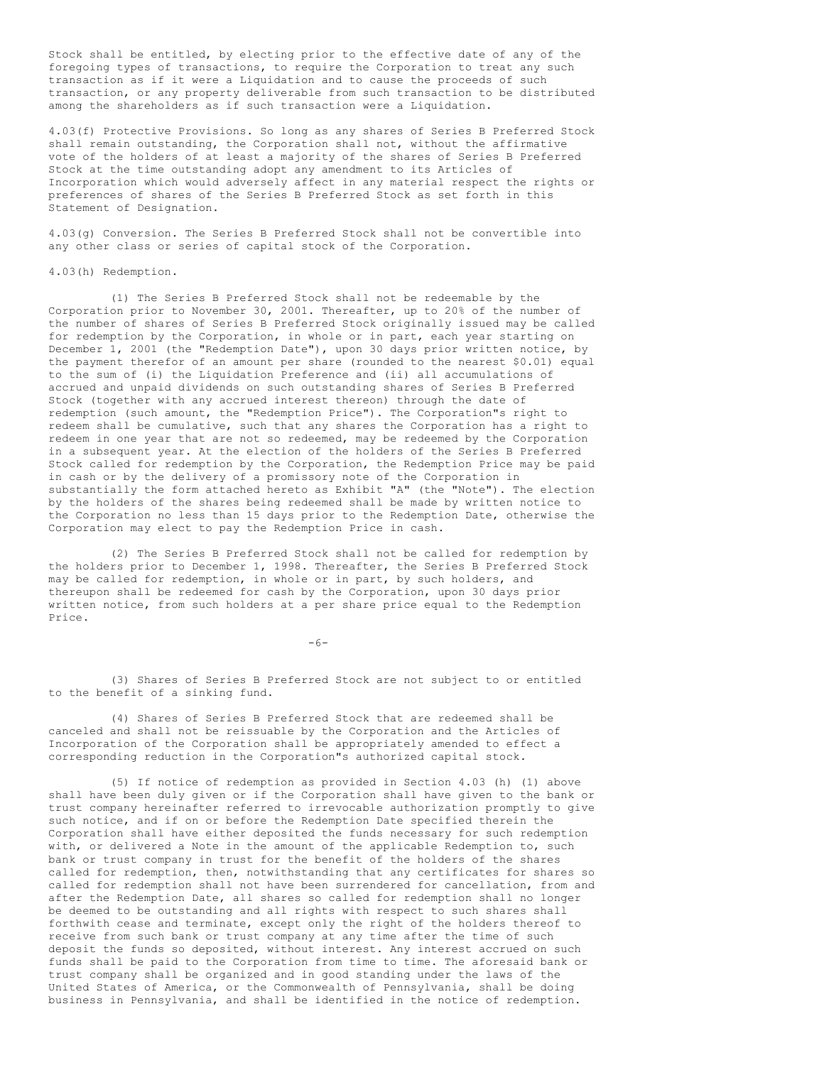Stock shall be entitled, by electing prior to the effective date of any of the foregoing types of transactions, to require the Corporation to treat any such transaction as if it were a Liquidation and to cause the proceeds of such transaction, or any property deliverable from such transaction to be distributed among the shareholders as if such transaction were a Liquidation.

4.03(f) Protective Provisions. So long as any shares of Series B Preferred Stock shall remain outstanding, the Corporation shall not, without the affirmative vote of the holders of at least a majority of the shares of Series B Preferred Stock at the time outstanding adopt any amendment to its Articles of Incorporation which would adversely affect in any material respect the rights or preferences of shares of the Series B Preferred Stock as set forth in this Statement of Designation.

4.03(g) Conversion. The Series B Preferred Stock shall not be convertible into any other class or series of capital stock of the Corporation.

4.03(h) Redemption.

(1) The Series B Preferred Stock shall not be redeemable by the Corporation prior to November 30, 2001. Thereafter, up to 20% of the number of the number of shares of Series B Preferred Stock originally issued may be called for redemption by the Corporation, in whole or in part, each year starting on December 1, 2001 (the "Redemption Date"), upon 30 days prior written notice, by the payment therefor of an amount per share (rounded to the nearest $0.01) equal to the sum of (i) the Liquidation Preference and (ii) all accumulations of accrued and unpaid dividends on such outstanding shares of Series B Preferred Stock (together with any accrued interest thereon) through the date of redemption (such amount, the "Redemption Price"). The Corporation"s right to redeem shall be cumulative, such that any shares the Corporation has a right to redeem in one year that are not so redeemed, may be redeemed by the Corporation in a subsequent year. At the election of the holders of the Series B Preferred Stock called for redemption by the Corporation, the Redemption Price may be paid in cash or by the delivery of a promissory note of the Corporation in substantially the form attached hereto as Exhibit "A" (the "Note"). The election by the holders of the shares being redeemed shall be made by written notice to the Corporation no less than 15 days prior to the Redemption Date, otherwise the Corporation may elect to pay the Redemption Price in cash.

(2) The Series B Preferred Stock shall not be called for redemption by the holders prior to December 1, 1998. Thereafter, the Series B Preferred Stock may be called for redemption, in whole or in part, by such holders, and thereupon shall be redeemed for cash by the Corporation, upon 30 days prior written notice, from such holders at a per share price equal to the Redemption Price.

(3) Shares of Series B Preferred Stock are not subject to or entitled to the benefit of a sinking fund.

(4) Shares of Series B Preferred Stock that are redeemed shall be canceled and shall not be reissuable by the Corporation and the Articles of Incorporation of the Corporation shall be appropriately amended to effect a corresponding reduction in the Corporation"s authorized capital stock.

(5) If notice of redemption as provided in Section 4.03 (h) (1) above shall have been duly given or if the Corporation shall have given to the bank or trust company hereinafter referred to irrevocable authorization promptly to give such notice, and if on or before the Redemption Date specified therein the Corporation shall have either deposited the funds necessary for such redemption with, or delivered a Note in the amount of the applicable Redemption to, such bank or trust company in trust for the benefit of the holders of the shares called for redemption, then, notwithstanding that any certificates for shares so called for redemption shall not have been surrendered for cancellation, from and after the Redemption Date, all shares so called for redemption shall no longer be deemed to be outstanding and all rights with respect to such shares shall forthwith cease and terminate, except only the right of the holders thereof to receive from such bank or trust company at any time after the time of such deposit the funds so deposited, without interest. Any interest accrued on such funds shall be paid to the Corporation from time to time. The aforesaid bank or trust company shall be organized and in good standing under the laws of the United States of America, or the Commonwealth of Pennsylvania, shall be doing business in Pennsylvania, and shall be identified in the notice of redemption.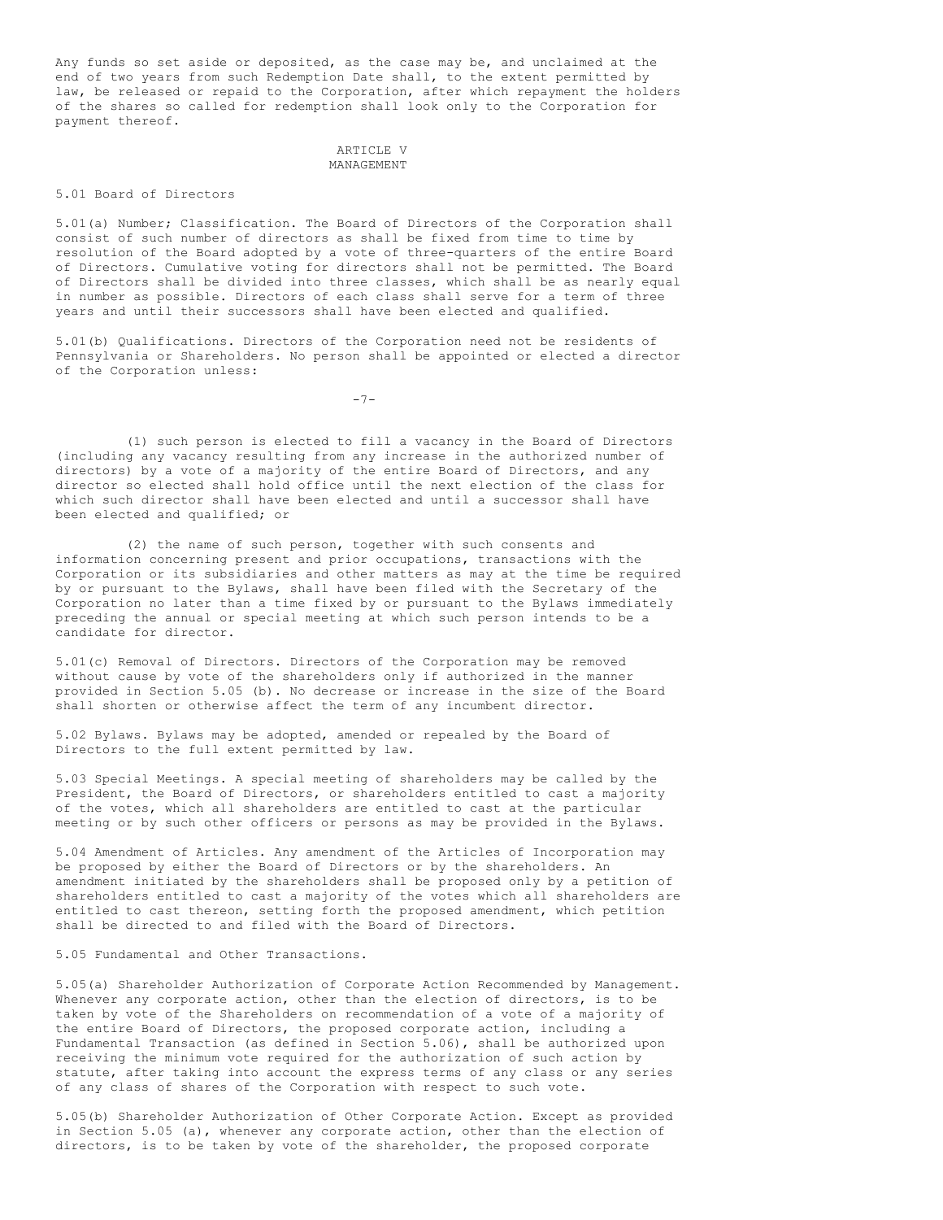Any funds so set aside or deposited, as the case may be, and unclaimed at the end of two years from such Redemption Date shall, to the extent permitted by law, be released or repaid to the Corporation, after which repayment the holders of the shares so called for redemption shall look only to the Corporation for payment thereof.

## ARTICLE V
## MANAGEMENT

5.01 Board of Directors

5.01(a) Number; Classification. The Board of Directors of the Corporation shall consist of such number of directors as shall be fixed from time to time by resolution of the Board adopted by a vote of three-quarters of the entire Board of Directors. Cumulative voting for directors shall not be permitted. The Board of Directors shall be divided into three classes, which shall be as nearly equal in number as possible. Directors of each class shall serve for a term of three years and until their successors shall have been elected and qualified.

5.01(b) Qualifications. Directors of the Corporation need not be residents of Pennsylvania or Shareholders. No person shall be appointed or elected a director of the Corporation unless:

(1) such person is elected to fill a vacancy in the Board of Directors (including any vacancy resulting from any increase in the authorized number of directors) by a vote of a majority of the entire Board of Directors, and any director so elected shall hold office until the next election of the class for which such director shall have been elected and until a successor shall have been elected and qualified; or

(2) the name of such person, together with such consents and information concerning present and prior occupations, transactions with the Corporation or its subsidiaries and other matters as may at the time be required by or pursuant to the Bylaws, shall have been filed with the Secretary of the Corporation no later than a time fixed by or pursuant to the Bylaws immediately preceding the annual or special meeting at which such person intends to be a candidate for director.

5.01(c) Removal of Directors. Directors of the Corporation may be removed without cause by vote of the shareholders only if authorized in the manner provided in Section 5.05 (b). No decrease or increase in the size of the Board shall shorten or otherwise affect the term of any incumbent director.

5.02 Bylaws. Bylaws may be adopted, amended or repealed by the Board of Directors to the full extent permitted by law.

5.03 Special Meetings. A special meeting of shareholders may be called by the President, the Board of Directors, or shareholders entitled to cast a majority of the votes, which all shareholders are entitled to cast at the particular meeting or by such other officers or persons as may be provided in the Bylaws.

5.04 Amendment of Articles. Any amendment of the Articles of Incorporation may be proposed by either the Board of Directors or by the shareholders. An amendment initiated by the shareholders shall be proposed only by a petition of shareholders entitled to cast a majority of the votes which all shareholders are entitled to cast thereon, setting forth the proposed amendment, which petition shall be directed to and filed with the Board of Directors.

5.05 Fundamental and Other Transactions.

5.05(a) Shareholder Authorization of Corporate Action Recommended by Management. Whenever any corporate action, other than the election of directors, is to be taken by vote of the Shareholders on recommendation of a vote of a majority of the entire Board of Directors, the proposed corporate action, including a Fundamental Transaction (as defined in Section 5.06), shall be authorized upon receiving the minimum vote required for the authorization of such action by statute, after taking into account the express terms of any class or any series of any class of shares of the Corporation with respect to such vote.

5.05(b) Shareholder Authorization of Other Corporate Action. Except as provided in Section 5.05 (a), whenever any corporate action, other than the election of directors, is to be taken by vote of the shareholder, the proposed corporate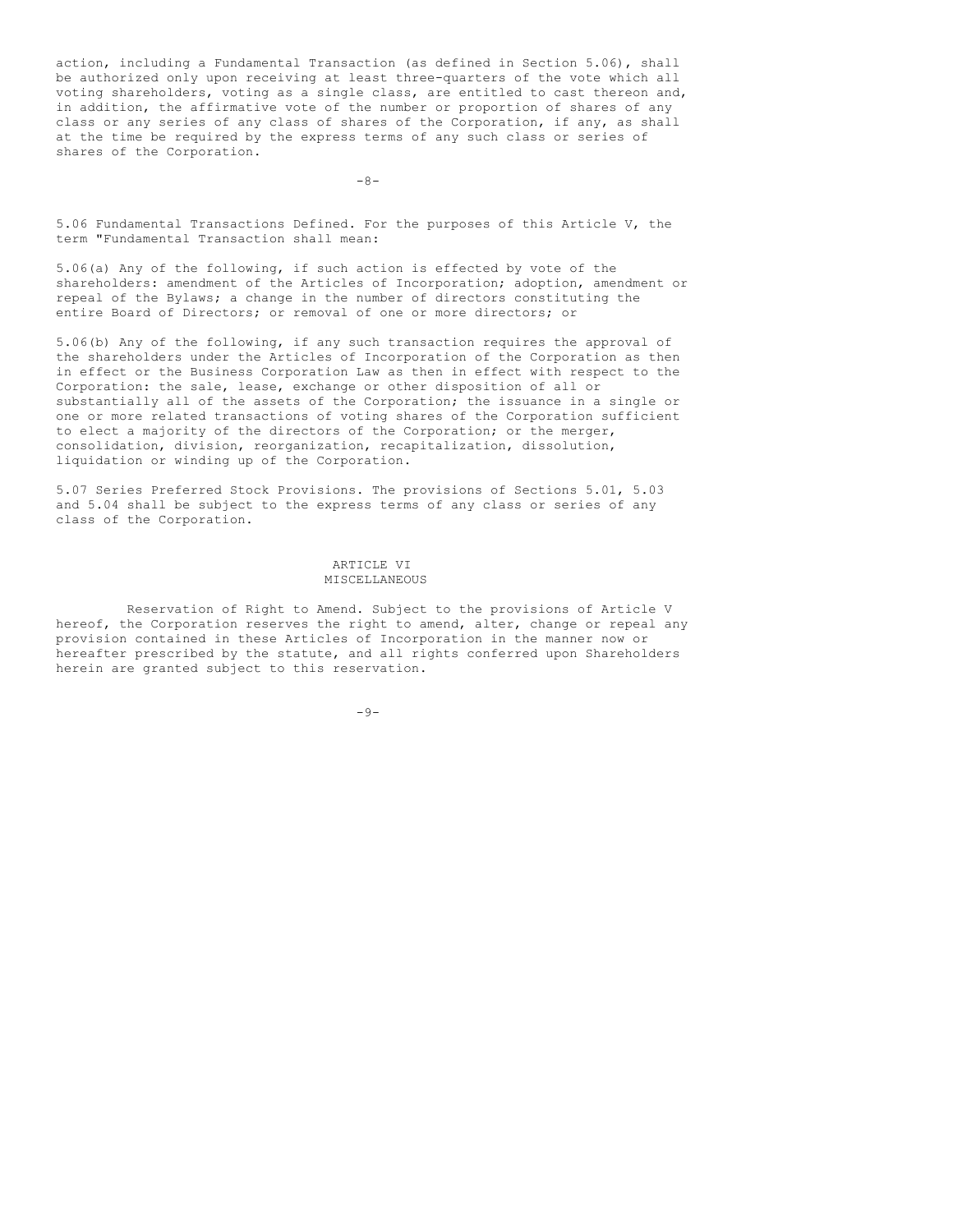action, including a Fundamental Transaction (as defined in Section 5.06), shall be authorized only upon receiving at least three-quarters of the vote which all voting shareholders, voting as a single class, are entitled to cast thereon and, in addition, the affirmative vote of the number or proportion of shares of any class or any series of any class of shares of the Corporation, if any, as shall at the time be required by the express terms of any such class or series of shares of the Corporation.

5.06 Fundamental Transactions Defined. For the purposes of this Article V, the term "Fundamental Transaction shall mean:

5.06(a) Any of the following, if such action is effected by vote of the shareholders: amendment of the Articles of Incorporation; adoption, amendment or repeal of the Bylaws; a change in the number of directors constituting the entire Board of Directors; or removal of one or more directors; or

5.06(b) Any of the following, if any such transaction requires the approval of the shareholders under the Articles of Incorporation of the Corporation as then in effect or the Business Corporation Law as then in effect with respect to the Corporation: the sale, lease, exchange or other disposition of all or substantially all of the assets of the Corporation; the issuance in a single or one or more related transactions of voting shares of the Corporation sufficient to elect a majority of the directors of the Corporation; or the merger, consolidation, division, reorganization, recapitalization, dissolution, liquidation or winding up of the Corporation.

5.07 Series Preferred Stock Provisions. The provisions of Sections 5.01, 5.03 and 5.04 shall be subject to the express terms of any class or series of any class of the Corporation.

## ARTICLE VI
## MISCELLANEOUS

Reservation of Right to Amend. Subject to the provisions of Article V hereof, the Corporation reserves the right to amend, alter, change or repeal any provision contained in these Articles of Incorporation in the manner now or hereafter prescribed by the statute, and all rights conferred upon Shareholders herein are granted subject to this reservation.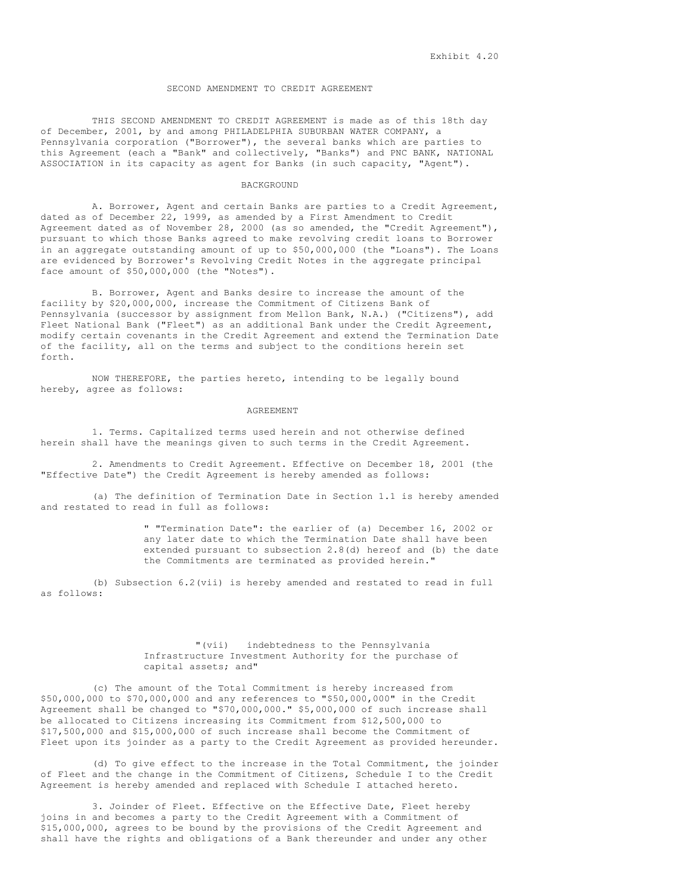Exhibit 4.20

# SECOND AMENDMENT TO CREDIT AGREEMENT

THIS SECOND AMENDMENT TO CREDIT AGREEMENT is made as of this 18th day of December, 2001, by and among PHILADELPHIA SUBURBAN WATER COMPANY, a Pennsylvania corporation ("Borrower"), the several banks which are parties to this Agreement (each a "Bank" and collectively, "Banks") and PNC BANK, NATIONAL ASSOCIATION in its capacity as agent for Banks (in such capacity, "Agent").

## BACKGROUND

A. Borrower, Agent and certain Banks are parties to a Credit Agreement, dated as of December 22, 1999, as amended by a First Amendment to Credit Agreement dated as of November 28, 2000 (as so amended, the "Credit Agreement"), pursuant to which those Banks agreed to make revolving credit loans to Borrower in an aggregate outstanding amount of up to $50,000,000 (the "Loans"). The Loans are evidenced by Borrower's Revolving Credit Notes in the aggregate principal face amount of $50,000,000 (the "Notes").

B. Borrower, Agent and Banks desire to increase the amount of the facility by $20,000,000, increase the Commitment of Citizens Bank of Pennsylvania (successor by assignment from Mellon Bank, N.A.) ("Citizens"), add Fleet National Bank ("Fleet") as an additional Bank under the Credit Agreement, modify certain covenants in the Credit Agreement and extend the Termination Date of the facility, all on the terms and subject to the conditions herein set forth.

NOW THEREFORE, the parties hereto, intending to be legally bound hereby, agree as follows:

## AGREEMENT

1. Terms. Capitalized terms used herein and not otherwise defined herein shall have the meanings given to such terms in the Credit Agreement.

2. Amendments to Credit Agreement. Effective on December 18, 2001 (the "Effective Date") the Credit Agreement is hereby amended as follows:

(a) The definition of Termination Date in Section 1.1 is hereby amended and restated to read in full as follows:

> " "Termination Date": the earlier of (a) December 16, 2002 or any later date to which the Termination Date shall have been extended pursuant to subsection 2.8(d) hereof and (b) the date the Commitments are terminated as provided herein."

(b) Subsection 6.2(vii) is hereby amended and restated to read in full as follows:

> "(vii) indebtedness to the Pennsylvania Infrastructure Investment Authority for the purchase of capital assets; and"

(c) The amount of the Total Commitment is hereby increased from $50,000,000 to $70,000,000 and any references to "$50,000,000" in the Credit Agreement shall be changed to "$70,000,000." $5,000,000 of such increase shall be allocated to Citizens increasing its Commitment from $12,500,000 to $17,500,000 and $15,000,000 of such increase shall become the Commitment of Fleet upon its joinder as a party to the Credit Agreement as provided hereunder.

(d) To give effect to the increase in the Total Commitment, the joinder of Fleet and the change in the Commitment of Citizens, Schedule I to the Credit Agreement is hereby amended and replaced with Schedule I attached hereto.

3. Joinder of Fleet. Effective on the Effective Date, Fleet hereby joins in and becomes a party to the Credit Agreement with a Commitment of $15,000,000, agrees to be bound by the provisions of the Credit Agreement and shall have the rights and obligations of a Bank thereunder and under any other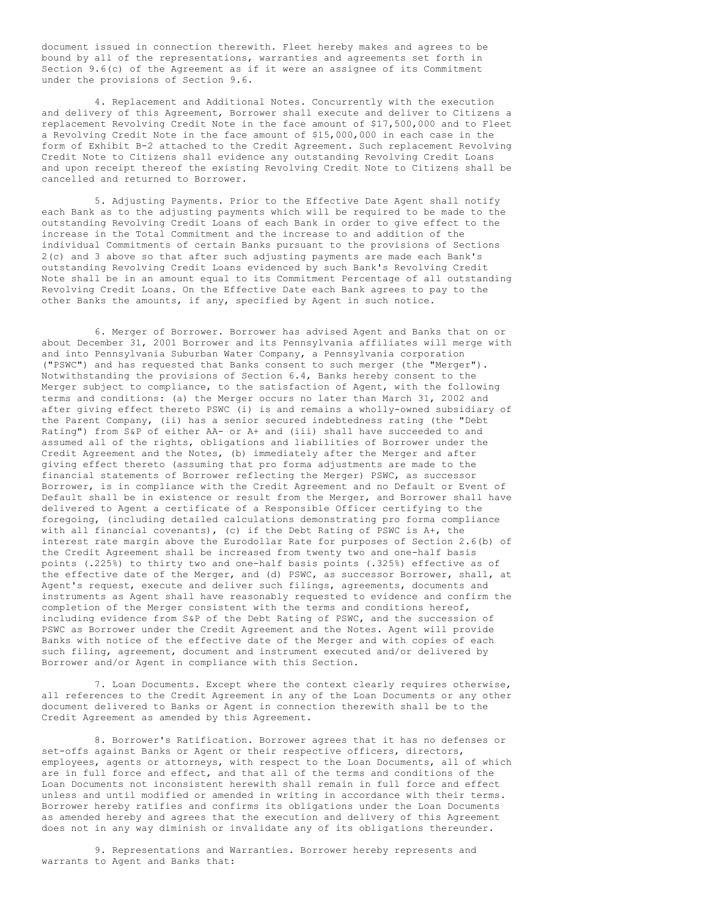document issued in connection therewith. Fleet hereby makes and agrees to be bound by all of the representations, warranties and agreements set forth in Section 9.6(c) of the Agreement as if it were an assignee of its Commitment under the provisions of Section 9.6.

4. Replacement and Additional Notes. Concurrently with the execution and delivery of this Agreement, Borrower shall execute and deliver to Citizens a replacement Revolving Credit Note in the face amount of $17,500,000 and to Fleet a Revolving Credit Note in the face amount of $15,000,000 in each case in the form of Exhibit B-2 attached to the Credit Agreement. Such replacement Revolving Credit Note to Citizens shall evidence any outstanding Revolving Credit Loans and upon receipt thereof the existing Revolving Credit Note to Citizens shall be cancelled and returned to Borrower.

5. Adjusting Payments. Prior to the Effective Date Agent shall notify each Bank as to the adjusting payments which will be required to be made to the outstanding Revolving Credit Loans of each Bank in order to give effect to the increase in the Total Commitment and the increase to and addition of the individual Commitments of certain Banks pursuant to the provisions of Sections 2(c) and 3 above so that after such adjusting payments are made each Bank's outstanding Revolving Credit Loans evidenced by such Bank's Revolving Credit Note shall be in an amount equal to its Commitment Percentage of all outstanding Revolving Credit Loans. On the Effective Date each Bank agrees to pay to the other Banks the amounts, if any, specified by Agent in such notice.

6. Merger of Borrower. Borrower has advised Agent and Banks that on or about December 31, 2001 Borrower and its Pennsylvania affiliates will merge with and into Pennsylvania Suburban Water Company, a Pennsylvania corporation ("PSWC") and has requested that Banks consent to such merger (the "Merger"). Notwithstanding the provisions of Section 6.4, Banks hereby consent to the Merger subject to compliance, to the satisfaction of Agent, with the following terms and conditions: (a) the Merger occurs no later than March 31, 2002 and after giving effect thereto PSWC (i) is and remains a wholly-owned subsidiary of the Parent Company, (ii) has a senior secured indebtedness rating (the "Debt Rating") from S&P of either AA- or A+ and (iii) shall have succeeded to and assumed all of the rights, obligations and liabilities of Borrower under the Credit Agreement and the Notes, (b) immediately after the Merger and after giving effect thereto (assuming that pro forma adjustments are made to the financial statements of Borrower reflecting the Merger) PSWC, as successor Borrower, is in compliance with the Credit Agreement and no Default or Event of Default shall be in existence or result from the Merger, and Borrower shall have delivered to Agent a certificate of a Responsible Officer certifying to the foregoing, (including detailed calculations demonstrating pro forma compliance with all financial covenants), (c) if the Debt Rating of PSWC is A+, the interest rate margin above the Eurodollar Rate for purposes of Section 2.6(b) of the Credit Agreement shall be increased from twenty two and one-half basis points (.225%) to thirty two and one-half basis points (.325%) effective as of the effective date of the Merger, and (d) PSWC, as successor Borrower, shall, at Agent's request, execute and deliver such filings, agreements, documents and instruments as Agent shall have reasonably requested to evidence and confirm the completion of the Merger consistent with the terms and conditions hereof, including evidence from S&P of the Debt Rating of PSWC, and the succession of PSWC as Borrower under the Credit Agreement and the Notes. Agent will provide Banks with notice of the effective date of the Merger and with copies of each such filing, agreement, document and instrument executed and/or delivered by Borrower and/or Agent in compliance with this Section.

7. Loan Documents. Except where the context clearly requires otherwise, all references to the Credit Agreement in any of the Loan Documents or any other document delivered to Banks or Agent in connection therewith shall be to the Credit Agreement as amended by this Agreement.

8. Borrower's Ratification. Borrower agrees that it has no defenses or set-offs against Banks or Agent or their respective officers, directors, employees, agents or attorneys, with respect to the Loan Documents, all of which are in full force and effect, and that all of the terms and conditions of the Loan Documents not inconsistent herewith shall remain in full force and effect unless and until modified or amended in writing in accordance with their terms. Borrower hereby ratifies and confirms its obligations under the Loan Documents as amended hereby and agrees that the execution and delivery of this Agreement does not in any way diminish or invalidate any of its obligations thereunder.

9. Representations and Warranties. Borrower hereby represents and warrants to Agent and Banks that: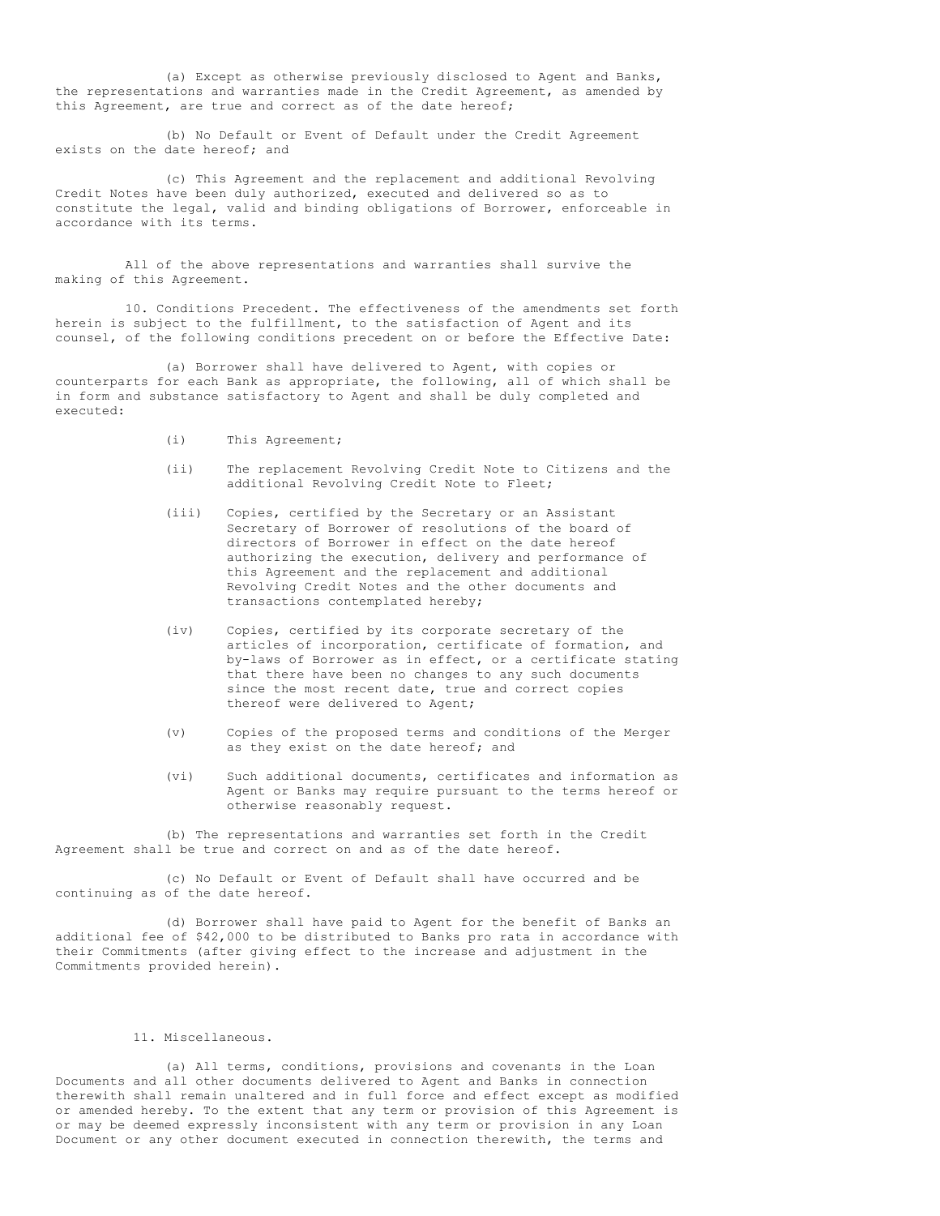(a) Except as otherwise previously disclosed to Agent and Banks, the representations and warranties made in the Credit Agreement, as amended by this Agreement, are true and correct as of the date hereof;

(b) No Default or Event of Default under the Credit Agreement exists on the date hereof; and

(c) This Agreement and the replacement and additional Revolving Credit Notes have been duly authorized, executed and delivered so as to constitute the legal, valid and binding obligations of Borrower, enforceable in accordance with its terms.

All of the above representations and warranties shall survive the making of this Agreement.

10. Conditions Precedent. The effectiveness of the amendments set forth herein is subject to the fulfillment, to the satisfaction of Agent and its counsel, of the following conditions precedent on or before the Effective Date:

(a) Borrower shall have delivered to Agent, with copies or counterparts for each Bank as appropriate, the following, all of which shall be in form and substance satisfactory to Agent and shall be duly completed and executed:

(i) This Agreement;

(ii) The replacement Revolving Credit Note to Citizens and the additional Revolving Credit Note to Fleet;

(iii) Copies, certified by the Secretary or an Assistant Secretary of Borrower of resolutions of the board of directors of Borrower in effect on the date hereof authorizing the execution, delivery and performance of this Agreement and the replacement and additional Revolving Credit Notes and the other documents and transactions contemplated hereby;

(iv) Copies, certified by its corporate secretary of the articles of incorporation, certificate of formation, and by-laws of Borrower as in effect, or a certificate stating that there have been no changes to any such documents since the most recent date, true and correct copies thereof were delivered to Agent;

(v) Copies of the proposed terms and conditions of the Merger as they exist on the date hereof; and

(vi) Such additional documents, certificates and information as Agent or Banks may require pursuant to the terms hereof or otherwise reasonably request.

(b) The representations and warranties set forth in the Credit Agreement shall be true and correct on and as of the date hereof.

(c) No Default or Event of Default shall have occurred and be continuing as of the date hereof.

(d) Borrower shall have paid to Agent for the benefit of Banks an additional fee of $42,000 to be distributed to Banks pro rata in accordance with their Commitments (after giving effect to the increase and adjustment in the Commitments provided herein).

11. Miscellaneous.

(a) All terms, conditions, provisions and covenants in the Loan Documents and all other documents delivered to Agent and Banks in connection therewith shall remain unaltered and in full force and effect except as modified or amended hereby. To the extent that any term or provision of this Agreement is or may be deemed expressly inconsistent with any term or provision in any Loan Document or any other document executed in connection therewith, the terms and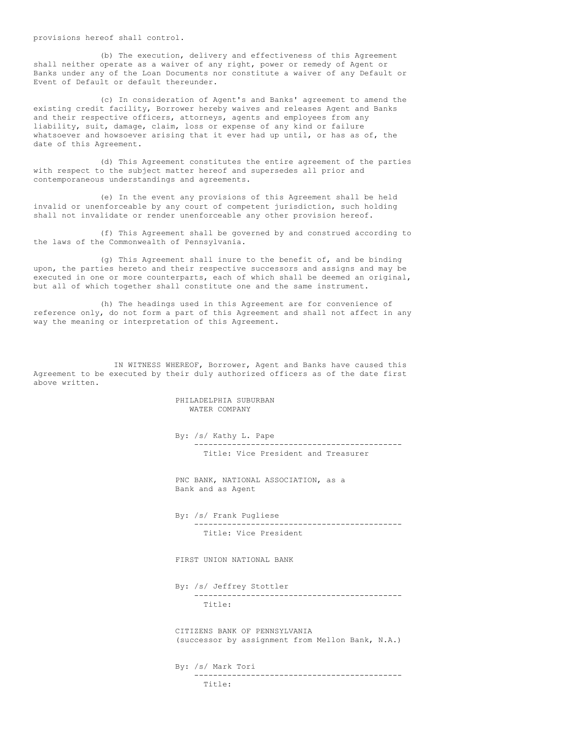provisions hereof shall control.

(b) The execution, delivery and effectiveness of this Agreement shall neither operate as a waiver of any right, power or remedy of Agent or Banks under any of the Loan Documents nor constitute a waiver of any Default or Event of Default or default thereunder.

(c) In consideration of Agent's and Banks' agreement to amend the existing credit facility, Borrower hereby waives and releases Agent and Banks and their respective officers, attorneys, agents and employees from any liability, suit, damage, claim, loss or expense of any kind or failure whatsoever and howsoever arising that it ever had up until, or has as of, the date of this Agreement.

(d) This Agreement constitutes the entire agreement of the parties with respect to the subject matter hereof and supersedes all prior and contemporaneous understandings and agreements.

(e) In the event any provisions of this Agreement shall be held invalid or unenforceable by any court of competent jurisdiction, such holding shall not invalidate or render unenforceable any other provision hereof.

(f) This Agreement shall be governed by and construed according to the laws of the Commonwealth of Pennsylvania.

(g) This Agreement shall inure to the benefit of, and be binding upon, the parties hereto and their respective successors and assigns and may be executed in one or more counterparts, each of which shall be deemed an original, but all of which together shall constitute one and the same instrument.

(h) The headings used in this Agreement are for convenience of reference only, do not form a part of this Agreement and shall not affect in any way the meaning or interpretation of this Agreement.

IN WITNESS WHEREOF, Borrower, Agent and Banks have caused this Agreement to be executed by their duly authorized officers as of the date first above written.

PHILADELPHIA SUBURBAN
WATER COMPANY

By: /s/ Kathy L. Pape
---------------------------------------------
Title: Vice President and Treasurer

PNC BANK, NATIONAL ASSOCIATION, as a
Bank and as Agent

By: /s/ Frank Pugliese
---------------------------------------------
Title: Vice President

FIRST UNION NATIONAL BANK

By: /s/ Jeffrey Stottler
---------------------------------------------
Title:

CITIZENS BANK OF PENNSYLVANIA
(successor by assignment from Mellon Bank, N.A.)

By: /s/ Mark Tori
---------------------------------------------
Title: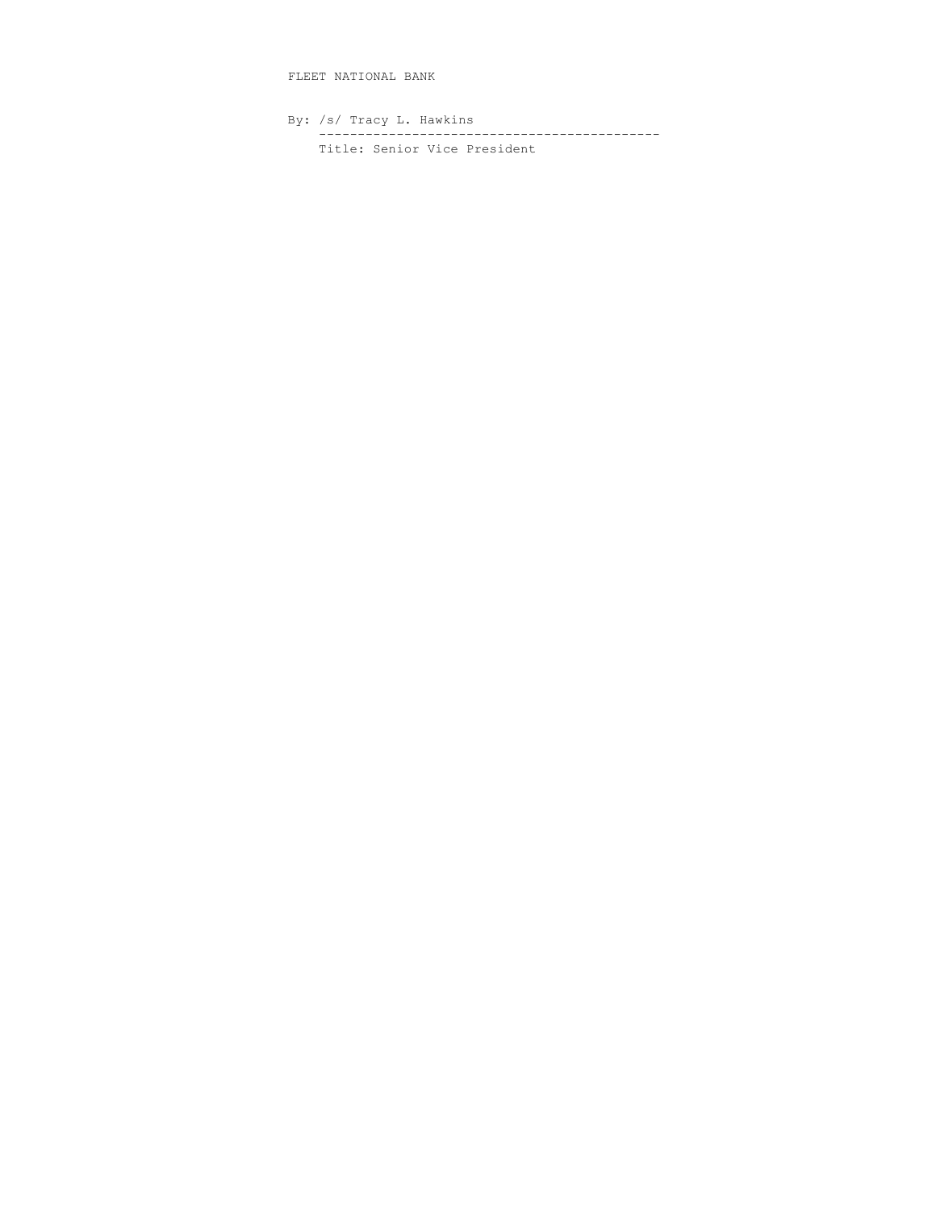FLEET NATIONAL BANK

By: /s/ Tracy L. Hawkins

---

Title: Senior Vice President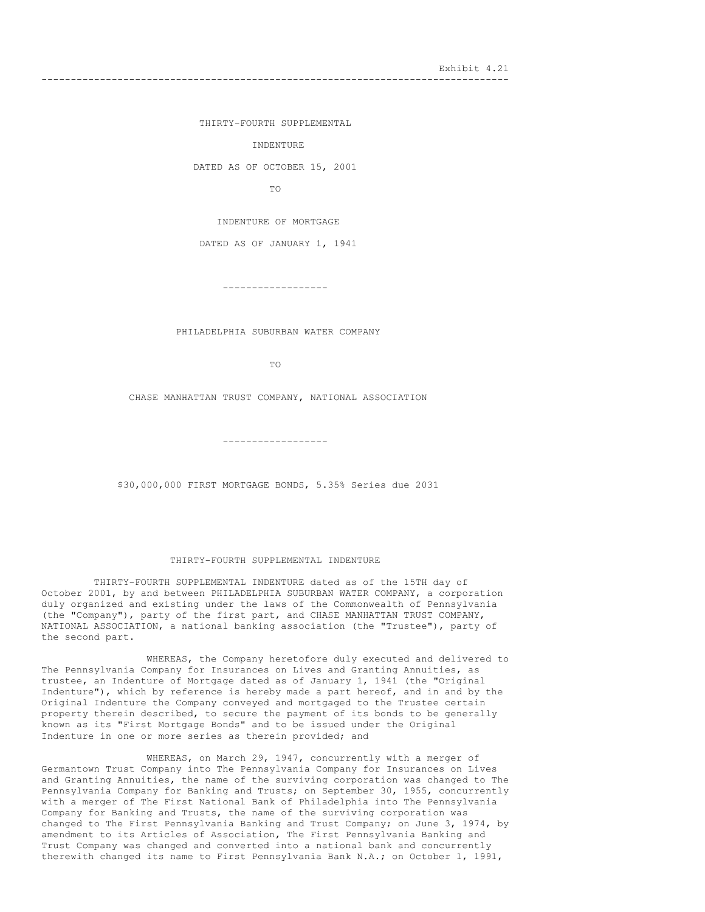Exhibit 4.21

---

THIRTY-FOURTH SUPPLEMENTAL

INDENTURE

DATED AS OF OCTOBER 15, 2001

TO

INDENTURE OF MORTGAGE

DATED AS OF JANUARY 1, 1941

------------------

PHILADELPHIA SUBURBAN WATER COMPANY

TO

CHASE MANHATTAN TRUST COMPANY, NATIONAL ASSOCIATION

------------------

$30,000,000 FIRST MORTGAGE BONDS, 5.35% Series due 2031

# THIRTY-FOURTH SUPPLEMENTAL INDENTURE

THIRTY-FOURTH SUPPLEMENTAL INDENTURE dated as of the 15TH day of October 2001, by and between PHILADELPHIA SUBURBAN WATER COMPANY, a corporation duly organized and existing under the laws of the Commonwealth of Pennsylvania (the "Company"), party of the first part, and CHASE MANHATTAN TRUST COMPANY, NATIONAL ASSOCIATION, a national banking association (the "Trustee"), party of the second part.

WHEREAS, the Company heretofore duly executed and delivered to The Pennsylvania Company for Insurances on Lives and Granting Annuities, as trustee, an Indenture of Mortgage dated as of January 1, 1941 (the "Original Indenture"), which by reference is hereby made a part hereof, and in and by the Original Indenture the Company conveyed and mortgaged to the Trustee certain property therein described, to secure the payment of its bonds to be generally known as its "First Mortgage Bonds" and to be issued under the Original Indenture in one or more series as therein provided; and

WHEREAS, on March 29, 1947, concurrently with a merger of Germantown Trust Company into The Pennsylvania Company for Insurances on Lives and Granting Annuities, the name of the surviving corporation was changed to The Pennsylvania Company for Banking and Trusts; on September 30, 1955, concurrently with a merger of The First National Bank of Philadelphia into The Pennsylvania Company for Banking and Trusts, the name of the surviving corporation was changed to The First Pennsylvania Banking and Trust Company; on June 3, 1974, by amendment to its Articles of Association, The First Pennsylvania Banking and Trust Company was changed and converted into a national bank and concurrently therewith changed its name to First Pennsylvania Bank N.A.; on October 1, 1991,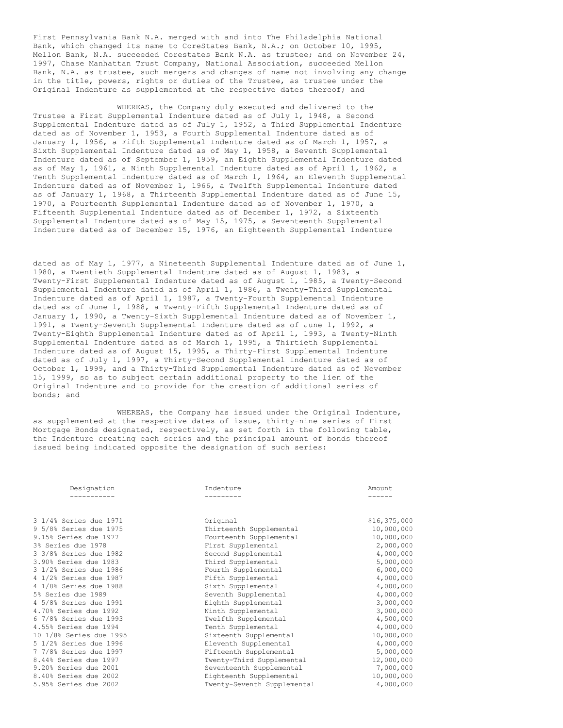First Pennsylvania Bank N.A. merged with and into The Philadelphia National Bank, which changed its name to CoreStates Bank, N.A.; on October 10, 1995, Mellon Bank, N.A. succeeded Corestates Bank N.A. as trustee; and on November 24, 1997, Chase Manhattan Trust Company, National Association, succeeded Mellon Bank, N.A. as trustee, such mergers and changes of name not involving any change in the title, powers, rights or duties of the Trustee, as trustee under the Original Indenture as supplemented at the respective dates thereof; and

WHEREAS, the Company duly executed and delivered to the Trustee a First Supplemental Indenture dated as of July 1, 1948, a Second Supplemental Indenture dated as of July 1, 1952, a Third Supplemental Indenture dated as of November 1, 1953, a Fourth Supplemental Indenture dated as of January 1, 1956, a Fifth Supplemental Indenture dated as of March 1, 1957, a Sixth Supplemental Indenture dated as of May 1, 1958, a Seventh Supplemental Indenture dated as of September 1, 1959, an Eighth Supplemental Indenture dated as of May 1, 1961, a Ninth Supplemental Indenture dated as of April 1, 1962, a Tenth Supplemental Indenture dated as of March 1, 1964, an Eleventh Supplemental Indenture dated as of November 1, 1966, a Twelfth Supplemental Indenture dated as of January 1, 1968, a Thirteenth Supplemental Indenture dated as of June 15, 1970, a Fourteenth Supplemental Indenture dated as of November 1, 1970, a Fifteenth Supplemental Indenture dated as of December 1, 1972, a Sixteenth Supplemental Indenture dated as of May 15, 1975, a Seventeenth Supplemental Indenture dated as of December 15, 1976, an Eighteenth Supplemental Indenture dated as of May 1, 1977, a Nineteenth Supplemental Indenture dated as of June 1, 1980, a Twentieth Supplemental Indenture dated as of August 1, 1983, a Twenty-First Supplemental Indenture dated as of August 1, 1985, a Twenty-Second Supplemental Indenture dated as of April 1, 1986, a Twenty-Third Supplemental Indenture dated as of April 1, 1987, a Twenty-Fourth Supplemental Indenture dated as of June 1, 1988, a Twenty-Fifth Supplemental Indenture dated as of January 1, 1990, a Twenty-Sixth Supplemental Indenture dated as of November 1, 1991, a Twenty-Seventh Supplemental Indenture dated as of June 1, 1992, a Twenty-Eighth Supplemental Indenture dated as of April 1, 1993, a Twenty-Ninth Supplemental Indenture dated as of March 1, 1995, a Thirtieth Supplemental Indenture dated as of August 15, 1995, a Thirty-First Supplemental Indenture dated as of July 1, 1997, a Thirty-Second Supplemental Indenture dated as of October 1, 1999, and a Thirty-Third Supplemental Indenture dated as of November 15, 1999, so as to subject certain additional property to the lien of the Original Indenture and to provide for the creation of additional series of bonds; and

WHEREAS, the Company has issued under the Original Indenture, as supplemented at the respective dates of issue, thirty-nine series of First Mortgage Bonds designated, respectively, as set forth in the following table, the Indenture creating each series and the principal amount of bonds thereof issued being indicated opposite the designation of such series:

| Designation | Indenture | Amount |
|---|---|---|
| 3 1/4% Series due 1971 | Original | $16,375,000 |
| 9 5/8% Series due 1975 | Thirteenth Supplemental | 10,000,000 |
| 9.15% Series due 1977 | Fourteenth Supplemental | 10,000,000 |
| 3% Series due 1978 | First Supplemental | 2,000,000 |
| 3 3/8% Series due 1982 | Second Supplemental | 4,000,000 |
| 3.90% Series due 1983 | Third Supplemental | 5,000,000 |
| 3 1/2% Series due 1986 | Fourth Supplemental | 6,000,000 |
| 4 1/2% Series due 1987 | Fifth Supplemental | 4,000,000 |
| 4 1/8% Series due 1988 | Sixth Supplemental | 4,000,000 |
| 5% Series due 1989 | Seventh Supplemental | 4,000,000 |
| 4 5/8% Series due 1991 | Eighth Supplemental | 3,000,000 |
| 4.70% Series due 1992 | Ninth Supplemental | 3,000,000 |
| 6 7/8% Series due 1993 | Twelfth Supplemental | 4,500,000 |
| 4.55% Series due 1994 | Tenth Supplemental | 4,000,000 |
| 10 1/8% Series due 1995 | Sixteenth Supplemental | 10,000,000 |
| 5 1/2% Series due 1996 | Eleventh Supplemental | 4,000,000 |
| 7 7/8% Series due 1997 | Fifteenth Supplemental | 5,000,000 |
| 8.44% Series due 1997 | Twenty-Third Supplemental | 12,000,000 |
| 9.20% Series due 2001 | Seventeenth Supplemental | 7,000,000 |
| 8.40% Series due 2002 | Eighteenth Supplemental | 10,000,000 |
| 5.95% Series due 2002 | Twenty-Seventh Supplemental | 4,000,000 |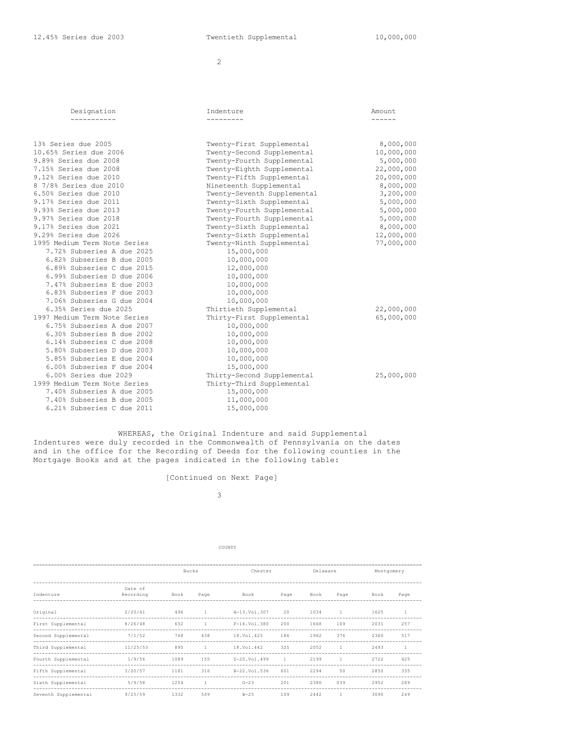| 12.45% Series due 2003 | Twentieth Supplemental | 10,000,000 |
|---|---|---|

| Designation | Indenture | Amount |
|---|---|---|
| 13% Series due 2005 | Twenty-First Supplemental | 8,000,000 |
| 10.65% Series due 2006 | Twenty-Second Supplemental | 10,000,000 |
| 9.89% Series due 2008 | Twenty-Fourth Supplemental | 5,000,000 |
| 7.15% Series due 2008 | Twenty-Eighth Supplemental | 22,000,000 |
| 9.12% Series due 2010 | Twenty-Fifth Supplemental | 20,000,000 |
| 8 7/8% Series due 2010 | Nineteenth Supplemental | 8,000,000 |
| 6.50% Series due 2010 | Twenty-Seventh Supplemental | 3,200,000 |
| 9.17% Series due 2011 | Twenty-Sixth Supplemental | 5,000,000 |
| 9.93% Series due 2013 | Twenty-Fourth Supplemental | 5,000,000 |
| 9.97% Series due 2018 | Twenty-Fourth Supplemental | 5,000,000 |
| 9.17% Series due 2021 | Twenty-Sixth Supplemental | 8,000,000 |
| 9.29% Series due 2026 | Twenty-Sixth Supplemental | 12,000,000 |
| 1995 Medium Term Note Series | Twenty-Ninth Supplemental | 77,000,000 |
| 7.72% Subseries A due 2025 | 15,000,000 | |
| 6.82% Subseries B due 2005 | 10,000,000 | |
| 6.89% Subseries C due 2015 | 12,000,000 | |
| 6.99% Subseries D due 2006 | 10,000,000 | |
| 7.47% Subseries E due 2003 | 10,000,000 | |
| 6.83% Subseries F due 2003 | 10,000,000 | |
| 7.06% Subseries G due 2004 | 10,000,000 | |
| 6.35% Series due 2025 | Thirtieth Supplemental | 22,000,000 |
| 1997 Medium Term Note Series | Thirty-First Supplemental | 65,000,000 |
| 6.75% Subseries A due 2007 | 10,000,000 | |
| 6.30% Subseries B due 2002 | 10,000,000 | |
| 6.14% Subseries C due 2008 | 10,000,000 | |
| 5.80% Subseries D due 2003 | 10,000,000 | |
| 5.85% Subseries E due 2004 | 10,000,000 | |
| 6.00% Subseries F due 2004 | 15,000,000 | |
| 6.00% Series due 2029 | Thirty-Second Supplemental | 25,000,000 |
| 1999 Medium Term Note Series | Thirty-Third Supplemental | |
| 7.40% Subseries A due 2005 | 15,000,000 | |
| 7.40% Subseries B due 2005 | 11,000,000 | |
| 6.21% Subseries C due 2011 | 15,000,000 | |

WHEREAS, the Original Indenture and said Supplemental Indentures were duly recorded in the Commonwealth of Pennsylvania on the dates and in the office for the Recording of Deeds for the following counties in the Mortgage Books and at the pages indicated in the following table:

[Continued on Next Page]

COUNTY

| | | Bucks | | Chester | | Delaware | | Montgomery | |
|---|---|---|---|---|---|---|---|---|---|
| Indenture | Date of Recording | Book | Page | Book | Page | Book | Page | Book | Page |
| Original | 2/20/41 | 496 | 1 | H-13.Vol.307 | 20 | 1034 | 1 | 1625 | 1 |
| First Supplemental | 8/26/48 | 632 | 1 | F-16.Vol.380 | 200 | 1668 | 169 | 2031 | 257 |
| Second Supplemental | 7/1/52 | 768 | 438 | 18.Vol.425 | 186 | 1962 | 376 | 2360 | 517 |
| Third Supplemental | 11/25/53 | 895 | 1 | 18.Vol.442 | 325 | 2052 | 1 | 2493 | 1 |
| Fourth Supplemental | 1/9/56 | 1089 | 155 | Z-20.Vol.499 | 1 | 2199 | 1 | 2722 | 425 |
| Fifth Supplemental | 3/20/57 | 1181 | 316 | B-22.Vol.536 | 601 | 2294 | 50 | 2850 | 335 |
| Sixth Supplemental | 5/9/58 | 1254 | 1 | G-23 | 201 | 2380 | 039 | 2952 | 289 |
| Seventh Supplemental | 9/25/59 | 1332 | 509 | B-25 | 109 | 2442 | 1 | 3090 | 249 |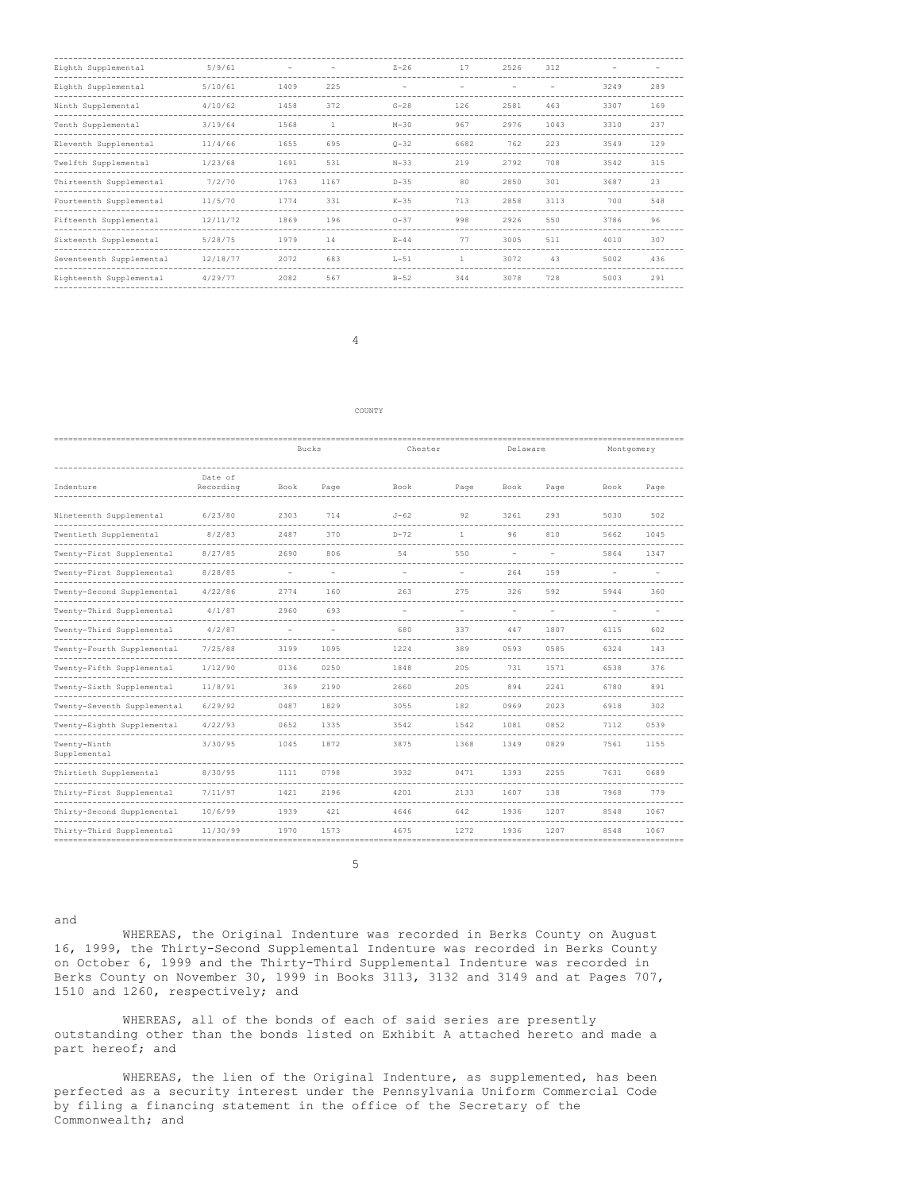| Indenture | Date of Recording | Bucks Book | Bucks Page | Chester Book | Chester Page | Delaware Book | Delaware Page | Montgomery Book | Montgomery Page |
|---|---|---|---|---|---|---|---|---|---|
| Eighth Supplemental | 5/9/61 | - | - | Z-26 | 17 | 2526 | 312 | - | - |
| Eighth Supplemental | 5/10/61 | 1409 | 225 | - | - | - | - | 3249 | 289 |
| Ninth Supplemental | 4/10/62 | 1458 | 372 | G-28 | 126 | 2581 | 463 | 3307 | 169 |
| Tenth Supplemental | 3/19/64 | 1568 | 1 | M-30 | 967 | 2976 | 1043 | 3310 | 237 |
| Eleventh Supplemental | 11/4/66 | 1655 | 695 | Q-32 | 6682 | 762 | 223 | 3549 | 129 |
| Twelfth Supplemental | 1/23/68 | 1691 | 531 | N-33 | 219 | 2792 | 708 | 3542 | 315 |
| Thirteenth Supplemental | 7/2/70 | 1763 | 1167 | D-35 | 80 | 2850 | 301 | 3687 | 23 |
| Fourteenth Supplemental | 11/5/70 | 1774 | 331 | K-35 | 713 | 2858 | 3113 | 700 | 548 |
| Fifteenth Supplemental | 12/11/72 | 1869 | 196 | O-37 | 998 | 2926 | 550 | 3786 | 96 |
| Sixteenth Supplemental | 5/28/75 | 1979 | 14 | E-44 | 77 | 3005 | 511 | 4010 | 307 |
| Seventeenth Supplemental | 12/18/77 | 2072 | 683 | L-51 | 1 | 3072 | 43 | 5002 | 436 |
| Eighteenth Supplemental | 4/29/77 | 2082 | 567 | B-52 | 344 | 3078 | 728 | 5003 | 291 |

COUNTY

| | | Bucks | | Chester | | Delaware | | Montgomery | |
|---|---|---|---|---|---|---|---|---|---|
| Indenture | Date of Recording | Book | Page | Book | Page | Book | Page | Book | Page |
| Nineteenth Supplemental | 6/23/80 | 2303 | 714 | J-62 | 92 | 3261 | 293 | 5030 | 502 |
| Twentieth Supplemental | 8/2/83 | 2487 | 370 | D-72 | 1 | 96 | 810 | 5662 | 1045 |
| Twenty-First Supplemental | 8/27/85 | 2690 | 806 | 54 | 550 | - | - | 5864 | 1347 |
| Twenty-First Supplemental | 8/28/85 | - | - | - | - | 264 | 159 | - | - |
| Twenty-Second Supplemental | 4/22/86 | 2774 | 160 | 263 | 275 | 326 | 592 | 5944 | 360 |
| Twenty-Third Supplemental | 4/1/87 | 2960 | 693 | - | - | - | - | - | - |
| Twenty-Third Supplemental | 4/2/87 | - | - | 680 | 337 | 447 | 1807 | 6115 | 602 |
| Twenty-Fourth Supplemental | 7/25/88 | 3199 | 1095 | 1224 | 389 | 0593 | 0585 | 6324 | 143 |
| Twenty-Fifth Supplemental | 1/12/90 | 0136 | 0250 | 1848 | 205 | 731 | 1571 | 6538 | 376 |
| Twenty-Sixth Supplemental | 11/8/91 | 369 | 2190 | 2660 | 205 | 894 | 2241 | 6780 | 891 |
| Twenty-Seventh Supplemental | 6/29/92 | 0487 | 1829 | 3055 | 182 | 0969 | 2023 | 6918 | 302 |
| Twenty-Eighth Supplemental | 4/22/93 | 0652 | 1335 | 3542 | 1542 | 1081 | 0852 | 7112 | 0539 |
| Twenty-Ninth Supplemental | 3/30/95 | 1045 | 1872 | 3875 | 1368 | 1349 | 0829 | 7561 | 1155 |
| Thirtieth Supplemental | 8/30/95 | 1111 | 0798 | 3932 | 0471 | 1393 | 2255 | 7631 | 0689 |
| Thirty-First Supplemental | 7/11/97 | 1421 | 2196 | 4201 | 2133 | 1607 | 138 | 7968 | 779 |
| Thirty-Second Supplemental | 10/6/99 | 1939 | 421 | 4646 | 642 | 1936 | 1207 | 8548 | 1067 |
| Thirty-Third Supplemental | 11/30/99 | 1970 | 1573 | 4675 | 1272 | 1936 | 1207 | 8548 | 1067 |

and

WHEREAS, the Original Indenture was recorded in Berks County on August 16, 1999, the Thirty-Second Supplemental Indenture was recorded in Berks County on October 6, 1999 and the Thirty-Third Supplemental Indenture was recorded in Berks County on November 30, 1999 in Books 3113, 3132 and 3149 and at Pages 707, 1510 and 1260, respectively; and

WHEREAS, all of the bonds of each of said series are presently outstanding other than the bonds listed on Exhibit A attached hereto and made a part hereof; and

WHEREAS, the lien of the Original Indenture, as supplemented, has been perfected as a security interest under the Pennsylvania Uniform Commercial Code by filing a financing statement in the office of the Secretary of the Commonwealth; and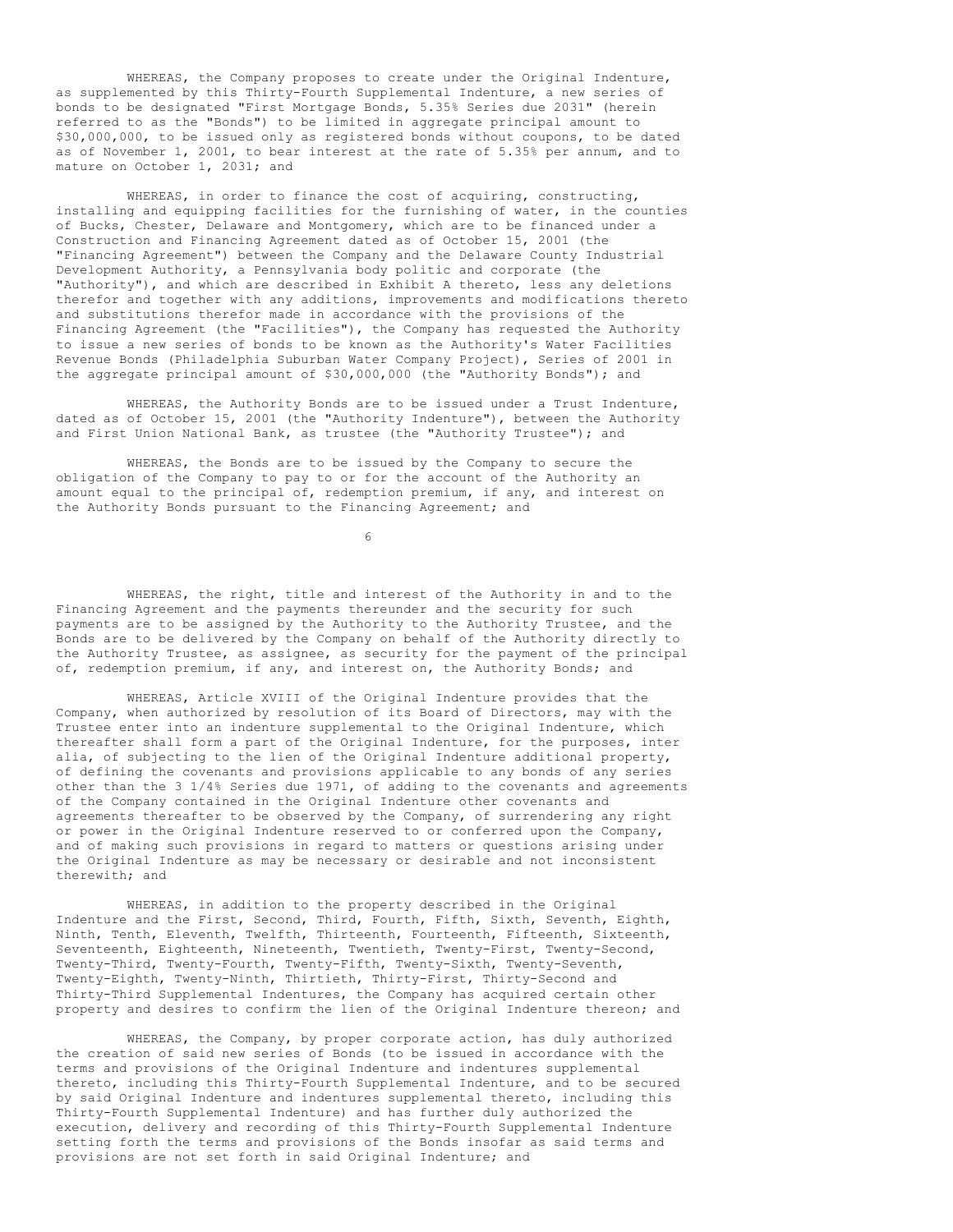WHEREAS, the Company proposes to create under the Original Indenture, as supplemented by this Thirty-Fourth Supplemental Indenture, a new series of bonds to be designated "First Mortgage Bonds, 5.35% Series due 2031" (herein referred to as the "Bonds") to be limited in aggregate principal amount to $30,000,000, to be issued only as registered bonds without coupons, to be dated as of November 1, 2001, to bear interest at the rate of 5.35% per annum, and to mature on October 1, 2031; and

WHEREAS, in order to finance the cost of acquiring, constructing, installing and equipping facilities for the furnishing of water, in the counties of Bucks, Chester, Delaware and Montgomery, which are to be financed under a Construction and Financing Agreement dated as of October 15, 2001 (the "Financing Agreement") between the Company and the Delaware County Industrial Development Authority, a Pennsylvania body politic and corporate (the "Authority"), and which are described in Exhibit A thereto, less any deletions therefor and together with any additions, improvements and modifications thereto and substitutions therefor made in accordance with the provisions of the Financing Agreement (the "Facilities"), the Company has requested the Authority to issue a new series of bonds to be known as the Authority's Water Facilities Revenue Bonds (Philadelphia Suburban Water Company Project), Series of 2001 in the aggregate principal amount of $30,000,000 (the "Authority Bonds"); and

WHEREAS, the Authority Bonds are to be issued under a Trust Indenture, dated as of October 15, 2001 (the "Authority Indenture"), between the Authority and First Union National Bank, as trustee (the "Authority Trustee"); and

WHEREAS, the Bonds are to be issued by the Company to secure the obligation of the Company to pay to or for the account of the Authority an amount equal to the principal of, redemption premium, if any, and interest on the Authority Bonds pursuant to the Financing Agreement; and

WHEREAS, the right, title and interest of the Authority in and to the Financing Agreement and the payments thereunder and the security for such payments are to be assigned by the Authority to the Authority Trustee, and the Bonds are to be delivered by the Company on behalf of the Authority directly to the Authority Trustee, as assignee, as security for the payment of the principal of, redemption premium, if any, and interest on, the Authority Bonds; and

WHEREAS, Article XVIII of the Original Indenture provides that the Company, when authorized by resolution of its Board of Directors, may with the Trustee enter into an indenture supplemental to the Original Indenture, which thereafter shall form a part of the Original Indenture, for the purposes, inter alia, of subjecting to the lien of the Original Indenture additional property, of defining the covenants and provisions applicable to any bonds of any series other than the 3 1/4% Series due 1971, of adding to the covenants and agreements of the Company contained in the Original Indenture other covenants and agreements thereafter to be observed by the Company, of surrendering any right or power in the Original Indenture reserved to or conferred upon the Company, and of making such provisions in regard to matters or questions arising under the Original Indenture as may be necessary or desirable and not inconsistent therewith; and

WHEREAS, in addition to the property described in the Original Indenture and the First, Second, Third, Fourth, Fifth, Sixth, Seventh, Eighth, Ninth, Tenth, Eleventh, Twelfth, Thirteenth, Fourteenth, Fifteenth, Sixteenth, Seventeenth, Eighteenth, Nineteenth, Twentieth, Twenty-First, Twenty-Second, Twenty-Third, Twenty-Fourth, Twenty-Fifth, Twenty-Sixth, Twenty-Seventh, Twenty-Eighth, Twenty-Ninth, Thirtieth, Thirty-First, Thirty-Second and Thirty-Third Supplemental Indentures, the Company has acquired certain other property and desires to confirm the lien of the Original Indenture thereon; and

WHEREAS, the Company, by proper corporate action, has duly authorized the creation of said new series of Bonds (to be issued in accordance with the terms and provisions of the Original Indenture and indentures supplemental thereto, including this Thirty-Fourth Supplemental Indenture, and to be secured by said Original Indenture and indentures supplemental thereto, including this Thirty-Fourth Supplemental Indenture) and has further duly authorized the execution, delivery and recording of this Thirty-Fourth Supplemental Indenture setting forth the terms and provisions of the Bonds insofar as said terms and provisions are not set forth in said Original Indenture; and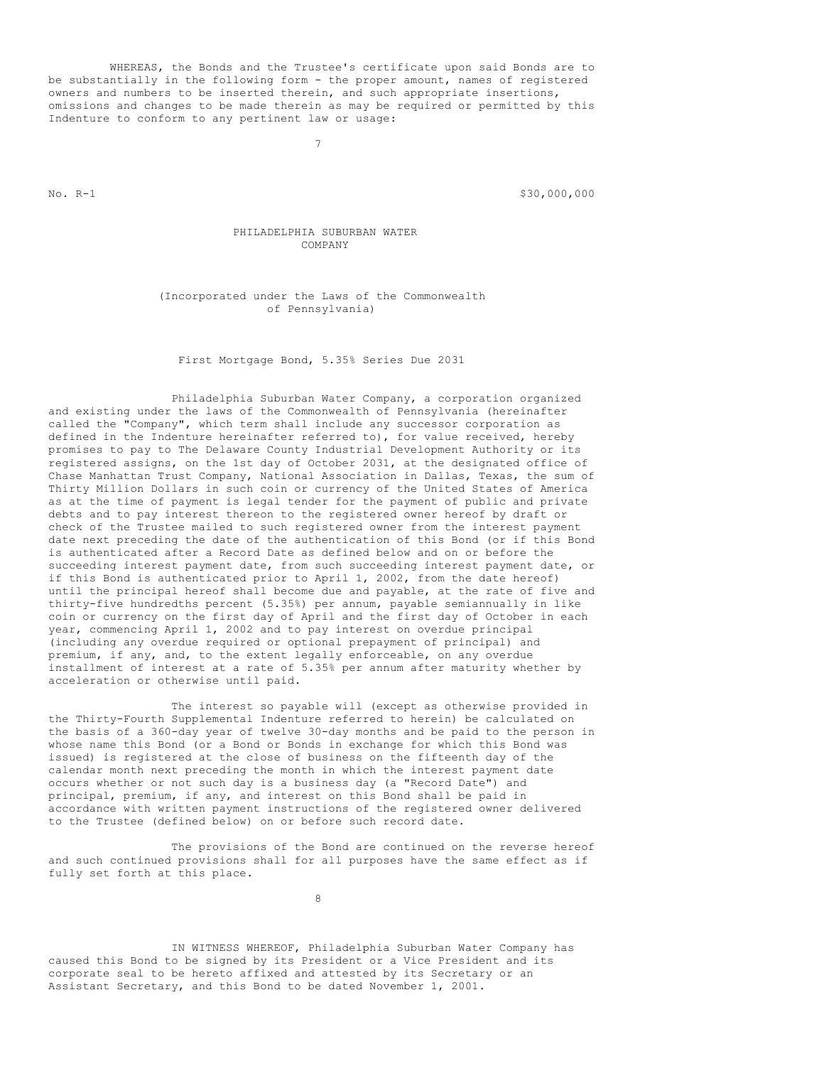WHEREAS, the Bonds and the Trustee's certificate upon said Bonds are to be substantially in the following form - the proper amount, names of registered owners and numbers to be inserted therein, and such appropriate insertions, omissions and changes to be made therein as may be required or permitted by this Indenture to conform to any pertinent law or usage:

No. R-1 $30,000,000

PHILADELPHIA SUBURBAN WATER COMPANY

(Incorporated under the Laws of the Commonwealth of Pennsylvania)

First Mortgage Bond, 5.35% Series Due 2031

Philadelphia Suburban Water Company, a corporation organized and existing under the laws of the Commonwealth of Pennsylvania (hereinafter called the "Company", which term shall include any successor corporation as defined in the Indenture hereinafter referred to), for value received, hereby promises to pay to The Delaware County Industrial Development Authority or its registered assigns, on the 1st day of October 2031, at the designated office of Chase Manhattan Trust Company, National Association in Dallas, Texas, the sum of Thirty Million Dollars in such coin or currency of the United States of America as at the time of payment is legal tender for the payment of public and private debts and to pay interest thereon to the registered owner hereof by draft or check of the Trustee mailed to such registered owner from the interest payment date next preceding the date of the authentication of this Bond (or if this Bond is authenticated after a Record Date as defined below and on or before the succeeding interest payment date, from such succeeding interest payment date, or if this Bond is authenticated prior to April 1, 2002, from the date hereof) until the principal hereof shall become due and payable, at the rate of five and thirty-five hundredths percent (5.35%) per annum, payable semiannually in like coin or currency on the first day of April and the first day of October in each year, commencing April 1, 2002 and to pay interest on overdue principal (including any overdue required or optional prepayment of principal) and premium, if any, and, to the extent legally enforceable, on any overdue installment of interest at a rate of 5.35% per annum after maturity whether by acceleration or otherwise until paid.

The interest so payable will (except as otherwise provided in the Thirty-Fourth Supplemental Indenture referred to herein) be calculated on the basis of a 360-day year of twelve 30-day months and be paid to the person in whose name this Bond (or a Bond or Bonds in exchange for which this Bond was issued) is registered at the close of business on the fifteenth day of the calendar month next preceding the month in which the interest payment date occurs whether or not such day is a business day (a "Record Date") and principal, premium, if any, and interest on this Bond shall be paid in accordance with written payment instructions of the registered owner delivered to the Trustee (defined below) on or before such record date.

The provisions of the Bond are continued on the reverse hereof and such continued provisions shall for all purposes have the same effect as if fully set forth at this place.

IN WITNESS WHEREOF, Philadelphia Suburban Water Company has caused this Bond to be signed by its President or a Vice President and its corporate seal to be hereto affixed and attested by its Secretary or an Assistant Secretary, and this Bond to be dated November 1, 2001.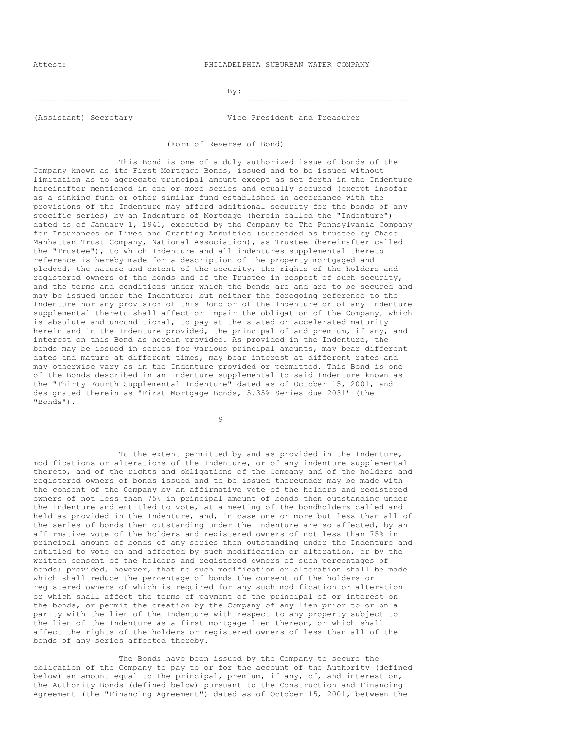Attest: PHILADELPHIA SUBURBAN WATER COMPANY

By:

----------------------------- ---------------------------------

(Assistant) Secretary Vice President and Treasurer

(Form of Reverse of Bond)

This Bond is one of a duly authorized issue of bonds of the Company known as its First Mortgage Bonds, issued and to be issued without limitation as to aggregate principal amount except as set forth in the Indenture hereinafter mentioned in one or more series and equally secured (except insofar as a sinking fund or other similar fund established in accordance with the provisions of the Indenture may afford additional security for the bonds of any specific series) by an Indenture of Mortgage (herein called the "Indenture") dated as of January 1, 1941, executed by the Company to The Pennsylvania Company for Insurances on Lives and Granting Annuities (succeeded as trustee by Chase Manhattan Trust Company, National Association), as Trustee (hereinafter called the "Trustee"), to which Indenture and all indentures supplemental thereto reference is hereby made for a description of the property mortgaged and pledged, the nature and extent of the security, the rights of the holders and registered owners of the bonds and of the Trustee in respect of such security, and the terms and conditions under which the bonds are and are to be secured and may be issued under the Indenture; but neither the foregoing reference to the Indenture nor any provision of this Bond or of the Indenture or of any indenture supplemental thereto shall affect or impair the obligation of the Company, which is absolute and unconditional, to pay at the stated or accelerated maturity herein and in the Indenture provided, the principal of and premium, if any, and interest on this Bond as herein provided. As provided in the Indenture, the bonds may be issued in series for various principal amounts, may bear different dates and mature at different times, may bear interest at different rates and may otherwise vary as in the Indenture provided or permitted. This Bond is one of the Bonds described in an indenture supplemental to said Indenture known as the "Thirty-Fourth Supplemental Indenture" dated as of October 15, 2001, and designated therein as "First Mortgage Bonds, 5.35% Series due 2031" (the "Bonds").

To the extent permitted by and as provided in the Indenture, modifications or alterations of the Indenture, or of any indenture supplemental thereto, and of the rights and obligations of the Company and of the holders and registered owners of bonds issued and to be issued thereunder may be made with the consent of the Company by an affirmative vote of the holders and registered owners of not less than 75% in principal amount of bonds then outstanding under the Indenture and entitled to vote, at a meeting of the bondholders called and held as provided in the Indenture, and, in case one or more but less than all of the series of bonds then outstanding under the Indenture are so affected, by an affirmative vote of the holders and registered owners of not less than 75% in principal amount of bonds of any series then outstanding under the Indenture and entitled to vote on and affected by such modification or alteration, or by the written consent of the holders and registered owners of such percentages of bonds; provided, however, that no such modification or alteration shall be made which shall reduce the percentage of bonds the consent of the holders or registered owners of which is required for any such modification or alteration or which shall affect the terms of payment of the principal of or interest on the bonds, or permit the creation by the Company of any lien prior to or on a parity with the lien of the Indenture with respect to any property subject to the lien of the Indenture as a first mortgage lien thereon, or which shall affect the rights of the holders or registered owners of less than all of the bonds of any series affected thereby.

The Bonds have been issued by the Company to secure the obligation of the Company to pay to or for the account of the Authority (defined below) an amount equal to the principal, premium, if any, of, and interest on, the Authority Bonds (defined below) pursuant to the Construction and Financing Agreement (the "Financing Agreement") dated as of October 15, 2001, between the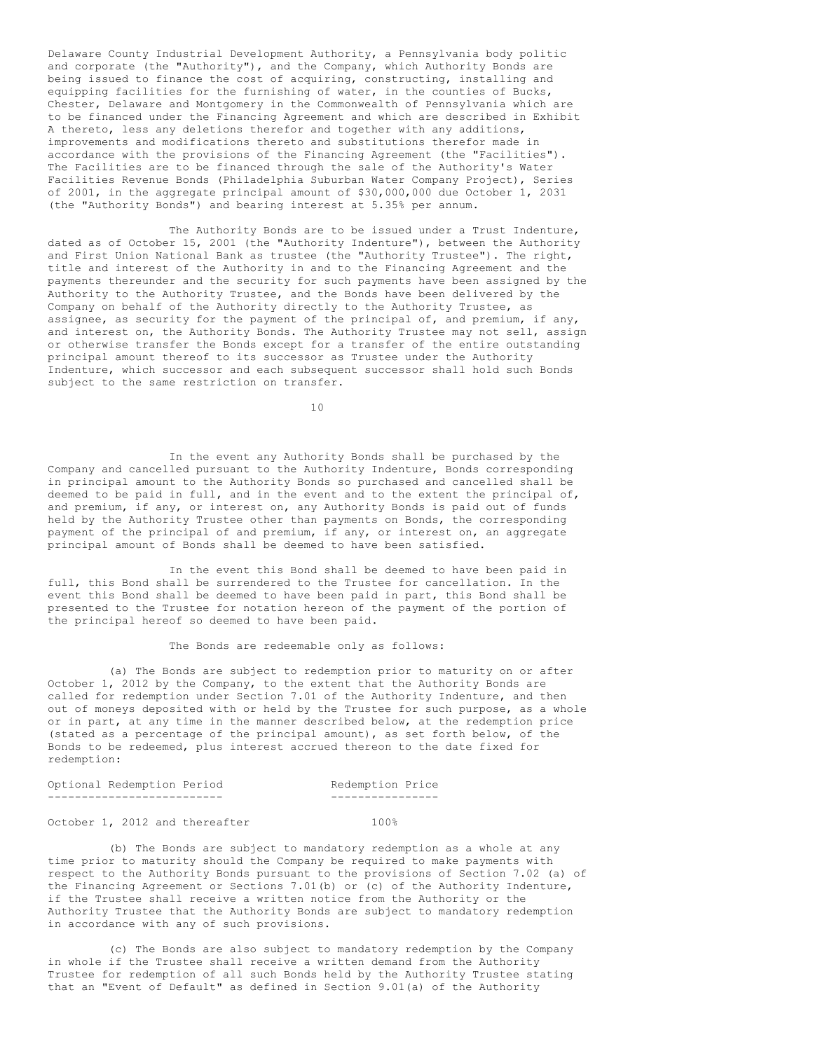Delaware County Industrial Development Authority, a Pennsylvania body politic and corporate (the "Authority"), and the Company, which Authority Bonds are being issued to finance the cost of acquiring, constructing, installing and equipping facilities for the furnishing of water, in the counties of Bucks, Chester, Delaware and Montgomery in the Commonwealth of Pennsylvania which are to be financed under the Financing Agreement and which are described in Exhibit A thereto, less any deletions therefor and together with any additions, improvements and modifications thereto and substitutions therefor made in accordance with the provisions of the Financing Agreement (the "Facilities"). The Facilities are to be financed through the sale of the Authority's Water Facilities Revenue Bonds (Philadelphia Suburban Water Company Project), Series of 2001, in the aggregate principal amount of $30,000,000 due October 1, 2031 (the "Authority Bonds") and bearing interest at 5.35% per annum.

The Authority Bonds are to be issued under a Trust Indenture, dated as of October 15, 2001 (the "Authority Indenture"), between the Authority and First Union National Bank as trustee (the "Authority Trustee"). The right, title and interest of the Authority in and to the Financing Agreement and the payments thereunder and the security for such payments have been assigned by the Authority to the Authority Trustee, and the Bonds have been delivered by the Company on behalf of the Authority directly to the Authority Trustee, as assignee, as security for the payment of the principal of, and premium, if any, and interest on, the Authority Bonds. The Authority Trustee may not sell, assign or otherwise transfer the Bonds except for a transfer of the entire outstanding principal amount thereof to its successor as Trustee under the Authority Indenture, which successor and each subsequent successor shall hold such Bonds subject to the same restriction on transfer.

In the event any Authority Bonds shall be purchased by the Company and cancelled pursuant to the Authority Indenture, Bonds corresponding in principal amount to the Authority Bonds so purchased and cancelled shall be deemed to be paid in full, and in the event and to the extent the principal of, and premium, if any, or interest on, any Authority Bonds is paid out of funds held by the Authority Trustee other than payments on Bonds, the corresponding payment of the principal of and premium, if any, or interest on, an aggregate principal amount of Bonds shall be deemed to have been satisfied.

In the event this Bond shall be deemed to have been paid in full, this Bond shall be surrendered to the Trustee for cancellation. In the event this Bond shall be deemed to have been paid in part, this Bond shall be presented to the Trustee for notation hereon of the payment of the portion of the principal hereof so deemed to have been paid.

The Bonds are redeemable only as follows:

(a) The Bonds are subject to redemption prior to maturity on or after October 1, 2012 by the Company, to the extent that the Authority Bonds are called for redemption under Section 7.01 of the Authority Indenture, and then out of moneys deposited with or held by the Trustee for such purpose, as a whole or in part, at any time in the manner described below, at the redemption price (stated as a percentage of the principal amount), as set forth below, of the Bonds to be redeemed, plus interest accrued thereon to the date fixed for redemption:

| Optional Redemption Period | Redemption Price |
|---|---|
| October 1, 2012 and thereafter | 100% |

(b) The Bonds are subject to mandatory redemption as a whole at any time prior to maturity should the Company be required to make payments with respect to the Authority Bonds pursuant to the provisions of Section 7.02 (a) of the Financing Agreement or Sections 7.01(b) or (c) of the Authority Indenture, if the Trustee shall receive a written notice from the Authority or the Authority Trustee that the Authority Bonds are subject to mandatory redemption in accordance with any of such provisions.

(c) The Bonds are also subject to mandatory redemption by the Company in whole if the Trustee shall receive a written demand from the Authority Trustee for redemption of all such Bonds held by the Authority Trustee stating that an "Event of Default" as defined in Section 9.01(a) of the Authority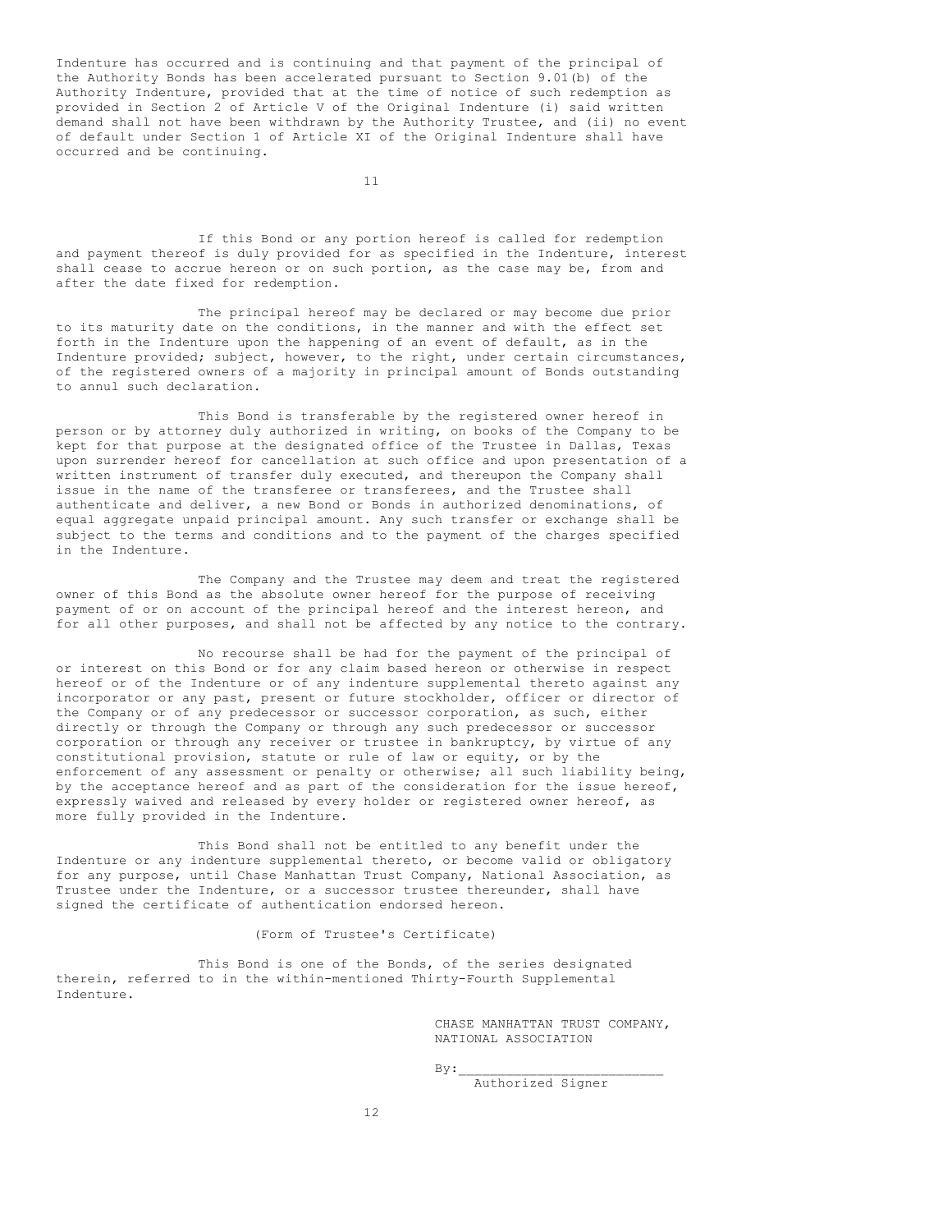Indenture has occurred and is continuing and that payment of the principal of the Authority Bonds has been accelerated pursuant to Section 9.01(b) of the Authority Indenture, provided that at the time of notice of such redemption as provided in Section 2 of Article V of the Original Indenture (i) said written demand shall not have been withdrawn by the Authority Trustee, and (ii) no event of default under Section 1 of Article XI of the Original Indenture shall have occurred and be continuing.

If this Bond or any portion hereof is called for redemption and payment thereof is duly provided for as specified in the Indenture, interest shall cease to accrue hereon or on such portion, as the case may be, from and after the date fixed for redemption.

The principal hereof may be declared or may become due prior to its maturity date on the conditions, in the manner and with the effect set forth in the Indenture upon the happening of an event of default, as in the Indenture provided; subject, however, to the right, under certain circumstances, of the registered owners of a majority in principal amount of Bonds outstanding to annul such declaration.

This Bond is transferable by the registered owner hereof in person or by attorney duly authorized in writing, on books of the Company to be kept for that purpose at the designated office of the Trustee in Dallas, Texas upon surrender hereof for cancellation at such office and upon presentation of a written instrument of transfer duly executed, and thereupon the Company shall issue in the name of the transferee or transferees, and the Trustee shall authenticate and deliver, a new Bond or Bonds in authorized denominations, of equal aggregate unpaid principal amount. Any such transfer or exchange shall be subject to the terms and conditions and to the payment of the charges specified in the Indenture.

The Company and the Trustee may deem and treat the registered owner of this Bond as the absolute owner hereof for the purpose of receiving payment of or on account of the principal hereof and the interest hereon, and for all other purposes, and shall not be affected by any notice to the contrary.

No recourse shall be had for the payment of the principal of or interest on this Bond or for any claim based hereon or otherwise in respect hereof or of the Indenture or of any indenture supplemental thereto against any incorporator or any past, present or future stockholder, officer or director of the Company or of any predecessor or successor corporation, as such, either directly or through the Company or through any such predecessor or successor corporation or through any receiver or trustee in bankruptcy, by virtue of any constitutional provision, statute or rule of law or equity, or by the enforcement of any assessment or penalty or otherwise; all such liability being, by the acceptance hereof and as part of the consideration for the issue hereof, expressly waived and released by every holder or registered owner hereof, as more fully provided in the Indenture.

This Bond shall not be entitled to any benefit under the Indenture or any indenture supplemental thereto, or become valid or obligatory for any purpose, until Chase Manhattan Trust Company, National Association, as Trustee under the Indenture, or a successor trustee thereunder, shall have signed the certificate of authentication endorsed hereon.

(Form of Trustee's Certificate)

This Bond is one of the Bonds, of the series designated therein, referred to in the within-mentioned Thirty-Fourth Supplemental Indenture.

CHASE MANHATTAN TRUST COMPANY,
NATIONAL ASSOCIATION

By:___________________________
Authorized Signer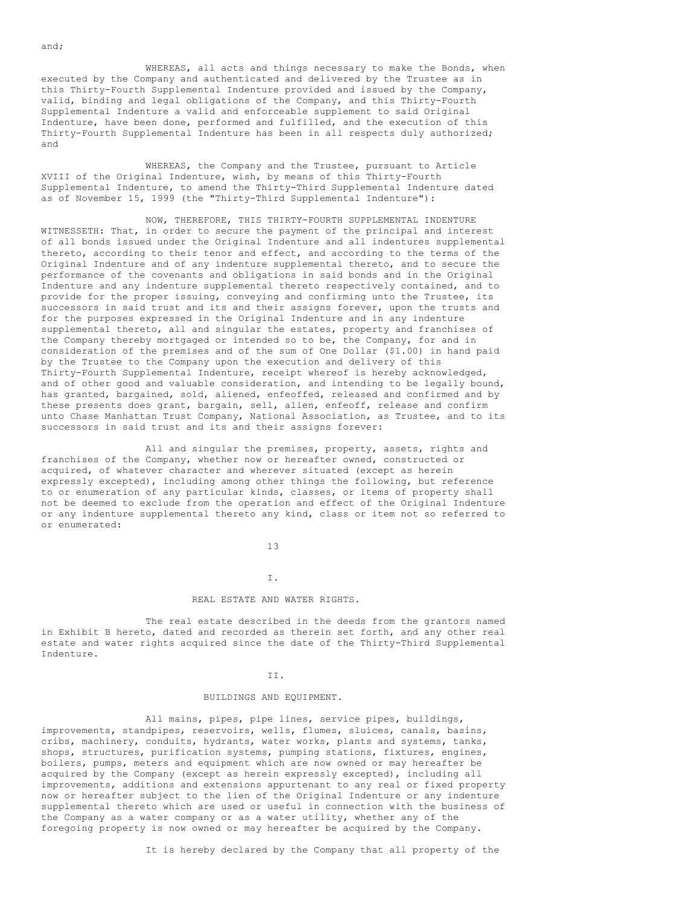and;

WHEREAS, all acts and things necessary to make the Bonds, when executed by the Company and authenticated and delivered by the Trustee as in this Thirty-Fourth Supplemental Indenture provided and issued by the Company, valid, binding and legal obligations of the Company, and this Thirty-Fourth Supplemental Indenture a valid and enforceable supplement to said Original Indenture, have been done, performed and fulfilled, and the execution of this Thirty-Fourth Supplemental Indenture has been in all respects duly authorized; and

WHEREAS, the Company and the Trustee, pursuant to Article XVIII of the Original Indenture, wish, by means of this Thirty-Fourth Supplemental Indenture, to amend the Thirty-Third Supplemental Indenture dated as of November 15, 1999 (the "Thirty-Third Supplemental Indenture"):

NOW, THEREFORE, THIS THIRTY-FOURTH SUPPLEMENTAL INDENTURE WITNESSETH: That, in order to secure the payment of the principal and interest of all bonds issued under the Original Indenture and all indentures supplemental thereto, according to their tenor and effect, and according to the terms of the Original Indenture and of any indenture supplemental thereto, and to secure the performance of the covenants and obligations in said bonds and in the Original Indenture and any indenture supplemental thereto respectively contained, and to provide for the proper issuing, conveying and confirming unto the Trustee, its successors in said trust and its and their assigns forever, upon the trusts and for the purposes expressed in the Original Indenture and in any indenture supplemental thereto, all and singular the estates, property and franchises of the Company thereby mortgaged or intended so to be, the Company, for and in consideration of the premises and of the sum of One Dollar ($1.00) in hand paid by the Trustee to the Company upon the execution and delivery of this Thirty-Fourth Supplemental Indenture, receipt whereof is hereby acknowledged, and of other good and valuable consideration, and intending to be legally bound, has granted, bargained, sold, aliened, enfeoffed, released and confirmed and by these presents does grant, bargain, sell, alien, enfeoff, release and confirm unto Chase Manhattan Trust Company, National Association, as Trustee, and to its successors in said trust and its and their assigns forever:

All and singular the premises, property, assets, rights and franchises of the Company, whether now or hereafter owned, constructed or acquired, of whatever character and wherever situated (except as herein expressly excepted), including among other things the following, but reference to or enumeration of any particular kinds, classes, or items of property shall not be deemed to exclude from the operation and effect of the Original Indenture or any indenture supplemental thereto any kind, class or item not so referred to or enumerated:

## I.

## REAL ESTATE AND WATER RIGHTS.

The real estate described in the deeds from the grantors named in Exhibit B hereto, dated and recorded as therein set forth, and any other real estate and water rights acquired since the date of the Thirty-Third Supplemental Indenture.

## II.

## BUILDINGS AND EQUIPMENT.

All mains, pipes, pipe lines, service pipes, buildings, improvements, standpipes, reservoirs, wells, flumes, sluices, canals, basins, cribs, machinery, conduits, hydrants, water works, plants and systems, tanks, shops, structures, purification systems, pumping stations, fixtures, engines, boilers, pumps, meters and equipment which are now owned or may hereafter be acquired by the Company (except as herein expressly excepted), including all improvements, additions and extensions appurtenant to any real or fixed property now or hereafter subject to the lien of the Original Indenture or any indenture supplemental thereto which are used or useful in connection with the business of the Company as a water company or as a water utility, whether any of the foregoing property is now owned or may hereafter be acquired by the Company.

It is hereby declared by the Company that all property of the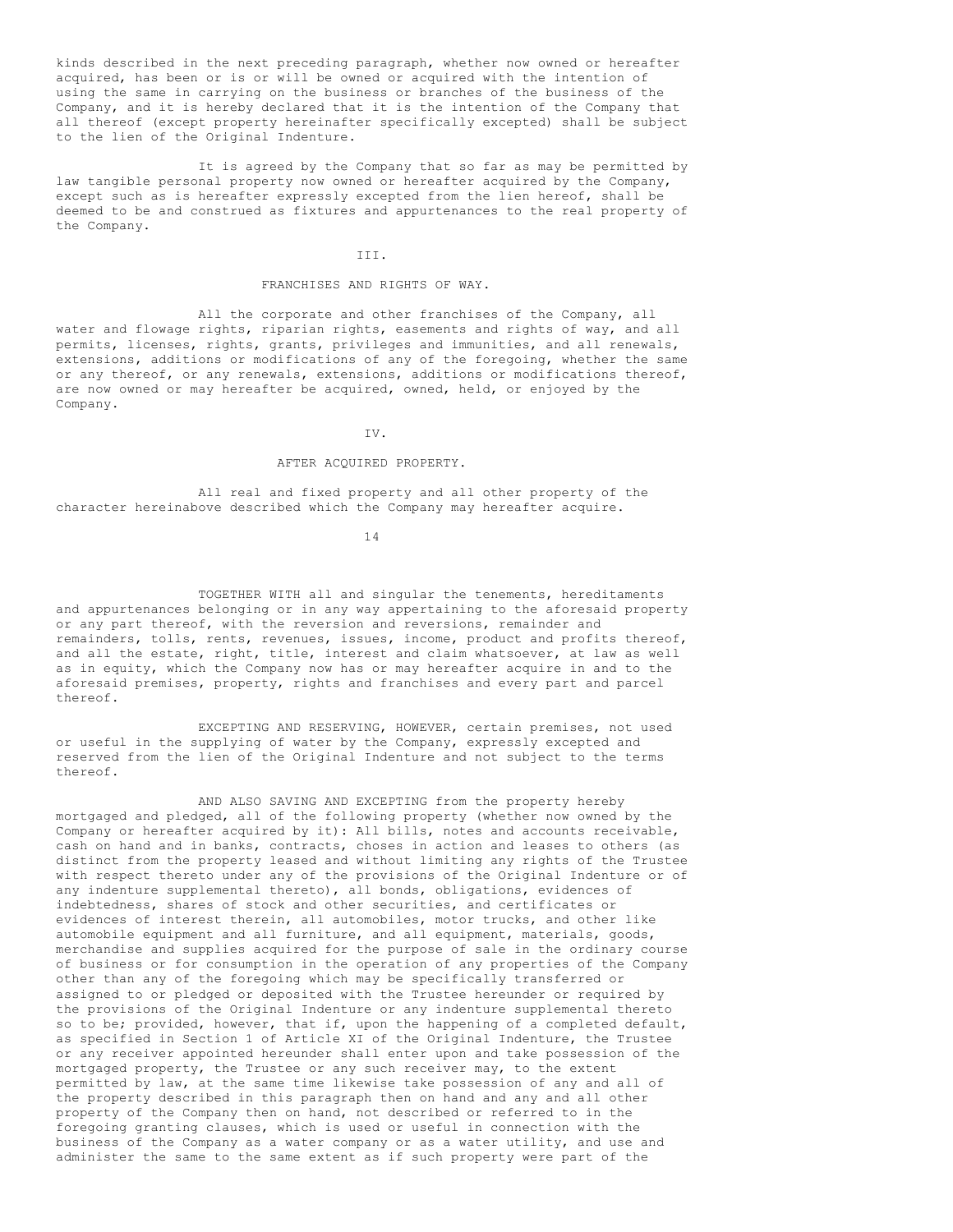kinds described in the next preceding paragraph, whether now owned or hereafter acquired, has been or is or will be owned or acquired with the intention of using the same in carrying on the business or branches of the business of the Company, and it is hereby declared that it is the intention of the Company that all thereof (except property hereinafter specifically excepted) shall be subject to the lien of the Original Indenture.

It is agreed by the Company that so far as may be permitted by law tangible personal property now owned or hereafter acquired by the Company, except such as is hereafter expressly excepted from the lien hereof, shall be deemed to be and construed as fixtures and appurtenances to the real property of the Company.

III.

FRANCHISES AND RIGHTS OF WAY.

All the corporate and other franchises of the Company, all water and flowage rights, riparian rights, easements and rights of way, and all permits, licenses, rights, grants, privileges and immunities, and all renewals, extensions, additions or modifications of any of the foregoing, whether the same or any thereof, or any renewals, extensions, additions or modifications thereof, are now owned or may hereafter be acquired, owned, held, or enjoyed by the Company.

IV.

AFTER ACQUIRED PROPERTY.

All real and fixed property and all other property of the character hereinabove described which the Company may hereafter acquire.

TOGETHER WITH all and singular the tenements, hereditaments and appurtenances belonging or in any way appertaining to the aforesaid property or any part thereof, with the reversion and reversions, remainder and remainders, tolls, rents, revenues, issues, income, product and profits thereof, and all the estate, right, title, interest and claim whatsoever, at law as well as in equity, which the Company now has or may hereafter acquire in and to the aforesaid premises, property, rights and franchises and every part and parcel thereof.

EXCEPTING AND RESERVING, HOWEVER, certain premises, not used or useful in the supplying of water by the Company, expressly excepted and reserved from the lien of the Original Indenture and not subject to the terms thereof.

AND ALSO SAVING AND EXCEPTING from the property hereby mortgaged and pledged, all of the following property (whether now owned by the Company or hereafter acquired by it): All bills, notes and accounts receivable, cash on hand and in banks, contracts, choses in action and leases to others (as distinct from the property leased and without limiting any rights of the Trustee with respect thereto under any of the provisions of the Original Indenture or of any indenture supplemental thereto), all bonds, obligations, evidences of indebtedness, shares of stock and other securities, and certificates or evidences of interest therein, all automobiles, motor trucks, and other like automobile equipment and all furniture, and all equipment, materials, goods, merchandise and supplies acquired for the purpose of sale in the ordinary course of business or for consumption in the operation of any properties of the Company other than any of the foregoing which may be specifically transferred or assigned to or pledged or deposited with the Trustee hereunder or required by the provisions of the Original Indenture or any indenture supplemental thereto so to be; provided, however, that if, upon the happening of a completed default, as specified in Section 1 of Article XI of the Original Indenture, the Trustee or any receiver appointed hereunder shall enter upon and take possession of the mortgaged property, the Trustee or any such receiver may, to the extent permitted by law, at the same time likewise take possession of any and all of the property described in this paragraph then on hand and any and all other property of the Company then on hand, not described or referred to in the foregoing granting clauses, which is used or useful in connection with the business of the Company as a water company or as a water utility, and use and administer the same to the same extent as if such property were part of the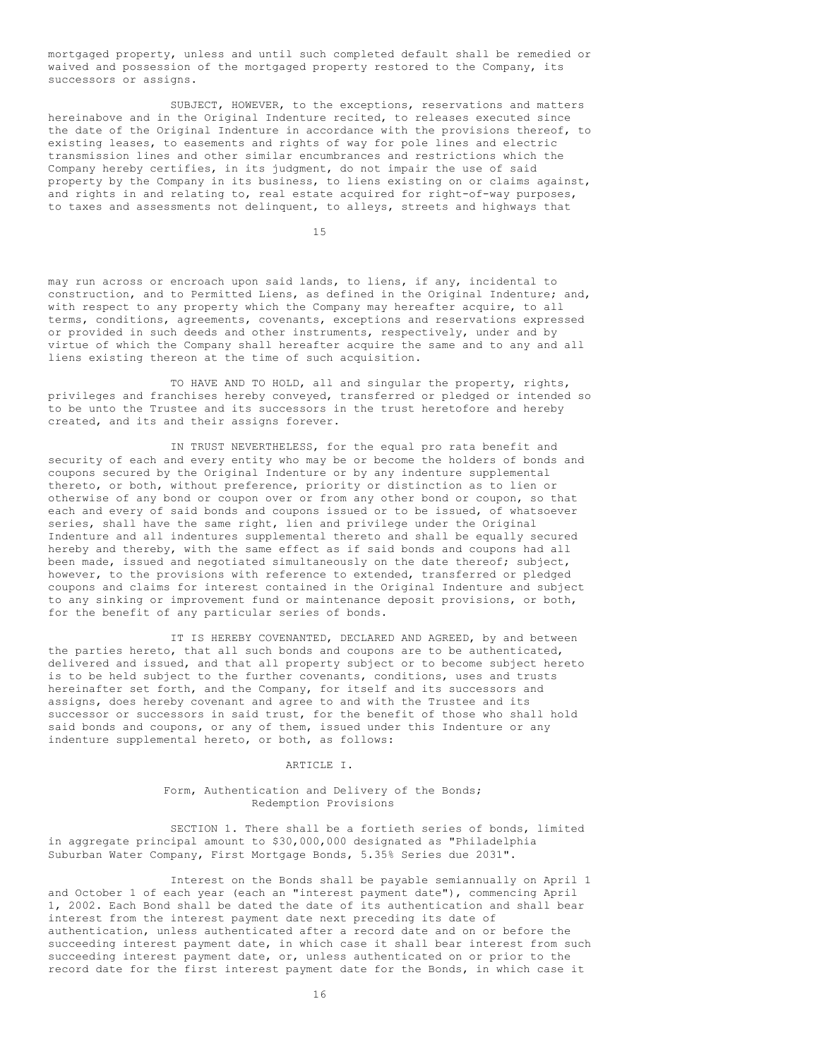mortgaged property, unless and until such completed default shall be remedied or waived and possession of the mortgaged property restored to the Company, its successors or assigns.

SUBJECT, HOWEVER, to the exceptions, reservations and matters hereinabove and in the Original Indenture recited, to releases executed since the date of the Original Indenture in accordance with the provisions thereof, to existing leases, to easements and rights of way for pole lines and electric transmission lines and other similar encumbrances and restrictions which the Company hereby certifies, in its judgment, do not impair the use of said property by the Company in its business, to liens existing on or claims against, and rights in and relating to, real estate acquired for right-of-way purposes, to taxes and assessments not delinquent, to alleys, streets and highways that may run across or encroach upon said lands, to liens, if any, incidental to construction, and to Permitted Liens, as defined in the Original Indenture; and, with respect to any property which the Company may hereafter acquire, to all terms, conditions, agreements, covenants, exceptions and reservations expressed or provided in such deeds and other instruments, respectively, under and by virtue of which the Company shall hereafter acquire the same and to any and all liens existing thereon at the time of such acquisition.

TO HAVE AND TO HOLD, all and singular the property, rights, privileges and franchises hereby conveyed, transferred or pledged or intended so to be unto the Trustee and its successors in the trust heretofore and hereby created, and its and their assigns forever.

IN TRUST NEVERTHELESS, for the equal pro rata benefit and security of each and every entity who may be or become the holders of bonds and coupons secured by the Original Indenture or by any indenture supplemental thereto, or both, without preference, priority or distinction as to lien or otherwise of any bond or coupon over or from any other bond or coupon, so that each and every of said bonds and coupons issued or to be issued, of whatsoever series, shall have the same right, lien and privilege under the Original Indenture and all indentures supplemental thereto and shall be equally secured hereby and thereby, with the same effect as if said bonds and coupons had all been made, issued and negotiated simultaneously on the date thereof; subject, however, to the provisions with reference to extended, transferred or pledged coupons and claims for interest contained in the Original Indenture and subject to any sinking or improvement fund or maintenance deposit provisions, or both, for the benefit of any particular series of bonds.

IT IS HEREBY COVENANTED, DECLARED AND AGREED, by and between the parties hereto, that all such bonds and coupons are to be authenticated, delivered and issued, and that all property subject or to become subject hereto is to be held subject to the further covenants, conditions, uses and trusts hereinafter set forth, and the Company, for itself and its successors and assigns, does hereby covenant and agree to and with the Trustee and its successor or successors in said trust, for the benefit of those who shall hold said bonds and coupons, or any of them, issued under this Indenture or any indenture supplemental hereto, or both, as follows:

## ARTICLE I.

### Form, Authentication and Delivery of the Bonds; Redemption Provisions

SECTION 1. There shall be a fortieth series of bonds, limited in aggregate principal amount to $30,000,000 designated as "Philadelphia Suburban Water Company, First Mortgage Bonds, 5.35% Series due 2031".

Interest on the Bonds shall be payable semiannually on April 1 and October 1 of each year (each an "interest payment date"), commencing April 1, 2002. Each Bond shall be dated the date of its authentication and shall bear interest from the interest payment date next preceding its date of authentication, unless authenticated after a record date and on or before the succeeding interest payment date, in which case it shall bear interest from such succeeding interest payment date, or, unless authenticated on or prior to the record date for the first interest payment date for the Bonds, in which case it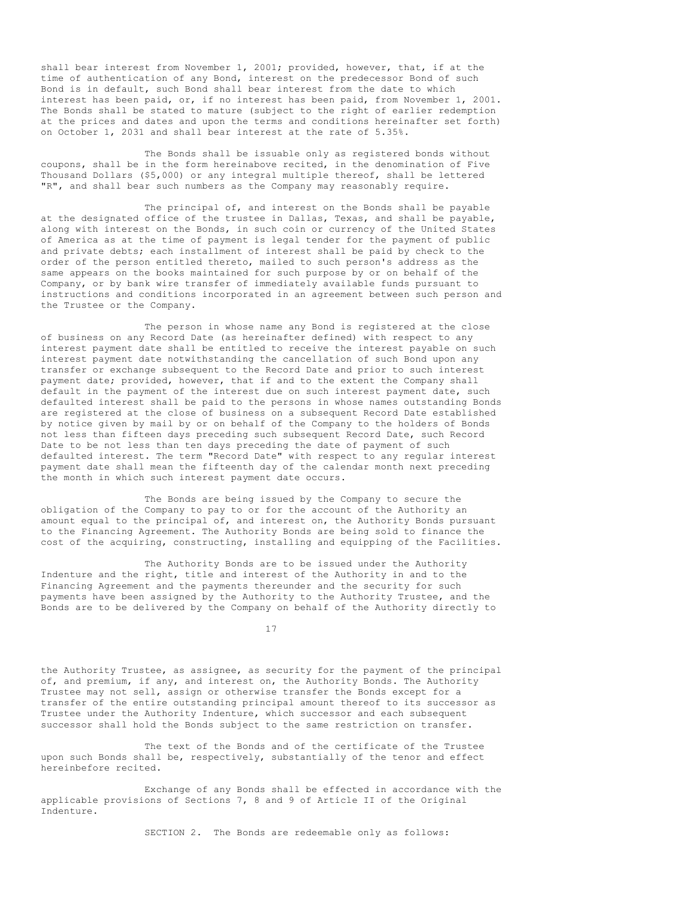shall bear interest from November 1, 2001; provided, however, that, if at the time of authentication of any Bond, interest on the predecessor Bond of such Bond is in default, such Bond shall bear interest from the date to which interest has been paid, or, if no interest has been paid, from November 1, 2001. The Bonds shall be stated to mature (subject to the right of earlier redemption at the prices and dates and upon the terms and conditions hereinafter set forth) on October 1, 2031 and shall bear interest at the rate of 5.35%.

The Bonds shall be issuable only as registered bonds without coupons, shall be in the form hereinabove recited, in the denomination of Five Thousand Dollars ($5,000) or any integral multiple thereof, shall be lettered "R", and shall bear such numbers as the Company may reasonably require.

The principal of, and interest on the Bonds shall be payable at the designated office of the trustee in Dallas, Texas, and shall be payable, along with interest on the Bonds, in such coin or currency of the United States of America as at the time of payment is legal tender for the payment of public and private debts; each installment of interest shall be paid by check to the order of the person entitled thereto, mailed to such person's address as the same appears on the books maintained for such purpose by or on behalf of the Company, or by bank wire transfer of immediately available funds pursuant to instructions and conditions incorporated in an agreement between such person and the Trustee or the Company.

The person in whose name any Bond is registered at the close of business on any Record Date (as hereinafter defined) with respect to any interest payment date shall be entitled to receive the interest payable on such interest payment date notwithstanding the cancellation of such Bond upon any transfer or exchange subsequent to the Record Date and prior to such interest payment date; provided, however, that if and to the extent the Company shall default in the payment of the interest due on such interest payment date, such defaulted interest shall be paid to the persons in whose names outstanding Bonds are registered at the close of business on a subsequent Record Date established by notice given by mail by or on behalf of the Company to the holders of Bonds not less than fifteen days preceding such subsequent Record Date, such Record Date to be not less than ten days preceding the date of payment of such defaulted interest. The term "Record Date" with respect to any regular interest payment date shall mean the fifteenth day of the calendar month next preceding the month in which such interest payment date occurs.

The Bonds are being issued by the Company to secure the obligation of the Company to pay to or for the account of the Authority an amount equal to the principal of, and interest on, the Authority Bonds pursuant to the Financing Agreement. The Authority Bonds are being sold to finance the cost of the acquiring, constructing, installing and equipping of the Facilities.

The Authority Bonds are to be issued under the Authority Indenture and the right, title and interest of the Authority in and to the Financing Agreement and the payments thereunder and the security for such payments have been assigned by the Authority to the Authority Trustee, and the Bonds are to be delivered by the Company on behalf of the Authority directly to the Authority Trustee, as assignee, as security for the payment of the principal of, and premium, if any, and interest on, the Authority Bonds. The Authority Trustee may not sell, assign or otherwise transfer the Bonds except for a transfer of the entire outstanding principal amount thereof to its successor as Trustee under the Authority Indenture, which successor and each subsequent successor shall hold the Bonds subject to the same restriction on transfer.

The text of the Bonds and of the certificate of the Trustee upon such Bonds shall be, respectively, substantially of the tenor and effect hereinbefore recited.

Exchange of any Bonds shall be effected in accordance with the applicable provisions of Sections 7, 8 and 9 of Article II of the Original Indenture.

SECTION 2. The Bonds are redeemable only as follows: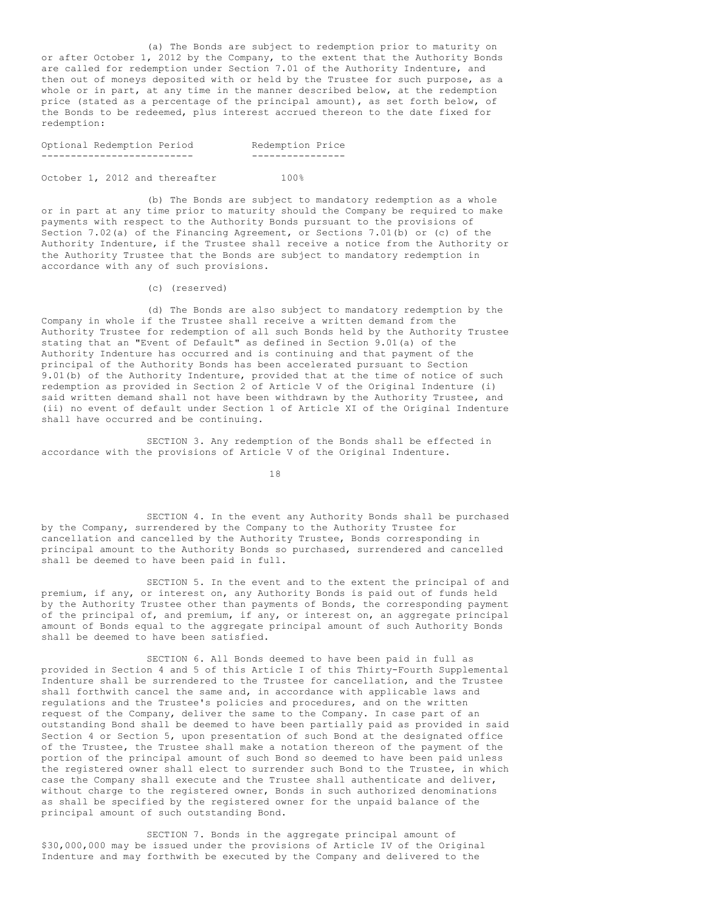(a) The Bonds are subject to redemption prior to maturity on or after October 1, 2012 by the Company, to the extent that the Authority Bonds are called for redemption under Section 7.01 of the Authority Indenture, and then out of moneys deposited with or held by the Trustee for such purpose, as a whole or in part, at any time in the manner described below, at the redemption price (stated as a percentage of the principal amount), as set forth below, of the Bonds to be redeemed, plus interest accrued thereon to the date fixed for redemption:

| Optional Redemption Period | Redemption Price |
|---|---|
| October 1, 2012 and thereafter | 100% |

(b) The Bonds are subject to mandatory redemption as a whole or in part at any time prior to maturity should the Company be required to make payments with respect to the Authority Bonds pursuant to the provisions of Section 7.02(a) of the Financing Agreement, or Sections 7.01(b) or (c) of the Authority Indenture, if the Trustee shall receive a notice from the Authority or the Authority Trustee that the Bonds are subject to mandatory redemption in accordance with any of such provisions.

(c) (reserved)

(d) The Bonds are also subject to mandatory redemption by the Company in whole if the Trustee shall receive a written demand from the Authority Trustee for redemption of all such Bonds held by the Authority Trustee stating that an "Event of Default" as defined in Section 9.01(a) of the Authority Indenture has occurred and is continuing and that payment of the principal of the Authority Bonds has been accelerated pursuant to Section 9.01(b) of the Authority Indenture, provided that at the time of notice of such redemption as provided in Section 2 of Article V of the Original Indenture (i) said written demand shall not have been withdrawn by the Authority Trustee, and (ii) no event of default under Section 1 of Article XI of the Original Indenture shall have occurred and be continuing.

SECTION 3. Any redemption of the Bonds shall be effected in accordance with the provisions of Article V of the Original Indenture.

SECTION 4. In the event any Authority Bonds shall be purchased by the Company, surrendered by the Company to the Authority Trustee for cancellation and cancelled by the Authority Trustee, Bonds corresponding in principal amount to the Authority Bonds so purchased, surrendered and cancelled shall be deemed to have been paid in full.

SECTION 5. In the event and to the extent the principal of and premium, if any, or interest on, any Authority Bonds is paid out of funds held by the Authority Trustee other than payments of Bonds, the corresponding payment of the principal of, and premium, if any, or interest on, an aggregate principal amount of Bonds equal to the aggregate principal amount of such Authority Bonds shall be deemed to have been satisfied.

SECTION 6. All Bonds deemed to have been paid in full as provided in Section 4 and 5 of this Article I of this Thirty-Fourth Supplemental Indenture shall be surrendered to the Trustee for cancellation, and the Trustee shall forthwith cancel the same and, in accordance with applicable laws and regulations and the Trustee's policies and procedures, and on the written request of the Company, deliver the same to the Company. In case part of an outstanding Bond shall be deemed to have been partially paid as provided in said Section 4 or Section 5, upon presentation of such Bond at the designated office of the Trustee, the Trustee shall make a notation thereon of the payment of the portion of the principal amount of such Bond so deemed to have been paid unless the registered owner shall elect to surrender such Bond to the Trustee, in which case the Company shall execute and the Trustee shall authenticate and deliver, without charge to the registered owner, Bonds in such authorized denominations as shall be specified by the registered owner for the unpaid balance of the principal amount of such outstanding Bond.

SECTION 7. Bonds in the aggregate principal amount of $30,000,000 may be issued under the provisions of Article IV of the Original Indenture and may forthwith be executed by the Company and delivered to the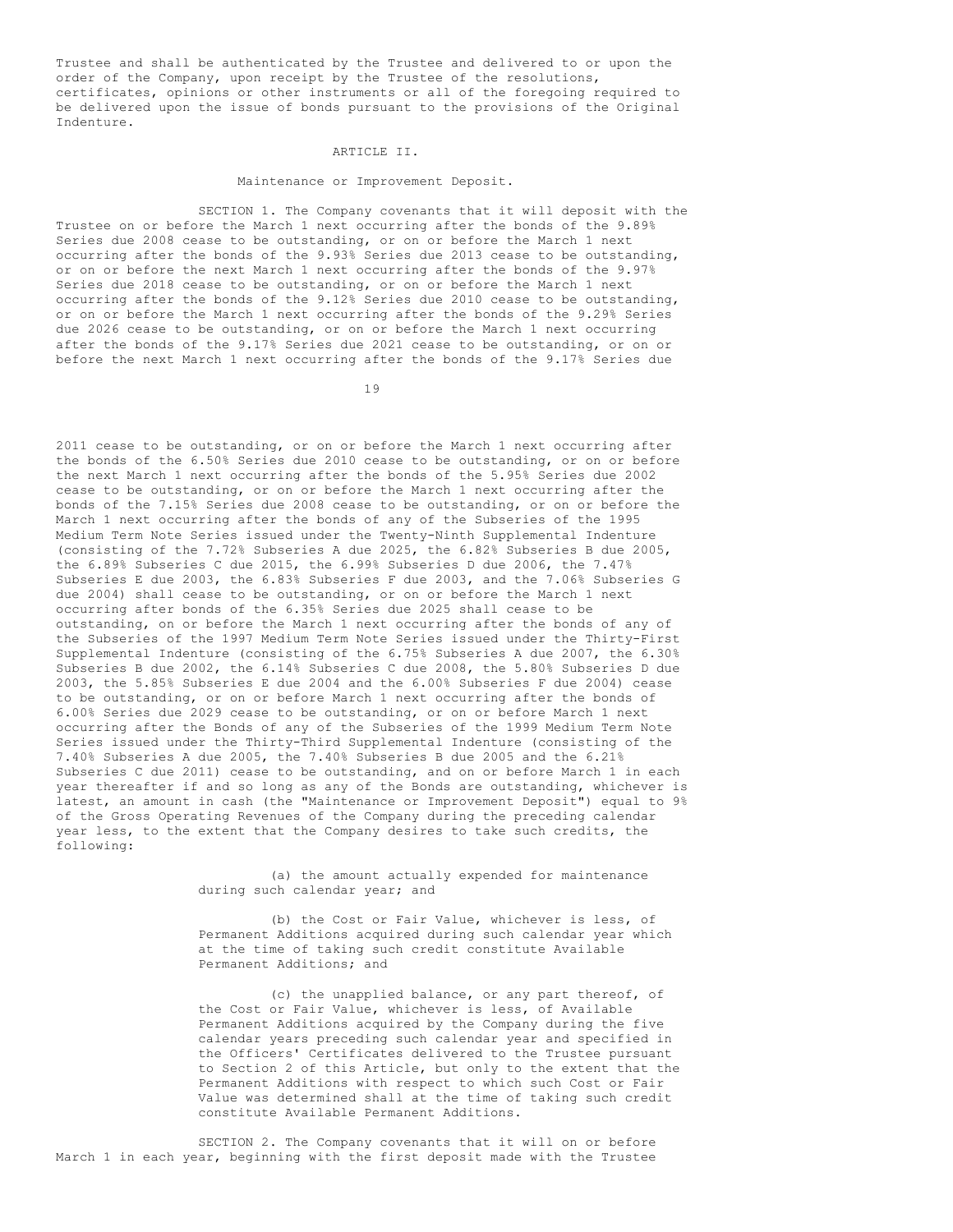Trustee and shall be authenticated by the Trustee and delivered to or upon the order of the Company, upon receipt by the Trustee of the resolutions, certificates, opinions or other instruments or all of the foregoing required to be delivered upon the issue of bonds pursuant to the provisions of the Original Indenture.

## ARTICLE II.

### Maintenance or Improvement Deposit.

SECTION 1. The Company covenants that it will deposit with the Trustee on or before the March 1 next occurring after the bonds of the 9.89% Series due 2008 cease to be outstanding, or on or before the March 1 next occurring after the bonds of the 9.93% Series due 2013 cease to be outstanding, or on or before the next March 1 next occurring after the bonds of the 9.97% Series due 2018 cease to be outstanding, or on or before the March 1 next occurring after the bonds of the 9.12% Series due 2010 cease to be outstanding, or on or before the March 1 next occurring after the bonds of the 9.29% Series due 2026 cease to be outstanding, or on or before the March 1 next occurring after the bonds of the 9.17% Series due 2021 cease to be outstanding, or on or before the next March 1 next occurring after the bonds of the 9.17% Series due 2011 cease to be outstanding, or on or before the March 1 next occurring after the bonds of the 6.50% Series due 2010 cease to be outstanding, or on or before the next March 1 next occurring after the bonds of the 5.95% Series due 2002 cease to be outstanding, or on or before the March 1 next occurring after the bonds of the 7.15% Series due 2008 cease to be outstanding, or on or before the March 1 next occurring after the bonds of any of the Subseries of the 1995 Medium Term Note Series issued under the Twenty-Ninth Supplemental Indenture (consisting of the 7.72% Subseries A due 2025, the 6.82% Subseries B due 2005, the 6.89% Subseries C due 2015, the 6.99% Subseries D due 2006, the 7.47% Subseries E due 2003, the 6.83% Subseries F due 2003, and the 7.06% Subseries G due 2004) shall cease to be outstanding, or on or before the March 1 next occurring after bonds of the 6.35% Series due 2025 shall cease to be outstanding, on or before the March 1 next occurring after the bonds of any of the Subseries of the 1997 Medium Term Note Series issued under the Thirty-First Supplemental Indenture (consisting of the 6.75% Subseries A due 2007, the 6.30% Subseries B due 2002, the 6.14% Subseries C due 2008, the 5.80% Subseries D due 2003, the 5.85% Subseries E due 2004 and the 6.00% Subseries F due 2004) cease to be outstanding, or on or before March 1 next occurring after the bonds of 6.00% Series due 2029 cease to be outstanding, or on or before March 1 next occurring after the Bonds of any of the Subseries of the 1999 Medium Term Note Series issued under the Thirty-Third Supplemental Indenture (consisting of the 7.40% Subseries A due 2005, the 7.40% Subseries B due 2005 and the 6.21% Subseries C due 2011) cease to be outstanding, and on or before March 1 in each year thereafter if and so long as any of the Bonds are outstanding, whichever is latest, an amount in cash (the "Maintenance or Improvement Deposit") equal to 9% of the Gross Operating Revenues of the Company during the preceding calendar year less, to the extent that the Company desires to take such credits, the following:

(a) the amount actually expended for maintenance during such calendar year; and

(b) the Cost or Fair Value, whichever is less, of Permanent Additions acquired during such calendar year which at the time of taking such credit constitute Available Permanent Additions; and

(c) the unapplied balance, or any part thereof, of the Cost or Fair Value, whichever is less, of Available Permanent Additions acquired by the Company during the five calendar years preceding such calendar year and specified in the Officers' Certificates delivered to the Trustee pursuant to Section 2 of this Article, but only to the extent that the Permanent Additions with respect to which such Cost or Fair Value was determined shall at the time of taking such credit constitute Available Permanent Additions.

SECTION 2. The Company covenants that it will on or before March 1 in each year, beginning with the first deposit made with the Trustee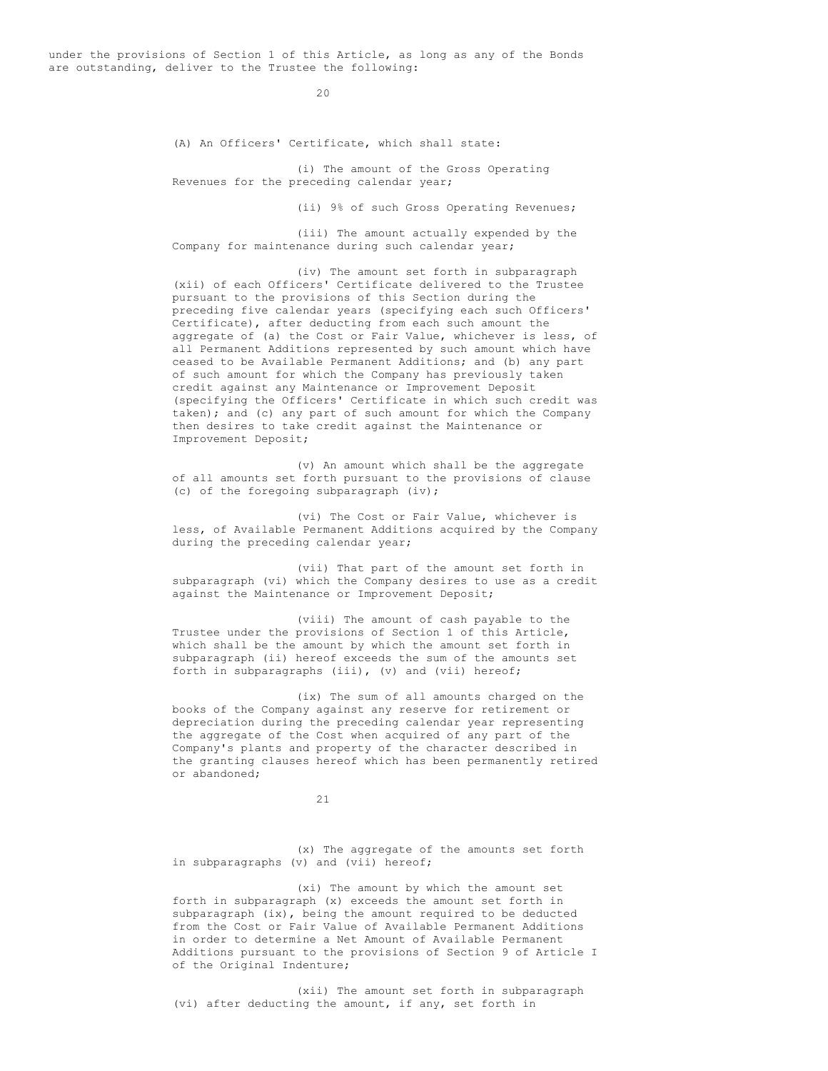under the provisions of Section 1 of this Article, as long as any of the Bonds are outstanding, deliver to the Trustee the following:

(A) An Officers' Certificate, which shall state:

(i) The amount of the Gross Operating Revenues for the preceding calendar year;

(ii) 9% of such Gross Operating Revenues;

(iii) The amount actually expended by the Company for maintenance during such calendar year;

(iv) The amount set forth in subparagraph (xii) of each Officers' Certificate delivered to the Trustee pursuant to the provisions of this Section during the preceding five calendar years (specifying each such Officers' Certificate), after deducting from each such amount the aggregate of (a) the Cost or Fair Value, whichever is less, of all Permanent Additions represented by such amount which have ceased to be Available Permanent Additions; and (b) any part of such amount for which the Company has previously taken credit against any Maintenance or Improvement Deposit (specifying the Officers' Certificate in which such credit was taken); and (c) any part of such amount for which the Company then desires to take credit against the Maintenance or Improvement Deposit;

(v) An amount which shall be the aggregate of all amounts set forth pursuant to the provisions of clause (c) of the foregoing subparagraph (iv);

(vi) The Cost or Fair Value, whichever is less, of Available Permanent Additions acquired by the Company during the preceding calendar year;

(vii) That part of the amount set forth in subparagraph (vi) which the Company desires to use as a credit against the Maintenance or Improvement Deposit;

(viii) The amount of cash payable to the Trustee under the provisions of Section 1 of this Article, which shall be the amount by which the amount set forth in subparagraph (ii) hereof exceeds the sum of the amounts set forth in subparagraphs (iii), (v) and (vii) hereof;

(ix) The sum of all amounts charged on the books of the Company against any reserve for retirement or depreciation during the preceding calendar year representing the aggregate of the Cost when acquired of any part of the Company's plants and property of the character described in the granting clauses hereof which has been permanently retired or abandoned;

(x) The aggregate of the amounts set forth in subparagraphs (v) and (vii) hereof;

(xi) The amount by which the amount set forth in subparagraph (x) exceeds the amount set forth in subparagraph (ix), being the amount required to be deducted from the Cost or Fair Value of Available Permanent Additions in order to determine a Net Amount of Available Permanent Additions pursuant to the provisions of Section 9 of Article I of the Original Indenture;

(xii) The amount set forth in subparagraph (vi) after deducting the amount, if any, set forth in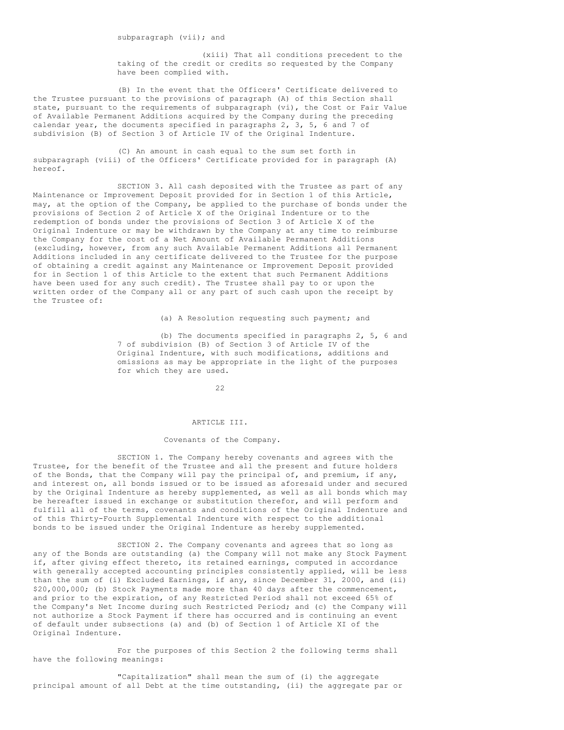subparagraph (vii); and

(xiii) That all conditions precedent to the taking of the credit or credits so requested by the Company have been complied with.

(B) In the event that the Officers' Certificate delivered to the Trustee pursuant to the provisions of paragraph (A) of this Section shall state, pursuant to the requirements of subparagraph (vi), the Cost or Fair Value of Available Permanent Additions acquired by the Company during the preceding calendar year, the documents specified in paragraphs 2, 3, 5, 6 and 7 of subdivision (B) of Section 3 of Article IV of the Original Indenture.

(C) An amount in cash equal to the sum set forth in subparagraph (viii) of the Officers' Certificate provided for in paragraph (A) hereof.

SECTION 3. All cash deposited with the Trustee as part of any Maintenance or Improvement Deposit provided for in Section 1 of this Article, may, at the option of the Company, be applied to the purchase of bonds under the provisions of Section 2 of Article X of the Original Indenture or to the redemption of bonds under the provisions of Section 3 of Article X of the Original Indenture or may be withdrawn by the Company at any time to reimburse the Company for the cost of a Net Amount of Available Permanent Additions (excluding, however, from any such Available Permanent Additions all Permanent Additions included in any certificate delivered to the Trustee for the purpose of obtaining a credit against any Maintenance or Improvement Deposit provided for in Section 1 of this Article to the extent that such Permanent Additions have been used for any such credit). The Trustee shall pay to or upon the written order of the Company all or any part of such cash upon the receipt by the Trustee of:

(a) A Resolution requesting such payment; and

(b) The documents specified in paragraphs 2, 5, 6 and 7 of subdivision (B) of Section 3 of Article IV of the Original Indenture, with such modifications, additions and omissions as may be appropriate in the light of the purposes for which they are used.

## ARTICLE III.

### Covenants of the Company.

SECTION 1. The Company hereby covenants and agrees with the Trustee, for the benefit of the Trustee and all the present and future holders of the Bonds, that the Company will pay the principal of, and premium, if any, and interest on, all bonds issued or to be issued as aforesaid under and secured by the Original Indenture as hereby supplemented, as well as all bonds which may be hereafter issued in exchange or substitution therefor, and will perform and fulfill all of the terms, covenants and conditions of the Original Indenture and of this Thirty-Fourth Supplemental Indenture with respect to the additional bonds to be issued under the Original Indenture as hereby supplemented.

SECTION 2. The Company covenants and agrees that so long as any of the Bonds are outstanding (a) the Company will not make any Stock Payment if, after giving effect thereto, its retained earnings, computed in accordance with generally accepted accounting principles consistently applied, will be less than the sum of (i) Excluded Earnings, if any, since December 31, 2000, and (ii) $20,000,000; (b) Stock Payments made more than 40 days after the commencement, and prior to the expiration, of any Restricted Period shall not exceed 65% of the Company's Net Income during such Restricted Period; and (c) the Company will not authorize a Stock Payment if there has occurred and is continuing an event of default under subsections (a) and (b) of Section 1 of Article XI of the Original Indenture.

For the purposes of this Section 2 the following terms shall have the following meanings:

"Capitalization" shall mean the sum of (i) the aggregate principal amount of all Debt at the time outstanding, (ii) the aggregate par or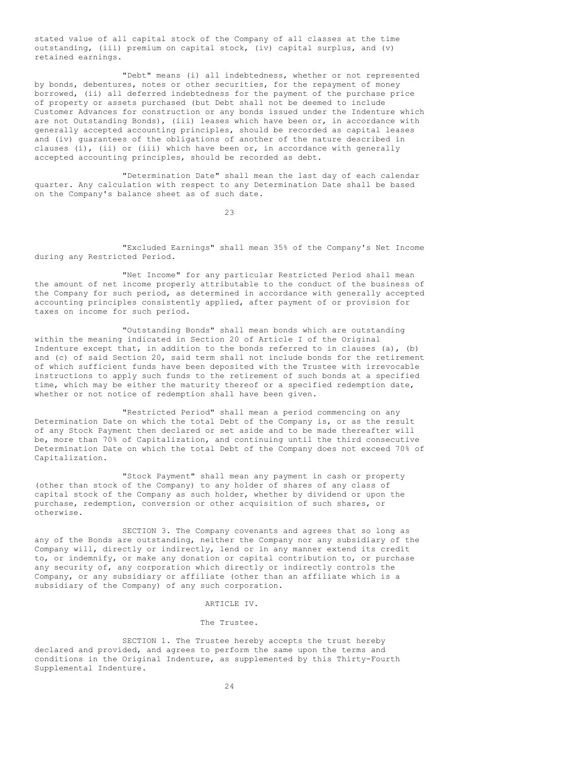stated value of all capital stock of the Company of all classes at the time outstanding, (iii) premium on capital stock, (iv) capital surplus, and (v) retained earnings.

"Debt" means (i) all indebtedness, whether or not represented by bonds, debentures, notes or other securities, for the repayment of money borrowed, (ii) all deferred indebtedness for the payment of the purchase price of property or assets purchased (but Debt shall not be deemed to include Customer Advances for construction or any bonds issued under the Indenture which are not Outstanding Bonds), (iii) leases which have been or, in accordance with generally accepted accounting principles, should be recorded as capital leases and (iv) guarantees of the obligations of another of the nature described in clauses (i), (ii) or (iii) which have been or, in accordance with generally accepted accounting principles, should be recorded as debt.

"Determination Date" shall mean the last day of each calendar quarter. Any calculation with respect to any Determination Date shall be based on the Company's balance sheet as of such date.

"Excluded Earnings" shall mean 35% of the Company's Net Income during any Restricted Period.

"Net Income" for any particular Restricted Period shall mean the amount of net income properly attributable to the conduct of the business of the Company for such period, as determined in accordance with generally accepted accounting principles consistently applied, after payment of or provision for taxes on income for such period.

"Outstanding Bonds" shall mean bonds which are outstanding within the meaning indicated in Section 20 of Article I of the Original Indenture except that, in addition to the bonds referred to in clauses (a), (b) and (c) of said Section 20, said term shall not include bonds for the retirement of which sufficient funds have been deposited with the Trustee with irrevocable instructions to apply such funds to the retirement of such bonds at a specified time, which may be either the maturity thereof or a specified redemption date, whether or not notice of redemption shall have been given.

"Restricted Period" shall mean a period commencing on any Determination Date on which the total Debt of the Company is, or as the result of any Stock Payment then declared or set aside and to be made thereafter will be, more than 70% of Capitalization, and continuing until the third consecutive Determination Date on which the total Debt of the Company does not exceed 70% of Capitalization.

"Stock Payment" shall mean any payment in cash or property (other than stock of the Company) to any holder of shares of any class of capital stock of the Company as such holder, whether by dividend or upon the purchase, redemption, conversion or other acquisition of such shares, or otherwise.

SECTION 3. The Company covenants and agrees that so long as any of the Bonds are outstanding, neither the Company nor any subsidiary of the Company will, directly or indirectly, lend or in any manner extend its credit to, or indemnify, or make any donation or capital contribution to, or purchase any security of, any corporation which directly or indirectly controls the Company, or any subsidiary or affiliate (other than an affiliate which is a subsidiary of the Company) of any such corporation.

## ARTICLE IV.

## The Trustee.

SECTION 1. The Trustee hereby accepts the trust hereby declared and provided, and agrees to perform the same upon the terms and conditions in the Original Indenture, as supplemented by this Thirty-Fourth Supplemental Indenture.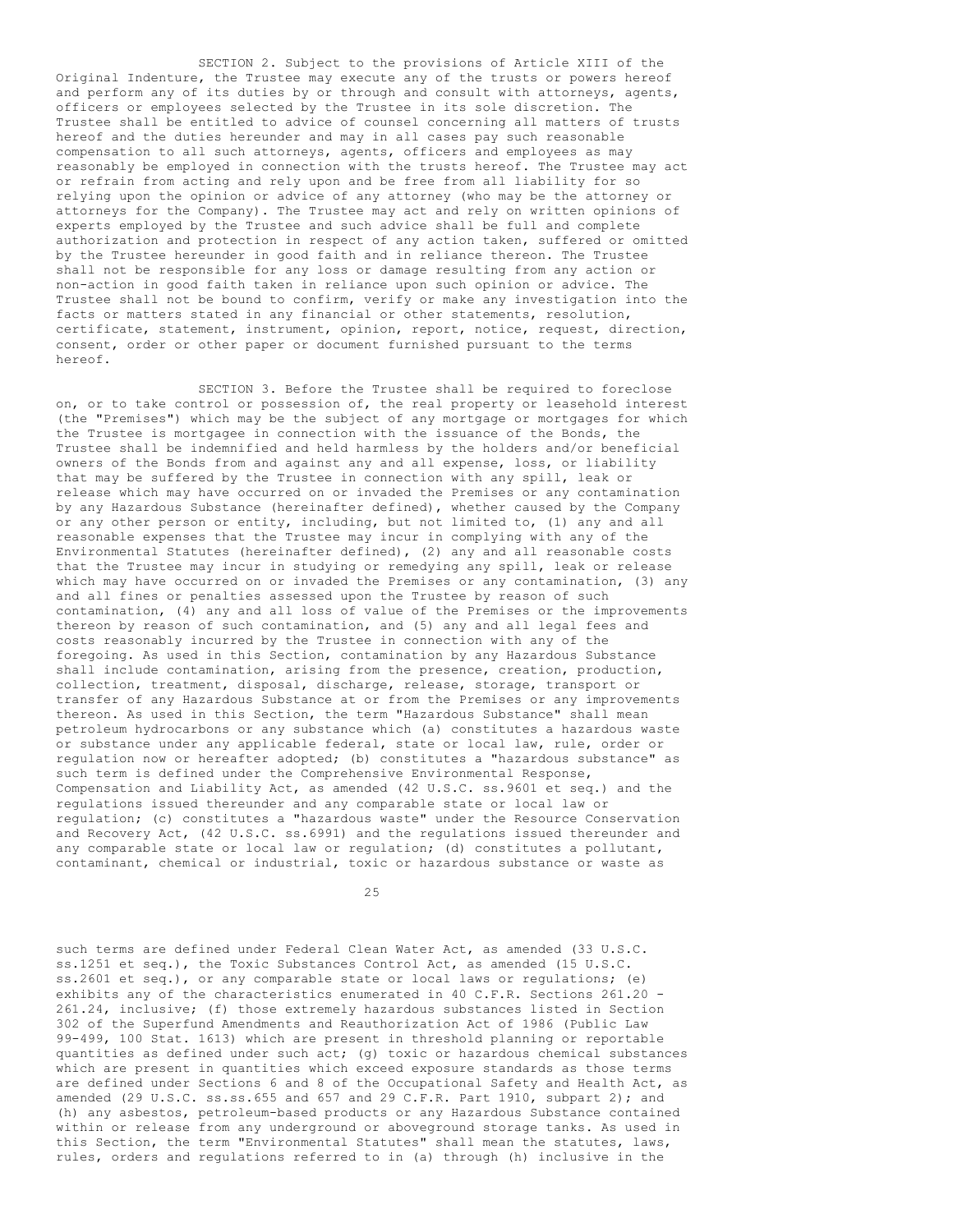SECTION 2. Subject to the provisions of Article XIII of the Original Indenture, the Trustee may execute any of the trusts or powers hereof and perform any of its duties by or through and consult with attorneys, agents, officers or employees selected by the Trustee in its sole discretion. The Trustee shall be entitled to advice of counsel concerning all matters of trusts hereof and the duties hereunder and may in all cases pay such reasonable compensation to all such attorneys, agents, officers and employees as may reasonably be employed in connection with the trusts hereof. The Trustee may act or refrain from acting and rely upon and be free from all liability for so relying upon the opinion or advice of any attorney (who may be the attorney or attorneys for the Company). The Trustee may act and rely on written opinions of experts employed by the Trustee and such advice shall be full and complete authorization and protection in respect of any action taken, suffered or omitted by the Trustee hereunder in good faith and in reliance thereon. The Trustee shall not be responsible for any loss or damage resulting from any action or non-action in good faith taken in reliance upon such opinion or advice. The Trustee shall not be bound to confirm, verify or make any investigation into the facts or matters stated in any financial or other statements, resolution, certificate, statement, instrument, opinion, report, notice, request, direction, consent, order or other paper or document furnished pursuant to the terms hereof.

SECTION 3. Before the Trustee shall be required to foreclose on, or to take control or possession of, the real property or leasehold interest (the "Premises") which may be the subject of any mortgage or mortgages for which the Trustee is mortgagee in connection with the issuance of the Bonds, the Trustee shall be indemnified and held harmless by the holders and/or beneficial owners of the Bonds from and against any and all expense, loss, or liability that may be suffered by the Trustee in connection with any spill, leak or release which may have occurred on or invaded the Premises or any contamination by any Hazardous Substance (hereinafter defined), whether caused by the Company or any other person or entity, including, but not limited to, (1) any and all reasonable expenses that the Trustee may incur in complying with any of the Environmental Statutes (hereinafter defined), (2) any and all reasonable costs that the Trustee may incur in studying or remedying any spill, leak or release which may have occurred on or invaded the Premises or any contamination, (3) any and all fines or penalties assessed upon the Trustee by reason of such contamination, (4) any and all loss of value of the Premises or the improvements thereon by reason of such contamination, and (5) any and all legal fees and costs reasonably incurred by the Trustee in connection with any of the foregoing. As used in this Section, contamination by any Hazardous Substance shall include contamination, arising from the presence, creation, production, collection, treatment, disposal, discharge, release, storage, transport or transfer of any Hazardous Substance at or from the Premises or any improvements thereon. As used in this Section, the term "Hazardous Substance" shall mean petroleum hydrocarbons or any substance which (a) constitutes a hazardous waste or substance under any applicable federal, state or local law, rule, order or regulation now or hereafter adopted; (b) constitutes a "hazardous substance" as such term is defined under the Comprehensive Environmental Response, Compensation and Liability Act, as amended (42 U.S.C. ss.9601 et seq.) and the regulations issued thereunder and any comparable state or local law or regulation; (c) constitutes a "hazardous waste" under the Resource Conservation and Recovery Act, (42 U.S.C. ss.6991) and the regulations issued thereunder and any comparable state or local law or regulation; (d) constitutes a pollutant, contaminant, chemical or industrial, toxic or hazardous substance or waste as such terms are defined under Federal Clean Water Act, as amended (33 U.S.C. ss.1251 et seq.), the Toxic Substances Control Act, as amended (15 U.S.C. ss.2601 et seq.), or any comparable state or local laws or regulations; (e) exhibits any of the characteristics enumerated in 40 C.F.R. Sections 261.20 - 261.24, inclusive; (f) those extremely hazardous substances listed in Section 302 of the Superfund Amendments and Reauthorization Act of 1986 (Public Law 99-499, 100 Stat. 1613) which are present in threshold planning or reportable quantities as defined under such act; (g) toxic or hazardous chemical substances which are present in quantities which exceed exposure standards as those terms are defined under Sections 6 and 8 of the Occupational Safety and Health Act, as amended (29 U.S.C. ss.ss.655 and 657 and 29 C.F.R. Part 1910, subpart 2); and (h) any asbestos, petroleum-based products or any Hazardous Substance contained within or release from any underground or aboveground storage tanks. As used in this Section, the term "Environmental Statutes" shall mean the statutes, laws, rules, orders and regulations referred to in (a) through (h) inclusive in the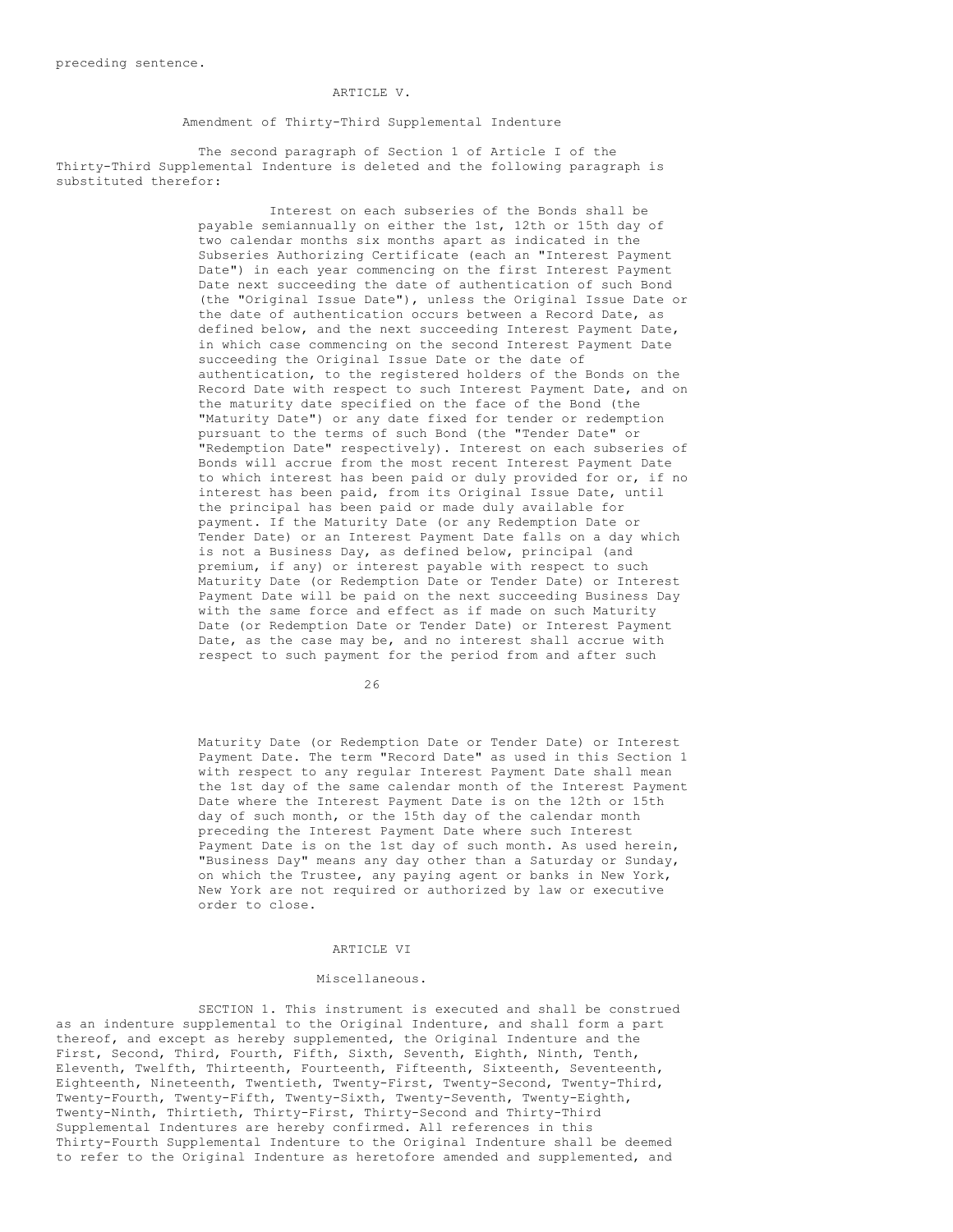preceding sentence.

## ARTICLE V.

### Amendment of Thirty-Third Supplemental Indenture

The second paragraph of Section 1 of Article I of the Thirty-Third Supplemental Indenture is deleted and the following paragraph is substituted therefor:

> Interest on each subseries of the Bonds shall be payable semiannually on either the 1st, 12th or 15th day of two calendar months six months apart as indicated in the Subseries Authorizing Certificate (each an "Interest Payment Date") in each year commencing on the first Interest Payment Date next succeeding the date of authentication of such Bond (the "Original Issue Date"), unless the Original Issue Date or the date of authentication occurs between a Record Date, as defined below, and the next succeeding Interest Payment Date, in which case commencing on the second Interest Payment Date succeeding the Original Issue Date or the date of authentication, to the registered holders of the Bonds on the Record Date with respect to such Interest Payment Date, and on the maturity date specified on the face of the Bond (the "Maturity Date") or any date fixed for tender or redemption pursuant to the terms of such Bond (the "Tender Date" or "Redemption Date" respectively). Interest on each subseries of Bonds will accrue from the most recent Interest Payment Date to which interest has been paid or duly provided for or, if no interest has been paid, from its Original Issue Date, until the principal has been paid or made duly available for payment. If the Maturity Date (or any Redemption Date or Tender Date) or an Interest Payment Date falls on a day which is not a Business Day, as defined below, principal (and premium, if any) or interest payable with respect to such Maturity Date (or Redemption Date or Tender Date) or Interest Payment Date will be paid on the next succeeding Business Day with the same force and effect as if made on such Maturity Date (or Redemption Date or Tender Date) or Interest Payment Date, as the case may be, and no interest shall accrue with respect to such payment for the period from and after such Maturity Date (or Redemption Date or Tender Date) or Interest Payment Date. The term "Record Date" as used in this Section 1 with respect to any regular Interest Payment Date shall mean the 1st day of the same calendar month of the Interest Payment Date where the Interest Payment Date is on the 12th or 15th day of such month, or the 15th day of the calendar month preceding the Interest Payment Date where such Interest Payment Date is on the 1st day of such month. As used herein, "Business Day" means any day other than a Saturday or Sunday, on which the Trustee, any paying agent or banks in New York, New York are not required or authorized by law or executive order to close.

## ARTICLE VI

### Miscellaneous.

SECTION 1. This instrument is executed and shall be construed as an indenture supplemental to the Original Indenture, and shall form a part thereof, and except as hereby supplemented, the Original Indenture and the First, Second, Third, Fourth, Fifth, Sixth, Seventh, Eighth, Ninth, Tenth, Eleventh, Twelfth, Thirteenth, Fourteenth, Fifteenth, Sixteenth, Seventeenth, Eighteenth, Nineteenth, Twentieth, Twenty-First, Twenty-Second, Twenty-Third, Twenty-Fourth, Twenty-Fifth, Twenty-Sixth, Twenty-Seventh, Twenty-Eighth, Twenty-Ninth, Thirtieth, Thirty-First, Thirty-Second and Thirty-Third Supplemental Indentures are hereby confirmed. All references in this Thirty-Fourth Supplemental Indenture to the Original Indenture shall be deemed to refer to the Original Indenture as heretofore amended and supplemented, and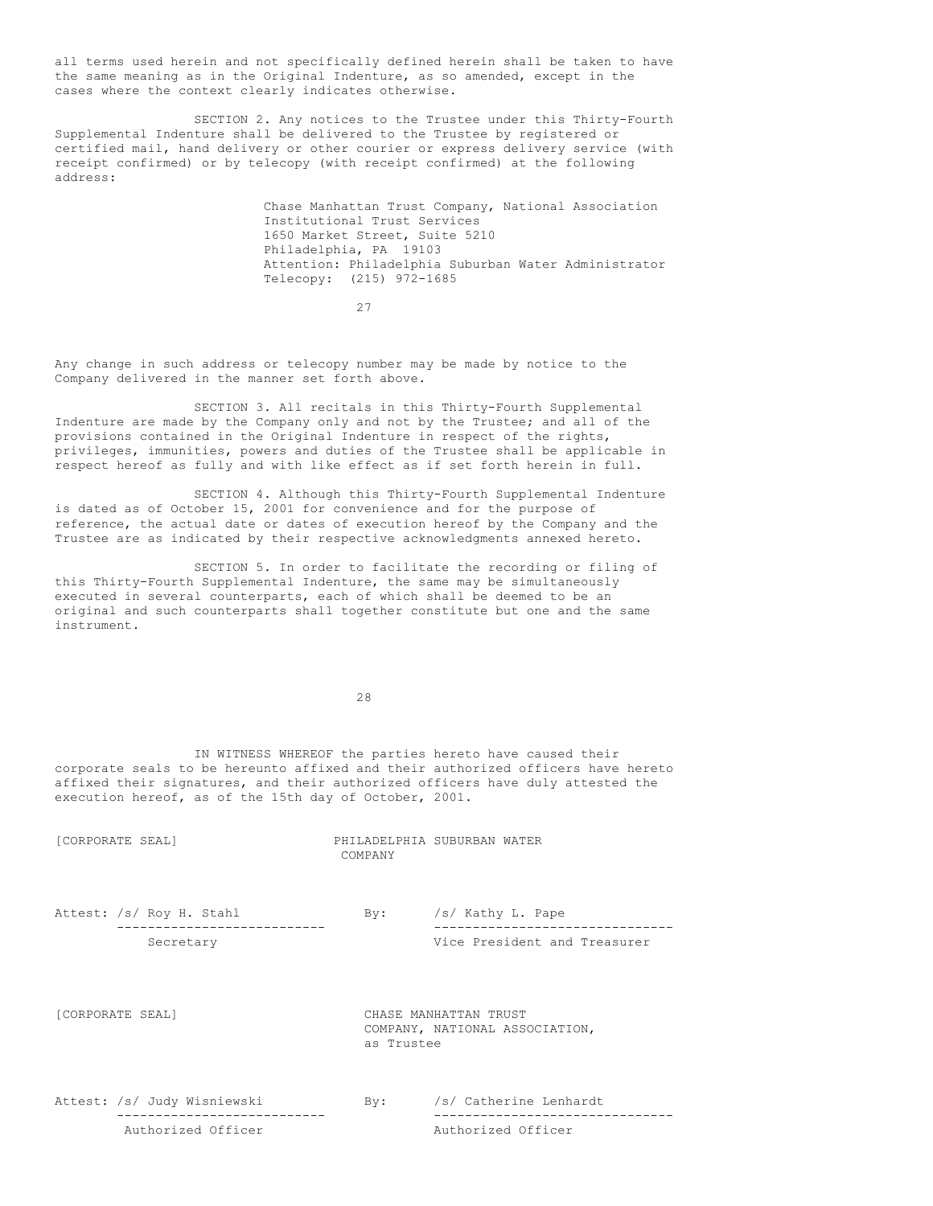all terms used herein and not specifically defined herein shall be taken to have the same meaning as in the Original Indenture, as so amended, except in the cases where the context clearly indicates otherwise.

SECTION 2. Any notices to the Trustee under this Thirty-Fourth Supplemental Indenture shall be delivered to the Trustee by registered or certified mail, hand delivery or other courier or express delivery service (with receipt confirmed) or by telecopy (with receipt confirmed) at the following address:

> Chase Manhattan Trust Company, National Association
> Institutional Trust Services
> 1650 Market Street, Suite 5210
> Philadelphia, PA 19103
> Attention: Philadelphia Suburban Water Administrator
> Telecopy: (215) 972-1685

Any change in such address or telecopy number may be made by notice to the Company delivered in the manner set forth above.

SECTION 3. All recitals in this Thirty-Fourth Supplemental Indenture are made by the Company only and not by the Trustee; and all of the provisions contained in the Original Indenture in respect of the rights, privileges, immunities, powers and duties of the Trustee shall be applicable in respect hereof as fully and with like effect as if set forth herein in full.

SECTION 4. Although this Thirty-Fourth Supplemental Indenture is dated as of October 15, 2001 for convenience and for the purpose of reference, the actual date or dates of execution hereof by the Company and the Trustee are as indicated by their respective acknowledgments annexed hereto.

SECTION 5. In order to facilitate the recording or filing of this Thirty-Fourth Supplemental Indenture, the same may be simultaneously executed in several counterparts, each of which shall be deemed to be an original and such counterparts shall together constitute but one and the same instrument.

IN WITNESS WHEREOF the parties hereto have caused their corporate seals to be hereunto affixed and their authorized officers have hereto affixed their signatures, and their authorized officers have duly attested the execution hereof, as of the 15th day of October, 2001.

[CORPORATE SEAL]

PHILADELPHIA SUBURBAN WATER COMPANY

Attest: /s/ Roy H. Stahl
Secretary

By: /s/ Kathy L. Pape
Vice President and Treasurer

[CORPORATE SEAL]

CHASE MANHATTAN TRUST COMPANY, NATIONAL ASSOCIATION, as Trustee

Attest: /s/ Judy Wisniewski
Authorized Officer

By: /s/ Catherine Lenhardt
Authorized Officer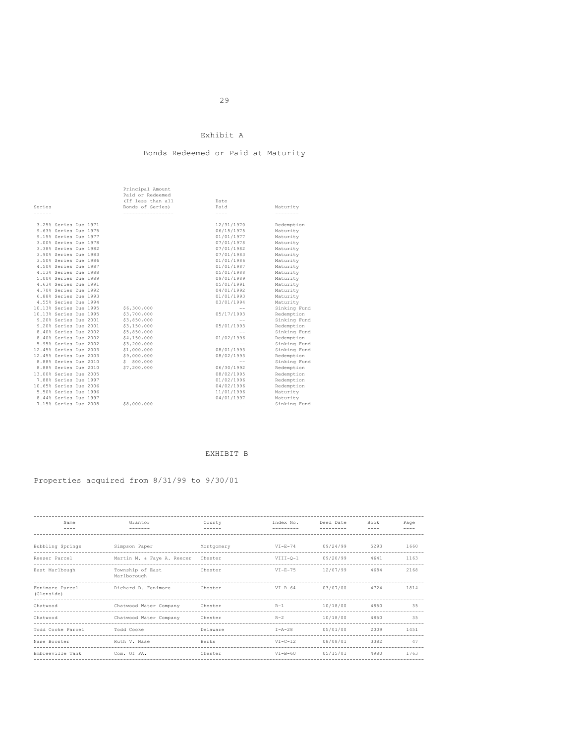# Exhibit A

## Bonds Redeemed or Paid at Maturity

| Series | Principal Amount Paid or Redeemed (If less than all Bonds of Series) | Date Paid | Maturity |
|---|---|---|---|
| 3.25% Series Due 1971 | | 12/31/1970 | Redemption |
| 9.63% Series Due 1975 | | 06/15/1975 | Maturity |
| 9.15% Series Due 1977 | | 01/01/1977 | Maturity |
| 3.00% Series Due 1978 | | 07/01/1978 | Maturity |
| 3.38% Series Due 1982 | | 07/01/1982 | Maturity |
| 3.90% Series Due 1983 | | 07/01/1983 | Maturity |
| 3.50% Series Due 1986 | | 01/01/1986 | Maturity |
| 4.50% Series Due 1987 | | 01/01/1987 | Maturity |
| 4.13% Series Due 1988 | | 05/01/1988 | Maturity |
| 5.00% Series Due 1989 | | 09/01/1989 | Maturity |
| 4.63% Series Due 1991 | | 05/01/1991 | Maturity |
| 4.70% Series Due 1992 | | 04/01/1992 | Maturity |
| 6.88% Series Due 1993 | | 01/01/1993 | Maturity |
| 4.55% Series Due 1994 | | 03/01/1994 | Maturity |
| 10.13% Series Due 1995 | $6,300,000 | -- | Sinking Fund |
| 10.13% Series Due 1995 | $3,700,000 | 05/17/1993 | Redemption |
| 9.20% Series Due 2001 | $3,850,000 | -- | Sinking Fund |
| 9.20% Series Due 2001 | $3,150,000 | 05/01/1993 | Redemption |
| 8.40% Series Due 2002 | $5,850,000 | -- | Sinking Fund |
| 8.40% Series Due 2002 | $4,150,000 | 01/02/1996 | Redemption |
| 5.95% Series Due 2002 | $3,200,000 | -- | Sinking Fund |
| 12.45% Series Due 2003 | $1,000,000 | 08/01/1993 | Sinking Fund |
| 12.45% Series Due 2003 | $9,000,000 | 08/02/1993 | Redemption |
| 8.88% Series Due 2010 | $ 800,000 | -- | Sinking Fund |
| 8.88% Series Due 2010 | $7,200,000 | 06/30/1992 | Redemption |
| 13.00% Series Due 2005 | | 08/02/1995 | Redemption |
| 7.88% Series Due 1997 | | 01/02/1996 | Redemption |
| 10.65% Series Due 2006 | | 04/02/1996 | Redemption |
| 5.50% Series Due 1996 | | 11/01/1996 | Maturity |
| 8.44% Series Due 1997 | | 04/01/1997 | Maturity |
| 7.15% Series Due 2008 | $8,000,000 | -- | Sinking Fund |

# EXHIBIT B

## Properties acquired from 8/31/99 to 9/30/01

| Name | Grantor | County | Index No. | Deed Date | Book | Page |
|---|---|---|---|---|---|---|
| Bubbling Springs | Simpson Paper | Montgomery | VI-E-74 | 09/24/99 | 5293 | 1660 |
| Reeser Parcel | Martin M. & Faye A. Reecer | Chester | VIII-Q-1 | 09/20/99 | 4641 | 1163 |
| East Marlbough | Township of East Marlborough | Chester | VI-E-75 | 12/07/99 | 4684 | 2168 |
| Fenimore Parcel (Glenside) | Richard D. Fenimore | Chester | VI-B-64 | 03/07/00 | 4724 | 1814 |
| Chatwood | Chatwood Water Company | Chester | R-1 | 10/18/00 | 4850 | 35 |
| Chatwood | Chatwood Water Company | Chester | R-2 | 10/18/00 | 4850 | 35 |
| Todd Cooke Parcel | Todd Cooke | Delaware | I-A-28 | 05/01/00 | 2009 | 1451 |
| Nase Booster | Ruth V. Nase | Berks | VI-C-12 | 08/08/01 | 3382 | 47 |
| Embreeville Tank | Com. Of PA. | Chester | VI-B-60 | 05/15/01 | 4980 | 1763 |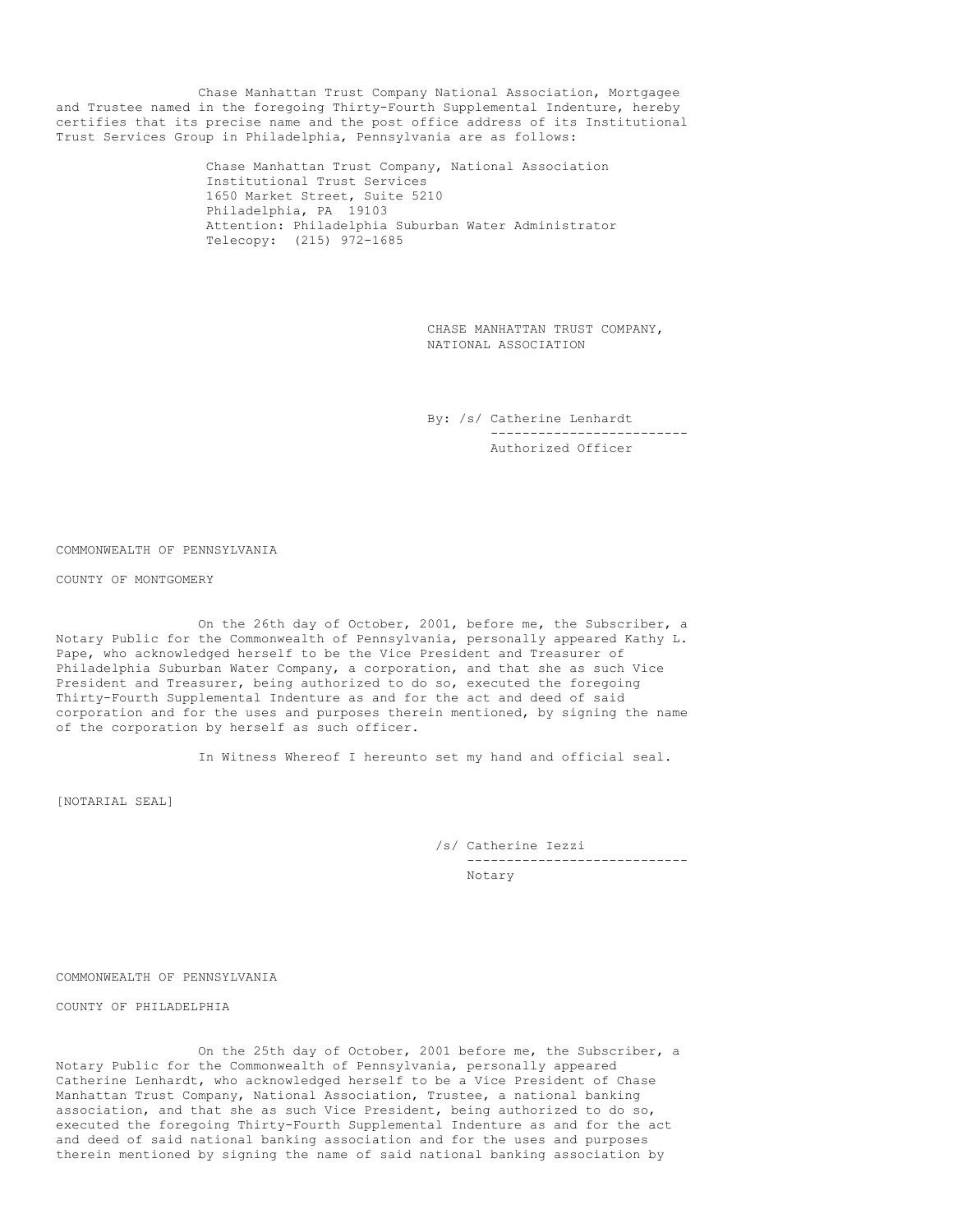Chase Manhattan Trust Company National Association, Mortgagee and Trustee named in the foregoing Thirty-Fourth Supplemental Indenture, hereby certifies that its precise name and the post office address of its Institutional Trust Services Group in Philadelphia, Pennsylvania are as follows:

Chase Manhattan Trust Company, National Association
Institutional Trust Services
1650 Market Street, Suite 5210
Philadelphia, PA 19103
Attention: Philadelphia Suburban Water Administrator
Telecopy: (215) 972-1685

CHASE MANHATTAN TRUST COMPANY,
NATIONAL ASSOCIATION

By: /s/ Catherine Lenhardt
Authorized Officer

COMMONWEALTH OF PENNSYLVANIA

COUNTY OF MONTGOMERY

On the 26th day of October, 2001, before me, the Subscriber, a Notary Public for the Commonwealth of Pennsylvania, personally appeared Kathy L. Pape, who acknowledged herself to be the Vice President and Treasurer of Philadelphia Suburban Water Company, a corporation, and that she as such Vice President and Treasurer, being authorized to do so, executed the foregoing Thirty-Fourth Supplemental Indenture as and for the act and deed of said corporation and for the uses and purposes therein mentioned, by signing the name of the corporation by herself as such officer.

In Witness Whereof I hereunto set my hand and official seal.

[NOTARIAL SEAL]

/s/ Catherine Iezzi
Notary

COMMONWEALTH OF PENNSYLVANIA

COUNTY OF PHILADELPHIA

On the 25th day of October, 2001 before me, the Subscriber, a Notary Public for the Commonwealth of Pennsylvania, personally appeared Catherine Lenhardt, who acknowledged herself to be a Vice President of Chase Manhattan Trust Company, National Association, Trustee, a national banking association, and that she as such Vice President, being authorized to do so, executed the foregoing Thirty-Fourth Supplemental Indenture as and for the act and deed of said national banking association and for the uses and purposes therein mentioned by signing the name of said national banking association by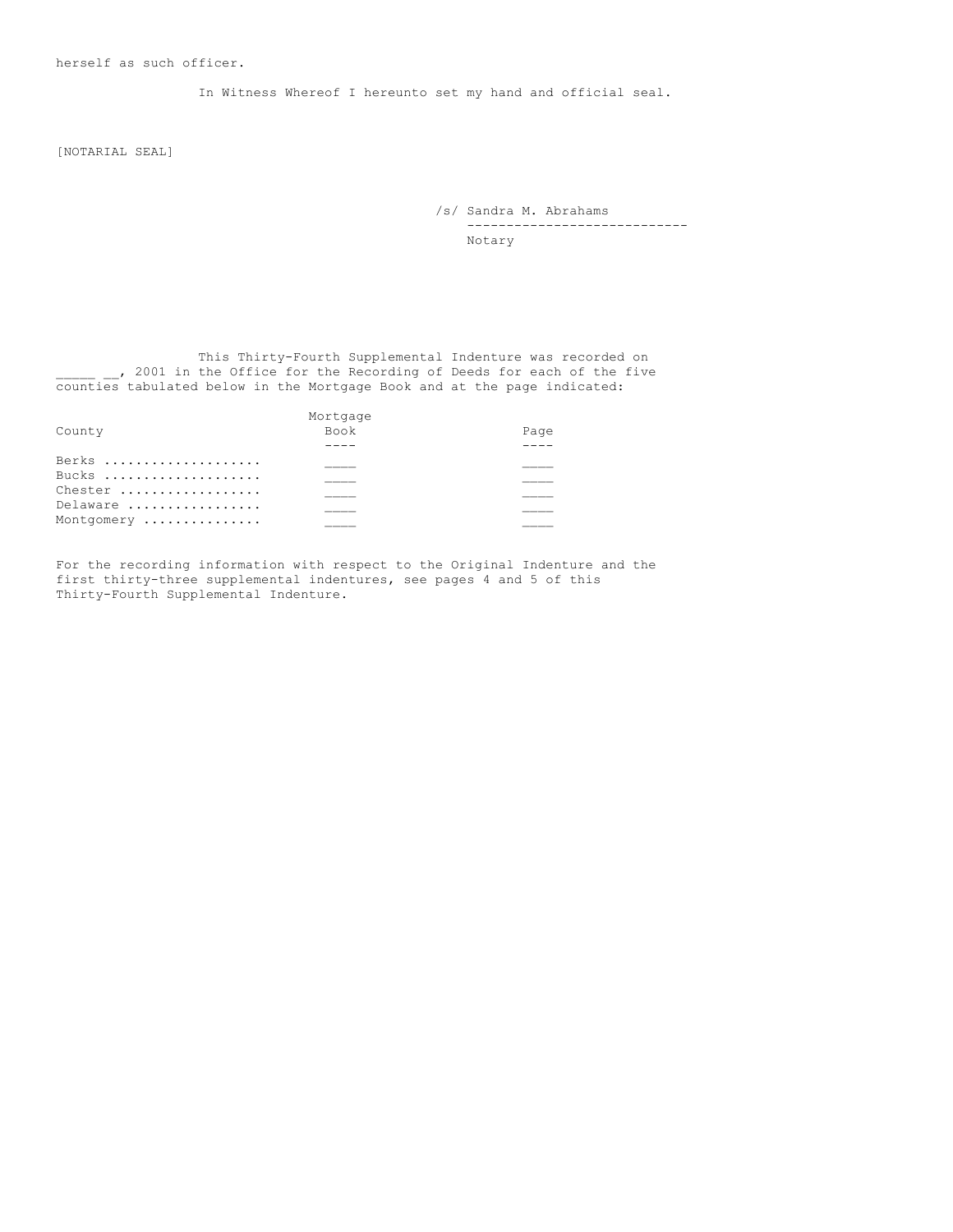herself as such officer.

In Witness Whereof I hereunto set my hand and official seal.

[NOTARIAL SEAL]

/s/ Sandra M. Abrahams
---------------------------
Notary

This Thirty-Fourth Supplemental Indenture was recorded on _____ __, 2001 in the Office for the Recording of Deeds for each of the five counties tabulated below in the Mortgage Book and at the page indicated:

| County | Mortgage Book | Page |
|---|---|---|
| Berks .................... | ____ | ____ |
| Bucks .................... | ____ | ____ |
| Chester .................. | ____ | ____ |
| Delaware ................. | ____ | ____ |
| Montgomery ............... | ____ | ____ |

For the recording information with respect to the Original Indenture and the first thirty-three supplemental indentures, see pages 4 and 5 of this Thirty-Fourth Supplemental Indenture.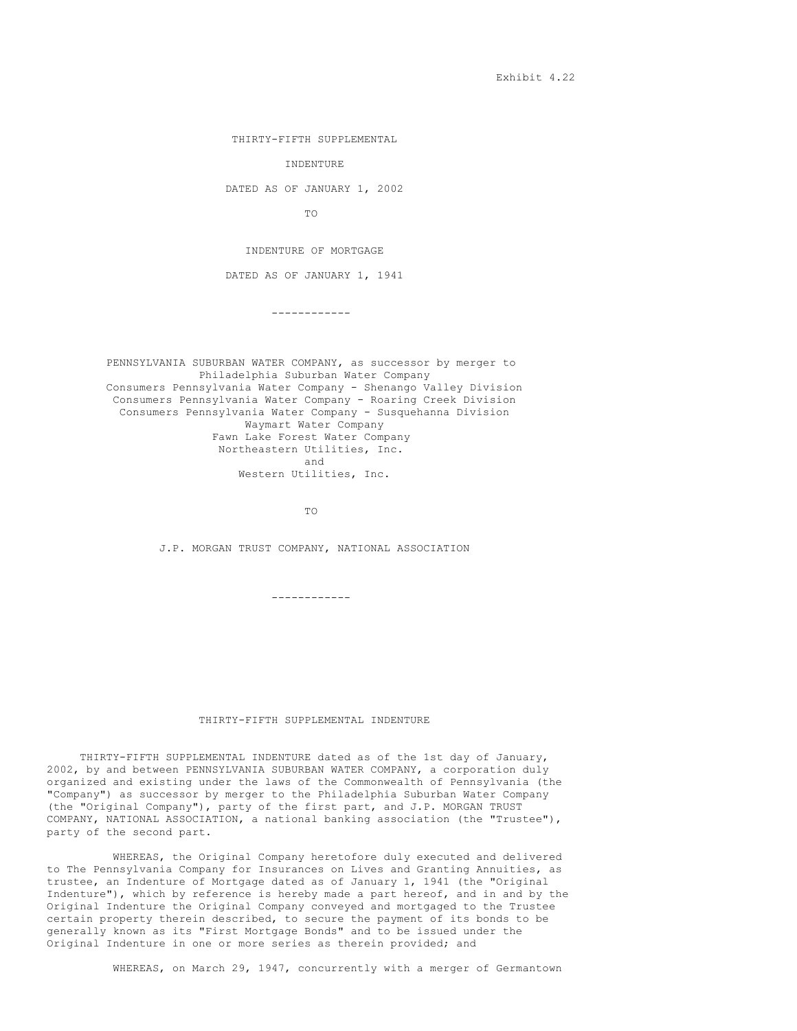Exhibit 4.22

THIRTY-FIFTH SUPPLEMENTAL

INDENTURE

DATED AS OF JANUARY 1, 2002

TO

INDENTURE OF MORTGAGE

DATED AS OF JANUARY 1, 1941

---

PENNSYLVANIA SUBURBAN WATER COMPANY, as successor by merger to
Philadelphia Suburban Water Company
Consumers Pennsylvania Water Company - Shenango Valley Division
Consumers Pennsylvania Water Company - Roaring Creek Division
Consumers Pennsylvania Water Company - Susquehanna Division
Waymart Water Company
Fawn Lake Forest Water Company
Northeastern Utilities, Inc.
and
Western Utilities, Inc.

TO

J.P. MORGAN TRUST COMPANY, NATIONAL ASSOCIATION

---

THIRTY-FIFTH SUPPLEMENTAL INDENTURE

THIRTY-FIFTH SUPPLEMENTAL INDENTURE dated as of the 1st day of January, 2002, by and between PENNSYLVANIA SUBURBAN WATER COMPANY, a corporation duly organized and existing under the laws of the Commonwealth of Pennsylvania (the "Company") as successor by merger to the Philadelphia Suburban Water Company (the "Original Company"), party of the first part, and J.P. MORGAN TRUST COMPANY, NATIONAL ASSOCIATION, a national banking association (the "Trustee"), party of the second part.

WHEREAS, the Original Company heretofore duly executed and delivered to The Pennsylvania Company for Insurances on Lives and Granting Annuities, as trustee, an Indenture of Mortgage dated as of January 1, 1941 (the "Original Indenture"), which by reference is hereby made a part hereof, and in and by the Original Indenture the Original Company conveyed and mortgaged to the Trustee certain property therein described, to secure the payment of its bonds to be generally known as its "First Mortgage Bonds" and to be issued under the Original Indenture in one or more series as therein provided; and

WHEREAS, on March 29, 1947, concurrently with a merger of Germantown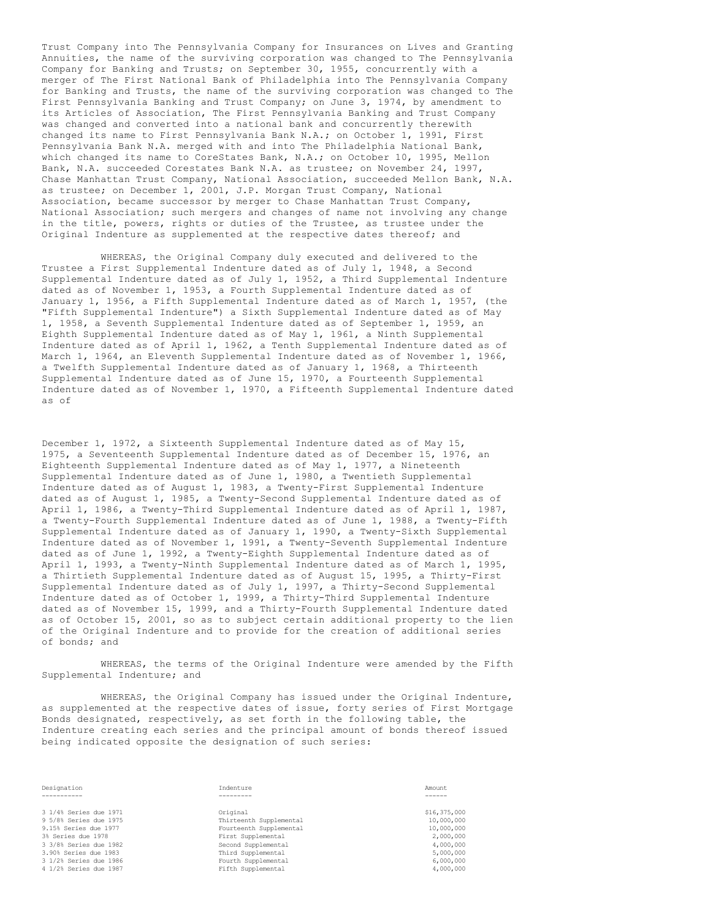Trust Company into The Pennsylvania Company for Insurances on Lives and Granting Annuities, the name of the surviving corporation was changed to The Pennsylvania Company for Banking and Trusts; on September 30, 1955, concurrently with a merger of The First National Bank of Philadelphia into The Pennsylvania Company for Banking and Trusts, the name of the surviving corporation was changed to The First Pennsylvania Banking and Trust Company; on June 3, 1974, by amendment to its Articles of Association, The First Pennsylvania Banking and Trust Company was changed and converted into a national bank and concurrently therewith changed its name to First Pennsylvania Bank N.A.; on October 1, 1991, First Pennsylvania Bank N.A. merged with and into The Philadelphia National Bank, which changed its name to CoreStates Bank, N.A.; on October 10, 1995, Mellon Bank, N.A. succeeded Corestates Bank N.A. as trustee; on November 24, 1997, Chase Manhattan Trust Company, National Association, succeeded Mellon Bank, N.A. as trustee; on December 1, 2001, J.P. Morgan Trust Company, National Association, became successor by merger to Chase Manhattan Trust Company, National Association; such mergers and changes of name not involving any change in the title, powers, rights or duties of the Trustee, as trustee under the Original Indenture as supplemented at the respective dates thereof; and

WHEREAS, the Original Company duly executed and delivered to the Trustee a First Supplemental Indenture dated as of July 1, 1948, a Second Supplemental Indenture dated as of July 1, 1952, a Third Supplemental Indenture dated as of November 1, 1953, a Fourth Supplemental Indenture dated as of January 1, 1956, a Fifth Supplemental Indenture dated as of March 1, 1957, (the "Fifth Supplemental Indenture") a Sixth Supplemental Indenture dated as of May 1, 1958, a Seventh Supplemental Indenture dated as of September 1, 1959, an Eighth Supplemental Indenture dated as of May 1, 1961, a Ninth Supplemental Indenture dated as of April 1, 1962, a Tenth Supplemental Indenture dated as of March 1, 1964, an Eleventh Supplemental Indenture dated as of November 1, 1966, a Twelfth Supplemental Indenture dated as of January 1, 1968, a Thirteenth Supplemental Indenture dated as of June 15, 1970, a Fourteenth Supplemental Indenture dated as of November 1, 1970, a Fifteenth Supplemental Indenture dated as of December 1, 1972, a Sixteenth Supplemental Indenture dated as of May 15, 1975, a Seventeenth Supplemental Indenture dated as of December 15, 1976, an Eighteenth Supplemental Indenture dated as of May 1, 1977, a Nineteenth Supplemental Indenture dated as of June 1, 1980, a Twentieth Supplemental Indenture dated as of August 1, 1983, a Twenty-First Supplemental Indenture dated as of August 1, 1985, a Twenty-Second Supplemental Indenture dated as of April 1, 1986, a Twenty-Third Supplemental Indenture dated as of April 1, 1987, a Twenty-Fourth Supplemental Indenture dated as of June 1, 1988, a Twenty-Fifth Supplemental Indenture dated as of January 1, 1990, a Twenty-Sixth Supplemental Indenture dated as of November 1, 1991, a Twenty-Seventh Supplemental Indenture dated as of June 1, 1992, a Twenty-Eighth Supplemental Indenture dated as of April 1, 1993, a Twenty-Ninth Supplemental Indenture dated as of March 1, 1995, a Thirtieth Supplemental Indenture dated as of August 15, 1995, a Thirty-First Supplemental Indenture dated as of July 1, 1997, a Thirty-Second Supplemental Indenture dated as of October 1, 1999, a Thirty-Third Supplemental Indenture dated as of November 15, 1999, and a Thirty-Fourth Supplemental Indenture dated as of October 15, 2001, so as to subject certain additional property to the lien of the Original Indenture and to provide for the creation of additional series of bonds; and

WHEREAS, the terms of the Original Indenture were amended by the Fifth Supplemental Indenture; and

WHEREAS, the Original Company has issued under the Original Indenture, as supplemented at the respective dates of issue, forty series of First Mortgage Bonds designated, respectively, as set forth in the following table, the Indenture creating each series and the principal amount of bonds thereof issued being indicated opposite the designation of such series:

| Designation | Indenture | Amount |
|---|---|---|
| 3 1/4% Series due 1971 | Original | $16,375,000 |
| 9 5/8% Series due 1975 | Thirteenth Supplemental | 10,000,000 |
| 9.15% Series due 1977 | Fourteenth Supplemental | 10,000,000 |
| 3% Series due 1978 | First Supplemental | 2,000,000 |
| 3 3/8% Series due 1982 | Second Supplemental | 4,000,000 |
| 3.90% Series due 1983 | Third Supplemental | 5,000,000 |
| 3 1/2% Series due 1986 | Fourth Supplemental | 6,000,000 |
| 4 1/2% Series due 1987 | Fifth Supplemental | 4,000,000 |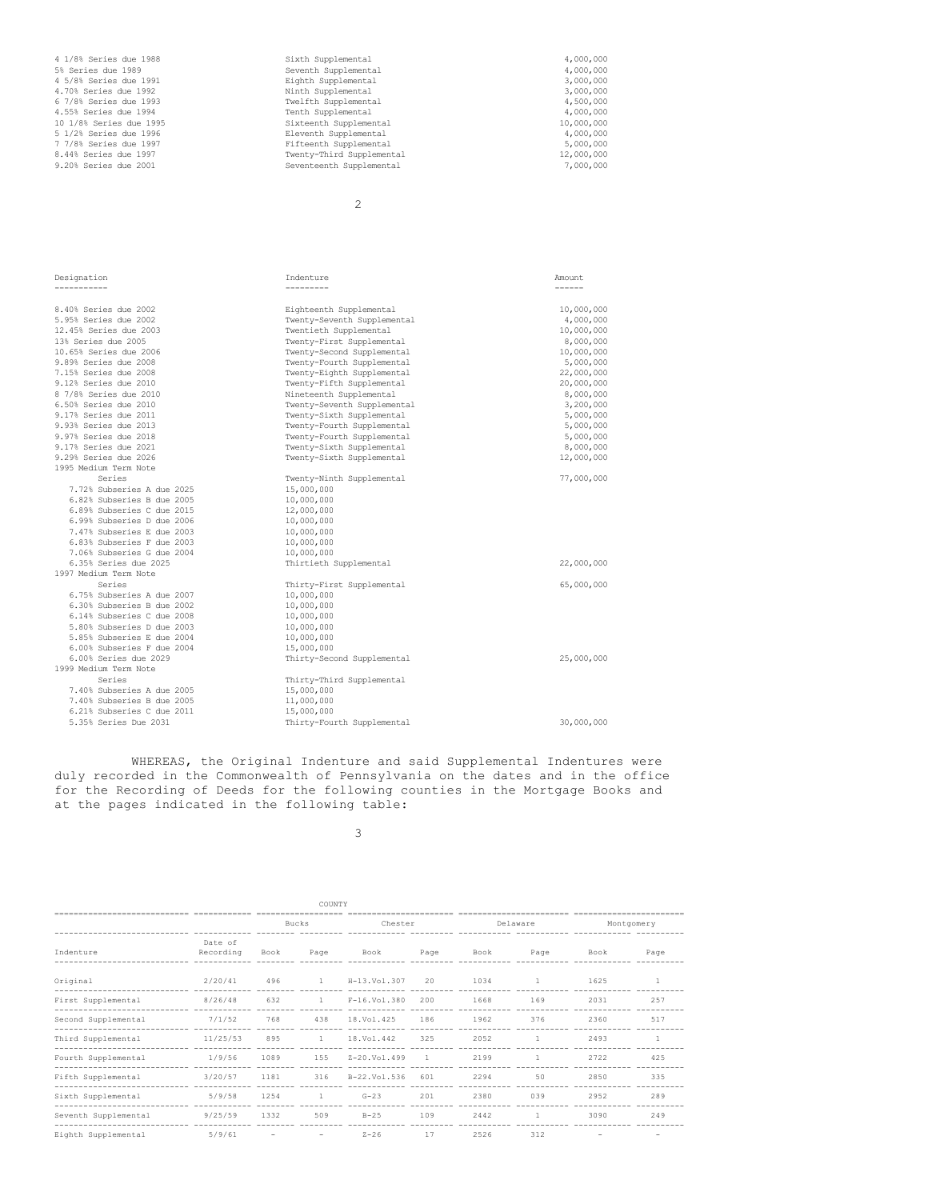| Designation | Indenture | Amount |
|---|---|---|
| 4 1/8% Series due 1988 | Sixth Supplemental | 4,000,000 |
| 5% Series due 1989 | Seventh Supplemental | 4,000,000 |
| 4 5/8% Series due 1991 | Eighth Supplemental | 3,000,000 |
| 4.70% Series due 1992 | Ninth Supplemental | 3,000,000 |
| 6 7/8% Series due 1993 | Twelfth Supplemental | 4,500,000 |
| 4.55% Series due 1994 | Tenth Supplemental | 4,000,000 |
| 10 1/8% Series due 1995 | Sixteenth Supplemental | 10,000,000 |
| 5 1/2% Series due 1996 | Eleventh Supplemental | 4,000,000 |
| 7 7/8% Series due 1997 | Fifteenth Supplemental | 5,000,000 |
| 8.44% Series due 1997 | Twenty-Third Supplemental | 12,000,000 |
| 9.20% Series due 2001 | Seventeenth Supplemental | 7,000,000 |

| Designation | Indenture | Amount |
|---|---|---|
| 8.40% Series due 2002 | Eighteenth Supplemental | 10,000,000 |
| 5.95% Series due 2002 | Twenty-Seventh Supplemental | 4,000,000 |
| 12.45% Series due 2003 | Twentieth Supplemental | 10,000,000 |
| 13% Series due 2005 | Twenty-First Supplemental | 8,000,000 |
| 10.65% Series due 2006 | Twenty-Second Supplemental | 10,000,000 |
| 9.89% Series due 2008 | Twenty-Fourth Supplemental | 5,000,000 |
| 7.15% Series due 2008 | Twenty-Eighth Supplemental | 22,000,000 |
| 9.12% Series due 2010 | Twenty-Fifth Supplemental | 20,000,000 |
| 8 7/8% Series due 2010 | Nineteenth Supplemental | 8,000,000 |
| 6.50% Series due 2010 | Twenty-Seventh Supplemental | 3,200,000 |
| 9.17% Series due 2011 | Twenty-Sixth Supplemental | 5,000,000 |
| 9.93% Series due 2013 | Twenty-Fourth Supplemental | 5,000,000 |
| 9.97% Series due 2018 | Twenty-Fourth Supplemental | 5,000,000 |
| 9.17% Series due 2021 | Twenty-Sixth Supplemental | 8,000,000 |
| 9.29% Series due 2026 | Twenty-Sixth Supplemental | 12,000,000 |
| 1995 Medium Term Note Series | Twenty-Ninth Supplemental | 77,000,000 |
| 7.72% Subseries A due 2025 | 15,000,000 | |
| 6.82% Subseries B due 2005 | 10,000,000 | |
| 6.89% Subseries C due 2015 | 12,000,000 | |
| 6.99% Subseries D due 2006 | 10,000,000 | |
| 7.47% Subseries E due 2003 | 10,000,000 | |
| 6.83% Subseries F due 2003 | 10,000,000 | |
| 7.06% Subseries G due 2004 | 10,000,000 | |
| 6.35% Series due 2025 | Thirtieth Supplemental | 22,000,000 |
| 1997 Medium Term Note Series | Thirty-First Supplemental | 65,000,000 |
| 6.75% Subseries A due 2007 | 10,000,000 | |
| 6.30% Subseries B due 2002 | 10,000,000 | |
| 6.14% Subseries C due 2008 | 10,000,000 | |
| 5.80% Subseries D due 2003 | 10,000,000 | |
| 5.85% Subseries E due 2004 | 10,000,000 | |
| 6.00% Subseries F due 2004 | 15,000,000 | |
| 6.00% Series due 2029 | Thirty-Second Supplemental | 25,000,000 |
| 1999 Medium Term Note Series | Thirty-Third Supplemental | |
| 7.40% Subseries A due 2005 | 15,000,000 | |
| 7.40% Subseries B due 2005 | 11,000,000 | |
| 6.21% Subseries C due 2011 | 15,000,000 | |
| 5.35% Series Due 2031 | Thirty-Fourth Supplemental | 30,000,000 |

WHEREAS, the Original Indenture and said Supplemental Indentures were duly recorded in the Commonwealth of Pennsylvania on the dates and in the office for the Recording of Deeds for the following counties in the Mortgage Books and at the pages indicated in the following table:

| | | COUNTY | | | | | | | |
|---|---|---|---|---|---|---|---|---|---|
| | | Bucks | | Chester | | Delaware | | Montgomery | |
| Indenture | Date of Recording | Book | Page | Book | Page | Book | Page | Book | Page |
| Original | 2/20/41 | 496 | 1 | H-13.Vol.307 | 20 | 1034 | 1 | 1625 | 1 |
| First Supplemental | 8/26/48 | 632 | 1 | F-16.Vol.380 | 200 | 1668 | 169 | 2031 | 257 |
| Second Supplemental | 7/1/52 | 768 | 438 | 18.Vol.425 | 186 | 1962 | 376 | 2360 | 517 |
| Third Supplemental | 11/25/53 | 895 | 1 | 18.Vol.442 | 325 | 2052 | 1 | 2493 | 1 |
| Fourth Supplemental | 1/9/56 | 1089 | 155 | Z-20.Vol.499 | 1 | 2199 | 1 | 2722 | 425 |
| Fifth Supplemental | 3/20/57 | 1181 | 316 | B-22.Vol.536 | 601 | 2294 | 50 | 2850 | 335 |
| Sixth Supplemental | 5/9/58 | 1254 | 1 | G-23 | 201 | 2380 | 039 | 2952 | 289 |
| Seventh Supplemental | 9/25/59 | 1332 | 509 | B-25 | 109 | 2442 | 1 | 3090 | 249 |
| Eighth Supplemental | 5/9/61 | - | - | Z-26 | 17 | 2526 | 312 | - | - |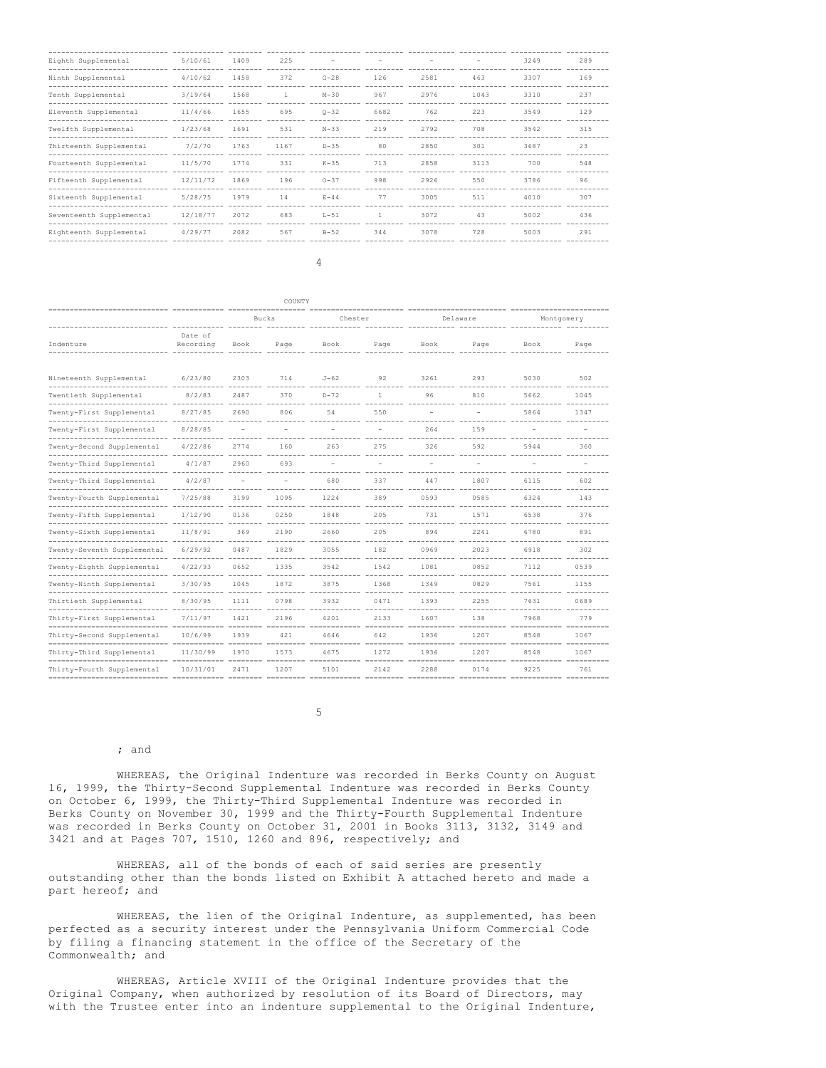| Indenture | Date of Recording | Bucks Book | Bucks Page | Chester Book | Chester Page | Delaware Book | Delaware Page | Montgomery Book | Montgomery Page |
|---|---|---|---|---|---|---|---|---|---|
| Eighth Supplemental | 5/10/61 | 1409 | 225 | - | - | - | - | 3249 | 289 |
| Ninth Supplemental | 4/10/62 | 1458 | 372 | G-28 | 126 | 2581 | 463 | 3307 | 169 |
| Tenth Supplemental | 3/19/64 | 1568 | 1 | M-30 | 967 | 2976 | 1043 | 3310 | 237 |
| Eleventh Supplemental | 11/4/66 | 1655 | 695 | Q-32 | 6682 | 762 | 223 | 3549 | 129 |
| Twelfth Supplemental | 1/23/68 | 1691 | 531 | N-33 | 219 | 2792 | 708 | 3542 | 315 |
| Thirteenth Supplemental | 7/2/70 | 1763 | 1167 | D-35 | 80 | 2850 | 301 | 3687 | 23 |
| Fourteenth Supplemental | 11/5/70 | 1774 | 331 | K-35 | 713 | 2858 | 3113 | 700 | 548 |
| Fifteenth Supplemental | 12/11/72 | 1869 | 196 | O-37 | 998 | 2926 | 550 | 3786 | 96 |
| Sixteenth Supplemental | 5/28/75 | 1979 | 14 | E-44 | 77 | 3005 | 511 | 4010 | 307 |
| Seventeenth Supplemental | 12/18/77 | 2072 | 683 | L-51 | 1 | 3072 | 43 | 5002 | 436 |
| Eighteenth Supplemental | 4/29/77 | 2082 | 567 | B-52 | 344 | 3078 | 728 | 5003 | 291 |

COUNTY

| Indenture | Date of Recording | Bucks | | Chester | | Delaware | | Montgomery | |
|---|---|---|---|---|---|---|---|---|---|
| | | Book | Page | Book | Page | Book | Page | Book | Page |
| Nineteenth Supplemental | 6/23/80 | 2303 | 714 | J-62 | 92 | 3261 | 293 | 5030 | 502 |
| Twentieth Supplemental | 8/2/83 | 2487 | 370 | D-72 | 1 | 96 | 810 | 5662 | 1045 |
| Twenty-First Supplemental | 8/27/85 | 2690 | 806 | 54 | 550 | - | - | 5864 | 1347 |
| Twenty-First Supplemental | 8/28/85 | - | - | - | - | 264 | 159 | - | - |
| Twenty-Second Supplemental | 4/22/86 | 2774 | 160 | 263 | 275 | 326 | 592 | 5944 | 360 |
| Twenty-Third Supplemental | 4/1/87 | 2960 | 693 | - | - | - | - | - | - |
| Twenty-Third Supplemental | 4/2/87 | - | - | 680 | 337 | 447 | 1807 | 6115 | 602 |
| Twenty-Fourth Supplemental | 7/25/88 | 3199 | 1095 | 1224 | 389 | 0593 | 0585 | 6324 | 143 |
| Twenty-Fifth Supplemental | 1/12/90 | 0136 | 0250 | 1848 | 205 | 731 | 1571 | 6538 | 376 |
| Twenty-Sixth Supplemental | 11/8/91 | 369 | 2190 | 2660 | 205 | 894 | 2241 | 6780 | 891 |
| Twenty-Seventh Supplemental | 6/29/92 | 0487 | 1829 | 3055 | 182 | 0969 | 2023 | 6918 | 302 |
| Twenty-Eighth Supplemental | 4/22/93 | 0652 | 1335 | 3542 | 1542 | 1081 | 0852 | 7112 | 0539 |
| Twenty-Ninth Supplemental | 3/30/95 | 1045 | 1872 | 3875 | 1368 | 1349 | 0829 | 7561 | 1155 |
| Thirtieth Supplemental | 8/30/95 | 1111 | 0798 | 3932 | 0471 | 1393 | 2255 | 7631 | 0689 |
| Thirty-First Supplemental | 7/11/97 | 1421 | 2196 | 4201 | 2133 | 1607 | 138 | 7968 | 779 |
| Thirty-Second Supplemental | 10/6/99 | 1939 | 421 | 4646 | 642 | 1936 | 1207 | 8548 | 1067 |
| Thirty-Third Supplemental | 11/30/99 | 1970 | 1573 | 4675 | 1272 | 1936 | 1207 | 8548 | 1067 |
| Thirty-Fourth Supplemental | 10/31/01 | 2471 | 1207 | 5101 | 2142 | 2288 | 0174 | 9225 | 761 |

; and

WHEREAS, the Original Indenture was recorded in Berks County on August 16, 1999, the Thirty-Second Supplemental Indenture was recorded in Berks County on October 6, 1999, the Thirty-Third Supplemental Indenture was recorded in Berks County on November 30, 1999 and the Thirty-Fourth Supplemental Indenture was recorded in Berks County on October 31, 2001 in Books 3113, 3132, 3149 and 3421 and at Pages 707, 1510, 1260 and 896, respectively; and

WHEREAS, all of the bonds of each of said series are presently outstanding other than the bonds listed on Exhibit A attached hereto and made a part hereof; and

WHEREAS, the lien of the Original Indenture, as supplemented, has been perfected as a security interest under the Pennsylvania Uniform Commercial Code by filing a financing statement in the office of the Secretary of the Commonwealth; and

WHEREAS, Article XVIII of the Original Indenture provides that the Original Company, when authorized by resolution of its Board of Directors, may with the Trustee enter into an indenture supplemental to the Original Indenture,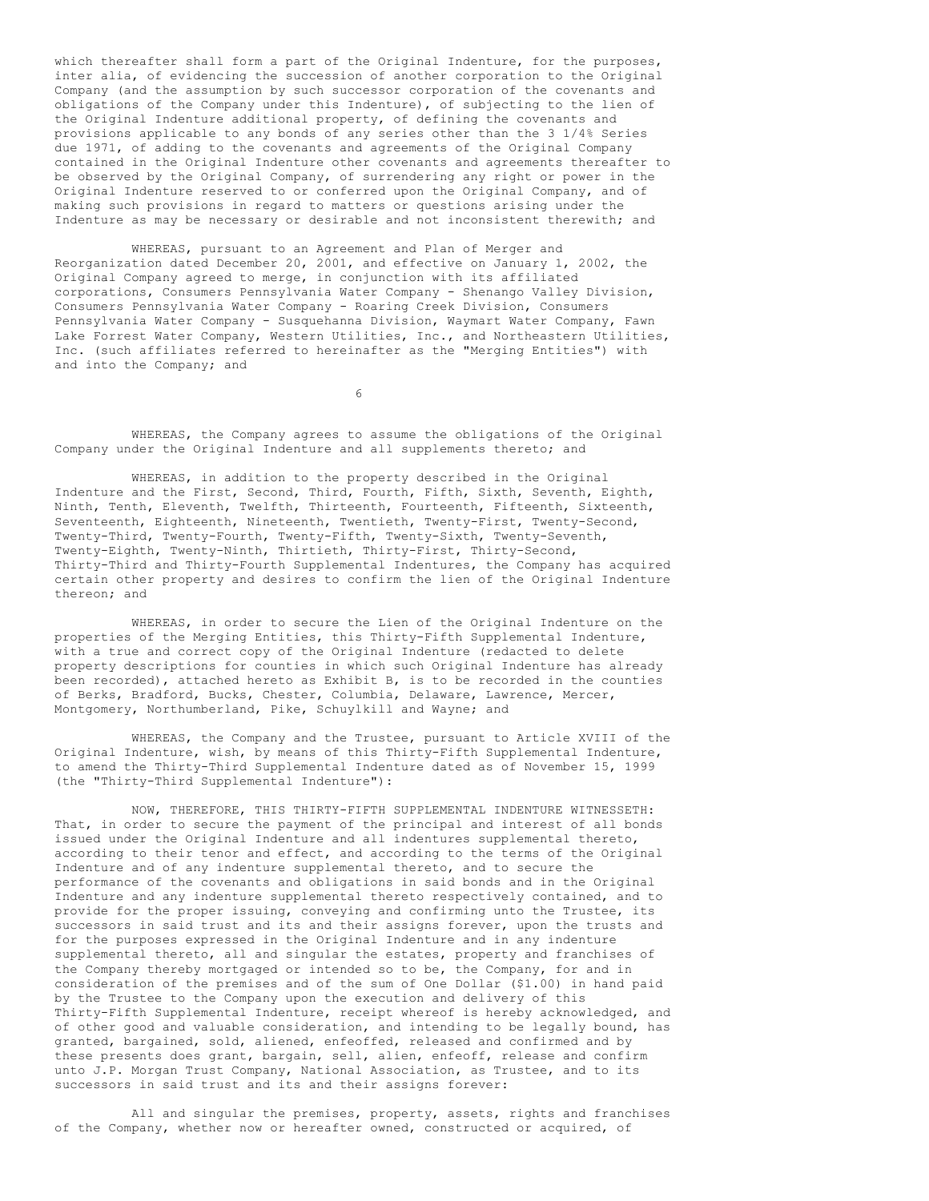which thereafter shall form a part of the Original Indenture, for the purposes, inter alia, of evidencing the succession of another corporation to the Original Company (and the assumption by such successor corporation of the covenants and obligations of the Company under this Indenture), of subjecting to the lien of the Original Indenture additional property, of defining the covenants and provisions applicable to any bonds of any series other than the 3 1/4% Series due 1971, of adding to the covenants and agreements of the Original Company contained in the Original Indenture other covenants and agreements thereafter to be observed by the Original Company, of surrendering any right or power in the Original Indenture reserved to or conferred upon the Original Company, and of making such provisions in regard to matters or questions arising under the Indenture as may be necessary or desirable and not inconsistent therewith; and

WHEREAS, pursuant to an Agreement and Plan of Merger and Reorganization dated December 20, 2001, and effective on January 1, 2002, the Original Company agreed to merge, in conjunction with its affiliated corporations, Consumers Pennsylvania Water Company - Shenango Valley Division, Consumers Pennsylvania Water Company - Roaring Creek Division, Consumers Pennsylvania Water Company - Susquehanna Division, Waymart Water Company, Fawn Lake Forrest Water Company, Western Utilities, Inc., and Northeastern Utilities, Inc. (such affiliates referred to hereinafter as the "Merging Entities") with and into the Company; and

WHEREAS, the Company agrees to assume the obligations of the Original Company under the Original Indenture and all supplements thereto; and

WHEREAS, in addition to the property described in the Original Indenture and the First, Second, Third, Fourth, Fifth, Sixth, Seventh, Eighth, Ninth, Tenth, Eleventh, Twelfth, Thirteenth, Fourteenth, Fifteenth, Sixteenth, Seventeenth, Eighteenth, Nineteenth, Twentieth, Twenty-First, Twenty-Second, Twenty-Third, Twenty-Fourth, Twenty-Fifth, Twenty-Sixth, Twenty-Seventh, Twenty-Eighth, Twenty-Ninth, Thirtieth, Thirty-First, Thirty-Second, Thirty-Third and Thirty-Fourth Supplemental Indentures, the Company has acquired certain other property and desires to confirm the lien of the Original Indenture thereon; and

WHEREAS, in order to secure the Lien of the Original Indenture on the properties of the Merging Entities, this Thirty-Fifth Supplemental Indenture, with a true and correct copy of the Original Indenture (redacted to delete property descriptions for counties in which such Original Indenture has already been recorded), attached hereto as Exhibit B, is to be recorded in the counties of Berks, Bradford, Bucks, Chester, Columbia, Delaware, Lawrence, Mercer, Montgomery, Northumberland, Pike, Schuylkill and Wayne; and

WHEREAS, the Company and the Trustee, pursuant to Article XVIII of the Original Indenture, wish, by means of this Thirty-Fifth Supplemental Indenture, to amend the Thirty-Third Supplemental Indenture dated as of November 15, 1999 (the "Thirty-Third Supplemental Indenture"):

NOW, THEREFORE, THIS THIRTY-FIFTH SUPPLEMENTAL INDENTURE WITNESSETH: That, in order to secure the payment of the principal and interest of all bonds issued under the Original Indenture and all indentures supplemental thereto, according to their tenor and effect, and according to the terms of the Original Indenture and of any indenture supplemental thereto, and to secure the performance of the covenants and obligations in said bonds and in the Original Indenture and any indenture supplemental thereto respectively contained, and to provide for the proper issuing, conveying and confirming unto the Trustee, its successors in said trust and its and their assigns forever, upon the trusts and for the purposes expressed in the Original Indenture and in any indenture supplemental thereto, all and singular the estates, property and franchises of the Company thereby mortgaged or intended so to be, the Company, for and in consideration of the premises and of the sum of One Dollar ($1.00) in hand paid by the Trustee to the Company upon the execution and delivery of this Thirty-Fifth Supplemental Indenture, receipt whereof is hereby acknowledged, and of other good and valuable consideration, and intending to be legally bound, has granted, bargained, sold, aliened, enfeoffed, released and confirmed and by these presents does grant, bargain, sell, alien, enfeoff, release and confirm unto J.P. Morgan Trust Company, National Association, as Trustee, and to its successors in said trust and its and their assigns forever:

All and singular the premises, property, assets, rights and franchises of the Company, whether now or hereafter owned, constructed or acquired, of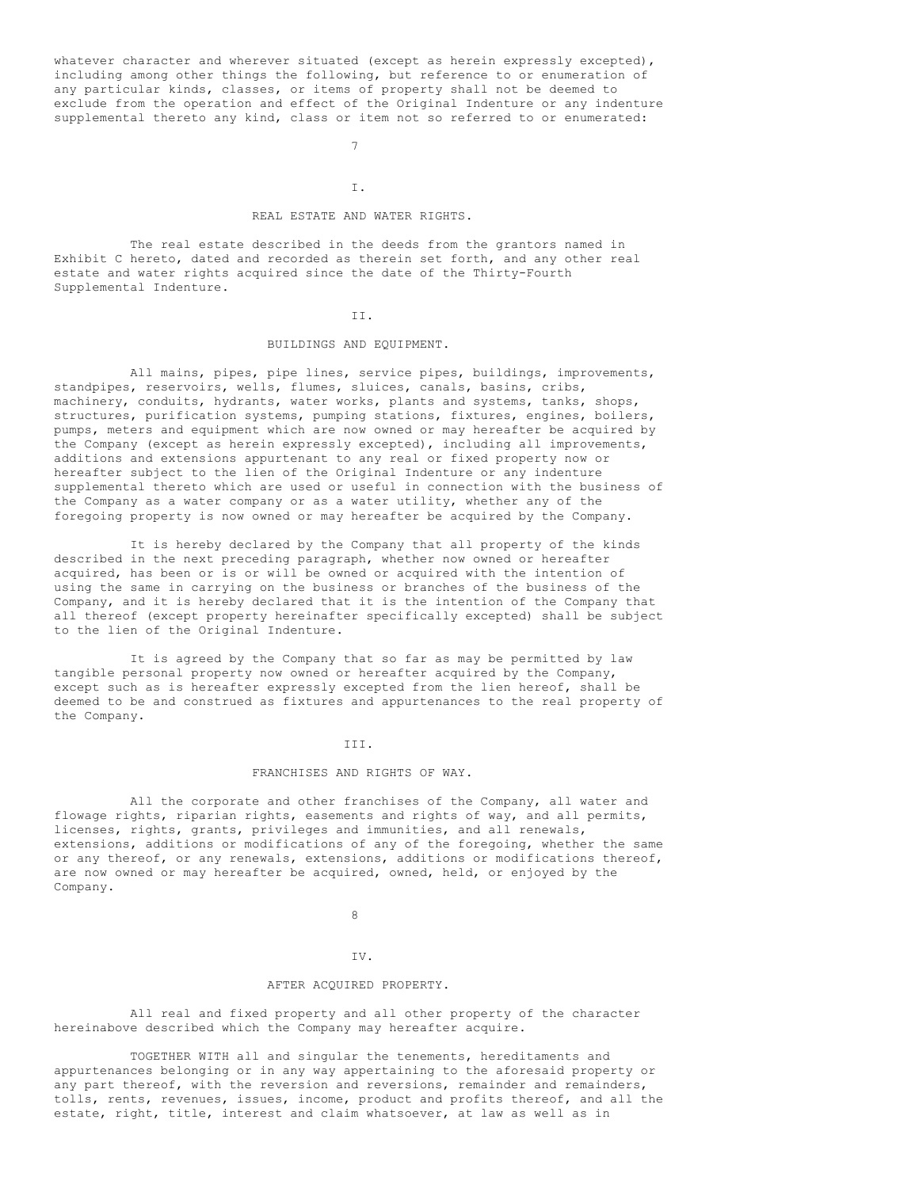whatever character and wherever situated (except as herein expressly excepted), including among other things the following, but reference to or enumeration of any particular kinds, classes, or items of property shall not be deemed to exclude from the operation and effect of the Original Indenture or any indenture supplemental thereto any kind, class or item not so referred to or enumerated:

I.

REAL ESTATE AND WATER RIGHTS.

The real estate described in the deeds from the grantors named in Exhibit C hereto, dated and recorded as therein set forth, and any other real estate and water rights acquired since the date of the Thirty-Fourth Supplemental Indenture.

II.

BUILDINGS AND EQUIPMENT.

All mains, pipes, pipe lines, service pipes, buildings, improvements, standpipes, reservoirs, wells, flumes, sluices, canals, basins, cribs, machinery, conduits, hydrants, water works, plants and systems, tanks, shops, structures, purification systems, pumping stations, fixtures, engines, boilers, pumps, meters and equipment which are now owned or may hereafter be acquired by the Company (except as herein expressly excepted), including all improvements, additions and extensions appurtenant to any real or fixed property now or hereafter subject to the lien of the Original Indenture or any indenture supplemental thereto which are used or useful in connection with the business of the Company as a water company or as a water utility, whether any of the foregoing property is now owned or may hereafter be acquired by the Company.

It is hereby declared by the Company that all property of the kinds described in the next preceding paragraph, whether now owned or hereafter acquired, has been or is or will be owned or acquired with the intention of using the same in carrying on the business or branches of the business of the Company, and it is hereby declared that it is the intention of the Company that all thereof (except property hereinafter specifically excepted) shall be subject to the lien of the Original Indenture.

It is agreed by the Company that so far as may be permitted by law tangible personal property now owned or hereafter acquired by the Company, except such as is hereafter expressly excepted from the lien hereof, shall be deemed to be and construed as fixtures and appurtenances to the real property of the Company.

III.

FRANCHISES AND RIGHTS OF WAY.

All the corporate and other franchises of the Company, all water and flowage rights, riparian rights, easements and rights of way, and all permits, licenses, rights, grants, privileges and immunities, and all renewals, extensions, additions or modifications of any of the foregoing, whether the same or any thereof, or any renewals, extensions, additions or modifications thereof, are now owned or may hereafter be acquired, owned, held, or enjoyed by the Company.

IV.

AFTER ACQUIRED PROPERTY.

All real and fixed property and all other property of the character hereinabove described which the Company may hereafter acquire.

TOGETHER WITH all and singular the tenements, hereditaments and appurtenances belonging or in any way appertaining to the aforesaid property or any part thereof, with the reversion and reversions, remainder and remainders, tolls, rents, revenues, issues, income, product and profits thereof, and all the estate, right, title, interest and claim whatsoever, at law as well as in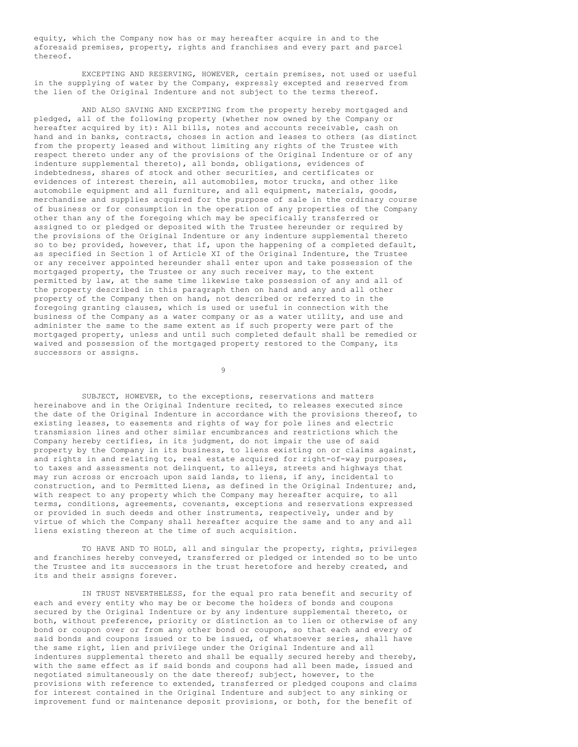equity, which the Company now has or may hereafter acquire in and to the aforesaid premises, property, rights and franchises and every part and parcel thereof.

EXCEPTING AND RESERVING, HOWEVER, certain premises, not used or useful in the supplying of water by the Company, expressly excepted and reserved from the lien of the Original Indenture and not subject to the terms thereof.

AND ALSO SAVING AND EXCEPTING from the property hereby mortgaged and pledged, all of the following property (whether now owned by the Company or hereafter acquired by it): All bills, notes and accounts receivable, cash on hand and in banks, contracts, choses in action and leases to others (as distinct from the property leased and without limiting any rights of the Trustee with respect thereto under any of the provisions of the Original Indenture or of any indenture supplemental thereto), all bonds, obligations, evidences of indebtedness, shares of stock and other securities, and certificates or evidences of interest therein, all automobiles, motor trucks, and other like automobile equipment and all furniture, and all equipment, materials, goods, merchandise and supplies acquired for the purpose of sale in the ordinary course of business or for consumption in the operation of any properties of the Company other than any of the foregoing which may be specifically transferred or assigned to or pledged or deposited with the Trustee hereunder or required by the provisions of the Original Indenture or any indenture supplemental thereto so to be; provided, however, that if, upon the happening of a completed default, as specified in Section 1 of Article XI of the Original Indenture, the Trustee or any receiver appointed hereunder shall enter upon and take possession of the mortgaged property, the Trustee or any such receiver may, to the extent permitted by law, at the same time likewise take possession of any and all of the property described in this paragraph then on hand and any and all other property of the Company then on hand, not described or referred to in the foregoing granting clauses, which is used or useful in connection with the business of the Company as a water company or as a water utility, and use and administer the same to the same extent as if such property were part of the mortgaged property, unless and until such completed default shall be remedied or waived and possession of the mortgaged property restored to the Company, its successors or assigns.

SUBJECT, HOWEVER, to the exceptions, reservations and matters hereinabove and in the Original Indenture recited, to releases executed since the date of the Original Indenture in accordance with the provisions thereof, to existing leases, to easements and rights of way for pole lines and electric transmission lines and other similar encumbrances and restrictions which the Company hereby certifies, in its judgment, do not impair the use of said property by the Company in its business, to liens existing on or claims against, and rights in and relating to, real estate acquired for right-of-way purposes, to taxes and assessments not delinquent, to alleys, streets and highways that may run across or encroach upon said lands, to liens, if any, incidental to construction, and to Permitted Liens, as defined in the Original Indenture; and, with respect to any property which the Company may hereafter acquire, to all terms, conditions, agreements, covenants, exceptions and reservations expressed or provided in such deeds and other instruments, respectively, under and by virtue of which the Company shall hereafter acquire the same and to any and all liens existing thereon at the time of such acquisition.

TO HAVE AND TO HOLD, all and singular the property, rights, privileges and franchises hereby conveyed, transferred or pledged or intended so to be unto the Trustee and its successors in the trust heretofore and hereby created, and its and their assigns forever.

IN TRUST NEVERTHELESS, for the equal pro rata benefit and security of each and every entity who may be or become the holders of bonds and coupons secured by the Original Indenture or by any indenture supplemental thereto, or both, without preference, priority or distinction as to lien or otherwise of any bond or coupon over or from any other bond or coupon, so that each and every of said bonds and coupons issued or to be issued, of whatsoever series, shall have the same right, lien and privilege under the Original Indenture and all indentures supplemental thereto and shall be equally secured hereby and thereby, with the same effect as if said bonds and coupons had all been made, issued and negotiated simultaneously on the date thereof; subject, however, to the provisions with reference to extended, transferred or pledged coupons and claims for interest contained in the Original Indenture and subject to any sinking or improvement fund or maintenance deposit provisions, or both, for the benefit of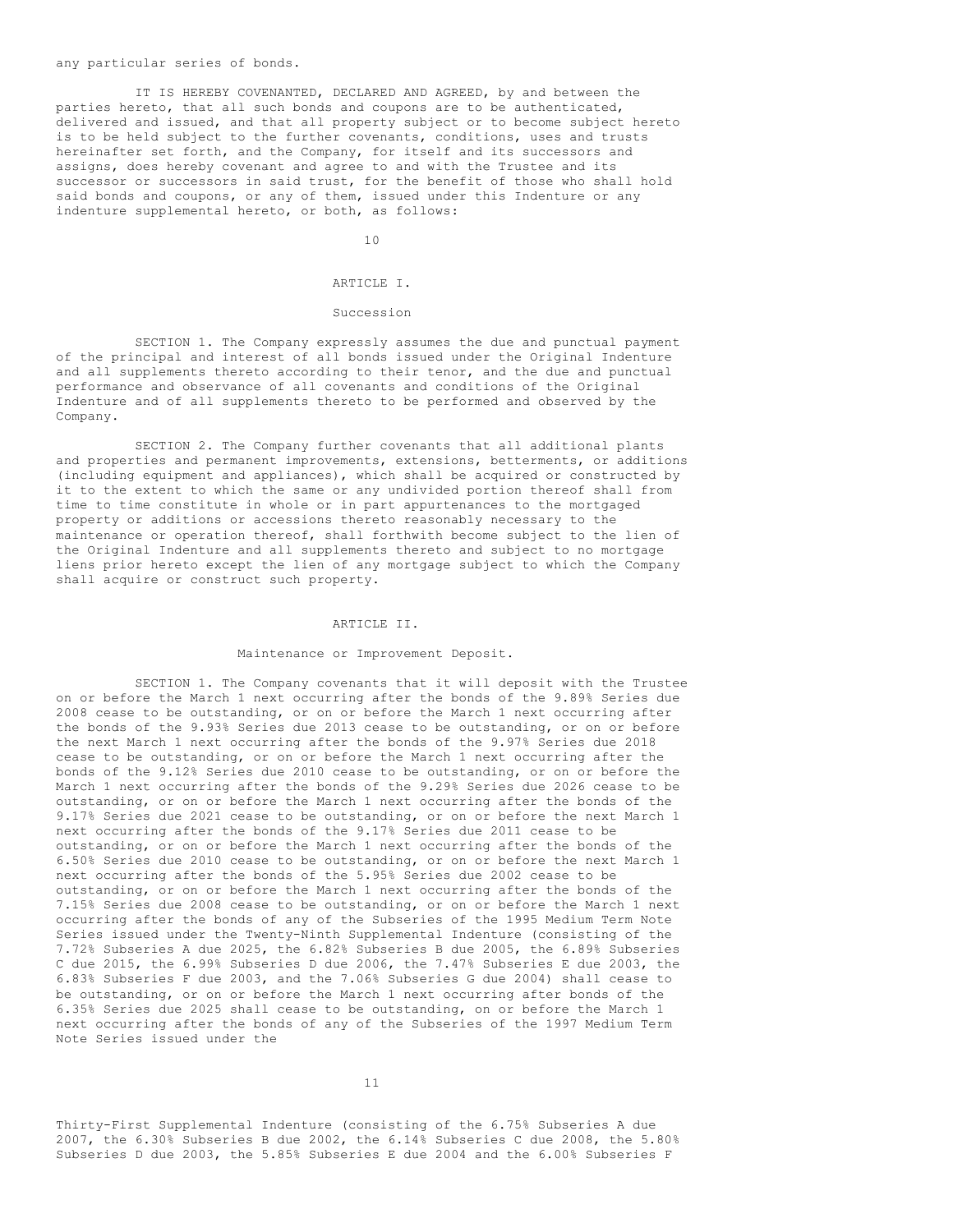any particular series of bonds.

IT IS HEREBY COVENANTED, DECLARED AND AGREED, by and between the parties hereto, that all such bonds and coupons are to be authenticated, delivered and issued, and that all property subject or to become subject hereto is to be held subject to the further covenants, conditions, uses and trusts hereinafter set forth, and the Company, for itself and its successors and assigns, does hereby covenant and agree to and with the Trustee and its successor or successors in said trust, for the benefit of those who shall hold said bonds and coupons, or any of them, issued under this Indenture or any indenture supplemental hereto, or both, as follows:

## ARTICLE I.

### Succession

SECTION 1. The Company expressly assumes the due and punctual payment of the principal and interest of all bonds issued under the Original Indenture and all supplements thereto according to their tenor, and the due and punctual performance and observance of all covenants and conditions of the Original Indenture and of all supplements thereto to be performed and observed by the Company.

SECTION 2. The Company further covenants that all additional plants and properties and permanent improvements, extensions, betterments, or additions (including equipment and appliances), which shall be acquired or constructed by it to the extent to which the same or any undivided portion thereof shall from time to time constitute in whole or in part appurtenances to the mortgaged property or additions or accessions thereto reasonably necessary to the maintenance or operation thereof, shall forthwith become subject to the lien of the Original Indenture and all supplements thereto and subject to no mortgage liens prior hereto except the lien of any mortgage subject to which the Company shall acquire or construct such property.

## ARTICLE II.

### Maintenance or Improvement Deposit.

SECTION 1. The Company covenants that it will deposit with the Trustee on or before the March 1 next occurring after the bonds of the 9.89% Series due 2008 cease to be outstanding, or on or before the March 1 next occurring after the bonds of the 9.93% Series due 2013 cease to be outstanding, or on or before the next March 1 next occurring after the bonds of the 9.97% Series due 2018 cease to be outstanding, or on or before the March 1 next occurring after the bonds of the 9.12% Series due 2010 cease to be outstanding, or on or before the March 1 next occurring after the bonds of the 9.29% Series due 2026 cease to be outstanding, or on or before the March 1 next occurring after the bonds of the 9.17% Series due 2021 cease to be outstanding, or on or before the next March 1 next occurring after the bonds of the 9.17% Series due 2011 cease to be outstanding, or on or before the March 1 next occurring after the bonds of the 6.50% Series due 2010 cease to be outstanding, or on or before the next March 1 next occurring after the bonds of the 5.95% Series due 2002 cease to be outstanding, or on or before the March 1 next occurring after the bonds of the 7.15% Series due 2008 cease to be outstanding, or on or before the March 1 next occurring after the bonds of any of the Subseries of the 1995 Medium Term Note Series issued under the Twenty-Ninth Supplemental Indenture (consisting of the 7.72% Subseries A due 2025, the 6.82% Subseries B due 2005, the 6.89% Subseries C due 2015, the 6.99% Subseries D due 2006, the 7.47% Subseries E due 2003, the 6.83% Subseries F due 2003, and the 7.06% Subseries G due 2004) shall cease to be outstanding, or on or before the March 1 next occurring after bonds of the 6.35% Series due 2025 shall cease to be outstanding, on or before the March 1 next occurring after the bonds of any of the Subseries of the 1997 Medium Term Note Series issued under the Thirty-First Supplemental Indenture (consisting of the 6.75% Subseries A due 2007, the 6.30% Subseries B due 2002, the 6.14% Subseries C due 2008, the 5.80% Subseries D due 2003, the 5.85% Subseries E due 2004 and the 6.00% Subseries F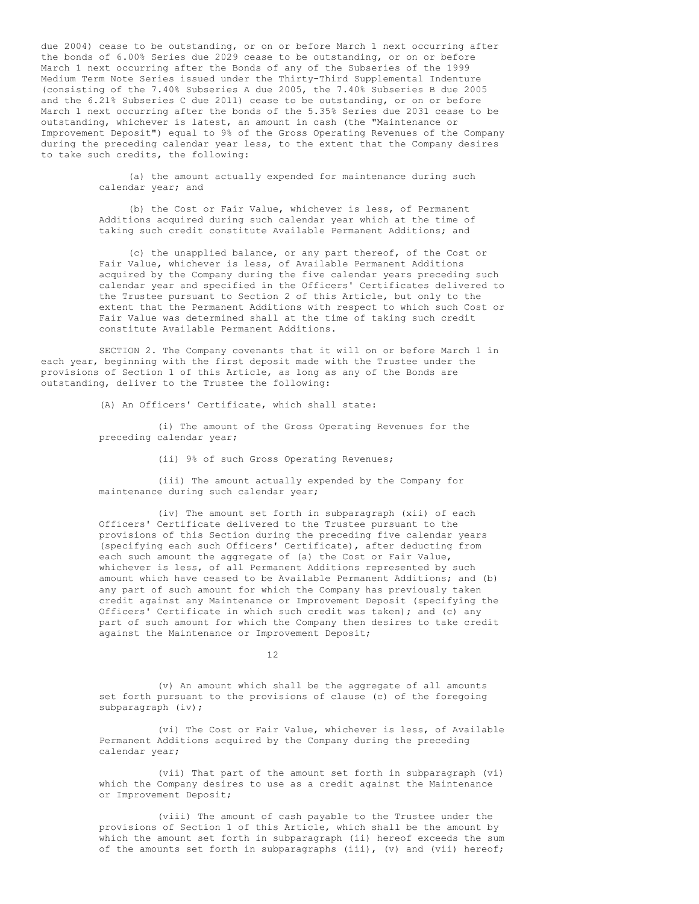due 2004) cease to be outstanding, or on or before March 1 next occurring after the bonds of 6.00% Series due 2029 cease to be outstanding, or on or before March 1 next occurring after the Bonds of any of the Subseries of the 1999 Medium Term Note Series issued under the Thirty-Third Supplemental Indenture (consisting of the 7.40% Subseries A due 2005, the 7.40% Subseries B due 2005 and the 6.21% Subseries C due 2011) cease to be outstanding, or on or before March 1 next occurring after the bonds of the 5.35% Series due 2031 cease to be outstanding, whichever is latest, an amount in cash (the "Maintenance or Improvement Deposit") equal to 9% of the Gross Operating Revenues of the Company during the preceding calendar year less, to the extent that the Company desires to take such credits, the following:

(a) the amount actually expended for maintenance during such calendar year; and

(b) the Cost or Fair Value, whichever is less, of Permanent Additions acquired during such calendar year which at the time of taking such credit constitute Available Permanent Additions; and

(c) the unapplied balance, or any part thereof, of the Cost or Fair Value, whichever is less, of Available Permanent Additions acquired by the Company during the five calendar years preceding such calendar year and specified in the Officers' Certificates delivered to the Trustee pursuant to Section 2 of this Article, but only to the extent that the Permanent Additions with respect to which such Cost or Fair Value was determined shall at the time of taking such credit constitute Available Permanent Additions.

SECTION 2. The Company covenants that it will on or before March 1 in each year, beginning with the first deposit made with the Trustee under the provisions of Section 1 of this Article, as long as any of the Bonds are outstanding, deliver to the Trustee the following:

(A) An Officers' Certificate, which shall state:

(i) The amount of the Gross Operating Revenues for the preceding calendar year;

(ii) 9% of such Gross Operating Revenues;

(iii) The amount actually expended by the Company for maintenance during such calendar year;

(iv) The amount set forth in subparagraph (xii) of each Officers' Certificate delivered to the Trustee pursuant to the provisions of this Section during the preceding five calendar years (specifying each such Officers' Certificate), after deducting from each such amount the aggregate of (a) the Cost or Fair Value, whichever is less, of all Permanent Additions represented by such amount which have ceased to be Available Permanent Additions; and (b) any part of such amount for which the Company has previously taken credit against any Maintenance or Improvement Deposit (specifying the Officers' Certificate in which such credit was taken); and (c) any part of such amount for which the Company then desires to take credit against the Maintenance or Improvement Deposit;

(v) An amount which shall be the aggregate of all amounts set forth pursuant to the provisions of clause (c) of the foregoing subparagraph (iv);

(vi) The Cost or Fair Value, whichever is less, of Available Permanent Additions acquired by the Company during the preceding calendar year;

(vii) That part of the amount set forth in subparagraph (vi) which the Company desires to use as a credit against the Maintenance or Improvement Deposit;

(viii) The amount of cash payable to the Trustee under the provisions of Section 1 of this Article, which shall be the amount by which the amount set forth in subparagraph (ii) hereof exceeds the sum of the amounts set forth in subparagraphs (iii), (v) and (vii) hereof;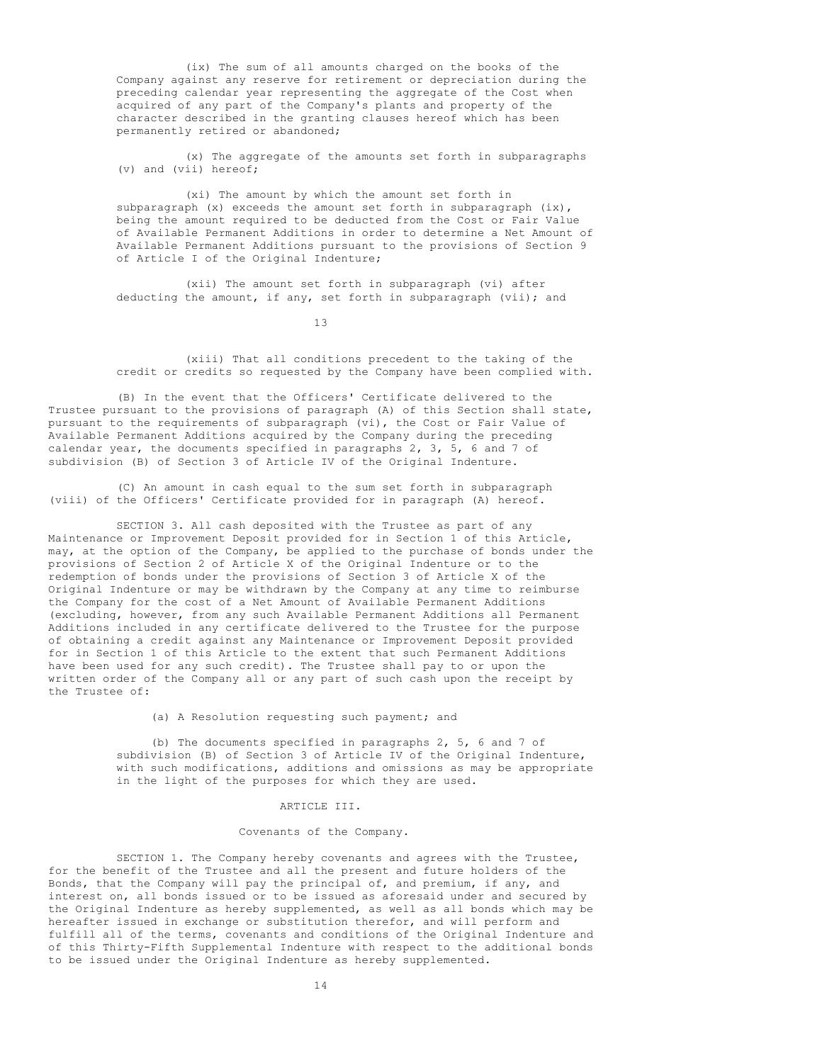(ix) The sum of all amounts charged on the books of the Company against any reserve for retirement or depreciation during the preceding calendar year representing the aggregate of the Cost when acquired of any part of the Company's plants and property of the character described in the granting clauses hereof which has been permanently retired or abandoned;

(x) The aggregate of the amounts set forth in subparagraphs (v) and (vii) hereof;

(xi) The amount by which the amount set forth in subparagraph (x) exceeds the amount set forth in subparagraph (ix), being the amount required to be deducted from the Cost or Fair Value of Available Permanent Additions in order to determine a Net Amount of Available Permanent Additions pursuant to the provisions of Section 9 of Article I of the Original Indenture;

(xii) The amount set forth in subparagraph (vi) after deducting the amount, if any, set forth in subparagraph (vii); and

(xiii) That all conditions precedent to the taking of the credit or credits so requested by the Company have been complied with.

(B) In the event that the Officers' Certificate delivered to the Trustee pursuant to the provisions of paragraph (A) of this Section shall state, pursuant to the requirements of subparagraph (vi), the Cost or Fair Value of Available Permanent Additions acquired by the Company during the preceding calendar year, the documents specified in paragraphs 2, 3, 5, 6 and 7 of subdivision (B) of Section 3 of Article IV of the Original Indenture.

(C) An amount in cash equal to the sum set forth in subparagraph (viii) of the Officers' Certificate provided for in paragraph (A) hereof.

SECTION 3. All cash deposited with the Trustee as part of any Maintenance or Improvement Deposit provided for in Section 1 of this Article, may, at the option of the Company, be applied to the purchase of bonds under the provisions of Section 2 of Article X of the Original Indenture or to the redemption of bonds under the provisions of Section 3 of Article X of the Original Indenture or may be withdrawn by the Company at any time to reimburse the Company for the cost of a Net Amount of Available Permanent Additions (excluding, however, from any such Available Permanent Additions all Permanent Additions included in any certificate delivered to the Trustee for the purpose of obtaining a credit against any Maintenance or Improvement Deposit provided for in Section 1 of this Article to the extent that such Permanent Additions have been used for any such credit). The Trustee shall pay to or upon the written order of the Company all or any part of such cash upon the receipt by the Trustee of:

(a) A Resolution requesting such payment; and

(b) The documents specified in paragraphs 2, 5, 6 and 7 of subdivision (B) of Section 3 of Article IV of the Original Indenture, with such modifications, additions and omissions as may be appropriate in the light of the purposes for which they are used.

## ARTICLE III.

### Covenants of the Company.

SECTION 1. The Company hereby covenants and agrees with the Trustee, for the benefit of the Trustee and all the present and future holders of the Bonds, that the Company will pay the principal of, and premium, if any, and interest on, all bonds issued or to be issued as aforesaid under and secured by the Original Indenture as hereby supplemented, as well as all bonds which may be hereafter issued in exchange or substitution therefor, and will perform and fulfill all of the terms, covenants and conditions of the Original Indenture and of this Thirty-Fifth Supplemental Indenture with respect to the additional bonds to be issued under the Original Indenture as hereby supplemented.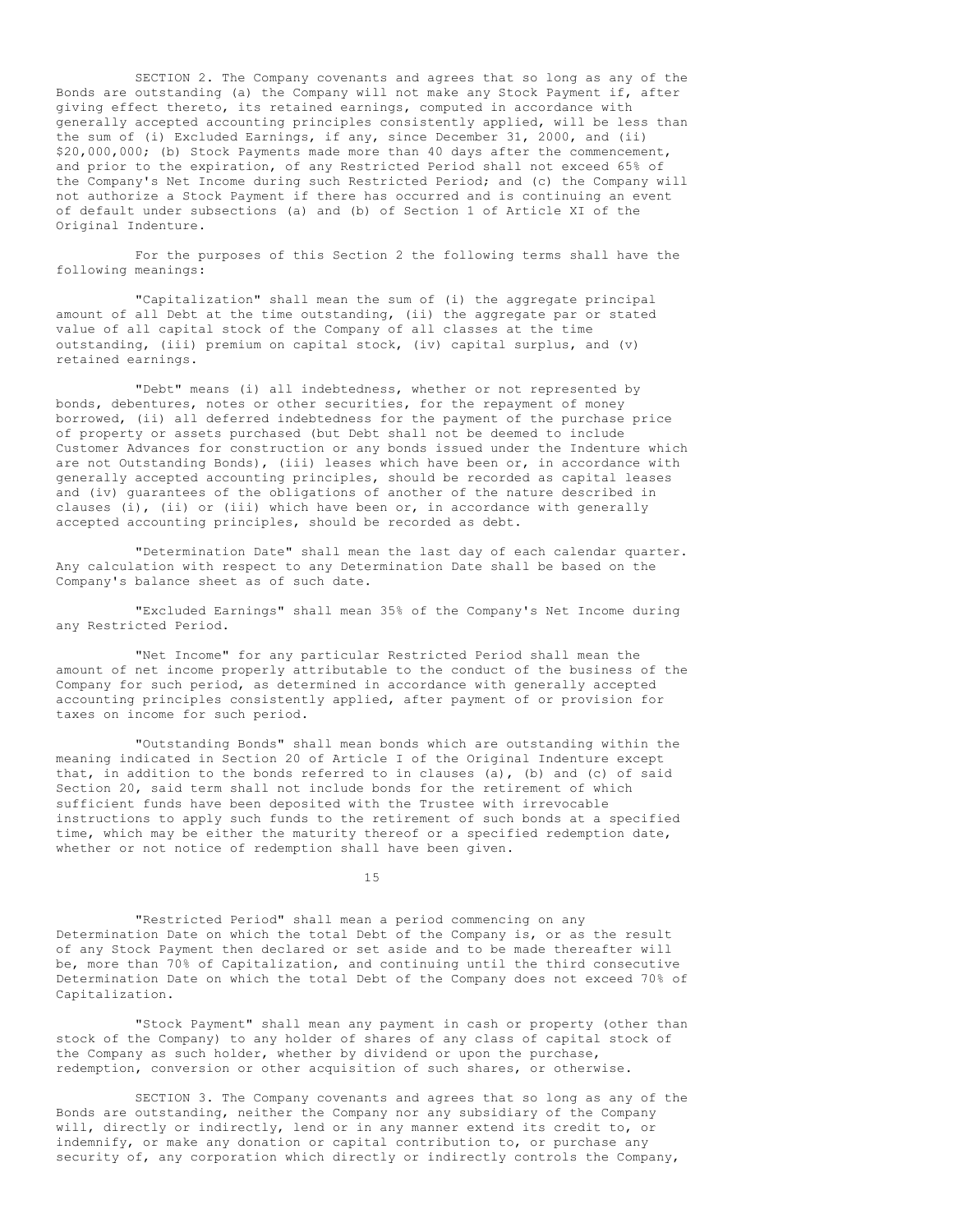SECTION 2. The Company covenants and agrees that so long as any of the Bonds are outstanding (a) the Company will not make any Stock Payment if, after giving effect thereto, its retained earnings, computed in accordance with generally accepted accounting principles consistently applied, will be less than the sum of (i) Excluded Earnings, if any, since December 31, 2000, and (ii) $20,000,000; (b) Stock Payments made more than 40 days after the commencement, and prior to the expiration, of any Restricted Period shall not exceed 65% of the Company's Net Income during such Restricted Period; and (c) the Company will not authorize a Stock Payment if there has occurred and is continuing an event of default under subsections (a) and (b) of Section 1 of Article XI of the Original Indenture.

For the purposes of this Section 2 the following terms shall have the following meanings:

"Capitalization" shall mean the sum of (i) the aggregate principal amount of all Debt at the time outstanding, (ii) the aggregate par or stated value of all capital stock of the Company of all classes at the time outstanding, (iii) premium on capital stock, (iv) capital surplus, and (v) retained earnings.

"Debt" means (i) all indebtedness, whether or not represented by bonds, debentures, notes or other securities, for the repayment of money borrowed, (ii) all deferred indebtedness for the payment of the purchase price of property or assets purchased (but Debt shall not be deemed to include Customer Advances for construction or any bonds issued under the Indenture which are not Outstanding Bonds), (iii) leases which have been or, in accordance with generally accepted accounting principles, should be recorded as capital leases and (iv) guarantees of the obligations of another of the nature described in clauses (i), (ii) or (iii) which have been or, in accordance with generally accepted accounting principles, should be recorded as debt.

"Determination Date" shall mean the last day of each calendar quarter. Any calculation with respect to any Determination Date shall be based on the Company's balance sheet as of such date.

"Excluded Earnings" shall mean 35% of the Company's Net Income during any Restricted Period.

"Net Income" for any particular Restricted Period shall mean the amount of net income properly attributable to the conduct of the business of the Company for such period, as determined in accordance with generally accepted accounting principles consistently applied, after payment of or provision for taxes on income for such period.

"Outstanding Bonds" shall mean bonds which are outstanding within the meaning indicated in Section 20 of Article I of the Original Indenture except that, in addition to the bonds referred to in clauses (a), (b) and (c) of said Section 20, said term shall not include bonds for the retirement of which sufficient funds have been deposited with the Trustee with irrevocable instructions to apply such funds to the retirement of such bonds at a specified time, which may be either the maturity thereof or a specified redemption date, whether or not notice of redemption shall have been given.

"Restricted Period" shall mean a period commencing on any Determination Date on which the total Debt of the Company is, or as the result of any Stock Payment then declared or set aside and to be made thereafter will be, more than 70% of Capitalization, and continuing until the third consecutive Determination Date on which the total Debt of the Company does not exceed 70% of Capitalization.

"Stock Payment" shall mean any payment in cash or property (other than stock of the Company) to any holder of shares of any class of capital stock of the Company as such holder, whether by dividend or upon the purchase, redemption, conversion or other acquisition of such shares, or otherwise.

SECTION 3. The Company covenants and agrees that so long as any of the Bonds are outstanding, neither the Company nor any subsidiary of the Company will, directly or indirectly, lend or in any manner extend its credit to, or indemnify, or make any donation or capital contribution to, or purchase any security of, any corporation which directly or indirectly controls the Company,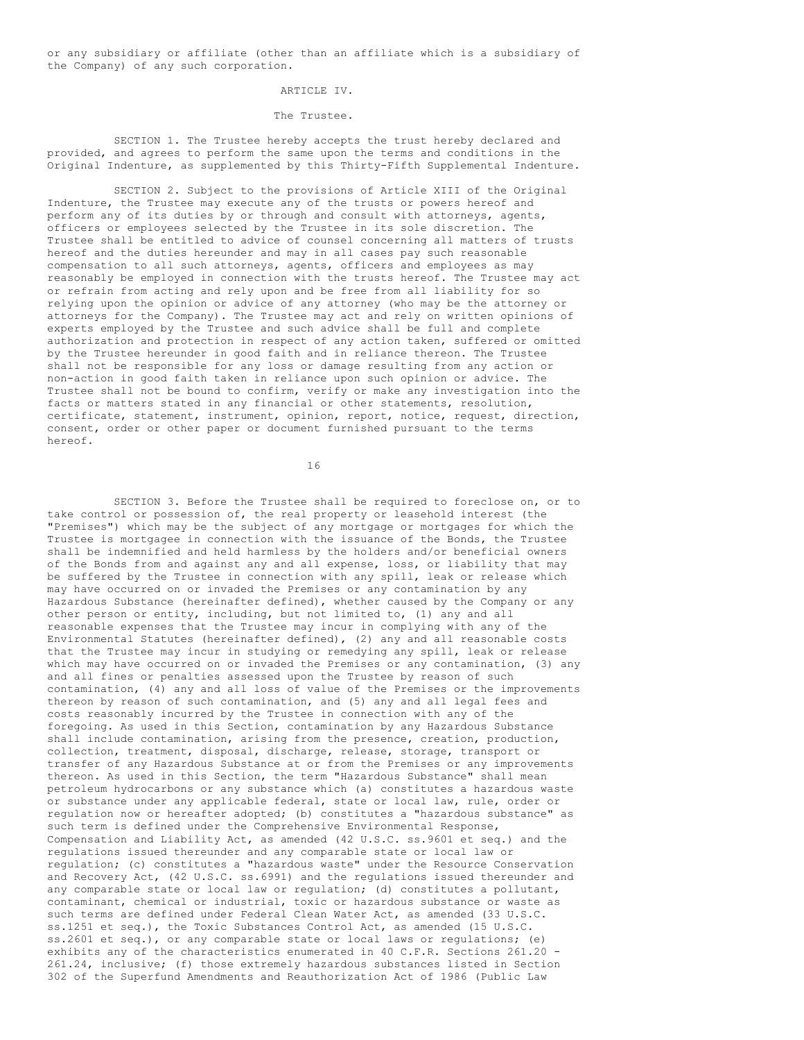or any subsidiary or affiliate (other than an affiliate which is a subsidiary of the Company) of any such corporation.

## ARTICLE IV.

## The Trustee.

SECTION 1. The Trustee hereby accepts the trust hereby declared and provided, and agrees to perform the same upon the terms and conditions in the Original Indenture, as supplemented by this Thirty-Fifth Supplemental Indenture.

SECTION 2. Subject to the provisions of Article XIII of the Original Indenture, the Trustee may execute any of the trusts or powers hereof and perform any of its duties by or through and consult with attorneys, agents, officers or employees selected by the Trustee in its sole discretion. The Trustee shall be entitled to advice of counsel concerning all matters of trusts hereof and the duties hereunder and may in all cases pay such reasonable compensation to all such attorneys, agents, officers and employees as may reasonably be employed in connection with the trusts hereof. The Trustee may act or refrain from acting and rely upon and be free from all liability for so relying upon the opinion or advice of any attorney (who may be the attorney or attorneys for the Company). The Trustee may act and rely on written opinions of experts employed by the Trustee and such advice shall be full and complete authorization and protection in respect of any action taken, suffered or omitted by the Trustee hereunder in good faith and in reliance thereon. The Trustee shall not be responsible for any loss or damage resulting from any action or non-action in good faith taken in reliance upon such opinion or advice. The Trustee shall not be bound to confirm, verify or make any investigation into the facts or matters stated in any financial or other statements, resolution, certificate, statement, instrument, opinion, report, notice, request, direction, consent, order or other paper or document furnished pursuant to the terms hereof.

SECTION 3. Before the Trustee shall be required to foreclose on, or to take control or possession of, the real property or leasehold interest (the "Premises") which may be the subject of any mortgage or mortgages for which the Trustee is mortgagee in connection with the issuance of the Bonds, the Trustee shall be indemnified and held harmless by the holders and/or beneficial owners of the Bonds from and against any and all expense, loss, or liability that may be suffered by the Trustee in connection with any spill, leak or release which may have occurred on or invaded the Premises or any contamination by any Hazardous Substance (hereinafter defined), whether caused by the Company or any other person or entity, including, but not limited to, (1) any and all reasonable expenses that the Trustee may incur in complying with any of the Environmental Statutes (hereinafter defined), (2) any and all reasonable costs that the Trustee may incur in studying or remedying any spill, leak or release which may have occurred on or invaded the Premises or any contamination, (3) any and all fines or penalties assessed upon the Trustee by reason of such contamination, (4) any and all loss of value of the Premises or the improvements thereon by reason of such contamination, and (5) any and all legal fees and costs reasonably incurred by the Trustee in connection with any of the foregoing. As used in this Section, contamination by any Hazardous Substance shall include contamination, arising from the presence, creation, production, collection, treatment, disposal, discharge, release, storage, transport or transfer of any Hazardous Substance at or from the Premises or any improvements thereon. As used in this Section, the term "Hazardous Substance" shall mean petroleum hydrocarbons or any substance which (a) constitutes a hazardous waste or substance under any applicable federal, state or local law, rule, order or regulation now or hereafter adopted; (b) constitutes a "hazardous substance" as such term is defined under the Comprehensive Environmental Response, Compensation and Liability Act, as amended (42 U.S.C. ss.9601 et seq.) and the regulations issued thereunder and any comparable state or local law or regulation; (c) constitutes a "hazardous waste" under the Resource Conservation and Recovery Act, (42 U.S.C. ss.6991) and the regulations issued thereunder and any comparable state or local law or regulation; (d) constitutes a pollutant, contaminant, chemical or industrial, toxic or hazardous substance or waste as such terms are defined under Federal Clean Water Act, as amended (33 U.S.C. ss.1251 et seq.), the Toxic Substances Control Act, as amended (15 U.S.C. ss.2601 et seq.), or any comparable state or local laws or regulations; (e) exhibits any of the characteristics enumerated in 40 C.F.R. Sections 261.20 - 261.24, inclusive; (f) those extremely hazardous substances listed in Section 302 of the Superfund Amendments and Reauthorization Act of 1986 (Public Law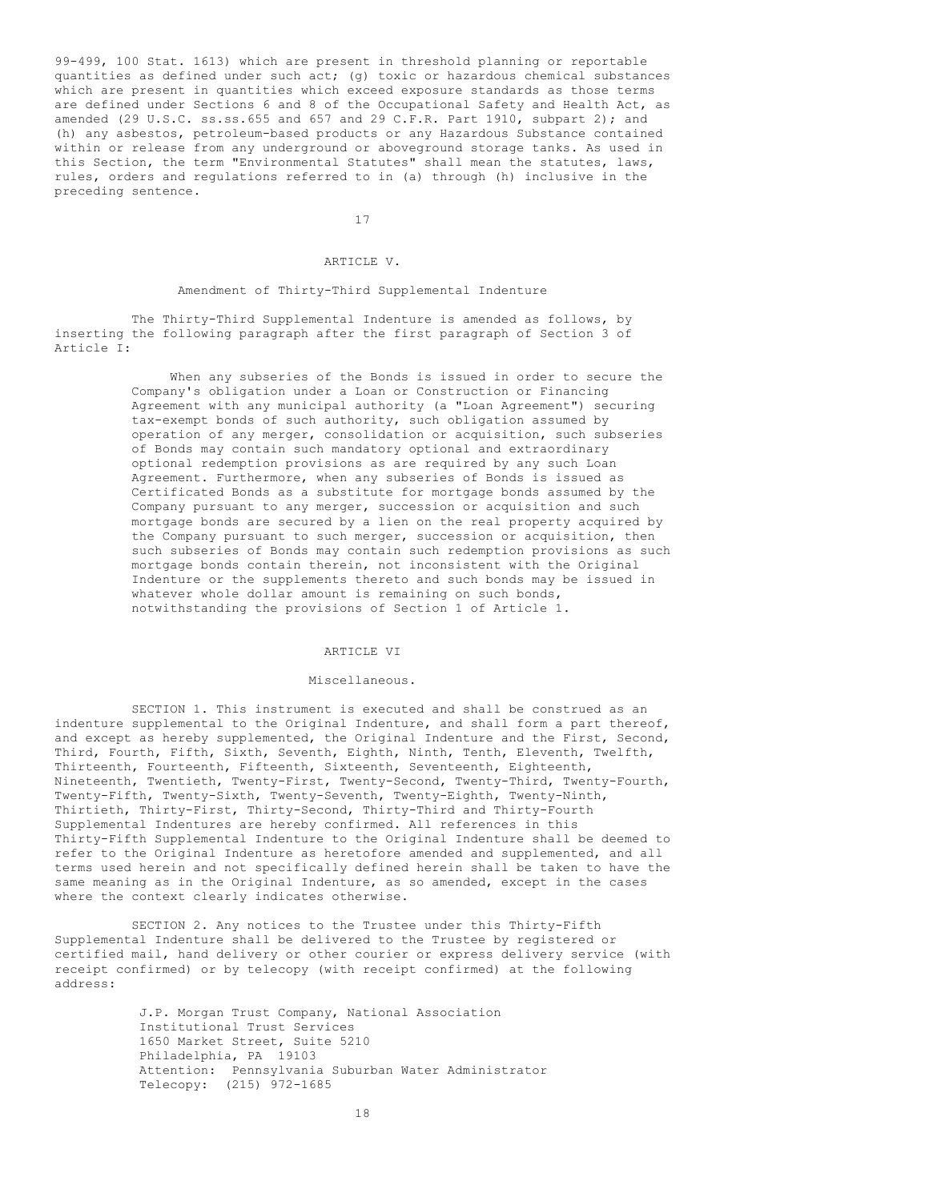99-499, 100 Stat. 1613) which are present in threshold planning or reportable quantities as defined under such act; (g) toxic or hazardous chemical substances which are present in quantities which exceed exposure standards as those terms are defined under Sections 6 and 8 of the Occupational Safety and Health Act, as amended (29 U.S.C. ss.ss.655 and 657 and 29 C.F.R. Part 1910, subpart 2); and (h) any asbestos, petroleum-based products or any Hazardous Substance contained within or release from any underground or aboveground storage tanks. As used in this Section, the term "Environmental Statutes" shall mean the statutes, laws, rules, orders and regulations referred to in (a) through (h) inclusive in the preceding sentence.

## ARTICLE V.

### Amendment of Thirty-Third Supplemental Indenture

The Thirty-Third Supplemental Indenture is amended as follows, by inserting the following paragraph after the first paragraph of Section 3 of Article I:

> When any subseries of the Bonds is issued in order to secure the Company's obligation under a Loan or Construction or Financing Agreement with any municipal authority (a "Loan Agreement") securing tax-exempt bonds of such authority, such obligation assumed by operation of any merger, consolidation or acquisition, such subseries of Bonds may contain such mandatory optional and extraordinary optional redemption provisions as are required by any such Loan Agreement. Furthermore, when any subseries of Bonds is issued as Certificated Bonds as a substitute for mortgage bonds assumed by the Company pursuant to any merger, succession or acquisition and such mortgage bonds are secured by a lien on the real property acquired by the Company pursuant to such merger, succession or acquisition, then such subseries of Bonds may contain such redemption provisions as such mortgage bonds contain therein, not inconsistent with the Original Indenture or the supplements thereto and such bonds may be issued in whatever whole dollar amount is remaining on such bonds, notwithstanding the provisions of Section 1 of Article 1.

## ARTICLE VI

### Miscellaneous.

SECTION 1. This instrument is executed and shall be construed as an indenture supplemental to the Original Indenture, and shall form a part thereof, and except as hereby supplemented, the Original Indenture and the First, Second, Third, Fourth, Fifth, Sixth, Seventh, Eighth, Ninth, Tenth, Eleventh, Twelfth, Thirteenth, Fourteenth, Fifteenth, Sixteenth, Seventeenth, Eighteenth, Nineteenth, Twentieth, Twenty-First, Twenty-Second, Twenty-Third, Twenty-Fourth, Twenty-Fifth, Twenty-Sixth, Twenty-Seventh, Twenty-Eighth, Twenty-Ninth, Thirtieth, Thirty-First, Thirty-Second, Thirty-Third and Thirty-Fourth Supplemental Indentures are hereby confirmed. All references in this Thirty-Fifth Supplemental Indenture to the Original Indenture shall be deemed to refer to the Original Indenture as heretofore amended and supplemented, and all terms used herein and not specifically defined herein shall be taken to have the same meaning as in the Original Indenture, as so amended, except in the cases where the context clearly indicates otherwise.

SECTION 2. Any notices to the Trustee under this Thirty-Fifth Supplemental Indenture shall be delivered to the Trustee by registered or certified mail, hand delivery or other courier or express delivery service (with receipt confirmed) or by telecopy (with receipt confirmed) at the following address:

J.P. Morgan Trust Company, National Association
Institutional Trust Services
1650 Market Street, Suite 5210
Philadelphia, PA 19103
Attention: Pennsylvania Suburban Water Administrator
Telecopy: (215) 972-1685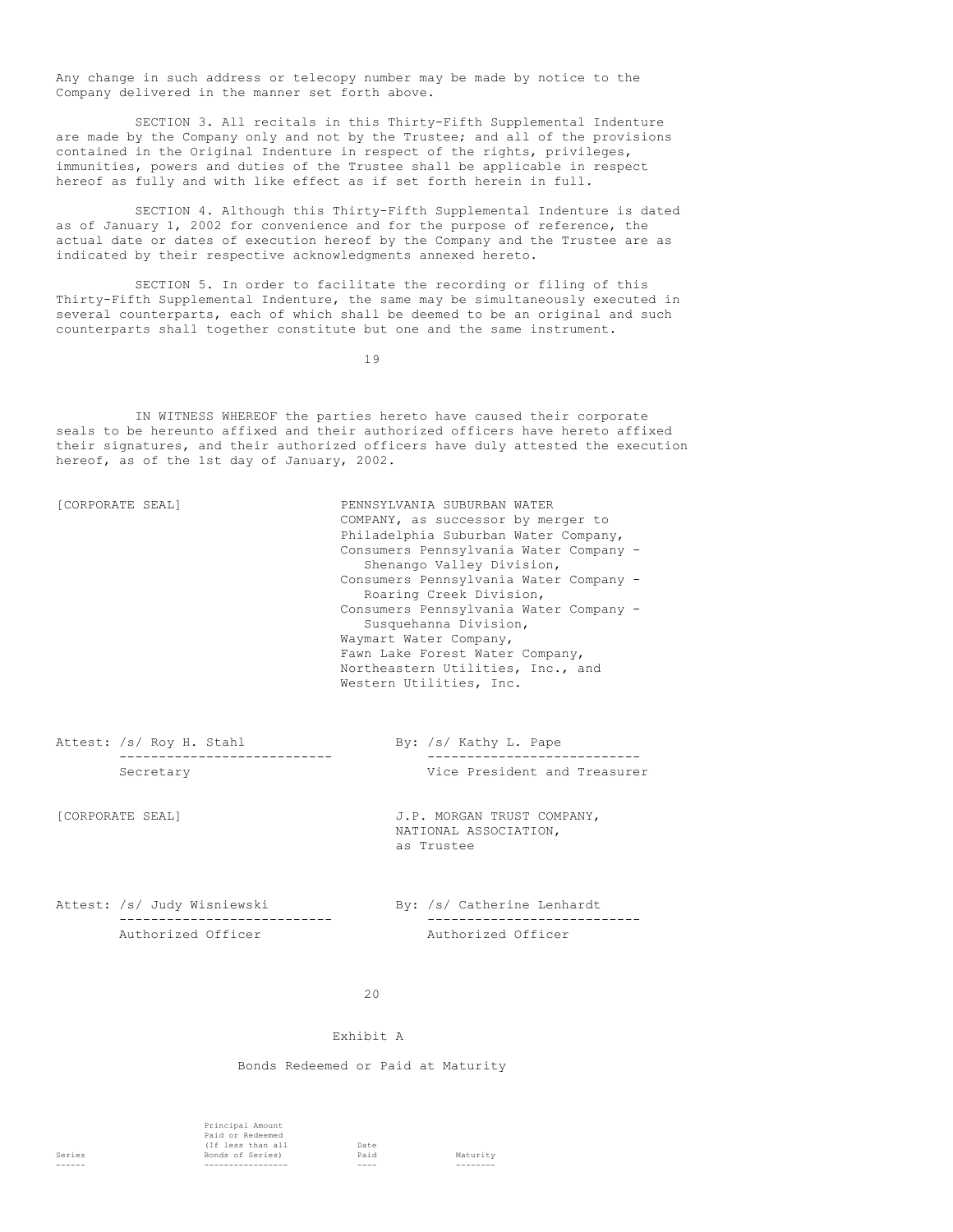Any change in such address or telecopy number may be made by notice to the Company delivered in the manner set forth above.

SECTION 3. All recitals in this Thirty-Fifth Supplemental Indenture are made by the Company only and not by the Trustee; and all of the provisions contained in the Original Indenture in respect of the rights, privileges, immunities, powers and duties of the Trustee shall be applicable in respect hereof as fully and with like effect as if set forth herein in full.

SECTION 4. Although this Thirty-Fifth Supplemental Indenture is dated as of January 1, 2002 for convenience and for the purpose of reference, the actual date or dates of execution hereof by the Company and the Trustee are as indicated by their respective acknowledgments annexed hereto.

SECTION 5. In order to facilitate the recording or filing of this Thirty-Fifth Supplemental Indenture, the same may be simultaneously executed in several counterparts, each of which shall be deemed to be an original and such counterparts shall together constitute but one and the same instrument.

IN WITNESS WHEREOF the parties hereto have caused their corporate seals to be hereunto affixed and their authorized officers have hereto affixed their signatures, and their authorized officers have duly attested the execution hereof, as of the 1st day of January, 2002.

[CORPORATE SEAL]

PENNSYLVANIA SUBURBAN WATER COMPANY, as successor by merger to Philadelphia Suburban Water Company, Consumers Pennsylvania Water Company - Shenango Valley Division, Consumers Pennsylvania Water Company - Roaring Creek Division, Consumers Pennsylvania Water Company - Susquehanna Division, Waymart Water Company, Fawn Lake Forest Water Company, Northeastern Utilities, Inc., and Western Utilities, Inc.

Attest: /s/ Roy H. Stahl
Secretary

By: /s/ Kathy L. Pape
Vice President and Treasurer

[CORPORATE SEAL]

J.P. MORGAN TRUST COMPANY, NATIONAL ASSOCIATION, as Trustee

Attest: /s/ Judy Wisniewski
Authorized Officer

By: /s/ Catherine Lenhardt
Authorized Officer

Exhibit A

Bonds Redeemed or Paid at Maturity

| Series | Principal Amount Paid or Redeemed (If less than all Bonds of Series) | Date Paid | Maturity |
|---|---|---|---|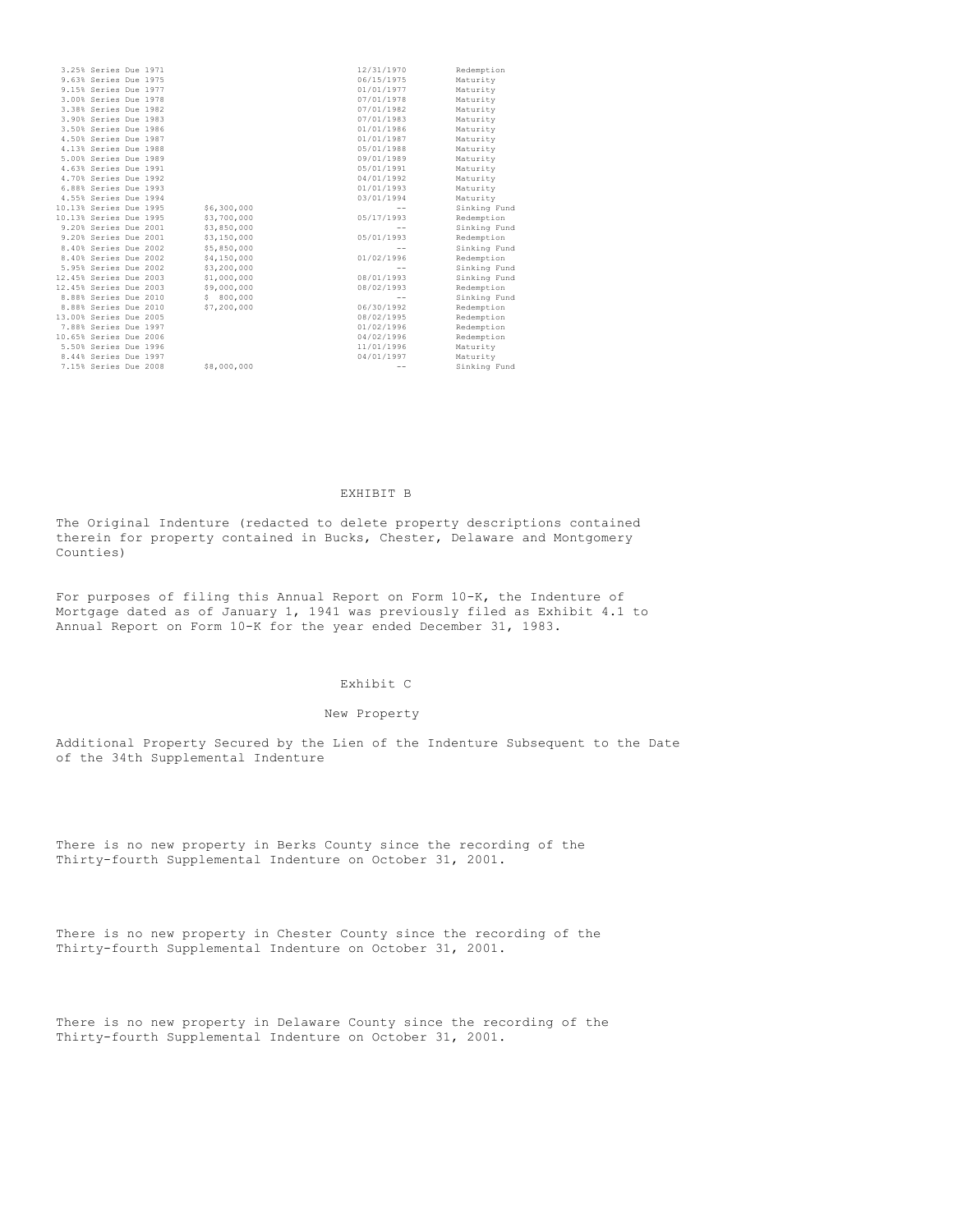| | | | |
|---|---|---|---|
| 3.25% Series Due 1971 | | 12/31/1970 | Redemption |
| 9.63% Series Due 1975 | | 06/15/1975 | Maturity |
| 9.15% Series Due 1977 | | 01/01/1977 | Maturity |
| 3.00% Series Due 1978 | | 07/01/1978 | Maturity |
| 3.38% Series Due 1982 | | 07/01/1982 | Maturity |
| 3.90% Series Due 1983 | | 07/01/1983 | Maturity |
| 3.50% Series Due 1986 | | 01/01/1986 | Maturity |
| 4.50% Series Due 1987 | | 01/01/1987 | Maturity |
| 4.13% Series Due 1988 | | 05/01/1988 | Maturity |
| 5.00% Series Due 1989 | | 09/01/1989 | Maturity |
| 4.63% Series Due 1991 | | 05/01/1991 | Maturity |
| 4.70% Series Due 1992 | | 04/01/1992 | Maturity |
| 6.88% Series Due 1993 | | 01/01/1993 | Maturity |
| 4.55% Series Due 1994 | | 03/01/1994 | Maturity |
| 10.13% Series Due 1995 | $6,300,000 | -- | Sinking Fund |
| 10.13% Series Due 1995 | $3,700,000 | 05/17/1993 | Redemption |
| 9.20% Series Due 2001 | $3,850,000 | -- | Sinking Fund |
| 9.20% Series Due 2001 | $3,150,000 | 05/01/1993 | Redemption |
| 8.40% Series Due 2002 | $5,850,000 | -- | Sinking Fund |
| 8.40% Series Due 2002 | $4,150,000 | 01/02/1996 | Redemption |
| 5.95% Series Due 2002 | $3,200,000 | -- | Sinking Fund |
| 12.45% Series Due 2003 | $1,000,000 | 08/01/1993 | Sinking Fund |
| 12.45% Series Due 2003 | $9,000,000 | 08/02/1993 | Redemption |
| 8.88% Series Due 2010 | $ 800,000 | -- | Sinking Fund |
| 8.88% Series Due 2010 | $7,200,000 | 06/30/1992 | Redemption |
| 13.00% Series Due 2005 | | 08/02/1995 | Redemption |
| 7.88% Series Due 1997 | | 01/02/1996 | Redemption |
| 10.65% Series Due 2006 | | 04/02/1996 | Redemption |
| 5.50% Series Due 1996 | | 11/01/1996 | Maturity |
| 8.44% Series Due 1997 | | 04/01/1997 | Maturity |
| 7.15% Series Due 2008 | $8,000,000 | -- | Sinking Fund |

# EXHIBIT B

The Original Indenture (redacted to delete property descriptions contained therein for property contained in Bucks, Chester, Delaware and Montgomery Counties)

For purposes of filing this Annual Report on Form 10-K, the Indenture of Mortgage dated as of January 1, 1941 was previously filed as Exhibit 4.1 to Annual Report on Form 10-K for the year ended December 31, 1983.

# Exhibit C

## New Property

Additional Property Secured by the Lien of the Indenture Subsequent to the Date of the 34th Supplemental Indenture

There is no new property in Berks County since the recording of the Thirty-fourth Supplemental Indenture on October 31, 2001.

There is no new property in Chester County since the recording of the Thirty-fourth Supplemental Indenture on October 31, 2001.

There is no new property in Delaware County since the recording of the Thirty-fourth Supplemental Indenture on October 31, 2001.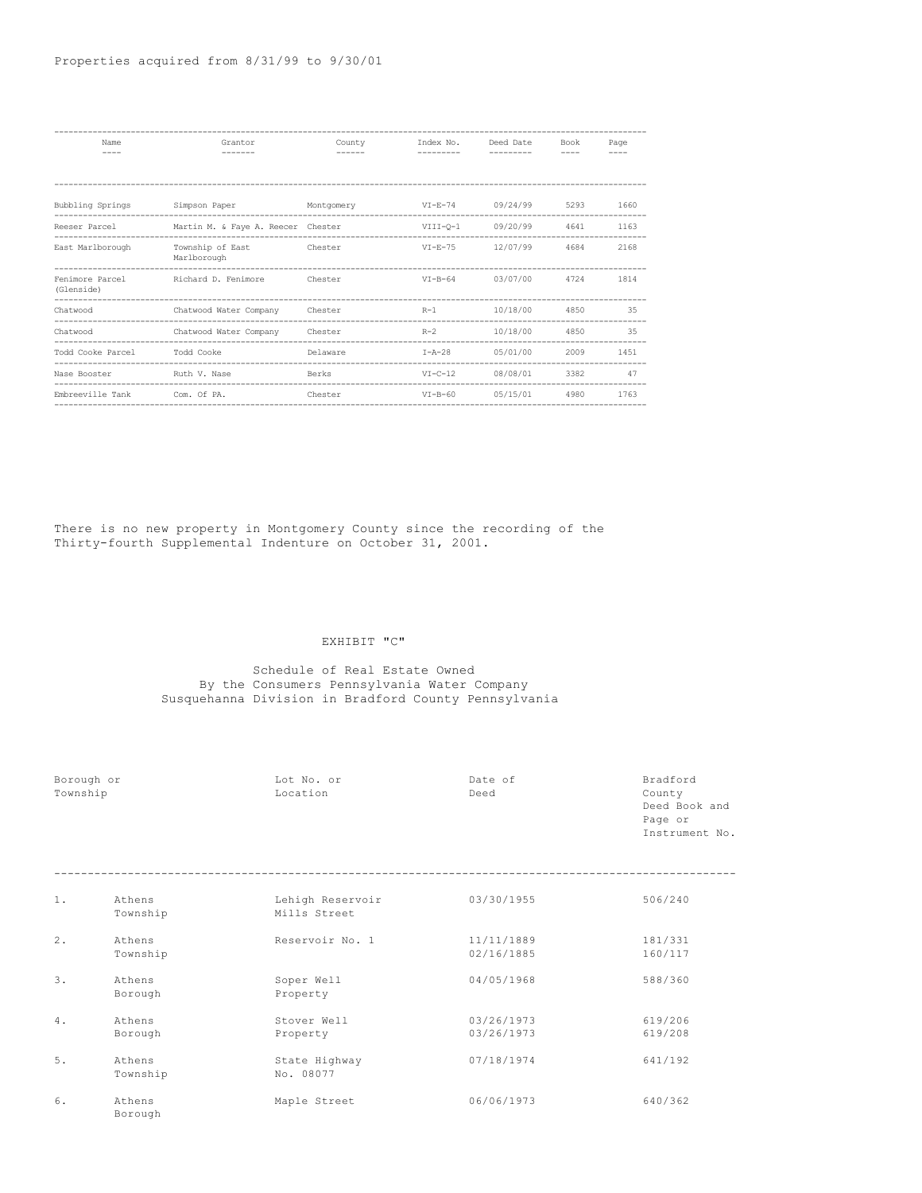Properties acquired from 8/31/99 to 9/30/01

| Name | Grantor | County | Index No. | Deed Date | Book | Page |
|---|---|---|---|---|---|---|
| Bubbling Springs | Simpson Paper | Montgomery | VI-E-74 | 09/24/99 | 5293 | 1660 |
| Reeser Parcel | Martin M. & Faye A. Reecer | Chester | VIII-Q-1 | 09/20/99 | 4641 | 1163 |
| East Marlborough | Township of East Marlborough | Chester | VI-E-75 | 12/07/99 | 4684 | 2168 |
| Fenimore Parcel (Glenside) | Richard D. Fenimore | Chester | VI-B-64 | 03/07/00 | 4724 | 1814 |
| Chatwood | Chatwood Water Company | Chester | R-1 | 10/18/00 | 4850 | 35 |
| Chatwood | Chatwood Water Company | Chester | R-2 | 10/18/00 | 4850 | 35 |
| Todd Cooke Parcel | Todd Cooke | Delaware | I-A-28 | 05/01/00 | 2009 | 1451 |
| Nase Booster | Ruth V. Nase | Berks | VI-C-12 | 08/08/01 | 3382 | 47 |
| Embreeville Tank | Com. Of PA. | Chester | VI-B-60 | 05/15/01 | 4980 | 1763 |

There is no new property in Montgomery County since the recording of the Thirty-fourth Supplemental Indenture on October 31, 2001.

EXHIBIT "C"

Schedule of Real Estate Owned
By the Consumers Pennsylvania Water Company
Susquehanna Division in Bradford County Pennsylvania

| | Borough or Township | Lot No. or Location | Date of Deed | Bradford County Deed Book and Page or Instrument No. |
|---|---|---|---|---|
| 1. | Athens Township | Lehigh Reservoir Mills Street | 03/30/1955 | 506/240 |
| 2. | Athens Township | Reservoir No. 1 | 11/11/1889<br>02/16/1885 | 181/331<br>160/117 |
| 3. | Athens Borough | Soper Well Property | 04/05/1968 | 588/360 |
| 4. | Athens Borough | Stover Well Property | 03/26/1973<br>03/26/1973 | 619/206<br>619/208 |
| 5. | Athens Township | State Highway No. 08077 | 07/18/1974 | 641/192 |
| 6. | Athens Borough | Maple Street | 06/06/1973 | 640/362 |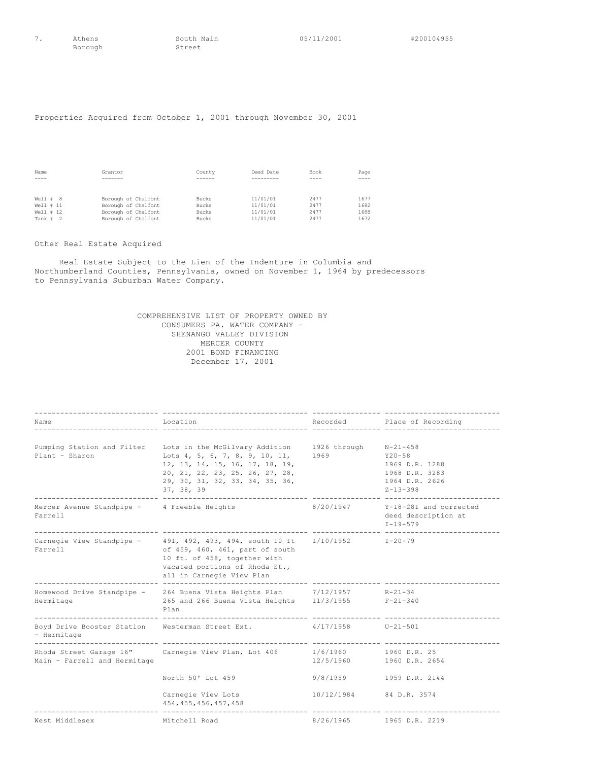| 7. | Athens Borough | South Main Street | 05/11/2001 | #200104955 |
|---|---|---|---|---|

Properties Acquired from October 1, 2001 through November 30, 2001

| Name | Grantor | County | Deed Date | Book | Page |
|---|---|---|---|---|---|
| Well # 8 | Borough of Chalfont | Bucks | 11/01/01 | 2477 | 1677 |
| Well # 11 | Borough of Chalfont | Bucks | 11/01/01 | 2477 | 1682 |
| Well # 12 | Borough of Chalfont | Bucks | 11/01/01 | 2477 | 1688 |
| Tank # 2 | Borough of Chalfont | Bucks | 11/01/01 | 2477 | 1672 |

Other Real Estate Acquired

Real Estate Subject to the Lien of the Indenture in Columbia and Northumberland Counties, Pennsylvania, owned on November 1, 1964 by predecessors to Pennsylvania Suburban Water Company.

COMPREHENSIVE LIST OF PROPERTY OWNED BY
CONSUMERS PA. WATER COMPANY -
SHENANGO VALLEY DIVISION
MERCER COUNTY
2001 BOND FINANCING
December 17, 2001

| Name | Location | Recorded | Place of Recording |
|---|---|---|---|
| Pumping Station and Filter Plant - Sharon | Lots in the McGilvary Addition Lots 4, 5, 6, 7, 8, 9, 10, 11, 12, 13, 14, 15, 16, 17, 18, 19, 20, 21, 22, 23, 25, 26, 27, 28, 29, 30, 31, 32, 33, 34, 35, 36, 37, 38, 39 | 1926 through 1969 | N-21-458<br>Y20-58<br>1969 D.R. 1288<br>1968 D.R. 3283<br>1964 D.R. 2626<br>Z-13-398 |
| Mercer Avenue Standpipe - Farrell | 4 Freeble Heights | 8/20/1947 | Y-18-281 and corrected deed description at I-19-579 |
| Carnegie View Standpipe - Farrell | 491, 492, 493, 494, south 10 ft of 459, 460, 461, part of south 10 ft. of 458, together with vacated portions of Rhoda St., all in Carnegie View Plan | 1/10/1952 | I-20-79 |
| Homewood Drive Standpipe - Hermitage | 264 Buena Vista Heights Plan<br>265 and 266 Buena Vista Heights Plan | 7/12/1957<br>11/3/1955 | R-21-34<br>F-21-340 |
| Boyd Drive Booster Station - Hermitage | Westerman Street Ext. | 4/17/1958 | U-21-501 |
| Rhoda Street Garage 16" Main - Farrell and Hermitage | Carnegie View Plan, Lot 406 | 1/6/1960<br>12/5/1960 | 1960 D.R. 25<br>1960 D.R. 2654 |
| | North 50' Lot 459 | 9/8/1959 | 1959 D.R. 2144 |
| | Carnegie View Lots 454,455,456,457,458 | 10/12/1984 | 84 D.R. 3574 |
| West Middlesex | Mitchell Road | 8/26/1965 | 1965 D.R. 2219 |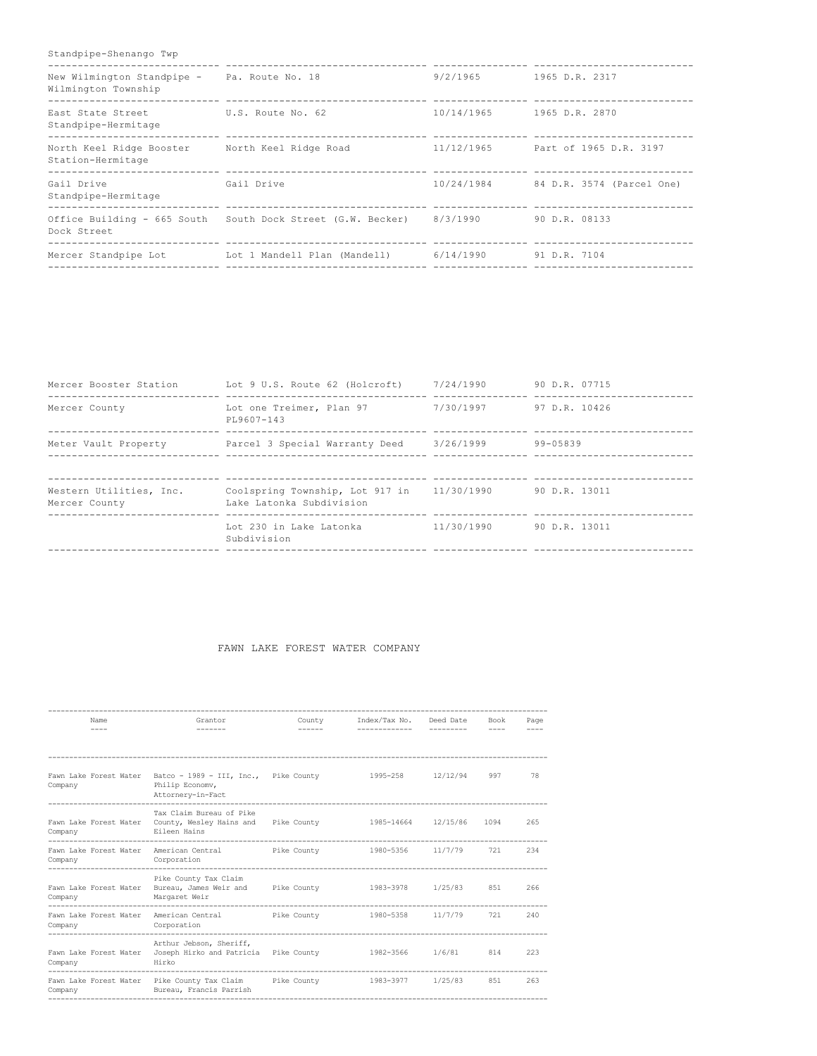| Standpipe-Shenango Twp | | | |
|---|---|---|---|
| New Wilmington Standpipe - Wilmington Township | Pa. Route No. 18 | 9/2/1965 | 1965 D.R. 2317 |
| East State Street Standpipe-Hermitage | U.S. Route No. 62 | 10/14/1965 | 1965 D.R. 2870 |
| North Keel Ridge Booster Station-Hermitage | North Keel Ridge Road | 11/12/1965 | Part of 1965 D.R. 3197 |
| Gail Drive Standpipe-Hermitage | Gail Drive | 10/24/1984 | 84 D.R. 3574 (Parcel One) |
| Office Building - 665 South Dock Street | South Dock Street (G.W. Becker) | 8/3/1990 | 90 D.R. 08133 |
| Mercer Standpipe Lot | Lot 1 Mandell Plan (Mandell) | 6/14/1990 | 91 D.R. 7104 |

| | | | |
|---|---|---|---|
| Mercer Booster Station | Lot 9 U.S. Route 62 (Holcroft) | 7/24/1990 | 90 D.R. 07715 |
| Mercer County | Lot one Treimer, Plan 97 PL9607-143 | 7/30/1997 | 97 D.R. 10426 |
| Meter Vault Property | Parcel 3 Special Warranty Deed | 3/26/1999 | 99-05839 |
| | | | |
| Western Utilities, Inc. Mercer County | Coolspring Township, Lot 917 in Lake Latonka Subdivision | 11/30/1990 | 90 D.R. 13011 |
| | Lot 230 in Lake Latonka Subdivision | 11/30/1990 | 90 D.R. 13011 |

## FAWN LAKE FOREST WATER COMPANY

| Name | Grantor | County | Index/Tax No. | Deed Date | Book | Page |
|---|---|---|---|---|---|---|
| Fawn Lake Forest Water Company | Batco - 1989 - III, Inc., Philip Economv, Attorney-in-Fact | Pike County | 1995-258 | 12/12/94 | 997 | 78 |
| Fawn Lake Forest Water Company | Tax Claim Bureau of Pike County, Wesley Hains and Eileen Hains | Pike County | 1985-14664 | 12/15/86 | 1094 | 265 |
| Fawn Lake Forest Water Company | American Central Corporation | Pike County | 1980-5356 | 11/7/79 | 721 | 234 |
| Fawn Lake Forest Water Company | Pike County Tax Claim Bureau, James Weir and Margaret Weir | Pike County | 1983-3978 | 1/25/83 | 851 | 266 |
| Fawn Lake Forest Water Company | American Central Corporation | Pike County | 1980-5358 | 11/7/79 | 721 | 240 |
| Fawn Lake Forest Water Company | Arthur Jebson, Sheriff, Joseph Hirko and Patricia Hirko | Pike County | 1982-3566 | 1/6/81 | 814 | 223 |
| Fawn Lake Forest Water Company | Pike County Tax Claim Bureau, Francis Parrish | Pike County | 1983-3977 | 1/25/83 | 851 | 263 |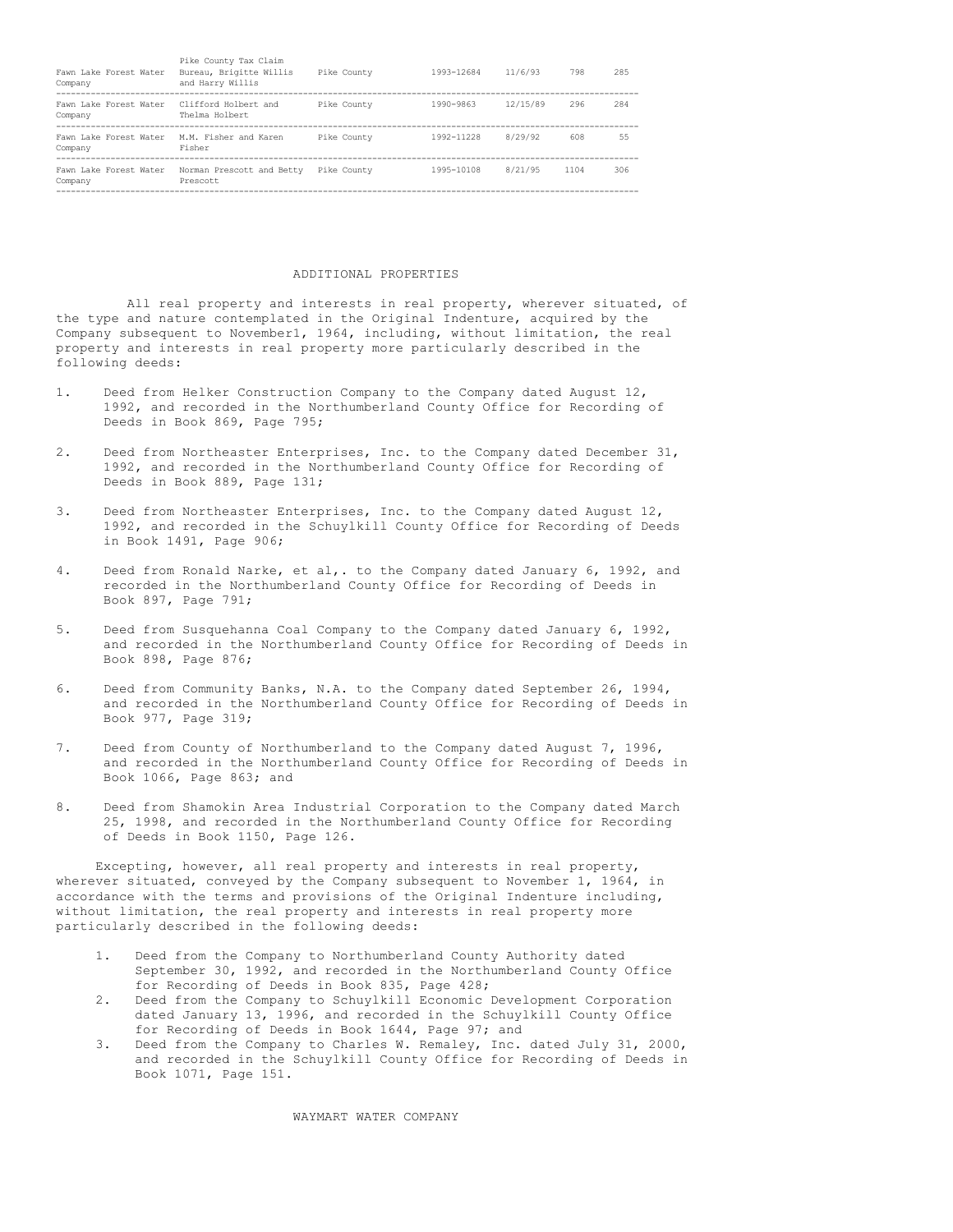| | | | | | | |
|---|---|---|---|---|---|---|
| Fawn Lake Forest Water Company | Pike County Tax Claim Bureau, Brigitte Willis and Harry Willis | Pike County | 1993-12684 | 11/6/93 | 798 | 285 |
| Fawn Lake Forest Water Company | Clifford Holbert and Thelma Holbert | Pike County | 1990-9863 | 12/15/89 | 296 | 284 |
| Fawn Lake Forest Water Company | M.M. Fisher and Karen Fisher | Pike County | 1992-11228 | 8/29/92 | 608 | 55 |
| Fawn Lake Forest Water Company | Norman Prescott and Betty Prescott | Pike County | 1995-10108 | 8/21/95 | 1104 | 306 |

ADDITIONAL PROPERTIES

All real property and interests in real property, wherever situated, of the type and nature contemplated in the Original Indenture, acquired by the Company subsequent to November1, 1964, including, without limitation, the real property and interests in real property more particularly described in the following deeds:

1. Deed from Helker Construction Company to the Company dated August 12, 1992, and recorded in the Northumberland County Office for Recording of Deeds in Book 869, Page 795;

2. Deed from Northeaster Enterprises, Inc. to the Company dated December 31, 1992, and recorded in the Northumberland County Office for Recording of Deeds in Book 889, Page 131;

3. Deed from Northeaster Enterprises, Inc. to the Company dated August 12, 1992, and recorded in the Schuylkill County Office for Recording of Deeds in Book 1491, Page 906;

4. Deed from Ronald Narke, et al,. to the Company dated January 6, 1992, and recorded in the Northumberland County Office for Recording of Deeds in Book 897, Page 791;

5. Deed from Susquehanna Coal Company to the Company dated January 6, 1992, and recorded in the Northumberland County Office for Recording of Deeds in Book 898, Page 876;

6. Deed from Community Banks, N.A. to the Company dated September 26, 1994, and recorded in the Northumberland County Office for Recording of Deeds in Book 977, Page 319;

7. Deed from County of Northumberland to the Company dated August 7, 1996, and recorded in the Northumberland County Office for Recording of Deeds in Book 1066, Page 863; and

8. Deed from Shamokin Area Industrial Corporation to the Company dated March 25, 1998, and recorded in the Northumberland County Office for Recording of Deeds in Book 1150, Page 126.

Excepting, however, all real property and interests in real property, wherever situated, conveyed by the Company subsequent to November 1, 1964, in accordance with the terms and provisions of the Original Indenture including, without limitation, the real property and interests in real property more particularly described in the following deeds:

1. Deed from the Company to Northumberland County Authority dated September 30, 1992, and recorded in the Northumberland County Office for Recording of Deeds in Book 835, Page 428;
2. Deed from the Company to Schuylkill Economic Development Corporation dated January 13, 1996, and recorded in the Schuylkill County Office for Recording of Deeds in Book 1644, Page 97; and
3. Deed from the Company to Charles W. Remaley, Inc. dated July 31, 2000, and recorded in the Schuylkill County Office for Recording of Deeds in Book 1071, Page 151.

WAYMART WATER COMPANY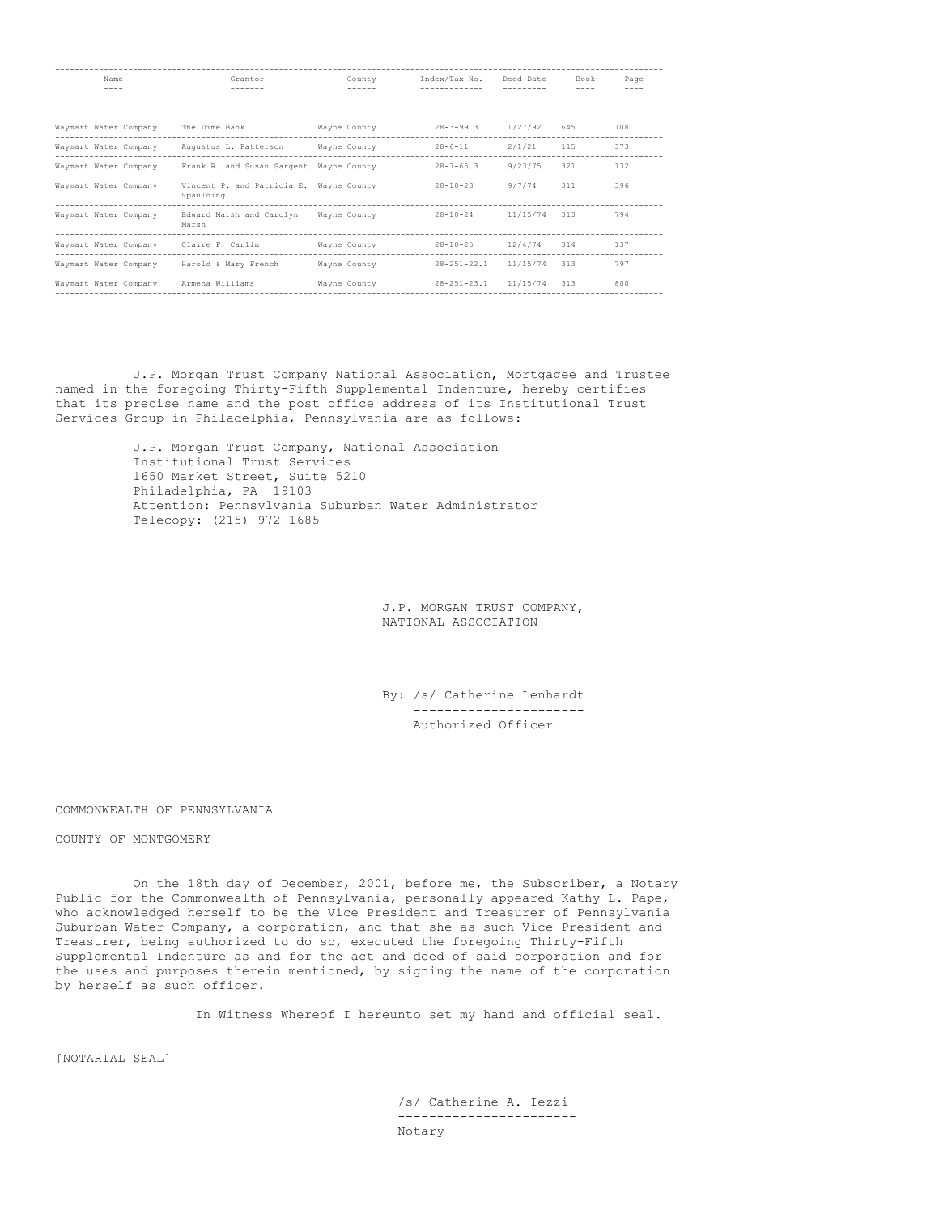| Name | Grantor | County | Index/Tax No. | Deed Date | Book | Page |
| --- | --- | --- | --- | --- | --- | --- |
| Waymart Water Company | The Dime Bank | Wayne County | 28-3-99.3 | 1/27/92 | 645 | 108 |
| Waymart Water Company | Augustus L. Patterson | Wayne County | 28-6-11 | 2/1/21 | 115 | 373 |
| Waymart Water Company | Frank R. and Susan Sargent | Wayne County | 28-7-65.3 | 9/23/75 | 321 | 132 |
| Waymart Water Company | Vincent P. and Patricia E. Spaulding | Wayne County | 28-10-23 | 9/7/74 | 311 | 396 |
| Waymart Water Company | Edward Marsh and Carolyn Marsh | Wayne County | 28-10-24 | 11/15/74 | 313 | 794 |
| Waymart Water Company | Claire F. Carlin | Wayne County | 28-10-25 | 12/4/74 | 314 | 137 |
| Waymart Water Company | Harold & Mary French | Wayne County | 28-251-22.1 | 11/15/74 | 313 | 797 |
| Waymart Water Company | Armena Williams | Wayne County | 28-251-23.1 | 11/15/74 | 313 | 800 |

J.P. Morgan Trust Company National Association, Mortgagee and Trustee named in the foregoing Thirty-Fifth Supplemental Indenture, hereby certifies that its precise name and the post office address of its Institutional Trust Services Group in Philadelphia, Pennsylvania are as follows:

J.P. Morgan Trust Company, National Association
Institutional Trust Services
1650 Market Street, Suite 5210
Philadelphia, PA 19103
Attention: Pennsylvania Suburban Water Administrator
Telecopy: (215) 972-1685

J.P. MORGAN TRUST COMPANY,
NATIONAL ASSOCIATION

By: /s/ Catherine Lenhardt
Authorized Officer

COMMONWEALTH OF PENNSYLVANIA

COUNTY OF MONTGOMERY

On the 18th day of December, 2001, before me, the Subscriber, a Notary Public for the Commonwealth of Pennsylvania, personally appeared Kathy L. Pape, who acknowledged herself to be the Vice President and Treasurer of Pennsylvania Suburban Water Company, a corporation, and that she as such Vice President and Treasurer, being authorized to do so, executed the foregoing Thirty-Fifth Supplemental Indenture as and for the act and deed of said corporation and for the uses and purposes therein mentioned, by signing the name of the corporation by herself as such officer.

In Witness Whereof I hereunto set my hand and official seal.

[NOTARIAL SEAL]

/s/ Catherine A. Iezzi
Notary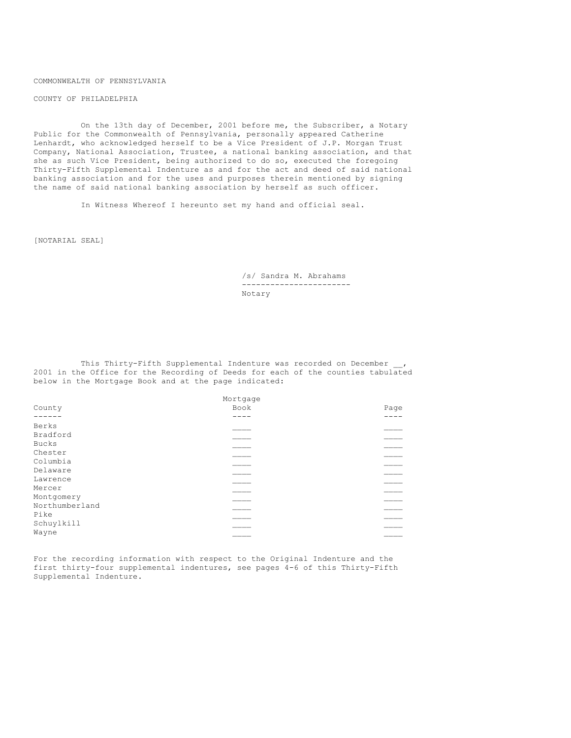COMMONWEALTH OF PENNSYLVANIA

COUNTY OF PHILADELPHIA

On the 13th day of December, 2001 before me, the Subscriber, a Notary Public for the Commonwealth of Pennsylvania, personally appeared Catherine Lenhardt, who acknowledged herself to be a Vice President of J.P. Morgan Trust Company, National Association, Trustee, a national banking association, and that she as such Vice President, being authorized to do so, executed the foregoing Thirty-Fifth Supplemental Indenture as and for the act and deed of said national banking association and for the uses and purposes therein mentioned by signing the name of said national banking association by herself as such officer.

In Witness Whereof I hereunto set my hand and official seal.

[NOTARIAL SEAL]

/s/ Sandra M. Abrahams

---

Notary

This Thirty-Fifth Supplemental Indenture was recorded on December __, 2001 in the Office for the Recording of Deeds for each of the counties tabulated below in the Mortgage Book and at the page indicated:

| County | Mortgage Book | Page |
|---|---|---|
| Berks | ____ | ____ |
| Bradford | ____ | ____ |
| Bucks | ____ | ____ |
| Chester | ____ | ____ |
| Columbia | ____ | ____ |
| Delaware | ____ | ____ |
| Lawrence | ____ | ____ |
| Mercer | ____ | ____ |
| Montgomery | ____ | ____ |
| Northumberland | ____ | ____ |
| Pike | ____ | ____ |
| Schuylkill | ____ | ____ |
| Wayne | ____ | ____ |

For the recording information with respect to the Original Indenture and the first thirty-four supplemental indentures, see pages 4-6 of this Thirty-Fifth Supplemental Indenture.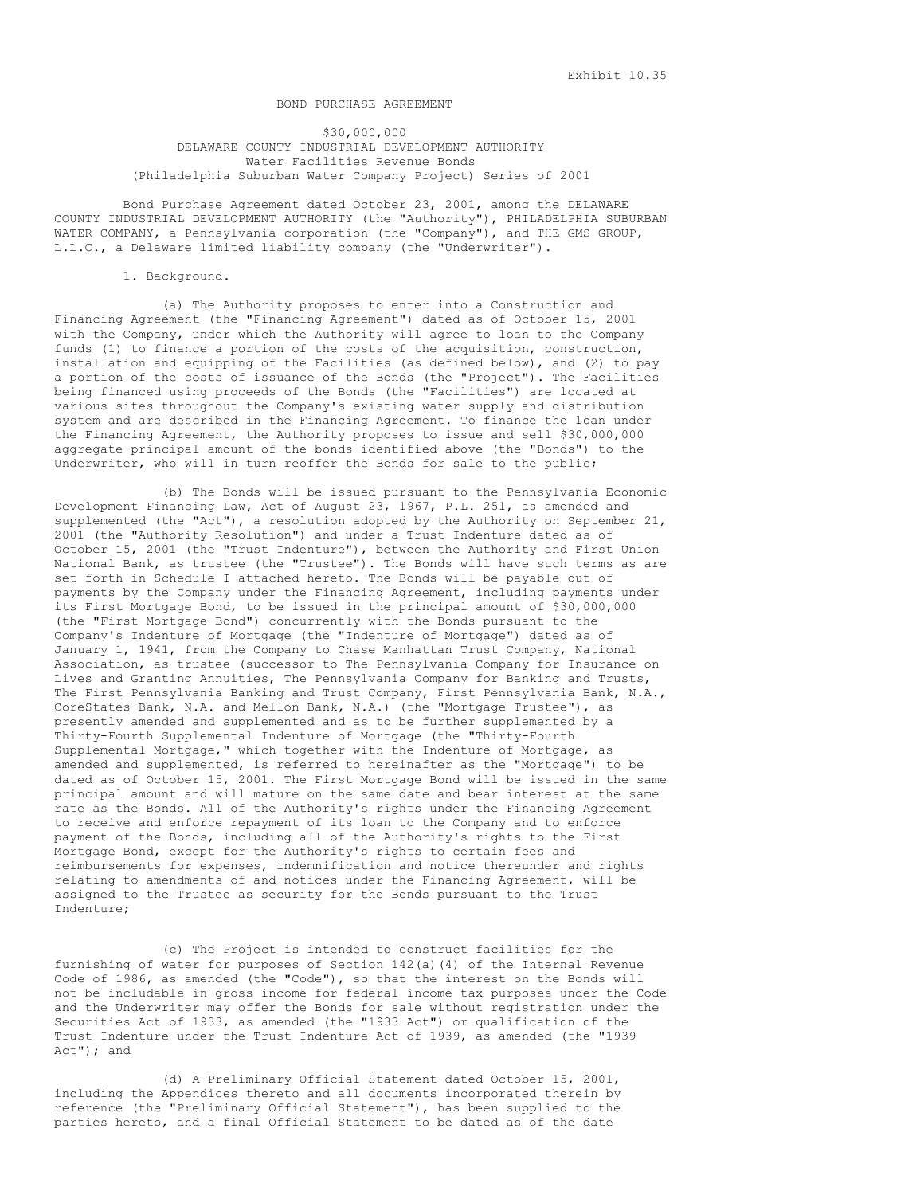Exhibit 10.35

# BOND PURCHASE AGREEMENT

$30,000,000
DELAWARE COUNTY INDUSTRIAL DEVELOPMENT AUTHORITY
Water Facilities Revenue Bonds
(Philadelphia Suburban Water Company Project) Series of 2001

Bond Purchase Agreement dated October 23, 2001, among the DELAWARE COUNTY INDUSTRIAL DEVELOPMENT AUTHORITY (the "Authority"), PHILADELPHIA SUBURBAN WATER COMPANY, a Pennsylvania corporation (the "Company"), and THE GMS GROUP, L.L.C., a Delaware limited liability company (the "Underwriter").

1. Background.

(a) The Authority proposes to enter into a Construction and Financing Agreement (the "Financing Agreement") dated as of October 15, 2001 with the Company, under which the Authority will agree to loan to the Company funds (1) to finance a portion of the costs of the acquisition, construction, installation and equipping of the Facilities (as defined below), and (2) to pay a portion of the costs of issuance of the Bonds (the "Project"). The Facilities being financed using proceeds of the Bonds (the "Facilities") are located at various sites throughout the Company's existing water supply and distribution system and are described in the Financing Agreement. To finance the loan under the Financing Agreement, the Authority proposes to issue and sell $30,000,000 aggregate principal amount of the bonds identified above (the "Bonds") to the Underwriter, who will in turn reoffer the Bonds for sale to the public;

(b) The Bonds will be issued pursuant to the Pennsylvania Economic Development Financing Law, Act of August 23, 1967, P.L. 251, as amended and supplemented (the "Act"), a resolution adopted by the Authority on September 21, 2001 (the "Authority Resolution") and under a Trust Indenture dated as of October 15, 2001 (the "Trust Indenture"), between the Authority and First Union National Bank, as trustee (the "Trustee"). The Bonds will have such terms as are set forth in Schedule I attached hereto. The Bonds will be payable out of payments by the Company under the Financing Agreement, including payments under its First Mortgage Bond, to be issued in the principal amount of $30,000,000 (the "First Mortgage Bond") concurrently with the Bonds pursuant to the Company's Indenture of Mortgage (the "Indenture of Mortgage") dated as of January 1, 1941, from the Company to Chase Manhattan Trust Company, National Association, as trustee (successor to The Pennsylvania Company for Insurance on Lives and Granting Annuities, The Pennsylvania Company for Banking and Trusts, The First Pennsylvania Banking and Trust Company, First Pennsylvania Bank, N.A., CoreStates Bank, N.A. and Mellon Bank, N.A.) (the "Mortgage Trustee"), as presently amended and supplemented and as to be further supplemented by a Thirty-Fourth Supplemental Indenture of Mortgage (the "Thirty-Fourth Supplemental Mortgage," which together with the Indenture of Mortgage, as amended and supplemented, is referred to hereinafter as the "Mortgage") to be dated as of October 15, 2001. The First Mortgage Bond will be issued in the same principal amount and will mature on the same date and bear interest at the same rate as the Bonds. All of the Authority's rights under the Financing Agreement to receive and enforce repayment of its loan to the Company and to enforce payment of the Bonds, including all of the Authority's rights to the First Mortgage Bond, except for the Authority's rights to certain fees and reimbursements for expenses, indemnification and notice thereunder and rights relating to amendments of and notices under the Financing Agreement, will be assigned to the Trustee as security for the Bonds pursuant to the Trust Indenture;

(c) The Project is intended to construct facilities for the furnishing of water for purposes of Section 142(a)(4) of the Internal Revenue Code of 1986, as amended (the "Code"), so that the interest on the Bonds will not be includable in gross income for federal income tax purposes under the Code and the Underwriter may offer the Bonds for sale without registration under the Securities Act of 1933, as amended (the "1933 Act") or qualification of the Trust Indenture under the Trust Indenture Act of 1939, as amended (the "1939 Act"); and

(d) A Preliminary Official Statement dated October 15, 2001, including the Appendices thereto and all documents incorporated therein by reference (the "Preliminary Official Statement"), has been supplied to the parties hereto, and a final Official Statement to be dated as of the date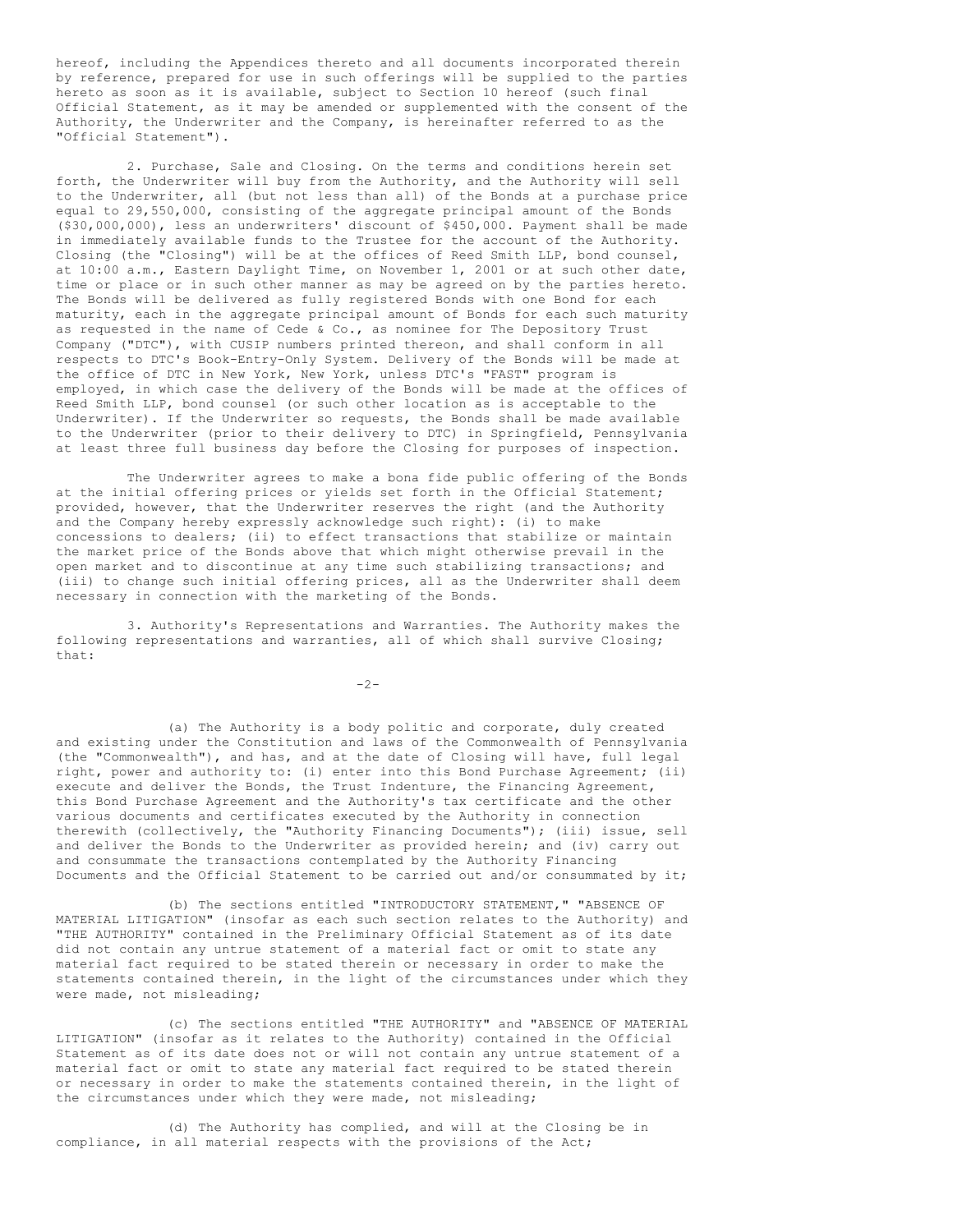hereof, including the Appendices thereto and all documents incorporated therein by reference, prepared for use in such offerings will be supplied to the parties hereto as soon as it is available, subject to Section 10 hereof (such final Official Statement, as it may be amended or supplemented with the consent of the Authority, the Underwriter and the Company, is hereinafter referred to as the "Official Statement").

2. Purchase, Sale and Closing. On the terms and conditions herein set forth, the Underwriter will buy from the Authority, and the Authority will sell to the Underwriter, all (but not less than all) of the Bonds at a purchase price equal to 29,550,000, consisting of the aggregate principal amount of the Bonds ($30,000,000), less an underwriters' discount of $450,000. Payment shall be made in immediately available funds to the Trustee for the account of the Authority. Closing (the "Closing") will be at the offices of Reed Smith LLP, bond counsel, at 10:00 a.m., Eastern Daylight Time, on November 1, 2001 or at such other date, time or place or in such other manner as may be agreed on by the parties hereto. The Bonds will be delivered as fully registered Bonds with one Bond for each maturity, each in the aggregate principal amount of Bonds for each such maturity as requested in the name of Cede & Co., as nominee for The Depository Trust Company ("DTC"), with CUSIP numbers printed thereon, and shall conform in all respects to DTC's Book-Entry-Only System. Delivery of the Bonds will be made at the office of DTC in New York, New York, unless DTC's "FAST" program is employed, in which case the delivery of the Bonds will be made at the offices of Reed Smith LLP, bond counsel (or such other location as is acceptable to the Underwriter). If the Underwriter so requests, the Bonds shall be made available to the Underwriter (prior to their delivery to DTC) in Springfield, Pennsylvania at least three full business day before the Closing for purposes of inspection.

The Underwriter agrees to make a bona fide public offering of the Bonds at the initial offering prices or yields set forth in the Official Statement; provided, however, that the Underwriter reserves the right (and the Authority and the Company hereby expressly acknowledge such right): (i) to make concessions to dealers; (ii) to effect transactions that stabilize or maintain the market price of the Bonds above that which might otherwise prevail in the open market and to discontinue at any time such stabilizing transactions; and (iii) to change such initial offering prices, all as the Underwriter shall deem necessary in connection with the marketing of the Bonds.

3. Authority's Representations and Warranties. The Authority makes the following representations and warranties, all of which shall survive Closing; that:

(a) The Authority is a body politic and corporate, duly created and existing under the Constitution and laws of the Commonwealth of Pennsylvania (the "Commonwealth"), and has, and at the date of Closing will have, full legal right, power and authority to: (i) enter into this Bond Purchase Agreement; (ii) execute and deliver the Bonds, the Trust Indenture, the Financing Agreement, this Bond Purchase Agreement and the Authority's tax certificate and the other various documents and certificates executed by the Authority in connection therewith (collectively, the "Authority Financing Documents"); (iii) issue, sell and deliver the Bonds to the Underwriter as provided herein; and (iv) carry out and consummate the transactions contemplated by the Authority Financing Documents and the Official Statement to be carried out and/or consummated by it;

(b) The sections entitled "INTRODUCTORY STATEMENT," "ABSENCE OF MATERIAL LITIGATION" (insofar as each such section relates to the Authority) and "THE AUTHORITY" contained in the Preliminary Official Statement as of its date did not contain any untrue statement of a material fact or omit to state any material fact required to be stated therein or necessary in order to make the statements contained therein, in the light of the circumstances under which they were made, not misleading;

(c) The sections entitled "THE AUTHORITY" and "ABSENCE OF MATERIAL LITIGATION" (insofar as it relates to the Authority) contained in the Official Statement as of its date does not or will not contain any untrue statement of a material fact or omit to state any material fact required to be stated therein or necessary in order to make the statements contained therein, in the light of the circumstances under which they were made, not misleading;

(d) The Authority has complied, and will at the Closing be in compliance, in all material respects with the provisions of the Act;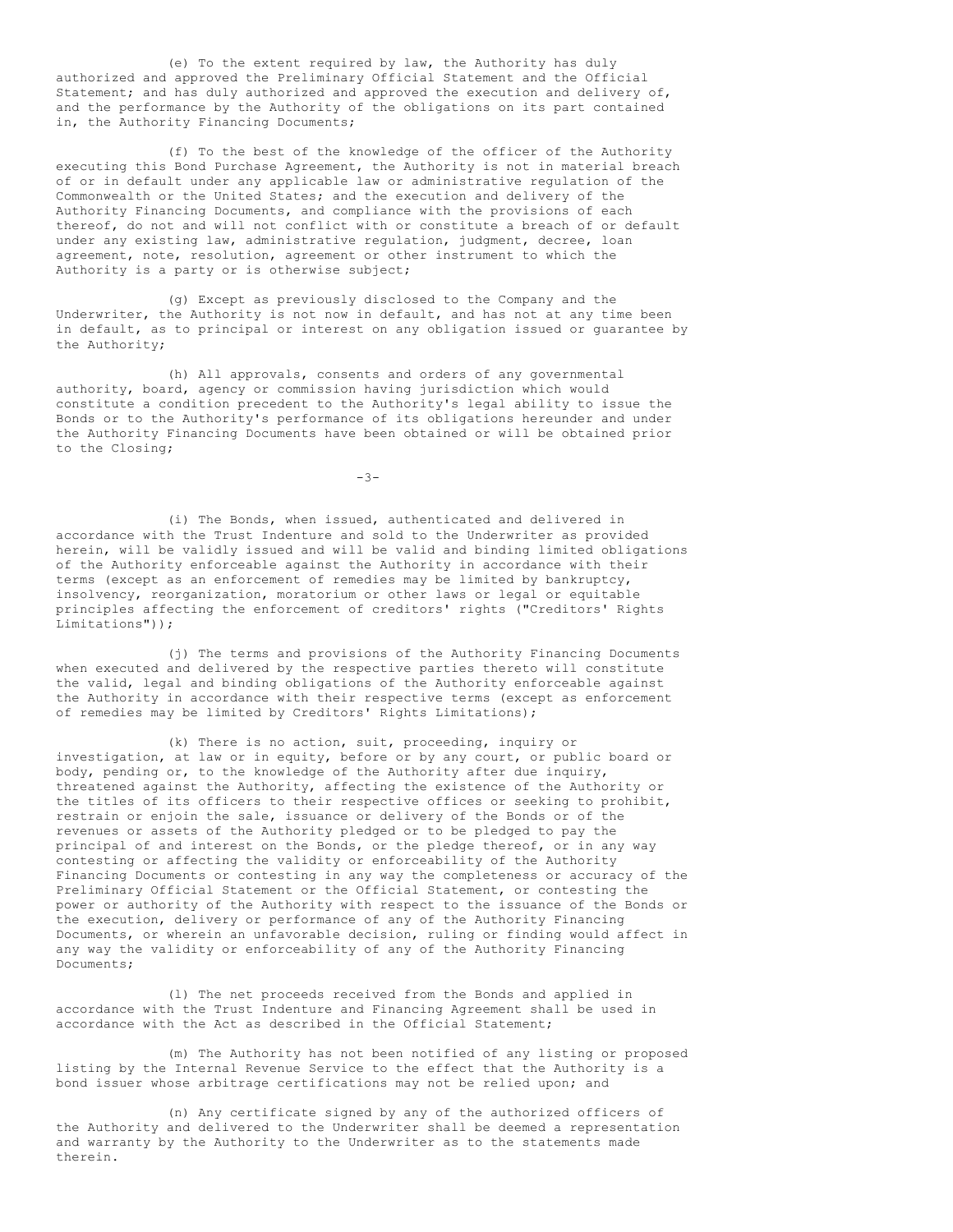(e) To the extent required by law, the Authority has duly authorized and approved the Preliminary Official Statement and the Official Statement; and has duly authorized and approved the execution and delivery of, and the performance by the Authority of the obligations on its part contained in, the Authority Financing Documents;

(f) To the best of the knowledge of the officer of the Authority executing this Bond Purchase Agreement, the Authority is not in material breach of or in default under any applicable law or administrative regulation of the Commonwealth or the United States; and the execution and delivery of the Authority Financing Documents, and compliance with the provisions of each thereof, do not and will not conflict with or constitute a breach of or default under any existing law, administrative regulation, judgment, decree, loan agreement, note, resolution, agreement or other instrument to which the Authority is a party or is otherwise subject;

(g) Except as previously disclosed to the Company and the Underwriter, the Authority is not now in default, and has not at any time been in default, as to principal or interest on any obligation issued or guarantee by the Authority;

(h) All approvals, consents and orders of any governmental authority, board, agency or commission having jurisdiction which would constitute a condition precedent to the Authority's legal ability to issue the Bonds or to the Authority's performance of its obligations hereunder and under the Authority Financing Documents have been obtained or will be obtained prior to the Closing;

(i) The Bonds, when issued, authenticated and delivered in accordance with the Trust Indenture and sold to the Underwriter as provided herein, will be validly issued and will be valid and binding limited obligations of the Authority enforceable against the Authority in accordance with their terms (except as an enforcement of remedies may be limited by bankruptcy, insolvency, reorganization, moratorium or other laws or legal or equitable principles affecting the enforcement of creditors' rights ("Creditors' Rights Limitations"));

(j) The terms and provisions of the Authority Financing Documents when executed and delivered by the respective parties thereto will constitute the valid, legal and binding obligations of the Authority enforceable against the Authority in accordance with their respective terms (except as enforcement of remedies may be limited by Creditors' Rights Limitations);

(k) There is no action, suit, proceeding, inquiry or investigation, at law or in equity, before or by any court, or public board or body, pending or, to the knowledge of the Authority after due inquiry, threatened against the Authority, affecting the existence of the Authority or the titles of its officers to their respective offices or seeking to prohibit, restrain or enjoin the sale, issuance or delivery of the Bonds or of the revenues or assets of the Authority pledged or to be pledged to pay the principal of and interest on the Bonds, or the pledge thereof, or in any way contesting or affecting the validity or enforceability of the Authority Financing Documents or contesting in any way the completeness or accuracy of the Preliminary Official Statement or the Official Statement, or contesting the power or authority of the Authority with respect to the issuance of the Bonds or the execution, delivery or performance of any of the Authority Financing Documents, or wherein an unfavorable decision, ruling or finding would affect in any way the validity or enforceability of any of the Authority Financing Documents;

(l) The net proceeds received from the Bonds and applied in accordance with the Trust Indenture and Financing Agreement shall be used in accordance with the Act as described in the Official Statement;

(m) The Authority has not been notified of any listing or proposed listing by the Internal Revenue Service to the effect that the Authority is a bond issuer whose arbitrage certifications may not be relied upon; and

(n) Any certificate signed by any of the authorized officers of the Authority and delivered to the Underwriter shall be deemed a representation and warranty by the Authority to the Underwriter as to the statements made therein.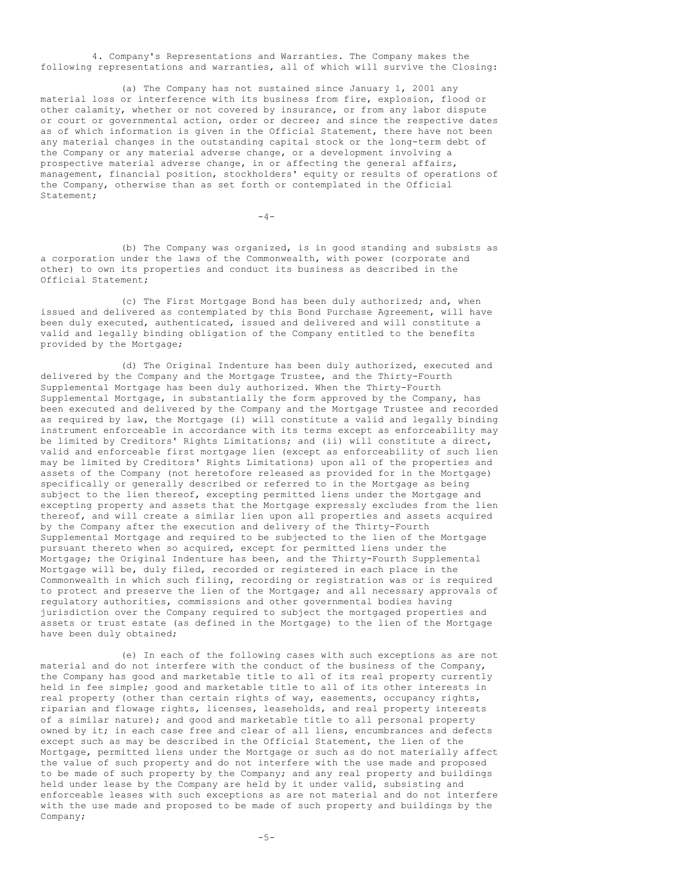4. Company's Representations and Warranties. The Company makes the following representations and warranties, all of which will survive the Closing:

(a) The Company has not sustained since January 1, 2001 any material loss or interference with its business from fire, explosion, flood or other calamity, whether or not covered by insurance, or from any labor dispute or court or governmental action, order or decree; and since the respective dates as of which information is given in the Official Statement, there have not been any material changes in the outstanding capital stock or the long-term debt of the Company or any material adverse change, or a development involving a prospective material adverse change, in or affecting the general affairs, management, financial position, stockholders' equity or results of operations of the Company, otherwise than as set forth or contemplated in the Official Statement;

(b) The Company was organized, is in good standing and subsists as a corporation under the laws of the Commonwealth, with power (corporate and other) to own its properties and conduct its business as described in the Official Statement;

(c) The First Mortgage Bond has been duly authorized; and, when issued and delivered as contemplated by this Bond Purchase Agreement, will have been duly executed, authenticated, issued and delivered and will constitute a valid and legally binding obligation of the Company entitled to the benefits provided by the Mortgage;

(d) The Original Indenture has been duly authorized, executed and delivered by the Company and the Mortgage Trustee, and the Thirty-Fourth Supplemental Mortgage has been duly authorized. When the Thirty-Fourth Supplemental Mortgage, in substantially the form approved by the Company, has been executed and delivered by the Company and the Mortgage Trustee and recorded as required by law, the Mortgage (i) will constitute a valid and legally binding instrument enforceable in accordance with its terms except as enforceability may be limited by Creditors' Rights Limitations; and (ii) will constitute a direct, valid and enforceable first mortgage lien (except as enforceability of such lien may be limited by Creditors' Rights Limitations) upon all of the properties and assets of the Company (not heretofore released as provided for in the Mortgage) specifically or generally described or referred to in the Mortgage as being subject to the lien thereof, excepting permitted liens under the Mortgage and excepting property and assets that the Mortgage expressly excludes from the lien thereof, and will create a similar lien upon all properties and assets acquired by the Company after the execution and delivery of the Thirty-Fourth Supplemental Mortgage and required to be subjected to the lien of the Mortgage pursuant thereto when so acquired, except for permitted liens under the Mortgage; the Original Indenture has been, and the Thirty-Fourth Supplemental Mortgage will be, duly filed, recorded or registered in each place in the Commonwealth in which such filing, recording or registration was or is required to protect and preserve the lien of the Mortgage; and all necessary approvals of regulatory authorities, commissions and other governmental bodies having jurisdiction over the Company required to subject the mortgaged properties and assets or trust estate (as defined in the Mortgage) to the lien of the Mortgage have been duly obtained;

(e) In each of the following cases with such exceptions as are not material and do not interfere with the conduct of the business of the Company, the Company has good and marketable title to all of its real property currently held in fee simple; good and marketable title to all of its other interests in real property (other than certain rights of way, easements, occupancy rights, riparian and flowage rights, licenses, leaseholds, and real property interests of a similar nature); and good and marketable title to all personal property owned by it; in each case free and clear of all liens, encumbrances and defects except such as may be described in the Official Statement, the lien of the Mortgage, permitted liens under the Mortgage or such as do not materially affect the value of such property and do not interfere with the use made and proposed to be made of such property by the Company; and any real property and buildings held under lease by the Company are held by it under valid, subsisting and enforceable leases with such exceptions as are not material and do not interfere with the use made and proposed to be made of such property and buildings by the Company;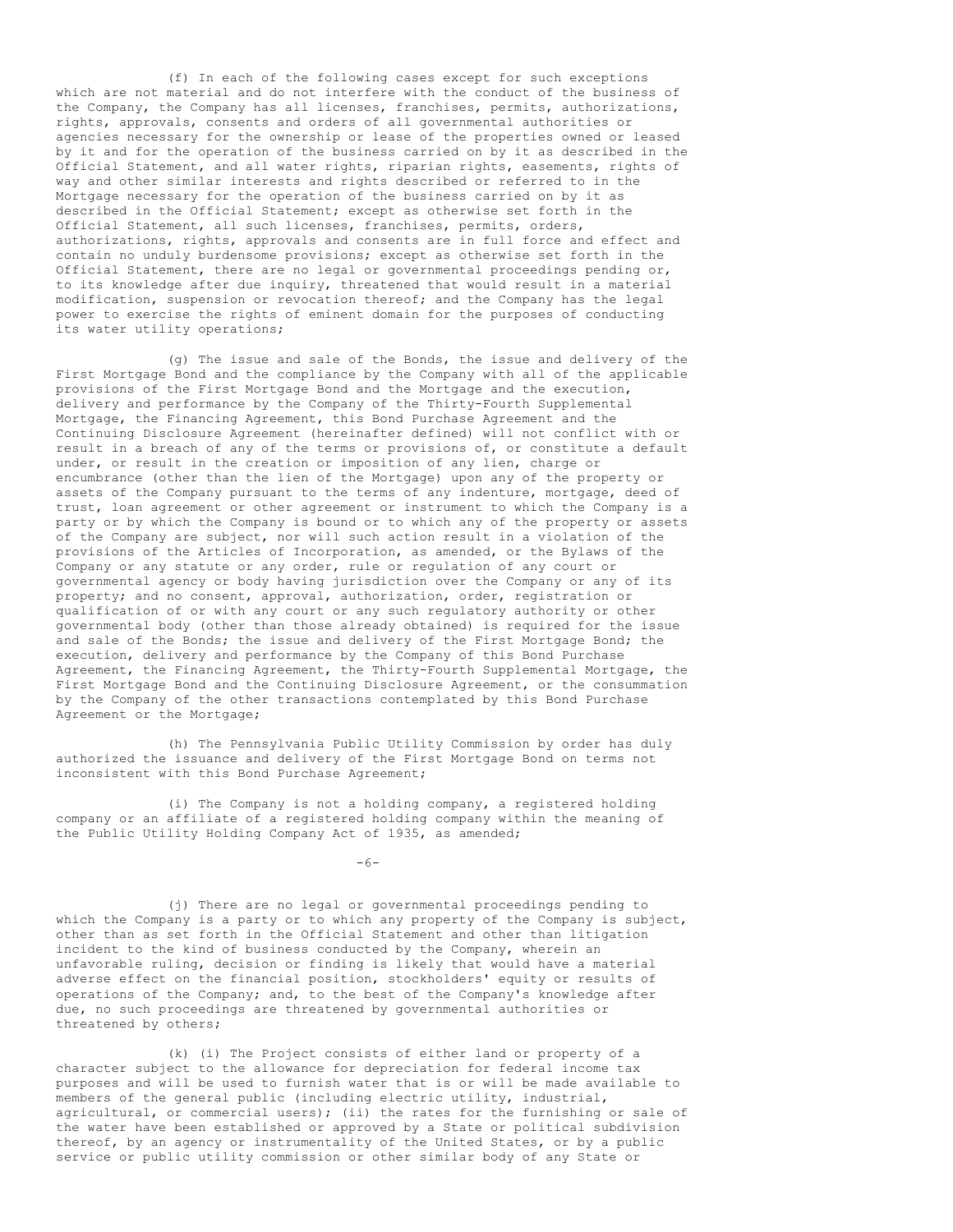(f) In each of the following cases except for such exceptions which are not material and do not interfere with the conduct of the business of the Company, the Company has all licenses, franchises, permits, authorizations, rights, approvals, consents and orders of all governmental authorities or agencies necessary for the ownership or lease of the properties owned or leased by it and for the operation of the business carried on by it as described in the Official Statement, and all water rights, riparian rights, easements, rights of way and other similar interests and rights described or referred to in the Mortgage necessary for the operation of the business carried on by it as described in the Official Statement; except as otherwise set forth in the Official Statement, all such licenses, franchises, permits, orders, authorizations, rights, approvals and consents are in full force and effect and contain no unduly burdensome provisions; except as otherwise set forth in the Official Statement, there are no legal or governmental proceedings pending or, to its knowledge after due inquiry, threatened that would result in a material modification, suspension or revocation thereof; and the Company has the legal power to exercise the rights of eminent domain for the purposes of conducting its water utility operations;

(g) The issue and sale of the Bonds, the issue and delivery of the First Mortgage Bond and the compliance by the Company with all of the applicable provisions of the First Mortgage Bond and the Mortgage and the execution, delivery and performance by the Company of the Thirty-Fourth Supplemental Mortgage, the Financing Agreement, this Bond Purchase Agreement and the Continuing Disclosure Agreement (hereinafter defined) will not conflict with or result in a breach of any of the terms or provisions of, or constitute a default under, or result in the creation or imposition of any lien, charge or encumbrance (other than the lien of the Mortgage) upon any of the property or assets of the Company pursuant to the terms of any indenture, mortgage, deed of trust, loan agreement or other agreement or instrument to which the Company is a party or by which the Company is bound or to which any of the property or assets of the Company are subject, nor will such action result in a violation of the provisions of the Articles of Incorporation, as amended, or the Bylaws of the Company or any statute or any order, rule or regulation of any court or governmental agency or body having jurisdiction over the Company or any of its property; and no consent, approval, authorization, order, registration or qualification of or with any court or any such regulatory authority or other governmental body (other than those already obtained) is required for the issue and sale of the Bonds; the issue and delivery of the First Mortgage Bond; the execution, delivery and performance by the Company of this Bond Purchase Agreement, the Financing Agreement, the Thirty-Fourth Supplemental Mortgage, the First Mortgage Bond and the Continuing Disclosure Agreement, or the consummation by the Company of the other transactions contemplated by this Bond Purchase Agreement or the Mortgage;

(h) The Pennsylvania Public Utility Commission by order has duly authorized the issuance and delivery of the First Mortgage Bond on terms not inconsistent with this Bond Purchase Agreement;

(i) The Company is not a holding company, a registered holding company or an affiliate of a registered holding company within the meaning of the Public Utility Holding Company Act of 1935, as amended;

(j) There are no legal or governmental proceedings pending to which the Company is a party or to which any property of the Company is subject, other than as set forth in the Official Statement and other than litigation incident to the kind of business conducted by the Company, wherein an unfavorable ruling, decision or finding is likely that would have a material adverse effect on the financial position, stockholders' equity or results of operations of the Company; and, to the best of the Company's knowledge after due, no such proceedings are threatened by governmental authorities or threatened by others;

(k) (i) The Project consists of either land or property of a character subject to the allowance for depreciation for federal income tax purposes and will be used to furnish water that is or will be made available to members of the general public (including electric utility, industrial, agricultural, or commercial users); (ii) the rates for the furnishing or sale of the water have been established or approved by a State or political subdivision thereof, by an agency or instrumentality of the United States, or by a public service or public utility commission or other similar body of any State or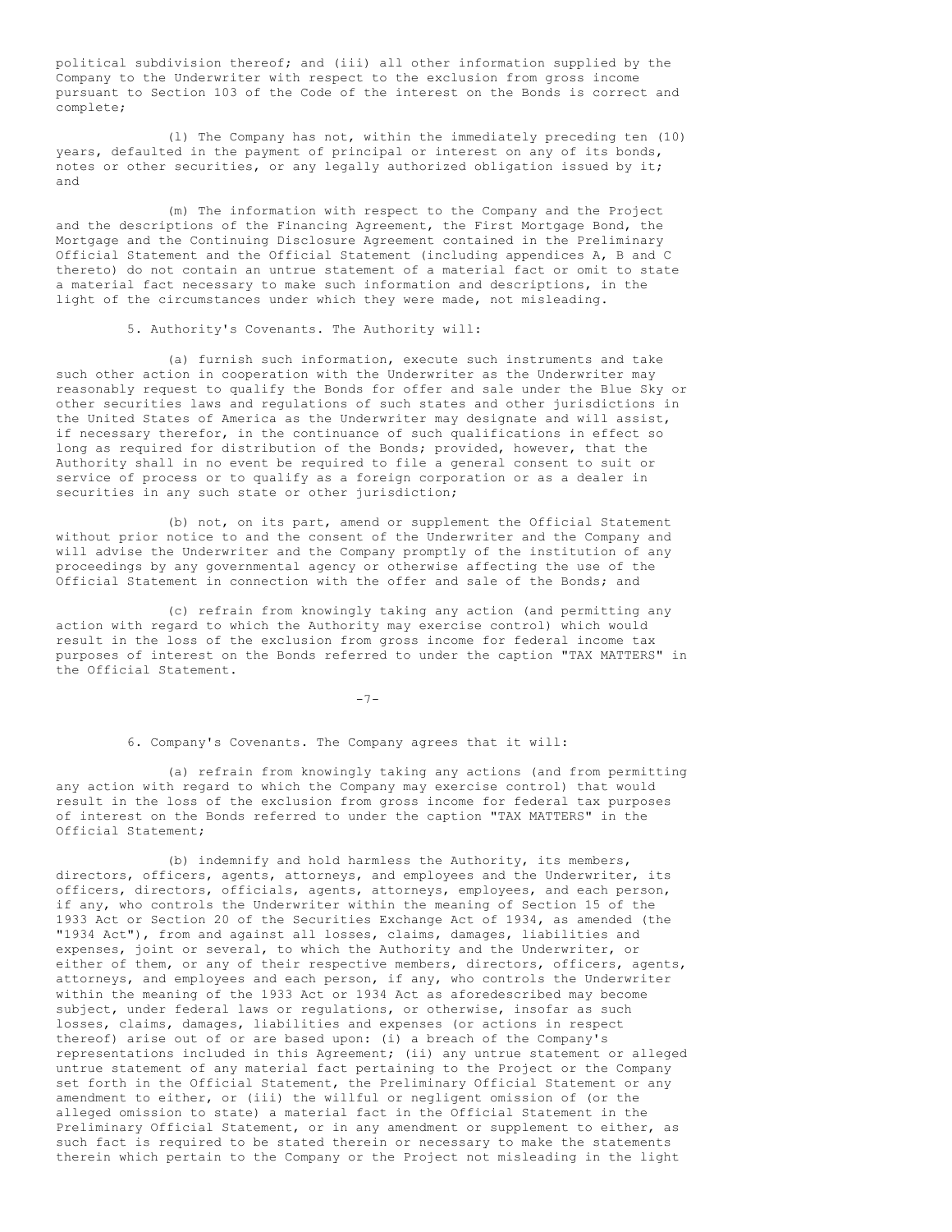political subdivision thereof; and (iii) all other information supplied by the Company to the Underwriter with respect to the exclusion from gross income pursuant to Section 103 of the Code of the interest on the Bonds is correct and complete;

(l) The Company has not, within the immediately preceding ten (10) years, defaulted in the payment of principal or interest on any of its bonds, notes or other securities, or any legally authorized obligation issued by it; and

(m) The information with respect to the Company and the Project and the descriptions of the Financing Agreement, the First Mortgage Bond, the Mortgage and the Continuing Disclosure Agreement contained in the Preliminary Official Statement and the Official Statement (including appendices A, B and C thereto) do not contain an untrue statement of a material fact or omit to state a material fact necessary to make such information and descriptions, in the light of the circumstances under which they were made, not misleading.

5. Authority's Covenants. The Authority will:

(a) furnish such information, execute such instruments and take such other action in cooperation with the Underwriter as the Underwriter may reasonably request to qualify the Bonds for offer and sale under the Blue Sky or other securities laws and regulations of such states and other jurisdictions in the United States of America as the Underwriter may designate and will assist, if necessary therefor, in the continuance of such qualifications in effect so long as required for distribution of the Bonds; provided, however, that the Authority shall in no event be required to file a general consent to suit or service of process or to qualify as a foreign corporation or as a dealer in securities in any such state or other jurisdiction;

(b) not, on its part, amend or supplement the Official Statement without prior notice to and the consent of the Underwriter and the Company and will advise the Underwriter and the Company promptly of the institution of any proceedings by any governmental agency or otherwise affecting the use of the Official Statement in connection with the offer and sale of the Bonds; and

(c) refrain from knowingly taking any action (and permitting any action with regard to which the Authority may exercise control) which would result in the loss of the exclusion from gross income for federal income tax purposes of interest on the Bonds referred to under the caption "TAX MATTERS" in the Official Statement.

6. Company's Covenants. The Company agrees that it will:

(a) refrain from knowingly taking any actions (and from permitting any action with regard to which the Company may exercise control) that would result in the loss of the exclusion from gross income for federal tax purposes of interest on the Bonds referred to under the caption "TAX MATTERS" in the Official Statement;

(b) indemnify and hold harmless the Authority, its members, directors, officers, agents, attorneys, and employees and the Underwriter, its officers, directors, officials, agents, attorneys, employees, and each person, if any, who controls the Underwriter within the meaning of Section 15 of the 1933 Act or Section 20 of the Securities Exchange Act of 1934, as amended (the "1934 Act"), from and against all losses, claims, damages, liabilities and expenses, joint or several, to which the Authority and the Underwriter, or either of them, or any of their respective members, directors, officers, agents, attorneys, and employees and each person, if any, who controls the Underwriter within the meaning of the 1933 Act or 1934 Act as aforedescribed may become subject, under federal laws or regulations, or otherwise, insofar as such losses, claims, damages, liabilities and expenses (or actions in respect thereof) arise out of or are based upon: (i) a breach of the Company's representations included in this Agreement; (ii) any untrue statement or alleged untrue statement of any material fact pertaining to the Project or the Company set forth in the Official Statement, the Preliminary Official Statement or any amendment to either, or (iii) the willful or negligent omission of (or the alleged omission to state) a material fact in the Official Statement in the Preliminary Official Statement, or in any amendment or supplement to either, as such fact is required to be stated therein or necessary to make the statements therein which pertain to the Company or the Project not misleading in the light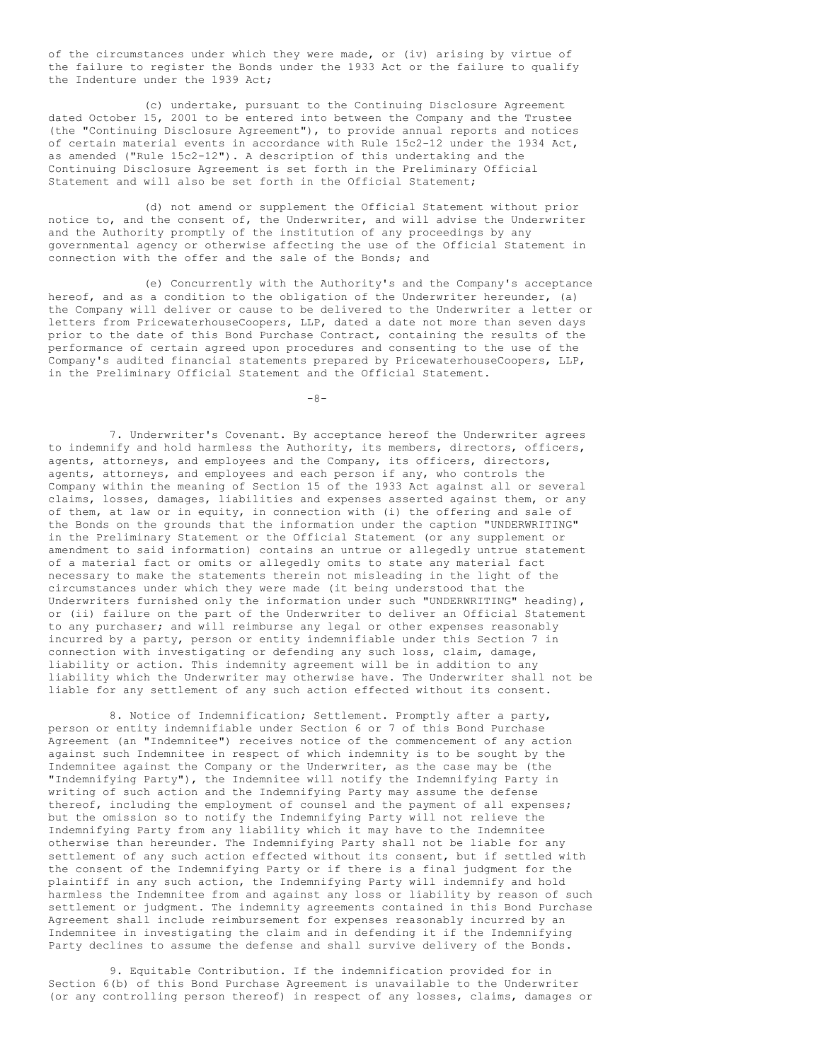of the circumstances under which they were made, or (iv) arising by virtue of the failure to register the Bonds under the 1933 Act or the failure to qualify the Indenture under the 1939 Act;

(c) undertake, pursuant to the Continuing Disclosure Agreement dated October 15, 2001 to be entered into between the Company and the Trustee (the "Continuing Disclosure Agreement"), to provide annual reports and notices of certain material events in accordance with Rule 15c2-12 under the 1934 Act, as amended ("Rule 15c2-12"). A description of this undertaking and the Continuing Disclosure Agreement is set forth in the Preliminary Official Statement and will also be set forth in the Official Statement;

(d) not amend or supplement the Official Statement without prior notice to, and the consent of, the Underwriter, and will advise the Underwriter and the Authority promptly of the institution of any proceedings by any governmental agency or otherwise affecting the use of the Official Statement in connection with the offer and the sale of the Bonds; and

(e) Concurrently with the Authority's and the Company's acceptance hereof, and as a condition to the obligation of the Underwriter hereunder, (a) the Company will deliver or cause to be delivered to the Underwriter a letter or letters from PricewaterhouseCoopers, LLP, dated a date not more than seven days prior to the date of this Bond Purchase Contract, containing the results of the performance of certain agreed upon procedures and consenting to the use of the Company's audited financial statements prepared by PricewaterhouseCoopers, LLP, in the Preliminary Official Statement and the Official Statement.

7. Underwriter's Covenant. By acceptance hereof the Underwriter agrees to indemnify and hold harmless the Authority, its members, directors, officers, agents, attorneys, and employees and the Company, its officers, directors, agents, attorneys, and employees and each person if any, who controls the Company within the meaning of Section 15 of the 1933 Act against all or several claims, losses, damages, liabilities and expenses asserted against them, or any of them, at law or in equity, in connection with (i) the offering and sale of the Bonds on the grounds that the information under the caption "UNDERWRITING" in the Preliminary Statement or the Official Statement (or any supplement or amendment to said information) contains an untrue or allegedly untrue statement of a material fact or omits or allegedly omits to state any material fact necessary to make the statements therein not misleading in the light of the circumstances under which they were made (it being understood that the Underwriters furnished only the information under such "UNDERWRITING" heading), or (ii) failure on the part of the Underwriter to deliver an Official Statement to any purchaser; and will reimburse any legal or other expenses reasonably incurred by a party, person or entity indemnifiable under this Section 7 in connection with investigating or defending any such loss, claim, damage, liability or action. This indemnity agreement will be in addition to any liability which the Underwriter may otherwise have. The Underwriter shall not be liable for any settlement of any such action effected without its consent.

8. Notice of Indemnification; Settlement. Promptly after a party, person or entity indemnifiable under Section 6 or 7 of this Bond Purchase Agreement (an "Indemnitee") receives notice of the commencement of any action against such Indemnitee in respect of which indemnity is to be sought by the Indemnitee against the Company or the Underwriter, as the case may be (the "Indemnifying Party"), the Indemnitee will notify the Indemnifying Party in writing of such action and the Indemnifying Party may assume the defense thereof, including the employment of counsel and the payment of all expenses; but the omission so to notify the Indemnifying Party will not relieve the Indemnifying Party from any liability which it may have to the Indemnitee otherwise than hereunder. The Indemnifying Party shall not be liable for any settlement of any such action effected without its consent, but if settled with the consent of the Indemnifying Party or if there is a final judgment for the plaintiff in any such action, the Indemnifying Party will indemnify and hold harmless the Indemnitee from and against any loss or liability by reason of such settlement or judgment. The indemnity agreements contained in this Bond Purchase Agreement shall include reimbursement for expenses reasonably incurred by an Indemnitee in investigating the claim and in defending it if the Indemnifying Party declines to assume the defense and shall survive delivery of the Bonds.

9. Equitable Contribution. If the indemnification provided for in Section 6(b) of this Bond Purchase Agreement is unavailable to the Underwriter (or any controlling person thereof) in respect of any losses, claims, damages or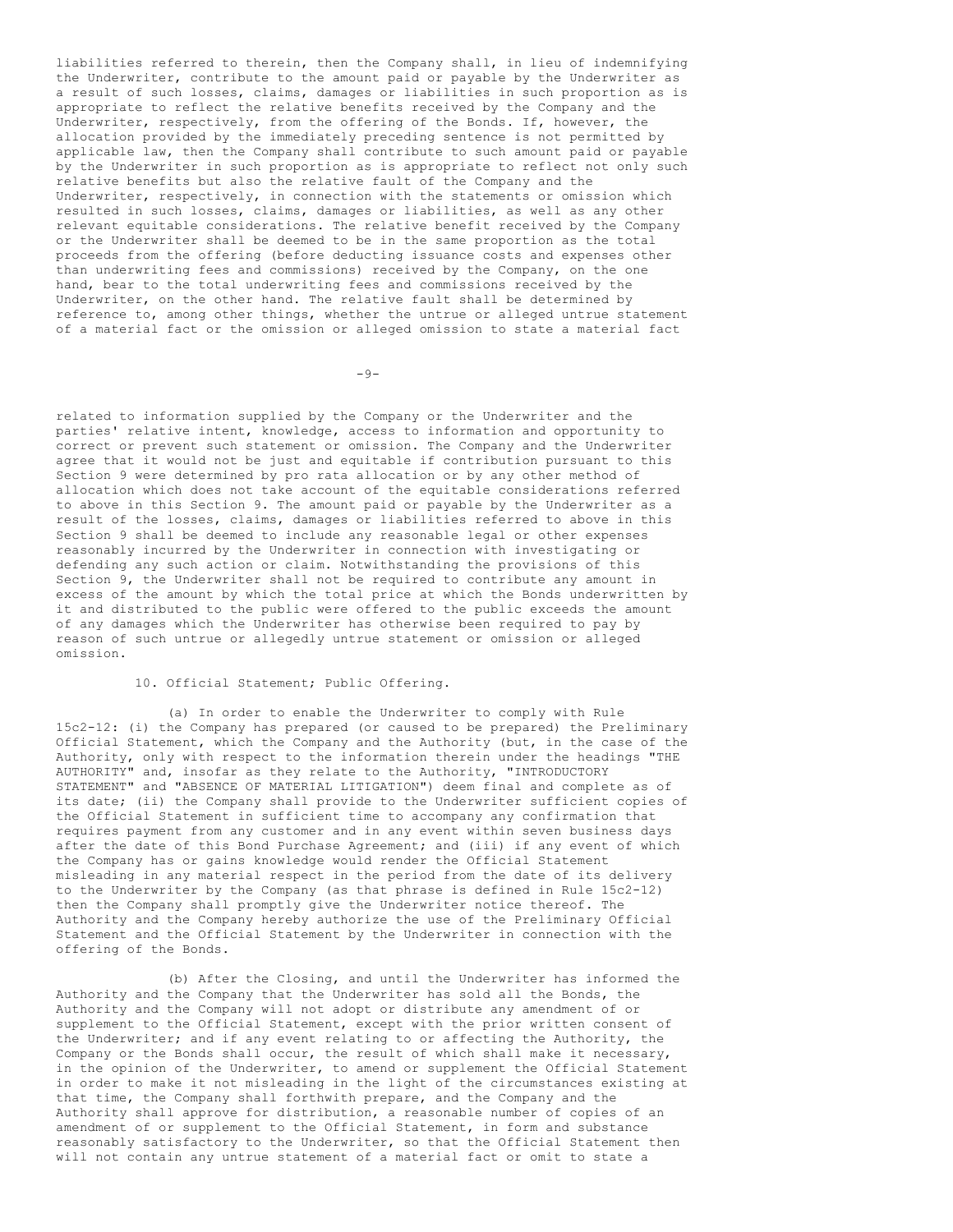liabilities referred to therein, then the Company shall, in lieu of indemnifying the Underwriter, contribute to the amount paid or payable by the Underwriter as a result of such losses, claims, damages or liabilities in such proportion as is appropriate to reflect the relative benefits received by the Company and the Underwriter, respectively, from the offering of the Bonds. If, however, the allocation provided by the immediately preceding sentence is not permitted by applicable law, then the Company shall contribute to such amount paid or payable by the Underwriter in such proportion as is appropriate to reflect not only such relative benefits but also the relative fault of the Company and the Underwriter, respectively, in connection with the statements or omission which resulted in such losses, claims, damages or liabilities, as well as any other relevant equitable considerations. The relative benefit received by the Company or the Underwriter shall be deemed to be in the same proportion as the total proceeds from the offering (before deducting issuance costs and expenses other than underwriting fees and commissions) received by the Company, on the one hand, bear to the total underwriting fees and commissions received by the Underwriter, on the other hand. The relative fault shall be determined by reference to, among other things, whether the untrue or alleged untrue statement of a material fact or the omission or alleged omission to state a material fact related to information supplied by the Company or the Underwriter and the parties' relative intent, knowledge, access to information and opportunity to correct or prevent such statement or omission. The Company and the Underwriter agree that it would not be just and equitable if contribution pursuant to this Section 9 were determined by pro rata allocation or by any other method of allocation which does not take account of the equitable considerations referred to above in this Section 9. The amount paid or payable by the Underwriter as a result of the losses, claims, damages or liabilities referred to above in this Section 9 shall be deemed to include any reasonable legal or other expenses reasonably incurred by the Underwriter in connection with investigating or defending any such action or claim. Notwithstanding the provisions of this Section 9, the Underwriter shall not be required to contribute any amount in excess of the amount by which the total price at which the Bonds underwritten by it and distributed to the public were offered to the public exceeds the amount of any damages which the Underwriter has otherwise been required to pay by reason of such untrue or allegedly untrue statement or omission or alleged omission.

10. Official Statement; Public Offering.

(a) In order to enable the Underwriter to comply with Rule 15c2-12: (i) the Company has prepared (or caused to be prepared) the Preliminary Official Statement, which the Company and the Authority (but, in the case of the Authority, only with respect to the information therein under the headings "THE AUTHORITY" and, insofar as they relate to the Authority, "INTRODUCTORY STATEMENT" and "ABSENCE OF MATERIAL LITIGATION") deem final and complete as of its date; (ii) the Company shall provide to the Underwriter sufficient copies of the Official Statement in sufficient time to accompany any confirmation that requires payment from any customer and in any event within seven business days after the date of this Bond Purchase Agreement; and (iii) if any event of which the Company has or gains knowledge would render the Official Statement misleading in any material respect in the period from the date of its delivery to the Underwriter by the Company (as that phrase is defined in Rule 15c2-12) then the Company shall promptly give the Underwriter notice thereof. The Authority and the Company hereby authorize the use of the Preliminary Official Statement and the Official Statement by the Underwriter in connection with the offering of the Bonds.

(b) After the Closing, and until the Underwriter has informed the Authority and the Company that the Underwriter has sold all the Bonds, the Authority and the Company will not adopt or distribute any amendment of or supplement to the Official Statement, except with the prior written consent of the Underwriter; and if any event relating to or affecting the Authority, the Company or the Bonds shall occur, the result of which shall make it necessary, in the opinion of the Underwriter, to amend or supplement the Official Statement in order to make it not misleading in the light of the circumstances existing at that time, the Company shall forthwith prepare, and the Company and the Authority shall approve for distribution, a reasonable number of copies of an amendment of or supplement to the Official Statement, in form and substance reasonably satisfactory to the Underwriter, so that the Official Statement then will not contain any untrue statement of a material fact or omit to state a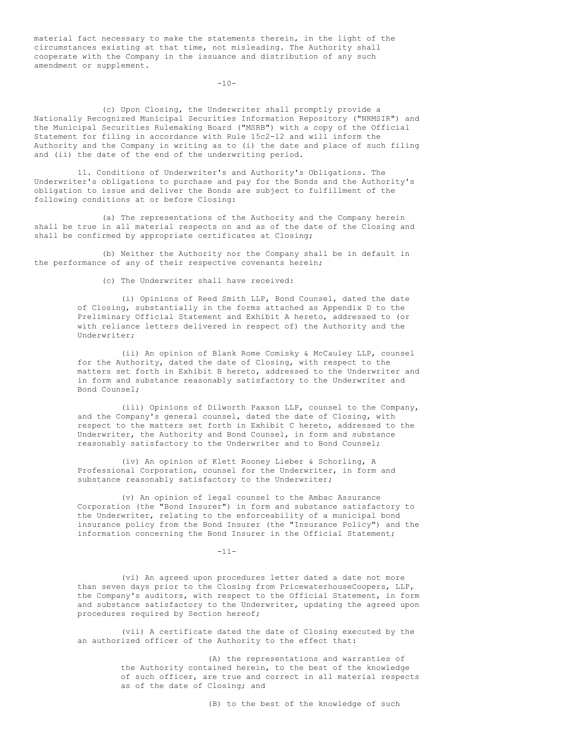material fact necessary to make the statements therein, in the light of the circumstances existing at that time, not misleading. The Authority shall cooperate with the Company in the issuance and distribution of any such amendment or supplement.

(c) Upon Closing, the Underwriter shall promptly provide a Nationally Recognized Municipal Securities Information Repository ("NRMSIR") and the Municipal Securities Rulemaking Board ("MSRB") with a copy of the Official Statement for filing in accordance with Rule 15c2-12 and will inform the Authority and the Company in writing as to (i) the date and place of such filing and (ii) the date of the end of the underwriting period.

11. Conditions of Underwriter's and Authority's Obligations. The Underwriter's obligations to purchase and pay for the Bonds and the Authority's obligation to issue and deliver the Bonds are subject to fulfillment of the following conditions at or before Closing:

(a) The representations of the Authority and the Company herein shall be true in all material respects on and as of the date of the Closing and shall be confirmed by appropriate certificates at Closing;

(b) Neither the Authority nor the Company shall be in default in the performance of any of their respective covenants herein;

(c) The Underwriter shall have received:

(i) Opinions of Reed Smith LLP, Bond Counsel, dated the date of Closing, substantially in the forms attached as Appendix D to the Preliminary Official Statement and Exhibit A hereto, addressed to (or with reliance letters delivered in respect of) the Authority and the Underwriter;

(ii) An opinion of Blank Rome Comisky & McCauley LLP, counsel for the Authority, dated the date of Closing, with respect to the matters set forth in Exhibit B hereto, addressed to the Underwriter and in form and substance reasonably satisfactory to the Underwriter and Bond Counsel;

(iii) Opinions of Dilworth Paxson LLP, counsel to the Company, and the Company's general counsel, dated the date of Closing, with respect to the matters set forth in Exhibit C hereto, addressed to the Underwriter, the Authority and Bond Counsel, in form and substance reasonably satisfactory to the Underwriter and to Bond Counsel;

(iv) An opinion of Klett Rooney Lieber & Schorling, A Professional Corporation, counsel for the Underwriter, in form and substance reasonably satisfactory to the Underwriter;

(v) An opinion of legal counsel to the Ambac Assurance Corporation (the "Bond Insurer") in form and substance satisfactory to the Underwriter, relating to the enforceability of a municipal bond insurance policy from the Bond Insurer (the "Insurance Policy") and the information concerning the Bond Insurer in the Official Statement;

(vi) An agreed upon procedures letter dated a date not more than seven days prior to the Closing from PricewaterhouseCoopers, LLP, the Company's auditors, with respect to the Official Statement, in form and substance satisfactory to the Underwriter, updating the agreed upon procedures required by Section hereof;

(vii) A certificate dated the date of Closing executed by the an authorized officer of the Authority to the effect that:

(A) the representations and warranties of the Authority contained herein, to the best of the knowledge of such officer, are true and correct in all material respects as of the date of Closing; and

(B) to the best of the knowledge of such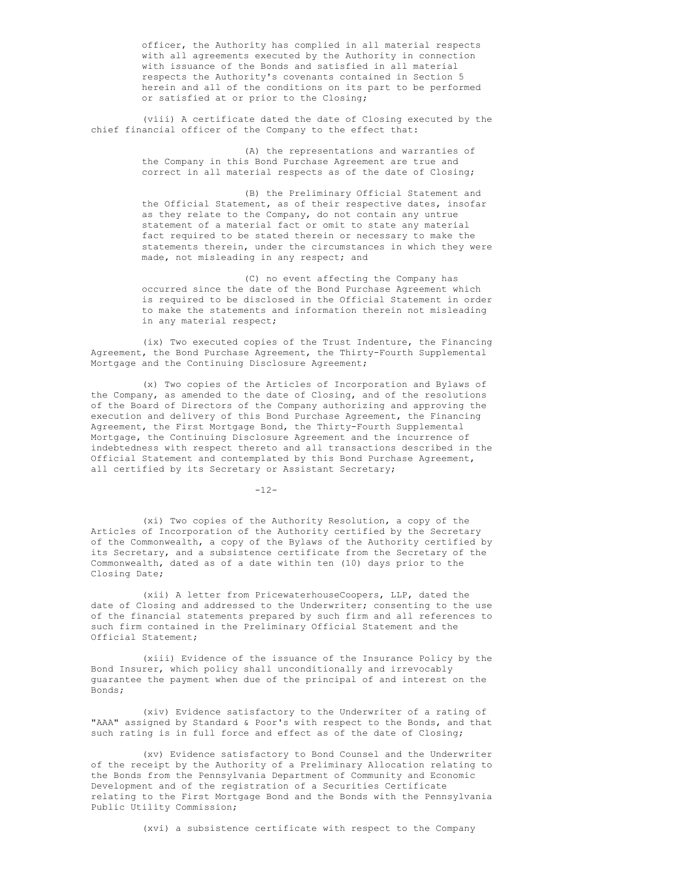officer, the Authority has complied in all material respects with all agreements executed by the Authority in connection with issuance of the Bonds and satisfied in all material respects the Authority's covenants contained in Section 5 herein and all of the conditions on its part to be performed or satisfied at or prior to the Closing;

(viii) A certificate dated the date of Closing executed by the chief financial officer of the Company to the effect that:

(A) the representations and warranties of the Company in this Bond Purchase Agreement are true and correct in all material respects as of the date of Closing;

(B) the Preliminary Official Statement and the Official Statement, as of their respective dates, insofar as they relate to the Company, do not contain any untrue statement of a material fact or omit to state any material fact required to be stated therein or necessary to make the statements therein, under the circumstances in which they were made, not misleading in any respect; and

(C) no event affecting the Company has occurred since the date of the Bond Purchase Agreement which is required to be disclosed in the Official Statement in order to make the statements and information therein not misleading in any material respect;

(ix) Two executed copies of the Trust Indenture, the Financing Agreement, the Bond Purchase Agreement, the Thirty-Fourth Supplemental Mortgage and the Continuing Disclosure Agreement;

(x) Two copies of the Articles of Incorporation and Bylaws of the Company, as amended to the date of Closing, and of the resolutions of the Board of Directors of the Company authorizing and approving the execution and delivery of this Bond Purchase Agreement, the Financing Agreement, the First Mortgage Bond, the Thirty-Fourth Supplemental Mortgage, the Continuing Disclosure Agreement and the incurrence of indebtedness with respect thereto and all transactions described in the Official Statement and contemplated by this Bond Purchase Agreement, all certified by its Secretary or Assistant Secretary;

(xi) Two copies of the Authority Resolution, a copy of the Articles of Incorporation of the Authority certified by the Secretary of the Commonwealth, a copy of the Bylaws of the Authority certified by its Secretary, and a subsistence certificate from the Secretary of the Commonwealth, dated as of a date within ten (10) days prior to the Closing Date;

(xii) A letter from PricewaterhouseCoopers, LLP, dated the date of Closing and addressed to the Underwriter; consenting to the use of the financial statements prepared by such firm and all references to such firm contained in the Preliminary Official Statement and the Official Statement;

(xiii) Evidence of the issuance of the Insurance Policy by the Bond Insurer, which policy shall unconditionally and irrevocably guarantee the payment when due of the principal of and interest on the Bonds;

(xiv) Evidence satisfactory to the Underwriter of a rating of "AAA" assigned by Standard & Poor's with respect to the Bonds, and that such rating is in full force and effect as of the date of Closing;

(xv) Evidence satisfactory to Bond Counsel and the Underwriter of the receipt by the Authority of a Preliminary Allocation relating to the Bonds from the Pennsylvania Department of Community and Economic Development and of the registration of a Securities Certificate relating to the First Mortgage Bond and the Bonds with the Pennsylvania Public Utility Commission;

(xvi) a subsistence certificate with respect to the Company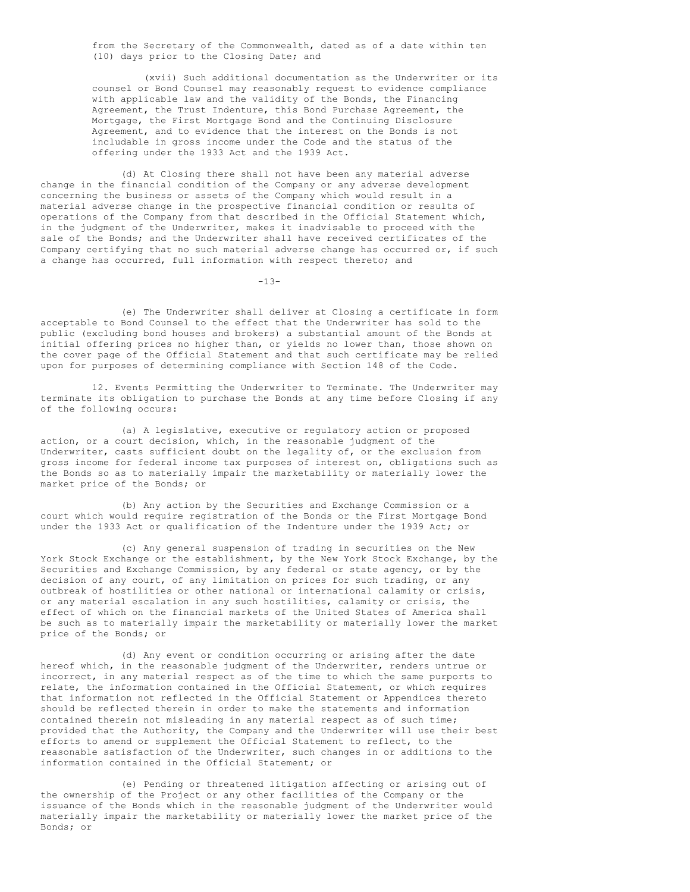from the Secretary of the Commonwealth, dated as of a date within ten (10) days prior to the Closing Date; and

(xvii) Such additional documentation as the Underwriter or its counsel or Bond Counsel may reasonably request to evidence compliance with applicable law and the validity of the Bonds, the Financing Agreement, the Trust Indenture, this Bond Purchase Agreement, the Mortgage, the First Mortgage Bond and the Continuing Disclosure Agreement, and to evidence that the interest on the Bonds is not includable in gross income under the Code and the status of the offering under the 1933 Act and the 1939 Act.

(d) At Closing there shall not have been any material adverse change in the financial condition of the Company or any adverse development concerning the business or assets of the Company which would result in a material adverse change in the prospective financial condition or results of operations of the Company from that described in the Official Statement which, in the judgment of the Underwriter, makes it inadvisable to proceed with the sale of the Bonds; and the Underwriter shall have received certificates of the Company certifying that no such material adverse change has occurred or, if such a change has occurred, full information with respect thereto; and

(e) The Underwriter shall deliver at Closing a certificate in form acceptable to Bond Counsel to the effect that the Underwriter has sold to the public (excluding bond houses and brokers) a substantial amount of the Bonds at initial offering prices no higher than, or yields no lower than, those shown on the cover page of the Official Statement and that such certificate may be relied upon for purposes of determining compliance with Section 148 of the Code.

12. Events Permitting the Underwriter to Terminate. The Underwriter may terminate its obligation to purchase the Bonds at any time before Closing if any of the following occurs:

(a) A legislative, executive or regulatory action or proposed action, or a court decision, which, in the reasonable judgment of the Underwriter, casts sufficient doubt on the legality of, or the exclusion from gross income for federal income tax purposes of interest on, obligations such as the Bonds so as to materially impair the marketability or materially lower the market price of the Bonds; or

(b) Any action by the Securities and Exchange Commission or a court which would require registration of the Bonds or the First Mortgage Bond under the 1933 Act or qualification of the Indenture under the 1939 Act; or

(c) Any general suspension of trading in securities on the New York Stock Exchange or the establishment, by the New York Stock Exchange, by the Securities and Exchange Commission, by any federal or state agency, or by the decision of any court, of any limitation on prices for such trading, or any outbreak of hostilities or other national or international calamity or crisis, or any material escalation in any such hostilities, calamity or crisis, the effect of which on the financial markets of the United States of America shall be such as to materially impair the marketability or materially lower the market price of the Bonds; or

(d) Any event or condition occurring or arising after the date hereof which, in the reasonable judgment of the Underwriter, renders untrue or incorrect, in any material respect as of the time to which the same purports to relate, the information contained in the Official Statement, or which requires that information not reflected in the Official Statement or Appendices thereto should be reflected therein in order to make the statements and information contained therein not misleading in any material respect as of such time; provided that the Authority, the Company and the Underwriter will use their best efforts to amend or supplement the Official Statement to reflect, to the reasonable satisfaction of the Underwriter, such changes in or additions to the information contained in the Official Statement; or

(e) Pending or threatened litigation affecting or arising out of the ownership of the Project or any other facilities of the Company or the issuance of the Bonds which in the reasonable judgment of the Underwriter would materially impair the marketability or materially lower the market price of the Bonds; or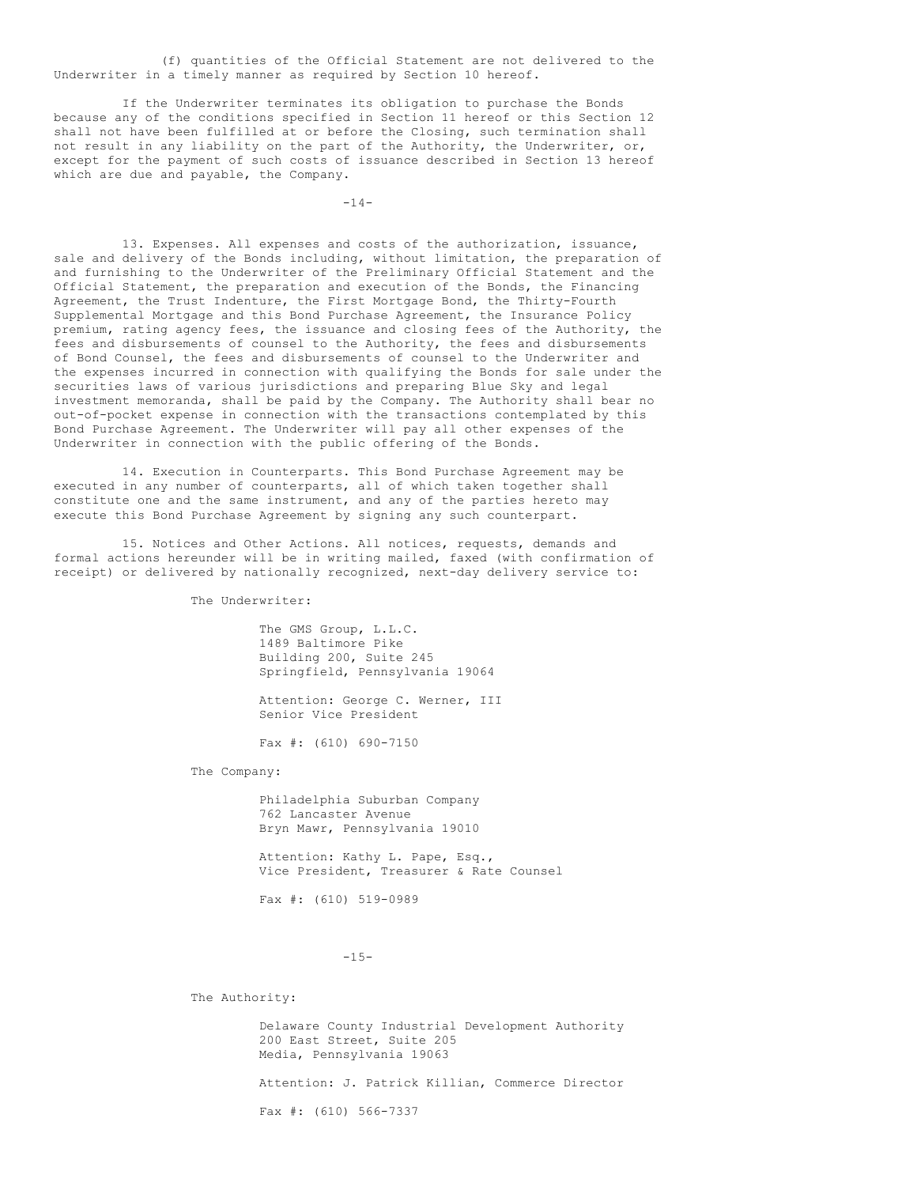(f) quantities of the Official Statement are not delivered to the Underwriter in a timely manner as required by Section 10 hereof.

If the Underwriter terminates its obligation to purchase the Bonds because any of the conditions specified in Section 11 hereof or this Section 12 shall not have been fulfilled at or before the Closing, such termination shall not result in any liability on the part of the Authority, the Underwriter, or, except for the payment of such costs of issuance described in Section 13 hereof which are due and payable, the Company.

13. Expenses. All expenses and costs of the authorization, issuance, sale and delivery of the Bonds including, without limitation, the preparation of and furnishing to the Underwriter of the Preliminary Official Statement and the Official Statement, the preparation and execution of the Bonds, the Financing Agreement, the Trust Indenture, the First Mortgage Bond, the Thirty-Fourth Supplemental Mortgage and this Bond Purchase Agreement, the Insurance Policy premium, rating agency fees, the issuance and closing fees of the Authority, the fees and disbursements of counsel to the Authority, the fees and disbursements of Bond Counsel, the fees and disbursements of counsel to the Underwriter and the expenses incurred in connection with qualifying the Bonds for sale under the securities laws of various jurisdictions and preparing Blue Sky and legal investment memoranda, shall be paid by the Company. The Authority shall bear no out-of-pocket expense in connection with the transactions contemplated by this Bond Purchase Agreement. The Underwriter will pay all other expenses of the Underwriter in connection with the public offering of the Bonds.

14. Execution in Counterparts. This Bond Purchase Agreement may be executed in any number of counterparts, all of which taken together shall constitute one and the same instrument, and any of the parties hereto may execute this Bond Purchase Agreement by signing any such counterpart.

15. Notices and Other Actions. All notices, requests, demands and formal actions hereunder will be in writing mailed, faxed (with confirmation of receipt) or delivered by nationally recognized, next-day delivery service to:

The Underwriter:

The GMS Group, L.L.C.  
1489 Baltimore Pike  
Building 200, Suite 245  
Springfield, Pennsylvania 19064

Attention: George C. Werner, III  
Senior Vice President

Fax #: (610) 690-7150

The Company:

Philadelphia Suburban Company  
762 Lancaster Avenue  
Bryn Mawr, Pennsylvania 19010

Attention: Kathy L. Pape, Esq.,  
Vice President, Treasurer & Rate Counsel

Fax #: (610) 519-0989

The Authority:

Delaware County Industrial Development Authority  
200 East Street, Suite 205  
Media, Pennsylvania 19063

Attention: J. Patrick Killian, Commerce Director

Fax #: (610) 566-7337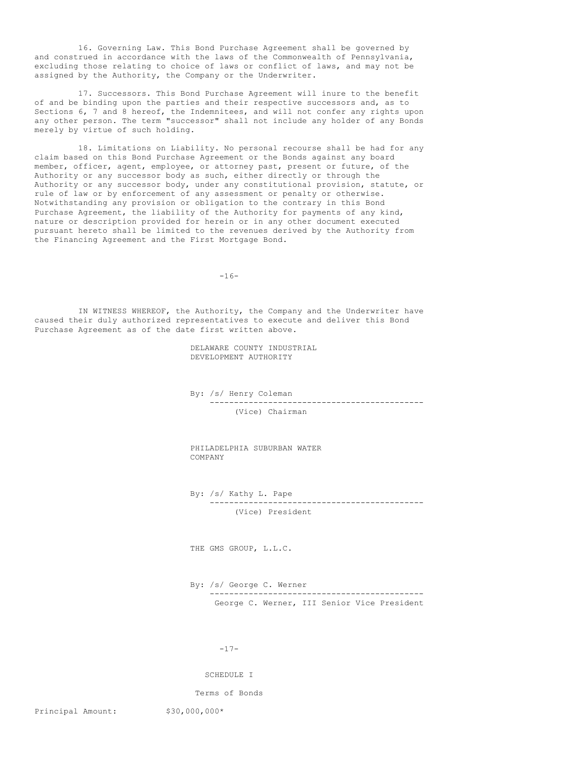16. Governing Law. This Bond Purchase Agreement shall be governed by and construed in accordance with the laws of the Commonwealth of Pennsylvania, excluding those relating to choice of laws or conflict of laws, and may not be assigned by the Authority, the Company or the Underwriter.

17. Successors. This Bond Purchase Agreement will inure to the benefit of and be binding upon the parties and their respective successors and, as to Sections 6, 7 and 8 hereof, the Indemnitees, and will not confer any rights upon any other person. The term "successor" shall not include any holder of any Bonds merely by virtue of such holding.

18. Limitations on Liability. No personal recourse shall be had for any claim based on this Bond Purchase Agreement or the Bonds against any board member, officer, agent, employee, or attorney past, present or future, of the Authority or any successor body as such, either directly or through the Authority or any successor body, under any constitutional provision, statute, or rule of law or by enforcement of any assessment or penalty or otherwise. Notwithstanding any provision or obligation to the contrary in this Bond Purchase Agreement, the liability of the Authority for payments of any kind, nature or description provided for herein or in any other document executed pursuant hereto shall be limited to the revenues derived by the Authority from the Financing Agreement and the First Mortgage Bond.

IN WITNESS WHEREOF, the Authority, the Company and the Underwriter have caused their duly authorized representatives to execute and deliver this Bond Purchase Agreement as of the date first written above.

DELAWARE COUNTY INDUSTRIAL DEVELOPMENT AUTHORITY

By: /s/ Henry Coleman
(Vice) Chairman

PHILADELPHIA SUBURBAN WATER COMPANY

By: /s/ Kathy L. Pape
(Vice) President

THE GMS GROUP, L.L.C.

By: /s/ George C. Werner
George C. Werner, III Senior Vice President

SCHEDULE I

Terms of Bonds

Principal Amount: $30,000,000*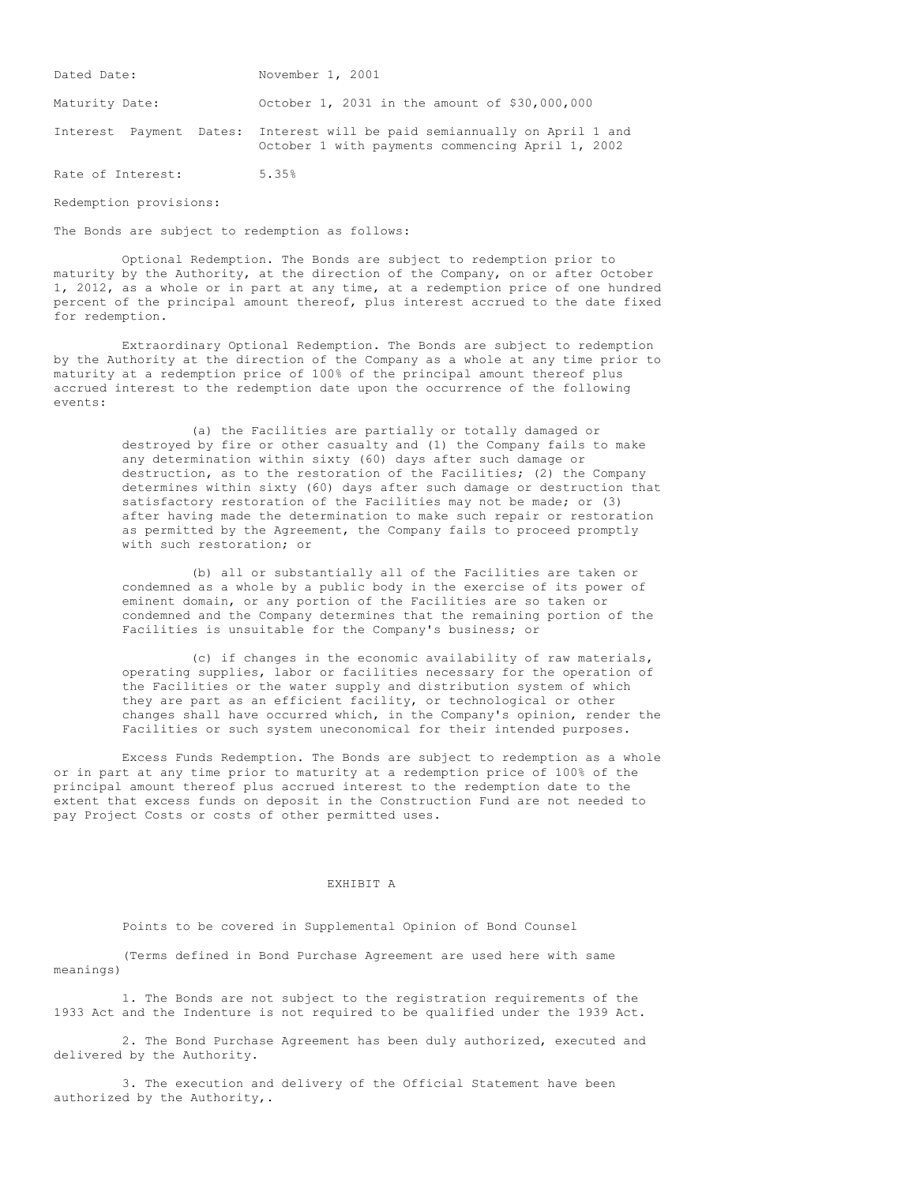Dated Date: November 1, 2001

Maturity Date: October 1, 2031 in the amount of $30,000,000

Interest Payment Dates: Interest will be paid semiannually on April 1 and October 1 with payments commencing April 1, 2002

Rate of Interest: 5.35%

Redemption provisions:

The Bonds are subject to redemption as follows:

Optional Redemption. The Bonds are subject to redemption prior to maturity by the Authority, at the direction of the Company, on or after October 1, 2012, as a whole or in part at any time, at a redemption price of one hundred percent of the principal amount thereof, plus interest accrued to the date fixed for redemption.

Extraordinary Optional Redemption. The Bonds are subject to redemption by the Authority at the direction of the Company as a whole at any time prior to maturity at a redemption price of 100% of the principal amount thereof plus accrued interest to the redemption date upon the occurrence of the following events:

(a) the Facilities are partially or totally damaged or destroyed by fire or other casualty and (1) the Company fails to make any determination within sixty (60) days after such damage or destruction, as to the restoration of the Facilities; (2) the Company determines within sixty (60) days after such damage or destruction that satisfactory restoration of the Facilities may not be made; or (3) after having made the determination to make such repair or restoration as permitted by the Agreement, the Company fails to proceed promptly with such restoration; or

(b) all or substantially all of the Facilities are taken or condemned as a whole by a public body in the exercise of its power of eminent domain, or any portion of the Facilities are so taken or condemned and the Company determines that the remaining portion of the Facilities is unsuitable for the Company's business; or

(c) if changes in the economic availability of raw materials, operating supplies, labor or facilities necessary for the operation of the Facilities or the water supply and distribution system of which they are part as an efficient facility, or technological or other changes shall have occurred which, in the Company's opinion, render the Facilities or such system uneconomical for their intended purposes.

Excess Funds Redemption. The Bonds are subject to redemption as a whole or in part at any time prior to maturity at a redemption price of 100% of the principal amount thereof plus accrued interest to the redemption date to the extent that excess funds on deposit in the Construction Fund are not needed to pay Project Costs or costs of other permitted uses.

# EXHIBIT A

Points to be covered in Supplemental Opinion of Bond Counsel

(Terms defined in Bond Purchase Agreement are used here with same meanings)

1. The Bonds are not subject to the registration requirements of the 1933 Act and the Indenture is not required to be qualified under the 1939 Act.

2. The Bond Purchase Agreement has been duly authorized, executed and delivered by the Authority.

3. The execution and delivery of the Official Statement have been authorized by the Authority,.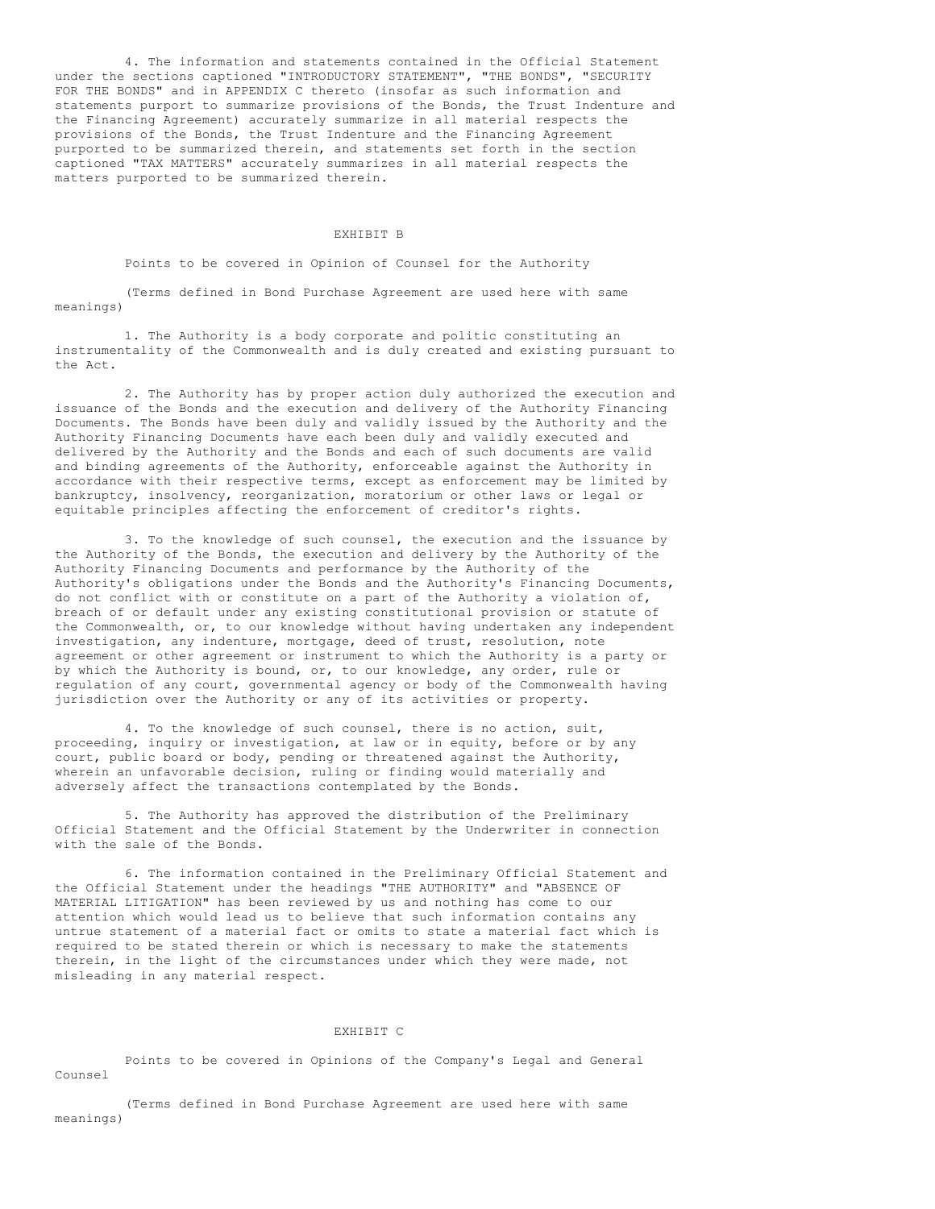4. The information and statements contained in the Official Statement under the sections captioned "INTRODUCTORY STATEMENT", "THE BONDS", "SECURITY FOR THE BONDS" and in APPENDIX C thereto (insofar as such information and statements purport to summarize provisions of the Bonds, the Trust Indenture and the Financing Agreement) accurately summarize in all material respects the provisions of the Bonds, the Trust Indenture and the Financing Agreement purported to be summarized therein, and statements set forth in the section captioned "TAX MATTERS" accurately summarizes in all material respects the matters purported to be summarized therein.

## EXHIBIT B

Points to be covered in Opinion of Counsel for the Authority

(Terms defined in Bond Purchase Agreement are used here with same meanings)

1. The Authority is a body corporate and politic constituting an instrumentality of the Commonwealth and is duly created and existing pursuant to the Act.

2. The Authority has by proper action duly authorized the execution and issuance of the Bonds and the execution and delivery of the Authority Financing Documents. The Bonds have been duly and validly issued by the Authority and the Authority Financing Documents have each been duly and validly executed and delivered by the Authority and the Bonds and each of such documents are valid and binding agreements of the Authority, enforceable against the Authority in accordance with their respective terms, except as enforcement may be limited by bankruptcy, insolvency, reorganization, moratorium or other laws or legal or equitable principles affecting the enforcement of creditor's rights.

3. To the knowledge of such counsel, the execution and the issuance by the Authority of the Bonds, the execution and delivery by the Authority of the Authority Financing Documents and performance by the Authority of the Authority's obligations under the Bonds and the Authority's Financing Documents, do not conflict with or constitute on a part of the Authority a violation of, breach of or default under any existing constitutional provision or statute of the Commonwealth, or, to our knowledge without having undertaken any independent investigation, any indenture, mortgage, deed of trust, resolution, note agreement or other agreement or instrument to which the Authority is a party or by which the Authority is bound, or, to our knowledge, any order, rule or regulation of any court, governmental agency or body of the Commonwealth having jurisdiction over the Authority or any of its activities or property.

4. To the knowledge of such counsel, there is no action, suit, proceeding, inquiry or investigation, at law or in equity, before or by any court, public board or body, pending or threatened against the Authority, wherein an unfavorable decision, ruling or finding would materially and adversely affect the transactions contemplated by the Bonds.

5. The Authority has approved the distribution of the Preliminary Official Statement and the Official Statement by the Underwriter in connection with the sale of the Bonds.

6. The information contained in the Preliminary Official Statement and the Official Statement under the headings "THE AUTHORITY" and "ABSENCE OF MATERIAL LITIGATION" has been reviewed by us and nothing has come to our attention which would lead us to believe that such information contains any untrue statement of a material fact or omits to state a material fact which is required to be stated therein or which is necessary to make the statements therein, in the light of the circumstances under which they were made, not misleading in any material respect.

## EXHIBIT C

Points to be covered in Opinions of the Company's Legal and General Counsel

(Terms defined in Bond Purchase Agreement are used here with same meanings)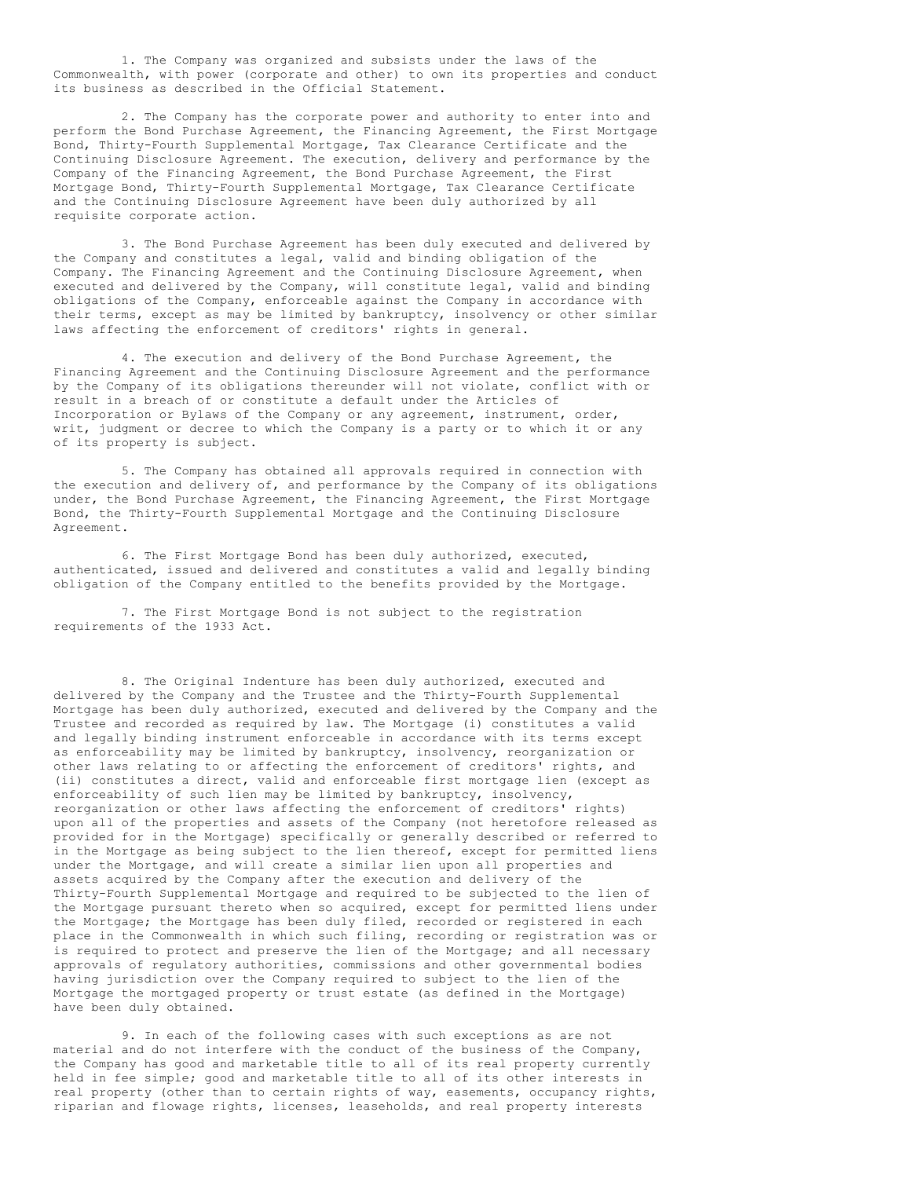1. The Company was organized and subsists under the laws of the Commonwealth, with power (corporate and other) to own its properties and conduct its business as described in the Official Statement.

2. The Company has the corporate power and authority to enter into and perform the Bond Purchase Agreement, the Financing Agreement, the First Mortgage Bond, Thirty-Fourth Supplemental Mortgage, Tax Clearance Certificate and the Continuing Disclosure Agreement. The execution, delivery and performance by the Company of the Financing Agreement, the Bond Purchase Agreement, the First Mortgage Bond, Thirty-Fourth Supplemental Mortgage, Tax Clearance Certificate and the Continuing Disclosure Agreement have been duly authorized by all requisite corporate action.

3. The Bond Purchase Agreement has been duly executed and delivered by the Company and constitutes a legal, valid and binding obligation of the Company. The Financing Agreement and the Continuing Disclosure Agreement, when executed and delivered by the Company, will constitute legal, valid and binding obligations of the Company, enforceable against the Company in accordance with their terms, except as may be limited by bankruptcy, insolvency or other similar laws affecting the enforcement of creditors' rights in general.

4. The execution and delivery of the Bond Purchase Agreement, the Financing Agreement and the Continuing Disclosure Agreement and the performance by the Company of its obligations thereunder will not violate, conflict with or result in a breach of or constitute a default under the Articles of Incorporation or Bylaws of the Company or any agreement, instrument, order, writ, judgment or decree to which the Company is a party or to which it or any of its property is subject.

5. The Company has obtained all approvals required in connection with the execution and delivery of, and performance by the Company of its obligations under, the Bond Purchase Agreement, the Financing Agreement, the First Mortgage Bond, the Thirty-Fourth Supplemental Mortgage and the Continuing Disclosure Agreement.

6. The First Mortgage Bond has been duly authorized, executed, authenticated, issued and delivered and constitutes a valid and legally binding obligation of the Company entitled to the benefits provided by the Mortgage.

7. The First Mortgage Bond is not subject to the registration requirements of the 1933 Act.

8. The Original Indenture has been duly authorized, executed and delivered by the Company and the Trustee and the Thirty-Fourth Supplemental Mortgage has been duly authorized, executed and delivered by the Company and the Trustee and recorded as required by law. The Mortgage (i) constitutes a valid and legally binding instrument enforceable in accordance with its terms except as enforceability may be limited by bankruptcy, insolvency, reorganization or other laws relating to or affecting the enforcement of creditors' rights, and (ii) constitutes a direct, valid and enforceable first mortgage lien (except as enforceability of such lien may be limited by bankruptcy, insolvency, reorganization or other laws affecting the enforcement of creditors' rights) upon all of the properties and assets of the Company (not heretofore released as provided for in the Mortgage) specifically or generally described or referred to in the Mortgage as being subject to the lien thereof, except for permitted liens under the Mortgage, and will create a similar lien upon all properties and assets acquired by the Company after the execution and delivery of the Thirty-Fourth Supplemental Mortgage and required to be subjected to the lien of the Mortgage pursuant thereto when so acquired, except for permitted liens under the Mortgage; the Mortgage has been duly filed, recorded or registered in each place in the Commonwealth in which such filing, recording or registration was or is required to protect and preserve the lien of the Mortgage; and all necessary approvals of regulatory authorities, commissions and other governmental bodies having jurisdiction over the Company required to subject to the lien of the Mortgage the mortgaged property or trust estate (as defined in the Mortgage) have been duly obtained.

9. In each of the following cases with such exceptions as are not material and do not interfere with the conduct of the business of the Company, the Company has good and marketable title to all of its real property currently held in fee simple; good and marketable title to all of its other interests in real property (other than to certain rights of way, easements, occupancy rights, riparian and flowage rights, licenses, leaseholds, and real property interests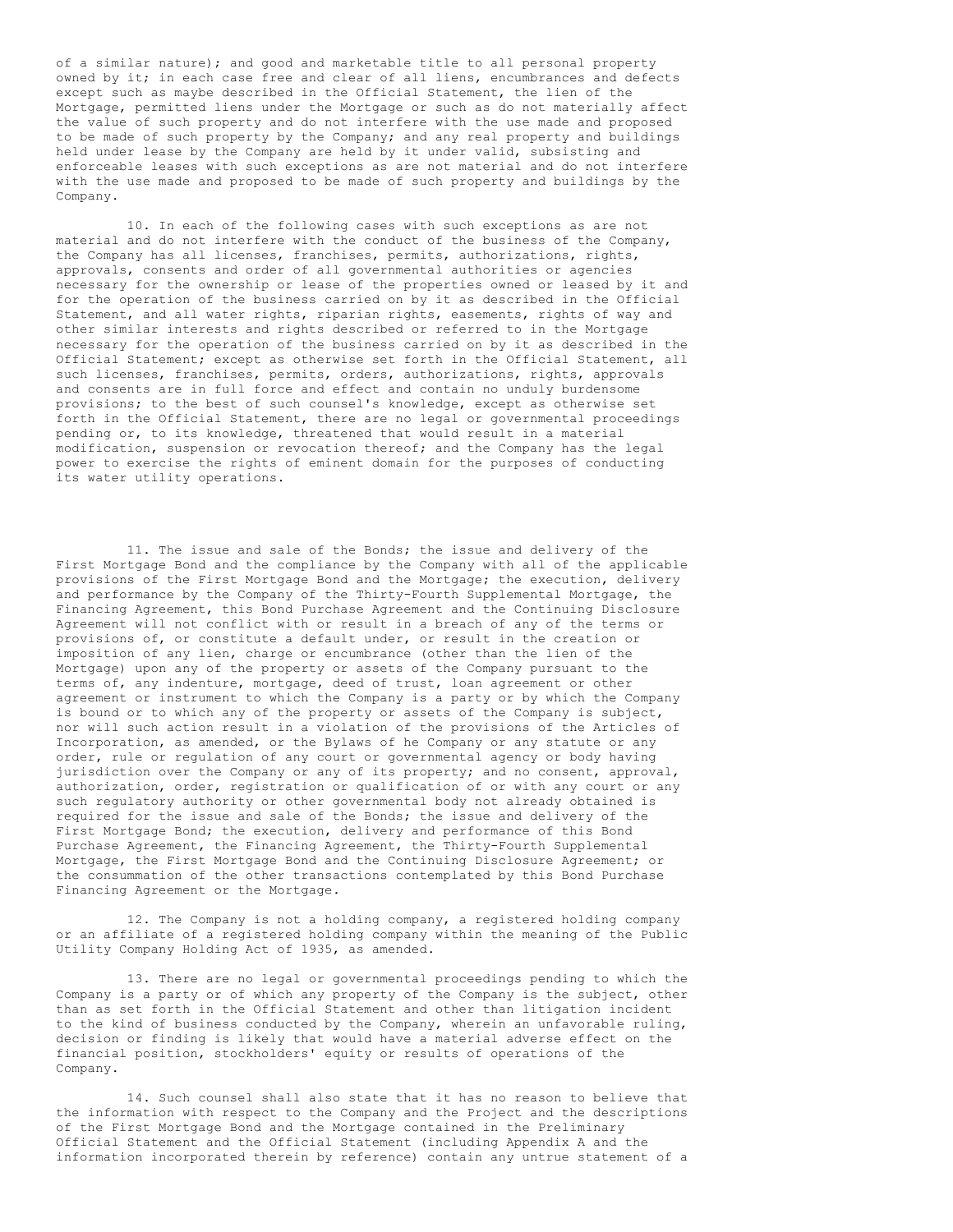of a similar nature); and good and marketable title to all personal property owned by it; in each case free and clear of all liens, encumbrances and defects except such as maybe described in the Official Statement, the lien of the Mortgage, permitted liens under the Mortgage or such as do not materially affect the value of such property and do not interfere with the use made and proposed to be made of such property by the Company; and any real property and buildings held under lease by the Company are held by it under valid, subsisting and enforceable leases with such exceptions as are not material and do not interfere with the use made and proposed to be made of such property and buildings by the Company.

10. In each of the following cases with such exceptions as are not material and do not interfere with the conduct of the business of the Company, the Company has all licenses, franchises, permits, authorizations, rights, approvals, consents and order of all governmental authorities or agencies necessary for the ownership or lease of the properties owned or leased by it and for the operation of the business carried on by it as described in the Official Statement, and all water rights, riparian rights, easements, rights of way and other similar interests and rights described or referred to in the Mortgage necessary for the operation of the business carried on by it as described in the Official Statement; except as otherwise set forth in the Official Statement, all such licenses, franchises, permits, orders, authorizations, rights, approvals and consents are in full force and effect and contain no unduly burdensome provisions; to the best of such counsel's knowledge, except as otherwise set forth in the Official Statement, there are no legal or governmental proceedings pending or, to its knowledge, threatened that would result in a material modification, suspension or revocation thereof; and the Company has the legal power to exercise the rights of eminent domain for the purposes of conducting its water utility operations.

11. The issue and sale of the Bonds; the issue and delivery of the First Mortgage Bond and the compliance by the Company with all of the applicable provisions of the First Mortgage Bond and the Mortgage; the execution, delivery and performance by the Company of the Thirty-Fourth Supplemental Mortgage, the Financing Agreement, this Bond Purchase Agreement and the Continuing Disclosure Agreement will not conflict with or result in a breach of any of the terms or provisions of, or constitute a default under, or result in the creation or imposition of any lien, charge or encumbrance (other than the lien of the Mortgage) upon any of the property or assets of the Company pursuant to the terms of, any indenture, mortgage, deed of trust, loan agreement or other agreement or instrument to which the Company is a party or by which the Company is bound or to which any of the property or assets of the Company is subject, nor will such action result in a violation of the provisions of the Articles of Incorporation, as amended, or the Bylaws of he Company or any statute or any order, rule or regulation of any court or governmental agency or body having jurisdiction over the Company or any of its property; and no consent, approval, authorization, order, registration or qualification of or with any court or any such regulatory authority or other governmental body not already obtained is required for the issue and sale of the Bonds; the issue and delivery of the First Mortgage Bond; the execution, delivery and performance of this Bond Purchase Agreement, the Financing Agreement, the Thirty-Fourth Supplemental Mortgage, the First Mortgage Bond and the Continuing Disclosure Agreement; or the consummation of the other transactions contemplated by this Bond Purchase Financing Agreement or the Mortgage.

12. The Company is not a holding company, a registered holding company or an affiliate of a registered holding company within the meaning of the Public Utility Company Holding Act of 1935, as amended.

13. There are no legal or governmental proceedings pending to which the Company is a party or of which any property of the Company is the subject, other than as set forth in the Official Statement and other than litigation incident to the kind of business conducted by the Company, wherein an unfavorable ruling, decision or finding is likely that would have a material adverse effect on the financial position, stockholders' equity or results of operations of the Company.

14. Such counsel shall also state that it has no reason to believe that the information with respect to the Company and the Project and the descriptions of the First Mortgage Bond and the Mortgage contained in the Preliminary Official Statement and the Official Statement (including Appendix A and the information incorporated therein by reference) contain any untrue statement of a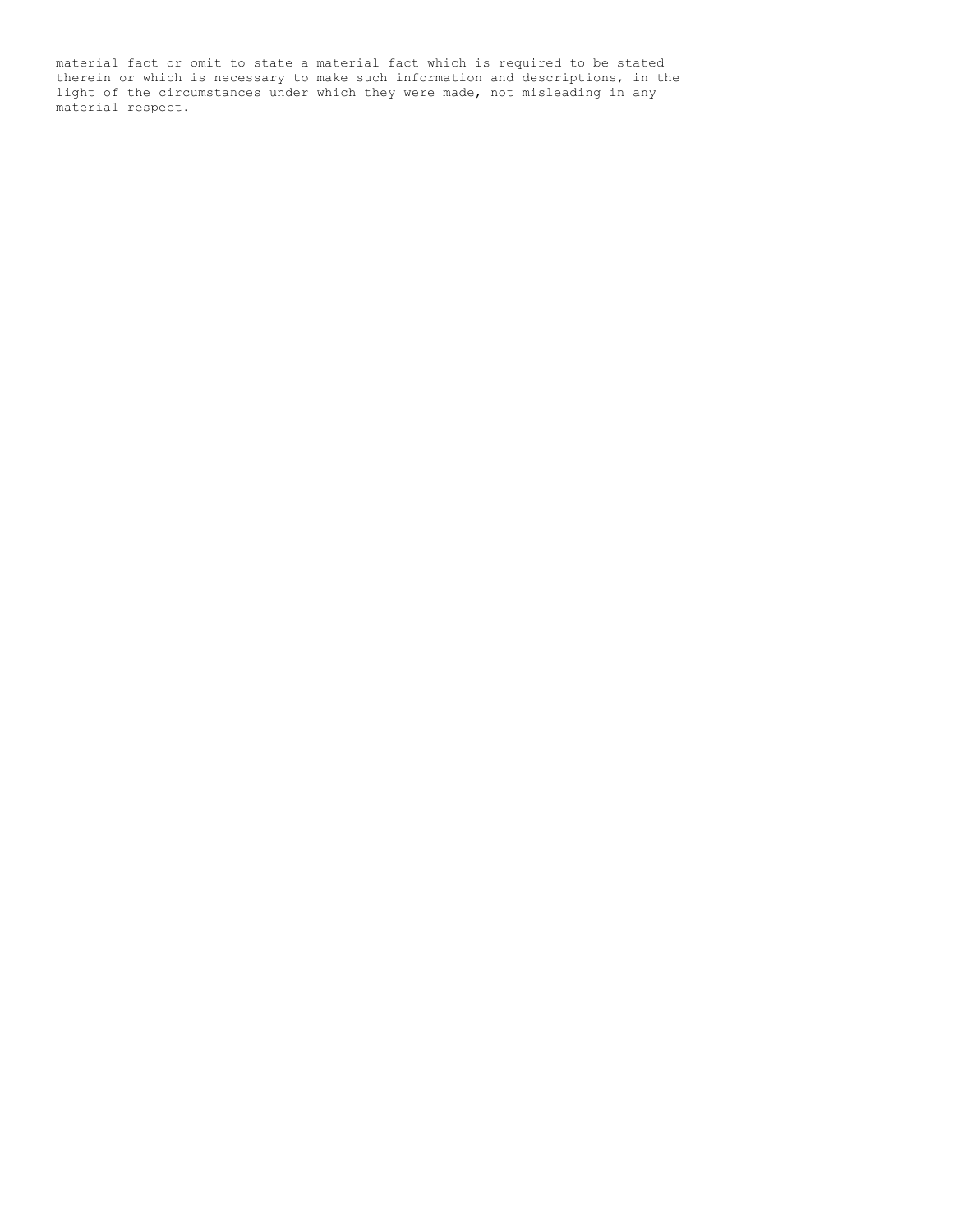material fact or omit to state a material fact which is required to be stated therein or which is necessary to make such information and descriptions, in the light of the circumstances under which they were made, not misleading in any material respect.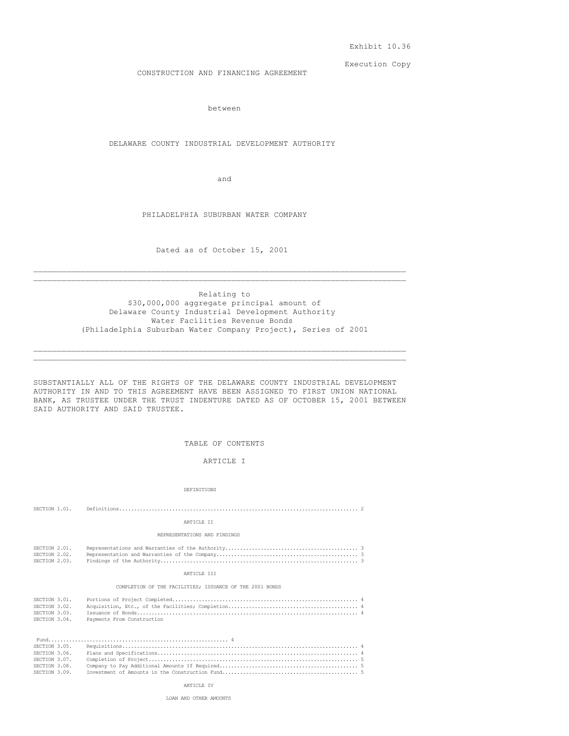Exhibit 10.36

Execution Copy

CONSTRUCTION AND FINANCING AGREEMENT

between

DELAWARE COUNTY INDUSTRIAL DEVELOPMENT AUTHORITY

and

PHILADELPHIA SUBURBAN WATER COMPANY

Dated as of October 15, 2001

---

Relating to
$30,000,000 aggregate principal amount of
Delaware County Industrial Development Authority
Water Facilities Revenue Bonds
(Philadelphia Suburban Water Company Project), Series of 2001

---

SUBSTANTIALLY ALL OF THE RIGHTS OF THE DELAWARE COUNTY INDUSTRIAL DEVELOPMENT AUTHORITY IN AND TO THIS AGREEMENT HAVE BEEN ASSIGNED TO FIRST UNION NATIONAL BANK, AS TRUSTEE UNDER THE TRUST INDENTURE DATED AS OF OCTOBER 15, 2001 BETWEEN SAID AUTHORITY AND SAID TRUSTEE.

TABLE OF CONTENTS

ARTICLE I

DEFINITIONS

| | | |
|---|---|---|
| SECTION 1.01. | Definitions | 2 |

ARTICLE II

REPRESENTATIONS AND FINDINGS

| | | |
|---|---|---|
| SECTION 2.01. | Representations and Warranties of the Authority | 3 |
| SECTION 2.02. | Representation and Warranties of the Company | 3 |
| SECTION 2.03. | Findings of the Authority | 3 |

ARTICLE III

COMPLETION OF THE FACILITIES; ISSUANCE OF THE 2001 BONDS

| | | |
|---|---|---|
| SECTION 3.01. | Portions of Project Completed | 4 |
| SECTION 3.02. | Acquisition, Etc., of the Facilities; Completion | 4 |
| SECTION 3.03. | Issuance of Bonds | 4 |
| SECTION 3.04. | Payments From Construction Fund | 4 |
| SECTION 3.05. | Requisitions | 4 |
| SECTION 3.06. | Plans and Specifications | 4 |
| SECTION 3.07. | Completion of Project | 5 |
| SECTION 3.08. | Company to Pay Additional Amounts If Required | 5 |
| SECTION 3.09. | Investment of Amounts in the Construction Fund | 5 |

ARTICLE IV

LOAN AND OTHER AMOUNTS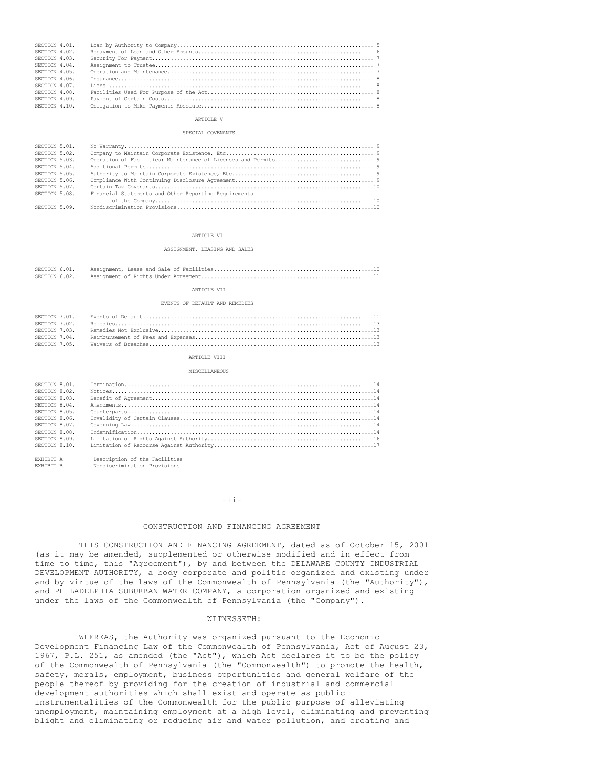| | | |
|---|---|---|
| SECTION 4.01. | Loan by Authority to Company | 5 |
| SECTION 4.02. | Repayment of Loan and Other Amounts | 6 |
| SECTION 4.03. | Security For Payment | 7 |
| SECTION 4.04. | Assignment to Trustee | 7 |
| SECTION 4.05. | Operation and Maintenance | 7 |
| SECTION 4.06. | Insurance | 8 |
| SECTION 4.07. | Liens | 8 |
| SECTION 4.08. | Facilities Used For Purpose of the Act | 8 |
| SECTION 4.09. | Payment of Certain Costs | 8 |
| SECTION 4.10. | Obligation to Make Payments Absolute | 8 |

ARTICLE V

SPECIAL COVENANTS

| | | |
|---|---|---|
| SECTION 5.01. | No Warranty | 9 |
| SECTION 5.02. | Company to Maintain Corporate Existence, Etc | 9 |
| SECTION 5.03. | Operation of Facilities; Maintenance of Licenses and Permits | 9 |
| SECTION 5.04. | Additional Permits | 9 |
| SECTION 5.05. | Authority to Maintain Corporate Existence, Etc | 9 |
| SECTION 5.06. | Compliance With Continuing Disclosure Agreement | 9 |
| SECTION 5.07. | Certain Tax Covenants | 10 |
| SECTION 5.08. | Financial Statements and Other Reporting Requirements of the Company | 10 |
| SECTION 5.09. | Nondiscrimination Provisions | 10 |

ARTICLE VI

ASSIGNMENT, LEASING AND SALES

| | | |
|---|---|---|
| SECTION 6.01. | Assignment, Lease and Sale of Facilities | 10 |
| SECTION 6.02. | Assignment of Rights Under Agreement | 11 |

ARTICLE VII

EVENTS OF DEFAULT AND REMEDIES

| | | |
|---|---|---|
| SECTION 7.01. | Events of Default | 11 |
| SECTION 7.02. | Remedies | 13 |
| SECTION 7.03. | Remedies Not Exclusive | 13 |
| SECTION 7.04. | Reimbursement of Fees and Expenses | 13 |
| SECTION 7.05. | Waivers of Breaches | 13 |

ARTICLE VIII

MISCELLANEOUS

| | | |
|---|---|---|
| SECTION 8.01. | Termination | 14 |
| SECTION 8.02. | Notices | 14 |
| SECTION 8.03. | Benefit of Agreement | 14 |
| SECTION 8.04. | Amendments | 14 |
| SECTION 8.05. | Counterparts | 14 |
| SECTION 8.06. | Invalidity of Certain Clauses | 14 |
| SECTION 8.07. | Governing Law | 14 |
| SECTION 8.08. | Indemnification | 14 |
| SECTION 8.09. | Limitation of Rights Against Authority | 16 |
| SECTION 8.10. | Limitation of Recourse Against Authority | 17 |

EXHIBIT A Description of the Facilities
EXHIBIT B Nondiscrimination Provisions

## CONSTRUCTION AND FINANCING AGREEMENT

THIS CONSTRUCTION AND FINANCING AGREEMENT, dated as of October 15, 2001 (as it may be amended, supplemented or otherwise modified and in effect from time to time, this "Agreement"), by and between the DELAWARE COUNTY INDUSTRIAL DEVELOPMENT AUTHORITY, a body corporate and politic organized and existing under and by virtue of the laws of the Commonwealth of Pennsylvania (the "Authority"), and PHILADELPHIA SUBURBAN WATER COMPANY, a corporation organized and existing under the laws of the Commonwealth of Pennsylvania (the "Company").

WITNESSETH:

WHEREAS, the Authority was organized pursuant to the Economic Development Financing Law of the Commonwealth of Pennsylvania, Act of August 23, 1967, P.L. 251, as amended (the "Act"), which Act declares it to be the policy of the Commonwealth of Pennsylvania (the "Commonwealth") to promote the health, safety, morals, employment, business opportunities and general welfare of the people thereof by providing for the creation of industrial and commercial development authorities which shall exist and operate as public instrumentalities of the Commonwealth for the public purpose of alleviating unemployment, maintaining employment at a high level, eliminating and preventing blight and eliminating or reducing air and water pollution, and creating and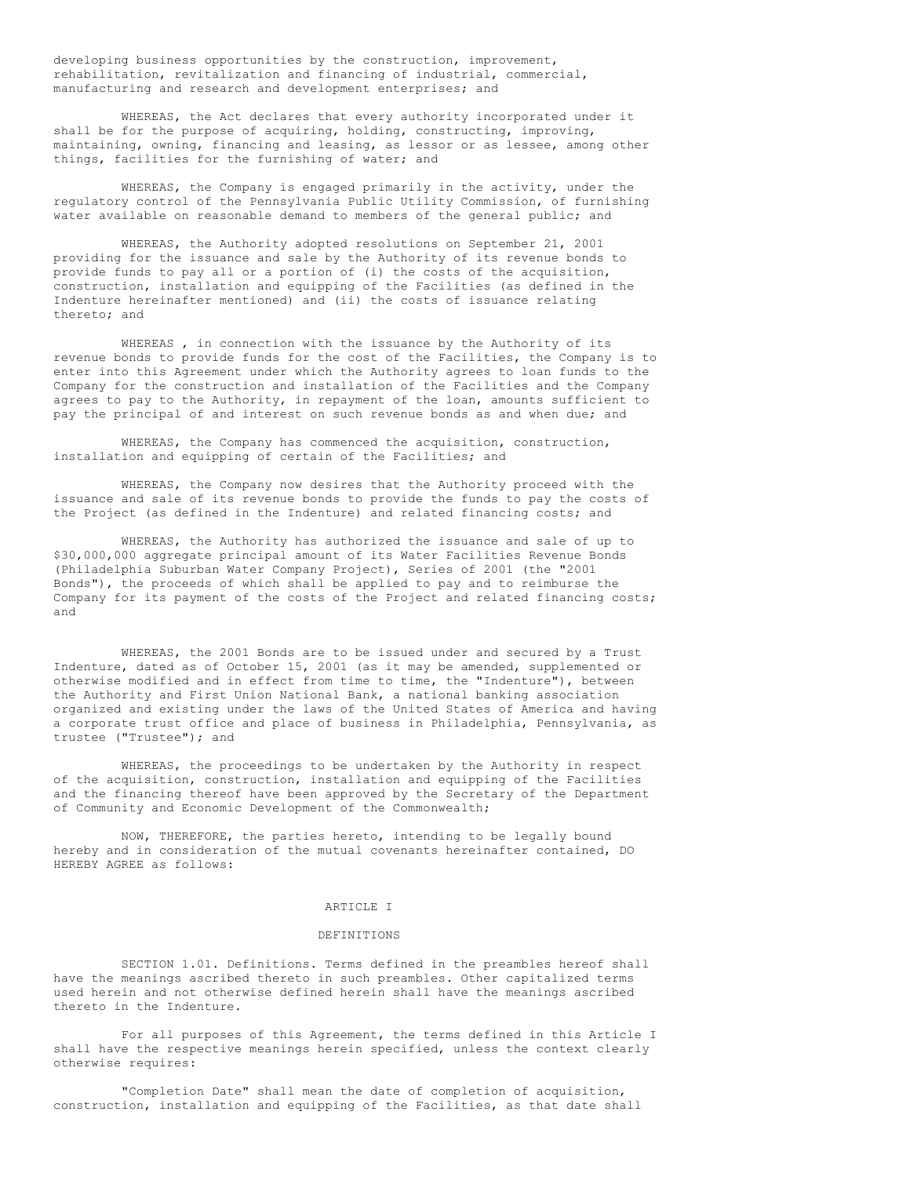developing business opportunities by the construction, improvement, rehabilitation, revitalization and financing of industrial, commercial, manufacturing and research and development enterprises; and

WHEREAS, the Act declares that every authority incorporated under it shall be for the purpose of acquiring, holding, constructing, improving, maintaining, owning, financing and leasing, as lessor or as lessee, among other things, facilities for the furnishing of water; and

WHEREAS, the Company is engaged primarily in the activity, under the regulatory control of the Pennsylvania Public Utility Commission, of furnishing water available on reasonable demand to members of the general public; and

WHEREAS, the Authority adopted resolutions on September 21, 2001 providing for the issuance and sale by the Authority of its revenue bonds to provide funds to pay all or a portion of (i) the costs of the acquisition, construction, installation and equipping of the Facilities (as defined in the Indenture hereinafter mentioned) and (ii) the costs of issuance relating thereto; and

WHEREAS , in connection with the issuance by the Authority of its revenue bonds to provide funds for the cost of the Facilities, the Company is to enter into this Agreement under which the Authority agrees to loan funds to the Company for the construction and installation of the Facilities and the Company agrees to pay to the Authority, in repayment of the loan, amounts sufficient to pay the principal of and interest on such revenue bonds as and when due; and

WHEREAS, the Company has commenced the acquisition, construction, installation and equipping of certain of the Facilities; and

WHEREAS, the Company now desires that the Authority proceed with the issuance and sale of its revenue bonds to provide the funds to pay the costs of the Project (as defined in the Indenture) and related financing costs; and

WHEREAS, the Authority has authorized the issuance and sale of up to $30,000,000 aggregate principal amount of its Water Facilities Revenue Bonds (Philadelphia Suburban Water Company Project), Series of 2001 (the "2001 Bonds"), the proceeds of which shall be applied to pay and to reimburse the Company for its payment of the costs of the Project and related financing costs; and

WHEREAS, the 2001 Bonds are to be issued under and secured by a Trust Indenture, dated as of October 15, 2001 (as it may be amended, supplemented or otherwise modified and in effect from time to time, the "Indenture"), between the Authority and First Union National Bank, a national banking association organized and existing under the laws of the United States of America and having a corporate trust office and place of business in Philadelphia, Pennsylvania, as trustee ("Trustee"); and

WHEREAS, the proceedings to be undertaken by the Authority in respect of the acquisition, construction, installation and equipping of the Facilities and the financing thereof have been approved by the Secretary of the Department of Community and Economic Development of the Commonwealth;

NOW, THEREFORE, the parties hereto, intending to be legally bound hereby and in consideration of the mutual covenants hereinafter contained, DO HEREBY AGREE as follows:

## ARTICLE I

## DEFINITIONS

SECTION 1.01. Definitions. Terms defined in the preambles hereof shall have the meanings ascribed thereto in such preambles. Other capitalized terms used herein and not otherwise defined herein shall have the meanings ascribed thereto in the Indenture.

For all purposes of this Agreement, the terms defined in this Article I shall have the respective meanings herein specified, unless the context clearly otherwise requires:

"Completion Date" shall mean the date of completion of acquisition, construction, installation and equipping of the Facilities, as that date shall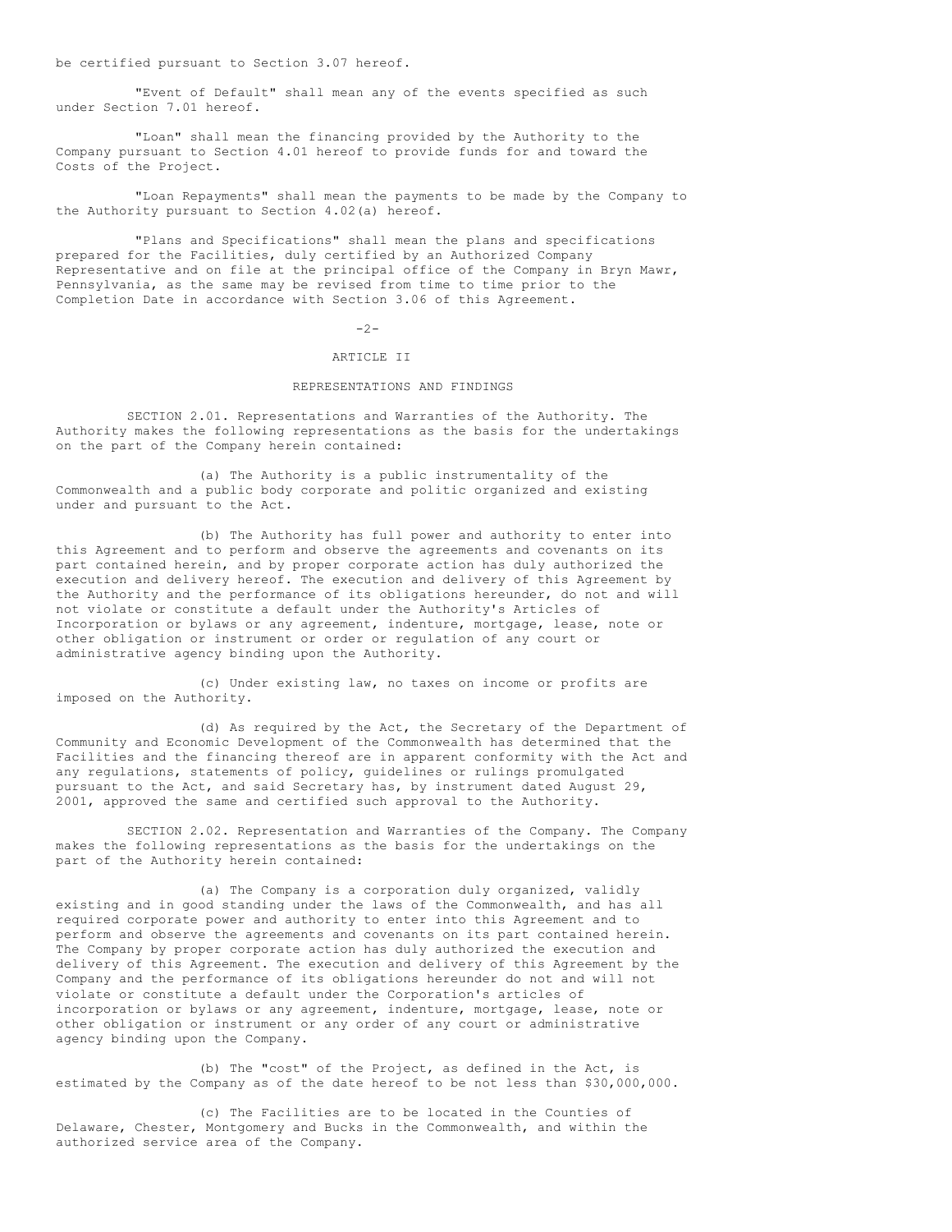be certified pursuant to Section 3.07 hereof.

"Event of Default" shall mean any of the events specified as such under Section 7.01 hereof.

"Loan" shall mean the financing provided by the Authority to the Company pursuant to Section 4.01 hereof to provide funds for and toward the Costs of the Project.

"Loan Repayments" shall mean the payments to be made by the Company to the Authority pursuant to Section 4.02(a) hereof.

"Plans and Specifications" shall mean the plans and specifications prepared for the Facilities, duly certified by an Authorized Company Representative and on file at the principal office of the Company in Bryn Mawr, Pennsylvania, as the same may be revised from time to time prior to the Completion Date in accordance with Section 3.06 of this Agreement.

## ARTICLE II

## REPRESENTATIONS AND FINDINGS

SECTION 2.01. Representations and Warranties of the Authority. The Authority makes the following representations as the basis for the undertakings on the part of the Company herein contained:

(a) The Authority is a public instrumentality of the Commonwealth and a public body corporate and politic organized and existing under and pursuant to the Act.

(b) The Authority has full power and authority to enter into this Agreement and to perform and observe the agreements and covenants on its part contained herein, and by proper corporate action has duly authorized the execution and delivery hereof. The execution and delivery of this Agreement by the Authority and the performance of its obligations hereunder, do not and will not violate or constitute a default under the Authority's Articles of Incorporation or bylaws or any agreement, indenture, mortgage, lease, note or other obligation or instrument or order or regulation of any court or administrative agency binding upon the Authority.

(c) Under existing law, no taxes on income or profits are imposed on the Authority.

(d) As required by the Act, the Secretary of the Department of Community and Economic Development of the Commonwealth has determined that the Facilities and the financing thereof are in apparent conformity with the Act and any regulations, statements of policy, guidelines or rulings promulgated pursuant to the Act, and said Secretary has, by instrument dated August 29, 2001, approved the same and certified such approval to the Authority.

SECTION 2.02. Representation and Warranties of the Company. The Company makes the following representations as the basis for the undertakings on the part of the Authority herein contained:

(a) The Company is a corporation duly organized, validly existing and in good standing under the laws of the Commonwealth, and has all required corporate power and authority to enter into this Agreement and to perform and observe the agreements and covenants on its part contained herein. The Company by proper corporate action has duly authorized the execution and delivery of this Agreement. The execution and delivery of this Agreement by the Company and the performance of its obligations hereunder do not and will not violate or constitute a default under the Corporation's articles of incorporation or bylaws or any agreement, indenture, mortgage, lease, note or other obligation or instrument or any order of any court or administrative agency binding upon the Company.

(b) The "cost" of the Project, as defined in the Act, is estimated by the Company as of the date hereof to be not less than $30,000,000.

(c) The Facilities are to be located in the Counties of Delaware, Chester, Montgomery and Bucks in the Commonwealth, and within the authorized service area of the Company.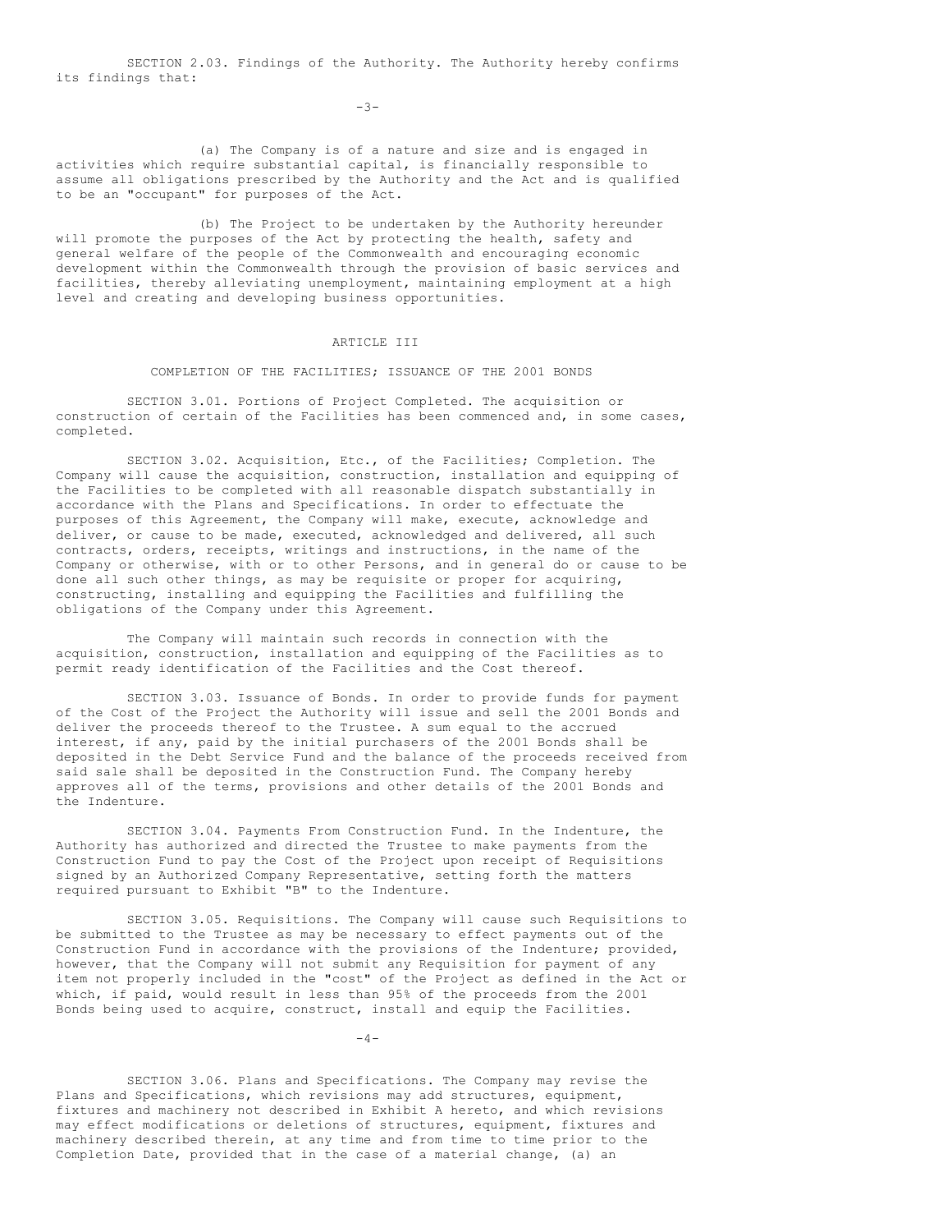SECTION 2.03. Findings of the Authority. The Authority hereby confirms its findings that:

(a) The Company is of a nature and size and is engaged in activities which require substantial capital, is financially responsible to assume all obligations prescribed by the Authority and the Act and is qualified to be an "occupant" for purposes of the Act.

(b) The Project to be undertaken by the Authority hereunder will promote the purposes of the Act by protecting the health, safety and general welfare of the people of the Commonwealth and encouraging economic development within the Commonwealth through the provision of basic services and facilities, thereby alleviating unemployment, maintaining employment at a high level and creating and developing business opportunities.

## ARTICLE III

### COMPLETION OF THE FACILITIES; ISSUANCE OF THE 2001 BONDS

SECTION 3.01. Portions of Project Completed. The acquisition or construction of certain of the Facilities has been commenced and, in some cases, completed.

SECTION 3.02. Acquisition, Etc., of the Facilities; Completion. The Company will cause the acquisition, construction, installation and equipping of the Facilities to be completed with all reasonable dispatch substantially in accordance with the Plans and Specifications. In order to effectuate the purposes of this Agreement, the Company will make, execute, acknowledge and deliver, or cause to be made, executed, acknowledged and delivered, all such contracts, orders, receipts, writings and instructions, in the name of the Company or otherwise, with or to other Persons, and in general do or cause to be done all such other things, as may be requisite or proper for acquiring, constructing, installing and equipping the Facilities and fulfilling the obligations of the Company under this Agreement.

The Company will maintain such records in connection with the acquisition, construction, installation and equipping of the Facilities as to permit ready identification of the Facilities and the Cost thereof.

SECTION 3.03. Issuance of Bonds. In order to provide funds for payment of the Cost of the Project the Authority will issue and sell the 2001 Bonds and deliver the proceeds thereof to the Trustee. A sum equal to the accrued interest, if any, paid by the initial purchasers of the 2001 Bonds shall be deposited in the Debt Service Fund and the balance of the proceeds received from said sale shall be deposited in the Construction Fund. The Company hereby approves all of the terms, provisions and other details of the 2001 Bonds and the Indenture.

SECTION 3.04. Payments From Construction Fund. In the Indenture, the Authority has authorized and directed the Trustee to make payments from the Construction Fund to pay the Cost of the Project upon receipt of Requisitions signed by an Authorized Company Representative, setting forth the matters required pursuant to Exhibit "B" to the Indenture.

SECTION 3.05. Requisitions. The Company will cause such Requisitions to be submitted to the Trustee as may be necessary to effect payments out of the Construction Fund in accordance with the provisions of the Indenture; provided, however, that the Company will not submit any Requisition for payment of any item not properly included in the "cost" of the Project as defined in the Act or which, if paid, would result in less than 95% of the proceeds from the 2001 Bonds being used to acquire, construct, install and equip the Facilities.

SECTION 3.06. Plans and Specifications. The Company may revise the Plans and Specifications, which revisions may add structures, equipment, fixtures and machinery not described in Exhibit A hereto, and which revisions may effect modifications or deletions of structures, equipment, fixtures and machinery described therein, at any time and from time to time prior to the Completion Date, provided that in the case of a material change, (a) an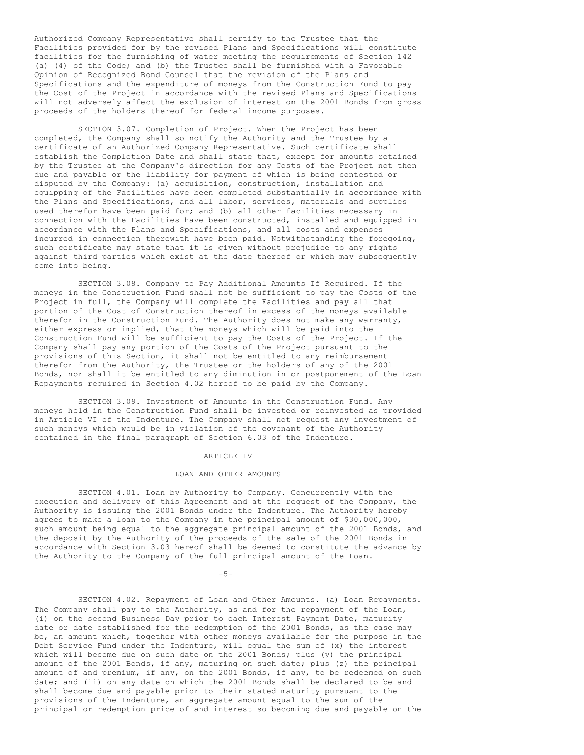Authorized Company Representative shall certify to the Trustee that the Facilities provided for by the revised Plans and Specifications will constitute facilities for the furnishing of water meeting the requirements of Section 142 (a) (4) of the Code; and (b) the Trustee shall be furnished with a Favorable Opinion of Recognized Bond Counsel that the revision of the Plans and Specifications and the expenditure of moneys from the Construction Fund to pay the Cost of the Project in accordance with the revised Plans and Specifications will not adversely affect the exclusion of interest on the 2001 Bonds from gross proceeds of the holders thereof for federal income purposes.

SECTION 3.07. Completion of Project. When the Project has been completed, the Company shall so notify the Authority and the Trustee by a certificate of an Authorized Company Representative. Such certificate shall establish the Completion Date and shall state that, except for amounts retained by the Trustee at the Company's direction for any Costs of the Project not then due and payable or the liability for payment of which is being contested or disputed by the Company: (a) acquisition, construction, installation and equipping of the Facilities have been completed substantially in accordance with the Plans and Specifications, and all labor, services, materials and supplies used therefor have been paid for; and (b) all other facilities necessary in connection with the Facilities have been constructed, installed and equipped in accordance with the Plans and Specifications, and all costs and expenses incurred in connection therewith have been paid. Notwithstanding the foregoing, such certificate may state that it is given without prejudice to any rights against third parties which exist at the date thereof or which may subsequently come into being.

SECTION 3.08. Company to Pay Additional Amounts If Required. If the moneys in the Construction Fund shall not be sufficient to pay the Costs of the Project in full, the Company will complete the Facilities and pay all that portion of the Cost of Construction thereof in excess of the moneys available therefor in the Construction Fund. The Authority does not make any warranty, either express or implied, that the moneys which will be paid into the Construction Fund will be sufficient to pay the Costs of the Project. If the Company shall pay any portion of the Costs of the Project pursuant to the provisions of this Section, it shall not be entitled to any reimbursement therefor from the Authority, the Trustee or the holders of any of the 2001 Bonds, nor shall it be entitled to any diminution in or postponement of the Loan Repayments required in Section 4.02 hereof to be paid by the Company.

SECTION 3.09. Investment of Amounts in the Construction Fund. Any moneys held in the Construction Fund shall be invested or reinvested as provided in Article VI of the Indenture. The Company shall not request any investment of such moneys which would be in violation of the covenant of the Authority contained in the final paragraph of Section 6.03 of the Indenture.

ARTICLE IV

LOAN AND OTHER AMOUNTS

SECTION 4.01. Loan by Authority to Company. Concurrently with the execution and delivery of this Agreement and at the request of the Company, the Authority is issuing the 2001 Bonds under the Indenture. The Authority hereby agrees to make a loan to the Company in the principal amount of $30,000,000, such amount being equal to the aggregate principal amount of the 2001 Bonds, and the deposit by the Authority of the proceeds of the sale of the 2001 Bonds in accordance with Section 3.03 hereof shall be deemed to constitute the advance by the Authority to the Company of the full principal amount of the Loan.

SECTION 4.02. Repayment of Loan and Other Amounts. (a) Loan Repayments. The Company shall pay to the Authority, as and for the repayment of the Loan, (i) on the second Business Day prior to each Interest Payment Date, maturity date or date established for the redemption of the 2001 Bonds, as the case may be, an amount which, together with other moneys available for the purpose in the Debt Service Fund under the Indenture, will equal the sum of (x) the interest which will become due on such date on the 2001 Bonds; plus (y) the principal amount of the 2001 Bonds, if any, maturing on such date; plus (z) the principal amount of and premium, if any, on the 2001 Bonds, if any, to be redeemed on such date; and (ii) on any date on which the 2001 Bonds shall be declared to be and shall become due and payable prior to their stated maturity pursuant to the provisions of the Indenture, an aggregate amount equal to the sum of the principal or redemption price of and interest so becoming due and payable on the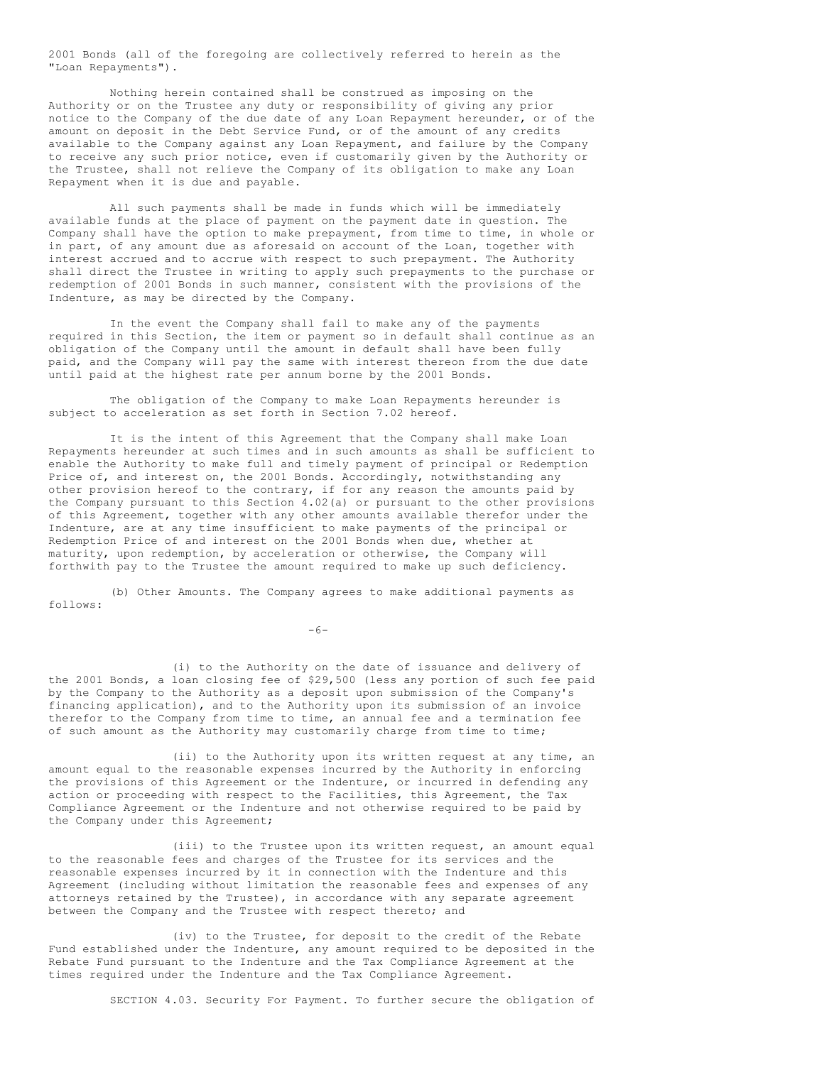2001 Bonds (all of the foregoing are collectively referred to herein as the "Loan Repayments").

Nothing herein contained shall be construed as imposing on the Authority or on the Trustee any duty or responsibility of giving any prior notice to the Company of the due date of any Loan Repayment hereunder, or of the amount on deposit in the Debt Service Fund, or of the amount of any credits available to the Company against any Loan Repayment, and failure by the Company to receive any such prior notice, even if customarily given by the Authority or the Trustee, shall not relieve the Company of its obligation to make any Loan Repayment when it is due and payable.

All such payments shall be made in funds which will be immediately available funds at the place of payment on the payment date in question. The Company shall have the option to make prepayment, from time to time, in whole or in part, of any amount due as aforesaid on account of the Loan, together with interest accrued and to accrue with respect to such prepayment. The Authority shall direct the Trustee in writing to apply such prepayments to the purchase or redemption of 2001 Bonds in such manner, consistent with the provisions of the Indenture, as may be directed by the Company.

In the event the Company shall fail to make any of the payments required in this Section, the item or payment so in default shall continue as an obligation of the Company until the amount in default shall have been fully paid, and the Company will pay the same with interest thereon from the due date until paid at the highest rate per annum borne by the 2001 Bonds.

The obligation of the Company to make Loan Repayments hereunder is subject to acceleration as set forth in Section 7.02 hereof.

It is the intent of this Agreement that the Company shall make Loan Repayments hereunder at such times and in such amounts as shall be sufficient to enable the Authority to make full and timely payment of principal or Redemption Price of, and interest on, the 2001 Bonds. Accordingly, notwithstanding any other provision hereof to the contrary, if for any reason the amounts paid by the Company pursuant to this Section 4.02(a) or pursuant to the other provisions of this Agreement, together with any other amounts available therefor under the Indenture, are at any time insufficient to make payments of the principal or Redemption Price of and interest on the 2001 Bonds when due, whether at maturity, upon redemption, by acceleration or otherwise, the Company will forthwith pay to the Trustee the amount required to make up such deficiency.

(b) Other Amounts. The Company agrees to make additional payments as follows:

(i) to the Authority on the date of issuance and delivery of the 2001 Bonds, a loan closing fee of $29,500 (less any portion of such fee paid by the Company to the Authority as a deposit upon submission of the Company's financing application), and to the Authority upon its submission of an invoice therefor to the Company from time to time, an annual fee and a termination fee of such amount as the Authority may customarily charge from time to time;

(ii) to the Authority upon its written request at any time, an amount equal to the reasonable expenses incurred by the Authority in enforcing the provisions of this Agreement or the Indenture, or incurred in defending any action or proceeding with respect to the Facilities, this Agreement, the Tax Compliance Agreement or the Indenture and not otherwise required to be paid by the Company under this Agreement;

(iii) to the Trustee upon its written request, an amount equal to the reasonable fees and charges of the Trustee for its services and the reasonable expenses incurred by it in connection with the Indenture and this Agreement (including without limitation the reasonable fees and expenses of any attorneys retained by the Trustee), in accordance with any separate agreement between the Company and the Trustee with respect thereto; and

(iv) to the Trustee, for deposit to the credit of the Rebate Fund established under the Indenture, any amount required to be deposited in the Rebate Fund pursuant to the Indenture and the Tax Compliance Agreement at the times required under the Indenture and the Tax Compliance Agreement.

SECTION 4.03. Security For Payment. To further secure the obligation of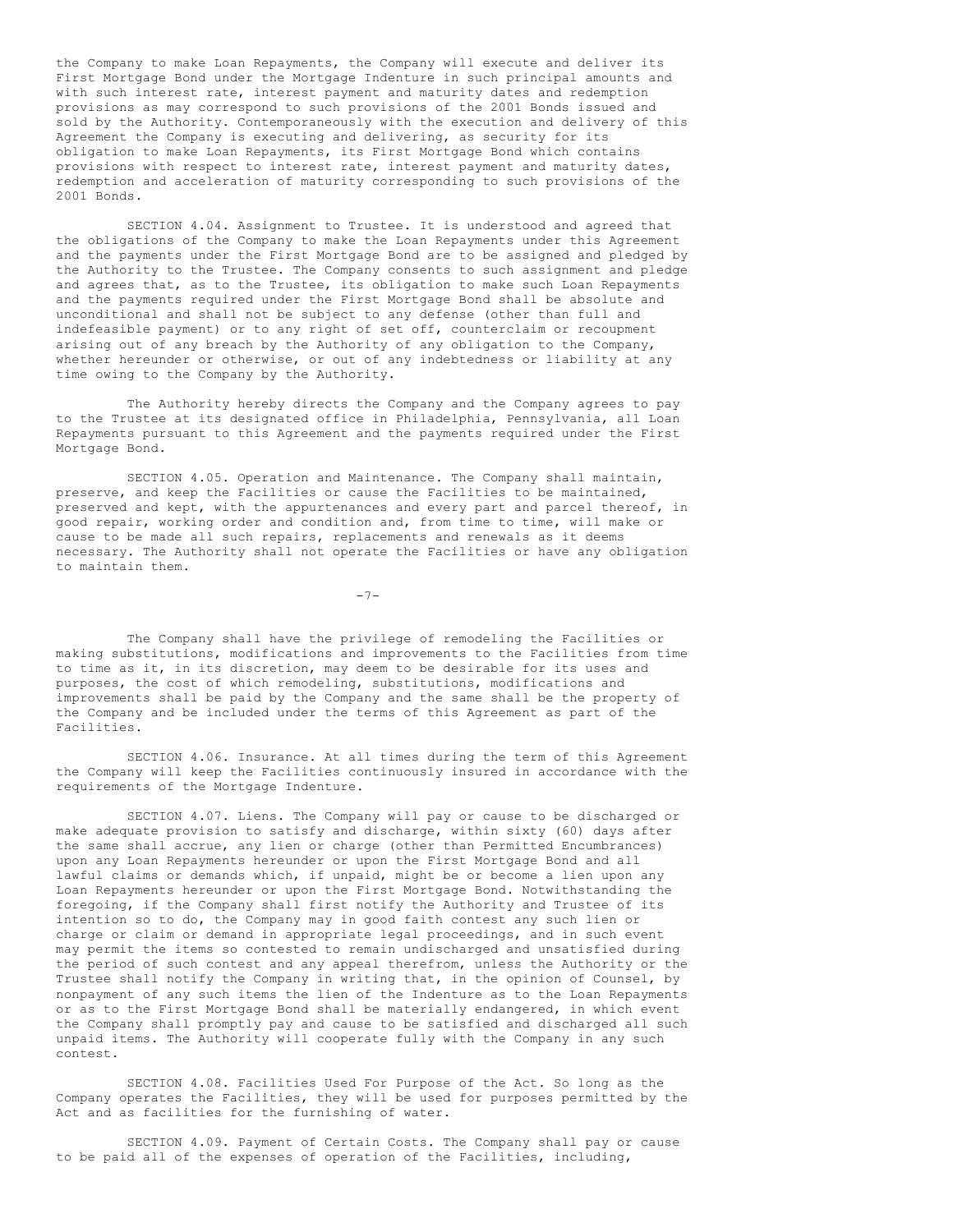the Company to make Loan Repayments, the Company will execute and deliver its First Mortgage Bond under the Mortgage Indenture in such principal amounts and with such interest rate, interest payment and maturity dates and redemption provisions as may correspond to such provisions of the 2001 Bonds issued and sold by the Authority. Contemporaneously with the execution and delivery of this Agreement the Company is executing and delivering, as security for its obligation to make Loan Repayments, its First Mortgage Bond which contains provisions with respect to interest rate, interest payment and maturity dates, redemption and acceleration of maturity corresponding to such provisions of the 2001 Bonds.

SECTION 4.04. Assignment to Trustee. It is understood and agreed that the obligations of the Company to make the Loan Repayments under this Agreement and the payments under the First Mortgage Bond are to be assigned and pledged by the Authority to the Trustee. The Company consents to such assignment and pledge and agrees that, as to the Trustee, its obligation to make such Loan Repayments and the payments required under the First Mortgage Bond shall be absolute and unconditional and shall not be subject to any defense (other than full and indefeasible payment) or to any right of set off, counterclaim or recoupment arising out of any breach by the Authority of any obligation to the Company, whether hereunder or otherwise, or out of any indebtedness or liability at any time owing to the Company by the Authority.

The Authority hereby directs the Company and the Company agrees to pay to the Trustee at its designated office in Philadelphia, Pennsylvania, all Loan Repayments pursuant to this Agreement and the payments required under the First Mortgage Bond.

SECTION 4.05. Operation and Maintenance. The Company shall maintain, preserve, and keep the Facilities or cause the Facilities to be maintained, preserved and kept, with the appurtenances and every part and parcel thereof, in good repair, working order and condition and, from time to time, will make or cause to be made all such repairs, replacements and renewals as it deems necessary. The Authority shall not operate the Facilities or have any obligation to maintain them.

The Company shall have the privilege of remodeling the Facilities or making substitutions, modifications and improvements to the Facilities from time to time as it, in its discretion, may deem to be desirable for its uses and purposes, the cost of which remodeling, substitutions, modifications and improvements shall be paid by the Company and the same shall be the property of the Company and be included under the terms of this Agreement as part of the Facilities.

SECTION 4.06. Insurance. At all times during the term of this Agreement the Company will keep the Facilities continuously insured in accordance with the requirements of the Mortgage Indenture.

SECTION 4.07. Liens. The Company will pay or cause to be discharged or make adequate provision to satisfy and discharge, within sixty (60) days after the same shall accrue, any lien or charge (other than Permitted Encumbrances) upon any Loan Repayments hereunder or upon the First Mortgage Bond and all lawful claims or demands which, if unpaid, might be or become a lien upon any Loan Repayments hereunder or upon the First Mortgage Bond. Notwithstanding the foregoing, if the Company shall first notify the Authority and Trustee of its intention so to do, the Company may in good faith contest any such lien or charge or claim or demand in appropriate legal proceedings, and in such event may permit the items so contested to remain undischarged and unsatisfied during the period of such contest and any appeal therefrom, unless the Authority or the Trustee shall notify the Company in writing that, in the opinion of Counsel, by nonpayment of any such items the lien of the Indenture as to the Loan Repayments or as to the First Mortgage Bond shall be materially endangered, in which event the Company shall promptly pay and cause to be satisfied and discharged all such unpaid items. The Authority will cooperate fully with the Company in any such contest.

SECTION 4.08. Facilities Used For Purpose of the Act. So long as the Company operates the Facilities, they will be used for purposes permitted by the Act and as facilities for the furnishing of water.

SECTION 4.09. Payment of Certain Costs. The Company shall pay or cause to be paid all of the expenses of operation of the Facilities, including,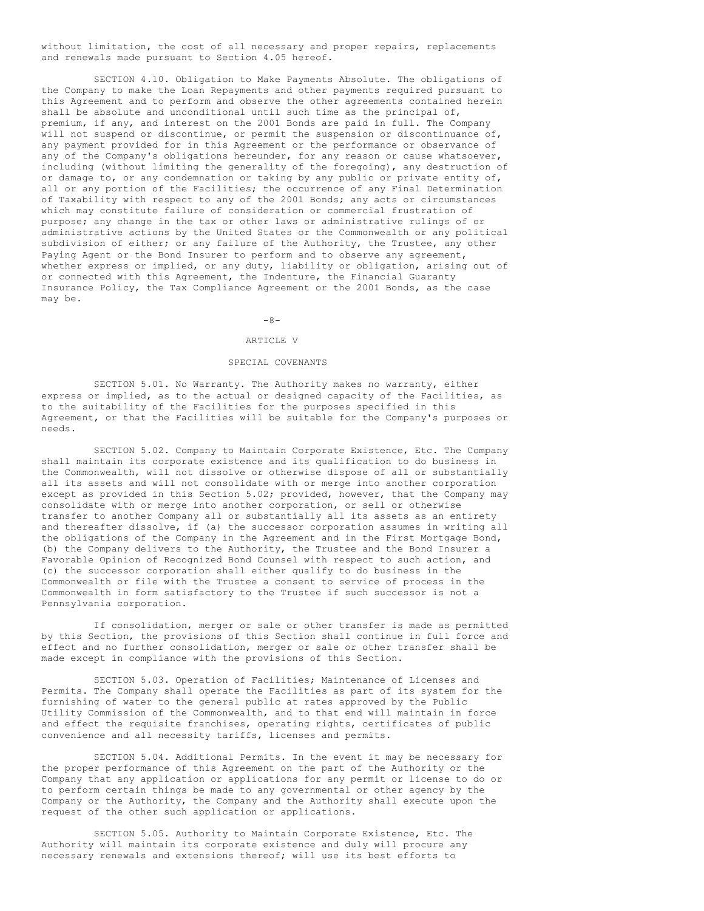without limitation, the cost of all necessary and proper repairs, replacements and renewals made pursuant to Section 4.05 hereof.

SECTION 4.10. Obligation to Make Payments Absolute. The obligations of the Company to make the Loan Repayments and other payments required pursuant to this Agreement and to perform and observe the other agreements contained herein shall be absolute and unconditional until such time as the principal of, premium, if any, and interest on the 2001 Bonds are paid in full. The Company will not suspend or discontinue, or permit the suspension or discontinuance of, any payment provided for in this Agreement or the performance or observance of any of the Company's obligations hereunder, for any reason or cause whatsoever, including (without limiting the generality of the foregoing), any destruction of or damage to, or any condemnation or taking by any public or private entity of, all or any portion of the Facilities; the occurrence of any Final Determination of Taxability with respect to any of the 2001 Bonds; any acts or circumstances which may constitute failure of consideration or commercial frustration of purpose; any change in the tax or other laws or administrative rulings of or administrative actions by the United States or the Commonwealth or any political subdivision of either; or any failure of the Authority, the Trustee, any other Paying Agent or the Bond Insurer to perform and to observe any agreement, whether express or implied, or any duty, liability or obligation, arising out of or connected with this Agreement, the Indenture, the Financial Guaranty Insurance Policy, the Tax Compliance Agreement or the 2001 Bonds, as the case may be.

## ARTICLE V

## SPECIAL COVENANTS

SECTION 5.01. No Warranty. The Authority makes no warranty, either express or implied, as to the actual or designed capacity of the Facilities, as to the suitability of the Facilities for the purposes specified in this Agreement, or that the Facilities will be suitable for the Company's purposes or needs.

SECTION 5.02. Company to Maintain Corporate Existence, Etc. The Company shall maintain its corporate existence and its qualification to do business in the Commonwealth, will not dissolve or otherwise dispose of all or substantially all its assets and will not consolidate with or merge into another corporation except as provided in this Section 5.02; provided, however, that the Company may consolidate with or merge into another corporation, or sell or otherwise transfer to another Company all or substantially all its assets as an entirety and thereafter dissolve, if (a) the successor corporation assumes in writing all the obligations of the Company in the Agreement and in the First Mortgage Bond, (b) the Company delivers to the Authority, the Trustee and the Bond Insurer a Favorable Opinion of Recognized Bond Counsel with respect to such action, and (c) the successor corporation shall either qualify to do business in the Commonwealth or file with the Trustee a consent to service of process in the Commonwealth in form satisfactory to the Trustee if such successor is not a Pennsylvania corporation.

If consolidation, merger or sale or other transfer is made as permitted by this Section, the provisions of this Section shall continue in full force and effect and no further consolidation, merger or sale or other transfer shall be made except in compliance with the provisions of this Section.

SECTION 5.03. Operation of Facilities; Maintenance of Licenses and Permits. The Company shall operate the Facilities as part of its system for the furnishing of water to the general public at rates approved by the Public Utility Commission of the Commonwealth, and to that end will maintain in force and effect the requisite franchises, operating rights, certificates of public convenience and all necessity tariffs, licenses and permits.

SECTION 5.04. Additional Permits. In the event it may be necessary for the proper performance of this Agreement on the part of the Authority or the Company that any application or applications for any permit or license to do or to perform certain things be made to any governmental or other agency by the Company or the Authority, the Company and the Authority shall execute upon the request of the other such application or applications.

SECTION 5.05. Authority to Maintain Corporate Existence, Etc. The Authority will maintain its corporate existence and duly will procure any necessary renewals and extensions thereof; will use its best efforts to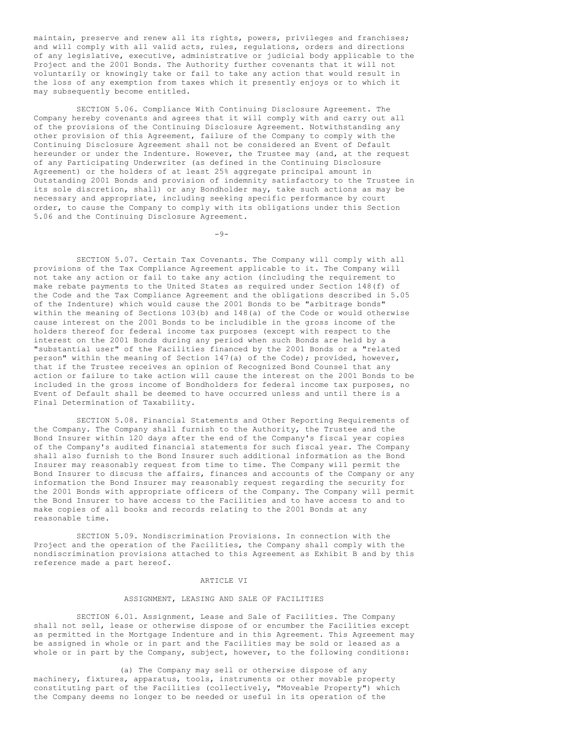maintain, preserve and renew all its rights, powers, privileges and franchises; and will comply with all valid acts, rules, regulations, orders and directions of any legislative, executive, administrative or judicial body applicable to the Project and the 2001 Bonds. The Authority further covenants that it will not voluntarily or knowingly take or fail to take any action that would result in the loss of any exemption from taxes which it presently enjoys or to which it may subsequently become entitled.

SECTION 5.06. Compliance With Continuing Disclosure Agreement. The Company hereby covenants and agrees that it will comply with and carry out all of the provisions of the Continuing Disclosure Agreement. Notwithstanding any other provision of this Agreement, failure of the Company to comply with the Continuing Disclosure Agreement shall not be considered an Event of Default hereunder or under the Indenture. However, the Trustee may (and, at the request of any Participating Underwriter (as defined in the Continuing Disclosure Agreement) or the holders of at least 25% aggregate principal amount in Outstanding 2001 Bonds and provision of indemnity satisfactory to the Trustee in its sole discretion, shall) or any Bondholder may, take such actions as may be necessary and appropriate, including seeking specific performance by court order, to cause the Company to comply with its obligations under this Section 5.06 and the Continuing Disclosure Agreement.

SECTION 5.07. Certain Tax Covenants. The Company will comply with all provisions of the Tax Compliance Agreement applicable to it. The Company will not take any action or fail to take any action (including the requirement to make rebate payments to the United States as required under Section 148(f) of the Code and the Tax Compliance Agreement and the obligations described in 5.05 of the Indenture) which would cause the 2001 Bonds to be "arbitrage bonds" within the meaning of Sections 103(b) and 148(a) of the Code or would otherwise cause interest on the 2001 Bonds to be includible in the gross income of the holders thereof for federal income tax purposes (except with respect to the interest on the 2001 Bonds during any period when such Bonds are held by a "substantial user" of the Facilities financed by the 2001 Bonds or a "related person" within the meaning of Section 147(a) of the Code); provided, however, that if the Trustee receives an opinion of Recognized Bond Counsel that any action or failure to take action will cause the interest on the 2001 Bonds to be included in the gross income of Bondholders for federal income tax purposes, no Event of Default shall be deemed to have occurred unless and until there is a Final Determination of Taxability.

SECTION 5.08. Financial Statements and Other Reporting Requirements of the Company. The Company shall furnish to the Authority, the Trustee and the Bond Insurer within 120 days after the end of the Company's fiscal year copies of the Company's audited financial statements for such fiscal year. The Company shall also furnish to the Bond Insurer such additional information as the Bond Insurer may reasonably request from time to time. The Company will permit the Bond Insurer to discuss the affairs, finances and accounts of the Company or any information the Bond Insurer may reasonably request regarding the security for the 2001 Bonds with appropriate officers of the Company. The Company will permit the Bond Insurer to have access to the Facilities and to have access to and to make copies of all books and records relating to the 2001 Bonds at any reasonable time.

SECTION 5.09. Nondiscrimination Provisions. In connection with the Project and the operation of the Facilities, the Company shall comply with the nondiscrimination provisions attached to this Agreement as Exhibit B and by this reference made a part hereof.

## ARTICLE VI

## ASSIGNMENT, LEASING AND SALE OF FACILITIES

SECTION 6.01. Assignment, Lease and Sale of Facilities. The Company shall not sell, lease or otherwise dispose of or encumber the Facilities except as permitted in the Mortgage Indenture and in this Agreement. This Agreement may be assigned in whole or in part and the Facilities may be sold or leased as a whole or in part by the Company, subject, however, to the following conditions:

(a) The Company may sell or otherwise dispose of any machinery, fixtures, apparatus, tools, instruments or other movable property constituting part of the Facilities (collectively, "Moveable Property") which the Company deems no longer to be needed or useful in its operation of the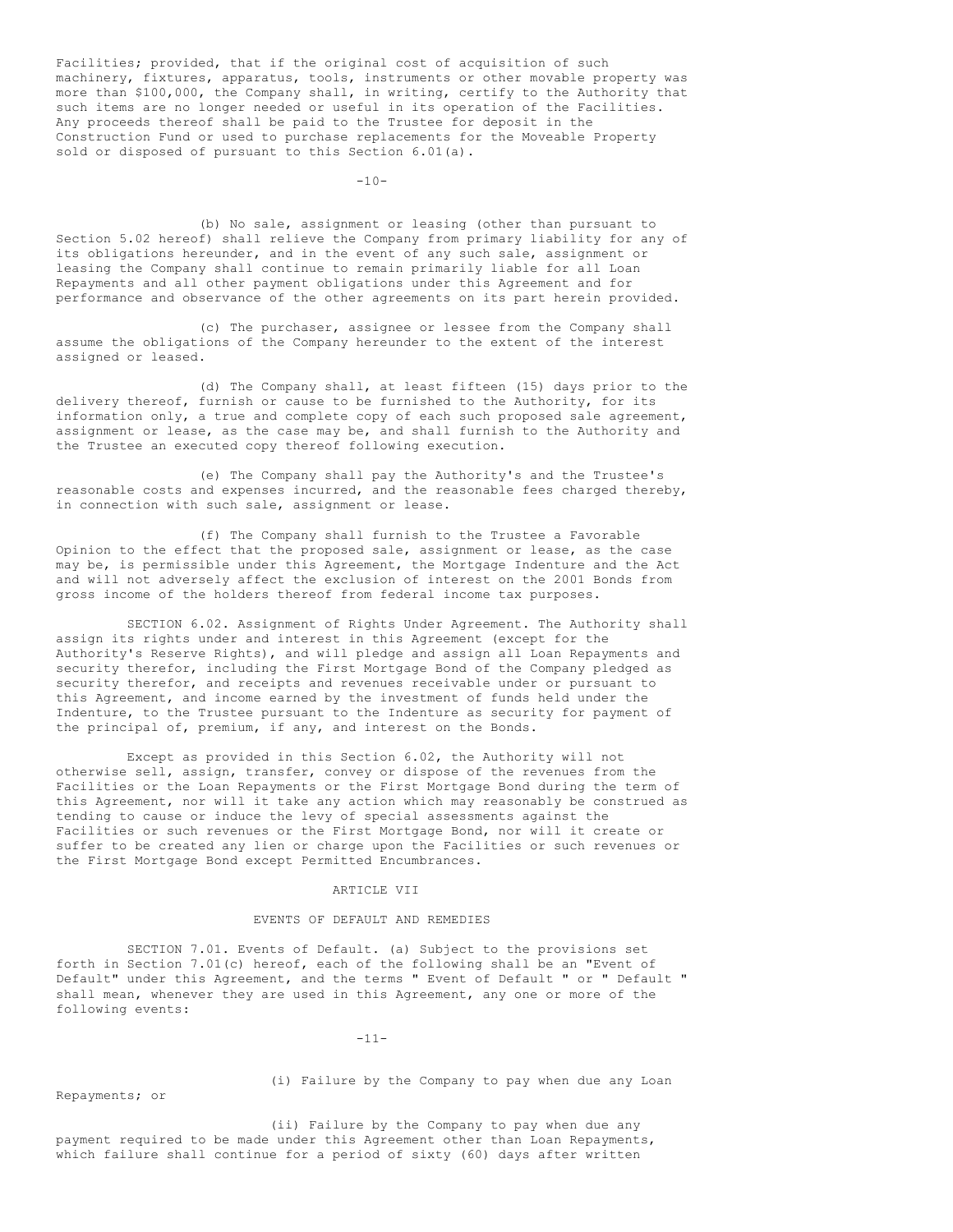Facilities; provided, that if the original cost of acquisition of such machinery, fixtures, apparatus, tools, instruments or other movable property was more than $100,000, the Company shall, in writing, certify to the Authority that such items are no longer needed or useful in its operation of the Facilities. Any proceeds thereof shall be paid to the Trustee for deposit in the Construction Fund or used to purchase replacements for the Moveable Property sold or disposed of pursuant to this Section 6.01(a).

(b) No sale, assignment or leasing (other than pursuant to Section 5.02 hereof) shall relieve the Company from primary liability for any of its obligations hereunder, and in the event of any such sale, assignment or leasing the Company shall continue to remain primarily liable for all Loan Repayments and all other payment obligations under this Agreement and for performance and observance of the other agreements on its part herein provided.

(c) The purchaser, assignee or lessee from the Company shall assume the obligations of the Company hereunder to the extent of the interest assigned or leased.

(d) The Company shall, at least fifteen (15) days prior to the delivery thereof, furnish or cause to be furnished to the Authority, for its information only, a true and complete copy of each such proposed sale agreement, assignment or lease, as the case may be, and shall furnish to the Authority and the Trustee an executed copy thereof following execution.

(e) The Company shall pay the Authority's and the Trustee's reasonable costs and expenses incurred, and the reasonable fees charged thereby, in connection with such sale, assignment or lease.

(f) The Company shall furnish to the Trustee a Favorable Opinion to the effect that the proposed sale, assignment or lease, as the case may be, is permissible under this Agreement, the Mortgage Indenture and the Act and will not adversely affect the exclusion of interest on the 2001 Bonds from gross income of the holders thereof from federal income tax purposes.

SECTION 6.02. Assignment of Rights Under Agreement. The Authority shall assign its rights under and interest in this Agreement (except for the Authority's Reserve Rights), and will pledge and assign all Loan Repayments and security therefor, including the First Mortgage Bond of the Company pledged as security therefor, and receipts and revenues receivable under or pursuant to this Agreement, and income earned by the investment of funds held under the Indenture, to the Trustee pursuant to the Indenture as security for payment of the principal of, premium, if any, and interest on the Bonds.

Except as provided in this Section 6.02, the Authority will not otherwise sell, assign, transfer, convey or dispose of the revenues from the Facilities or the Loan Repayments or the First Mortgage Bond during the term of this Agreement, nor will it take any action which may reasonably be construed as tending to cause or induce the levy of special assessments against the Facilities or such revenues or the First Mortgage Bond, nor will it create or suffer to be created any lien or charge upon the Facilities or such revenues or the First Mortgage Bond except Permitted Encumbrances.

## ARTICLE VII

## EVENTS OF DEFAULT AND REMEDIES

SECTION 7.01. Events of Default. (a) Subject to the provisions set forth in Section 7.01(c) hereof, each of the following shall be an "Event of Default" under this Agreement, and the terms " Event of Default " or " Default " shall mean, whenever they are used in this Agreement, any one or more of the following events:

(i) Failure by the Company to pay when due any Loan Repayments; or

(ii) Failure by the Company to pay when due any payment required to be made under this Agreement other than Loan Repayments, which failure shall continue for a period of sixty (60) days after written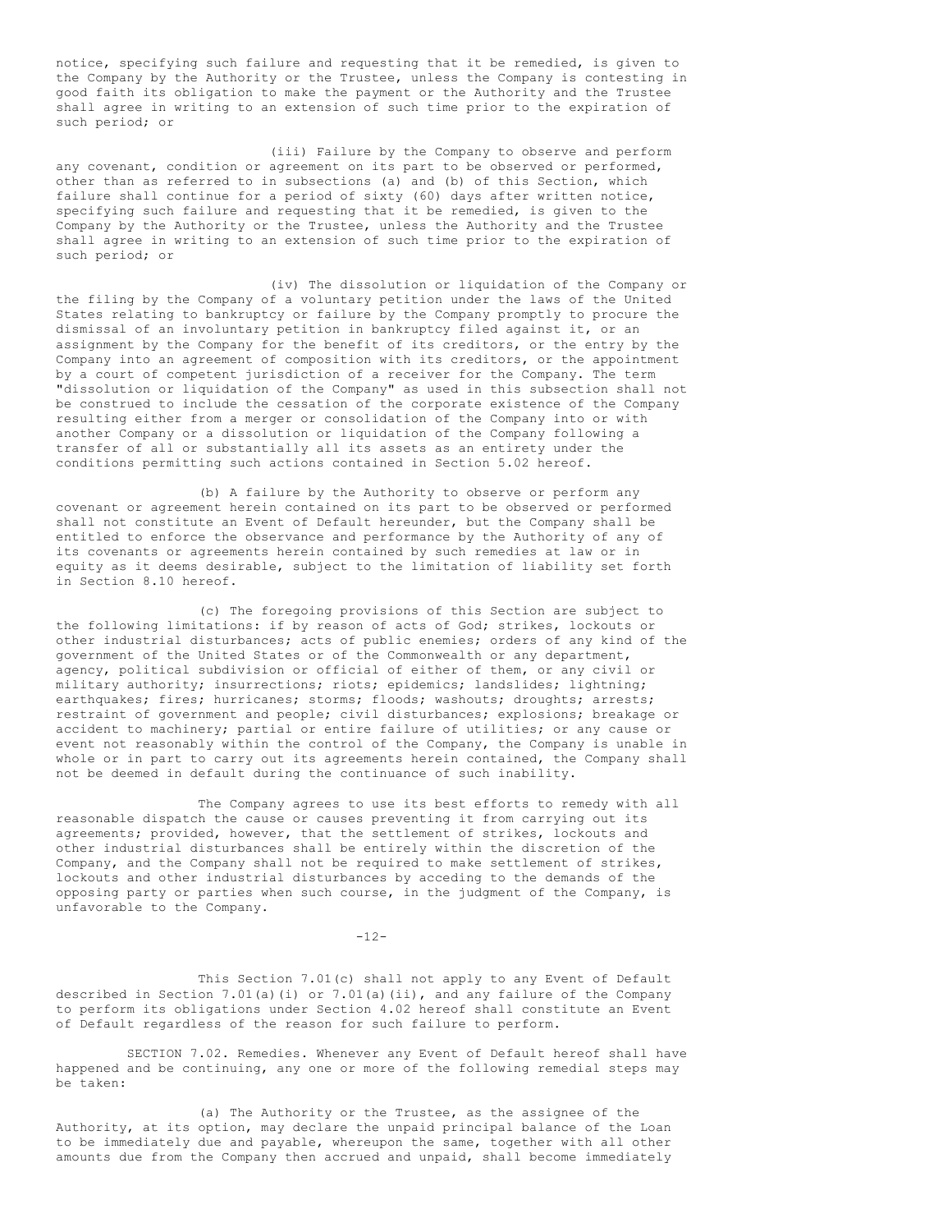notice, specifying such failure and requesting that it be remedied, is given to the Company by the Authority or the Trustee, unless the Company is contesting in good faith its obligation to make the payment or the Authority and the Trustee shall agree in writing to an extension of such time prior to the expiration of such period; or

(iii) Failure by the Company to observe and perform any covenant, condition or agreement on its part to be observed or performed, other than as referred to in subsections (a) and (b) of this Section, which failure shall continue for a period of sixty (60) days after written notice, specifying such failure and requesting that it be remedied, is given to the Company by the Authority or the Trustee, unless the Authority and the Trustee shall agree in writing to an extension of such time prior to the expiration of such period; or

(iv) The dissolution or liquidation of the Company or the filing by the Company of a voluntary petition under the laws of the United States relating to bankruptcy or failure by the Company promptly to procure the dismissal of an involuntary petition in bankruptcy filed against it, or an assignment by the Company for the benefit of its creditors, or the entry by the Company into an agreement of composition with its creditors, or the appointment by a court of competent jurisdiction of a receiver for the Company. The term "dissolution or liquidation of the Company" as used in this subsection shall not be construed to include the cessation of the corporate existence of the Company resulting either from a merger or consolidation of the Company into or with another Company or a dissolution or liquidation of the Company following a transfer of all or substantially all its assets as an entirety under the conditions permitting such actions contained in Section 5.02 hereof.

(b) A failure by the Authority to observe or perform any covenant or agreement herein contained on its part to be observed or performed shall not constitute an Event of Default hereunder, but the Company shall be entitled to enforce the observance and performance by the Authority of any of its covenants or agreements herein contained by such remedies at law or in equity as it deems desirable, subject to the limitation of liability set forth in Section 8.10 hereof.

(c) The foregoing provisions of this Section are subject to the following limitations: if by reason of acts of God; strikes, lockouts or other industrial disturbances; acts of public enemies; orders of any kind of the government of the United States or of the Commonwealth or any department, agency, political subdivision or official of either of them, or any civil or military authority; insurrections; riots; epidemics; landslides; lightning; earthquakes; fires; hurricanes; storms; floods; washouts; droughts; arrests; restraint of government and people; civil disturbances; explosions; breakage or accident to machinery; partial or entire failure of utilities; or any cause or event not reasonably within the control of the Company, the Company is unable in whole or in part to carry out its agreements herein contained, the Company shall not be deemed in default during the continuance of such inability.

The Company agrees to use its best efforts to remedy with all reasonable dispatch the cause or causes preventing it from carrying out its agreements; provided, however, that the settlement of strikes, lockouts and other industrial disturbances shall be entirely within the discretion of the Company, and the Company shall not be required to make settlement of strikes, lockouts and other industrial disturbances by acceding to the demands of the opposing party or parties when such course, in the judgment of the Company, is unfavorable to the Company.

This Section 7.01(c) shall not apply to any Event of Default described in Section 7.01(a)(i) or 7.01(a)(ii), and any failure of the Company to perform its obligations under Section 4.02 hereof shall constitute an Event of Default regardless of the reason for such failure to perform.

SECTION 7.02. Remedies. Whenever any Event of Default hereof shall have happened and be continuing, any one or more of the following remedial steps may be taken:

(a) The Authority or the Trustee, as the assignee of the Authority, at its option, may declare the unpaid principal balance of the Loan to be immediately due and payable, whereupon the same, together with all other amounts due from the Company then accrued and unpaid, shall become immediately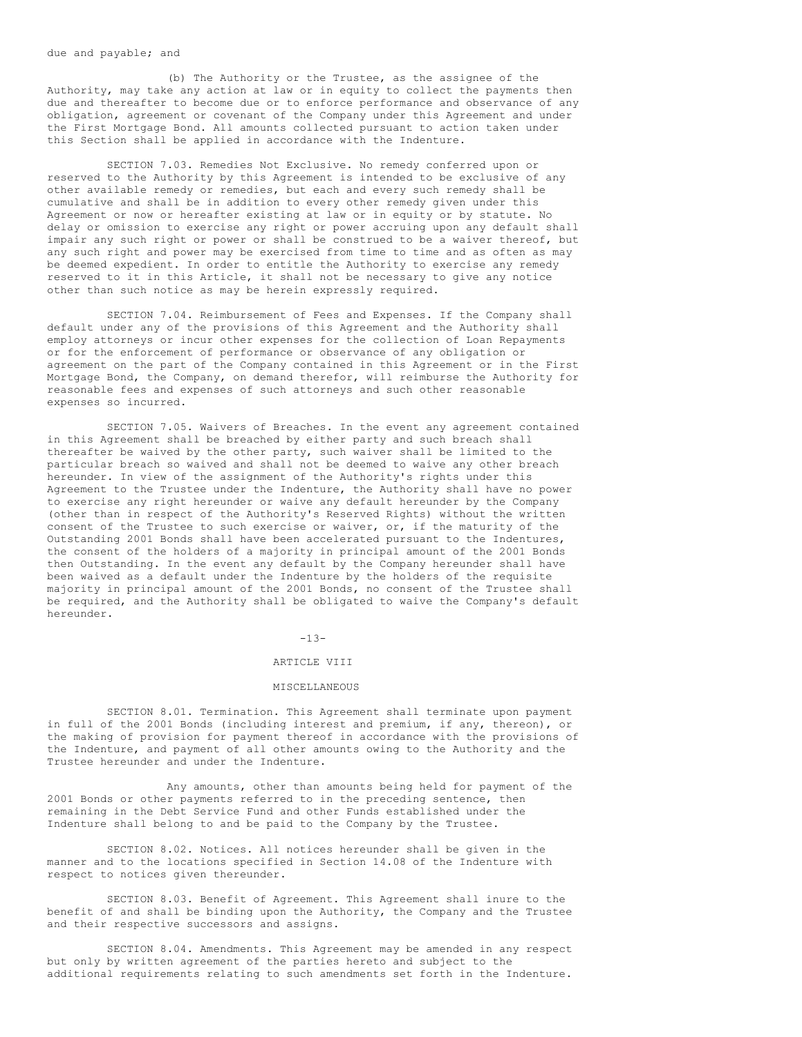due and payable; and

(b) The Authority or the Trustee, as the assignee of the Authority, may take any action at law or in equity to collect the payments then due and thereafter to become due or to enforce performance and observance of any obligation, agreement or covenant of the Company under this Agreement and under the First Mortgage Bond. All amounts collected pursuant to action taken under this Section shall be applied in accordance with the Indenture.

SECTION 7.03. Remedies Not Exclusive. No remedy conferred upon or reserved to the Authority by this Agreement is intended to be exclusive of any other available remedy or remedies, but each and every such remedy shall be cumulative and shall be in addition to every other remedy given under this Agreement or now or hereafter existing at law or in equity or by statute. No delay or omission to exercise any right or power accruing upon any default shall impair any such right or power or shall be construed to be a waiver thereof, but any such right and power may be exercised from time to time and as often as may be deemed expedient. In order to entitle the Authority to exercise any remedy reserved to it in this Article, it shall not be necessary to give any notice other than such notice as may be herein expressly required.

SECTION 7.04. Reimbursement of Fees and Expenses. If the Company shall default under any of the provisions of this Agreement and the Authority shall employ attorneys or incur other expenses for the collection of Loan Repayments or for the enforcement of performance or observance of any obligation or agreement on the part of the Company contained in this Agreement or in the First Mortgage Bond, the Company, on demand therefor, will reimburse the Authority for reasonable fees and expenses of such attorneys and such other reasonable expenses so incurred.

SECTION 7.05. Waivers of Breaches. In the event any agreement contained in this Agreement shall be breached by either party and such breach shall thereafter be waived by the other party, such waiver shall be limited to the particular breach so waived and shall not be deemed to waive any other breach hereunder. In view of the assignment of the Authority's rights under this Agreement to the Trustee under the Indenture, the Authority shall have no power to exercise any right hereunder or waive any default hereunder by the Company (other than in respect of the Authority's Reserved Rights) without the written consent of the Trustee to such exercise or waiver, or, if the maturity of the Outstanding 2001 Bonds shall have been accelerated pursuant to the Indentures, the consent of the holders of a majority in principal amount of the 2001 Bonds then Outstanding. In the event any default by the Company hereunder shall have been waived as a default under the Indenture by the holders of the requisite majority in principal amount of the 2001 Bonds, no consent of the Trustee shall be required, and the Authority shall be obligated to waive the Company's default hereunder.

## ARTICLE VIII

## MISCELLANEOUS

SECTION 8.01. Termination. This Agreement shall terminate upon payment in full of the 2001 Bonds (including interest and premium, if any, thereon), or the making of provision for payment thereof in accordance with the provisions of the Indenture, and payment of all other amounts owing to the Authority and the Trustee hereunder and under the Indenture.

Any amounts, other than amounts being held for payment of the 2001 Bonds or other payments referred to in the preceding sentence, then remaining in the Debt Service Fund and other Funds established under the Indenture shall belong to and be paid to the Company by the Trustee.

SECTION 8.02. Notices. All notices hereunder shall be given in the manner and to the locations specified in Section 14.08 of the Indenture with respect to notices given thereunder.

SECTION 8.03. Benefit of Agreement. This Agreement shall inure to the benefit of and shall be binding upon the Authority, the Company and the Trustee and their respective successors and assigns.

SECTION 8.04. Amendments. This Agreement may be amended in any respect but only by written agreement of the parties hereto and subject to the additional requirements relating to such amendments set forth in the Indenture.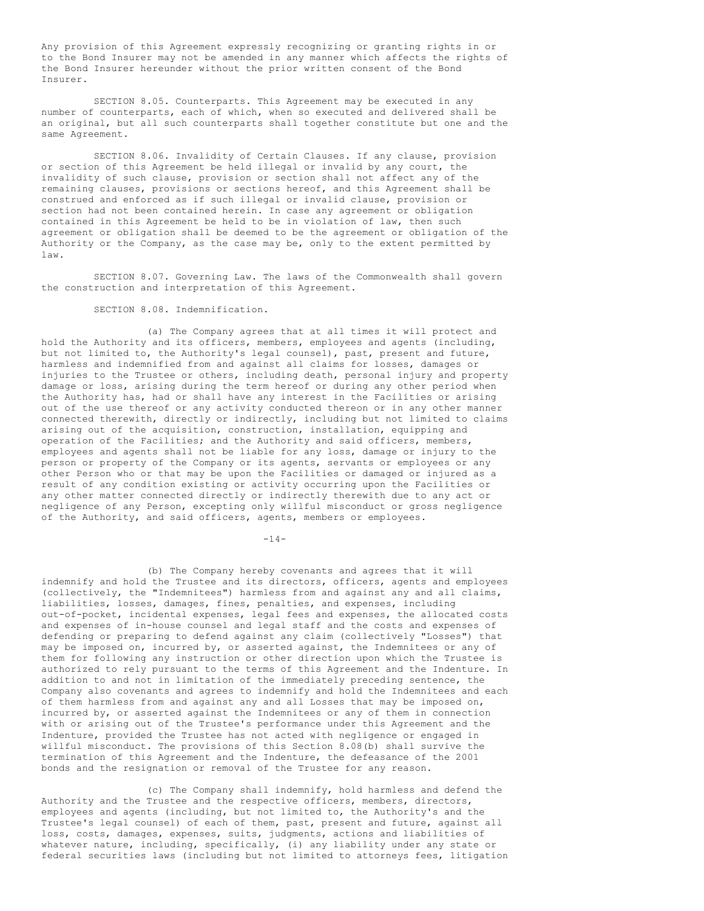Any provision of this Agreement expressly recognizing or granting rights in or to the Bond Insurer may not be amended in any manner which affects the rights of the Bond Insurer hereunder without the prior written consent of the Bond Insurer.

SECTION 8.05. Counterparts. This Agreement may be executed in any number of counterparts, each of which, when so executed and delivered shall be an original, but all such counterparts shall together constitute but one and the same Agreement.

SECTION 8.06. Invalidity of Certain Clauses. If any clause, provision or section of this Agreement be held illegal or invalid by any court, the invalidity of such clause, provision or section shall not affect any of the remaining clauses, provisions or sections hereof, and this Agreement shall be construed and enforced as if such illegal or invalid clause, provision or section had not been contained herein. In case any agreement or obligation contained in this Agreement be held to be in violation of law, then such agreement or obligation shall be deemed to be the agreement or obligation of the Authority or the Company, as the case may be, only to the extent permitted by law.

SECTION 8.07. Governing Law. The laws of the Commonwealth shall govern the construction and interpretation of this Agreement.

SECTION 8.08. Indemnification.

(a) The Company agrees that at all times it will protect and hold the Authority and its officers, members, employees and agents (including, but not limited to, the Authority's legal counsel), past, present and future, harmless and indemnified from and against all claims for losses, damages or injuries to the Trustee or others, including death, personal injury and property damage or loss, arising during the term hereof or during any other period when the Authority has, had or shall have any interest in the Facilities or arising out of the use thereof or any activity conducted thereon or in any other manner connected therewith, directly or indirectly, including but not limited to claims arising out of the acquisition, construction, installation, equipping and operation of the Facilities; and the Authority and said officers, members, employees and agents shall not be liable for any loss, damage or injury to the person or property of the Company or its agents, servants or employees or any other Person who or that may be upon the Facilities or damaged or injured as a result of any condition existing or activity occurring upon the Facilities or any other matter connected directly or indirectly therewith due to any act or negligence of any Person, excepting only willful misconduct or gross negligence of the Authority, and said officers, agents, members or employees.

(b) The Company hereby covenants and agrees that it will indemnify and hold the Trustee and its directors, officers, agents and employees (collectively, the "Indemnitees") harmless from and against any and all claims, liabilities, losses, damages, fines, penalties, and expenses, including out-of-pocket, incidental expenses, legal fees and expenses, the allocated costs and expenses of in-house counsel and legal staff and the costs and expenses of defending or preparing to defend against any claim (collectively "Losses") that may be imposed on, incurred by, or asserted against, the Indemnitees or any of them for following any instruction or other direction upon which the Trustee is authorized to rely pursuant to the terms of this Agreement and the Indenture. In addition to and not in limitation of the immediately preceding sentence, the Company also covenants and agrees to indemnify and hold the Indemnitees and each of them harmless from and against any and all Losses that may be imposed on, incurred by, or asserted against the Indemnitees or any of them in connection with or arising out of the Trustee's performance under this Agreement and the Indenture, provided the Trustee has not acted with negligence or engaged in willful misconduct. The provisions of this Section 8.08(b) shall survive the termination of this Agreement and the Indenture, the defeasance of the 2001 bonds and the resignation or removal of the Trustee for any reason.

(c) The Company shall indemnify, hold harmless and defend the Authority and the Trustee and the respective officers, members, directors, employees and agents (including, but not limited to, the Authority's and the Trustee's legal counsel) of each of them, past, present and future, against all loss, costs, damages, expenses, suits, judgments, actions and liabilities of whatever nature, including, specifically, (i) any liability under any state or federal securities laws (including but not limited to attorneys fees, litigation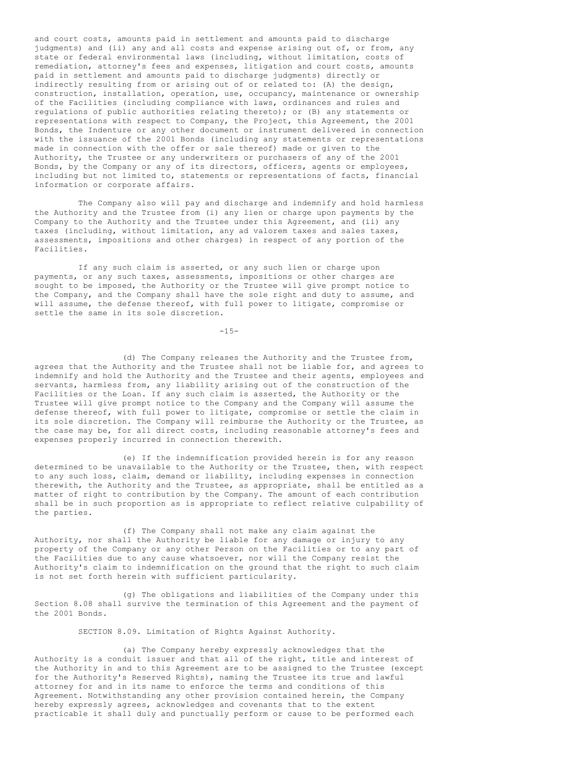and court costs, amounts paid in settlement and amounts paid to discharge judgments) and (ii) any and all costs and expense arising out of, or from, any state or federal environmental laws (including, without limitation, costs of remediation, attorney's fees and expenses, litigation and court costs, amounts paid in settlement and amounts paid to discharge judgments) directly or indirectly resulting from or arising out of or related to: (A) the design, construction, installation, operation, use, occupancy, maintenance or ownership of the Facilities (including compliance with laws, ordinances and rules and regulations of public authorities relating thereto); or (B) any statements or representations with respect to Company, the Project, this Agreement, the 2001 Bonds, the Indenture or any other document or instrument delivered in connection with the issuance of the 2001 Bonds (including any statements or representations made in connection with the offer or sale thereof) made or given to the Authority, the Trustee or any underwriters or purchasers of any of the 2001 Bonds, by the Company or any of its directors, officers, agents or employees, including but not limited to, statements or representations of facts, financial information or corporate affairs.

The Company also will pay and discharge and indemnify and hold harmless the Authority and the Trustee from (i) any lien or charge upon payments by the Company to the Authority and the Trustee under this Agreement, and (ii) any taxes (including, without limitation, any ad valorem taxes and sales taxes, assessments, impositions and other charges) in respect of any portion of the Facilities.

If any such claim is asserted, or any such lien or charge upon payments, or any such taxes, assessments, impositions or other charges are sought to be imposed, the Authority or the Trustee will give prompt notice to the Company, and the Company shall have the sole right and duty to assume, and will assume, the defense thereof, with full power to litigate, compromise or settle the same in its sole discretion.

(d) The Company releases the Authority and the Trustee from, agrees that the Authority and the Trustee shall not be liable for, and agrees to indemnify and hold the Authority and the Trustee and their agents, employees and servants, harmless from, any liability arising out of the construction of the Facilities or the Loan. If any such claim is asserted, the Authority or the Trustee will give prompt notice to the Company and the Company will assume the defense thereof, with full power to litigate, compromise or settle the claim in its sole discretion. The Company will reimburse the Authority or the Trustee, as the case may be, for all direct costs, including reasonable attorney's fees and expenses properly incurred in connection therewith.

(e) If the indemnification provided herein is for any reason determined to be unavailable to the Authority or the Trustee, then, with respect to any such loss, claim, demand or liability, including expenses in connection therewith, the Authority and the Trustee, as appropriate, shall be entitled as a matter of right to contribution by the Company. The amount of each contribution shall be in such proportion as is appropriate to reflect relative culpability of the parties.

(f) The Company shall not make any claim against the Authority, nor shall the Authority be liable for any damage or injury to any property of the Company or any other Person on the Facilities or to any part of the Facilities due to any cause whatsoever, nor will the Company resist the Authority's claim to indemnification on the ground that the right to such claim is not set forth herein with sufficient particularity.

(g) The obligations and liabilities of the Company under this Section 8.08 shall survive the termination of this Agreement and the payment of the 2001 Bonds.

SECTION 8.09. Limitation of Rights Against Authority.

(a) The Company hereby expressly acknowledges that the Authority is a conduit issuer and that all of the right, title and interest of the Authority in and to this Agreement are to be assigned to the Trustee (except for the Authority's Reserved Rights), naming the Trustee its true and lawful attorney for and in its name to enforce the terms and conditions of this Agreement. Notwithstanding any other provision contained herein, the Company hereby expressly agrees, acknowledges and covenants that to the extent practicable it shall duly and punctually perform or cause to be performed each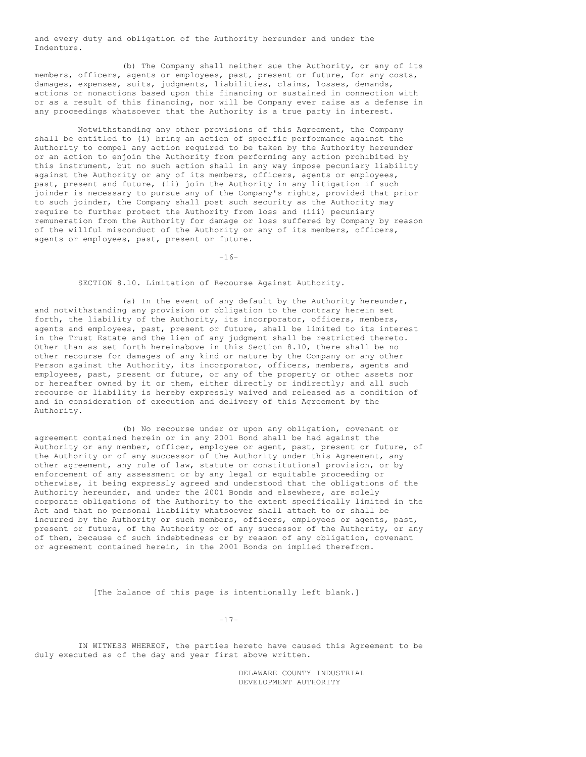and every duty and obligation of the Authority hereunder and under the Indenture.

(b) The Company shall neither sue the Authority, or any of its members, officers, agents or employees, past, present or future, for any costs, damages, expenses, suits, judgments, liabilities, claims, losses, demands, actions or nonactions based upon this financing or sustained in connection with or as a result of this financing, nor will be Company ever raise as a defense in any proceedings whatsoever that the Authority is a true party in interest.

Notwithstanding any other provisions of this Agreement, the Company shall be entitled to (i) bring an action of specific performance against the Authority to compel any action required to be taken by the Authority hereunder or an action to enjoin the Authority from performing any action prohibited by this instrument, but no such action shall in any way impose pecuniary liability against the Authority or any of its members, officers, agents or employees, past, present and future, (ii) join the Authority in any litigation if such joinder is necessary to pursue any of the Company's rights, provided that prior to such joinder, the Company shall post such security as the Authority may require to further protect the Authority from loss and (iii) pecuniary remuneration from the Authority for damage or loss suffered by Company by reason of the willful misconduct of the Authority or any of its members, officers, agents or employees, past, present or future.

SECTION 8.10. Limitation of Recourse Against Authority.

(a) In the event of any default by the Authority hereunder, and notwithstanding any provision or obligation to the contrary herein set forth, the liability of the Authority, its incorporator, officers, members, agents and employees, past, present or future, shall be limited to its interest in the Trust Estate and the lien of any judgment shall be restricted thereto. Other than as set forth hereinabove in this Section 8.10, there shall be no other recourse for damages of any kind or nature by the Company or any other Person against the Authority, its incorporator, officers, members, agents and employees, past, present or future, or any of the property or other assets nor or hereafter owned by it or them, either directly or indirectly; and all such recourse or liability is hereby expressly waived and released as a condition of and in consideration of execution and delivery of this Agreement by the Authority.

(b) No recourse under or upon any obligation, covenant or agreement contained herein or in any 2001 Bond shall be had against the Authority or any member, officer, employee or agent, past, present or future, of the Authority or of any successor of the Authority under this Agreement, any other agreement, any rule of law, statute or constitutional provision, or by enforcement of any assessment or by any legal or equitable proceeding or otherwise, it being expressly agreed and understood that the obligations of the Authority hereunder, and under the 2001 Bonds and elsewhere, are solely corporate obligations of the Authority to the extent specifically limited in the Act and that no personal liability whatsoever shall attach to or shall be incurred by the Authority or such members, officers, employees or agents, past, present or future, of the Authority or of any successor of the Authority, or any of them, because of such indebtedness or by reason of any obligation, covenant or agreement contained herein, in the 2001 Bonds on implied therefrom.

[The balance of this page is intentionally left blank.]

IN WITNESS WHEREOF, the parties hereto have caused this Agreement to be duly executed as of the day and year first above written.

DELAWARE COUNTY INDUSTRIAL DEVELOPMENT AUTHORITY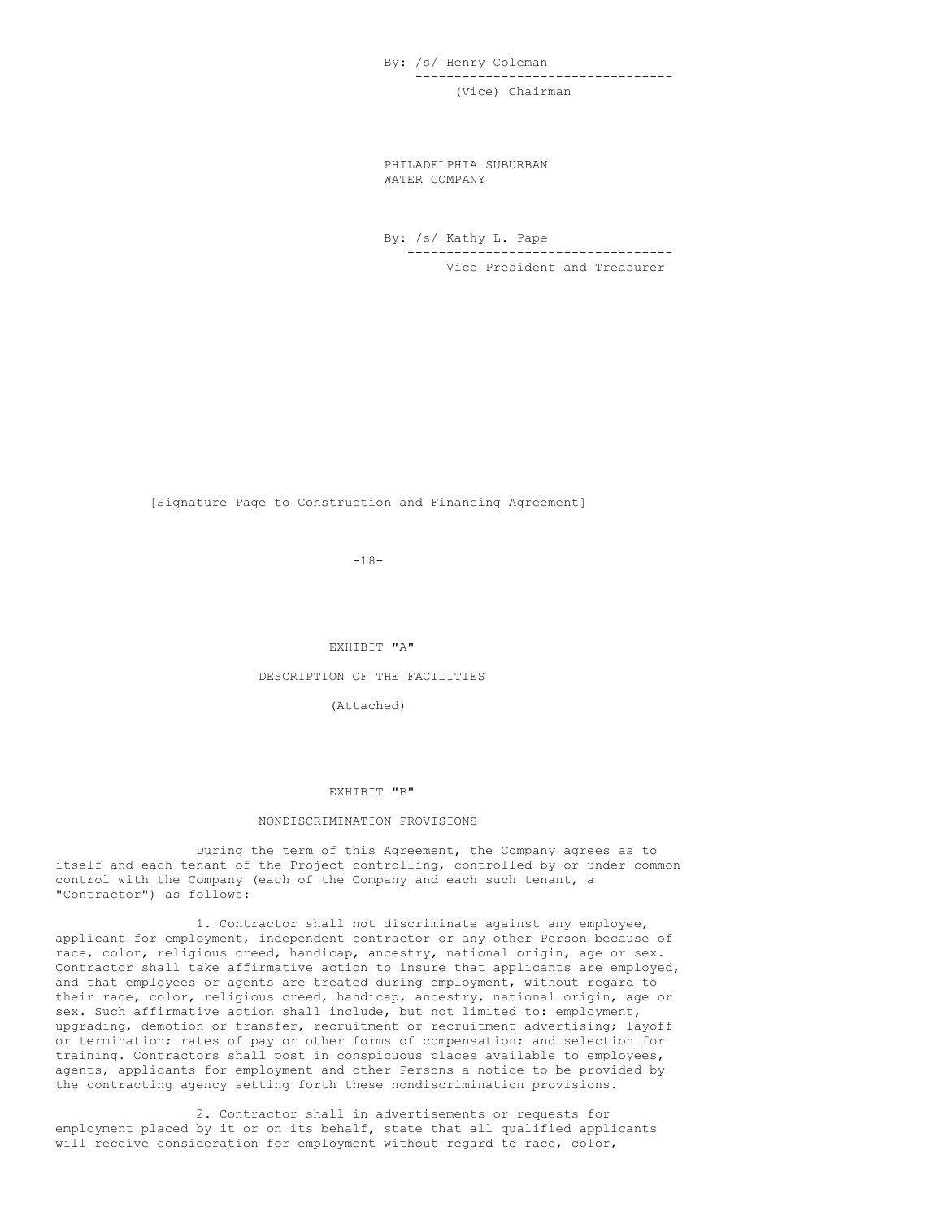By: /s/ Henry Coleman
---------------------------------
(Vice) Chairman

PHILADELPHIA SUBURBAN
WATER COMPANY

By: /s/ Kathy L. Pape
----------------------------------
Vice President and Treasurer

[Signature Page to Construction and Financing Agreement]

EXHIBIT "A"

DESCRIPTION OF THE FACILITIES

(Attached)

EXHIBIT "B"

NONDISCRIMINATION PROVISIONS

During the term of this Agreement, the Company agrees as to itself and each tenant of the Project controlling, controlled by or under common control with the Company (each of the Company and each such tenant, a "Contractor") as follows:

1. Contractor shall not discriminate against any employee, applicant for employment, independent contractor or any other Person because of race, color, religious creed, handicap, ancestry, national origin, age or sex. Contractor shall take affirmative action to insure that applicants are employed, and that employees or agents are treated during employment, without regard to their race, color, religious creed, handicap, ancestry, national origin, age or sex. Such affirmative action shall include, but not limited to: employment, upgrading, demotion or transfer, recruitment or recruitment advertising; layoff or termination; rates of pay or other forms of compensation; and selection for training. Contractors shall post in conspicuous places available to employees, agents, applicants for employment and other Persons a notice to be provided by the contracting agency setting forth these nondiscrimination provisions.

2. Contractor shall in advertisements or requests for employment placed by it or on its behalf, state that all qualified applicants will receive consideration for employment without regard to race, color,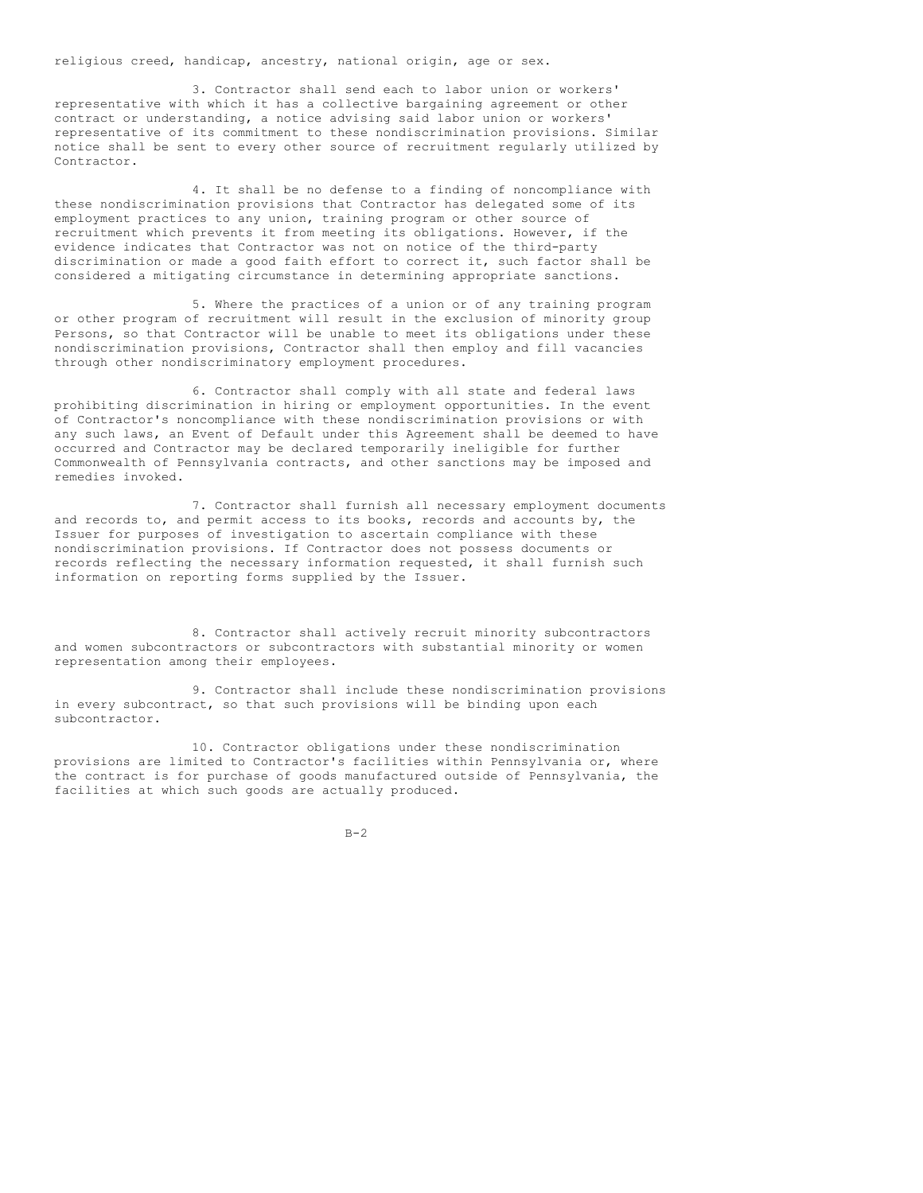religious creed, handicap, ancestry, national origin, age or sex.

3. Contractor shall send each to labor union or workers' representative with which it has a collective bargaining agreement or other contract or understanding, a notice advising said labor union or workers' representative of its commitment to these nondiscrimination provisions. Similar notice shall be sent to every other source of recruitment regularly utilized by Contractor.

4. It shall be no defense to a finding of noncompliance with these nondiscrimination provisions that Contractor has delegated some of its employment practices to any union, training program or other source of recruitment which prevents it from meeting its obligations. However, if the evidence indicates that Contractor was not on notice of the third-party discrimination or made a good faith effort to correct it, such factor shall be considered a mitigating circumstance in determining appropriate sanctions.

5. Where the practices of a union or of any training program or other program of recruitment will result in the exclusion of minority group Persons, so that Contractor will be unable to meet its obligations under these nondiscrimination provisions, Contractor shall then employ and fill vacancies through other nondiscriminatory employment procedures.

6. Contractor shall comply with all state and federal laws prohibiting discrimination in hiring or employment opportunities. In the event of Contractor's noncompliance with these nondiscrimination provisions or with any such laws, an Event of Default under this Agreement shall be deemed to have occurred and Contractor may be declared temporarily ineligible for further Commonwealth of Pennsylvania contracts, and other sanctions may be imposed and remedies invoked.

7. Contractor shall furnish all necessary employment documents and records to, and permit access to its books, records and accounts by, the Issuer for purposes of investigation to ascertain compliance with these nondiscrimination provisions. If Contractor does not possess documents or records reflecting the necessary information requested, it shall furnish such information on reporting forms supplied by the Issuer.

8. Contractor shall actively recruit minority subcontractors and women subcontractors or subcontractors with substantial minority or women representation among their employees.

9. Contractor shall include these nondiscrimination provisions in every subcontract, so that such provisions will be binding upon each subcontractor.

10. Contractor obligations under these nondiscrimination provisions are limited to Contractor's facilities within Pennsylvania or, where the contract is for purchase of goods manufactured outside of Pennsylvania, the facilities at which such goods are actually produced.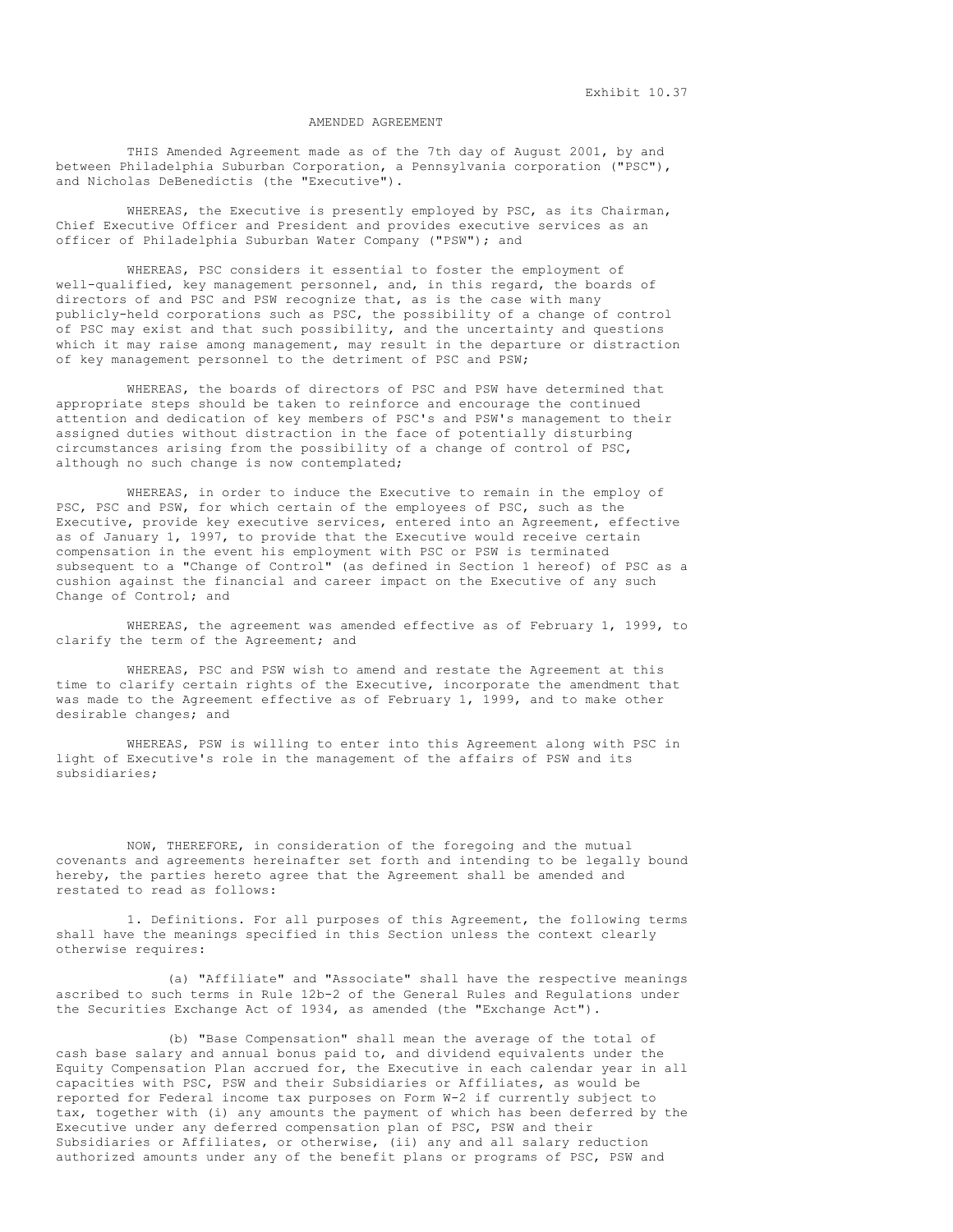Exhibit 10.37

AMENDED AGREEMENT

THIS Amended Agreement made as of the 7th day of August 2001, by and between Philadelphia Suburban Corporation, a Pennsylvania corporation ("PSC"), and Nicholas DeBenedictis (the "Executive").

WHEREAS, the Executive is presently employed by PSC, as its Chairman, Chief Executive Officer and President and provides executive services as an officer of Philadelphia Suburban Water Company ("PSW"); and

WHEREAS, PSC considers it essential to foster the employment of well-qualified, key management personnel, and, in this regard, the boards of directors of and PSC and PSW recognize that, as is the case with many publicly-held corporations such as PSC, the possibility of a change of control of PSC may exist and that such possibility, and the uncertainty and questions which it may raise among management, may result in the departure or distraction of key management personnel to the detriment of PSC and PSW;

WHEREAS, the boards of directors of PSC and PSW have determined that appropriate steps should be taken to reinforce and encourage the continued attention and dedication of key members of PSC's and PSW's management to their assigned duties without distraction in the face of potentially disturbing circumstances arising from the possibility of a change of control of PSC, although no such change is now contemplated;

WHEREAS, in order to induce the Executive to remain in the employ of PSC, PSC and PSW, for which certain of the employees of PSC, such as the Executive, provide key executive services, entered into an Agreement, effective as of January 1, 1997, to provide that the Executive would receive certain compensation in the event his employment with PSC or PSW is terminated subsequent to a "Change of Control" (as defined in Section 1 hereof) of PSC as a cushion against the financial and career impact on the Executive of any such Change of Control; and

WHEREAS, the agreement was amended effective as of February 1, 1999, to clarify the term of the Agreement; and

WHEREAS, PSC and PSW wish to amend and restate the Agreement at this time to clarify certain rights of the Executive, incorporate the amendment that was made to the Agreement effective as of February 1, 1999, and to make other desirable changes; and

WHEREAS, PSW is willing to enter into this Agreement along with PSC in light of Executive's role in the management of the affairs of PSW and its subsidiaries;

NOW, THEREFORE, in consideration of the foregoing and the mutual covenants and agreements hereinafter set forth and intending to be legally bound hereby, the parties hereto agree that the Agreement shall be amended and restated to read as follows:

1. Definitions. For all purposes of this Agreement, the following terms shall have the meanings specified in this Section unless the context clearly otherwise requires:

(a) "Affiliate" and "Associate" shall have the respective meanings ascribed to such terms in Rule 12b-2 of the General Rules and Regulations under the Securities Exchange Act of 1934, as amended (the "Exchange Act").

(b) "Base Compensation" shall mean the average of the total of cash base salary and annual bonus paid to, and dividend equivalents under the Equity Compensation Plan accrued for, the Executive in each calendar year in all capacities with PSC, PSW and their Subsidiaries or Affiliates, as would be reported for Federal income tax purposes on Form W-2 if currently subject to tax, together with (i) any amounts the payment of which has been deferred by the Executive under any deferred compensation plan of PSC, PSW and their Subsidiaries or Affiliates, or otherwise, (ii) any and all salary reduction authorized amounts under any of the benefit plans or programs of PSC, PSW and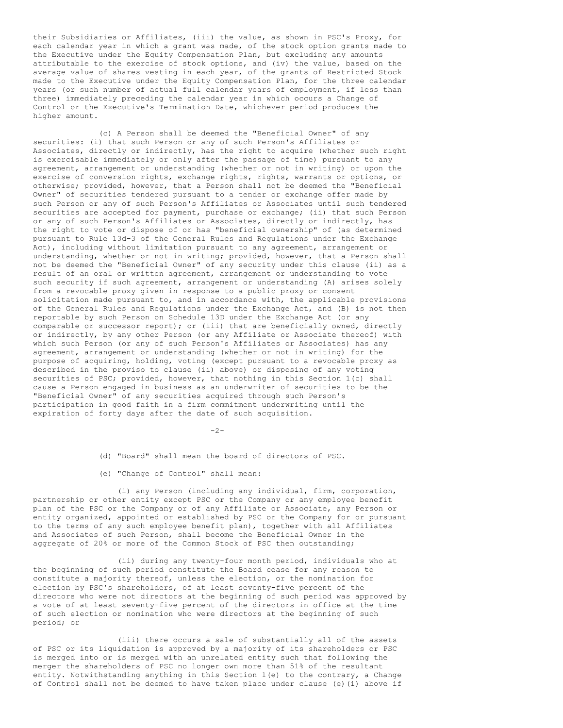their Subsidiaries or Affiliates, (iii) the value, as shown in PSC's Proxy, for each calendar year in which a grant was made, of the stock option grants made to the Executive under the Equity Compensation Plan, but excluding any amounts attributable to the exercise of stock options, and (iv) the value, based on the average value of shares vesting in each year, of the grants of Restricted Stock made to the Executive under the Equity Compensation Plan, for the three calendar years (or such number of actual full calendar years of employment, if less than three) immediately preceding the calendar year in which occurs a Change of Control or the Executive's Termination Date, whichever period produces the higher amount.

(c) A Person shall be deemed the "Beneficial Owner" of any securities: (i) that such Person or any of such Person's Affiliates or Associates, directly or indirectly, has the right to acquire (whether such right is exercisable immediately or only after the passage of time) pursuant to any agreement, arrangement or understanding (whether or not in writing) or upon the exercise of conversion rights, exchange rights, rights, warrants or options, or otherwise; provided, however, that a Person shall not be deemed the "Beneficial Owner" of securities tendered pursuant to a tender or exchange offer made by such Person or any of such Person's Affiliates or Associates until such tendered securities are accepted for payment, purchase or exchange; (ii) that such Person or any of such Person's Affiliates or Associates, directly or indirectly, has the right to vote or dispose of or has "beneficial ownership" of (as determined pursuant to Rule 13d-3 of the General Rules and Regulations under the Exchange Act), including without limitation pursuant to any agreement, arrangement or understanding, whether or not in writing; provided, however, that a Person shall not be deemed the "Beneficial Owner" of any security under this clause (ii) as a result of an oral or written agreement, arrangement or understanding to vote such security if such agreement, arrangement or understanding (A) arises solely from a revocable proxy given in response to a public proxy or consent solicitation made pursuant to, and in accordance with, the applicable provisions of the General Rules and Regulations under the Exchange Act, and (B) is not then reportable by such Person on Schedule 13D under the Exchange Act (or any comparable or successor report); or (iii) that are beneficially owned, directly or indirectly, by any other Person (or any Affiliate or Associate thereof) with which such Person (or any of such Person's Affiliates or Associates) has any agreement, arrangement or understanding (whether or not in writing) for the purpose of acquiring, holding, voting (except pursuant to a revocable proxy as described in the proviso to clause (ii) above) or disposing of any voting securities of PSC; provided, however, that nothing in this Section 1(c) shall cause a Person engaged in business as an underwriter of securities to be the "Beneficial Owner" of any securities acquired through such Person's participation in good faith in a firm commitment underwriting until the expiration of forty days after the date of such acquisition.

(d) "Board" shall mean the board of directors of PSC.

(e) "Change of Control" shall mean:

(i) any Person (including any individual, firm, corporation, partnership or other entity except PSC or the Company or any employee benefit plan of the PSC or the Company or of any Affiliate or Associate, any Person or entity organized, appointed or established by PSC or the Company for or pursuant to the terms of any such employee benefit plan), together with all Affiliates and Associates of such Person, shall become the Beneficial Owner in the aggregate of 20% or more of the Common Stock of PSC then outstanding;

(ii) during any twenty-four month period, individuals who at the beginning of such period constitute the Board cease for any reason to constitute a majority thereof, unless the election, or the nomination for election by PSC's shareholders, of at least seventy-five percent of the directors who were not directors at the beginning of such period was approved by a vote of at least seventy-five percent of the directors in office at the time of such election or nomination who were directors at the beginning of such period; or

(iii) there occurs a sale of substantially all of the assets of PSC or its liquidation is approved by a majority of its shareholders or PSC is merged into or is merged with an unrelated entity such that following the merger the shareholders of PSC no longer own more than 51% of the resultant entity. Notwithstanding anything in this Section 1(e) to the contrary, a Change of Control shall not be deemed to have taken place under clause (e)(i) above if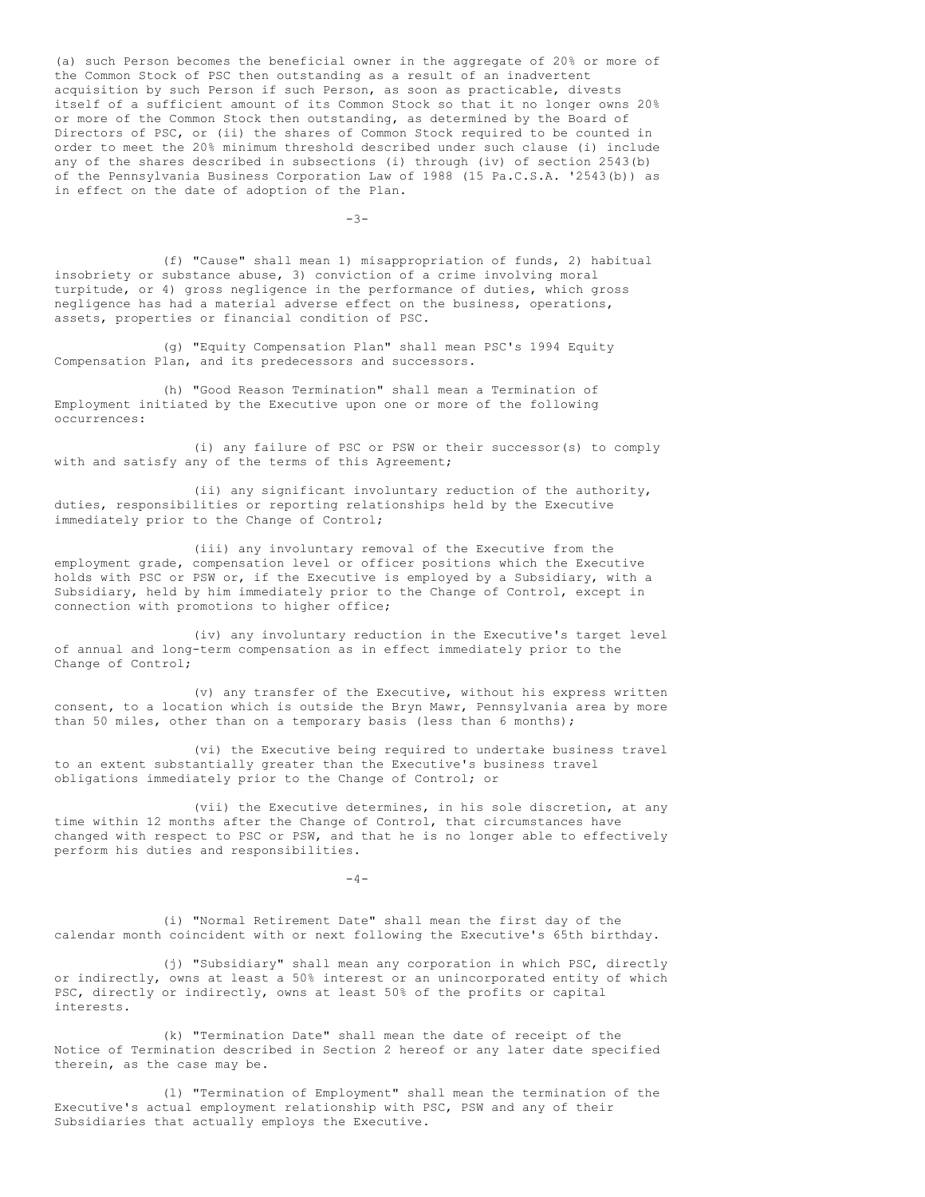(a) such Person becomes the beneficial owner in the aggregate of 20% or more of the Common Stock of PSC then outstanding as a result of an inadvertent acquisition by such Person if such Person, as soon as practicable, divests itself of a sufficient amount of its Common Stock so that it no longer owns 20% or more of the Common Stock then outstanding, as determined by the Board of Directors of PSC, or (ii) the shares of Common Stock required to be counted in order to meet the 20% minimum threshold described under such clause (i) include any of the shares described in subsections (i) through (iv) of section 2543(b) of the Pennsylvania Business Corporation Law of 1988 (15 Pa.C.S.A. '2543(b)) as in effect on the date of adoption of the Plan.

(f) "Cause" shall mean 1) misappropriation of funds, 2) habitual insobriety or substance abuse, 3) conviction of a crime involving moral turpitude, or 4) gross negligence in the performance of duties, which gross negligence has had a material adverse effect on the business, operations, assets, properties or financial condition of PSC.

(g) "Equity Compensation Plan" shall mean PSC's 1994 Equity Compensation Plan, and its predecessors and successors.

(h) "Good Reason Termination" shall mean a Termination of Employment initiated by the Executive upon one or more of the following occurrences:

(i) any failure of PSC or PSW or their successor(s) to comply with and satisfy any of the terms of this Agreement;

(ii) any significant involuntary reduction of the authority, duties, responsibilities or reporting relationships held by the Executive immediately prior to the Change of Control;

(iii) any involuntary removal of the Executive from the employment grade, compensation level or officer positions which the Executive holds with PSC or PSW or, if the Executive is employed by a Subsidiary, with a Subsidiary, held by him immediately prior to the Change of Control, except in connection with promotions to higher office;

(iv) any involuntary reduction in the Executive's target level of annual and long-term compensation as in effect immediately prior to the Change of Control;

(v) any transfer of the Executive, without his express written consent, to a location which is outside the Bryn Mawr, Pennsylvania area by more than 50 miles, other than on a temporary basis (less than 6 months);

(vi) the Executive being required to undertake business travel to an extent substantially greater than the Executive's business travel obligations immediately prior to the Change of Control; or

(vii) the Executive determines, in his sole discretion, at any time within 12 months after the Change of Control, that circumstances have changed with respect to PSC or PSW, and that he is no longer able to effectively perform his duties and responsibilities.

(i) "Normal Retirement Date" shall mean the first day of the calendar month coincident with or next following the Executive's 65th birthday.

(j) "Subsidiary" shall mean any corporation in which PSC, directly or indirectly, owns at least a 50% interest or an unincorporated entity of which PSC, directly or indirectly, owns at least 50% of the profits or capital interests.

(k) "Termination Date" shall mean the date of receipt of the Notice of Termination described in Section 2 hereof or any later date specified therein, as the case may be.

(l) "Termination of Employment" shall mean the termination of the Executive's actual employment relationship with PSC, PSW and any of their Subsidiaries that actually employs the Executive.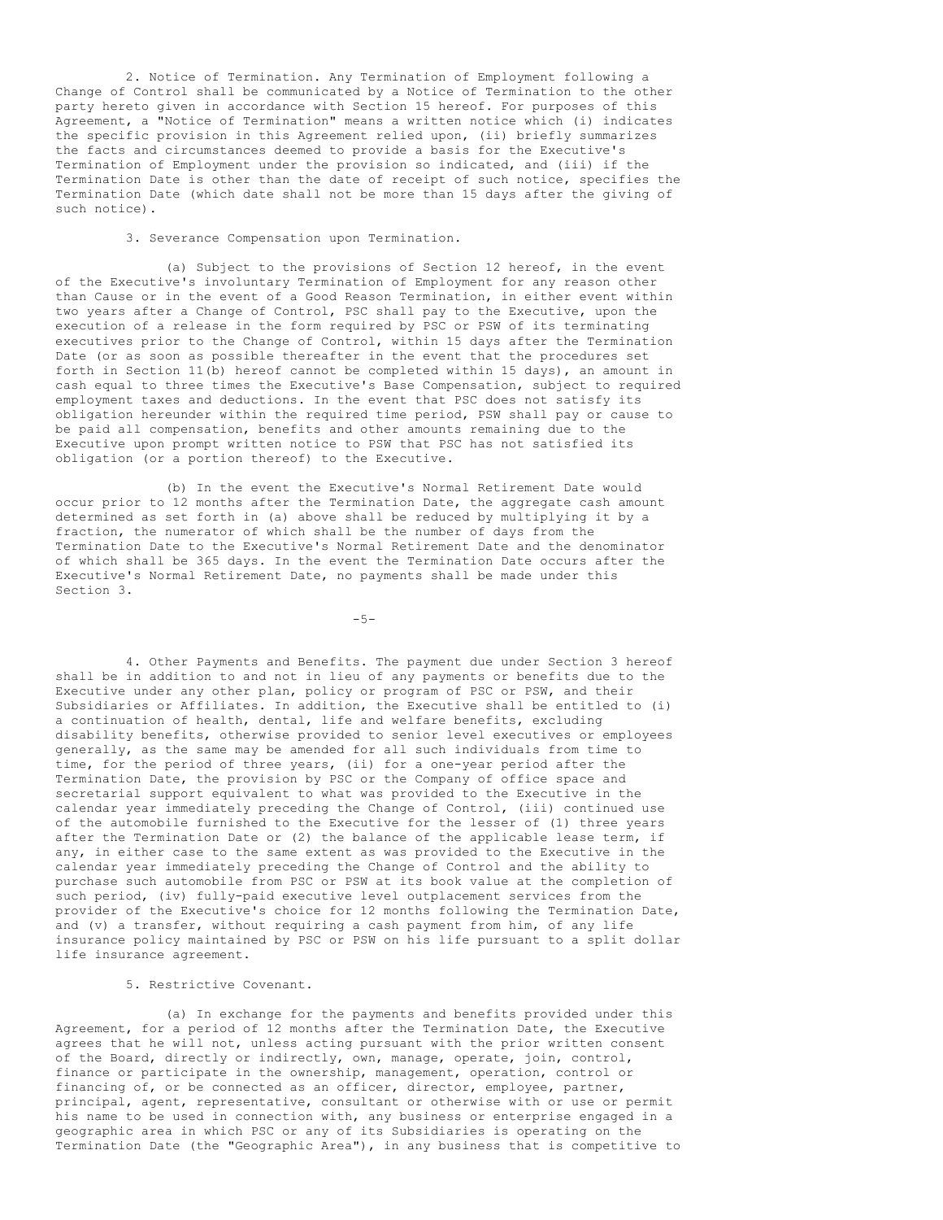2. Notice of Termination. Any Termination of Employment following a Change of Control shall be communicated by a Notice of Termination to the other party hereto given in accordance with Section 15 hereof. For purposes of this Agreement, a "Notice of Termination" means a written notice which (i) indicates the specific provision in this Agreement relied upon, (ii) briefly summarizes the facts and circumstances deemed to provide a basis for the Executive's Termination of Employment under the provision so indicated, and (iii) if the Termination Date is other than the date of receipt of such notice, specifies the Termination Date (which date shall not be more than 15 days after the giving of such notice).

3. Severance Compensation upon Termination.

(a) Subject to the provisions of Section 12 hereof, in the event of the Executive's involuntary Termination of Employment for any reason other than Cause or in the event of a Good Reason Termination, in either event within two years after a Change of Control, PSC shall pay to the Executive, upon the execution of a release in the form required by PSC or PSW of its terminating executives prior to the Change of Control, within 15 days after the Termination Date (or as soon as possible thereafter in the event that the procedures set forth in Section 11(b) hereof cannot be completed within 15 days), an amount in cash equal to three times the Executive's Base Compensation, subject to required employment taxes and deductions. In the event that PSC does not satisfy its obligation hereunder within the required time period, PSW shall pay or cause to be paid all compensation, benefits and other amounts remaining due to the Executive upon prompt written notice to PSW that PSC has not satisfied its obligation (or a portion thereof) to the Executive.

(b) In the event the Executive's Normal Retirement Date would occur prior to 12 months after the Termination Date, the aggregate cash amount determined as set forth in (a) above shall be reduced by multiplying it by a fraction, the numerator of which shall be the number of days from the Termination Date to the Executive's Normal Retirement Date and the denominator of which shall be 365 days. In the event the Termination Date occurs after the Executive's Normal Retirement Date, no payments shall be made under this Section 3.

4. Other Payments and Benefits. The payment due under Section 3 hereof shall be in addition to and not in lieu of any payments or benefits due to the Executive under any other plan, policy or program of PSC or PSW, and their Subsidiaries or Affiliates. In addition, the Executive shall be entitled to (i) a continuation of health, dental, life and welfare benefits, excluding disability benefits, otherwise provided to senior level executives or employees generally, as the same may be amended for all such individuals from time to time, for the period of three years, (ii) for a one-year period after the Termination Date, the provision by PSC or the Company of office space and secretarial support equivalent to what was provided to the Executive in the calendar year immediately preceding the Change of Control, (iii) continued use of the automobile furnished to the Executive for the lesser of (1) three years after the Termination Date or (2) the balance of the applicable lease term, if any, in either case to the same extent as was provided to the Executive in the calendar year immediately preceding the Change of Control and the ability to purchase such automobile from PSC or PSW at its book value at the completion of such period, (iv) fully-paid executive level outplacement services from the provider of the Executive's choice for 12 months following the Termination Date, and (v) a transfer, without requiring a cash payment from him, of any life insurance policy maintained by PSC or PSW on his life pursuant to a split dollar life insurance agreement.

5. Restrictive Covenant.

(a) In exchange for the payments and benefits provided under this Agreement, for a period of 12 months after the Termination Date, the Executive agrees that he will not, unless acting pursuant with the prior written consent of the Board, directly or indirectly, own, manage, operate, join, control, finance or participate in the ownership, management, operation, control or financing of, or be connected as an officer, director, employee, partner, principal, agent, representative, consultant or otherwise with or use or permit his name to be used in connection with, any business or enterprise engaged in a geographic area in which PSC or any of its Subsidiaries is operating on the Termination Date (the "Geographic Area"), in any business that is competitive to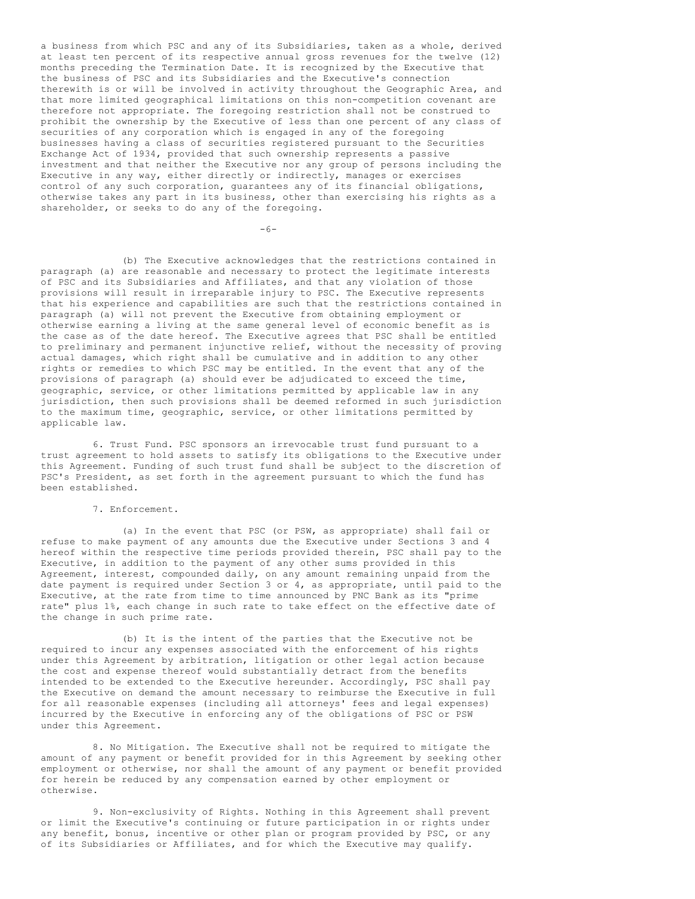a business from which PSC and any of its Subsidiaries, taken as a whole, derived at least ten percent of its respective annual gross revenues for the twelve (12) months preceding the Termination Date. It is recognized by the Executive that the business of PSC and its Subsidiaries and the Executive's connection therewith is or will be involved in activity throughout the Geographic Area, and that more limited geographical limitations on this non-competition covenant are therefore not appropriate. The foregoing restriction shall not be construed to prohibit the ownership by the Executive of less than one percent of any class of securities of any corporation which is engaged in any of the foregoing businesses having a class of securities registered pursuant to the Securities Exchange Act of 1934, provided that such ownership represents a passive investment and that neither the Executive nor any group of persons including the Executive in any way, either directly or indirectly, manages or exercises control of any such corporation, guarantees any of its financial obligations, otherwise takes any part in its business, other than exercising his rights as a shareholder, or seeks to do any of the foregoing.

(b) The Executive acknowledges that the restrictions contained in paragraph (a) are reasonable and necessary to protect the legitimate interests of PSC and its Subsidiaries and Affiliates, and that any violation of those provisions will result in irreparable injury to PSC. The Executive represents that his experience and capabilities are such that the restrictions contained in paragraph (a) will not prevent the Executive from obtaining employment or otherwise earning a living at the same general level of economic benefit as is the case as of the date hereof. The Executive agrees that PSC shall be entitled to preliminary and permanent injunctive relief, without the necessity of proving actual damages, which right shall be cumulative and in addition to any other rights or remedies to which PSC may be entitled. In the event that any of the provisions of paragraph (a) should ever be adjudicated to exceed the time, geographic, service, or other limitations permitted by applicable law in any jurisdiction, then such provisions shall be deemed reformed in such jurisdiction to the maximum time, geographic, service, or other limitations permitted by applicable law.

6. Trust Fund. PSC sponsors an irrevocable trust fund pursuant to a trust agreement to hold assets to satisfy its obligations to the Executive under this Agreement. Funding of such trust fund shall be subject to the discretion of PSC's President, as set forth in the agreement pursuant to which the fund has been established.

7. Enforcement.

(a) In the event that PSC (or PSW, as appropriate) shall fail or refuse to make payment of any amounts due the Executive under Sections 3 and 4 hereof within the respective time periods provided therein, PSC shall pay to the Executive, in addition to the payment of any other sums provided in this Agreement, interest, compounded daily, on any amount remaining unpaid from the date payment is required under Section 3 or 4, as appropriate, until paid to the Executive, at the rate from time to time announced by PNC Bank as its "prime rate" plus 1%, each change in such rate to take effect on the effective date of the change in such prime rate.

(b) It is the intent of the parties that the Executive not be required to incur any expenses associated with the enforcement of his rights under this Agreement by arbitration, litigation or other legal action because the cost and expense thereof would substantially detract from the benefits intended to be extended to the Executive hereunder. Accordingly, PSC shall pay the Executive on demand the amount necessary to reimburse the Executive in full for all reasonable expenses (including all attorneys' fees and legal expenses) incurred by the Executive in enforcing any of the obligations of PSC or PSW under this Agreement.

8. No Mitigation. The Executive shall not be required to mitigate the amount of any payment or benefit provided for in this Agreement by seeking other employment or otherwise, nor shall the amount of any payment or benefit provided for herein be reduced by any compensation earned by other employment or otherwise.

9. Non-exclusivity of Rights. Nothing in this Agreement shall prevent or limit the Executive's continuing or future participation in or rights under any benefit, bonus, incentive or other plan or program provided by PSC, or any of its Subsidiaries or Affiliates, and for which the Executive may qualify.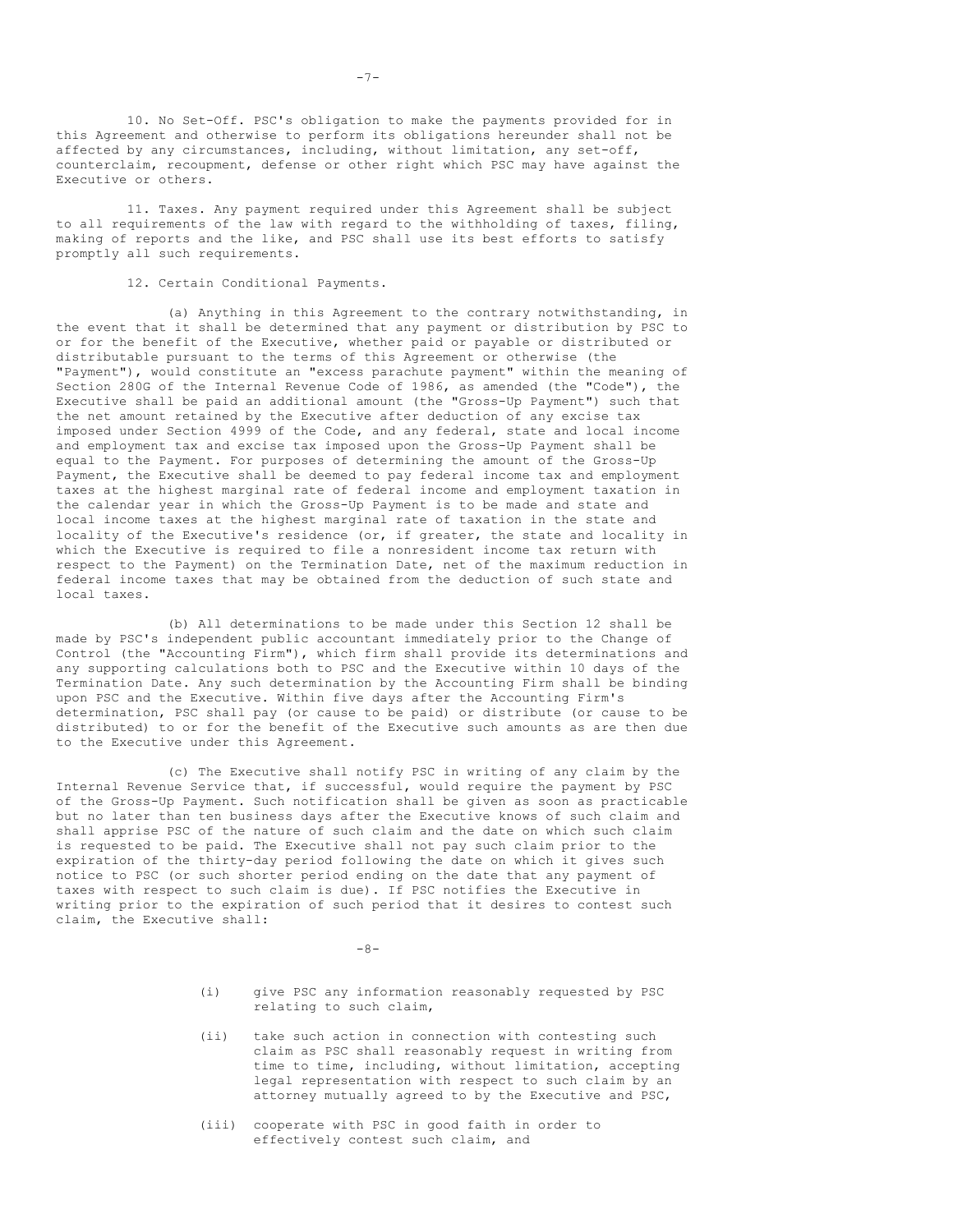10. No Set-Off. PSC's obligation to make the payments provided for in this Agreement and otherwise to perform its obligations hereunder shall not be affected by any circumstances, including, without limitation, any set-off, counterclaim, recoupment, defense or other right which PSC may have against the Executive or others.

11. Taxes. Any payment required under this Agreement shall be subject to all requirements of the law with regard to the withholding of taxes, filing, making of reports and the like, and PSC shall use its best efforts to satisfy promptly all such requirements.

12. Certain Conditional Payments.

(a) Anything in this Agreement to the contrary notwithstanding, in the event that it shall be determined that any payment or distribution by PSC to or for the benefit of the Executive, whether paid or payable or distributed or distributable pursuant to the terms of this Agreement or otherwise (the "Payment"), would constitute an "excess parachute payment" within the meaning of Section 280G of the Internal Revenue Code of 1986, as amended (the "Code"), the Executive shall be paid an additional amount (the "Gross-Up Payment") such that the net amount retained by the Executive after deduction of any excise tax imposed under Section 4999 of the Code, and any federal, state and local income and employment tax and excise tax imposed upon the Gross-Up Payment shall be equal to the Payment. For purposes of determining the amount of the Gross-Up Payment, the Executive shall be deemed to pay federal income tax and employment taxes at the highest marginal rate of federal income and employment taxation in the calendar year in which the Gross-Up Payment is to be made and state and local income taxes at the highest marginal rate of taxation in the state and locality of the Executive's residence (or, if greater, the state and locality in which the Executive is required to file a nonresident income tax return with respect to the Payment) on the Termination Date, net of the maximum reduction in federal income taxes that may be obtained from the deduction of such state and local taxes.

(b) All determinations to be made under this Section 12 shall be made by PSC's independent public accountant immediately prior to the Change of Control (the "Accounting Firm"), which firm shall provide its determinations and any supporting calculations both to PSC and the Executive within 10 days of the Termination Date. Any such determination by the Accounting Firm shall be binding upon PSC and the Executive. Within five days after the Accounting Firm's determination, PSC shall pay (or cause to be paid) or distribute (or cause to be distributed) to or for the benefit of the Executive such amounts as are then due to the Executive under this Agreement.

(c) The Executive shall notify PSC in writing of any claim by the Internal Revenue Service that, if successful, would require the payment by PSC of the Gross-Up Payment. Such notification shall be given as soon as practicable but no later than ten business days after the Executive knows of such claim and shall apprise PSC of the nature of such claim and the date on which such claim is requested to be paid. The Executive shall not pay such claim prior to the expiration of the thirty-day period following the date on which it gives such notice to PSC (or such shorter period ending on the date that any payment of taxes with respect to such claim is due). If PSC notifies the Executive in writing prior to the expiration of such period that it desires to contest such claim, the Executive shall:

(i) give PSC any information reasonably requested by PSC relating to such claim,

(ii) take such action in connection with contesting such claim as PSC shall reasonably request in writing from time to time, including, without limitation, accepting legal representation with respect to such claim by an attorney mutually agreed to by the Executive and PSC,

(iii) cooperate with PSC in good faith in order to effectively contest such claim, and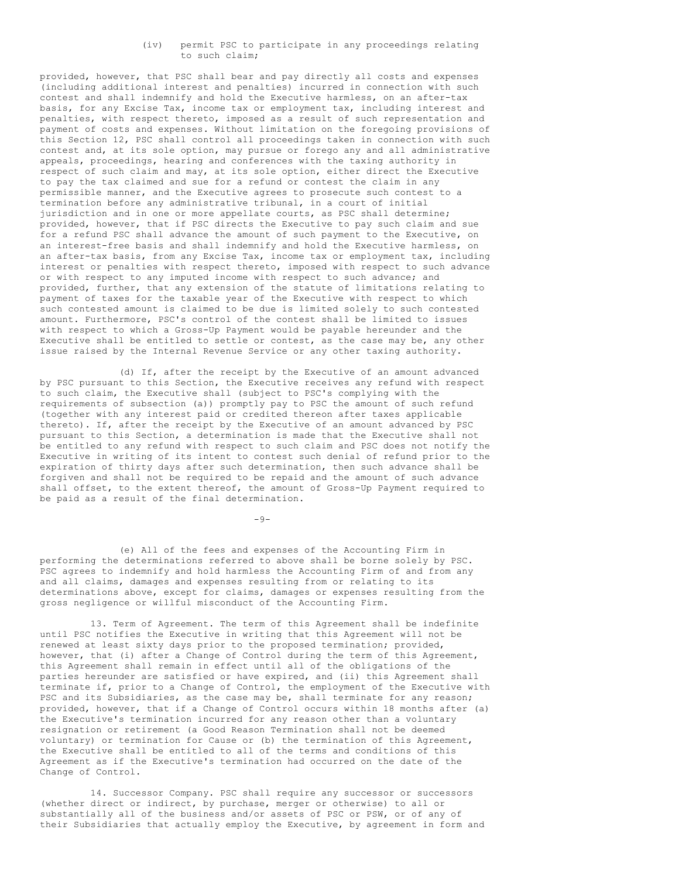(iv) permit PSC to participate in any proceedings relating to such claim;

provided, however, that PSC shall bear and pay directly all costs and expenses (including additional interest and penalties) incurred in connection with such contest and shall indemnify and hold the Executive harmless, on an after-tax basis, for any Excise Tax, income tax or employment tax, including interest and penalties, with respect thereto, imposed as a result of such representation and payment of costs and expenses. Without limitation on the foregoing provisions of this Section 12, PSC shall control all proceedings taken in connection with such contest and, at its sole option, may pursue or forego any and all administrative appeals, proceedings, hearing and conferences with the taxing authority in respect of such claim and may, at its sole option, either direct the Executive to pay the tax claimed and sue for a refund or contest the claim in any permissible manner, and the Executive agrees to prosecute such contest to a termination before any administrative tribunal, in a court of initial jurisdiction and in one or more appellate courts, as PSC shall determine; provided, however, that if PSC directs the Executive to pay such claim and sue for a refund PSC shall advance the amount of such payment to the Executive, on an interest-free basis and shall indemnify and hold the Executive harmless, on an after-tax basis, from any Excise Tax, income tax or employment tax, including interest or penalties with respect thereto, imposed with respect to such advance or with respect to any imputed income with respect to such advance; and provided, further, that any extension of the statute of limitations relating to payment of taxes for the taxable year of the Executive with respect to which such contested amount is claimed to be due is limited solely to such contested amount. Furthermore, PSC's control of the contest shall be limited to issues with respect to which a Gross-Up Payment would be payable hereunder and the Executive shall be entitled to settle or contest, as the case may be, any other issue raised by the Internal Revenue Service or any other taxing authority.

(d) If, after the receipt by the Executive of an amount advanced by PSC pursuant to this Section, the Executive receives any refund with respect to such claim, the Executive shall (subject to PSC's complying with the requirements of subsection (a)) promptly pay to PSC the amount of such refund (together with any interest paid or credited thereon after taxes applicable thereto). If, after the receipt by the Executive of an amount advanced by PSC pursuant to this Section, a determination is made that the Executive shall not be entitled to any refund with respect to such claim and PSC does not notify the Executive in writing of its intent to contest such denial of refund prior to the expiration of thirty days after such determination, then such advance shall be forgiven and shall not be required to be repaid and the amount of such advance shall offset, to the extent thereof, the amount of Gross-Up Payment required to be paid as a result of the final determination.

(e) All of the fees and expenses of the Accounting Firm in performing the determinations referred to above shall be borne solely by PSC. PSC agrees to indemnify and hold harmless the Accounting Firm of and from any and all claims, damages and expenses resulting from or relating to its determinations above, except for claims, damages or expenses resulting from the gross negligence or willful misconduct of the Accounting Firm.

13. Term of Agreement. The term of this Agreement shall be indefinite until PSC notifies the Executive in writing that this Agreement will not be renewed at least sixty days prior to the proposed termination; provided, however, that (i) after a Change of Control during the term of this Agreement, this Agreement shall remain in effect until all of the obligations of the parties hereunder are satisfied or have expired, and (ii) this Agreement shall terminate if, prior to a Change of Control, the employment of the Executive with PSC and its Subsidiaries, as the case may be, shall terminate for any reason; provided, however, that if a Change of Control occurs within 18 months after (a) the Executive's termination incurred for any reason other than a voluntary resignation or retirement (a Good Reason Termination shall not be deemed voluntary) or termination for Cause or (b) the termination of this Agreement, the Executive shall be entitled to all of the terms and conditions of this Agreement as if the Executive's termination had occurred on the date of the Change of Control.

14. Successor Company. PSC shall require any successor or successors (whether direct or indirect, by purchase, merger or otherwise) to all or substantially all of the business and/or assets of PSC or PSW, or of any of their Subsidiaries that actually employ the Executive, by agreement in form and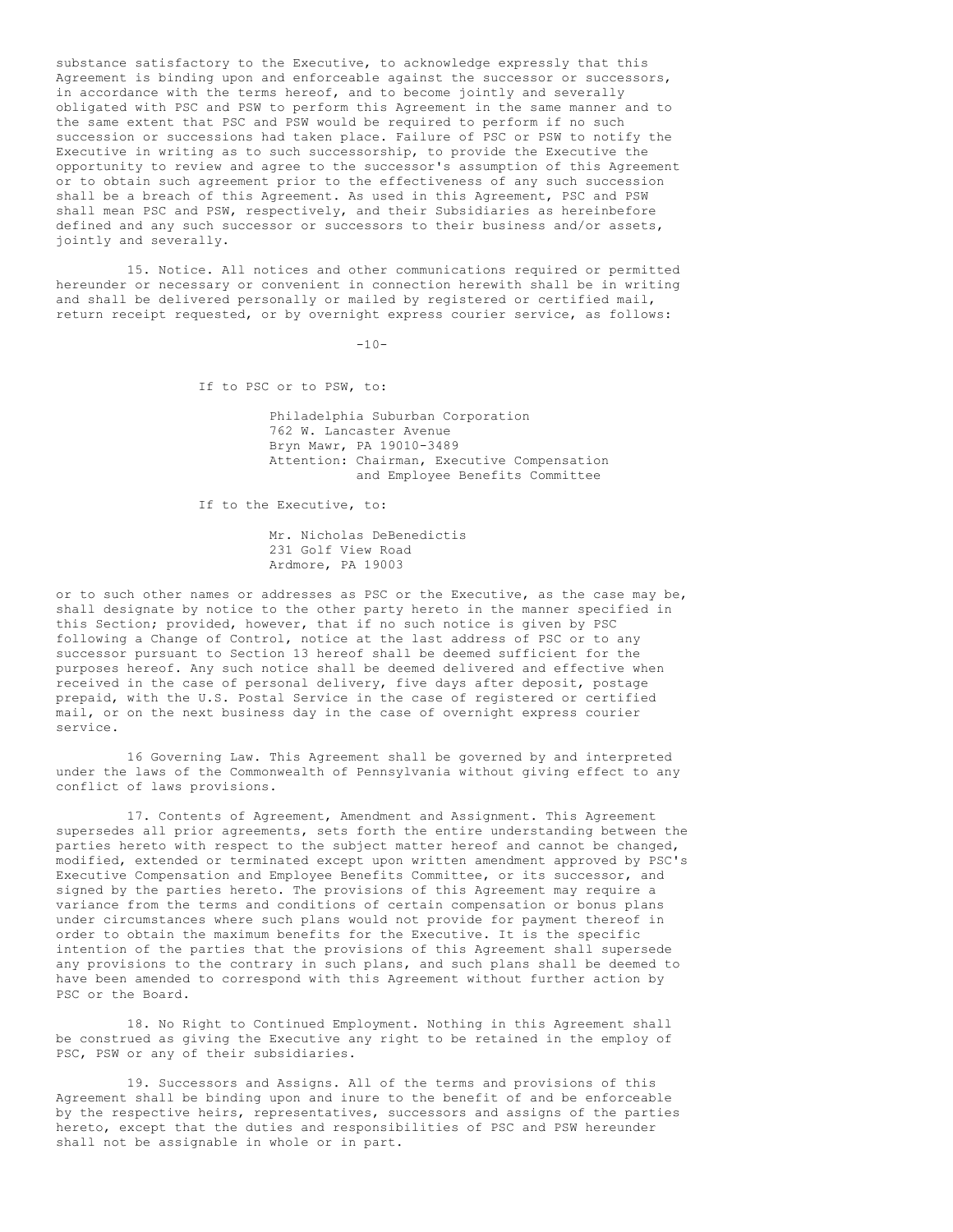substance satisfactory to the Executive, to acknowledge expressly that this Agreement is binding upon and enforceable against the successor or successors, in accordance with the terms hereof, and to become jointly and severally obligated with PSC and PSW to perform this Agreement in the same manner and to the same extent that PSC and PSW would be required to perform if no such succession or successions had taken place. Failure of PSC or PSW to notify the Executive in writing as to such successorship, to provide the Executive the opportunity to review and agree to the successor's assumption of this Agreement or to obtain such agreement prior to the effectiveness of any such succession shall be a breach of this Agreement. As used in this Agreement, PSC and PSW shall mean PSC and PSW, respectively, and their Subsidiaries as hereinbefore defined and any such successor or successors to their business and/or assets, jointly and severally.

15. Notice. All notices and other communications required or permitted hereunder or necessary or convenient in connection herewith shall be in writing and shall be delivered personally or mailed by registered or certified mail, return receipt requested, or by overnight express courier service, as follows:

If to PSC or to PSW, to:

Philadelphia Suburban Corporation
762 W. Lancaster Avenue
Bryn Mawr, PA 19010-3489
Attention: Chairman, Executive Compensation and Employee Benefits Committee

If to the Executive, to:

Mr. Nicholas DeBenedictis
231 Golf View Road
Ardmore, PA 19003

or to such other names or addresses as PSC or the Executive, as the case may be, shall designate by notice to the other party hereto in the manner specified in this Section; provided, however, that if no such notice is given by PSC following a Change of Control, notice at the last address of PSC or to any successor pursuant to Section 13 hereof shall be deemed sufficient for the purposes hereof. Any such notice shall be deemed delivered and effective when received in the case of personal delivery, five days after deposit, postage prepaid, with the U.S. Postal Service in the case of registered or certified mail, or on the next business day in the case of overnight express courier service.

16 Governing Law. This Agreement shall be governed by and interpreted under the laws of the Commonwealth of Pennsylvania without giving effect to any conflict of laws provisions.

17. Contents of Agreement, Amendment and Assignment. This Agreement supersedes all prior agreements, sets forth the entire understanding between the parties hereto with respect to the subject matter hereof and cannot be changed, modified, extended or terminated except upon written amendment approved by PSC's Executive Compensation and Employee Benefits Committee, or its successor, and signed by the parties hereto. The provisions of this Agreement may require a variance from the terms and conditions of certain compensation or bonus plans under circumstances where such plans would not provide for payment thereof in order to obtain the maximum benefits for the Executive. It is the specific intention of the parties that the provisions of this Agreement shall supersede any provisions to the contrary in such plans, and such plans shall be deemed to have been amended to correspond with this Agreement without further action by PSC or the Board.

18. No Right to Continued Employment. Nothing in this Agreement shall be construed as giving the Executive any right to be retained in the employ of PSC, PSW or any of their subsidiaries.

19. Successors and Assigns. All of the terms and provisions of this Agreement shall be binding upon and inure to the benefit of and be enforceable by the respective heirs, representatives, successors and assigns of the parties hereto, except that the duties and responsibilities of PSC and PSW hereunder shall not be assignable in whole or in part.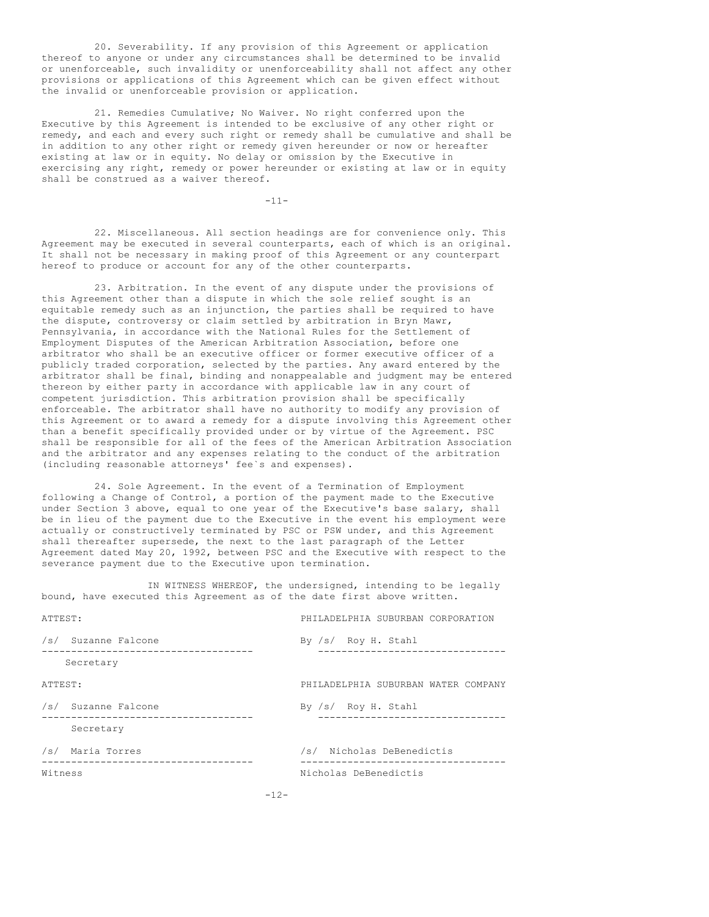20. Severability. If any provision of this Agreement or application thereof to anyone or under any circumstances shall be determined to be invalid or unenforceable, such invalidity or unenforceability shall not affect any other provisions or applications of this Agreement which can be given effect without the invalid or unenforceable provision or application.

21. Remedies Cumulative; No Waiver. No right conferred upon the Executive by this Agreement is intended to be exclusive of any other right or remedy, and each and every such right or remedy shall be cumulative and shall be in addition to any other right or remedy given hereunder or now or hereafter existing at law or in equity. No delay or omission by the Executive in exercising any right, remedy or power hereunder or existing at law or in equity shall be construed as a waiver thereof.

22. Miscellaneous. All section headings are for convenience only. This Agreement may be executed in several counterparts, each of which is an original. It shall not be necessary in making proof of this Agreement or any counterpart hereof to produce or account for any of the other counterparts.

23. Arbitration. In the event of any dispute under the provisions of this Agreement other than a dispute in which the sole relief sought is an equitable remedy such as an injunction, the parties shall be required to have the dispute, controversy or claim settled by arbitration in Bryn Mawr, Pennsylvania, in accordance with the National Rules for the Settlement of Employment Disputes of the American Arbitration Association, before one arbitrator who shall be an executive officer or former executive officer of a publicly traded corporation, selected by the parties. Any award entered by the arbitrator shall be final, binding and nonappealable and judgment may be entered thereon by either party in accordance with applicable law in any court of competent jurisdiction. This arbitration provision shall be specifically enforceable. The arbitrator shall have no authority to modify any provision of this Agreement or to award a remedy for a dispute involving this Agreement other than a benefit specifically provided under or by virtue of the Agreement. PSC shall be responsible for all of the fees of the American Arbitration Association and the arbitrator and any expenses relating to the conduct of the arbitration (including reasonable attorneys' fee`s and expenses).

24. Sole Agreement. In the event of a Termination of Employment following a Change of Control, a portion of the payment made to the Executive under Section 3 above, equal to one year of the Executive's base salary, shall be in lieu of the payment due to the Executive in the event his employment were actually or constructively terminated by PSC or PSW under, and this Agreement shall thereafter supersede, the next to the last paragraph of the Letter Agreement dated May 20, 1992, between PSC and the Executive with respect to the severance payment due to the Executive upon termination.

IN WITNESS WHEREOF, the undersigned, intending to be legally bound, have executed this Agreement as of the date first above written.

ATTEST: PHILADELPHIA SUBURBAN CORPORATION

/s/ Suzanne Falcone
Secretary

By /s/ Roy H. Stahl

ATTEST: PHILADELPHIA SUBURBAN WATER COMPANY

/s/ Suzanne Falcone
Secretary

By /s/ Roy H. Stahl

/s/ Maria Torres
Witness

/s/ Nicholas DeBenedictis
Nicholas DeBenedictis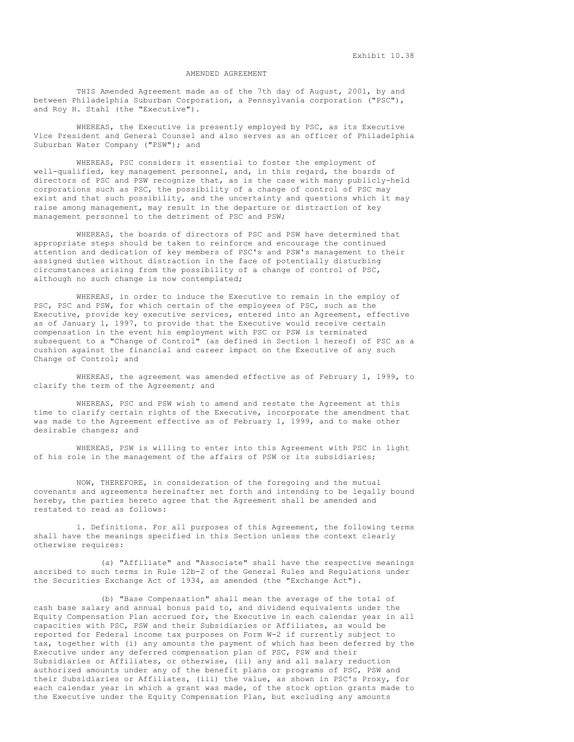Exhibit 10.38

# AMENDED AGREEMENT

THIS Amended Agreement made as of the 7th day of August, 2001, by and between Philadelphia Suburban Corporation, a Pennsylvania corporation ("PSC"), and Roy H. Stahl (the "Executive").

WHEREAS, the Executive is presently employed by PSC, as its Executive Vice President and General Counsel and also serves as an officer of Philadelphia Suburban Water Company ("PSW"); and

WHEREAS, PSC considers it essential to foster the employment of well-qualified, key management personnel, and, in this regard, the boards of directors of PSC and PSW recognize that, as is the case with many publicly-held corporations such as PSC, the possibility of a change of control of PSC may exist and that such possibility, and the uncertainty and questions which it may raise among management, may result in the departure or distraction of key management personnel to the detriment of PSC and PSW;

WHEREAS, the boards of directors of PSC and PSW have determined that appropriate steps should be taken to reinforce and encourage the continued attention and dedication of key members of PSC's and PSW's management to their assigned duties without distraction in the face of potentially disturbing circumstances arising from the possibility of a change of control of PSC, although no such change is now contemplated;

WHEREAS, in order to induce the Executive to remain in the employ of PSC, PSC and PSW, for which certain of the employees of PSC, such as the Executive, provide key executive services, entered into an Agreement, effective as of January 1, 1997, to provide that the Executive would receive certain compensation in the event his employment with PSC or PSW is terminated subsequent to a "Change of Control" (as defined in Section 1 hereof) of PSC as a cushion against the financial and career impact on the Executive of any such Change of Control; and

WHEREAS, the agreement was amended effective as of February 1, 1999, to clarify the term of the Agreement; and

WHEREAS, PSC and PSW wish to amend and restate the Agreement at this time to clarify certain rights of the Executive, incorporate the amendment that was made to the Agreement effective as of February 1, 1999, and to make other desirable changes; and

WHEREAS, PSW is willing to enter into this Agreement with PSC in light of his role in the management of the affairs of PSW or its subsidiaries;

NOW, THEREFORE, in consideration of the foregoing and the mutual covenants and agreements hereinafter set forth and intending to be legally bound hereby, the parties hereto agree that the Agreement shall be amended and restated to read as follows:

1. Definitions. For all purposes of this Agreement, the following terms shall have the meanings specified in this Section unless the context clearly otherwise requires:

(a) "Affiliate" and "Associate" shall have the respective meanings ascribed to such terms in Rule 12b-2 of the General Rules and Regulations under the Securities Exchange Act of 1934, as amended (the "Exchange Act").

(b) "Base Compensation" shall mean the average of the total of cash base salary and annual bonus paid to, and dividend equivalents under the Equity Compensation Plan accrued for, the Executive in each calendar year in all capacities with PSC, PSW and their Subsidiaries or Affiliates, as would be reported for Federal income tax purposes on Form W-2 if currently subject to tax, together with (i) any amounts the payment of which has been deferred by the Executive under any deferred compensation plan of PSC, PSW and their Subsidiaries or Affiliates, or otherwise, (ii) any and all salary reduction authorized amounts under any of the benefit plans or programs of PSC, PSW and their Subsidiaries or Affiliates, (iii) the value, as shown in PSC's Proxy, for each calendar year in which a grant was made, of the stock option grants made to the Executive under the Equity Compensation Plan, but excluding any amounts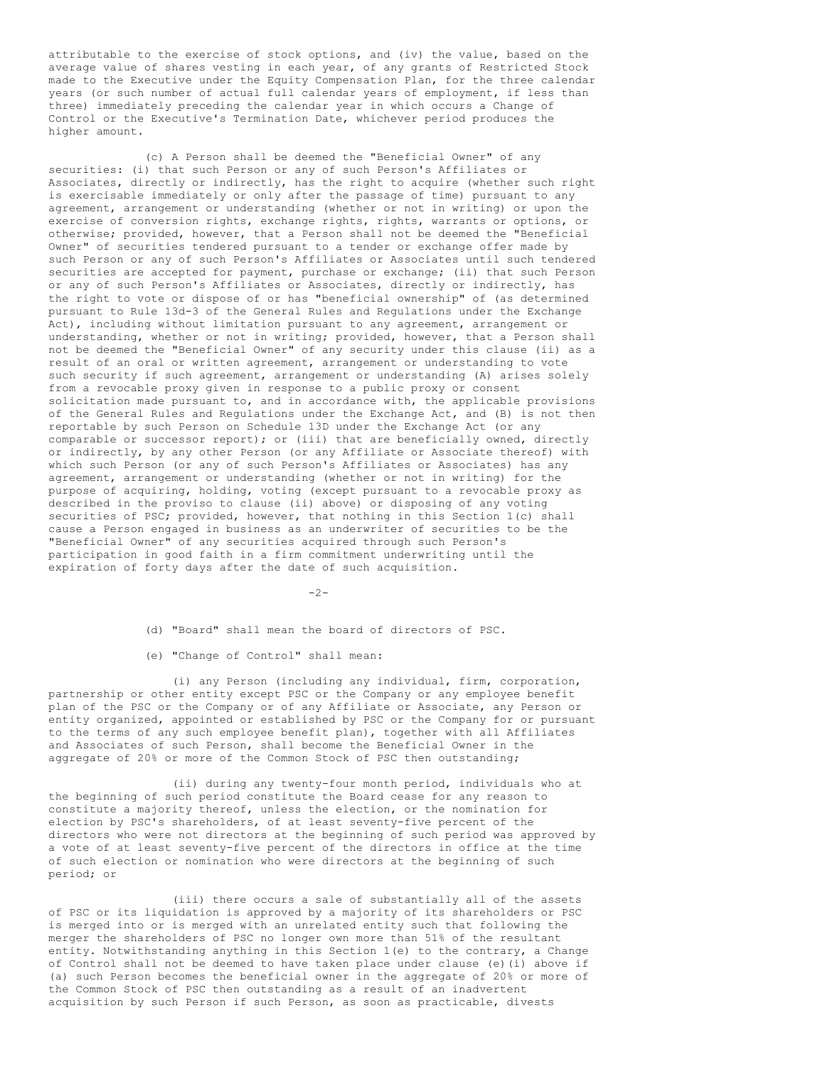attributable to the exercise of stock options, and (iv) the value, based on the average value of shares vesting in each year, of any grants of Restricted Stock made to the Executive under the Equity Compensation Plan, for the three calendar years (or such number of actual full calendar years of employment, if less than three) immediately preceding the calendar year in which occurs a Change of Control or the Executive's Termination Date, whichever period produces the higher amount.

(c) A Person shall be deemed the "Beneficial Owner" of any securities: (i) that such Person or any of such Person's Affiliates or Associates, directly or indirectly, has the right to acquire (whether such right is exercisable immediately or only after the passage of time) pursuant to any agreement, arrangement or understanding (whether or not in writing) or upon the exercise of conversion rights, exchange rights, rights, warrants or options, or otherwise; provided, however, that a Person shall not be deemed the "Beneficial Owner" of securities tendered pursuant to a tender or exchange offer made by such Person or any of such Person's Affiliates or Associates until such tendered securities are accepted for payment, purchase or exchange; (ii) that such Person or any of such Person's Affiliates or Associates, directly or indirectly, has the right to vote or dispose of or has "beneficial ownership" of (as determined pursuant to Rule 13d-3 of the General Rules and Regulations under the Exchange Act), including without limitation pursuant to any agreement, arrangement or understanding, whether or not in writing; provided, however, that a Person shall not be deemed the "Beneficial Owner" of any security under this clause (ii) as a result of an oral or written agreement, arrangement or understanding to vote such security if such agreement, arrangement or understanding (A) arises solely from a revocable proxy given in response to a public proxy or consent solicitation made pursuant to, and in accordance with, the applicable provisions of the General Rules and Regulations under the Exchange Act, and (B) is not then reportable by such Person on Schedule 13D under the Exchange Act (or any comparable or successor report); or (iii) that are beneficially owned, directly or indirectly, by any other Person (or any Affiliate or Associate thereof) with which such Person (or any of such Person's Affiliates or Associates) has any agreement, arrangement or understanding (whether or not in writing) for the purpose of acquiring, holding, voting (except pursuant to a revocable proxy as described in the proviso to clause (ii) above) or disposing of any voting securities of PSC; provided, however, that nothing in this Section 1(c) shall cause a Person engaged in business as an underwriter of securities to be the "Beneficial Owner" of any securities acquired through such Person's participation in good faith in a firm commitment underwriting until the expiration of forty days after the date of such acquisition.

(d) "Board" shall mean the board of directors of PSC.

(e) "Change of Control" shall mean:

(i) any Person (including any individual, firm, corporation, partnership or other entity except PSC or the Company or any employee benefit plan of the PSC or the Company or of any Affiliate or Associate, any Person or entity organized, appointed or established by PSC or the Company for or pursuant to the terms of any such employee benefit plan), together with all Affiliates and Associates of such Person, shall become the Beneficial Owner in the aggregate of 20% or more of the Common Stock of PSC then outstanding;

(ii) during any twenty-four month period, individuals who at the beginning of such period constitute the Board cease for any reason to constitute a majority thereof, unless the election, or the nomination for election by PSC's shareholders, of at least seventy-five percent of the directors who were not directors at the beginning of such period was approved by a vote of at least seventy-five percent of the directors in office at the time of such election or nomination who were directors at the beginning of such period; or

(iii) there occurs a sale of substantially all of the assets of PSC or its liquidation is approved by a majority of its shareholders or PSC is merged into or is merged with an unrelated entity such that following the merger the shareholders of PSC no longer own more than 51% of the resultant entity. Notwithstanding anything in this Section 1(e) to the contrary, a Change of Control shall not be deemed to have taken place under clause (e)(i) above if (a) such Person becomes the beneficial owner in the aggregate of 20% or more of the Common Stock of PSC then outstanding as a result of an inadvertent acquisition by such Person if such Person, as soon as practicable, divests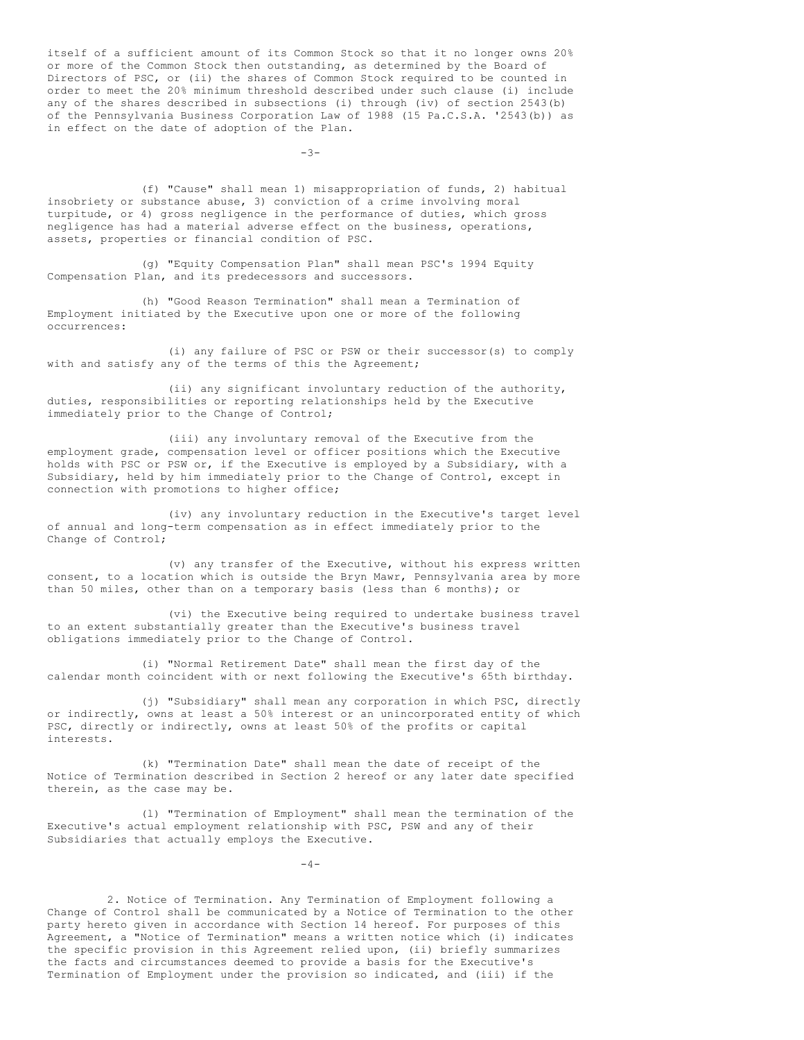itself of a sufficient amount of its Common Stock so that it no longer owns 20% or more of the Common Stock then outstanding, as determined by the Board of Directors of PSC, or (ii) the shares of Common Stock required to be counted in order to meet the 20% minimum threshold described under such clause (i) include any of the shares described in subsections (i) through (iv) of section 2543(b) of the Pennsylvania Business Corporation Law of 1988 (15 Pa.C.S.A. '2543(b)) as in effect on the date of adoption of the Plan.

(f) "Cause" shall mean 1) misappropriation of funds, 2) habitual insobriety or substance abuse, 3) conviction of a crime involving moral turpitude, or 4) gross negligence in the performance of duties, which gross negligence has had a material adverse effect on the business, operations, assets, properties or financial condition of PSC.

(g) "Equity Compensation Plan" shall mean PSC's 1994 Equity Compensation Plan, and its predecessors and successors.

(h) "Good Reason Termination" shall mean a Termination of Employment initiated by the Executive upon one or more of the following occurrences:

(i) any failure of PSC or PSW or their successor(s) to comply with and satisfy any of the terms of this the Agreement;

(ii) any significant involuntary reduction of the authority, duties, responsibilities or reporting relationships held by the Executive immediately prior to the Change of Control;

(iii) any involuntary removal of the Executive from the employment grade, compensation level or officer positions which the Executive holds with PSC or PSW or, if the Executive is employed by a Subsidiary, with a Subsidiary, held by him immediately prior to the Change of Control, except in connection with promotions to higher office;

(iv) any involuntary reduction in the Executive's target level of annual and long-term compensation as in effect immediately prior to the Change of Control;

(v) any transfer of the Executive, without his express written consent, to a location which is outside the Bryn Mawr, Pennsylvania area by more than 50 miles, other than on a temporary basis (less than 6 months); or

(vi) the Executive being required to undertake business travel to an extent substantially greater than the Executive's business travel obligations immediately prior to the Change of Control.

(i) "Normal Retirement Date" shall mean the first day of the calendar month coincident with or next following the Executive's 65th birthday.

(j) "Subsidiary" shall mean any corporation in which PSC, directly or indirectly, owns at least a 50% interest or an unincorporated entity of which PSC, directly or indirectly, owns at least 50% of the profits or capital interests.

(k) "Termination Date" shall mean the date of receipt of the Notice of Termination described in Section 2 hereof or any later date specified therein, as the case may be.

(l) "Termination of Employment" shall mean the termination of the Executive's actual employment relationship with PSC, PSW and any of their Subsidiaries that actually employs the Executive.

2. Notice of Termination. Any Termination of Employment following a Change of Control shall be communicated by a Notice of Termination to the other party hereto given in accordance with Section 14 hereof. For purposes of this Agreement, a "Notice of Termination" means a written notice which (i) indicates the specific provision in this Agreement relied upon, (ii) briefly summarizes the facts and circumstances deemed to provide a basis for the Executive's Termination of Employment under the provision so indicated, and (iii) if the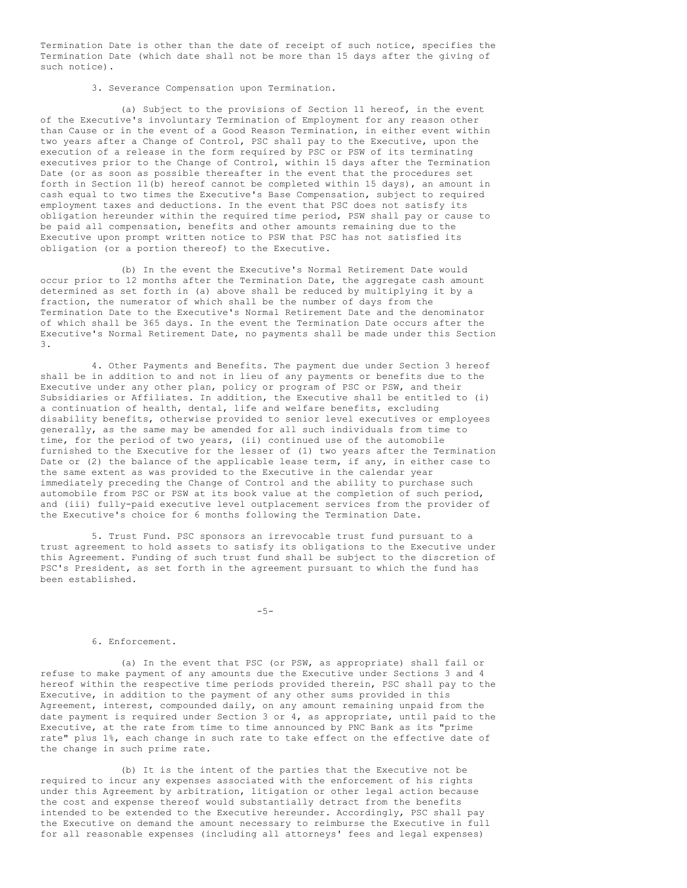Termination Date is other than the date of receipt of such notice, specifies the Termination Date (which date shall not be more than 15 days after the giving of such notice).

3. Severance Compensation upon Termination.

(a) Subject to the provisions of Section 11 hereof, in the event of the Executive's involuntary Termination of Employment for any reason other than Cause or in the event of a Good Reason Termination, in either event within two years after a Change of Control, PSC shall pay to the Executive, upon the execution of a release in the form required by PSC or PSW of its terminating executives prior to the Change of Control, within 15 days after the Termination Date (or as soon as possible thereafter in the event that the procedures set forth in Section 11(b) hereof cannot be completed within 15 days), an amount in cash equal to two times the Executive's Base Compensation, subject to required employment taxes and deductions. In the event that PSC does not satisfy its obligation hereunder within the required time period, PSW shall pay or cause to be paid all compensation, benefits and other amounts remaining due to the Executive upon prompt written notice to PSW that PSC has not satisfied its obligation (or a portion thereof) to the Executive.

(b) In the event the Executive's Normal Retirement Date would occur prior to 12 months after the Termination Date, the aggregate cash amount determined as set forth in (a) above shall be reduced by multiplying it by a fraction, the numerator of which shall be the number of days from the Termination Date to the Executive's Normal Retirement Date and the denominator of which shall be 365 days. In the event the Termination Date occurs after the Executive's Normal Retirement Date, no payments shall be made under this Section 3.

4. Other Payments and Benefits. The payment due under Section 3 hereof shall be in addition to and not in lieu of any payments or benefits due to the Executive under any other plan, policy or program of PSC or PSW, and their Subsidiaries or Affiliates. In addition, the Executive shall be entitled to (i) a continuation of health, dental, life and welfare benefits, excluding disability benefits, otherwise provided to senior level executives or employees generally, as the same may be amended for all such individuals from time to time, for the period of two years, (ii) continued use of the automobile furnished to the Executive for the lesser of (1) two years after the Termination Date or (2) the balance of the applicable lease term, if any, in either case to the same extent as was provided to the Executive in the calendar year immediately preceding the Change of Control and the ability to purchase such automobile from PSC or PSW at its book value at the completion of such period, and (iii) fully-paid executive level outplacement services from the provider of the Executive's choice for 6 months following the Termination Date.

5. Trust Fund. PSC sponsors an irrevocable trust fund pursuant to a trust agreement to hold assets to satisfy its obligations to the Executive under this Agreement. Funding of such trust fund shall be subject to the discretion of PSC's President, as set forth in the agreement pursuant to which the fund has been established.

6. Enforcement.

(a) In the event that PSC (or PSW, as appropriate) shall fail or refuse to make payment of any amounts due the Executive under Sections 3 and 4 hereof within the respective time periods provided therein, PSC shall pay to the Executive, in addition to the payment of any other sums provided in this Agreement, interest, compounded daily, on any amount remaining unpaid from the date payment is required under Section 3 or 4, as appropriate, until paid to the Executive, at the rate from time to time announced by PNC Bank as its "prime rate" plus 1%, each change in such rate to take effect on the effective date of the change in such prime rate.

(b) It is the intent of the parties that the Executive not be required to incur any expenses associated with the enforcement of his rights under this Agreement by arbitration, litigation or other legal action because the cost and expense thereof would substantially detract from the benefits intended to be extended to the Executive hereunder. Accordingly, PSC shall pay the Executive on demand the amount necessary to reimburse the Executive in full for all reasonable expenses (including all attorneys' fees and legal expenses)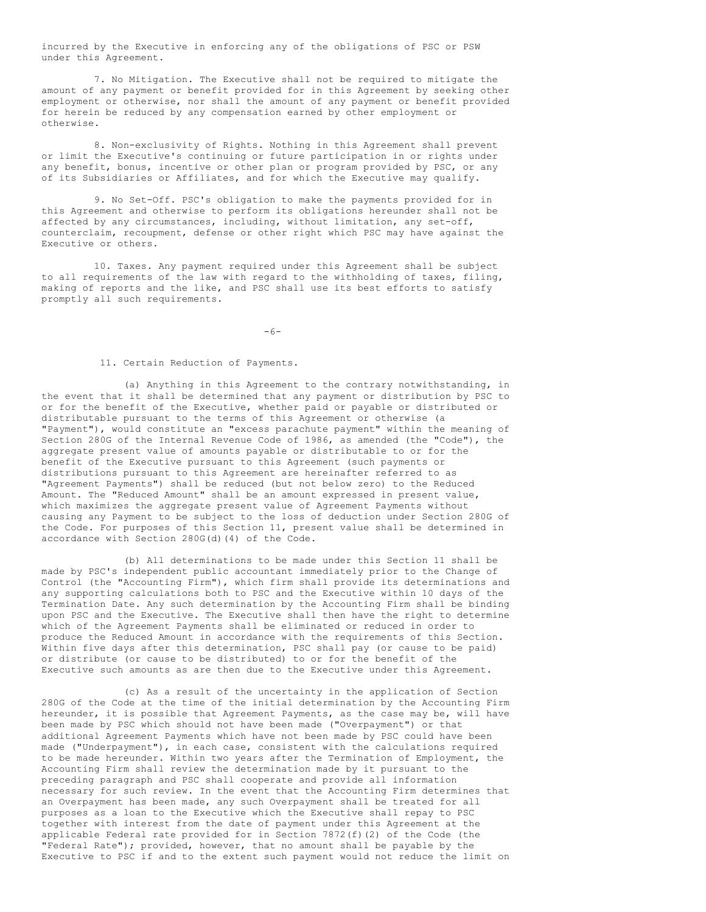incurred by the Executive in enforcing any of the obligations of PSC or PSW under this Agreement.

7. No Mitigation. The Executive shall not be required to mitigate the amount of any payment or benefit provided for in this Agreement by seeking other employment or otherwise, nor shall the amount of any payment or benefit provided for herein be reduced by any compensation earned by other employment or otherwise.

8. Non-exclusivity of Rights. Nothing in this Agreement shall prevent or limit the Executive's continuing or future participation in or rights under any benefit, bonus, incentive or other plan or program provided by PSC, or any of its Subsidiaries or Affiliates, and for which the Executive may qualify.

9. No Set-Off. PSC's obligation to make the payments provided for in this Agreement and otherwise to perform its obligations hereunder shall not be affected by any circumstances, including, without limitation, any set-off, counterclaim, recoupment, defense or other right which PSC may have against the Executive or others.

10. Taxes. Any payment required under this Agreement shall be subject to all requirements of the law with regard to the withholding of taxes, filing, making of reports and the like, and PSC shall use its best efforts to satisfy promptly all such requirements.

11. Certain Reduction of Payments.

(a) Anything in this Agreement to the contrary notwithstanding, in the event that it shall be determined that any payment or distribution by PSC to or for the benefit of the Executive, whether paid or payable or distributed or distributable pursuant to the terms of this Agreement or otherwise (a "Payment"), would constitute an "excess parachute payment" within the meaning of Section 280G of the Internal Revenue Code of 1986, as amended (the "Code"), the aggregate present value of amounts payable or distributable to or for the benefit of the Executive pursuant to this Agreement (such payments or distributions pursuant to this Agreement are hereinafter referred to as "Agreement Payments") shall be reduced (but not below zero) to the Reduced Amount. The "Reduced Amount" shall be an amount expressed in present value, which maximizes the aggregate present value of Agreement Payments without causing any Payment to be subject to the loss of deduction under Section 280G of the Code. For purposes of this Section 11, present value shall be determined in accordance with Section 280G(d)(4) of the Code.

(b) All determinations to be made under this Section 11 shall be made by PSC's independent public accountant immediately prior to the Change of Control (the "Accounting Firm"), which firm shall provide its determinations and any supporting calculations both to PSC and the Executive within 10 days of the Termination Date. Any such determination by the Accounting Firm shall be binding upon PSC and the Executive. The Executive shall then have the right to determine which of the Agreement Payments shall be eliminated or reduced in order to produce the Reduced Amount in accordance with the requirements of this Section. Within five days after this determination, PSC shall pay (or cause to be paid) or distribute (or cause to be distributed) to or for the benefit of the Executive such amounts as are then due to the Executive under this Agreement.

(c) As a result of the uncertainty in the application of Section 280G of the Code at the time of the initial determination by the Accounting Firm hereunder, it is possible that Agreement Payments, as the case may be, will have been made by PSC which should not have been made ("Overpayment") or that additional Agreement Payments which have not been made by PSC could have been made ("Underpayment"), in each case, consistent with the calculations required to be made hereunder. Within two years after the Termination of Employment, the Accounting Firm shall review the determination made by it pursuant to the preceding paragraph and PSC shall cooperate and provide all information necessary for such review. In the event that the Accounting Firm determines that an Overpayment has been made, any such Overpayment shall be treated for all purposes as a loan to the Executive which the Executive shall repay to PSC together with interest from the date of payment under this Agreement at the applicable Federal rate provided for in Section 7872(f)(2) of the Code (the "Federal Rate"); provided, however, that no amount shall be payable by the Executive to PSC if and to the extent such payment would not reduce the limit on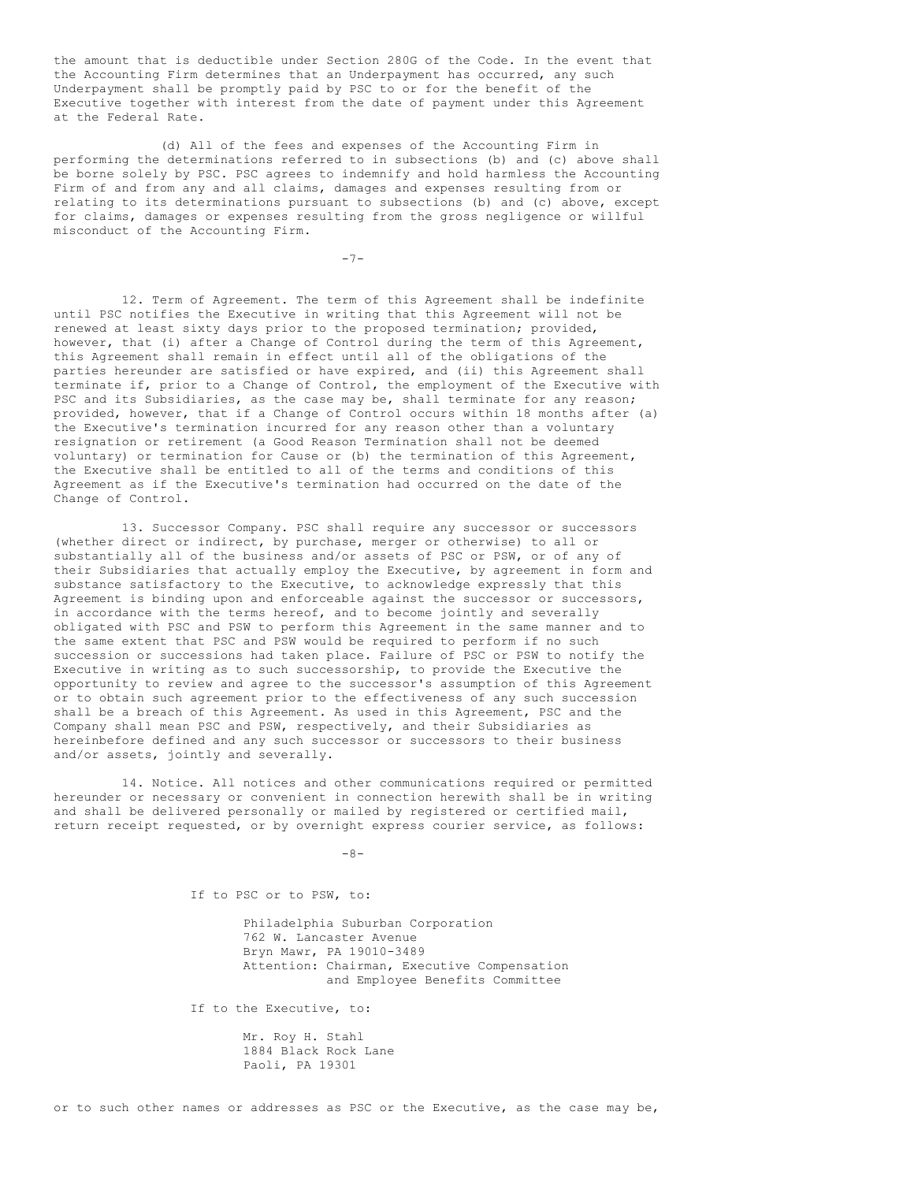the amount that is deductible under Section 280G of the Code. In the event that the Accounting Firm determines that an Underpayment has occurred, any such Underpayment shall be promptly paid by PSC to or for the benefit of the Executive together with interest from the date of payment under this Agreement at the Federal Rate.

(d) All of the fees and expenses of the Accounting Firm in performing the determinations referred to in subsections (b) and (c) above shall be borne solely by PSC. PSC agrees to indemnify and hold harmless the Accounting Firm of and from any and all claims, damages and expenses resulting from or relating to its determinations pursuant to subsections (b) and (c) above, except for claims, damages or expenses resulting from the gross negligence or willful misconduct of the Accounting Firm.

12. Term of Agreement. The term of this Agreement shall be indefinite until PSC notifies the Executive in writing that this Agreement will not be renewed at least sixty days prior to the proposed termination; provided, however, that (i) after a Change of Control during the term of this Agreement, this Agreement shall remain in effect until all of the obligations of the parties hereunder are satisfied or have expired, and (ii) this Agreement shall terminate if, prior to a Change of Control, the employment of the Executive with PSC and its Subsidiaries, as the case may be, shall terminate for any reason; provided, however, that if a Change of Control occurs within 18 months after (a) the Executive's termination incurred for any reason other than a voluntary resignation or retirement (a Good Reason Termination shall not be deemed voluntary) or termination for Cause or (b) the termination of this Agreement, the Executive shall be entitled to all of the terms and conditions of this Agreement as if the Executive's termination had occurred on the date of the Change of Control.

13. Successor Company. PSC shall require any successor or successors (whether direct or indirect, by purchase, merger or otherwise) to all or substantially all of the business and/or assets of PSC or PSW, or of any of their Subsidiaries that actually employ the Executive, by agreement in form and substance satisfactory to the Executive, to acknowledge expressly that this Agreement is binding upon and enforceable against the successor or successors, in accordance with the terms hereof, and to become jointly and severally obligated with PSC and PSW to perform this Agreement in the same manner and to the same extent that PSC and PSW would be required to perform if no such succession or successions had taken place. Failure of PSC or PSW to notify the Executive in writing as to such successorship, to provide the Executive the opportunity to review and agree to the successor's assumption of this Agreement or to obtain such agreement prior to the effectiveness of any such succession shall be a breach of this Agreement. As used in this Agreement, PSC and the Company shall mean PSC and PSW, respectively, and their Subsidiaries as hereinbefore defined and any such successor or successors to their business and/or assets, jointly and severally.

14. Notice. All notices and other communications required or permitted hereunder or necessary or convenient in connection herewith shall be in writing and shall be delivered personally or mailed by registered or certified mail, return receipt requested, or by overnight express courier service, as follows:

If to PSC or to PSW, to:

Philadelphia Suburban Corporation
762 W. Lancaster Avenue
Bryn Mawr, PA 19010-3489
Attention: Chairman, Executive Compensation and Employee Benefits Committee

If to the Executive, to:

Mr. Roy H. Stahl
1884 Black Rock Lane
Paoli, PA 19301

or to such other names or addresses as PSC or the Executive, as the case may be,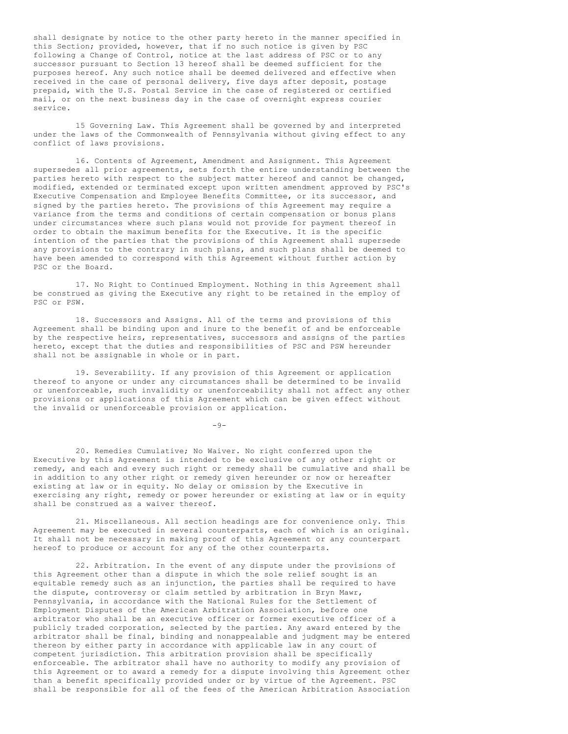shall designate by notice to the other party hereto in the manner specified in this Section; provided, however, that if no such notice is given by PSC following a Change of Control, notice at the last address of PSC or to any successor pursuant to Section 13 hereof shall be deemed sufficient for the purposes hereof. Any such notice shall be deemed delivered and effective when received in the case of personal delivery, five days after deposit, postage prepaid, with the U.S. Postal Service in the case of registered or certified mail, or on the next business day in the case of overnight express courier service.

15 Governing Law. This Agreement shall be governed by and interpreted under the laws of the Commonwealth of Pennsylvania without giving effect to any conflict of laws provisions.

16. Contents of Agreement, Amendment and Assignment. This Agreement supersedes all prior agreements, sets forth the entire understanding between the parties hereto with respect to the subject matter hereof and cannot be changed, modified, extended or terminated except upon written amendment approved by PSC's Executive Compensation and Employee Benefits Committee, or its successor, and signed by the parties hereto. The provisions of this Agreement may require a variance from the terms and conditions of certain compensation or bonus plans under circumstances where such plans would not provide for payment thereof in order to obtain the maximum benefits for the Executive. It is the specific intention of the parties that the provisions of this Agreement shall supersede any provisions to the contrary in such plans, and such plans shall be deemed to have been amended to correspond with this Agreement without further action by PSC or the Board.

17. No Right to Continued Employment. Nothing in this Agreement shall be construed as giving the Executive any right to be retained in the employ of PSC or PSW.

18. Successors and Assigns. All of the terms and provisions of this Agreement shall be binding upon and inure to the benefit of and be enforceable by the respective heirs, representatives, successors and assigns of the parties hereto, except that the duties and responsibilities of PSC and PSW hereunder shall not be assignable in whole or in part.

19. Severability. If any provision of this Agreement or application thereof to anyone or under any circumstances shall be determined to be invalid or unenforceable, such invalidity or unenforceability shall not affect any other provisions or applications of this Agreement which can be given effect without the invalid or unenforceable provision or application.

20. Remedies Cumulative; No Waiver. No right conferred upon the Executive by this Agreement is intended to be exclusive of any other right or remedy, and each and every such right or remedy shall be cumulative and shall be in addition to any other right or remedy given hereunder or now or hereafter existing at law or in equity. No delay or omission by the Executive in exercising any right, remedy or power hereunder or existing at law or in equity shall be construed as a waiver thereof.

21. Miscellaneous. All section headings are for convenience only. This Agreement may be executed in several counterparts, each of which is an original. It shall not be necessary in making proof of this Agreement or any counterpart hereof to produce or account for any of the other counterparts.

22. Arbitration. In the event of any dispute under the provisions of this Agreement other than a dispute in which the sole relief sought is an equitable remedy such as an injunction, the parties shall be required to have the dispute, controversy or claim settled by arbitration in Bryn Mawr, Pennsylvania, in accordance with the National Rules for the Settlement of Employment Disputes of the American Arbitration Association, before one arbitrator who shall be an executive officer or former executive officer of a publicly traded corporation, selected by the parties. Any award entered by the arbitrator shall be final, binding and nonappealable and judgment may be entered thereon by either party in accordance with applicable law in any court of competent jurisdiction. This arbitration provision shall be specifically enforceable. The arbitrator shall have no authority to modify any provision of this Agreement or to award a remedy for a dispute involving this Agreement other than a benefit specifically provided under or by virtue of the Agreement. PSC shall be responsible for all of the fees of the American Arbitration Association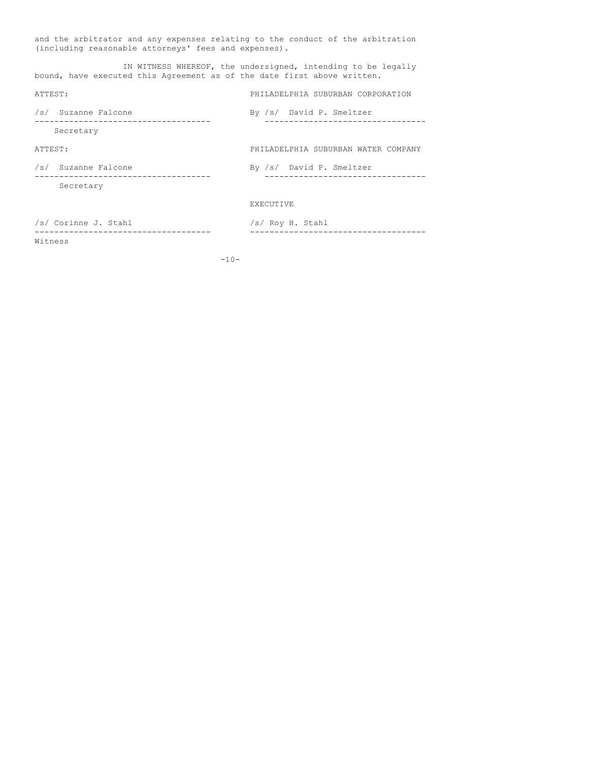and the arbitrator and any expenses relating to the conduct of the arbitration (including reasonable attorneys' fees and expenses).

IN WITNESS WHEREOF, the undersigned, intending to be legally bound, have executed this Agreement as of the date first above written.

| | |
|---|---|
| ATTEST: | PHILADELPHIA SUBURBAN CORPORATION |
| /s/ Suzanne Falcone | By /s/ David P. Smeltzer |
| Secretary | |
| ATTEST: | PHILADELPHIA SUBURBAN WATER COMPANY |
| /s/ Suzanne Falcone | By /s/ David P. Smeltzer |
| Secretary | |
| | EXECUTIVE |
| /s/ Corinne J. Stahl | /s/ Roy H. Stahl |
| Witness | |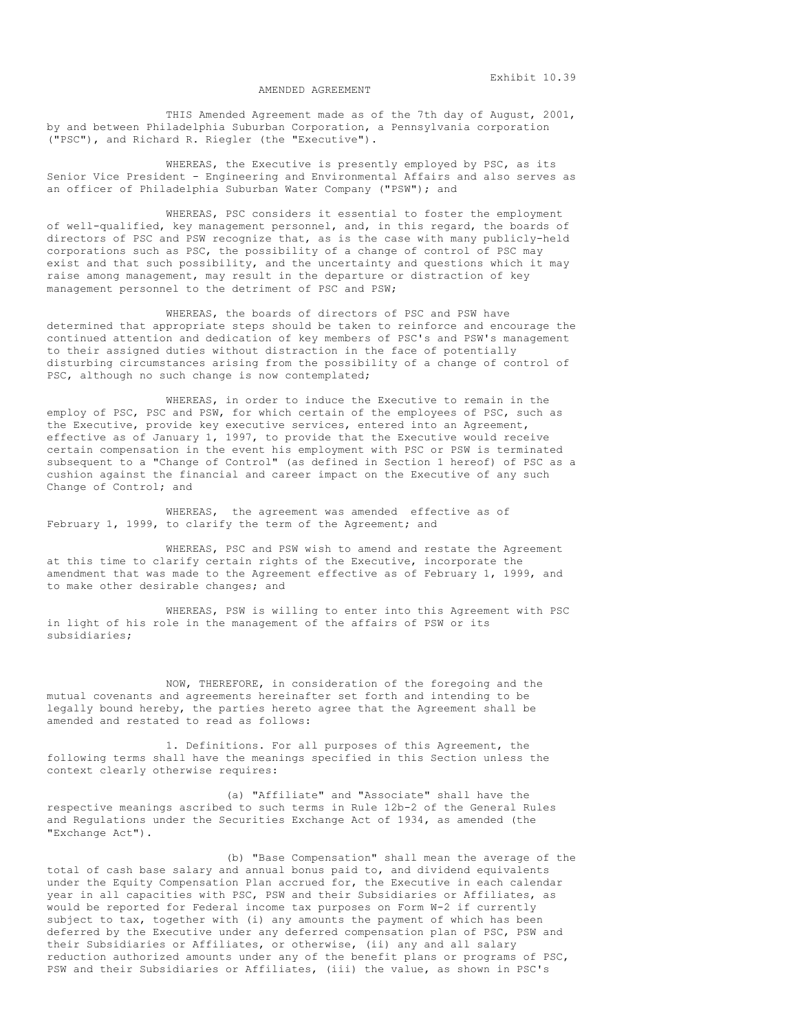Exhibit 10.39

# AMENDED AGREEMENT

THIS Amended Agreement made as of the 7th day of August, 2001, by and between Philadelphia Suburban Corporation, a Pennsylvania corporation ("PSC"), and Richard R. Riegler (the "Executive").

WHEREAS, the Executive is presently employed by PSC, as its Senior Vice President - Engineering and Environmental Affairs and also serves as an officer of Philadelphia Suburban Water Company ("PSW"); and

WHEREAS, PSC considers it essential to foster the employment of well-qualified, key management personnel, and, in this regard, the boards of directors of PSC and PSW recognize that, as is the case with many publicly-held corporations such as PSC, the possibility of a change of control of PSC may exist and that such possibility, and the uncertainty and questions which it may raise among management, may result in the departure or distraction of key management personnel to the detriment of PSC and PSW;

WHEREAS, the boards of directors of PSC and PSW have determined that appropriate steps should be taken to reinforce and encourage the continued attention and dedication of key members of PSC's and PSW's management to their assigned duties without distraction in the face of potentially disturbing circumstances arising from the possibility of a change of control of PSC, although no such change is now contemplated;

WHEREAS, in order to induce the Executive to remain in the employ of PSC, PSC and PSW, for which certain of the employees of PSC, such as the Executive, provide key executive services, entered into an Agreement, effective as of January 1, 1997, to provide that the Executive would receive certain compensation in the event his employment with PSC or PSW is terminated subsequent to a "Change of Control" (as defined in Section 1 hereof) of PSC as a cushion against the financial and career impact on the Executive of any such Change of Control; and

WHEREAS, the agreement was amended effective as of February 1, 1999, to clarify the term of the Agreement; and

WHEREAS, PSC and PSW wish to amend and restate the Agreement at this time to clarify certain rights of the Executive, incorporate the amendment that was made to the Agreement effective as of February 1, 1999, and to make other desirable changes; and

WHEREAS, PSW is willing to enter into this Agreement with PSC in light of his role in the management of the affairs of PSW or its subsidiaries;

NOW, THEREFORE, in consideration of the foregoing and the mutual covenants and agreements hereinafter set forth and intending to be legally bound hereby, the parties hereto agree that the Agreement shall be amended and restated to read as follows:

1. Definitions. For all purposes of this Agreement, the following terms shall have the meanings specified in this Section unless the context clearly otherwise requires:

(a) "Affiliate" and "Associate" shall have the respective meanings ascribed to such terms in Rule 12b-2 of the General Rules and Regulations under the Securities Exchange Act of 1934, as amended (the "Exchange Act").

(b) "Base Compensation" shall mean the average of the total of cash base salary and annual bonus paid to, and dividend equivalents under the Equity Compensation Plan accrued for, the Executive in each calendar year in all capacities with PSC, PSW and their Subsidiaries or Affiliates, as would be reported for Federal income tax purposes on Form W-2 if currently subject to tax, together with (i) any amounts the payment of which has been deferred by the Executive under any deferred compensation plan of PSC, PSW and their Subsidiaries or Affiliates, or otherwise, (ii) any and all salary reduction authorized amounts under any of the benefit plans or programs of PSC, PSW and their Subsidiaries or Affiliates, (iii) the value, as shown in PSC's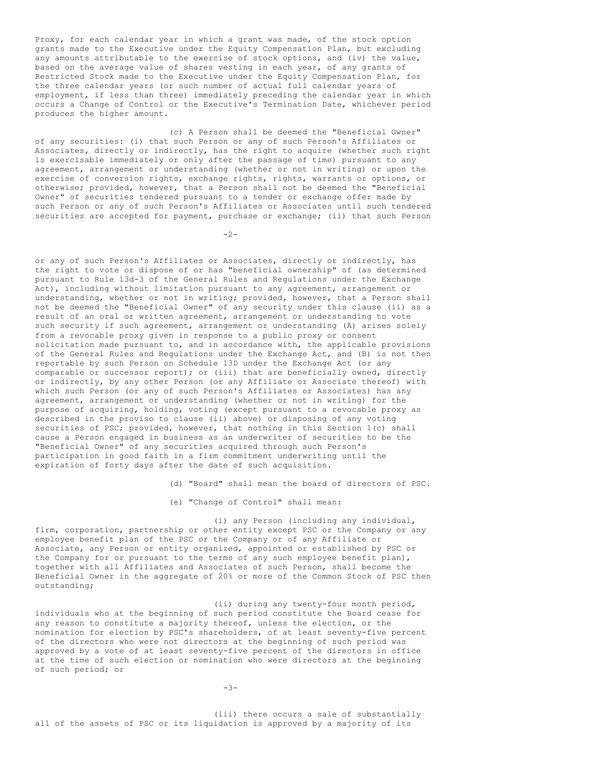Proxy, for each calendar year in which a grant was made, of the stock option grants made to the Executive under the Equity Compensation Plan, but excluding any amounts attributable to the exercise of stock options, and (iv) the value, based on the average value of shares vesting in each year, of any grants of Restricted Stock made to the Executive under the Equity Compensation Plan, for the three calendar years (or such number of actual full calendar years of employment, if less than three) immediately preceding the calendar year in which occurs a Change of Control or the Executive's Termination Date, whichever period produces the higher amount.

(c) A Person shall be deemed the "Beneficial Owner" of any securities: (i) that such Person or any of such Person's Affiliates or Associates, directly or indirectly, has the right to acquire (whether such right is exercisable immediately or only after the passage of time) pursuant to any agreement, arrangement or understanding (whether or not in writing) or upon the exercise of conversion rights, exchange rights, rights, warrants or options, or otherwise; provided, however, that a Person shall not be deemed the "Beneficial Owner" of securities tendered pursuant to a tender or exchange offer made by such Person or any of such Person's Affiliates or Associates until such tendered securities are accepted for payment, purchase or exchange; (ii) that such Person or any of such Person's Affiliates or Associates, directly or indirectly, has the right to vote or dispose of or has "beneficial ownership" of (as determined pursuant to Rule 13d-3 of the General Rules and Regulations under the Exchange Act), including without limitation pursuant to any agreement, arrangement or understanding, whether or not in writing; provided, however, that a Person shall not be deemed the "Beneficial Owner" of any security under this clause (ii) as a result of an oral or written agreement, arrangement or understanding to vote such security if such agreement, arrangement or understanding (A) arises solely from a revocable proxy given in response to a public proxy or consent solicitation made pursuant to, and in accordance with, the applicable provisions of the General Rules and Regulations under the Exchange Act, and (B) is not then reportable by such Person on Schedule 13D under the Exchange Act (or any comparable or successor report); or (iii) that are beneficially owned, directly or indirectly, by any other Person (or any Affiliate or Associate thereof) with which such Person (or any of such Person's Affiliates or Associates) has any agreement, arrangement or understanding (whether or not in writing) for the purpose of acquiring, holding, voting (except pursuant to a revocable proxy as described in the proviso to clause (ii) above) or disposing of any voting securities of PSC; provided, however, that nothing in this Section 1(c) shall cause a Person engaged in business as an underwriter of securities to be the "Beneficial Owner" of any securities acquired through such Person's participation in good faith in a firm commitment underwriting until the expiration of forty days after the date of such acquisition.

(d) "Board" shall mean the board of directors of PSC.

(e) "Change of Control" shall mean:

(i) any Person (including any individual, firm, corporation, partnership or other entity except PSC or the Company or any employee benefit plan of the PSC or the Company or of any Affiliate or Associate, any Person or entity organized, appointed or established by PSC or the Company for or pursuant to the terms of any such employee benefit plan), together with all Affiliates and Associates of such Person, shall become the Beneficial Owner in the aggregate of 20% or more of the Common Stock of PSC then outstanding;

(ii) during any twenty-four month period, individuals who at the beginning of such period constitute the Board cease for any reason to constitute a majority thereof, unless the election, or the nomination for election by PSC's shareholders, of at least seventy-five percent of the directors who were not directors at the beginning of such period was approved by a vote of at least seventy-five percent of the directors in office at the time of such election or nomination who were directors at the beginning of such period; or

(iii) there occurs a sale of substantially all of the assets of PSC or its liquidation is approved by a majority of its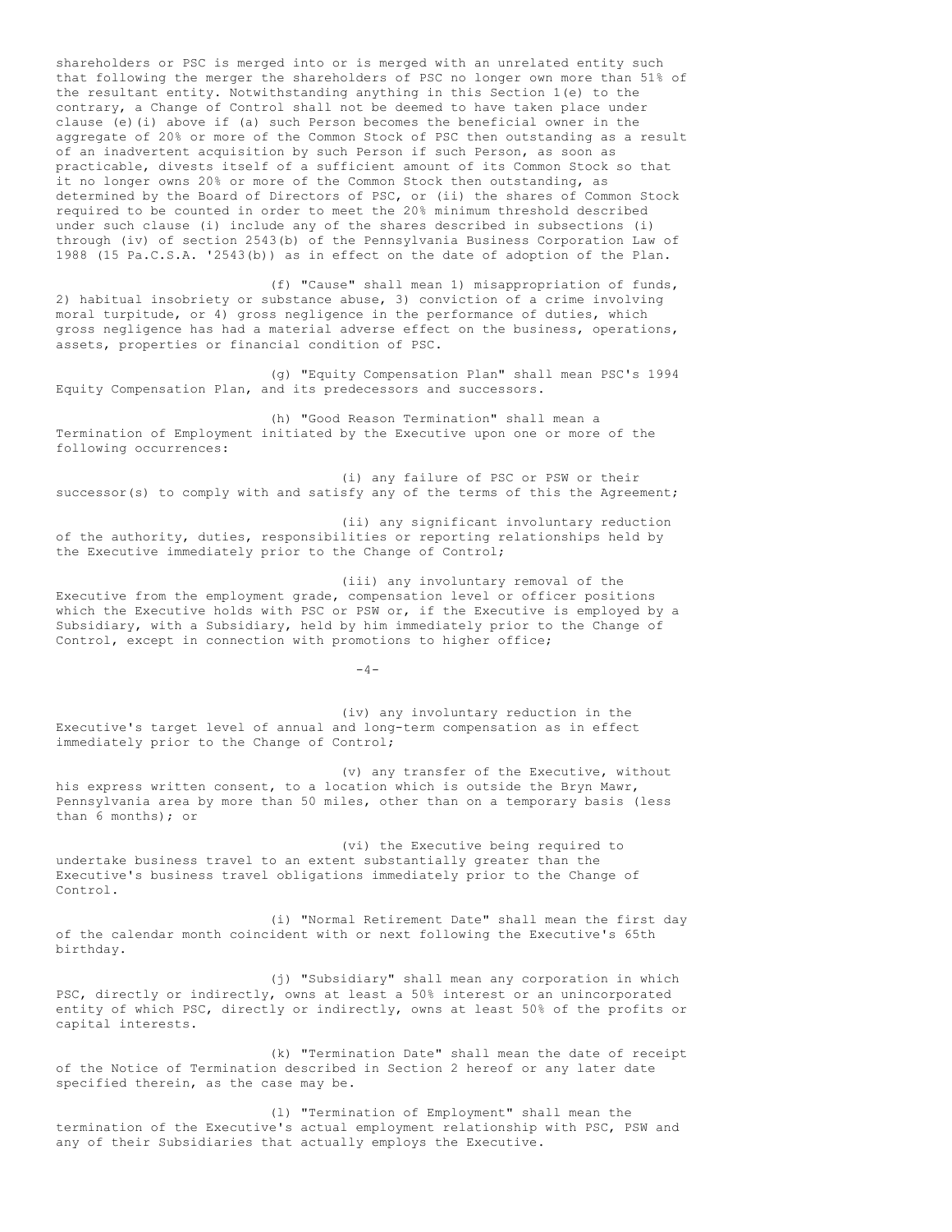shareholders or PSC is merged into or is merged with an unrelated entity such that following the merger the shareholders of PSC no longer own more than 51% of the resultant entity. Notwithstanding anything in this Section 1(e) to the contrary, a Change of Control shall not be deemed to have taken place under clause (e)(i) above if (a) such Person becomes the beneficial owner in the aggregate of 20% or more of the Common Stock of PSC then outstanding as a result of an inadvertent acquisition by such Person if such Person, as soon as practicable, divests itself of a sufficient amount of its Common Stock so that it no longer owns 20% or more of the Common Stock then outstanding, as determined by the Board of Directors of PSC, or (ii) the shares of Common Stock required to be counted in order to meet the 20% minimum threshold described under such clause (i) include any of the shares described in subsections (i) through (iv) of section 2543(b) of the Pennsylvania Business Corporation Law of 1988 (15 Pa.C.S.A. '2543(b)) as in effect on the date of adoption of the Plan.

(f) "Cause" shall mean 1) misappropriation of funds, 2) habitual insobriety or substance abuse, 3) conviction of a crime involving moral turpitude, or 4) gross negligence in the performance of duties, which gross negligence has had a material adverse effect on the business, operations, assets, properties or financial condition of PSC.

(g) "Equity Compensation Plan" shall mean PSC's 1994 Equity Compensation Plan, and its predecessors and successors.

(h) "Good Reason Termination" shall mean a Termination of Employment initiated by the Executive upon one or more of the following occurrences:

(i) any failure of PSC or PSW or their successor(s) to comply with and satisfy any of the terms of this the Agreement;

(ii) any significant involuntary reduction of the authority, duties, responsibilities or reporting relationships held by the Executive immediately prior to the Change of Control;

(iii) any involuntary removal of the Executive from the employment grade, compensation level or officer positions which the Executive holds with PSC or PSW or, if the Executive is employed by a Subsidiary, with a Subsidiary, held by him immediately prior to the Change of Control, except in connection with promotions to higher office;

(iv) any involuntary reduction in the Executive's target level of annual and long-term compensation as in effect immediately prior to the Change of Control;

(v) any transfer of the Executive, without his express written consent, to a location which is outside the Bryn Mawr, Pennsylvania area by more than 50 miles, other than on a temporary basis (less than 6 months); or

(vi) the Executive being required to undertake business travel to an extent substantially greater than the Executive's business travel obligations immediately prior to the Change of Control.

(i) "Normal Retirement Date" shall mean the first day of the calendar month coincident with or next following the Executive's 65th birthday.

(j) "Subsidiary" shall mean any corporation in which PSC, directly or indirectly, owns at least a 50% interest or an unincorporated entity of which PSC, directly or indirectly, owns at least 50% of the profits or capital interests.

(k) "Termination Date" shall mean the date of receipt of the Notice of Termination described in Section 2 hereof or any later date specified therein, as the case may be.

(l) "Termination of Employment" shall mean the termination of the Executive's actual employment relationship with PSC, PSW and any of their Subsidiaries that actually employs the Executive.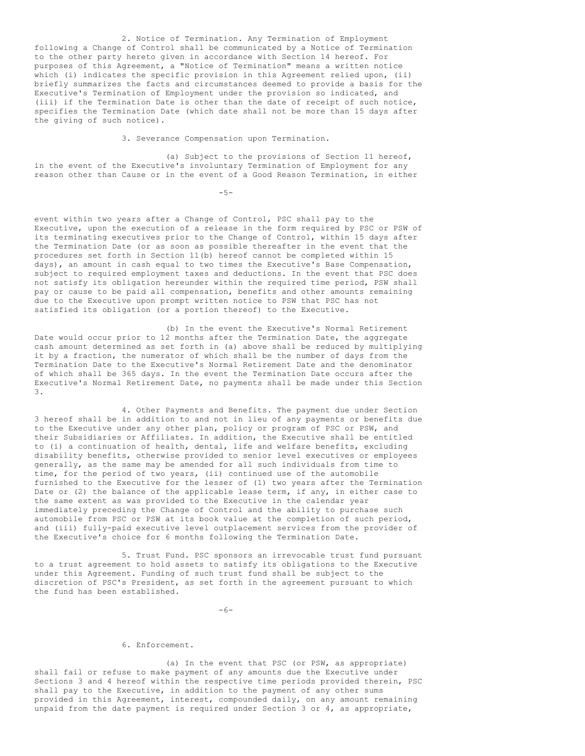2. Notice of Termination. Any Termination of Employment following a Change of Control shall be communicated by a Notice of Termination to the other party hereto given in accordance with Section 14 hereof. For purposes of this Agreement, a "Notice of Termination" means a written notice which (i) indicates the specific provision in this Agreement relied upon, (ii) briefly summarizes the facts and circumstances deemed to provide a basis for the Executive's Termination of Employment under the provision so indicated, and (iii) if the Termination Date is other than the date of receipt of such notice, specifies the Termination Date (which date shall not be more than 15 days after the giving of such notice).

3. Severance Compensation upon Termination.

(a) Subject to the provisions of Section 11 hereof, in the event of the Executive's involuntary Termination of Employment for any reason other than Cause or in the event of a Good Reason Termination, in either event within two years after a Change of Control, PSC shall pay to the Executive, upon the execution of a release in the form required by PSC or PSW of its terminating executives prior to the Change of Control, within 15 days after the Termination Date (or as soon as possible thereafter in the event that the procedures set forth in Section 11(b) hereof cannot be completed within 15 days), an amount in cash equal to two times the Executive's Base Compensation, subject to required employment taxes and deductions. In the event that PSC does not satisfy its obligation hereunder within the required time period, PSW shall pay or cause to be paid all compensation, benefits and other amounts remaining due to the Executive upon prompt written notice to PSW that PSC has not satisfied its obligation (or a portion thereof) to the Executive.

(b) In the event the Executive's Normal Retirement Date would occur prior to 12 months after the Termination Date, the aggregate cash amount determined as set forth in (a) above shall be reduced by multiplying it by a fraction, the numerator of which shall be the number of days from the Termination Date to the Executive's Normal Retirement Date and the denominator of which shall be 365 days. In the event the Termination Date occurs after the Executive's Normal Retirement Date, no payments shall be made under this Section 3.

4. Other Payments and Benefits. The payment due under Section 3 hereof shall be in addition to and not in lieu of any payments or benefits due to the Executive under any other plan, policy or program of PSC or PSW, and their Subsidiaries or Affiliates. In addition, the Executive shall be entitled to (i) a continuation of health, dental, life and welfare benefits, excluding disability benefits, otherwise provided to senior level executives or employees generally, as the same may be amended for all such individuals from time to time, for the period of two years, (ii) continued use of the automobile furnished to the Executive for the lesser of (1) two years after the Termination Date or (2) the balance of the applicable lease term, if any, in either case to the same extent as was provided to the Executive in the calendar year immediately preceding the Change of Control and the ability to purchase such automobile from PSC or PSW at its book value at the completion of such period, and (iii) fully-paid executive level outplacement services from the provider of the Executive's choice for 6 months following the Termination Date.

5. Trust Fund. PSC sponsors an irrevocable trust fund pursuant to a trust agreement to hold assets to satisfy its obligations to the Executive under this Agreement. Funding of such trust fund shall be subject to the discretion of PSC's President, as set forth in the agreement pursuant to which the fund has been established.

6. Enforcement.

(a) In the event that PSC (or PSW, as appropriate) shall fail or refuse to make payment of any amounts due the Executive under Sections 3 and 4 hereof within the respective time periods provided therein, PSC shall pay to the Executive, in addition to the payment of any other sums provided in this Agreement, interest, compounded daily, on any amount remaining unpaid from the date payment is required under Section 3 or 4, as appropriate,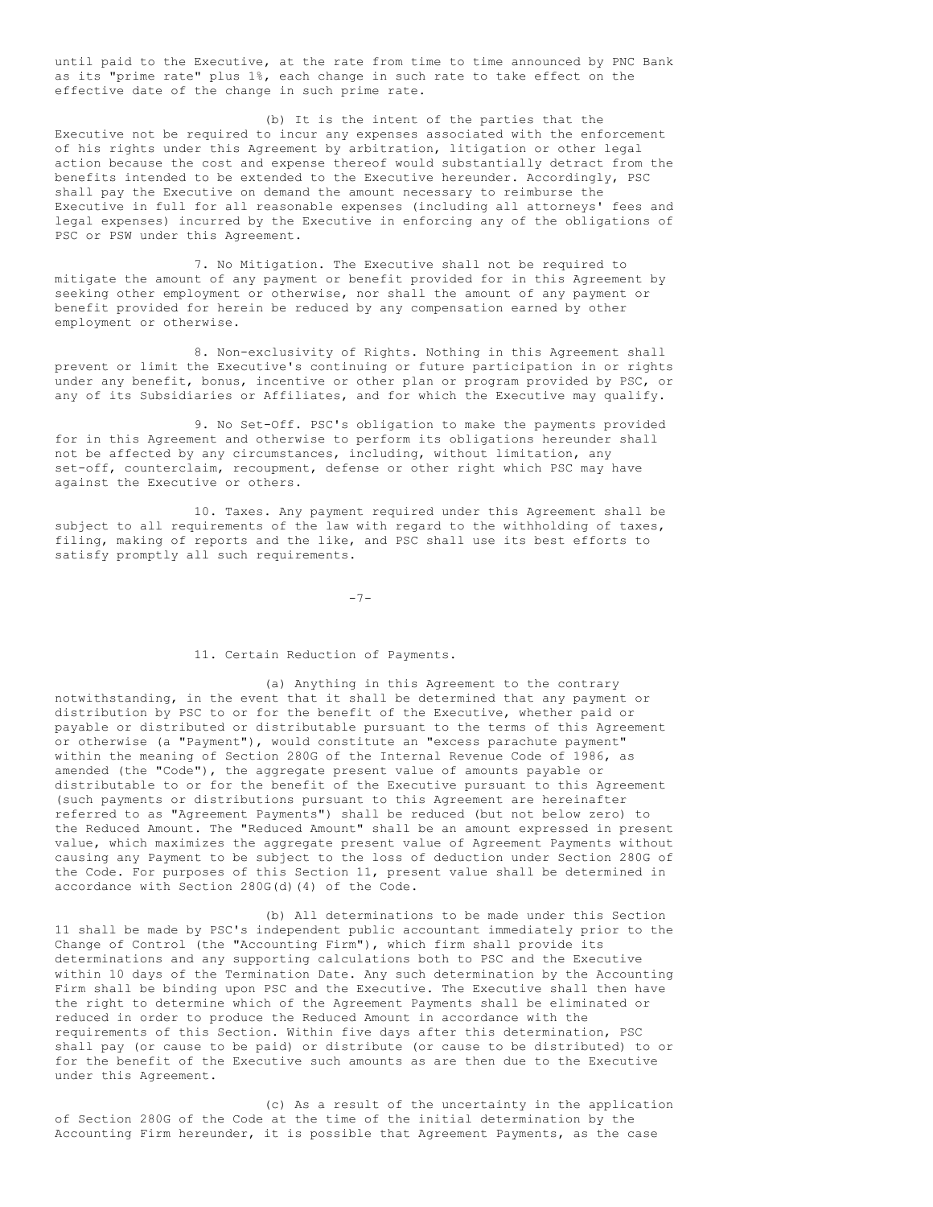until paid to the Executive, at the rate from time to time announced by PNC Bank as its "prime rate" plus 1%, each change in such rate to take effect on the effective date of the change in such prime rate.

(b) It is the intent of the parties that the Executive not be required to incur any expenses associated with the enforcement of his rights under this Agreement by arbitration, litigation or other legal action because the cost and expense thereof would substantially detract from the benefits intended to be extended to the Executive hereunder. Accordingly, PSC shall pay the Executive on demand the amount necessary to reimburse the Executive in full for all reasonable expenses (including all attorneys' fees and legal expenses) incurred by the Executive in enforcing any of the obligations of PSC or PSW under this Agreement.

7. No Mitigation. The Executive shall not be required to mitigate the amount of any payment or benefit provided for in this Agreement by seeking other employment or otherwise, nor shall the amount of any payment or benefit provided for herein be reduced by any compensation earned by other employment or otherwise.

8. Non-exclusivity of Rights. Nothing in this Agreement shall prevent or limit the Executive's continuing or future participation in or rights under any benefit, bonus, incentive or other plan or program provided by PSC, or any of its Subsidiaries or Affiliates, and for which the Executive may qualify.

9. No Set-Off. PSC's obligation to make the payments provided for in this Agreement and otherwise to perform its obligations hereunder shall not be affected by any circumstances, including, without limitation, any set-off, counterclaim, recoupment, defense or other right which PSC may have against the Executive or others.

10. Taxes. Any payment required under this Agreement shall be subject to all requirements of the law with regard to the withholding of taxes, filing, making of reports and the like, and PSC shall use its best efforts to satisfy promptly all such requirements.

11. Certain Reduction of Payments.

(a) Anything in this Agreement to the contrary notwithstanding, in the event that it shall be determined that any payment or distribution by PSC to or for the benefit of the Executive, whether paid or payable or distributed or distributable pursuant to the terms of this Agreement or otherwise (a "Payment"), would constitute an "excess parachute payment" within the meaning of Section 280G of the Internal Revenue Code of 1986, as amended (the "Code"), the aggregate present value of amounts payable or distributable to or for the benefit of the Executive pursuant to this Agreement (such payments or distributions pursuant to this Agreement are hereinafter referred to as "Agreement Payments") shall be reduced (but not below zero) to the Reduced Amount. The "Reduced Amount" shall be an amount expressed in present value, which maximizes the aggregate present value of Agreement Payments without causing any Payment to be subject to the loss of deduction under Section 280G of the Code. For purposes of this Section 11, present value shall be determined in accordance with Section 280G(d)(4) of the Code.

(b) All determinations to be made under this Section 11 shall be made by PSC's independent public accountant immediately prior to the Change of Control (the "Accounting Firm"), which firm shall provide its determinations and any supporting calculations both to PSC and the Executive within 10 days of the Termination Date. Any such determination by the Accounting Firm shall be binding upon PSC and the Executive. The Executive shall then have the right to determine which of the Agreement Payments shall be eliminated or reduced in order to produce the Reduced Amount in accordance with the requirements of this Section. Within five days after this determination, PSC shall pay (or cause to be paid) or distribute (or cause to be distributed) to or for the benefit of the Executive such amounts as are then due to the Executive under this Agreement.

(c) As a result of the uncertainty in the application of Section 280G of the Code at the time of the initial determination by the Accounting Firm hereunder, it is possible that Agreement Payments, as the case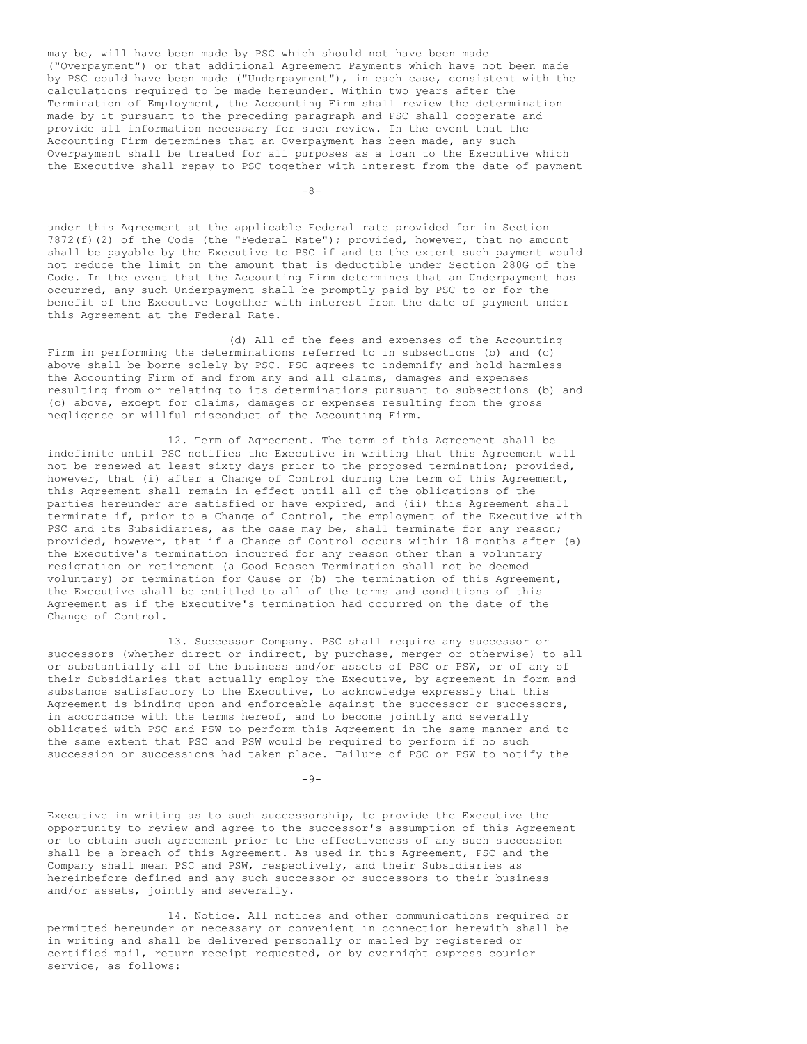may be, will have been made by PSC which should not have been made ("Overpayment") or that additional Agreement Payments which have not been made by PSC could have been made ("Underpayment"), in each case, consistent with the calculations required to be made hereunder. Within two years after the Termination of Employment, the Accounting Firm shall review the determination made by it pursuant to the preceding paragraph and PSC shall cooperate and provide all information necessary for such review. In the event that the Accounting Firm determines that an Overpayment has been made, any such Overpayment shall be treated for all purposes as a loan to the Executive which the Executive shall repay to PSC together with interest from the date of payment under this Agreement at the applicable Federal rate provided for in Section 7872(f)(2) of the Code (the "Federal Rate"); provided, however, that no amount shall be payable by the Executive to PSC if and to the extent such payment would not reduce the limit on the amount that is deductible under Section 280G of the Code. In the event that the Accounting Firm determines that an Underpayment has occurred, any such Underpayment shall be promptly paid by PSC to or for the benefit of the Executive together with interest from the date of payment under this Agreement at the Federal Rate.

(d) All of the fees and expenses of the Accounting Firm in performing the determinations referred to in subsections (b) and (c) above shall be borne solely by PSC. PSC agrees to indemnify and hold harmless the Accounting Firm of and from any and all claims, damages and expenses resulting from or relating to its determinations pursuant to subsections (b) and (c) above, except for claims, damages or expenses resulting from the gross negligence or willful misconduct of the Accounting Firm.

12. Term of Agreement. The term of this Agreement shall be indefinite until PSC notifies the Executive in writing that this Agreement will not be renewed at least sixty days prior to the proposed termination; provided, however, that (i) after a Change of Control during the term of this Agreement, this Agreement shall remain in effect until all of the obligations of the parties hereunder are satisfied or have expired, and (ii) this Agreement shall terminate if, prior to a Change of Control, the employment of the Executive with PSC and its Subsidiaries, as the case may be, shall terminate for any reason; provided, however, that if a Change of Control occurs within 18 months after (a) the Executive's termination incurred for any reason other than a voluntary resignation or retirement (a Good Reason Termination shall not be deemed voluntary) or termination for Cause or (b) the termination of this Agreement, the Executive shall be entitled to all of the terms and conditions of this Agreement as if the Executive's termination had occurred on the date of the Change of Control.

13. Successor Company. PSC shall require any successor or successors (whether direct or indirect, by purchase, merger or otherwise) to all or substantially all of the business and/or assets of PSC or PSW, or of any of their Subsidiaries that actually employ the Executive, by agreement in form and substance satisfactory to the Executive, to acknowledge expressly that this Agreement is binding upon and enforceable against the successor or successors, in accordance with the terms hereof, and to become jointly and severally obligated with PSC and PSW to perform this Agreement in the same manner and to the same extent that PSC and PSW would be required to perform if no such succession or successions had taken place. Failure of PSC or PSW to notify the Executive in writing as to such successorship, to provide the Executive the opportunity to review and agree to the successor's assumption of this Agreement or to obtain such agreement prior to the effectiveness of any such succession shall be a breach of this Agreement. As used in this Agreement, PSC and the Company shall mean PSC and PSW, respectively, and their Subsidiaries as hereinbefore defined and any such successor or successors to their business and/or assets, jointly and severally.

14. Notice. All notices and other communications required or permitted hereunder or necessary or convenient in connection herewith shall be in writing and shall be delivered personally or mailed by registered or certified mail, return receipt requested, or by overnight express courier service, as follows: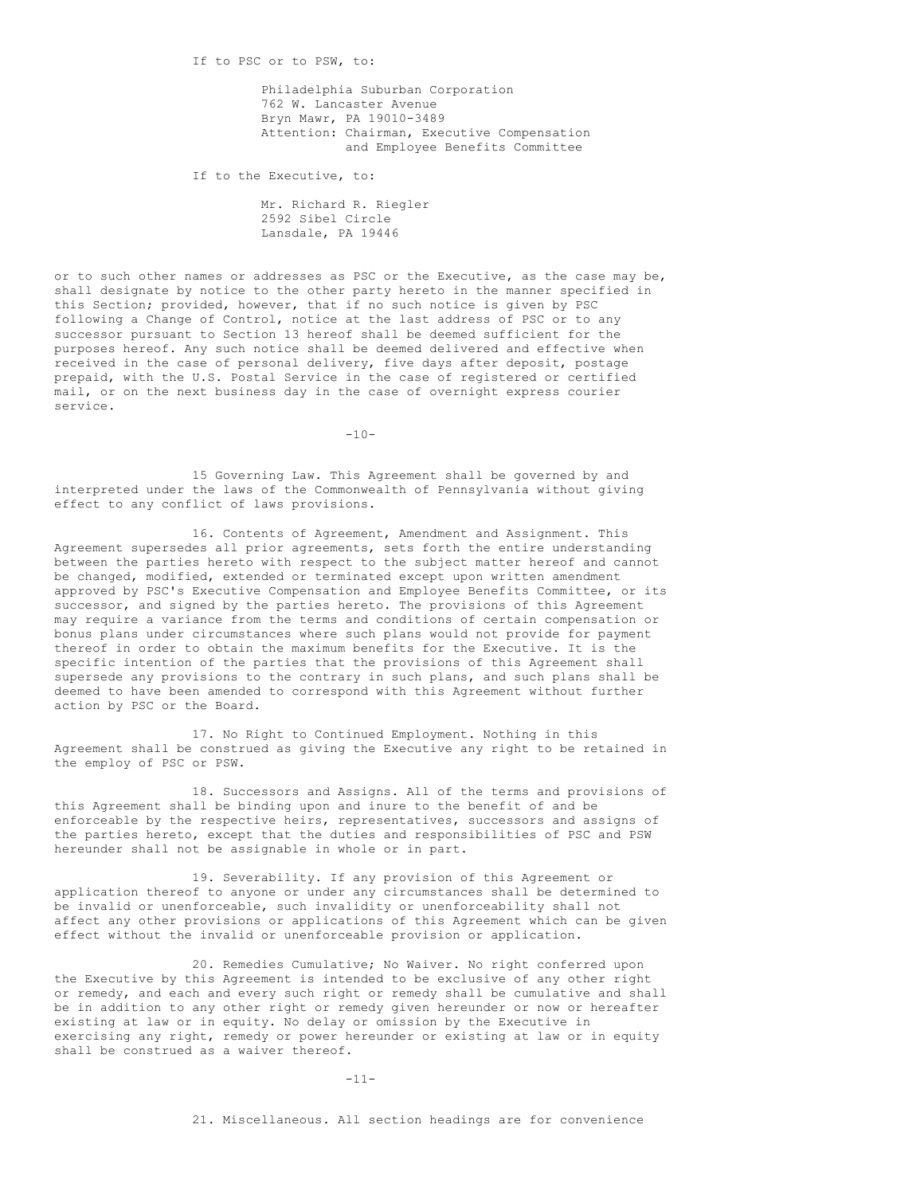If to PSC or to PSW, to:

Philadelphia Suburban Corporation
762 W. Lancaster Avenue
Bryn Mawr, PA 19010-3489
Attention: Chairman, Executive Compensation and Employee Benefits Committee

If to the Executive, to:

Mr. Richard R. Riegler
2592 Sibel Circle
Lansdale, PA 19446

or to such other names or addresses as PSC or the Executive, as the case may be, shall designate by notice to the other party hereto in the manner specified in this Section; provided, however, that if no such notice is given by PSC following a Change of Control, notice at the last address of PSC or to any successor pursuant to Section 13 hereof shall be deemed sufficient for the purposes hereof. Any such notice shall be deemed delivered and effective when received in the case of personal delivery, five days after deposit, postage prepaid, with the U.S. Postal Service in the case of registered or certified mail, or on the next business day in the case of overnight express courier service.

15 Governing Law. This Agreement shall be governed by and interpreted under the laws of the Commonwealth of Pennsylvania without giving effect to any conflict of laws provisions.

16. Contents of Agreement, Amendment and Assignment. This Agreement supersedes all prior agreements, sets forth the entire understanding between the parties hereto with respect to the subject matter hereof and cannot be changed, modified, extended or terminated except upon written amendment approved by PSC's Executive Compensation and Employee Benefits Committee, or its successor, and signed by the parties hereto. The provisions of this Agreement may require a variance from the terms and conditions of certain compensation or bonus plans under circumstances where such plans would not provide for payment thereof in order to obtain the maximum benefits for the Executive. It is the specific intention of the parties that the provisions of this Agreement shall supersede any provisions to the contrary in such plans, and such plans shall be deemed to have been amended to correspond with this Agreement without further action by PSC or the Board.

17. No Right to Continued Employment. Nothing in this Agreement shall be construed as giving the Executive any right to be retained in the employ of PSC or PSW.

18. Successors and Assigns. All of the terms and provisions of this Agreement shall be binding upon and inure to the benefit of and be enforceable by the respective heirs, representatives, successors and assigns of the parties hereto, except that the duties and responsibilities of PSC and PSW hereunder shall not be assignable in whole or in part.

19. Severability. If any provision of this Agreement or application thereof to anyone or under any circumstances shall be determined to be invalid or unenforceable, such invalidity or unenforceability shall not affect any other provisions or applications of this Agreement which can be given effect without the invalid or unenforceable provision or application.

20. Remedies Cumulative; No Waiver. No right conferred upon the Executive by this Agreement is intended to be exclusive of any other right or remedy, and each and every such right or remedy shall be cumulative and shall be in addition to any other right or remedy given hereunder or now or hereafter existing at law or in equity. No delay or omission by the Executive in exercising any right, remedy or power hereunder or existing at law or in equity shall be construed as a waiver thereof.

21. Miscellaneous. All section headings are for convenience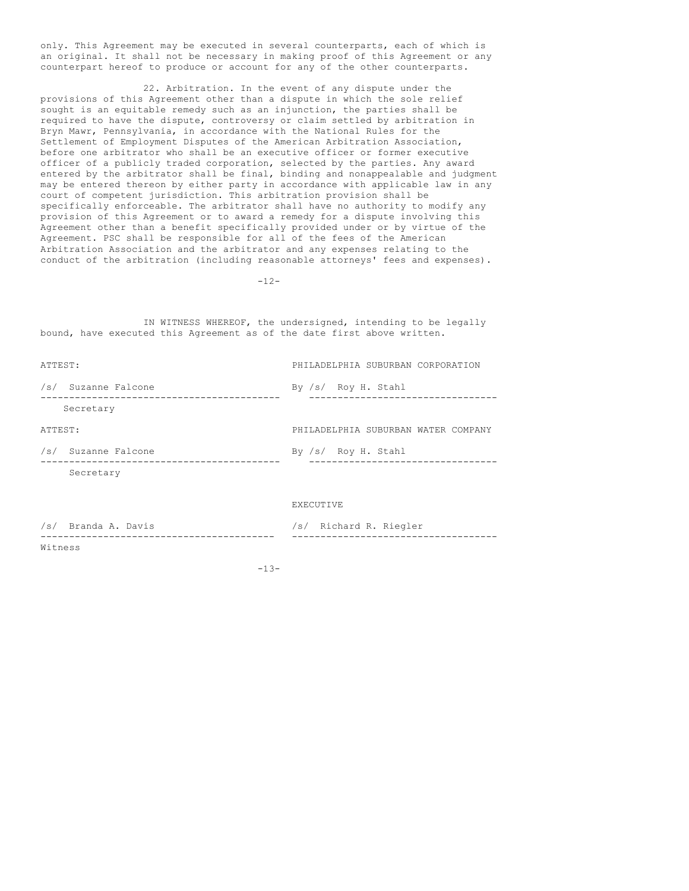only. This Agreement may be executed in several counterparts, each of which is an original. It shall not be necessary in making proof of this Agreement or any counterpart hereof to produce or account for any of the other counterparts.

22. Arbitration. In the event of any dispute under the provisions of this Agreement other than a dispute in which the sole relief sought is an equitable remedy such as an injunction, the parties shall be required to have the dispute, controversy or claim settled by arbitration in Bryn Mawr, Pennsylvania, in accordance with the National Rules for the Settlement of Employment Disputes of the American Arbitration Association, before one arbitrator who shall be an executive officer or former executive officer of a publicly traded corporation, selected by the parties. Any award entered by the arbitrator shall be final, binding and nonappealable and judgment may be entered thereon by either party in accordance with applicable law in any court of competent jurisdiction. This arbitration provision shall be specifically enforceable. The arbitrator shall have no authority to modify any provision of this Agreement or to award a remedy for a dispute involving this Agreement other than a benefit specifically provided under or by virtue of the Agreement. PSC shall be responsible for all of the fees of the American Arbitration Association and the arbitrator and any expenses relating to the conduct of the arbitration (including reasonable attorneys' fees and expenses).

IN WITNESS WHEREOF, the undersigned, intending to be legally bound, have executed this Agreement as of the date first above written.

| | |
|---|---|
| ATTEST: | PHILADELPHIA SUBURBAN CORPORATION |
| /s/ Suzanne Falcone | By /s/ Roy H. Stahl |
| Secretary | |
| ATTEST: | PHILADELPHIA SUBURBAN WATER COMPANY |
| /s/ Suzanne Falcone | By /s/ Roy H. Stahl |
| Secretary | |
| | EXECUTIVE |
| /s/ Branda A. Davis | /s/ Richard R. Riegler |
| Witness | |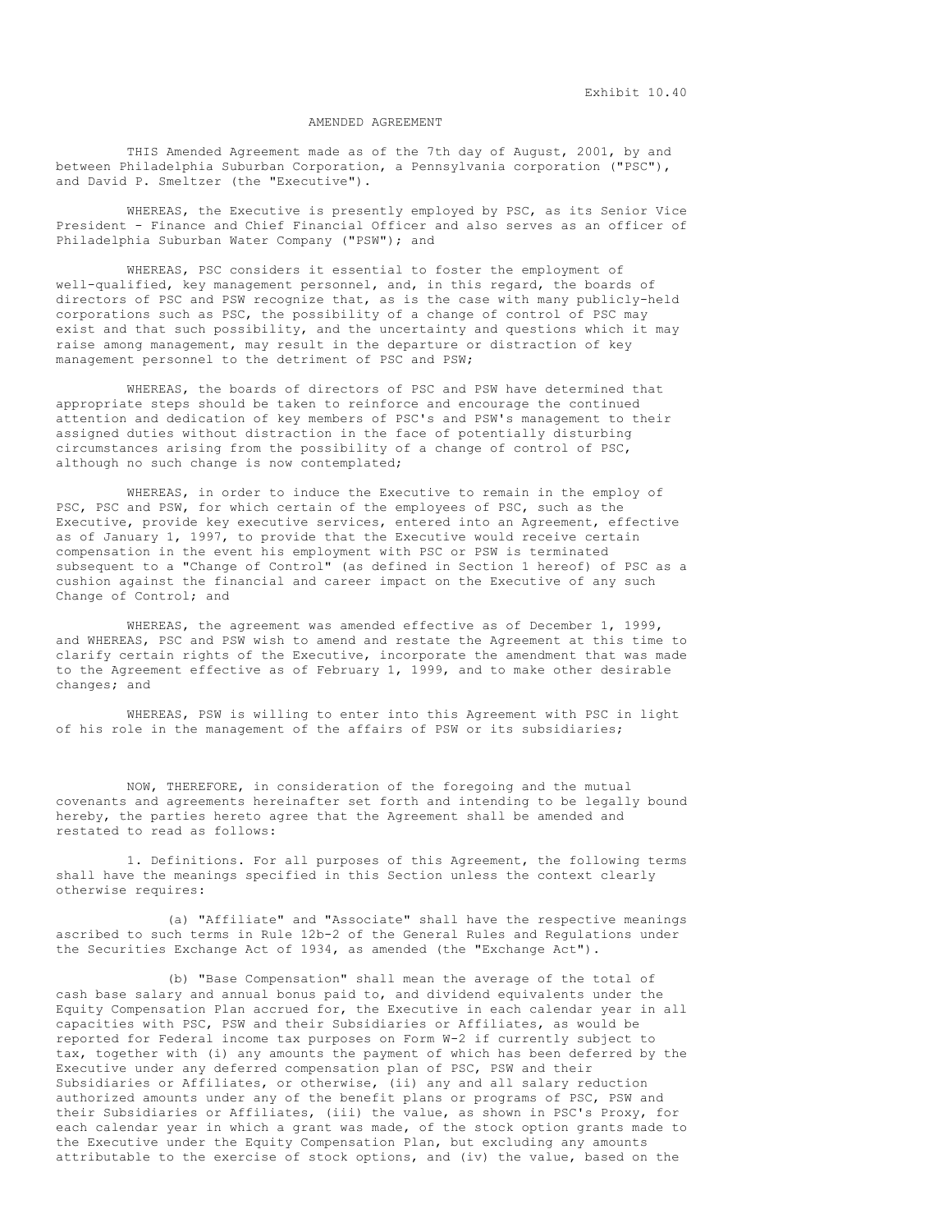Exhibit 10.40

AMENDED AGREEMENT

THIS Amended Agreement made as of the 7th day of August, 2001, by and between Philadelphia Suburban Corporation, a Pennsylvania corporation ("PSC"), and David P. Smeltzer (the "Executive").

WHEREAS, the Executive is presently employed by PSC, as its Senior Vice President - Finance and Chief Financial Officer and also serves as an officer of Philadelphia Suburban Water Company ("PSW"); and

WHEREAS, PSC considers it essential to foster the employment of well-qualified, key management personnel, and, in this regard, the boards of directors of PSC and PSW recognize that, as is the case with many publicly-held corporations such as PSC, the possibility of a change of control of PSC may exist and that such possibility, and the uncertainty and questions which it may raise among management, may result in the departure or distraction of key management personnel to the detriment of PSC and PSW;

WHEREAS, the boards of directors of PSC and PSW have determined that appropriate steps should be taken to reinforce and encourage the continued attention and dedication of key members of PSC's and PSW's management to their assigned duties without distraction in the face of potentially disturbing circumstances arising from the possibility of a change of control of PSC, although no such change is now contemplated;

WHEREAS, in order to induce the Executive to remain in the employ of PSC, PSC and PSW, for which certain of the employees of PSC, such as the Executive, provide key executive services, entered into an Agreement, effective as of January 1, 1997, to provide that the Executive would receive certain compensation in the event his employment with PSC or PSW is terminated subsequent to a "Change of Control" (as defined in Section 1 hereof) of PSC as a cushion against the financial and career impact on the Executive of any such Change of Control; and

WHEREAS, the agreement was amended effective as of December 1, 1999, and WHEREAS, PSC and PSW wish to amend and restate the Agreement at this time to clarify certain rights of the Executive, incorporate the amendment that was made to the Agreement effective as of February 1, 1999, and to make other desirable changes; and

WHEREAS, PSW is willing to enter into this Agreement with PSC in light of his role in the management of the affairs of PSW or its subsidiaries;

NOW, THEREFORE, in consideration of the foregoing and the mutual covenants and agreements hereinafter set forth and intending to be legally bound hereby, the parties hereto agree that the Agreement shall be amended and restated to read as follows:

1. Definitions. For all purposes of this Agreement, the following terms shall have the meanings specified in this Section unless the context clearly otherwise requires:

(a) "Affiliate" and "Associate" shall have the respective meanings ascribed to such terms in Rule 12b-2 of the General Rules and Regulations under the Securities Exchange Act of 1934, as amended (the "Exchange Act").

(b) "Base Compensation" shall mean the average of the total of cash base salary and annual bonus paid to, and dividend equivalents under the Equity Compensation Plan accrued for, the Executive in each calendar year in all capacities with PSC, PSW and their Subsidiaries or Affiliates, as would be reported for Federal income tax purposes on Form W-2 if currently subject to tax, together with (i) any amounts the payment of which has been deferred by the Executive under any deferred compensation plan of PSC, PSW and their Subsidiaries or Affiliates, or otherwise, (ii) any and all salary reduction authorized amounts under any of the benefit plans or programs of PSC, PSW and their Subsidiaries or Affiliates, (iii) the value, as shown in PSC's Proxy, for each calendar year in which a grant was made, of the stock option grants made to the Executive under the Equity Compensation Plan, but excluding any amounts attributable to the exercise of stock options, and (iv) the value, based on the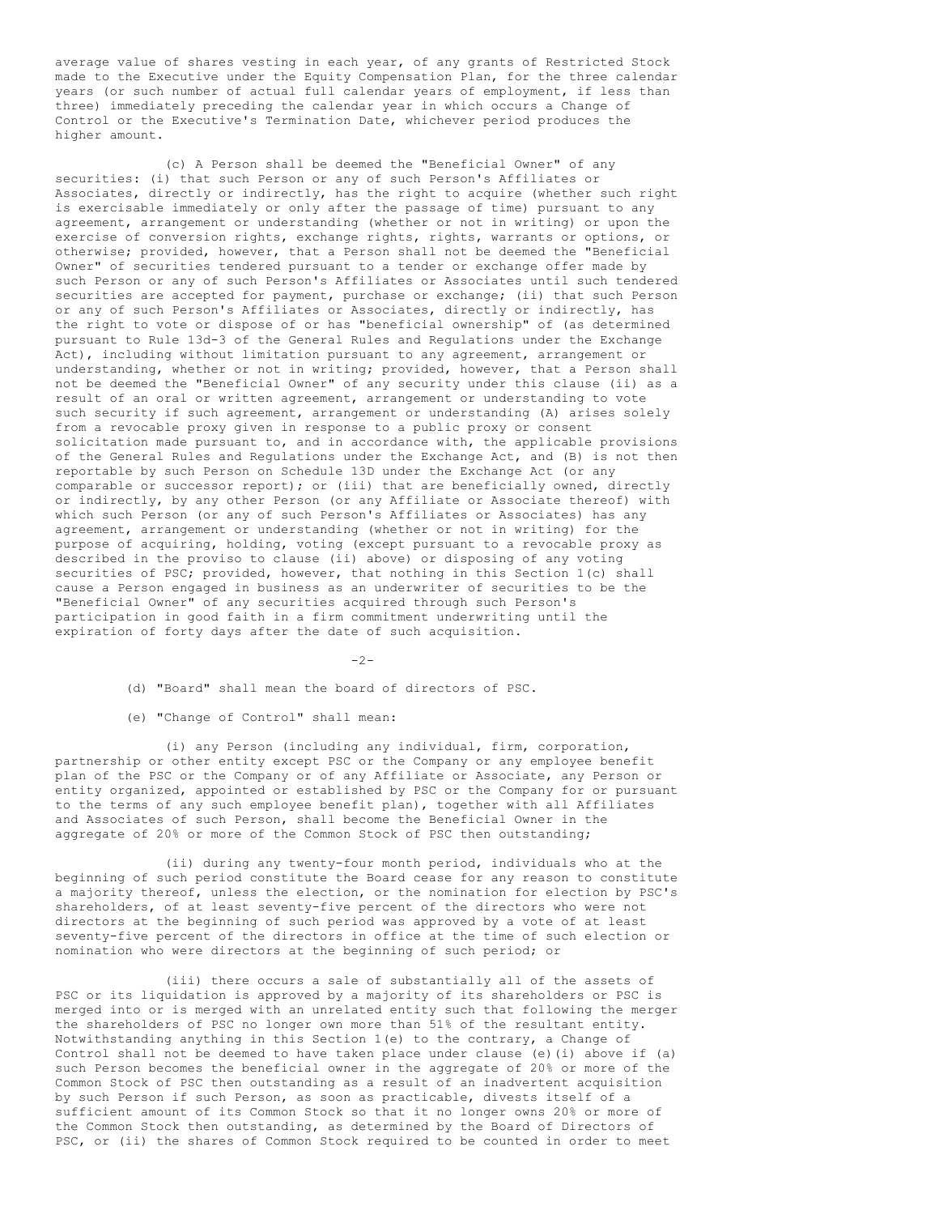average value of shares vesting in each year, of any grants of Restricted Stock made to the Executive under the Equity Compensation Plan, for the three calendar years (or such number of actual full calendar years of employment, if less than three) immediately preceding the calendar year in which occurs a Change of Control or the Executive's Termination Date, whichever period produces the higher amount.

(c) A Person shall be deemed the "Beneficial Owner" of any securities: (i) that such Person or any of such Person's Affiliates or Associates, directly or indirectly, has the right to acquire (whether such right is exercisable immediately or only after the passage of time) pursuant to any agreement, arrangement or understanding (whether or not in writing) or upon the exercise of conversion rights, exchange rights, rights, warrants or options, or otherwise; provided, however, that a Person shall not be deemed the "Beneficial Owner" of securities tendered pursuant to a tender or exchange offer made by such Person or any of such Person's Affiliates or Associates until such tendered securities are accepted for payment, purchase or exchange; (ii) that such Person or any of such Person's Affiliates or Associates, directly or indirectly, has the right to vote or dispose of or has "beneficial ownership" of (as determined pursuant to Rule 13d-3 of the General Rules and Regulations under the Exchange Act), including without limitation pursuant to any agreement, arrangement or understanding, whether or not in writing; provided, however, that a Person shall not be deemed the "Beneficial Owner" of any security under this clause (ii) as a result of an oral or written agreement, arrangement or understanding to vote such security if such agreement, arrangement or understanding (A) arises solely from a revocable proxy given in response to a public proxy or consent solicitation made pursuant to, and in accordance with, the applicable provisions of the General Rules and Regulations under the Exchange Act, and (B) is not then reportable by such Person on Schedule 13D under the Exchange Act (or any comparable or successor report); or (iii) that are beneficially owned, directly or indirectly, by any other Person (or any Affiliate or Associate thereof) with which such Person (or any of such Person's Affiliates or Associates) has any agreement, arrangement or understanding (whether or not in writing) for the purpose of acquiring, holding, voting (except pursuant to a revocable proxy as described in the proviso to clause (ii) above) or disposing of any voting securities of PSC; provided, however, that nothing in this Section 1(c) shall cause a Person engaged in business as an underwriter of securities to be the "Beneficial Owner" of any securities acquired through such Person's participation in good faith in a firm commitment underwriting until the expiration of forty days after the date of such acquisition.

(d) "Board" shall mean the board of directors of PSC.

(e) "Change of Control" shall mean:

(i) any Person (including any individual, firm, corporation, partnership or other entity except PSC or the Company or any employee benefit plan of the PSC or the Company or of any Affiliate or Associate, any Person or entity organized, appointed or established by PSC or the Company for or pursuant to the terms of any such employee benefit plan), together with all Affiliates and Associates of such Person, shall become the Beneficial Owner in the aggregate of 20% or more of the Common Stock of PSC then outstanding;

(ii) during any twenty-four month period, individuals who at the beginning of such period constitute the Board cease for any reason to constitute a majority thereof, unless the election, or the nomination for election by PSC's shareholders, of at least seventy-five percent of the directors who were not directors at the beginning of such period was approved by a vote of at least seventy-five percent of the directors in office at the time of such election or nomination who were directors at the beginning of such period; or

(iii) there occurs a sale of substantially all of the assets of PSC or its liquidation is approved by a majority of its shareholders or PSC is merged into or is merged with an unrelated entity such that following the merger the shareholders of PSC no longer own more than 51% of the resultant entity. Notwithstanding anything in this Section 1(e) to the contrary, a Change of Control shall not be deemed to have taken place under clause (e)(i) above if (a) such Person becomes the beneficial owner in the aggregate of 20% or more of the Common Stock of PSC then outstanding as a result of an inadvertent acquisition by such Person if such Person, as soon as practicable, divests itself of a sufficient amount of its Common Stock so that it no longer owns 20% or more of the Common Stock then outstanding, as determined by the Board of Directors of PSC, or (ii) the shares of Common Stock required to be counted in order to meet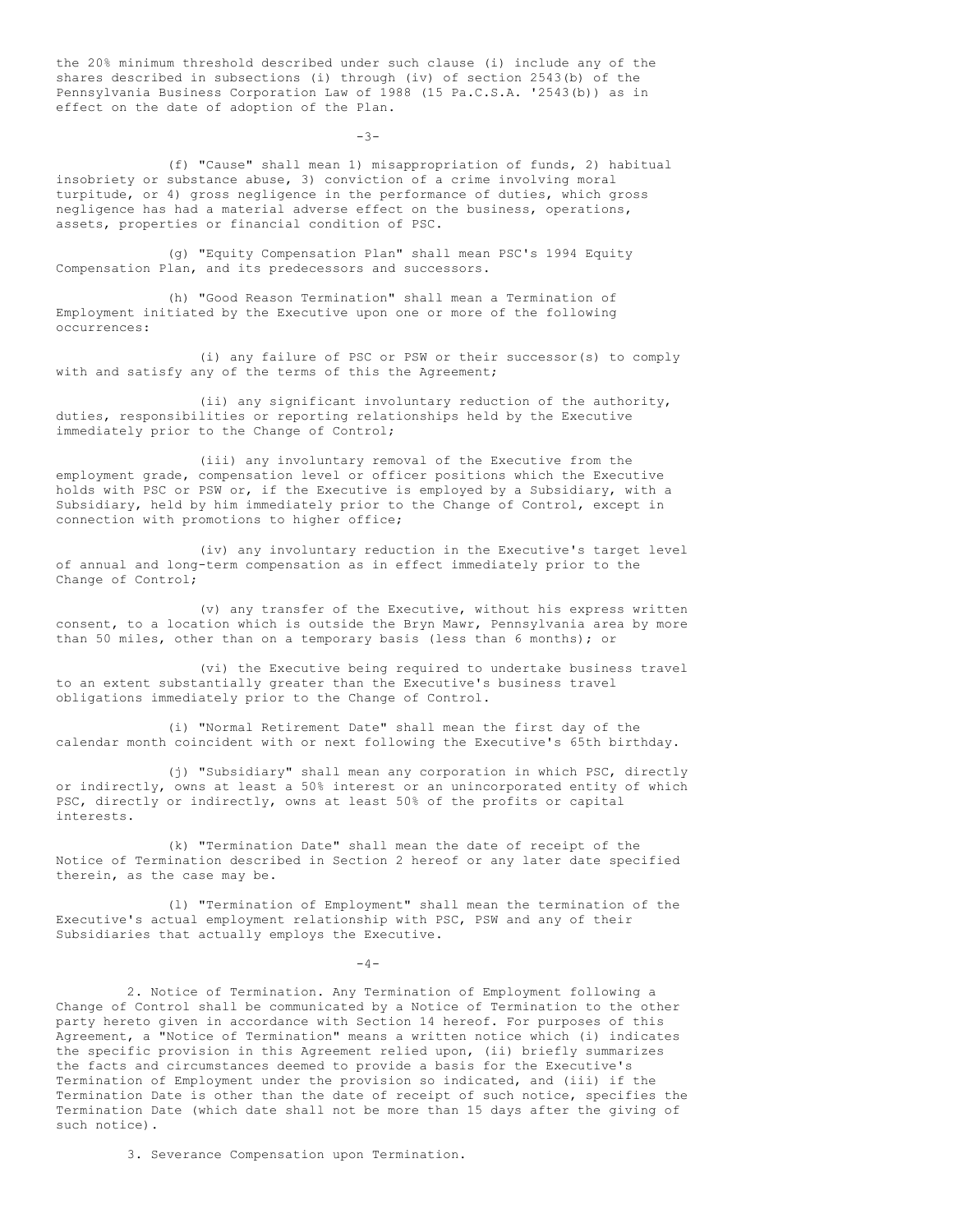the 20% minimum threshold described under such clause (i) include any of the shares described in subsections (i) through (iv) of section 2543(b) of the Pennsylvania Business Corporation Law of 1988 (15 Pa.C.S.A. '2543(b)) as in effect on the date of adoption of the Plan.

(f) "Cause" shall mean 1) misappropriation of funds, 2) habitual insobriety or substance abuse, 3) conviction of a crime involving moral turpitude, or 4) gross negligence in the performance of duties, which gross negligence has had a material adverse effect on the business, operations, assets, properties or financial condition of PSC.

(g) "Equity Compensation Plan" shall mean PSC's 1994 Equity Compensation Plan, and its predecessors and successors.

(h) "Good Reason Termination" shall mean a Termination of Employment initiated by the Executive upon one or more of the following occurrences:

(i) any failure of PSC or PSW or their successor(s) to comply with and satisfy any of the terms of this the Agreement;

(ii) any significant involuntary reduction of the authority, duties, responsibilities or reporting relationships held by the Executive immediately prior to the Change of Control;

(iii) any involuntary removal of the Executive from the employment grade, compensation level or officer positions which the Executive holds with PSC or PSW or, if the Executive is employed by a Subsidiary, with a Subsidiary, held by him immediately prior to the Change of Control, except in connection with promotions to higher office;

(iv) any involuntary reduction in the Executive's target level of annual and long-term compensation as in effect immediately prior to the Change of Control;

(v) any transfer of the Executive, without his express written consent, to a location which is outside the Bryn Mawr, Pennsylvania area by more than 50 miles, other than on a temporary basis (less than 6 months); or

(vi) the Executive being required to undertake business travel to an extent substantially greater than the Executive's business travel obligations immediately prior to the Change of Control.

(i) "Normal Retirement Date" shall mean the first day of the calendar month coincident with or next following the Executive's 65th birthday.

(j) "Subsidiary" shall mean any corporation in which PSC, directly or indirectly, owns at least a 50% interest or an unincorporated entity of which PSC, directly or indirectly, owns at least 50% of the profits or capital interests.

(k) "Termination Date" shall mean the date of receipt of the Notice of Termination described in Section 2 hereof or any later date specified therein, as the case may be.

(l) "Termination of Employment" shall mean the termination of the Executive's actual employment relationship with PSC, PSW and any of their Subsidiaries that actually employs the Executive.

2. Notice of Termination. Any Termination of Employment following a Change of Control shall be communicated by a Notice of Termination to the other party hereto given in accordance with Section 14 hereof. For purposes of this Agreement, a "Notice of Termination" means a written notice which (i) indicates the specific provision in this Agreement relied upon, (ii) briefly summarizes the facts and circumstances deemed to provide a basis for the Executive's Termination of Employment under the provision so indicated, and (iii) if the Termination Date is other than the date of receipt of such notice, specifies the Termination Date (which date shall not be more than 15 days after the giving of such notice).

3. Severance Compensation upon Termination.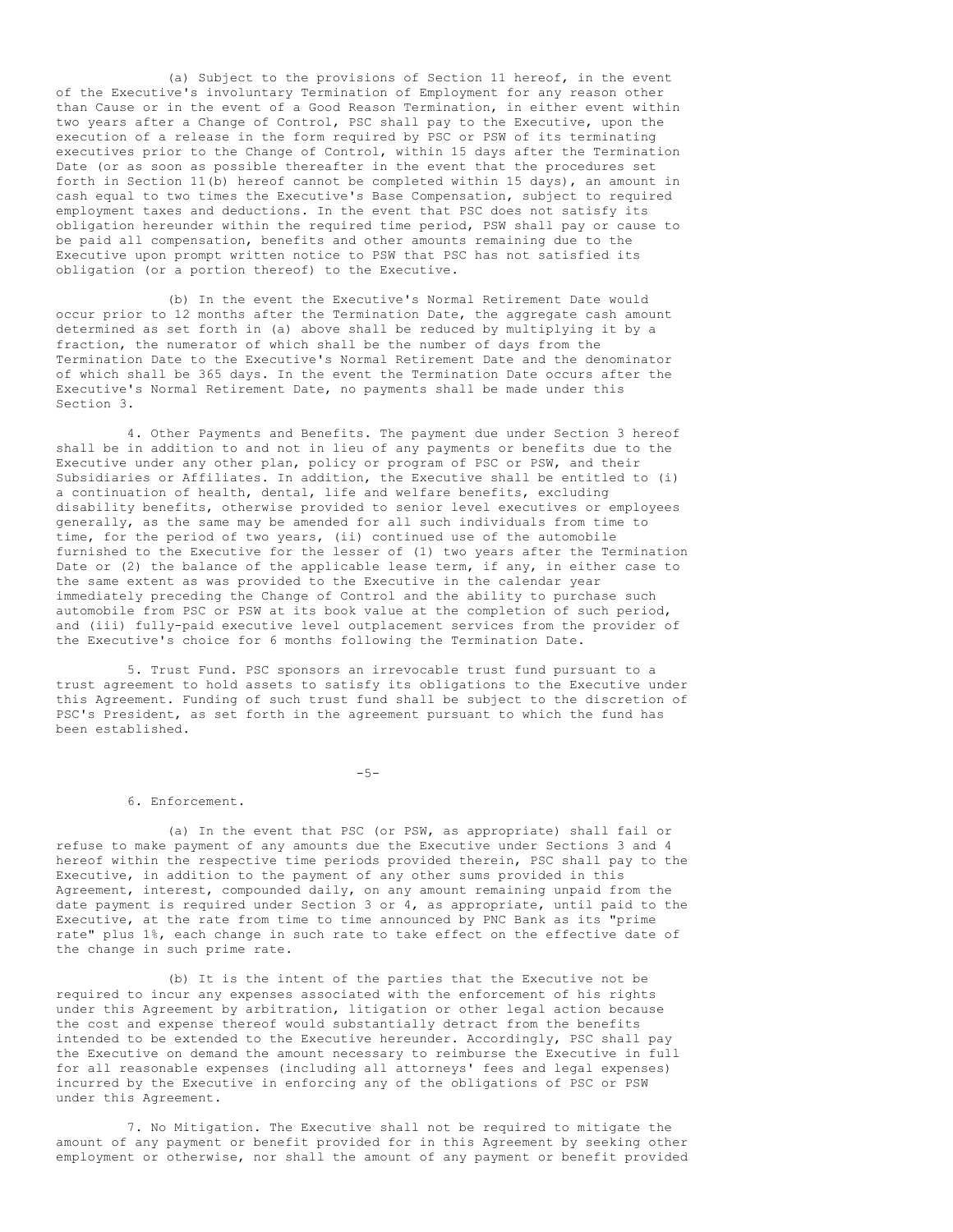(a) Subject to the provisions of Section 11 hereof, in the event of the Executive's involuntary Termination of Employment for any reason other than Cause or in the event of a Good Reason Termination, in either event within two years after a Change of Control, PSC shall pay to the Executive, upon the execution of a release in the form required by PSC or PSW of its terminating executives prior to the Change of Control, within 15 days after the Termination Date (or as soon as possible thereafter in the event that the procedures set forth in Section 11(b) hereof cannot be completed within 15 days), an amount in cash equal to two times the Executive's Base Compensation, subject to required employment taxes and deductions. In the event that PSC does not satisfy its obligation hereunder within the required time period, PSW shall pay or cause to be paid all compensation, benefits and other amounts remaining due to the Executive upon prompt written notice to PSW that PSC has not satisfied its obligation (or a portion thereof) to the Executive.

(b) In the event the Executive's Normal Retirement Date would occur prior to 12 months after the Termination Date, the aggregate cash amount determined as set forth in (a) above shall be reduced by multiplying it by a fraction, the numerator of which shall be the number of days from the Termination Date to the Executive's Normal Retirement Date and the denominator of which shall be 365 days. In the event the Termination Date occurs after the Executive's Normal Retirement Date, no payments shall be made under this Section 3.

4. Other Payments and Benefits. The payment due under Section 3 hereof shall be in addition to and not in lieu of any payments or benefits due to the Executive under any other plan, policy or program of PSC or PSW, and their Subsidiaries or Affiliates. In addition, the Executive shall be entitled to (i) a continuation of health, dental, life and welfare benefits, excluding disability benefits, otherwise provided to senior level executives or employees generally, as the same may be amended for all such individuals from time to time, for the period of two years, (ii) continued use of the automobile furnished to the Executive for the lesser of (1) two years after the Termination Date or (2) the balance of the applicable lease term, if any, in either case to the same extent as was provided to the Executive in the calendar year immediately preceding the Change of Control and the ability to purchase such automobile from PSC or PSW at its book value at the completion of such period, and (iii) fully-paid executive level outplacement services from the provider of the Executive's choice for 6 months following the Termination Date.

5. Trust Fund. PSC sponsors an irrevocable trust fund pursuant to a trust agreement to hold assets to satisfy its obligations to the Executive under this Agreement. Funding of such trust fund shall be subject to the discretion of PSC's President, as set forth in the agreement pursuant to which the fund has been established.

6. Enforcement.

(a) In the event that PSC (or PSW, as appropriate) shall fail or refuse to make payment of any amounts due the Executive under Sections 3 and 4 hereof within the respective time periods provided therein, PSC shall pay to the Executive, in addition to the payment of any other sums provided in this Agreement, interest, compounded daily, on any amount remaining unpaid from the date payment is required under Section 3 or 4, as appropriate, until paid to the Executive, at the rate from time to time announced by PNC Bank as its "prime rate" plus 1%, each change in such rate to take effect on the effective date of the change in such prime rate.

(b) It is the intent of the parties that the Executive not be required to incur any expenses associated with the enforcement of his rights under this Agreement by arbitration, litigation or other legal action because the cost and expense thereof would substantially detract from the benefits intended to be extended to the Executive hereunder. Accordingly, PSC shall pay the Executive on demand the amount necessary to reimburse the Executive in full for all reasonable expenses (including all attorneys' fees and legal expenses) incurred by the Executive in enforcing any of the obligations of PSC or PSW under this Agreement.

7. No Mitigation. The Executive shall not be required to mitigate the amount of any payment or benefit provided for in this Agreement by seeking other employment or otherwise, nor shall the amount of any payment or benefit provided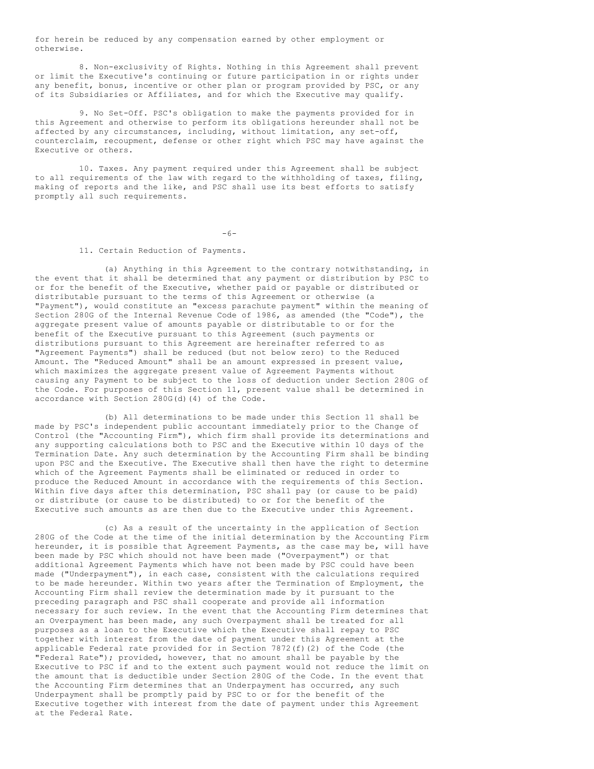for herein be reduced by any compensation earned by other employment or otherwise.

8. Non-exclusivity of Rights. Nothing in this Agreement shall prevent or limit the Executive's continuing or future participation in or rights under any benefit, bonus, incentive or other plan or program provided by PSC, or any of its Subsidiaries or Affiliates, and for which the Executive may qualify.

9. No Set-Off. PSC's obligation to make the payments provided for in this Agreement and otherwise to perform its obligations hereunder shall not be affected by any circumstances, including, without limitation, any set-off, counterclaim, recoupment, defense or other right which PSC may have against the Executive or others.

10. Taxes. Any payment required under this Agreement shall be subject to all requirements of the law with regard to the withholding of taxes, filing, making of reports and the like, and PSC shall use its best efforts to satisfy promptly all such requirements.

11. Certain Reduction of Payments.

(a) Anything in this Agreement to the contrary notwithstanding, in the event that it shall be determined that any payment or distribution by PSC to or for the benefit of the Executive, whether paid or payable or distributed or distributable pursuant to the terms of this Agreement or otherwise (a "Payment"), would constitute an "excess parachute payment" within the meaning of Section 280G of the Internal Revenue Code of 1986, as amended (the "Code"), the aggregate present value of amounts payable or distributable to or for the benefit of the Executive pursuant to this Agreement (such payments or distributions pursuant to this Agreement are hereinafter referred to as "Agreement Payments") shall be reduced (but not below zero) to the Reduced Amount. The "Reduced Amount" shall be an amount expressed in present value, which maximizes the aggregate present value of Agreement Payments without causing any Payment to be subject to the loss of deduction under Section 280G of the Code. For purposes of this Section 11, present value shall be determined in accordance with Section 280G(d)(4) of the Code.

(b) All determinations to be made under this Section 11 shall be made by PSC's independent public accountant immediately prior to the Change of Control (the "Accounting Firm"), which firm shall provide its determinations and any supporting calculations both to PSC and the Executive within 10 days of the Termination Date. Any such determination by the Accounting Firm shall be binding upon PSC and the Executive. The Executive shall then have the right to determine which of the Agreement Payments shall be eliminated or reduced in order to produce the Reduced Amount in accordance with the requirements of this Section. Within five days after this determination, PSC shall pay (or cause to be paid) or distribute (or cause to be distributed) to or for the benefit of the Executive such amounts as are then due to the Executive under this Agreement.

(c) As a result of the uncertainty in the application of Section 280G of the Code at the time of the initial determination by the Accounting Firm hereunder, it is possible that Agreement Payments, as the case may be, will have been made by PSC which should not have been made ("Overpayment") or that additional Agreement Payments which have not been made by PSC could have been made ("Underpayment"), in each case, consistent with the calculations required to be made hereunder. Within two years after the Termination of Employment, the Accounting Firm shall review the determination made by it pursuant to the preceding paragraph and PSC shall cooperate and provide all information necessary for such review. In the event that the Accounting Firm determines that an Overpayment has been made, any such Overpayment shall be treated for all purposes as a loan to the Executive which the Executive shall repay to PSC together with interest from the date of payment under this Agreement at the applicable Federal rate provided for in Section 7872(f)(2) of the Code (the "Federal Rate"); provided, however, that no amount shall be payable by the Executive to PSC if and to the extent such payment would not reduce the limit on the amount that is deductible under Section 280G of the Code. In the event that the Accounting Firm determines that an Underpayment has occurred, any such Underpayment shall be promptly paid by PSC to or for the benefit of the Executive together with interest from the date of payment under this Agreement at the Federal Rate.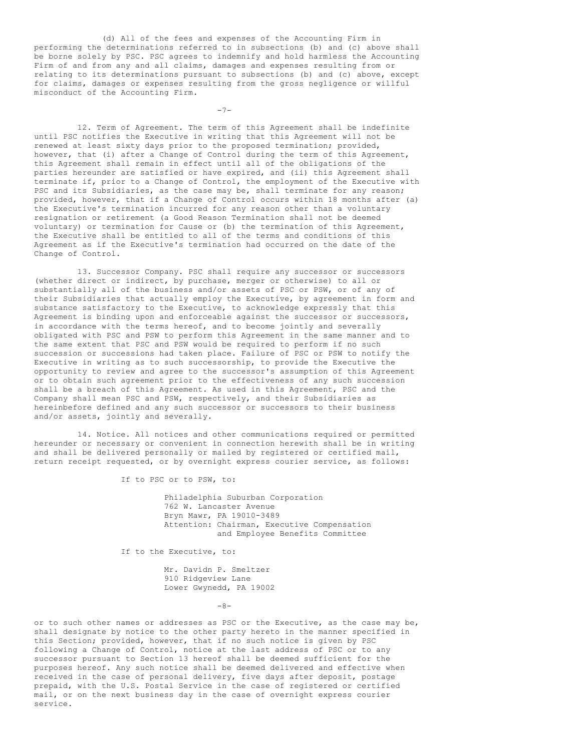(d) All of the fees and expenses of the Accounting Firm in performing the determinations referred to in subsections (b) and (c) above shall be borne solely by PSC. PSC agrees to indemnify and hold harmless the Accounting Firm of and from any and all claims, damages and expenses resulting from or relating to its determinations pursuant to subsections (b) and (c) above, except for claims, damages or expenses resulting from the gross negligence or willful misconduct of the Accounting Firm.

12. Term of Agreement. The term of this Agreement shall be indefinite until PSC notifies the Executive in writing that this Agreement will not be renewed at least sixty days prior to the proposed termination; provided, however, that (i) after a Change of Control during the term of this Agreement, this Agreement shall remain in effect until all of the obligations of the parties hereunder are satisfied or have expired, and (ii) this Agreement shall terminate if, prior to a Change of Control, the employment of the Executive with PSC and its Subsidiaries, as the case may be, shall terminate for any reason; provided, however, that if a Change of Control occurs within 18 months after (a) the Executive's termination incurred for any reason other than a voluntary resignation or retirement (a Good Reason Termination shall not be deemed voluntary) or termination for Cause or (b) the termination of this Agreement, the Executive shall be entitled to all of the terms and conditions of this Agreement as if the Executive's termination had occurred on the date of the Change of Control.

13. Successor Company. PSC shall require any successor or successors (whether direct or indirect, by purchase, merger or otherwise) to all or substantially all of the business and/or assets of PSC or PSW, or of any of their Subsidiaries that actually employ the Executive, by agreement in form and substance satisfactory to the Executive, to acknowledge expressly that this Agreement is binding upon and enforceable against the successor or successors, in accordance with the terms hereof, and to become jointly and severally obligated with PSC and PSW to perform this Agreement in the same manner and to the same extent that PSC and PSW would be required to perform if no such succession or successions had taken place. Failure of PSC or PSW to notify the Executive in writing as to such successorship, to provide the Executive the opportunity to review and agree to the successor's assumption of this Agreement or to obtain such agreement prior to the effectiveness of any such succession shall be a breach of this Agreement. As used in this Agreement, PSC and the Company shall mean PSC and PSW, respectively, and their Subsidiaries as hereinbefore defined and any such successor or successors to their business and/or assets, jointly and severally.

14. Notice. All notices and other communications required or permitted hereunder or necessary or convenient in connection herewith shall be in writing and shall be delivered personally or mailed by registered or certified mail, return receipt requested, or by overnight express courier service, as follows:

If to PSC or to PSW, to:

Philadelphia Suburban Corporation
762 W. Lancaster Avenue
Bryn Mawr, PA 19010-3489
Attention: Chairman, Executive Compensation and Employee Benefits Committee

If to the Executive, to:

Mr. Davidn P. Smeltzer
910 Ridgeview Lane
Lower Gwynedd, PA 19002

or to such other names or addresses as PSC or the Executive, as the case may be, shall designate by notice to the other party hereto in the manner specified in this Section; provided, however, that if no such notice is given by PSC following a Change of Control, notice at the last address of PSC or to any successor pursuant to Section 13 hereof shall be deemed sufficient for the purposes hereof. Any such notice shall be deemed delivered and effective when received in the case of personal delivery, five days after deposit, postage prepaid, with the U.S. Postal Service in the case of registered or certified mail, or on the next business day in the case of overnight express courier service.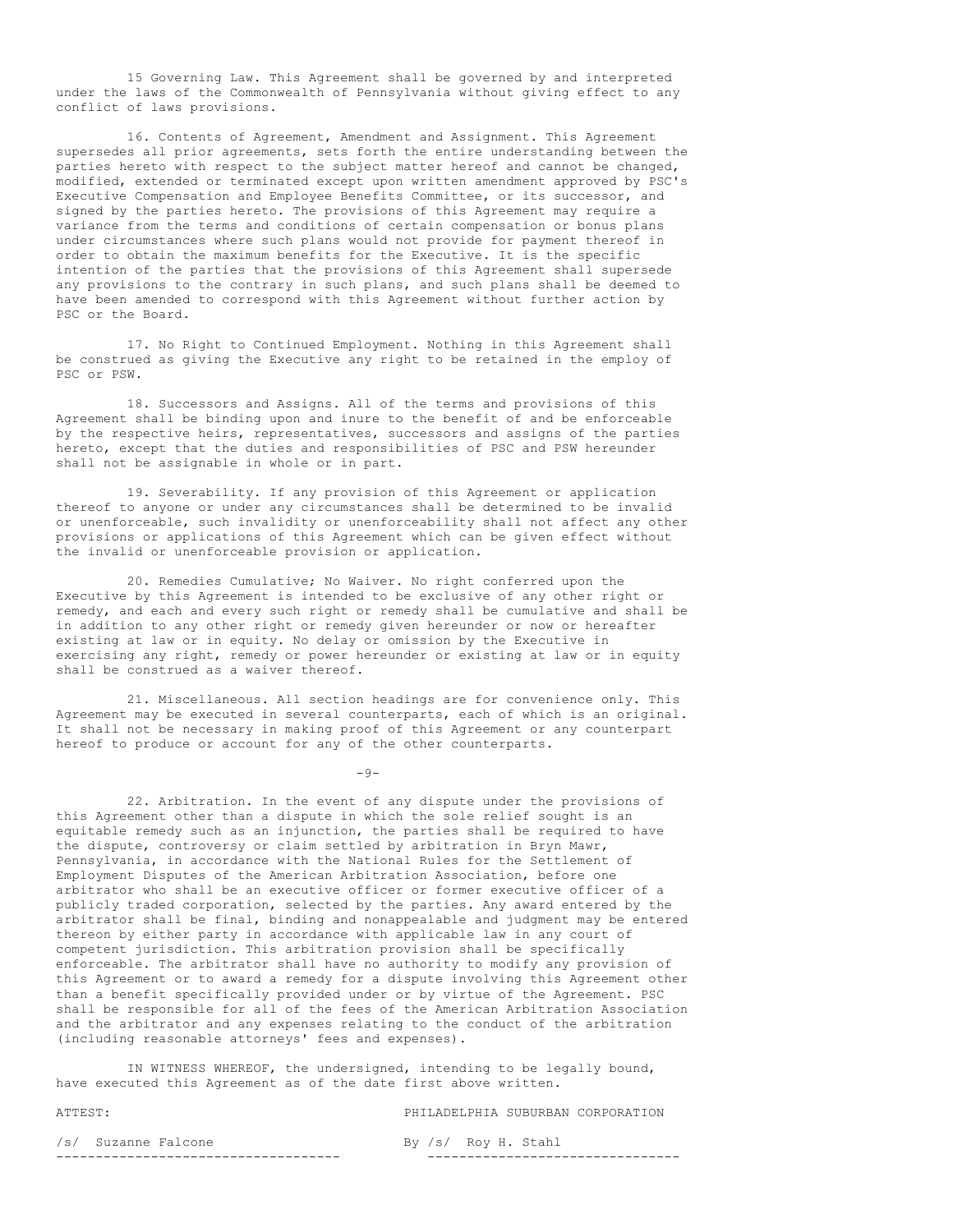15 Governing Law. This Agreement shall be governed by and interpreted under the laws of the Commonwealth of Pennsylvania without giving effect to any conflict of laws provisions.

16. Contents of Agreement, Amendment and Assignment. This Agreement supersedes all prior agreements, sets forth the entire understanding between the parties hereto with respect to the subject matter hereof and cannot be changed, modified, extended or terminated except upon written amendment approved by PSC's Executive Compensation and Employee Benefits Committee, or its successor, and signed by the parties hereto. The provisions of this Agreement may require a variance from the terms and conditions of certain compensation or bonus plans under circumstances where such plans would not provide for payment thereof in order to obtain the maximum benefits for the Executive. It is the specific intention of the parties that the provisions of this Agreement shall supersede any provisions to the contrary in such plans, and such plans shall be deemed to have been amended to correspond with this Agreement without further action by PSC or the Board.

17. No Right to Continued Employment. Nothing in this Agreement shall be construed as giving the Executive any right to be retained in the employ of PSC or PSW.

18. Successors and Assigns. All of the terms and provisions of this Agreement shall be binding upon and inure to the benefit of and be enforceable by the respective heirs, representatives, successors and assigns of the parties hereto, except that the duties and responsibilities of PSC and PSW hereunder shall not be assignable in whole or in part.

19. Severability. If any provision of this Agreement or application thereof to anyone or under any circumstances shall be determined to be invalid or unenforceable, such invalidity or unenforceability shall not affect any other provisions or applications of this Agreement which can be given effect without the invalid or unenforceable provision or application.

20. Remedies Cumulative; No Waiver. No right conferred upon the Executive by this Agreement is intended to be exclusive of any other right or remedy, and each and every such right or remedy shall be cumulative and shall be in addition to any other right or remedy given hereunder or now or hereafter existing at law or in equity. No delay or omission by the Executive in exercising any right, remedy or power hereunder or existing at law or in equity shall be construed as a waiver thereof.

21. Miscellaneous. All section headings are for convenience only. This Agreement may be executed in several counterparts, each of which is an original. It shall not be necessary in making proof of this Agreement or any counterpart hereof to produce or account for any of the other counterparts.

22. Arbitration. In the event of any dispute under the provisions of this Agreement other than a dispute in which the sole relief sought is an equitable remedy such as an injunction, the parties shall be required to have the dispute, controversy or claim settled by arbitration in Bryn Mawr, Pennsylvania, in accordance with the National Rules for the Settlement of Employment Disputes of the American Arbitration Association, before one arbitrator who shall be an executive officer or former executive officer of a publicly traded corporation, selected by the parties. Any award entered by the arbitrator shall be final, binding and nonappealable and judgment may be entered thereon by either party in accordance with applicable law in any court of competent jurisdiction. This arbitration provision shall be specifically enforceable. The arbitrator shall have no authority to modify any provision of this Agreement or to award a remedy for a dispute involving this Agreement other than a benefit specifically provided under or by virtue of the Agreement. PSC shall be responsible for all of the fees of the American Arbitration Association and the arbitrator and any expenses relating to the conduct of the arbitration (including reasonable attorneys' fees and expenses).

IN WITNESS WHEREOF, the undersigned, intending to be legally bound, have executed this Agreement as of the date first above written.

| ATTEST: | PHILADELPHIA SUBURBAN CORPORATION |
|---|---|
| /s/ Suzanne Falcone | By /s/ Roy H. Stahl |
| ------------------------------------ | -------------------------------- |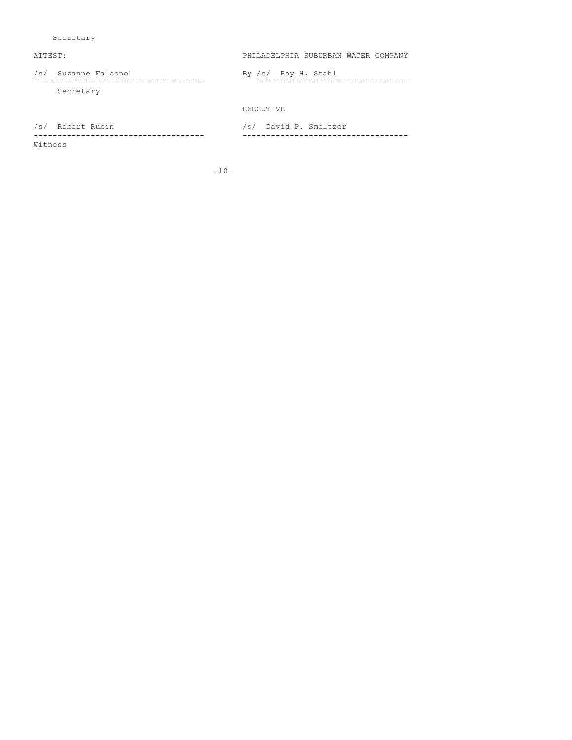Secretary

| ATTEST: | PHILADELPHIA SUBURBAN WATER COMPANY |
| --- | --- |
| /s/ Suzanne Falcone | By /s/ Roy H. Stahl |
| Secretary | |
| | EXECUTIVE |
| /s/ Robert Rubin | /s/ David P. Smeltzer |
| Witness | |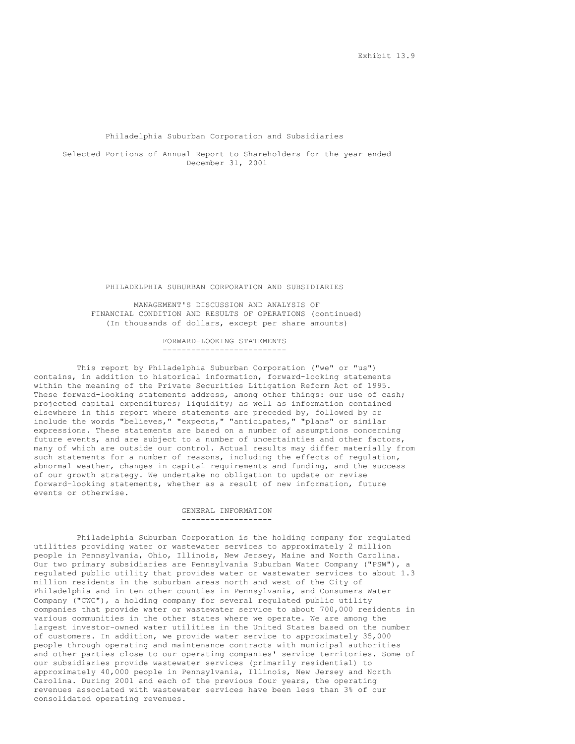Exhibit 13.9

# Philadelphia Suburban Corporation and Subsidiaries

Selected Portions of Annual Report to Shareholders for the year ended December 31, 2001

# PHILADELPHIA SUBURBAN CORPORATION AND SUBSIDIARIES

## MANAGEMENT'S DISCUSSION AND ANALYSIS OF FINANCIAL CONDITION AND RESULTS OF OPERATIONS (continued)

(In thousands of dollars, except per share amounts)

### FORWARD-LOOKING STATEMENTS

This report by Philadelphia Suburban Corporation ("we" or "us") contains, in addition to historical information, forward-looking statements within the meaning of the Private Securities Litigation Reform Act of 1995. These forward-looking statements address, among other things: our use of cash; projected capital expenditures; liquidity; as well as information contained elsewhere in this report where statements are preceded by, followed by or include the words "believes," "expects," "anticipates," "plans" or similar expressions. These statements are based on a number of assumptions concerning future events, and are subject to a number of uncertainties and other factors, many of which are outside our control. Actual results may differ materially from such statements for a number of reasons, including the effects of regulation, abnormal weather, changes in capital requirements and funding, and the success of our growth strategy. We undertake no obligation to update or revise forward-looking statements, whether as a result of new information, future events or otherwise.

### GENERAL INFORMATION

Philadelphia Suburban Corporation is the holding company for regulated utilities providing water or wastewater services to approximately 2 million people in Pennsylvania, Ohio, Illinois, New Jersey, Maine and North Carolina. Our two primary subsidiaries are Pennsylvania Suburban Water Company ("PSW"), a regulated public utility that provides water or wastewater services to about 1.3 million residents in the suburban areas north and west of the City of Philadelphia and in ten other counties in Pennsylvania, and Consumers Water Company ("CWC"), a holding company for several regulated public utility companies that provide water or wastewater service to about 700,000 residents in various communities in the other states where we operate. We are among the largest investor-owned water utilities in the United States based on the number of customers. In addition, we provide water service to approximately 35,000 people through operating and maintenance contracts with municipal authorities and other parties close to our operating companies' service territories. Some of our subsidiaries provide wastewater services (primarily residential) to approximately 40,000 people in Pennsylvania, Illinois, New Jersey and North Carolina. During 2001 and each of the previous four years, the operating revenues associated with wastewater services have been less than 3% of our consolidated operating revenues.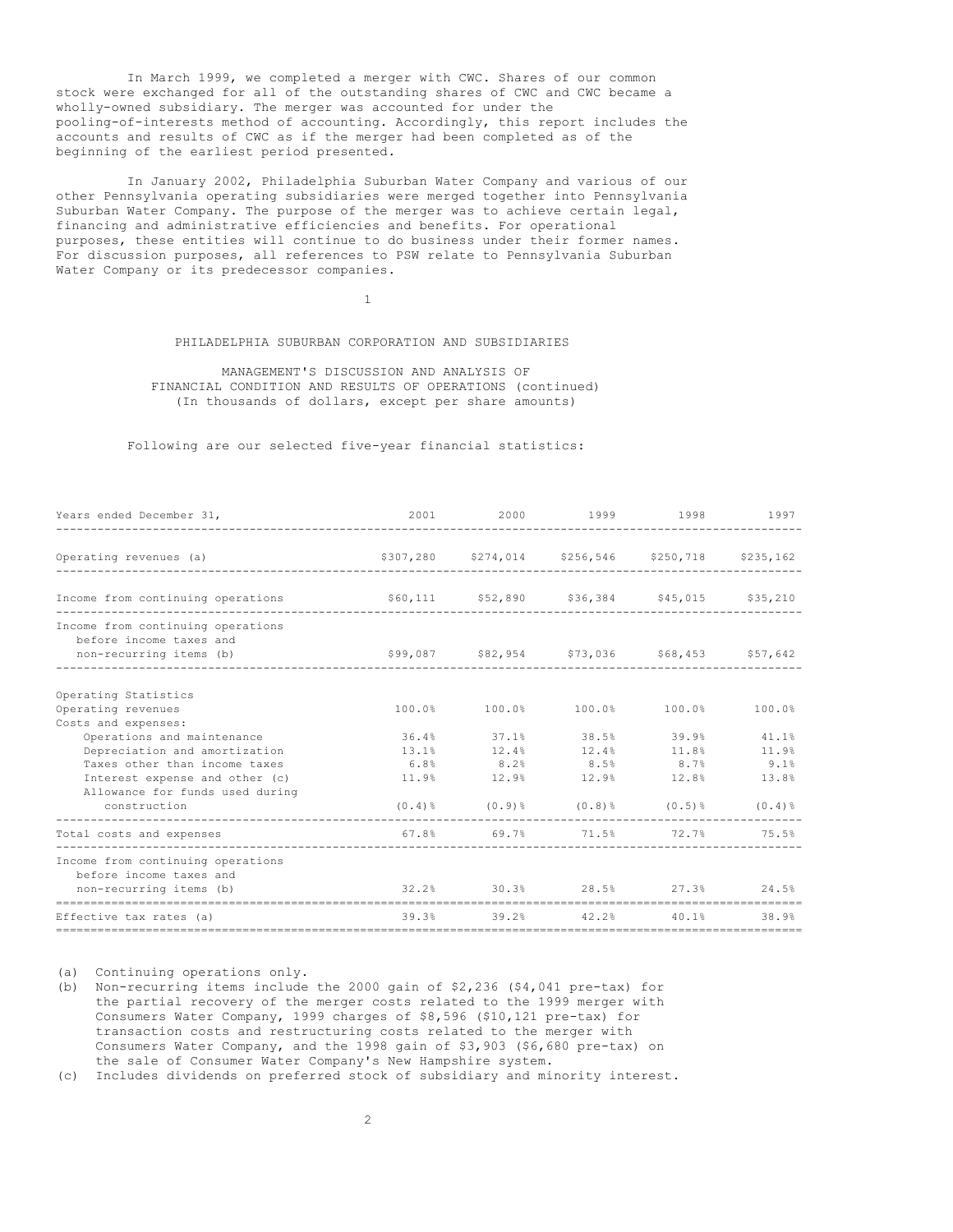In March 1999, we completed a merger with CWC. Shares of our common stock were exchanged for all of the outstanding shares of CWC and CWC became a wholly-owned subsidiary. The merger was accounted for under the pooling-of-interests method of accounting. Accordingly, this report includes the accounts and results of CWC as if the merger had been completed as of the beginning of the earliest period presented.

In January 2002, Philadelphia Suburban Water Company and various of our other Pennsylvania operating subsidiaries were merged together into Pennsylvania Suburban Water Company. The purpose of the merger was to achieve certain legal, financing and administrative efficiencies and benefits. For operational purposes, these entities will continue to do business under their former names. For discussion purposes, all references to PSW relate to Pennsylvania Suburban Water Company or its predecessor companies.

PHILADELPHIA SUBURBAN CORPORATION AND SUBSIDIARIES

MANAGEMENT'S DISCUSSION AND ANALYSIS OF FINANCIAL CONDITION AND RESULTS OF OPERATIONS (continued)
(In thousands of dollars, except per share amounts)

Following are our selected five-year financial statistics:

| Years ended December 31, | 2001 | 2000 | 1999 | 1998 | 1997 |
|---|---|---|---|---|---|
| Operating revenues (a) | $307,280 | $274,014 | $256,546 | $250,718 | $235,162 |
| Income from continuing operations | $60,111 | $52,890 | $36,384 | $45,015 | $35,210 |
| Income from continuing operations before income taxes and non-recurring items (b) | $99,087 | $82,954 | $73,036 | $68,453 | $57,642 |
| Operating Statistics | | | | | |
| Operating revenues | 100.0% | 100.0% | 100.0% | 100.0% | 100.0% |
| Costs and expenses: | | | | | |
| Operations and maintenance | 36.4% | 37.1% | 38.5% | 39.9% | 41.1% |
| Depreciation and amortization | 13.1% | 12.4% | 12.4% | 11.8% | 11.9% |
| Taxes other than income taxes | 6.8% | 8.2% | 8.5% | 8.7% | 9.1% |
| Interest expense and other (c) | 11.9% | 12.9% | 12.9% | 12.8% | 13.8% |
| Allowance for funds used during construction | (0.4)% | (0.9)% | (0.8)% | (0.5)% | (0.4)% |
| Total costs and expenses | 67.8% | 69.7% | 71.5% | 72.7% | 75.5% |
| Income from continuing operations before income taxes and non-recurring items (b) | 32.2% | 30.3% | 28.5% | 27.3% | 24.5% |
| Effective tax rates (a) | 39.3% | 39.2% | 42.2% | 40.1% | 38.9% |

(a) Continuing operations only.
(b) Non-recurring items include the 2000 gain of $2,236 ($4,041 pre-tax) for the partial recovery of the merger costs related to the 1999 merger with Consumers Water Company, 1999 charges of $8,596 ($10,121 pre-tax) for transaction costs and restructuring costs related to the merger with Consumers Water Company, and the 1998 gain of $3,903 ($6,680 pre-tax) on the sale of Consumer Water Company's New Hampshire system.
(c) Includes dividends on preferred stock of subsidiary and minority interest.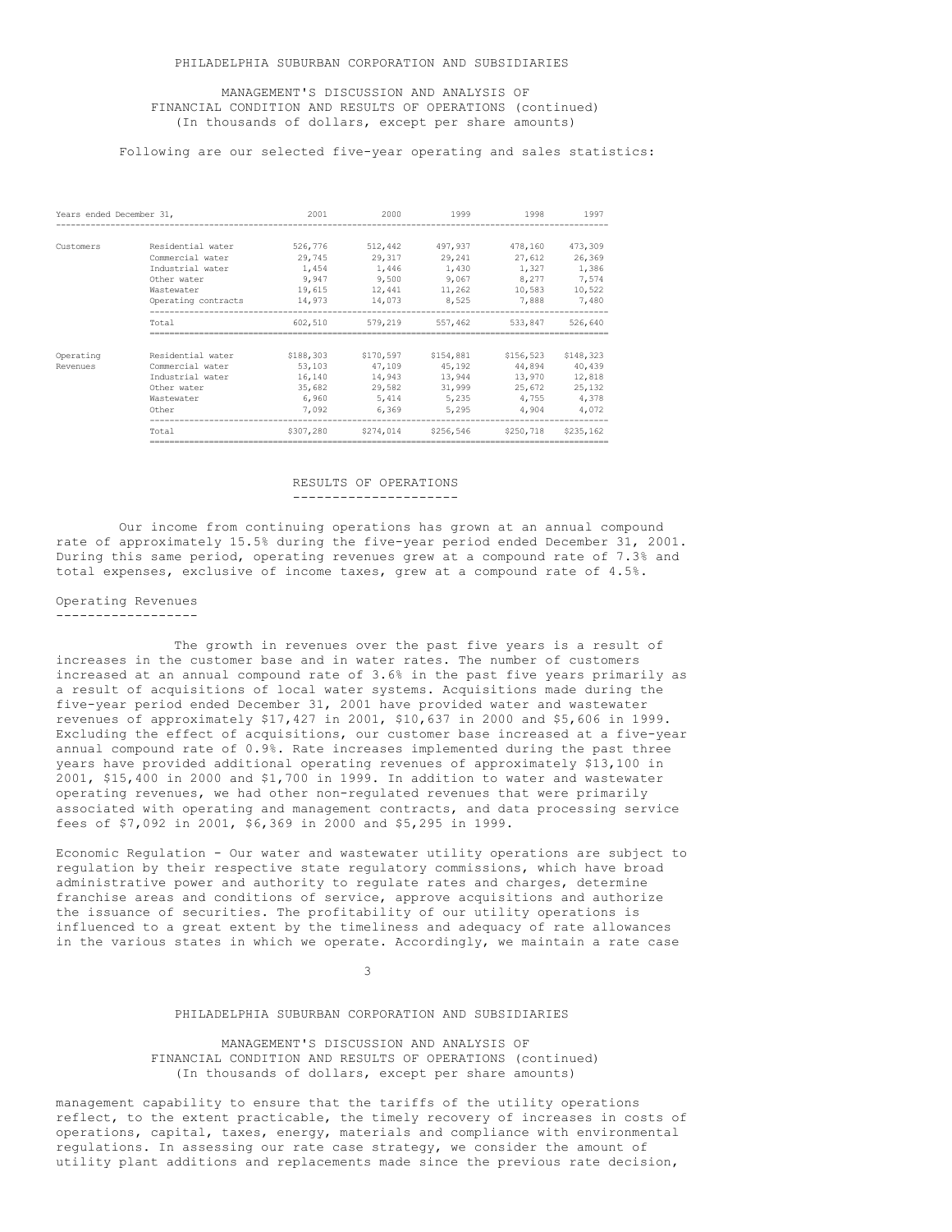MANAGEMENT'S DISCUSSION AND ANALYSIS OF FINANCIAL CONDITION AND RESULTS OF OPERATIONS (continued)
(In thousands of dollars, except per share amounts)

Following are our selected five-year operating and sales statistics:

| Years ended December 31, | | 2001 | 2000 | 1999 | 1998 | 1997 |
|---|---|---|---|---|---|---|
| Customers | Residential water | 526,776 | 512,442 | 497,937 | 478,160 | 473,309 |
| | Commercial water | 29,745 | 29,317 | 29,241 | 27,612 | 26,369 |
| | Industrial water | 1,454 | 1,446 | 1,430 | 1,327 | 1,386 |
| | Other water | 9,947 | 9,500 | 9,067 | 8,277 | 7,574 |
| | Wastewater | 19,615 | 12,441 | 11,262 | 10,583 | 10,522 |
| | Operating contracts | 14,973 | 14,073 | 8,525 | 7,888 | 7,480 |
| | Total | 602,510 | 579,219 | 557,462 | 533,847 | 526,640 |
| Operating Revenues | Residential water | $188,303 | $170,597 | $154,881 | $156,523 | $148,323 |
| | Commercial water | 53,103 | 47,109 | 45,192 | 44,894 | 40,439 |
| | Industrial water | 16,140 | 14,943 | 13,944 | 13,970 | 12,818 |
| | Other water | 35,682 | 29,582 | 31,999 | 25,672 | 25,132 |
| | Wastewater | 6,960 | 5,414 | 5,235 | 4,755 | 4,378 |
| | Other | 7,092 | 6,369 | 5,295 | 4,904 | 4,072 |
| | Total | $307,280 | $274,014 | $256,546 | $250,718 | $235,162 |

## RESULTS OF OPERATIONS

Our income from continuing operations has grown at an annual compound rate of approximately 15.5% during the five-year period ended December 31, 2001. During this same period, operating revenues grew at a compound rate of 7.3% and total expenses, exclusive of income taxes, grew at a compound rate of 4.5%.

### Operating Revenues

The growth in revenues over the past five years is a result of increases in the customer base and in water rates. The number of customers increased at an annual compound rate of 3.6% in the past five years primarily as a result of acquisitions of local water systems. Acquisitions made during the five-year period ended December 31, 2001 have provided water and wastewater revenues of approximately $17,427 in 2001, $10,637 in 2000 and $5,606 in 1999. Excluding the effect of acquisitions, our customer base increased at a five-year annual compound rate of 0.9%. Rate increases implemented during the past three years have provided additional operating revenues of approximately $13,100 in 2001, $15,400 in 2000 and $1,700 in 1999. In addition to water and wastewater operating revenues, we had other non-regulated revenues that were primarily associated with operating and management contracts, and data processing service fees of $7,092 in 2001, $6,369 in 2000 and $5,295 in 1999.

Economic Regulation - Our water and wastewater utility operations are subject to regulation by their respective state regulatory commissions, which have broad administrative power and authority to regulate rates and charges, determine franchise areas and conditions of service, approve acquisitions and authorize the issuance of securities. The profitability of our utility operations is influenced to a great extent by the timeliness and adequacy of rate allowances in the various states in which we operate. Accordingly, we maintain a rate case management capability to ensure that the tariffs of the utility operations reflect, to the extent practicable, the timely recovery of increases in costs of operations, capital, taxes, energy, materials and compliance with environmental regulations. In assessing our rate case strategy, we consider the amount of utility plant additions and replacements made since the previous rate decision,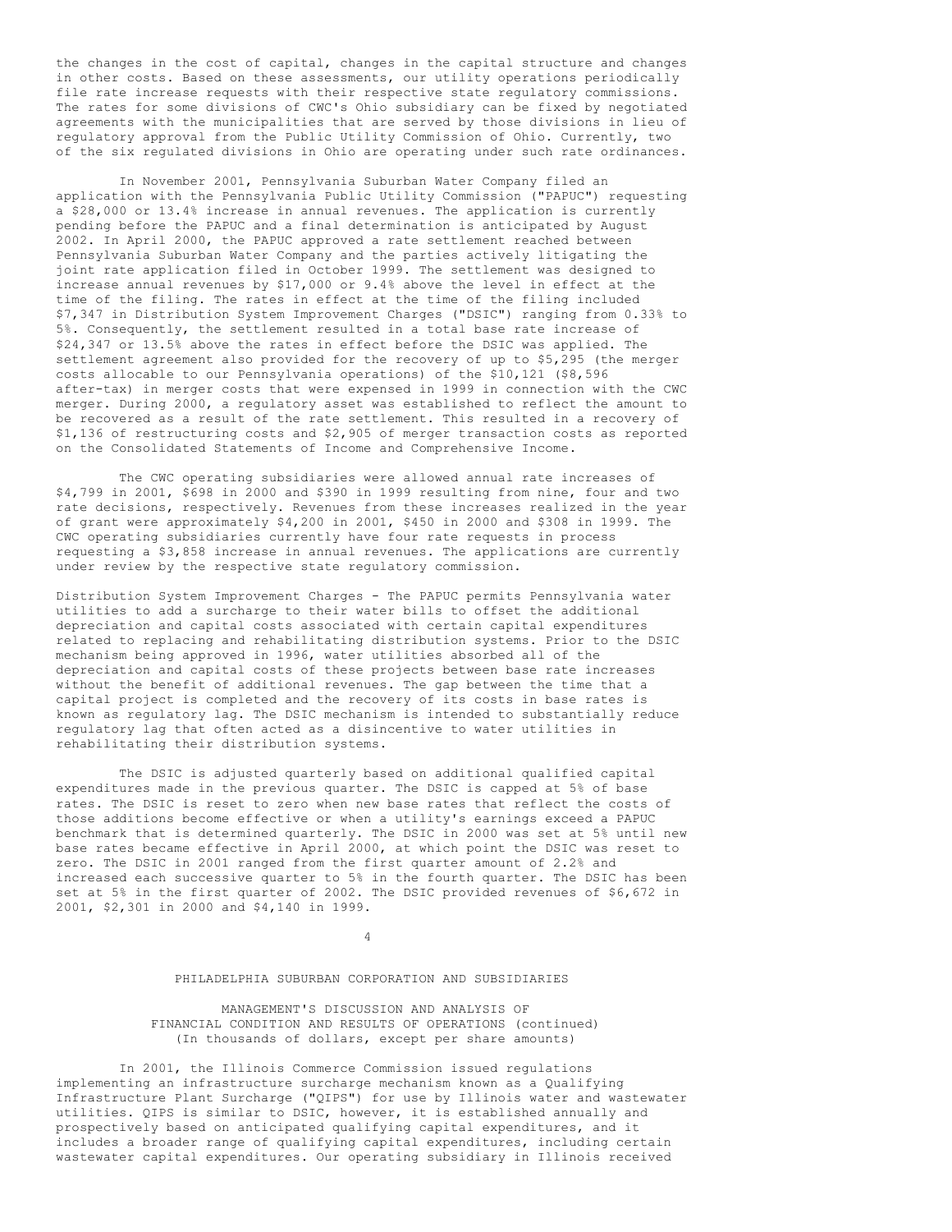the changes in the cost of capital, changes in the capital structure and changes in other costs. Based on these assessments, our utility operations periodically file rate increase requests with their respective state regulatory commissions. The rates for some divisions of CWC's Ohio subsidiary can be fixed by negotiated agreements with the municipalities that are served by those divisions in lieu of regulatory approval from the Public Utility Commission of Ohio. Currently, two of the six regulated divisions in Ohio are operating under such rate ordinances.

In November 2001, Pennsylvania Suburban Water Company filed an application with the Pennsylvania Public Utility Commission ("PAPUC") requesting a $28,000 or 13.4% increase in annual revenues. The application is currently pending before the PAPUC and a final determination is anticipated by August 2002. In April 2000, the PAPUC approved a rate settlement reached between Pennsylvania Suburban Water Company and the parties actively litigating the joint rate application filed in October 1999. The settlement was designed to increase annual revenues by $17,000 or 9.4% above the level in effect at the time of the filing. The rates in effect at the time of the filing included $7,347 in Distribution System Improvement Charges ("DSIC") ranging from 0.33% to 5%. Consequently, the settlement resulted in a total base rate increase of $24,347 or 13.5% above the rates in effect before the DSIC was applied. The settlement agreement also provided for the recovery of up to $5,295 (the merger costs allocable to our Pennsylvania operations) of the $10,121 ($8,596 after-tax) in merger costs that were expensed in 1999 in connection with the CWC merger. During 2000, a regulatory asset was established to reflect the amount to be recovered as a result of the rate settlement. This resulted in a recovery of $1,136 of restructuring costs and $2,905 of merger transaction costs as reported on the Consolidated Statements of Income and Comprehensive Income.

The CWC operating subsidiaries were allowed annual rate increases of $4,799 in 2001, $698 in 2000 and $390 in 1999 resulting from nine, four and two rate decisions, respectively. Revenues from these increases realized in the year of grant were approximately $4,200 in 2001, $450 in 2000 and $308 in 1999. The CWC operating subsidiaries currently have four rate requests in process requesting a $3,858 increase in annual revenues. The applications are currently under review by the respective state regulatory commission.

Distribution System Improvement Charges - The PAPUC permits Pennsylvania water utilities to add a surcharge to their water bills to offset the additional depreciation and capital costs associated with certain capital expenditures related to replacing and rehabilitating distribution systems. Prior to the DSIC mechanism being approved in 1996, water utilities absorbed all of the depreciation and capital costs of these projects between base rate increases without the benefit of additional revenues. The gap between the time that a capital project is completed and the recovery of its costs in base rates is known as regulatory lag. The DSIC mechanism is intended to substantially reduce regulatory lag that often acted as a disincentive to water utilities in rehabilitating their distribution systems.

The DSIC is adjusted quarterly based on additional qualified capital expenditures made in the previous quarter. The DSIC is capped at 5% of base rates. The DSIC is reset to zero when new base rates that reflect the costs of those additions become effective or when a utility's earnings exceed a PAPUC benchmark that is determined quarterly. The DSIC in 2000 was set at 5% until new base rates became effective in April 2000, at which point the DSIC was reset to zero. The DSIC in 2001 ranged from the first quarter amount of 2.2% and increased each successive quarter to 5% in the fourth quarter. The DSIC has been set at 5% in the first quarter of 2002. The DSIC provided revenues of $6,672 in 2001, $2,301 in 2000 and $4,140 in 1999.

PHILADELPHIA SUBURBAN CORPORATION AND SUBSIDIARIES

MANAGEMENT'S DISCUSSION AND ANALYSIS OF FINANCIAL CONDITION AND RESULTS OF OPERATIONS (continued)
(In thousands of dollars, except per share amounts)

In 2001, the Illinois Commerce Commission issued regulations implementing an infrastructure surcharge mechanism known as a Qualifying Infrastructure Plant Surcharge ("QIPS") for use by Illinois water and wastewater utilities. QIPS is similar to DSIC, however, it is established annually and prospectively based on anticipated qualifying capital expenditures, and it includes a broader range of qualifying capital expenditures, including certain wastewater capital expenditures. Our operating subsidiary in Illinois received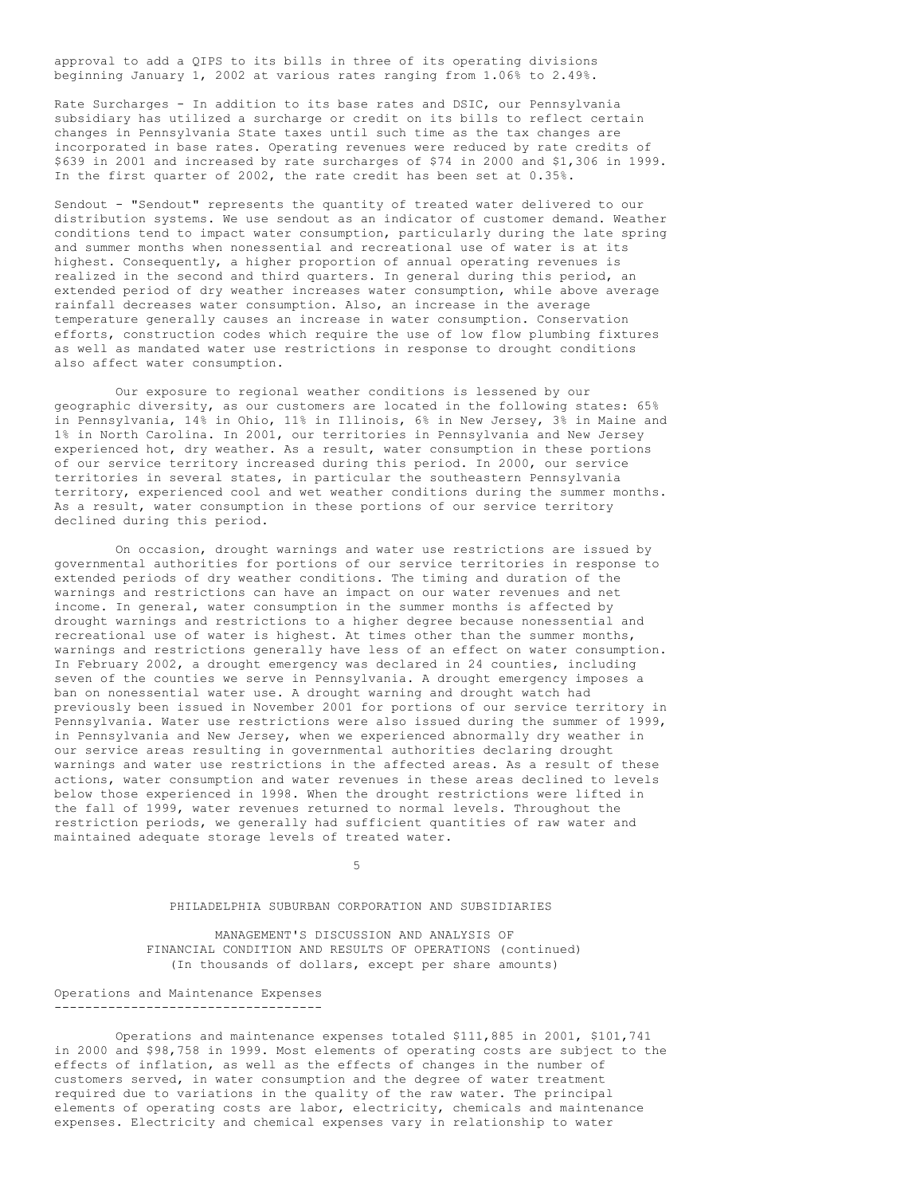approval to add a QIPS to its bills in three of its operating divisions beginning January 1, 2002 at various rates ranging from 1.06% to 2.49%.

Rate Surcharges - In addition to its base rates and DSIC, our Pennsylvania subsidiary has utilized a surcharge or credit on its bills to reflect certain changes in Pennsylvania State taxes until such time as the tax changes are incorporated in base rates. Operating revenues were reduced by rate credits of $639 in 2001 and increased by rate surcharges of $74 in 2000 and $1,306 in 1999. In the first quarter of 2002, the rate credit has been set at 0.35%.

Sendout - "Sendout" represents the quantity of treated water delivered to our distribution systems. We use sendout as an indicator of customer demand. Weather conditions tend to impact water consumption, particularly during the late spring and summer months when nonessential and recreational use of water is at its highest. Consequently, a higher proportion of annual operating revenues is realized in the second and third quarters. In general during this period, an extended period of dry weather increases water consumption, while above average rainfall decreases water consumption. Also, an increase in the average temperature generally causes an increase in water consumption. Conservation efforts, construction codes which require the use of low flow plumbing fixtures as well as mandated water use restrictions in response to drought conditions also affect water consumption.

Our exposure to regional weather conditions is lessened by our geographic diversity, as our customers are located in the following states: 65% in Pennsylvania, 14% in Ohio, 11% in Illinois, 6% in New Jersey, 3% in Maine and 1% in North Carolina. In 2001, our territories in Pennsylvania and New Jersey experienced hot, dry weather. As a result, water consumption in these portions of our service territory increased during this period. In 2000, our service territories in several states, in particular the southeastern Pennsylvania territory, experienced cool and wet weather conditions during the summer months. As a result, water consumption in these portions of our service territory declined during this period.

On occasion, drought warnings and water use restrictions are issued by governmental authorities for portions of our service territories in response to extended periods of dry weather conditions. The timing and duration of the warnings and restrictions can have an impact on our water revenues and net income. In general, water consumption in the summer months is affected by drought warnings and restrictions to a higher degree because nonessential and recreational use of water is highest. At times other than the summer months, warnings and restrictions generally have less of an effect on water consumption. In February 2002, a drought emergency was declared in 24 counties, including seven of the counties we serve in Pennsylvania. A drought emergency imposes a ban on nonessential water use. A drought warning and drought watch had previously been issued in November 2001 for portions of our service territory in Pennsylvania. Water use restrictions were also issued during the summer of 1999, in Pennsylvania and New Jersey, when we experienced abnormally dry weather in our service areas resulting in governmental authorities declaring drought warnings and water use restrictions in the affected areas. As a result of these actions, water consumption and water revenues in these areas declined to levels below those experienced in 1998. When the drought restrictions were lifted in the fall of 1999, water revenues returned to normal levels. Throughout the restriction periods, we generally had sufficient quantities of raw water and maintained adequate storage levels of treated water.

PHILADELPHIA SUBURBAN CORPORATION AND SUBSIDIARIES

MANAGEMENT'S DISCUSSION AND ANALYSIS OF FINANCIAL CONDITION AND RESULTS OF OPERATIONS (continued)
(In thousands of dollars, except per share amounts)

## Operations and Maintenance Expenses

Operations and maintenance expenses totaled $111,885 in 2001, $101,741 in 2000 and $98,758 in 1999. Most elements of operating costs are subject to the effects of inflation, as well as the effects of changes in the number of customers served, in water consumption and the degree of water treatment required due to variations in the quality of the raw water. The principal elements of operating costs are labor, electricity, chemicals and maintenance expenses. Electricity and chemical expenses vary in relationship to water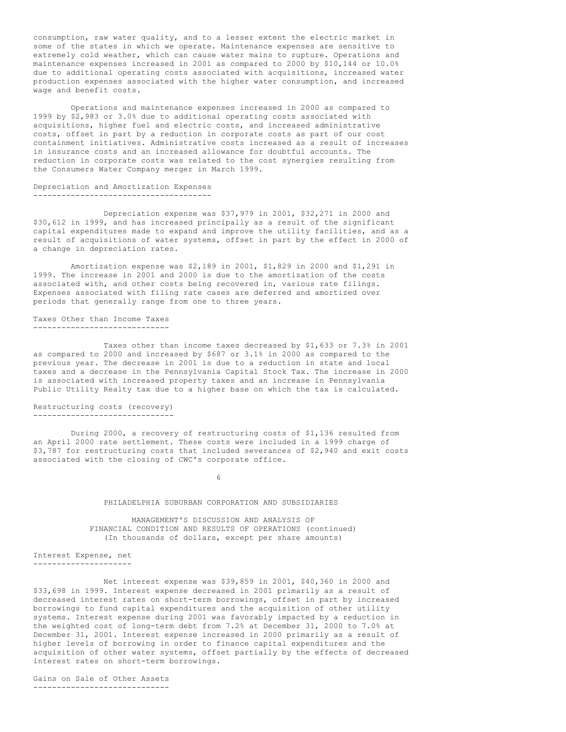consumption, raw water quality, and to a lesser extent the electric market in some of the states in which we operate. Maintenance expenses are sensitive to extremely cold weather, which can cause water mains to rupture. Operations and maintenance expenses increased in 2001 as compared to 2000 by $10,144 or 10.0% due to additional operating costs associated with acquisitions, increased water production expenses associated with the higher water consumption, and increased wage and benefit costs.

Operations and maintenance expenses increased in 2000 as compared to 1999 by $2,983 or 3.0% due to additional operating costs associated with acquisitions, higher fuel and electric costs, and increased administrative costs, offset in part by a reduction in corporate costs as part of our cost containment initiatives. Administrative costs increased as a result of increases in insurance costs and an increased allowance for doubtful accounts. The reduction in corporate costs was related to the cost synergies resulting from the Consumers Water Company merger in March 1999.

## Depreciation and Amortization Expenses

Depreciation expense was $37,979 in 2001, $32,271 in 2000 and $30,612 in 1999, and has increased principally as a result of the significant capital expenditures made to expand and improve the utility facilities, and as a result of acquisitions of water systems, offset in part by the effect in 2000 of a change in depreciation rates.

Amortization expense was $2,189 in 2001, $1,829 in 2000 and $1,291 in 1999. The increase in 2001 and 2000 is due to the amortization of the costs associated with, and other costs being recovered in, various rate filings. Expenses associated with filing rate cases are deferred and amortized over periods that generally range from one to three years.

## Taxes Other than Income Taxes

Taxes other than income taxes decreased by $1,633 or 7.3% in 2001 as compared to 2000 and increased by $687 or 3.1% in 2000 as compared to the previous year. The decrease in 2001 is due to a reduction in state and local taxes and a decrease in the Pennsylvania Capital Stock Tax. The increase in 2000 is associated with increased property taxes and an increase in Pennsylvania Public Utility Realty tax due to a higher base on which the tax is calculated.

## Restructuring costs (recovery)

During 2000, a recovery of restructuring costs of $1,136 resulted from an April 2000 rate settlement. These costs were included in a 1999 charge of $3,787 for restructuring costs that included severances of $2,940 and exit costs associated with the closing of CWC's corporate office.

PHILADELPHIA SUBURBAN CORPORATION AND SUBSIDIARIES

MANAGEMENT'S DISCUSSION AND ANALYSIS OF FINANCIAL CONDITION AND RESULTS OF OPERATIONS (continued)
(In thousands of dollars, except per share amounts)

## Interest Expense, net

Net interest expense was $39,859 in 2001, $40,360 in 2000 and $33,698 in 1999. Interest expense decreased in 2001 primarily as a result of decreased interest rates on short-term borrowings, offset in part by increased borrowings to fund capital expenditures and the acquisition of other utility systems. Interest expense during 2001 was favorably impacted by a reduction in the weighted cost of long-term debt from 7.2% at December 31, 2000 to 7.0% at December 31, 2001. Interest expense increased in 2000 primarily as a result of higher levels of borrowing in order to finance capital expenditures and the acquisition of other water systems, offset partially by the effects of decreased interest rates on short-term borrowings.

## Gains on Sale of Other Assets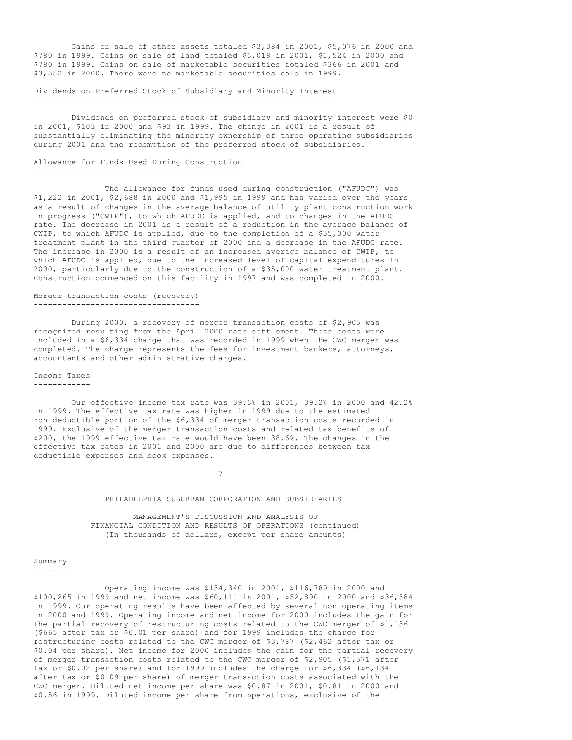Gains on sale of other assets totaled $3,384 in 2001, $5,076 in 2000 and $780 in 1999. Gains on sale of land totaled $3,018 in 2001, $1,524 in 2000 and $780 in 1999. Gains on sale of marketable securities totaled $366 in 2001 and $3,552 in 2000. There were no marketable securities sold in 1999.

## Dividends on Preferred Stock of Subsidiary and Minority Interest

Dividends on preferred stock of subsidiary and minority interest were $0 in 2001, $103 in 2000 and $93 in 1999. The change in 2001 is a result of substantially eliminating the minority ownership of three operating subsidiaries during 2001 and the redemption of the preferred stock of subsidiaries.

## Allowance for Funds Used During Construction

The allowance for funds used during construction ("AFUDC") was $1,222 in 2001, $2,688 in 2000 and $1,995 in 1999 and has varied over the years as a result of changes in the average balance of utility plant construction work in progress ("CWIP"), to which AFUDC is applied, and to changes in the AFUDC rate. The decrease in 2001 is a result of a reduction in the average balance of CWIP, to which AFUDC is applied, due to the completion of a $35,000 water treatment plant in the third quarter of 2000 and a decrease in the AFUDC rate. The increase in 2000 is a result of an increased average balance of CWIP, to which AFUDC is applied, due to the increased level of capital expenditures in 2000, particularly due to the construction of a $35,000 water treatment plant. Construction commenced on this facility in 1997 and was completed in 2000.

## Merger transaction costs (recovery)

During 2000, a recovery of merger transaction costs of $2,905 was recognized resulting from the April 2000 rate settlement. These costs were included in a $6,334 charge that was recorded in 1999 when the CWC merger was completed. The charge represents the fees for investment bankers, attorneys, accountants and other administrative charges.

## Income Taxes

Our effective income tax rate was 39.3% in 2001, 39.2% in 2000 and 42.2% in 1999. The effective tax rate was higher in 1999 due to the estimated non-deductible portion of the $6,334 of merger transaction costs recorded in 1999. Exclusive of the merger transaction costs and related tax benefits of $200, the 1999 effective tax rate would have been 38.6%. The changes in the effective tax rates in 2001 and 2000 are due to differences between tax deductible expenses and book expenses.

PHILADELPHIA SUBURBAN CORPORATION AND SUBSIDIARIES

MANAGEMENT'S DISCUSSION AND ANALYSIS OF FINANCIAL CONDITION AND RESULTS OF OPERATIONS (continued)
(In thousands of dollars, except per share amounts)

## Summary

Operating income was $134,340 in 2001, $116,789 in 2000 and $100,265 in 1999 and net income was $60,111 in 2001, $52,890 in 2000 and $36,384 in 1999. Our operating results have been affected by several non-operating items in 2000 and 1999. Operating income and net income for 2000 includes the gain for the partial recovery of restructuring costs related to the CWC merger of $1,136 ($665 after tax or $0.01 per share) and for 1999 includes the charge for restructuring costs related to the CWC merger of $3,787 ($2,462 after tax or $0.04 per share). Net income for 2000 includes the gain for the partial recovery of merger transaction costs related to the CWC merger of $2,905 ($1,571 after tax or $0.02 per share) and for 1999 includes the charge for $6,334 ($6,134 after tax or $0.09 per share) of merger transaction costs associated with the CWC merger. Diluted net income per share was $0.87 in 2001, $0.81 in 2000 and $0.56 in 1999. Diluted income per share from operations, exclusive of the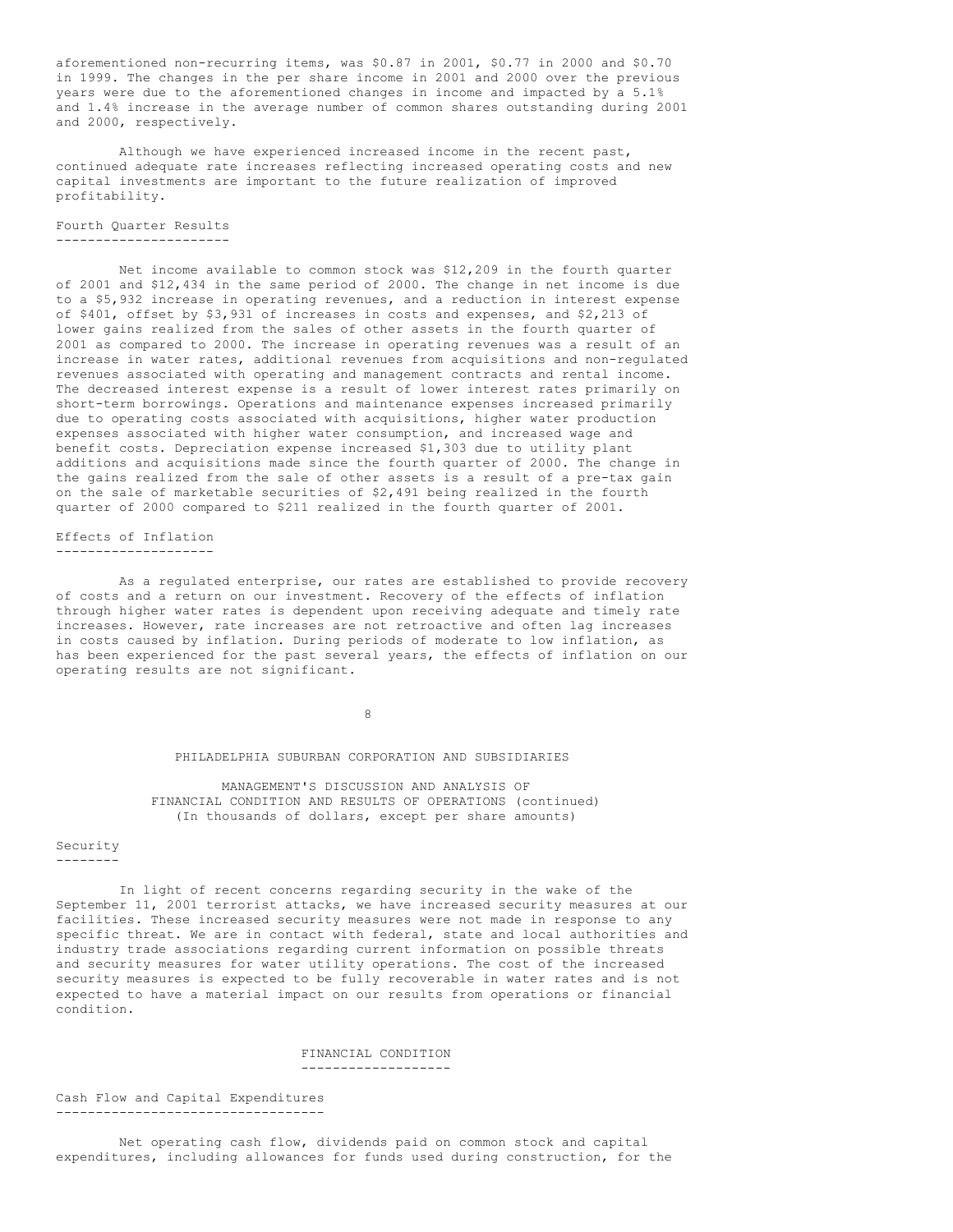aforementioned non-recurring items, was $0.87 in 2001, $0.77 in 2000 and $0.70 in 1999. The changes in the per share income in 2001 and 2000 over the previous years were due to the aforementioned changes in income and impacted by a 5.1% and 1.4% increase in the average number of common shares outstanding during 2001 and 2000, respectively.

Although we have experienced increased income in the recent past, continued adequate rate increases reflecting increased operating costs and new capital investments are important to the future realization of improved profitability.

## Fourth Quarter Results

Net income available to common stock was $12,209 in the fourth quarter of 2001 and $12,434 in the same period of 2000. The change in net income is due to a $5,932 increase in operating revenues, and a reduction in interest expense of $401, offset by $3,931 of increases in costs and expenses, and $2,213 of lower gains realized from the sales of other assets in the fourth quarter of 2001 as compared to 2000. The increase in operating revenues was a result of an increase in water rates, additional revenues from acquisitions and non-regulated revenues associated with operating and management contracts and rental income. The decreased interest expense is a result of lower interest rates primarily on short-term borrowings. Operations and maintenance expenses increased primarily due to operating costs associated with acquisitions, higher water production expenses associated with higher water consumption, and increased wage and benefit costs. Depreciation expense increased $1,303 due to utility plant additions and acquisitions made since the fourth quarter of 2000. The change in the gains realized from the sale of other assets is a result of a pre-tax gain on the sale of marketable securities of $2,491 being realized in the fourth quarter of 2000 compared to $211 realized in the fourth quarter of 2001.

## Effects of Inflation

As a regulated enterprise, our rates are established to provide recovery of costs and a return on our investment. Recovery of the effects of inflation through higher water rates is dependent upon receiving adequate and timely rate increases. However, rate increases are not retroactive and often lag increases in costs caused by inflation. During periods of moderate to low inflation, as has been experienced for the past several years, the effects of inflation on our operating results are not significant.

PHILADELPHIA SUBURBAN CORPORATION AND SUBSIDIARIES

MANAGEMENT'S DISCUSSION AND ANALYSIS OF FINANCIAL CONDITION AND RESULTS OF OPERATIONS (continued)
(In thousands of dollars, except per share amounts)

## Security

In light of recent concerns regarding security in the wake of the September 11, 2001 terrorist attacks, we have increased security measures at our facilities. These increased security measures were not made in response to any specific threat. We are in contact with federal, state and local authorities and industry trade associations regarding current information on possible threats and security measures for water utility operations. The cost of the increased security measures is expected to be fully recoverable in water rates and is not expected to have a material impact on our results from operations or financial condition.

# FINANCIAL CONDITION

## Cash Flow and Capital Expenditures

Net operating cash flow, dividends paid on common stock and capital expenditures, including allowances for funds used during construction, for the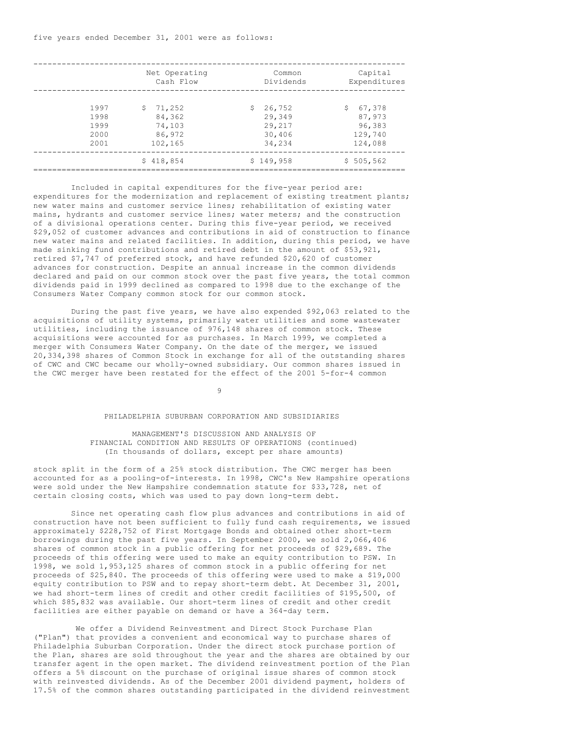five years ended December 31, 2001 were as follows:

| | Net Operating Cash Flow | Common Dividends | Capital Expenditures |
|---|---|---|---|
| 1997 | $ 71,252 | $ 26,752 | $ 67,378 |
| 1998 | 84,362 | 29,349 | 87,973 |
| 1999 | 74,103 | 29,217 | 96,383 |
| 2000 | 86,972 | 30,406 | 129,740 |
| 2001 | 102,165 | 34,234 | 124,088 |
| | $ 418,854 | $ 149,958 | $ 505,562 |

Included in capital expenditures for the five-year period are: expenditures for the modernization and replacement of existing treatment plants; new water mains and customer service lines; rehabilitation of existing water mains, hydrants and customer service lines; water meters; and the construction of a divisional operations center. During this five-year period, we received $29,052 of customer advances and contributions in aid of construction to finance new water mains and related facilities. In addition, during this period, we have made sinking fund contributions and retired debt in the amount of $53,921, retired $7,747 of preferred stock, and have refunded $20,620 of customer advances for construction. Despite an annual increase in the common dividends declared and paid on our common stock over the past five years, the total common dividends paid in 1999 declined as compared to 1998 due to the exchange of the Consumers Water Company common stock for our common stock.

During the past five years, we have also expended $92,063 related to the acquisitions of utility systems, primarily water utilities and some wastewater utilities, including the issuance of 976,148 shares of common stock. These acquisitions were accounted for as purchases. In March 1999, we completed a merger with Consumers Water Company. On the date of the merger, we issued 20,334,398 shares of Common Stock in exchange for all of the outstanding shares of CWC and CWC became our wholly-owned subsidiary. Our common shares issued in the CWC merger have been restated for the effect of the 2001 5-for-4 common

PHILADELPHIA SUBURBAN CORPORATION AND SUBSIDIARIES

MANAGEMENT'S DISCUSSION AND ANALYSIS OF FINANCIAL CONDITION AND RESULTS OF OPERATIONS (continued)
(In thousands of dollars, except per share amounts)

stock split in the form of a 25% stock distribution. The CWC merger has been accounted for as a pooling-of-interests. In 1998, CWC's New Hampshire operations were sold under the New Hampshire condemnation statute for $33,728, net of certain closing costs, which was used to pay down long-term debt.

Since net operating cash flow plus advances and contributions in aid of construction have not been sufficient to fully fund cash requirements, we issued approximately $228,752 of First Mortgage Bonds and obtained other short-term borrowings during the past five years. In September 2000, we sold 2,066,406 shares of common stock in a public offering for net proceeds of $29,689. The proceeds of this offering were used to make an equity contribution to PSW. In 1998, we sold 1,953,125 shares of common stock in a public offering for net proceeds of $25,840. The proceeds of this offering were used to make a $19,000 equity contribution to PSW and to repay short-term debt. At December 31, 2001, we had short-term lines of credit and other credit facilities of $195,500, of which $85,832 was available. Our short-term lines of credit and other credit facilities are either payable on demand or have a 364-day term.

We offer a Dividend Reinvestment and Direct Stock Purchase Plan ("Plan") that provides a convenient and economical way to purchase shares of Philadelphia Suburban Corporation. Under the direct stock purchase portion of the Plan, shares are sold throughout the year and the shares are obtained by our transfer agent in the open market. The dividend reinvestment portion of the Plan offers a 5% discount on the purchase of original issue shares of common stock with reinvested dividends. As of the December 2001 dividend payment, holders of 17.5% of the common shares outstanding participated in the dividend reinvestment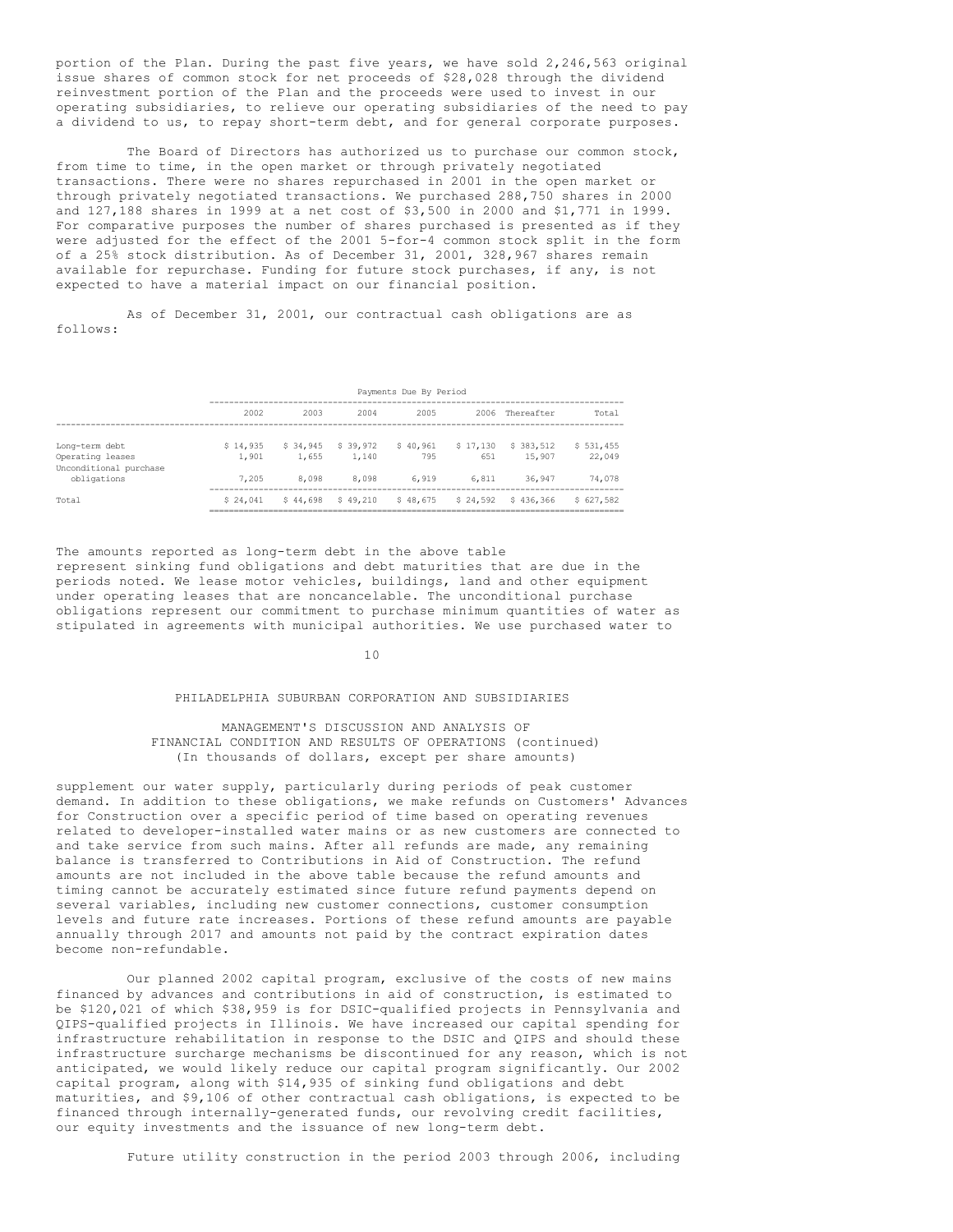portion of the Plan. During the past five years, we have sold 2,246,563 original issue shares of common stock for net proceeds of $28,028 through the dividend reinvestment portion of the Plan and the proceeds were used to invest in our operating subsidiaries, to relieve our operating subsidiaries of the need to pay a dividend to us, to repay short-term debt, and for general corporate purposes.

The Board of Directors has authorized us to purchase our common stock, from time to time, in the open market or through privately negotiated transactions. There were no shares repurchased in 2001 in the open market or through privately negotiated transactions. We purchased 288,750 shares in 2000 and 127,188 shares in 1999 at a net cost of $3,500 in 2000 and $1,771 in 1999. For comparative purposes the number of shares purchased is presented as if they were adjusted for the effect of the 2001 5-for-4 common stock split in the form of a 25% stock distribution. As of December 31, 2001, 328,967 shares remain available for repurchase. Funding for future stock purchases, if any, is not expected to have a material impact on our financial position.

As of December 31, 2001, our contractual cash obligations are as follows:

| | Payments Due By Period | | | | | | |
|---|---|---|---|---|---|---|---|
| | 2002 | 2003 | 2004 | 2005 | 2006 | Thereafter | Total |
| Long-term debt | $ 14,935 | $ 34,945 | $ 39,972 | $ 40,961 | $ 17,130 | $ 383,512 | $ 531,455 |
| Operating leases | 1,901 | 1,655 | 1,140 | 795 | 651 | 15,907 | 22,049 |
| Unconditional purchase obligations | 7,205 | 8,098 | 8,098 | 6,919 | 6,811 | 36,947 | 74,078 |
| Total | $ 24,041 | $ 44,698 | $ 49,210 | $ 48,675 | $ 24,592 | $ 436,366 | $ 627,582 |

The amounts reported as long-term debt in the above table represent sinking fund obligations and debt maturities that are due in the periods noted. We lease motor vehicles, buildings, land and other equipment under operating leases that are noncancelable. The unconditional purchase obligations represent our commitment to purchase minimum quantities of water as stipulated in agreements with municipal authorities. We use purchased water to supplement our water supply, particularly during periods of peak customer demand. In addition to these obligations, we make refunds on Customers' Advances for Construction over a specific period of time based on operating revenues related to developer-installed water mains or as new customers are connected to and take service from such mains. After all refunds are made, any remaining balance is transferred to Contributions in Aid of Construction. The refund amounts are not included in the above table because the refund amounts and timing cannot be accurately estimated since future refund payments depend on several variables, including new customer connections, customer consumption levels and future rate increases. Portions of these refund amounts are payable annually through 2017 and amounts not paid by the contract expiration dates become non-refundable.

Our planned 2002 capital program, exclusive of the costs of new mains financed by advances and contributions in aid of construction, is estimated to be $120,021 of which $38,959 is for DSIC-qualified projects in Pennsylvania and QIPS-qualified projects in Illinois. We have increased our capital spending for infrastructure rehabilitation in response to the DSIC and QIPS and should these infrastructure surcharge mechanisms be discontinued for any reason, which is not anticipated, we would likely reduce our capital program significantly. Our 2002 capital program, along with $14,935 of sinking fund obligations and debt maturities, and $9,106 of other contractual cash obligations, is expected to be financed through internally-generated funds, our revolving credit facilities, our equity investments and the issuance of new long-term debt.

Future utility construction in the period 2003 through 2006, including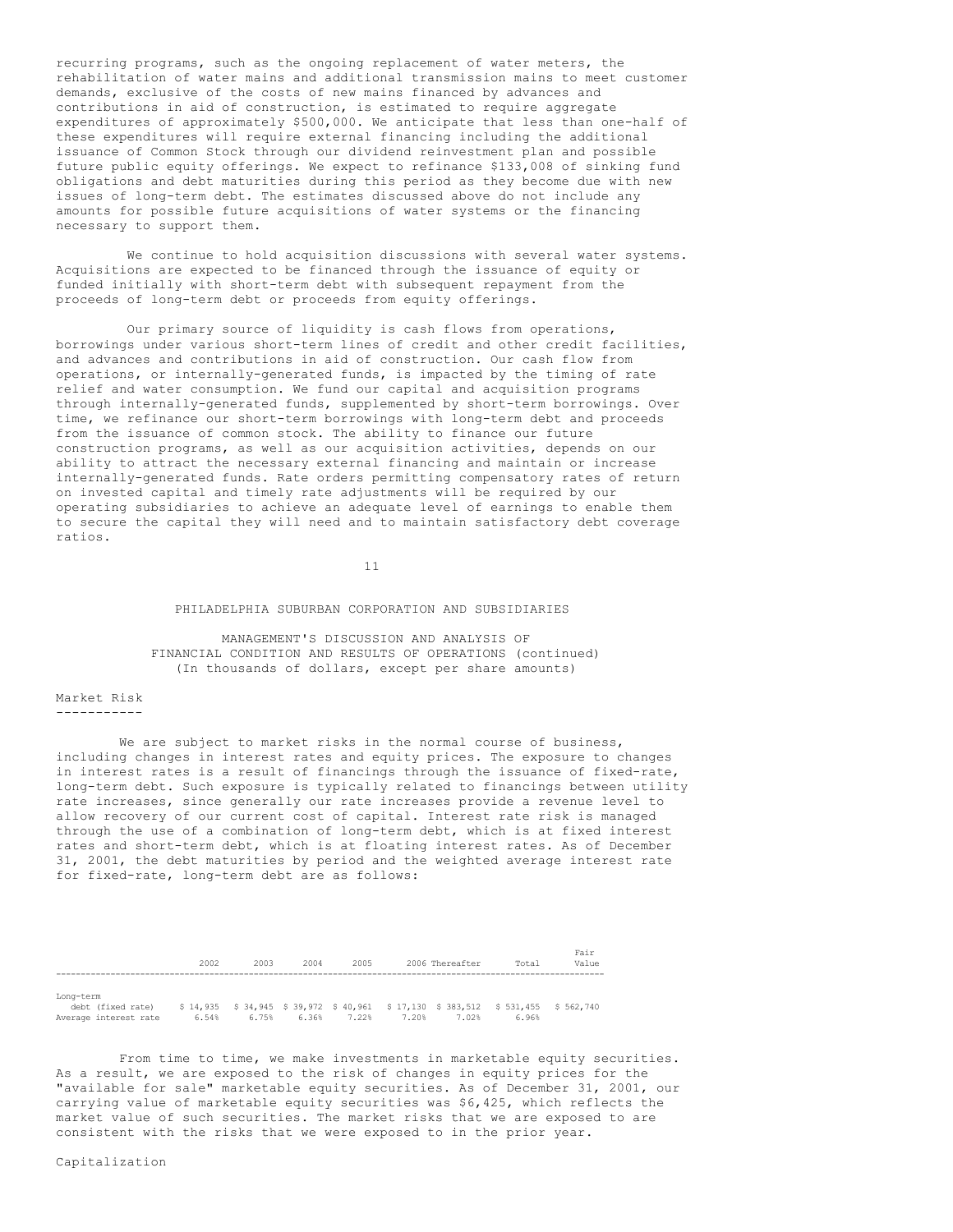recurring programs, such as the ongoing replacement of water meters, the rehabilitation of water mains and additional transmission mains to meet customer demands, exclusive of the costs of new mains financed by advances and contributions in aid of construction, is estimated to require aggregate expenditures of approximately $500,000. We anticipate that less than one-half of these expenditures will require external financing including the additional issuance of Common Stock through our dividend reinvestment plan and possible future public equity offerings. We expect to refinance $133,008 of sinking fund obligations and debt maturities during this period as they become due with new issues of long-term debt. The estimates discussed above do not include any amounts for possible future acquisitions of water systems or the financing necessary to support them.

We continue to hold acquisition discussions with several water systems. Acquisitions are expected to be financed through the issuance of equity or funded initially with short-term debt with subsequent repayment from the proceeds of long-term debt or proceeds from equity offerings.

Our primary source of liquidity is cash flows from operations, borrowings under various short-term lines of credit and other credit facilities, and advances and contributions in aid of construction. Our cash flow from operations, or internally-generated funds, is impacted by the timing of rate relief and water consumption. We fund our capital and acquisition programs through internally-generated funds, supplemented by short-term borrowings. Over time, we refinance our short-term borrowings with long-term debt and proceeds from the issuance of common stock. The ability to finance our future construction programs, as well as our acquisition activities, depends on our ability to attract the necessary external financing and maintain or increase internally-generated funds. Rate orders permitting compensatory rates of return on invested capital and timely rate adjustments will be required by our operating subsidiaries to achieve an adequate level of earnings to enable them to secure the capital they will need and to maintain satisfactory debt coverage ratios.

PHILADELPHIA SUBURBAN CORPORATION AND SUBSIDIARIES

MANAGEMENT'S DISCUSSION AND ANALYSIS OF FINANCIAL CONDITION AND RESULTS OF OPERATIONS (continued)
(In thousands of dollars, except per share amounts)

## Market Risk

We are subject to market risks in the normal course of business, including changes in interest rates and equity prices. The exposure to changes in interest rates is a result of financings through the issuance of fixed-rate, long-term debt. Such exposure is typically related to financings between utility rate increases, since generally our rate increases provide a revenue level to allow recovery of our current cost of capital. Interest rate risk is managed through the use of a combination of long-term debt, which is at fixed interest rates and short-term debt, which is at floating interest rates. As of December 31, 2001, the debt maturities by period and the weighted average interest rate for fixed-rate, long-term debt are as follows:

| | 2002 | 2003 | 2004 | 2005 | 2006 | Thereafter | Total | Fair Value |
|---|---|---|---|---|---|---|---|---|
| Long-term debt (fixed rate) | $ 14,935 | $ 34,945 | $ 39,972 | $ 40,961 | $ 17,130 | $ 383,512 | $ 531,455 | $ 562,740 |
| Average interest rate | 6.54% | 6.75% | 6.36% | 7.22% | 7.20% | 7.02% | 6.96% | |

From time to time, we make investments in marketable equity securities. As a result, we are exposed to the risk of changes in equity prices for the "available for sale" marketable equity securities. As of December 31, 2001, our carrying value of marketable equity securities was $6,425, which reflects the market value of such securities. The market risks that we are exposed to are consistent with the risks that we were exposed to in the prior year.

## Capitalization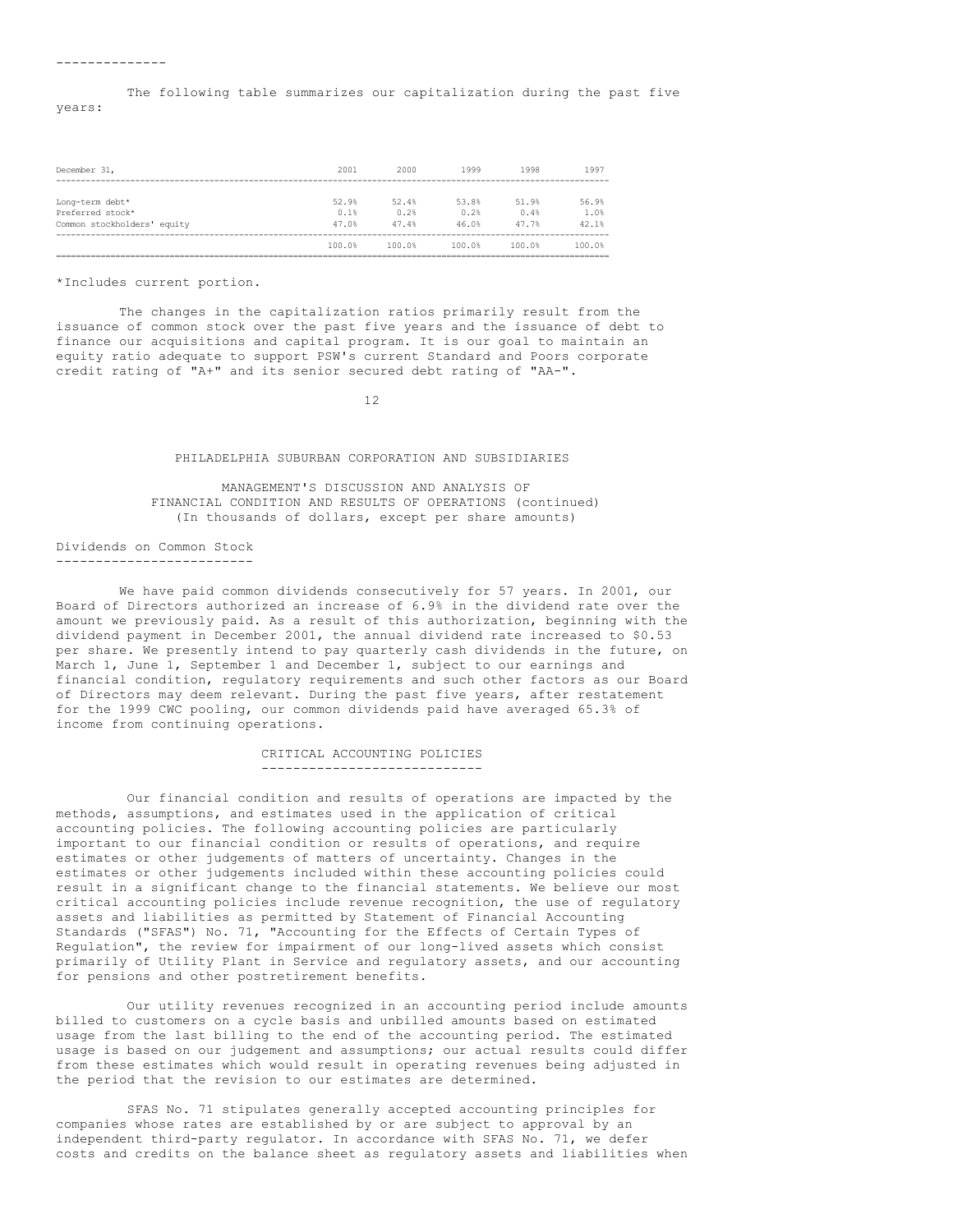The following table summarizes our capitalization during the past five years:

| December 31, | 2001 | 2000 | 1999 | 1998 | 1997 |
|---|---|---|---|---|---|
| Long-term debt* | 52.9% | 52.4% | 53.8% | 51.9% | 56.9% |
| Preferred stock* | 0.1% | 0.2% | 0.2% | 0.4% | 1.0% |
| Common stockholders' equity | 47.0% | 47.4% | 46.0% | 47.7% | 42.1% |
| | 100.0% | 100.0% | 100.0% | 100.0% | 100.0% |

*Includes current portion.

The changes in the capitalization ratios primarily result from the issuance of common stock over the past five years and the issuance of debt to finance our acquisitions and capital program. It is our goal to maintain an equity ratio adequate to support PSW's current Standard and Poors corporate credit rating of "A+" and its senior secured debt rating of "AA-".

PHILADELPHIA SUBURBAN CORPORATION AND SUBSIDIARIES

MANAGEMENT'S DISCUSSION AND ANALYSIS OF FINANCIAL CONDITION AND RESULTS OF OPERATIONS (continued)
(In thousands of dollars, except per share amounts)

## Dividends on Common Stock

We have paid common dividends consecutively for 57 years. In 2001, our Board of Directors authorized an increase of 6.9% in the dividend rate over the amount we previously paid. As a result of this authorization, beginning with the dividend payment in December 2001, the annual dividend rate increased to $0.53 per share. We presently intend to pay quarterly cash dividends in the future, on March 1, June 1, September 1 and December 1, subject to our earnings and financial condition, regulatory requirements and such other factors as our Board of Directors may deem relevant. During the past five years, after restatement for the 1999 CWC pooling, our common dividends paid have averaged 65.3% of income from continuing operations.

## CRITICAL ACCOUNTING POLICIES

Our financial condition and results of operations are impacted by the methods, assumptions, and estimates used in the application of critical accounting policies. The following accounting policies are particularly important to our financial condition or results of operations, and require estimates or other judgements of matters of uncertainty. Changes in the estimates or other judgements included within these accounting policies could result in a significant change to the financial statements. We believe our most critical accounting policies include revenue recognition, the use of regulatory assets and liabilities as permitted by Statement of Financial Accounting Standards ("SFAS") No. 71, "Accounting for the Effects of Certain Types of Regulation", the review for impairment of our long-lived assets which consist primarily of Utility Plant in Service and regulatory assets, and our accounting for pensions and other postretirement benefits.

Our utility revenues recognized in an accounting period include amounts billed to customers on a cycle basis and unbilled amounts based on estimated usage from the last billing to the end of the accounting period. The estimated usage is based on our judgement and assumptions; our actual results could differ from these estimates which would result in operating revenues being adjusted in the period that the revision to our estimates are determined.

SFAS No. 71 stipulates generally accepted accounting principles for companies whose rates are established by or are subject to approval by an independent third-party regulator. In accordance with SFAS No. 71, we defer costs and credits on the balance sheet as regulatory assets and liabilities when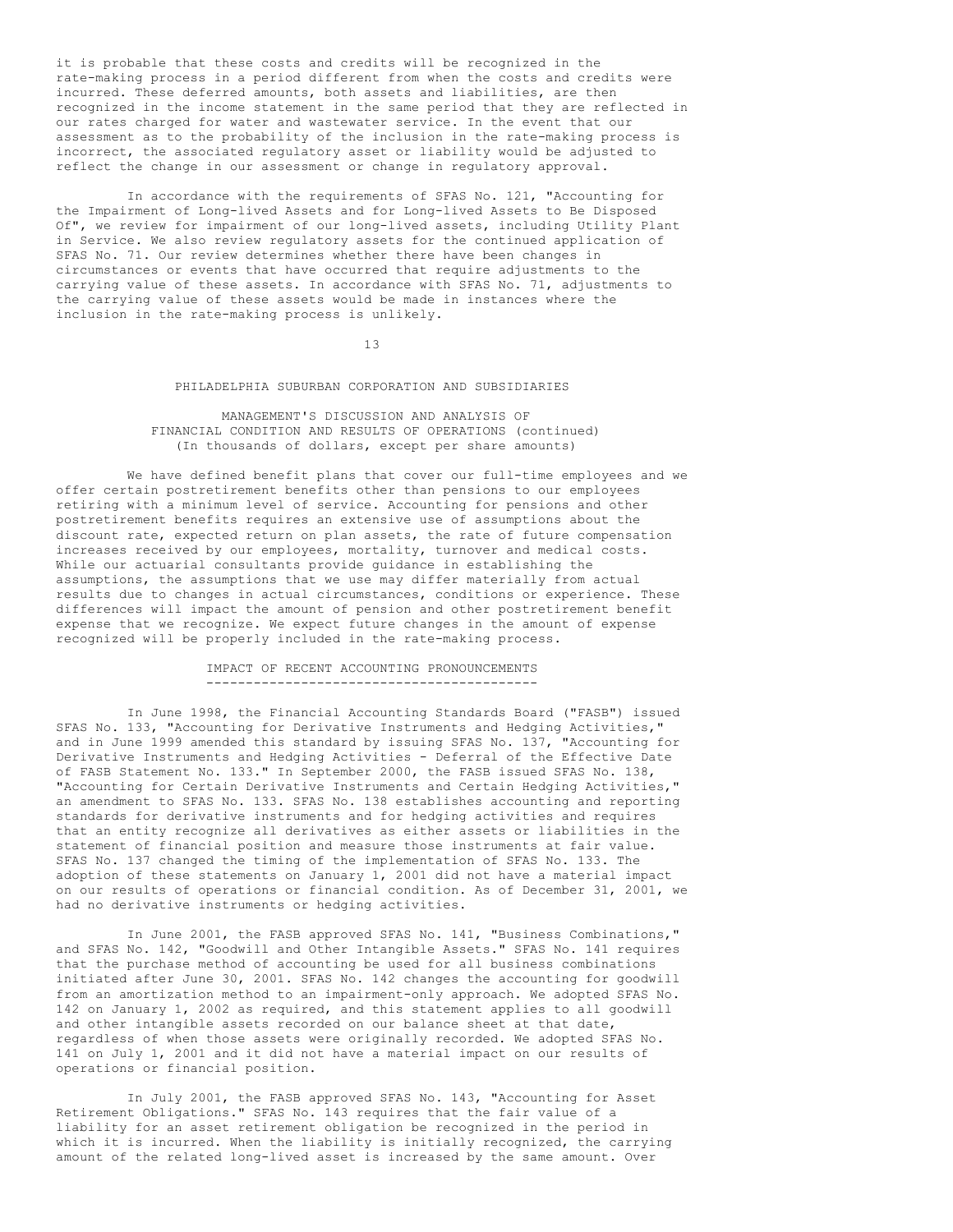it is probable that these costs and credits will be recognized in the rate-making process in a period different from when the costs and credits were incurred. These deferred amounts, both assets and liabilities, are then recognized in the income statement in the same period that they are reflected in our rates charged for water and wastewater service. In the event that our assessment as to the probability of the inclusion in the rate-making process is incorrect, the associated regulatory asset or liability would be adjusted to reflect the change in our assessment or change in regulatory approval.

In accordance with the requirements of SFAS No. 121, "Accounting for the Impairment of Long-lived Assets and for Long-lived Assets to Be Disposed Of", we review for impairment of our long-lived assets, including Utility Plant in Service. We also review regulatory assets for the continued application of SFAS No. 71. Our review determines whether there have been changes in circumstances or events that have occurred that require adjustments to the carrying value of these assets. In accordance with SFAS No. 71, adjustments to the carrying value of these assets would be made in instances where the inclusion in the rate-making process is unlikely.

PHILADELPHIA SUBURBAN CORPORATION AND SUBSIDIARIES

MANAGEMENT'S DISCUSSION AND ANALYSIS OF FINANCIAL CONDITION AND RESULTS OF OPERATIONS (continued)
(In thousands of dollars, except per share amounts)

We have defined benefit plans that cover our full-time employees and we offer certain postretirement benefits other than pensions to our employees retiring with a minimum level of service. Accounting for pensions and other postretirement benefits requires an extensive use of assumptions about the discount rate, expected return on plan assets, the rate of future compensation increases received by our employees, mortality, turnover and medical costs. While our actuarial consultants provide guidance in establishing the assumptions, the assumptions that we use may differ materially from actual results due to changes in actual circumstances, conditions or experience. These differences will impact the amount of pension and other postretirement benefit expense that we recognize. We expect future changes in the amount of expense recognized will be properly included in the rate-making process.

## IMPACT OF RECENT ACCOUNTING PRONOUNCEMENTS

In June 1998, the Financial Accounting Standards Board ("FASB") issued SFAS No. 133, "Accounting for Derivative Instruments and Hedging Activities," and in June 1999 amended this standard by issuing SFAS No. 137, "Accounting for Derivative Instruments and Hedging Activities - Deferral of the Effective Date of FASB Statement No. 133." In September 2000, the FASB issued SFAS No. 138, "Accounting for Certain Derivative Instruments and Certain Hedging Activities," an amendment to SFAS No. 133. SFAS No. 138 establishes accounting and reporting standards for derivative instruments and for hedging activities and requires that an entity recognize all derivatives as either assets or liabilities in the statement of financial position and measure those instruments at fair value. SFAS No. 137 changed the timing of the implementation of SFAS No. 133. The adoption of these statements on January 1, 2001 did not have a material impact on our results of operations or financial condition. As of December 31, 2001, we had no derivative instruments or hedging activities.

In June 2001, the FASB approved SFAS No. 141, "Business Combinations," and SFAS No. 142, "Goodwill and Other Intangible Assets." SFAS No. 141 requires that the purchase method of accounting be used for all business combinations initiated after June 30, 2001. SFAS No. 142 changes the accounting for goodwill from an amortization method to an impairment-only approach. We adopted SFAS No. 142 on January 1, 2002 as required, and this statement applies to all goodwill and other intangible assets recorded on our balance sheet at that date, regardless of when those assets were originally recorded. We adopted SFAS No. 141 on July 1, 2001 and it did not have a material impact on our results of operations or financial position.

In July 2001, the FASB approved SFAS No. 143, "Accounting for Asset Retirement Obligations." SFAS No. 143 requires that the fair value of a liability for an asset retirement obligation be recognized in the period in which it is incurred. When the liability is initially recognized, the carrying amount of the related long-lived asset is increased by the same amount. Over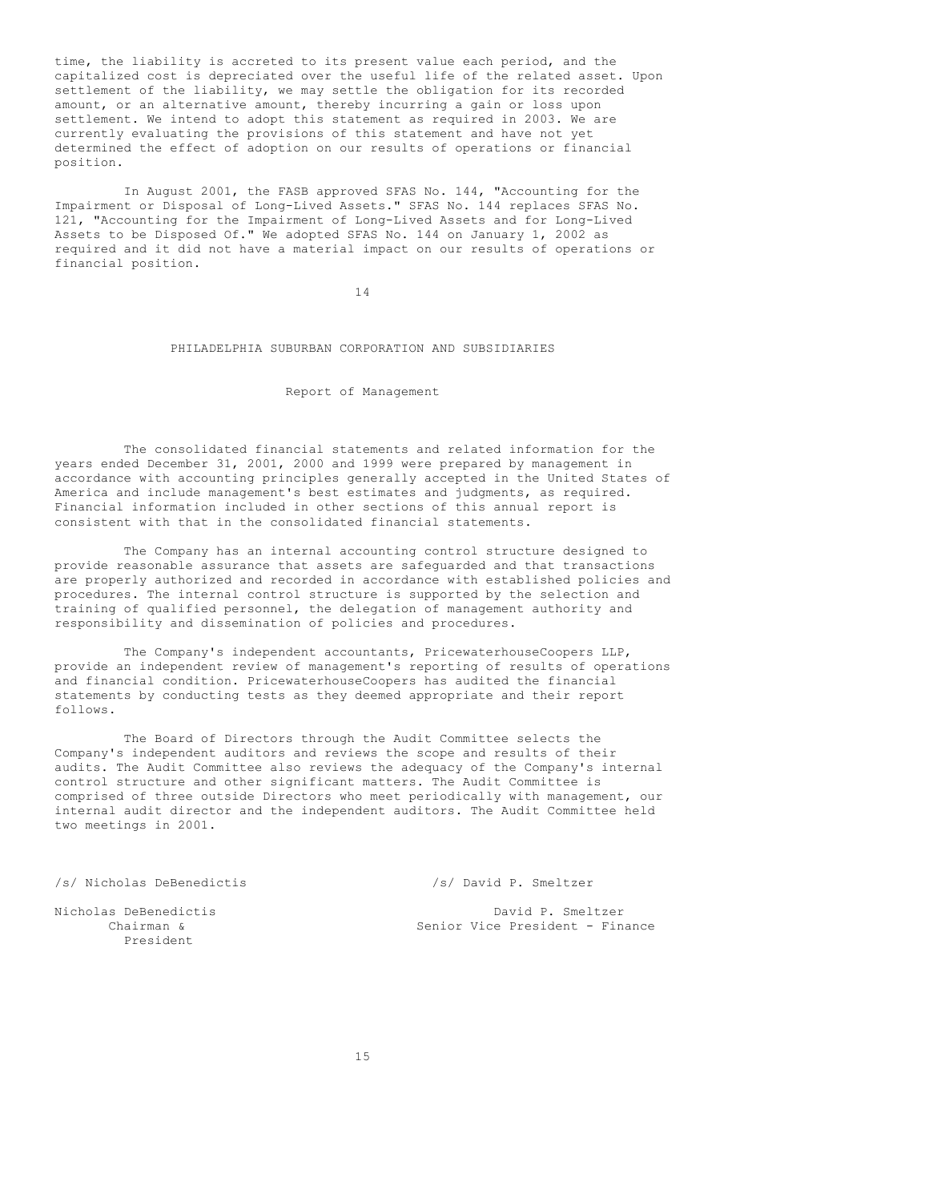time, the liability is accreted to its present value each period, and the capitalized cost is depreciated over the useful life of the related asset. Upon settlement of the liability, we may settle the obligation for its recorded amount, or an alternative amount, thereby incurring a gain or loss upon settlement. We intend to adopt this statement as required in 2003. We are currently evaluating the provisions of this statement and have not yet determined the effect of adoption on our results of operations or financial position.

In August 2001, the FASB approved SFAS No. 144, "Accounting for the Impairment or Disposal of Long-Lived Assets." SFAS No. 144 replaces SFAS No. 121, "Accounting for the Impairment of Long-Lived Assets and for Long-Lived Assets to be Disposed Of." We adopted SFAS No. 144 on January 1, 2002 as required and it did not have a material impact on our results of operations or financial position.

## PHILADELPHIA SUBURBAN CORPORATION AND SUBSIDIARIES

### Report of Management

The consolidated financial statements and related information for the years ended December 31, 2001, 2000 and 1999 were prepared by management in accordance with accounting principles generally accepted in the United States of America and include management's best estimates and judgments, as required. Financial information included in other sections of this annual report is consistent with that in the consolidated financial statements.

The Company has an internal accounting control structure designed to provide reasonable assurance that assets are safeguarded and that transactions are properly authorized and recorded in accordance with established policies and procedures. The internal control structure is supported by the selection and training of qualified personnel, the delegation of management authority and responsibility and dissemination of policies and procedures.

The Company's independent accountants, PricewaterhouseCoopers LLP, provide an independent review of management's reporting of results of operations and financial condition. PricewaterhouseCoopers has audited the financial statements by conducting tests as they deemed appropriate and their report follows.

The Board of Directors through the Audit Committee selects the Company's independent auditors and reviews the scope and results of their audits. The Audit Committee also reviews the adequacy of the Company's internal control structure and other significant matters. The Audit Committee is comprised of three outside Directors who meet periodically with management, our internal audit director and the independent auditors. The Audit Committee held two meetings in 2001.

/s/ Nicholas DeBenedictis

Nicholas DeBenedictis
Chairman &
President

/s/ David P. Smeltzer

David P. Smeltzer
Senior Vice President - Finance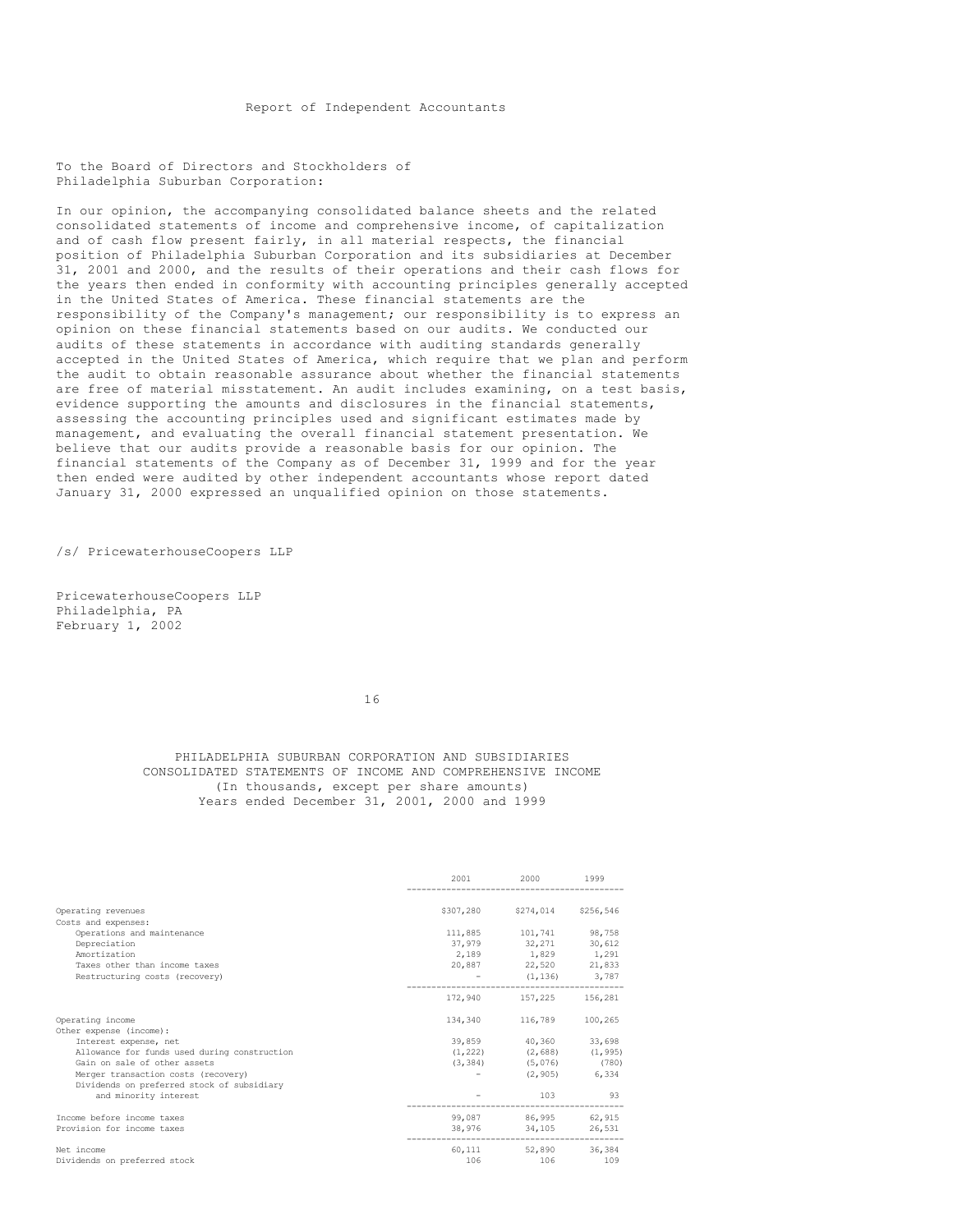# Report of Independent Accountants

To the Board of Directors and Stockholders of
Philadelphia Suburban Corporation:

In our opinion, the accompanying consolidated balance sheets and the related consolidated statements of income and comprehensive income, of capitalization and of cash flow present fairly, in all material respects, the financial position of Philadelphia Suburban Corporation and its subsidiaries at December 31, 2001 and 2000, and the results of their operations and their cash flows for the years then ended in conformity with accounting principles generally accepted in the United States of America. These financial statements are the responsibility of the Company's management; our responsibility is to express an opinion on these financial statements based on our audits. We conducted our audits of these statements in accordance with auditing standards generally accepted in the United States of America, which require that we plan and perform the audit to obtain reasonable assurance about whether the financial statements are free of material misstatement. An audit includes examining, on a test basis, evidence supporting the amounts and disclosures in the financial statements, assessing the accounting principles used and significant estimates made by management, and evaluating the overall financial statement presentation. We believe that our audits provide a reasonable basis for our opinion. The financial statements of the Company as of December 31, 1999 and for the year then ended were audited by other independent accountants whose report dated January 31, 2000 expressed an unqualified opinion on those statements.

/s/ PricewaterhouseCoopers LLP

PricewaterhouseCoopers LLP
Philadelphia, PA
February 1, 2002

## PHILADELPHIA SUBURBAN CORPORATION AND SUBSIDIARIES
## CONSOLIDATED STATEMENTS OF INCOME AND COMPREHENSIVE INCOME
(In thousands, except per share amounts)
Years ended December 31, 2001, 2000 and 1999

| | 2001 | 2000 | 1999 |
|---|---|---|---|
| Operating revenues | $307,280 | $274,014 | $256,546 |
| Costs and expenses: | | | |
| Operations and maintenance | 111,885 | 101,741 | 98,758 |
| Depreciation | 37,979 | 32,271 | 30,612 |
| Amortization | 2,189 | 1,829 | 1,291 |
| Taxes other than income taxes | 20,887 | 22,520 | 21,833 |
| Restructuring costs (recovery) | - | (1,136) | 3,787 |
| | 172,940 | 157,225 | 156,281 |
| Operating income | 134,340 | 116,789 | 100,265 |
| Other expense (income): | | | |
| Interest expense, net | 39,859 | 40,360 | 33,698 |
| Allowance for funds used during construction | (1,222) | (2,688) | (1,995) |
| Gain on sale of other assets | (3,384) | (5,076) | (780) |
| Merger transaction costs (recovery) | - | (2,905) | 6,334 |
| Dividends on preferred stock of subsidiary and minority interest | - | 103 | 93 |
| Income before income taxes | 99,087 | 86,995 | 62,915 |
| Provision for income taxes | 38,976 | 34,105 | 26,531 |
| Net income | 60,111 | 52,890 | 36,384 |
| Dividends on preferred stock | 106 | 106 | 109 |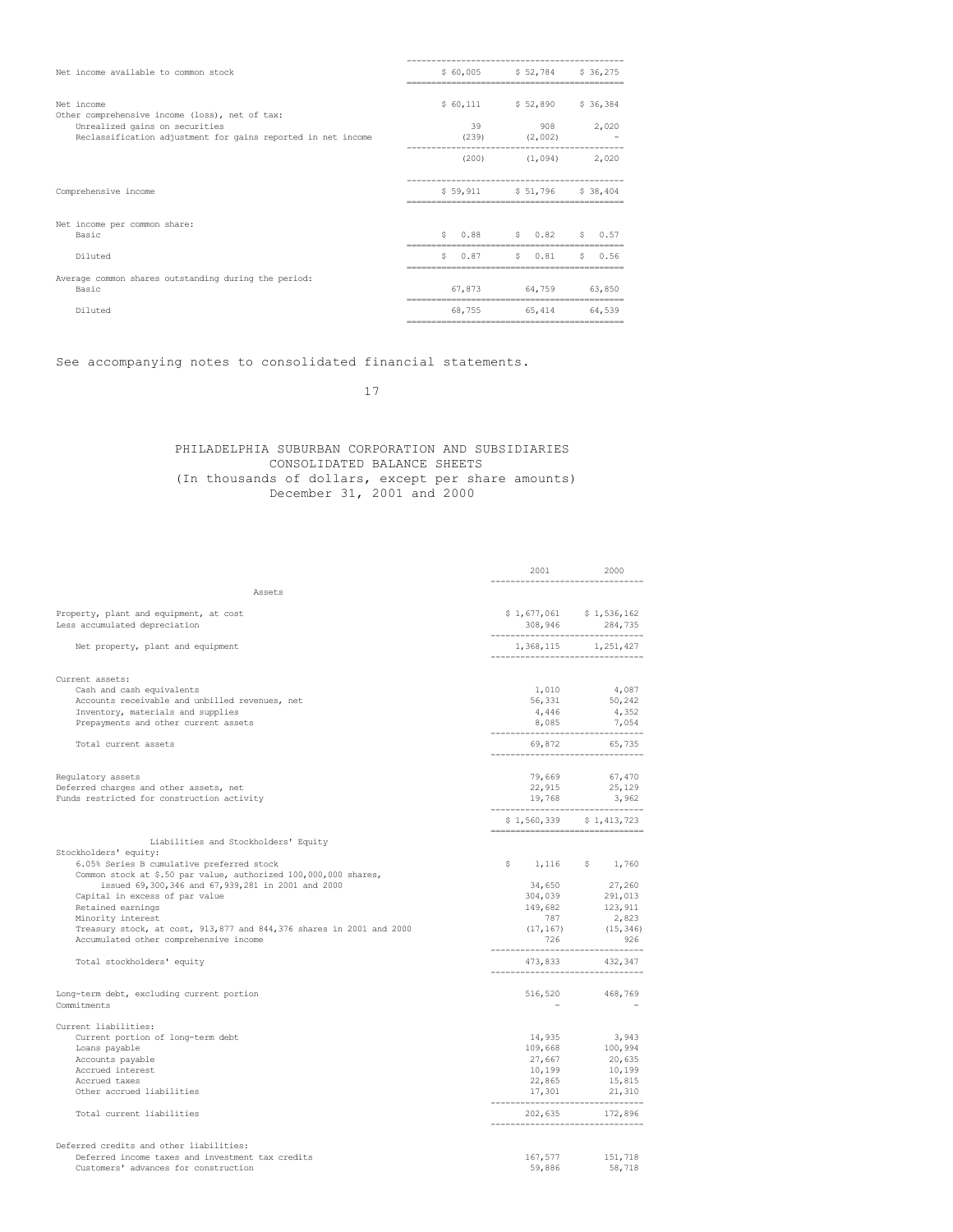| | | | |
|---|---|---|---|
| Net income available to common stock | $ 60,005 | $ 52,784 | $ 36,275 |
| Net income | $ 60,111 | $ 52,890 | $ 36,384 |
| Other comprehensive income (loss), net of tax: | | | |
| Unrealized gains on securities | 39 | 908 | 2,020 |
| Reclassification adjustment for gains reported in net income | (239) | (2,002) | - |
| | (200) | (1,094) | 2,020 |
| Comprehensive income | $ 59,911 | $ 51,796 | $ 38,404 |
| Net income per common share: | | | |
| Basic | $ 0.88 | $ 0.82 | $ 0.57 |
| Diluted | $ 0.87 | $ 0.81 | $ 0.56 |
| Average common shares outstanding during the period: | | | |
| Basic | 67,873 | 64,759 | 63,850 |
| Diluted | 68,755 | 65,414 | 64,539 |

See accompanying notes to consolidated financial statements.

# PHILADELPHIA SUBURBAN CORPORATION AND SUBSIDIARIES
## CONSOLIDATED BALANCE SHEETS
(In thousands of dollars, except per share amounts)
December 31, 2001 and 2000

| | 2001 | 2000 |
|---|---|---|
| **Assets** | | |
| Property, plant and equipment, at cost | $ 1,677,061 | $ 1,536,162 |
| Less accumulated depreciation | 308,946 | 284,735 |
| Net property, plant and equipment | 1,368,115 | 1,251,427 |
| Current assets: | | |
| Cash and cash equivalents | 1,010 | 4,087 |
| Accounts receivable and unbilled revenues, net | 56,331 | 50,242 |
| Inventory, materials and supplies | 4,446 | 4,352 |
| Prepayments and other current assets | 8,085 | 7,054 |
| Total current assets | 69,872 | 65,735 |
| Regulatory assets | 79,669 | 67,470 |
| Deferred charges and other assets, net | 22,915 | 25,129 |
| Funds restricted for construction activity | 19,768 | 3,962 |
| | $ 1,560,339 | $ 1,413,723 |
| **Liabilities and Stockholders' Equity** | | |
| Stockholders' equity: | | |
| 6.05% Series B cumulative preferred stock | $ 1,116 | $ 1,760 |
| Common stock at $.50 par value, authorized 100,000,000 shares, issued 69,300,346 and 67,939,281 in 2001 and 2000 | 34,650 | 27,260 |
| Capital in excess of par value | 304,039 | 291,013 |
| Retained earnings | 149,682 | 123,911 |
| Minority interest | 787 | 2,823 |
| Treasury stock, at cost, 913,877 and 844,376 shares in 2001 and 2000 | (17,167) | (15,346) |
| Accumulated other comprehensive income | 726 | 926 |
| Total stockholders' equity | 473,833 | 432,347 |
| Long-term debt, excluding current portion | 516,520 | 468,769 |
| Commitments | - | - |
| Current liabilities: | | |
| Current portion of long-term debt | 14,935 | 3,943 |
| Loans payable | 109,668 | 100,994 |
| Accounts payable | 27,667 | 20,635 |
| Accrued interest | 10,199 | 10,199 |
| Accrued taxes | 22,865 | 15,815 |
| Other accrued liabilities | 17,301 | 21,310 |
| Total current liabilities | 202,635 | 172,896 |
| Deferred credits and other liabilities: | | |
| Deferred income taxes and investment tax credits | 167,577 | 151,718 |
| Customers' advances for construction | 59,886 | 58,718 |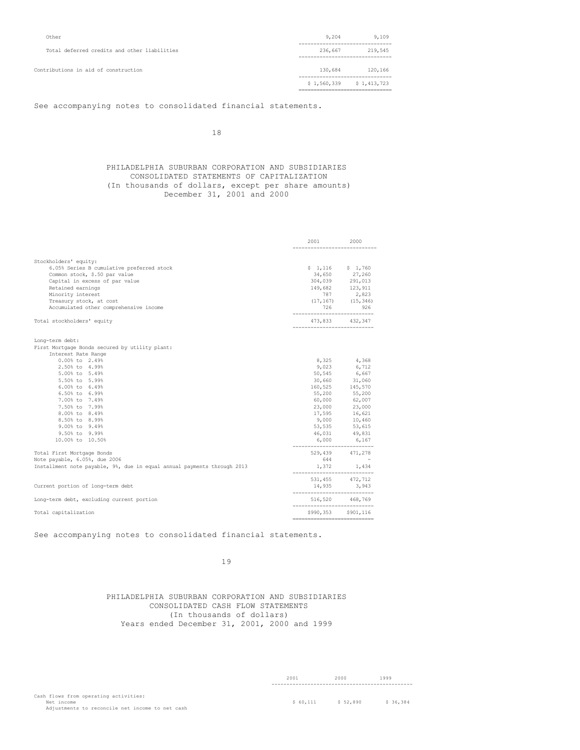| | | |
|---|---|---|
| Other | 9,204 | 9,109 |
| Total deferred credits and other liabilities | 236,667 | 219,545 |
| Contributions in aid of construction | 130,684 | 120,166 |
| | $ 1,560,339 | $ 1,413,723 |

See accompanying notes to consolidated financial statements.

# PHILADELPHIA SUBURBAN CORPORATION AND SUBSIDIARIES
## CONSOLIDATED STATEMENTS OF CAPITALIZATION
(In thousands of dollars, except per share amounts)
December 31, 2001 and 2000

| | 2001 | 2000 |
|---|---|---|
| Stockholders' equity: | | |
| 6.05% Series B cumulative preferred stock | $ 1,116 | $ 1,760 |
| Common stock, $.50 par value | 34,650 | 27,260 |
| Capital in excess of par value | 304,039 | 291,013 |
| Retained earnings | 149,682 | 123,911 |
| Minority interest | 787 | 2,823 |
| Treasury stock, at cost | (17,167) | (15,346) |
| Accumulated other comprehensive income | 726 | 926 |
| Total stockholders' equity | 473,833 | 432,347 |
| Long-term debt: | | |
| First Mortgage Bonds secured by utility plant: | | |
| Interest Rate Range | | |
| 0.00% to 2.49% | 8,325 | 4,368 |
| 2.50% to 4.99% | 9,023 | 6,712 |
| 5.00% to 5.49% | 50,545 | 6,667 |
| 5.50% to 5.99% | 30,660 | 31,060 |
| 6.00% to 6.49% | 160,525 | 145,570 |
| 6.50% to 6.99% | 55,200 | 55,200 |
| 7.00% to 7.49% | 60,000 | 62,007 |
| 7.50% to 7.99% | 23,000 | 23,000 |
| 8.00% to 8.49% | 17,595 | 16,621 |
| 8.50% to 8.99% | 9,000 | 10,460 |
| 9.00% to 9.49% | 53,535 | 53,615 |
| 9.50% to 9.99% | 46,031 | 49,831 |
| 10.00% to 10.50% | 6,000 | 6,167 |
| Total First Mortgage Bonds | 529,439 | 471,278 |
| Note payable, 6.05%, due 2006 | 644 | - |
| Installment note payable, 9%, due in equal annual payments through 2013 | 1,372 | 1,434 |
| | 531,455 | 472,712 |
| Current portion of long-term debt | 14,935 | 3,943 |
| Long-term debt, excluding current portion | 516,520 | 468,769 |
| Total capitalization | $990,353 | $901,116 |

See accompanying notes to consolidated financial statements.

# PHILADELPHIA SUBURBAN CORPORATION AND SUBSIDIARIES
## CONSOLIDATED CASH FLOW STATEMENTS
(In thousands of dollars)
Years ended December 31, 2001, 2000 and 1999

| | 2001 | 2000 | 1999 |
|---|---|---|---|
| Cash flows from operating activities: | | | |
| Net income | $ 60,111 | $ 52,890 | $ 36,384 |
| Adjustments to reconcile net income to net cash | | | |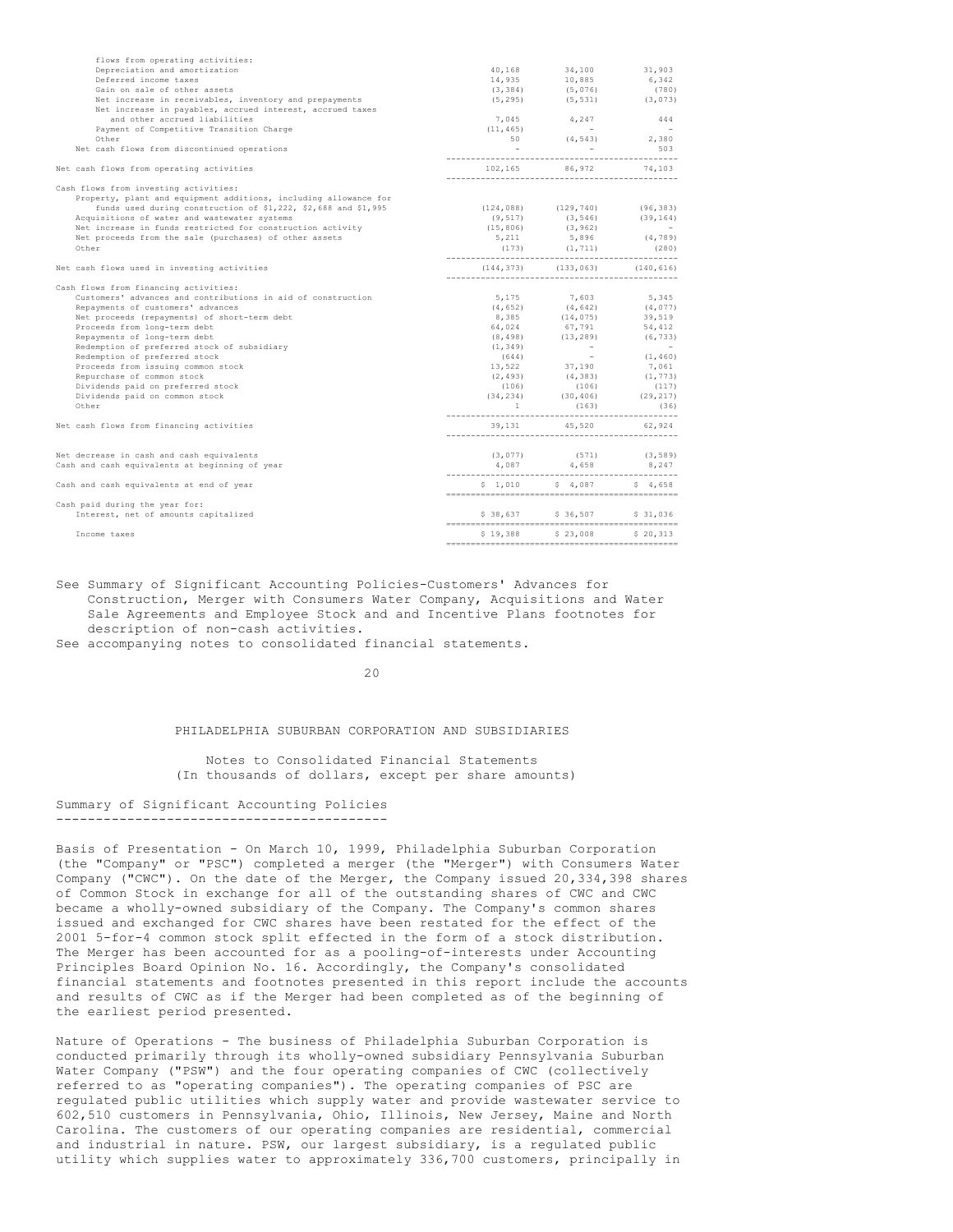| | | | |
|---|---|---|---|
| flows from operating activities: | | | |
| Depreciation and amortization | 40,168 | 34,100 | 31,903 |
| Deferred income taxes | 14,935 | 10,885 | 6,342 |
| Gain on sale of other assets | (3,384) | (5,076) | (780) |
| Net increase in receivables, inventory and prepayments | (5,295) | (5,531) | (3,073) |
| Net increase in payables, accrued interest, accrued taxes and other accrued liabilities | 7,045 | 4,247 | 444 |
| Payment of Competitive Transition Charge | (11,465) | - | - |
| Other | 50 | (4,543) | 2,380 |
| Net cash flows from discontinued operations | - | - | 503 |
| Net cash flows from operating activities | 102,165 | 86,972 | 74,103 |
| Cash flows from investing activities: | | | |
| Property, plant and equipment additions, including allowance for funds used during construction of $1,222, $2,688 and $1,995 | (124,088) | (129,740) | (96,383) |
| Acquisitions of water and wastewater systems | (9,517) | (3,546) | (39,164) |
| Net increase in funds restricted for construction activity | (15,806) | (3,962) | - |
| Net proceeds from the sale (purchases) of other assets | 5,211 | 5,896 | (4,789) |
| Other | (173) | (1,711) | (280) |
| Net cash flows used in investing activities | (144,373) | (133,063) | (140,616) |
| Cash flows from financing activities: | | | |
| Customers' advances and contributions in aid of construction | 5,175 | 7,603 | 5,345 |
| Repayments of customers' advances | (4,652) | (4,642) | (4,077) |
| Net proceeds (repayments) of short-term debt | 8,385 | (14,075) | 39,519 |
| Proceeds from long-term debt | 64,024 | 67,791 | 54,412 |
| Repayments of long-term debt | (8,498) | (13,289) | (6,733) |
| Redemption of preferred stock of subsidiary | (1,349) | - | - |
| Redemption of preferred stock | (644) | - | (1,460) |
| Proceeds from issuing common stock | 13,522 | 37,190 | 7,061 |
| Repurchase of common stock | (2,493) | (4,383) | (1,773) |
| Dividends paid on preferred stock | (106) | (106) | (117) |
| Dividends paid on common stock | (34,234) | (30,406) | (29,217) |
| Other | 1 | (163) | (36) |
| Net cash flows from financing activities | 39,131 | 45,520 | 62,924 |
| Net decrease in cash and cash equivalents | (3,077) | (571) | (3,589) |
| Cash and cash equivalents at beginning of year | 4,087 | 4,658 | 8,247 |
| Cash and cash equivalents at end of year | $ 1,010 | $ 4,087 | $ 4,658 |
| Cash paid during the year for: | | | |
| Interest, net of amounts capitalized | $ 38,637 | $ 36,507 | $ 31,036 |
| Income taxes | $ 19,388 | $ 23,008 | $ 20,313 |

See Summary of Significant Accounting Policies-Customers' Advances for Construction, Merger with Consumers Water Company, Acquisitions and Water Sale Agreements and Employee Stock and and Incentive Plans footnotes for description of non-cash activities.

See accompanying notes to consolidated financial statements.

PHILADELPHIA SUBURBAN CORPORATION AND SUBSIDIARIES

Notes to Consolidated Financial Statements
(In thousands of dollars, except per share amounts)

## Summary of Significant Accounting Policies

Basis of Presentation - On March 10, 1999, Philadelphia Suburban Corporation (the "Company" or "PSC") completed a merger (the "Merger") with Consumers Water Company ("CWC"). On the date of the Merger, the Company issued 20,334,398 shares of Common Stock in exchange for all of the outstanding shares of CWC and CWC became a wholly-owned subsidiary of the Company. The Company's common shares issued and exchanged for CWC shares have been restated for the effect of the 2001 5-for-4 common stock split effected in the form of a stock distribution. The Merger has been accounted for as a pooling-of-interests under Accounting Principles Board Opinion No. 16. Accordingly, the Company's consolidated financial statements and footnotes presented in this report include the accounts and results of CWC as if the Merger had been completed as of the beginning of the earliest period presented.

Nature of Operations - The business of Philadelphia Suburban Corporation is conducted primarily through its wholly-owned subsidiary Pennsylvania Suburban Water Company ("PSW") and the four operating companies of CWC (collectively referred to as "operating companies"). The operating companies of PSC are regulated public utilities which supply water and provide wastewater service to 602,510 customers in Pennsylvania, Ohio, Illinois, New Jersey, Maine and North Carolina. The customers of our operating companies are residential, commercial and industrial in nature. PSW, our largest subsidiary, is a regulated public utility which supplies water to approximately 336,700 customers, principally in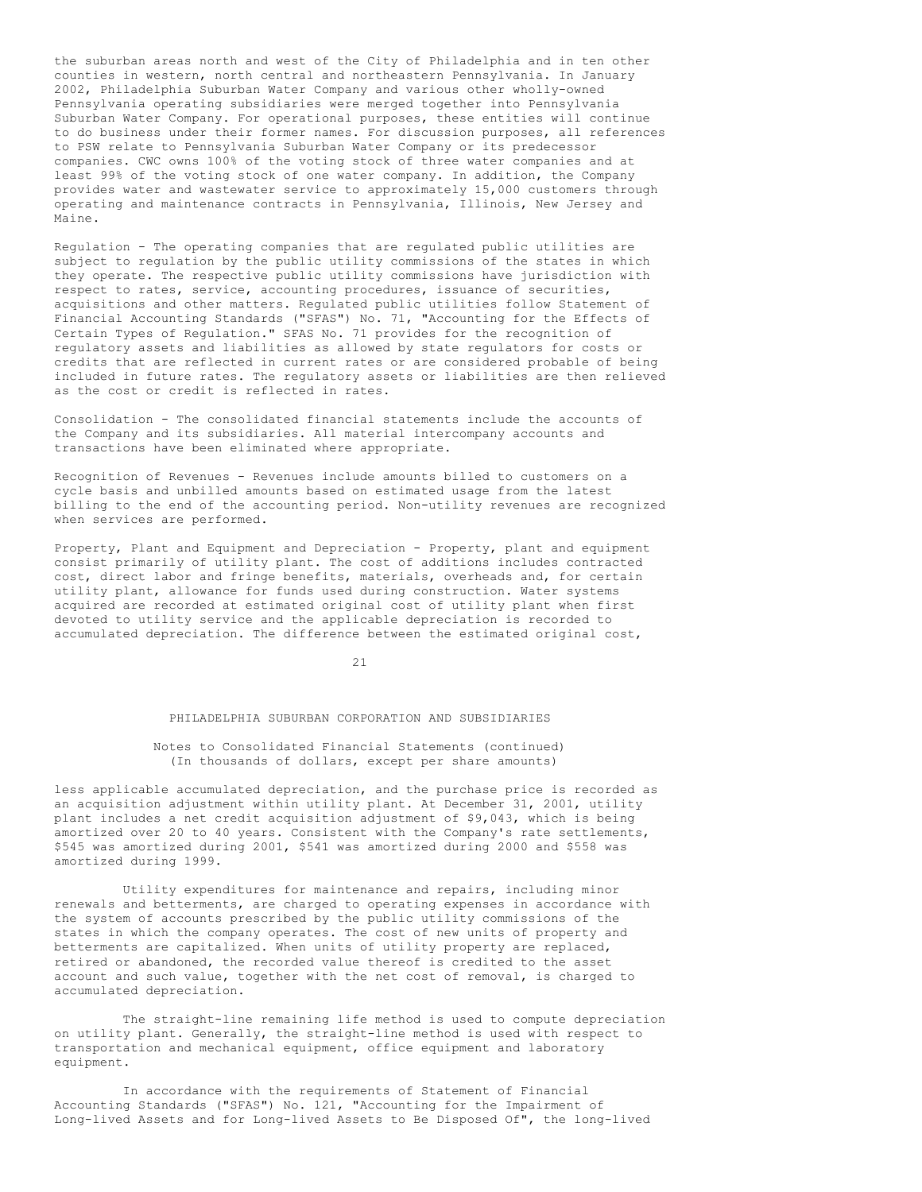the suburban areas north and west of the City of Philadelphia and in ten other counties in western, north central and northeastern Pennsylvania. In January 2002, Philadelphia Suburban Water Company and various other wholly-owned Pennsylvania operating subsidiaries were merged together into Pennsylvania Suburban Water Company. For operational purposes, these entities will continue to do business under their former names. For discussion purposes, all references to PSW relate to Pennsylvania Suburban Water Company or its predecessor companies. CWC owns 100% of the voting stock of three water companies and at least 99% of the voting stock of one water company. In addition, the Company provides water and wastewater service to approximately 15,000 customers through operating and maintenance contracts in Pennsylvania, Illinois, New Jersey and Maine.

Regulation - The operating companies that are regulated public utilities are subject to regulation by the public utility commissions of the states in which they operate. The respective public utility commissions have jurisdiction with respect to rates, service, accounting procedures, issuance of securities, acquisitions and other matters. Regulated public utilities follow Statement of Financial Accounting Standards ("SFAS") No. 71, "Accounting for the Effects of Certain Types of Regulation." SFAS No. 71 provides for the recognition of regulatory assets and liabilities as allowed by state regulators for costs or credits that are reflected in current rates or are considered probable of being included in future rates. The regulatory assets or liabilities are then relieved as the cost or credit is reflected in rates.

Consolidation - The consolidated financial statements include the accounts of the Company and its subsidiaries. All material intercompany accounts and transactions have been eliminated where appropriate.

Recognition of Revenues - Revenues include amounts billed to customers on a cycle basis and unbilled amounts based on estimated usage from the latest billing to the end of the accounting period. Non-utility revenues are recognized when services are performed.

Property, Plant and Equipment and Depreciation - Property, plant and equipment consist primarily of utility plant. The cost of additions includes contracted cost, direct labor and fringe benefits, materials, overheads and, for certain utility plant, allowance for funds used during construction. Water systems acquired are recorded at estimated original cost of utility plant when first devoted to utility service and the applicable depreciation is recorded to accumulated depreciation. The difference between the estimated original cost, less applicable accumulated depreciation, and the purchase price is recorded as an acquisition adjustment within utility plant. At December 31, 2001, utility plant includes a net credit acquisition adjustment of $9,043, which is being amortized over 20 to 40 years. Consistent with the Company's rate settlements, $545 was amortized during 2001, $541 was amortized during 2000 and $558 was amortized during 1999.

Utility expenditures for maintenance and repairs, including minor renewals and betterments, are charged to operating expenses in accordance with the system of accounts prescribed by the public utility commissions of the states in which the company operates. The cost of new units of property and betterments are capitalized. When units of utility property are replaced, retired or abandoned, the recorded value thereof is credited to the asset account and such value, together with the net cost of removal, is charged to accumulated depreciation.

The straight-line remaining life method is used to compute depreciation on utility plant. Generally, the straight-line method is used with respect to transportation and mechanical equipment, office equipment and laboratory equipment.

In accordance with the requirements of Statement of Financial Accounting Standards ("SFAS") No. 121, "Accounting for the Impairment of Long-lived Assets and for Long-lived Assets to Be Disposed Of", the long-lived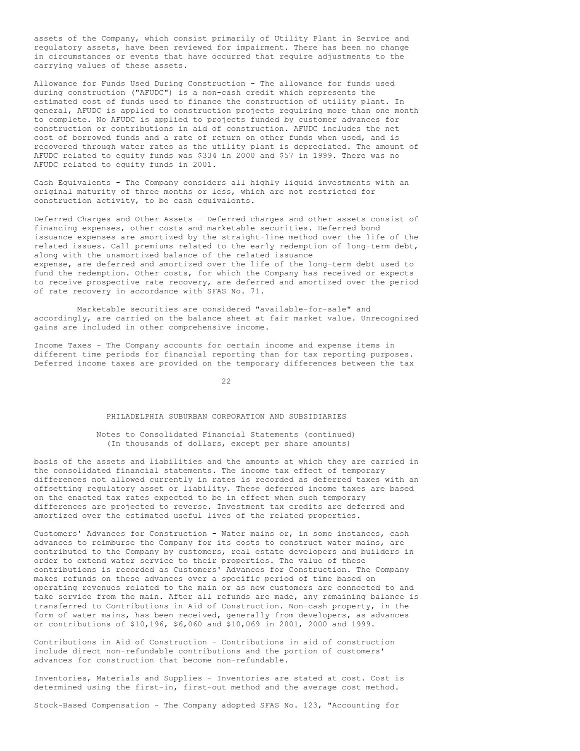assets of the Company, which consist primarily of Utility Plant in Service and regulatory assets, have been reviewed for impairment. There has been no change in circumstances or events that have occurred that require adjustments to the carrying values of these assets.

Allowance for Funds Used During Construction - The allowance for funds used during construction ("AFUDC") is a non-cash credit which represents the estimated cost of funds used to finance the construction of utility plant. In general, AFUDC is applied to construction projects requiring more than one month to complete. No AFUDC is applied to projects funded by customer advances for construction or contributions in aid of construction. AFUDC includes the net cost of borrowed funds and a rate of return on other funds when used, and is recovered through water rates as the utility plant is depreciated. The amount of AFUDC related to equity funds was $334 in 2000 and $57 in 1999. There was no AFUDC related to equity funds in 2001.

Cash Equivalents - The Company considers all highly liquid investments with an original maturity of three months or less, which are not restricted for construction activity, to be cash equivalents.

Deferred Charges and Other Assets - Deferred charges and other assets consist of financing expenses, other costs and marketable securities. Deferred bond issuance expenses are amortized by the straight-line method over the life of the related issues. Call premiums related to the early redemption of long-term debt, along with the unamortized balance of the related issuance expense, are deferred and amortized over the life of the long-term debt used to fund the redemption. Other costs, for which the Company has received or expects to receive prospective rate recovery, are deferred and amortized over the period of rate recovery in accordance with SFAS No. 71.

Marketable securities are considered "available-for-sale" and accordingly, are carried on the balance sheet at fair market value. Unrecognized gains are included in other comprehensive income.

Income Taxes - The Company accounts for certain income and expense items in different time periods for financial reporting than for tax reporting purposes. Deferred income taxes are provided on the temporary differences between the tax basis of the assets and liabilities and the amounts at which they are carried in the consolidated financial statements. The income tax effect of temporary differences not allowed currently in rates is recorded as deferred taxes with an offsetting regulatory asset or liability. These deferred income taxes are based on the enacted tax rates expected to be in effect when such temporary differences are projected to reverse. Investment tax credits are deferred and amortized over the estimated useful lives of the related properties.

Customers' Advances for Construction - Water mains or, in some instances, cash advances to reimburse the Company for its costs to construct water mains, are contributed to the Company by customers, real estate developers and builders in order to extend water service to their properties. The value of these contributions is recorded as Customers' Advances for Construction. The Company makes refunds on these advances over a specific period of time based on operating revenues related to the main or as new customers are connected to and take service from the main. After all refunds are made, any remaining balance is transferred to Contributions in Aid of Construction. Non-cash property, in the form of water mains, has been received, generally from developers, as advances or contributions of $10,196, $6,060 and $10,069 in 2001, 2000 and 1999.

Contributions in Aid of Construction - Contributions in aid of construction include direct non-refundable contributions and the portion of customers' advances for construction that become non-refundable.

Inventories, Materials and Supplies - Inventories are stated at cost. Cost is determined using the first-in, first-out method and the average cost method.

Stock-Based Compensation - The Company adopted SFAS No. 123, "Accounting for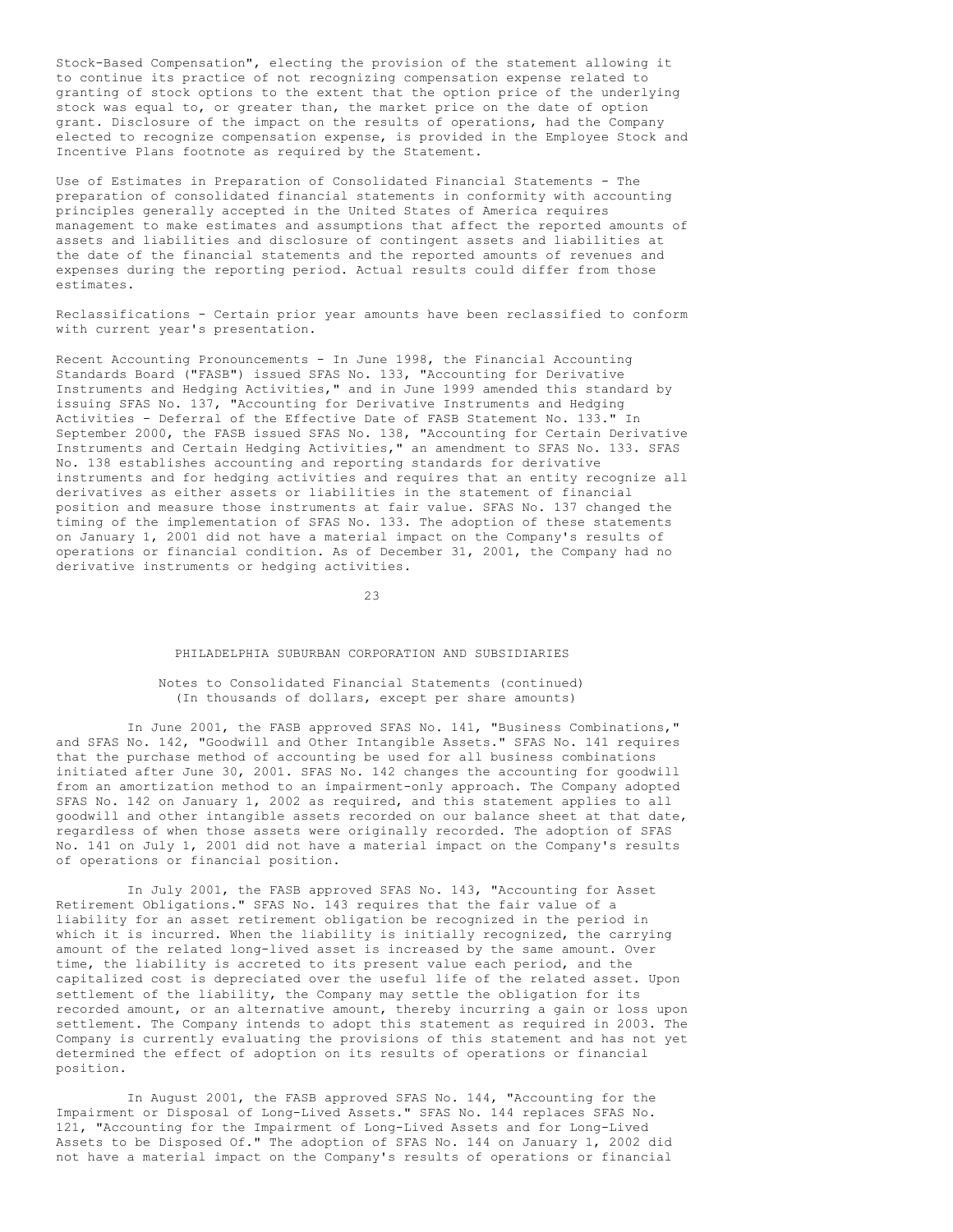Stock-Based Compensation", electing the provision of the statement allowing it to continue its practice of not recognizing compensation expense related to granting of stock options to the extent that the option price of the underlying stock was equal to, or greater than, the market price on the date of option grant. Disclosure of the impact on the results of operations, had the Company elected to recognize compensation expense, is provided in the Employee Stock and Incentive Plans footnote as required by the Statement.

Use of Estimates in Preparation of Consolidated Financial Statements - The preparation of consolidated financial statements in conformity with accounting principles generally accepted in the United States of America requires management to make estimates and assumptions that affect the reported amounts of assets and liabilities and disclosure of contingent assets and liabilities at the date of the financial statements and the reported amounts of revenues and expenses during the reporting period. Actual results could differ from those estimates.

Reclassifications - Certain prior year amounts have been reclassified to conform with current year's presentation.

Recent Accounting Pronouncements - In June 1998, the Financial Accounting Standards Board ("FASB") issued SFAS No. 133, "Accounting for Derivative Instruments and Hedging Activities," and in June 1999 amended this standard by issuing SFAS No. 137, "Accounting for Derivative Instruments and Hedging Activities - Deferral of the Effective Date of FASB Statement No. 133." In September 2000, the FASB issued SFAS No. 138, "Accounting for Certain Derivative Instruments and Certain Hedging Activities," an amendment to SFAS No. 133. SFAS No. 138 establishes accounting and reporting standards for derivative instruments and for hedging activities and requires that an entity recognize all derivatives as either assets or liabilities in the statement of financial position and measure those instruments at fair value. SFAS No. 137 changed the timing of the implementation of SFAS No. 133. The adoption of these statements on January 1, 2001 did not have a material impact on the Company's results of operations or financial condition. As of December 31, 2001, the Company had no derivative instruments or hedging activities.

PHILADELPHIA SUBURBAN CORPORATION AND SUBSIDIARIES

Notes to Consolidated Financial Statements (continued)
(In thousands of dollars, except per share amounts)

In June 2001, the FASB approved SFAS No. 141, "Business Combinations," and SFAS No. 142, "Goodwill and Other Intangible Assets." SFAS No. 141 requires that the purchase method of accounting be used for all business combinations initiated after June 30, 2001. SFAS No. 142 changes the accounting for goodwill from an amortization method to an impairment-only approach. The Company adopted SFAS No. 142 on January 1, 2002 as required, and this statement applies to all goodwill and other intangible assets recorded on our balance sheet at that date, regardless of when those assets were originally recorded. The adoption of SFAS No. 141 on July 1, 2001 did not have a material impact on the Company's results of operations or financial position.

In July 2001, the FASB approved SFAS No. 143, "Accounting for Asset Retirement Obligations." SFAS No. 143 requires that the fair value of a liability for an asset retirement obligation be recognized in the period in which it is incurred. When the liability is initially recognized, the carrying amount of the related long-lived asset is increased by the same amount. Over time, the liability is accreted to its present value each period, and the capitalized cost is depreciated over the useful life of the related asset. Upon settlement of the liability, the Company may settle the obligation for its recorded amount, or an alternative amount, thereby incurring a gain or loss upon settlement. The Company intends to adopt this statement as required in 2003. The Company is currently evaluating the provisions of this statement and has not yet determined the effect of adoption on its results of operations or financial position.

In August 2001, the FASB approved SFAS No. 144, "Accounting for the Impairment or Disposal of Long-Lived Assets." SFAS No. 144 replaces SFAS No. 121, "Accounting for the Impairment of Long-Lived Assets and for Long-Lived Assets to be Disposed Of." The adoption of SFAS No. 144 on January 1, 2002 did not have a material impact on the Company's results of operations or financial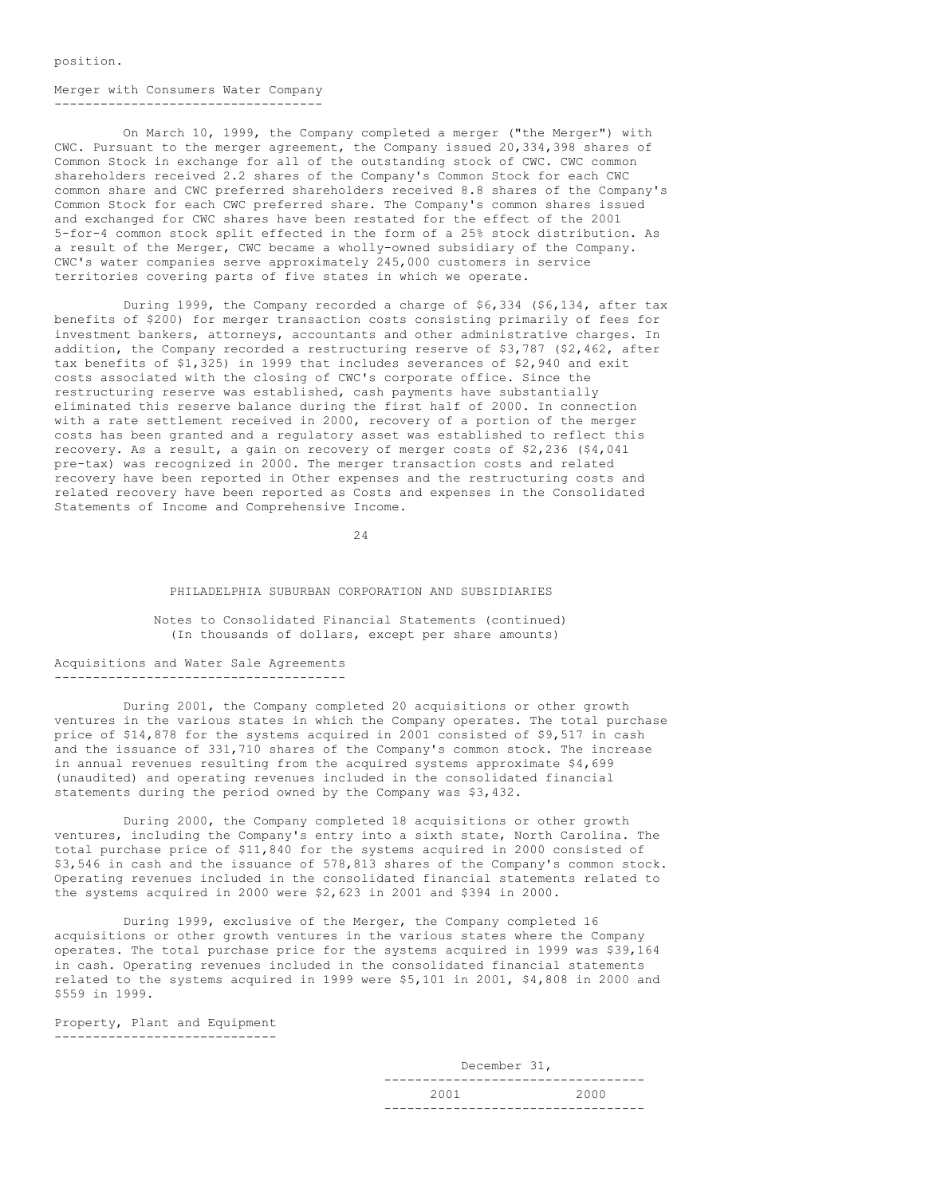position.

## Merger with Consumers Water Company

On March 10, 1999, the Company completed a merger ("the Merger") with CWC. Pursuant to the merger agreement, the Company issued 20,334,398 shares of Common Stock in exchange for all of the outstanding stock of CWC. CWC common shareholders received 2.2 shares of the Company's Common Stock for each CWC common share and CWC preferred shareholders received 8.8 shares of the Company's Common Stock for each CWC preferred share. The Company's common shares issued and exchanged for CWC shares have been restated for the effect of the 2001 5-for-4 common stock split effected in the form of a 25% stock distribution. As a result of the Merger, CWC became a wholly-owned subsidiary of the Company. CWC's water companies serve approximately 245,000 customers in service territories covering parts of five states in which we operate.

During 1999, the Company recorded a charge of $6,334 ($6,134, after tax benefits of $200) for merger transaction costs consisting primarily of fees for investment bankers, attorneys, accountants and other administrative charges. In addition, the Company recorded a restructuring reserve of $3,787 ($2,462, after tax benefits of $1,325) in 1999 that includes severances of $2,940 and exit costs associated with the closing of CWC's corporate office. Since the restructuring reserve was established, cash payments have substantially eliminated this reserve balance during the first half of 2000. In connection with a rate settlement received in 2000, recovery of a portion of the merger costs has been granted and a regulatory asset was established to reflect this recovery. As a result, a gain on recovery of merger costs of $2,236 ($4,041 pre-tax) was recognized in 2000. The merger transaction costs and related recovery have been reported in Other expenses and the restructuring costs and related recovery have been reported as Costs and expenses in the Consolidated Statements of Income and Comprehensive Income.

PHILADELPHIA SUBURBAN CORPORATION AND SUBSIDIARIES

Notes to Consolidated Financial Statements (continued)
(In thousands of dollars, except per share amounts)

## Acquisitions and Water Sale Agreements

During 2001, the Company completed 20 acquisitions or other growth ventures in the various states in which the Company operates. The total purchase price of $14,878 for the systems acquired in 2001 consisted of $9,517 in cash and the issuance of 331,710 shares of the Company's common stock. The increase in annual revenues resulting from the acquired systems approximate $4,699 (unaudited) and operating revenues included in the consolidated financial statements during the period owned by the Company was $3,432.

During 2000, the Company completed 18 acquisitions or other growth ventures, including the Company's entry into a sixth state, North Carolina. The total purchase price of $11,840 for the systems acquired in 2000 consisted of $3,546 in cash and the issuance of 578,813 shares of the Company's common stock. Operating revenues included in the consolidated financial statements related to the systems acquired in 2000 were $2,623 in 2001 and $394 in 2000.

During 1999, exclusive of the Merger, the Company completed 16 acquisitions or other growth ventures in the various states where the Company operates. The total purchase price for the systems acquired in 1999 was $39,164 in cash. Operating revenues included in the consolidated financial statements related to the systems acquired in 1999 were $5,101 in 2001, $4,808 in 2000 and $559 in 1999.

## Property, Plant and Equipment

| | December 31, | |
|---|---|---|
| | 2001 | 2000 |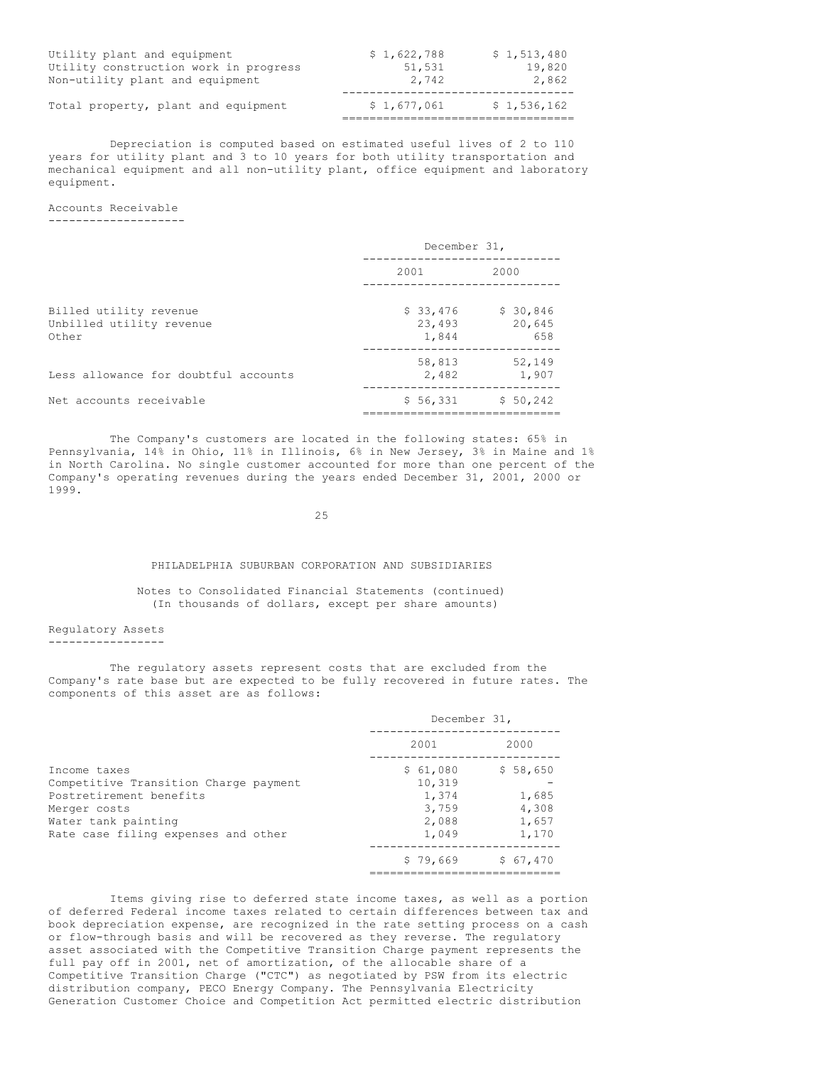| | | |
|---|---|---|
| Utility plant and equipment | $ 1,622,788 | $ 1,513,480 |
| Utility construction work in progress | 51,531 | 19,820 |
| Non-utility plant and equipment | 2,742 | 2,862 |
| Total property, plant and equipment | $ 1,677,061 | $ 1,536,162 |

Depreciation is computed based on estimated useful lives of 2 to 110 years for utility plant and 3 to 10 years for both utility transportation and mechanical equipment and all non-utility plant, office equipment and laboratory equipment.

## Accounts Receivable

| | December 31, | |
|---|---|---|
| | 2001 | 2000 |
| Billed utility revenue | $ 33,476 | $ 30,846 |
| Unbilled utility revenue | 23,493 | 20,645 |
| Other | 1,844 | 658 |
| | 58,813 | 52,149 |
| Less allowance for doubtful accounts | 2,482 | 1,907 |
| Net accounts receivable | $ 56,331 | $ 50,242 |

The Company's customers are located in the following states: 65% in Pennsylvania, 14% in Ohio, 11% in Illinois, 6% in New Jersey, 3% in Maine and 1% in North Carolina. No single customer accounted for more than one percent of the Company's operating revenues during the years ended December 31, 2001, 2000 or 1999.

PHILADELPHIA SUBURBAN CORPORATION AND SUBSIDIARIES

Notes to Consolidated Financial Statements (continued)
(In thousands of dollars, except per share amounts)

## Regulatory Assets

The regulatory assets represent costs that are excluded from the Company's rate base but are expected to be fully recovered in future rates. The components of this asset are as follows:

| | December 31, | |
|---|---|---|
| | 2001 | 2000 |
| Income taxes | $ 61,080 | $ 58,650 |
| Competitive Transition Charge payment | 10,319 | - |
| Postretirement benefits | 1,374 | 1,685 |
| Merger costs | 3,759 | 4,308 |
| Water tank painting | 2,088 | 1,657 |
| Rate case filing expenses and other | 1,049 | 1,170 |
| | $ 79,669 | $ 67,470 |

Items giving rise to deferred state income taxes, as well as a portion of deferred Federal income taxes related to certain differences between tax and book depreciation expense, are recognized in the rate setting process on a cash or flow-through basis and will be recovered as they reverse. The regulatory asset associated with the Competitive Transition Charge payment represents the full pay off in 2001, net of amortization, of the allocable share of a Competitive Transition Charge ("CTC") as negotiated by PSW from its electric distribution company, PECO Energy Company. The Pennsylvania Electricity Generation Customer Choice and Competition Act permitted electric distribution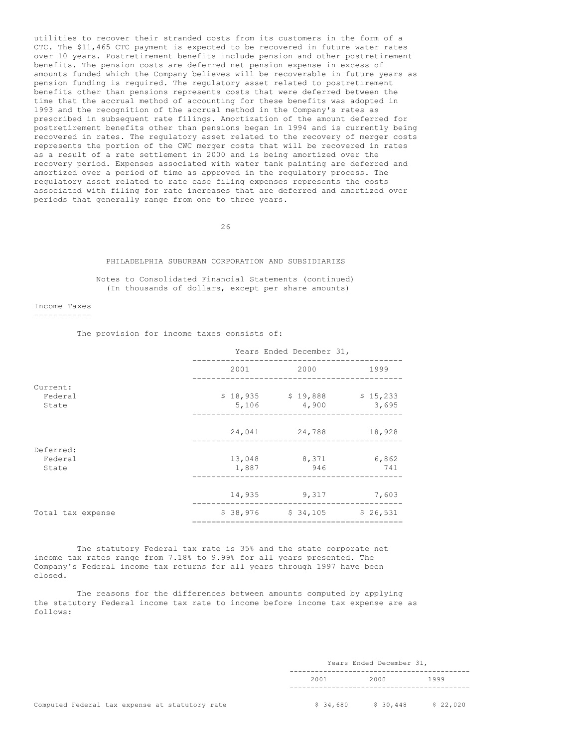utilities to recover their stranded costs from its customers in the form of a CTC. The $11,465 CTC payment is expected to be recovered in future water rates over 10 years. Postretirement benefits include pension and other postretirement benefits. The pension costs are deferred net pension expense in excess of amounts funded which the Company believes will be recoverable in future years as pension funding is required. The regulatory asset related to postretirement benefits other than pensions represents costs that were deferred between the time that the accrual method of accounting for these benefits was adopted in 1993 and the recognition of the accrual method in the Company's rates as prescribed in subsequent rate filings. Amortization of the amount deferred for postretirement benefits other than pensions began in 1994 and is currently being recovered in rates. The regulatory asset related to the recovery of merger costs represents the portion of the CWC merger costs that will be recovered in rates as a result of a rate settlement in 2000 and is being amortized over the recovery period. Expenses associated with water tank painting are deferred and amortized over a period of time as approved in the regulatory process. The regulatory asset related to rate case filing expenses represents the costs associated with filing for rate increases that are deferred and amortized over periods that generally range from one to three years.

PHILADELPHIA SUBURBAN CORPORATION AND SUBSIDIARIES

Notes to Consolidated Financial Statements (continued)
(In thousands of dollars, except per share amounts)

## Income Taxes

The provision for income taxes consists of:

| | Years Ended December 31, | | |
|---|---|---|---|
| | 2001 | 2000 | 1999 |
| Current: | | | |
| Federal | $ 18,935 | $ 19,888 | $ 15,233 |
| State | 5,106 | 4,900 | 3,695 |
| | 24,041 | 24,788 | 18,928 |
| Deferred: | | | |
| Federal | 13,048 | 8,371 | 6,862 |
| State | 1,887 | 946 | 741 |
| | 14,935 | 9,317 | 7,603 |
| Total tax expense | $ 38,976 | $ 34,105 | $ 26,531 |

The statutory Federal tax rate is 35% and the state corporate net income tax rates range from 7.18% to 9.99% for all years presented. The Company's Federal income tax returns for all years through 1997 have been closed.

The reasons for the differences between amounts computed by applying the statutory Federal income tax rate to income before income tax expense are as follows:

| | Years Ended December 31, | | |
|---|---|---|---|
| | 2001 | 2000 | 1999 |
| Computed Federal tax expense at statutory rate | $ 34,680 | $ 30,448 | $ 22,020 |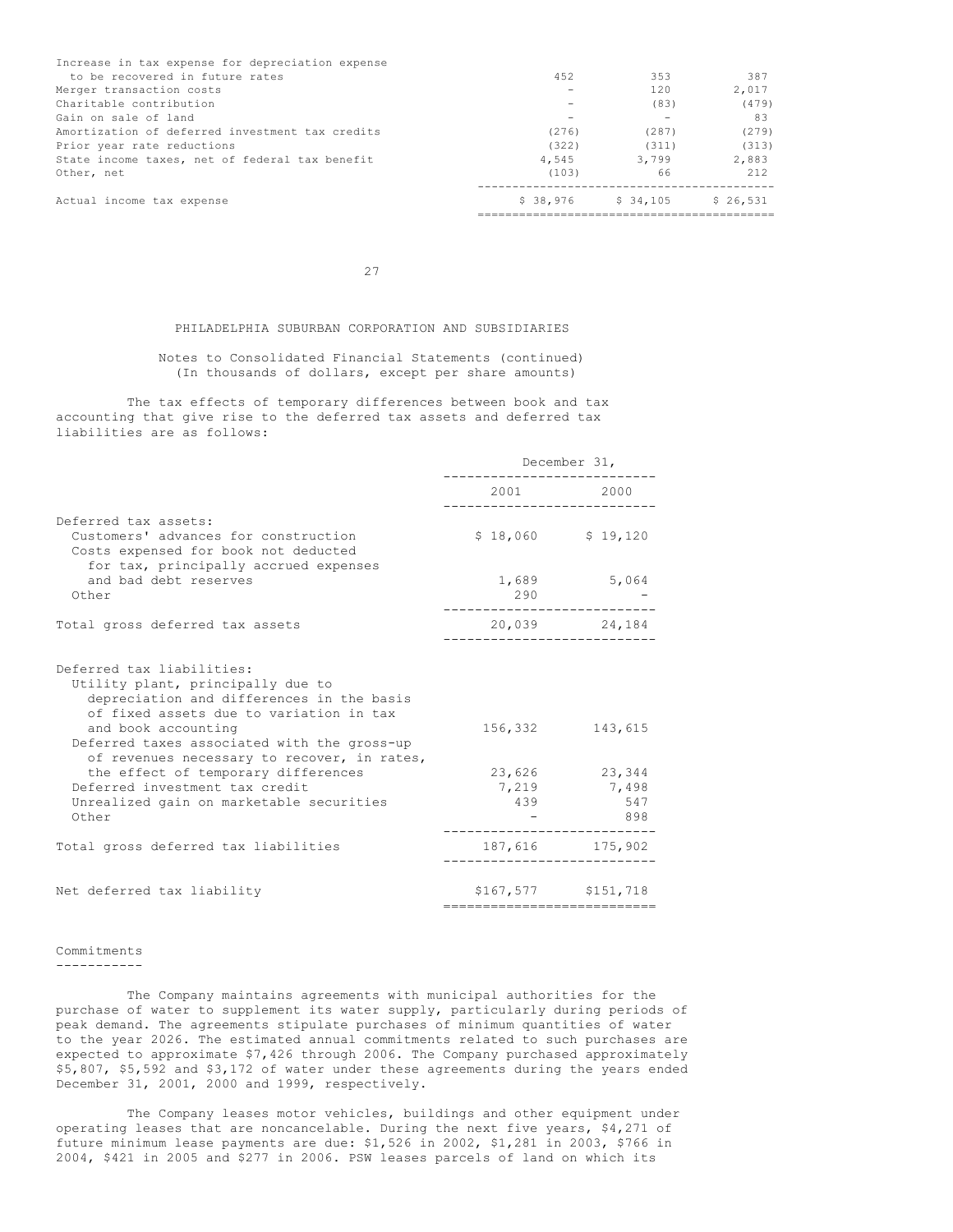| | | | |
|---|---|---|---|
| Increase in tax expense for depreciation expense to be recovered in future rates | 452 | 353 | 387 |
| Merger transaction costs | - | 120 | 2,017 |
| Charitable contribution | - | (83) | (479) |
| Gain on sale of land | - | - | 83 |
| Amortization of deferred investment tax credits | (276) | (287) | (279) |
| Prior year rate reductions | (322) | (311) | (313) |
| State income taxes, net of federal tax benefit | 4,545 | 3,799 | 2,883 |
| Other, net | (103) | 66 | 212 |
| Actual income tax expense | $ 38,976 | $ 34,105 | $ 26,531 |

PHILADELPHIA SUBURBAN CORPORATION AND SUBSIDIARIES

Notes to Consolidated Financial Statements (continued)
(In thousands of dollars, except per share amounts)

The tax effects of temporary differences between book and tax accounting that give rise to the deferred tax assets and deferred tax liabilities are as follows:

| | December 31, | |
|---|---|---|
| | 2001 | 2000 |
| Deferred tax assets: | | |
| Customers' advances for construction | $ 18,060 | $ 19,120 |
| Costs expensed for book not deducted for tax, principally accrued expenses and bad debt reserves | 1,689 | 5,064 |
| Other | 290 | - |
| Total gross deferred tax assets | 20,039 | 24,184 |
| Deferred tax liabilities: | | |
| Utility plant, principally due to depreciation and differences in the basis of fixed assets due to variation in tax and book accounting | 156,332 | 143,615 |
| Deferred taxes associated with the gross-up of revenues necessary to recover, in rates, the effect of temporary differences | 23,626 | 23,344 |
| Deferred investment tax credit | 7,219 | 7,498 |
| Unrealized gain on marketable securities | 439 | 547 |
| Other | - | 898 |
| Total gross deferred tax liabilities | 187,616 | 175,902 |
| Net deferred tax liability | $167,577 | $151,718 |

## Commitments

The Company maintains agreements with municipal authorities for the purchase of water to supplement its water supply, particularly during periods of peak demand. The agreements stipulate purchases of minimum quantities of water to the year 2026. The estimated annual commitments related to such purchases are expected to approximate $7,426 through 2006. The Company purchased approximately $5,807, $5,592 and $3,172 of water under these agreements during the years ended December 31, 2001, 2000 and 1999, respectively.

The Company leases motor vehicles, buildings and other equipment under operating leases that are noncancelable. During the next five years, $4,271 of future minimum lease payments are due: $1,526 in 2002, $1,281 in 2003, $766 in 2004, $421 in 2005 and $277 in 2006. PSW leases parcels of land on which its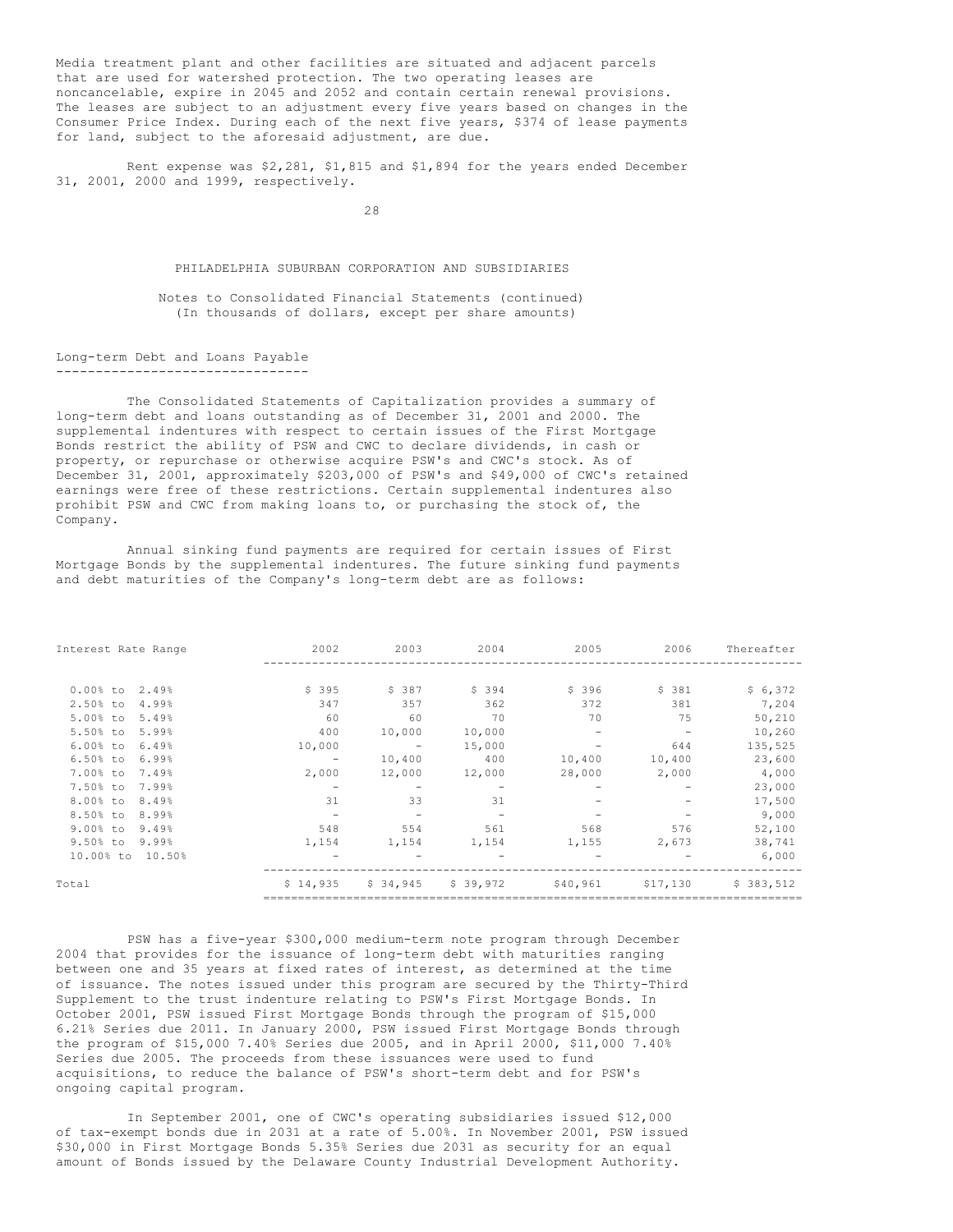Media treatment plant and other facilities are situated and adjacent parcels that are used for watershed protection. The two operating leases are noncancelable, expire in 2045 and 2052 and contain certain renewal provisions. The leases are subject to an adjustment every five years based on changes in the Consumer Price Index. During each of the next five years, $374 of lease payments for land, subject to the aforesaid adjustment, are due.

Rent expense was $2,281, $1,815 and $1,894 for the years ended December 31, 2001, 2000 and 1999, respectively.

PHILADELPHIA SUBURBAN CORPORATION AND SUBSIDIARIES

Notes to Consolidated Financial Statements (continued)
(In thousands of dollars, except per share amounts)

## Long-term Debt and Loans Payable

The Consolidated Statements of Capitalization provides a summary of long-term debt and loans outstanding as of December 31, 2001 and 2000. The supplemental indentures with respect to certain issues of the First Mortgage Bonds restrict the ability of PSW and CWC to declare dividends, in cash or property, or repurchase or otherwise acquire PSW's and CWC's stock. As of December 31, 2001, approximately $203,000 of PSW's and $49,000 of CWC's retained earnings were free of these restrictions. Certain supplemental indentures also prohibit PSW and CWC from making loans to, or purchasing the stock of, the Company.

Annual sinking fund payments are required for certain issues of First Mortgage Bonds by the supplemental indentures. The future sinking fund payments and debt maturities of the Company's long-term debt are as follows:

| Interest Rate Range | 2002 | 2003 | 2004 | 2005 | 2006 | Thereafter |
|---|---|---|---|---|---|---|
| 0.00% to 2.49% | $ 395 | $ 387 | $ 394 | $ 396 | $ 381 | $ 6,372 |
| 2.50% to 4.99% | 347 | 357 | 362 | 372 | 381 | 7,204 |
| 5.00% to 5.49% | 60 | 60 | 70 | 70 | 75 | 50,210 |
| 5.50% to 5.99% | 400 | 10,000 | 10,000 | - | - | 10,260 |
| 6.00% to 6.49% | 10,000 | - | 15,000 | - | 644 | 135,525 |
| 6.50% to 6.99% | - | 10,400 | 400 | 10,400 | 10,400 | 23,600 |
| 7.00% to 7.49% | 2,000 | 12,000 | 12,000 | 28,000 | 2,000 | 4,000 |
| 7.50% to 7.99% | - | - | - | - | - | 23,000 |
| 8.00% to 8.49% | 31 | 33 | 31 | - | - | 17,500 |
| 8.50% to 8.99% | - | - | - | - | - | 9,000 |
| 9.00% to 9.49% | 548 | 554 | 561 | 568 | 576 | 52,100 |
| 9.50% to 9.99% | 1,154 | 1,154 | 1,154 | 1,155 | 2,673 | 38,741 |
| 10.00% to 10.50% | - | - | - | - | - | 6,000 |
| Total | $ 14,935 | $ 34,945 | $ 39,972 | $40,961 | $17,130 | $ 383,512 |

PSW has a five-year $300,000 medium-term note program through December 2004 that provides for the issuance of long-term debt with maturities ranging between one and 35 years at fixed rates of interest, as determined at the time of issuance. The notes issued under this program are secured by the Thirty-Third Supplement to the trust indenture relating to PSW's First Mortgage Bonds. In October 2001, PSW issued First Mortgage Bonds through the program of $15,000 6.21% Series due 2011. In January 2000, PSW issued First Mortgage Bonds through the program of $15,000 7.40% Series due 2005, and in April 2000, $11,000 7.40% Series due 2005. The proceeds from these issuances were used to fund acquisitions, to reduce the balance of PSW's short-term debt and for PSW's ongoing capital program.

In September 2001, one of CWC's operating subsidiaries issued $12,000 of tax-exempt bonds due in 2031 at a rate of 5.00%. In November 2001, PSW issued $30,000 in First Mortgage Bonds 5.35% Series due 2031 as security for an equal amount of Bonds issued by the Delaware County Industrial Development Authority.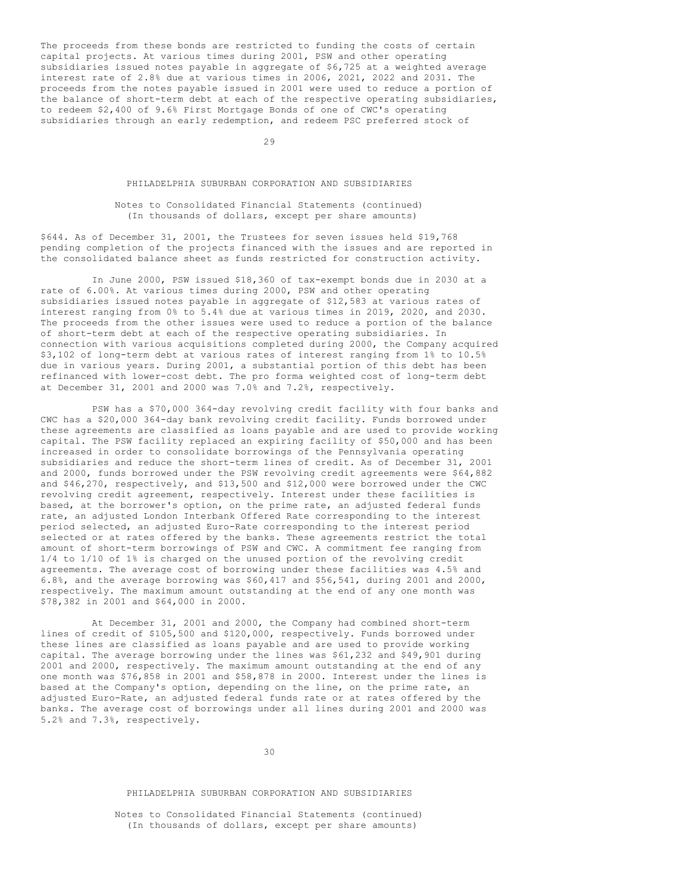The proceeds from these bonds are restricted to funding the costs of certain capital projects. At various times during 2001, PSW and other operating subsidiaries issued notes payable in aggregate of $6,725 at a weighted average interest rate of 2.8% due at various times in 2006, 2021, 2022 and 2031. The proceeds from the notes payable issued in 2001 were used to reduce a portion of the balance of short-term debt at each of the respective operating subsidiaries, to redeem $2,400 of 9.6% First Mortgage Bonds of one of CWC's operating subsidiaries through an early redemption, and redeem PSC preferred stock of $644. As of December 31, 2001, the Trustees for seven issues held $19,768 pending completion of the projects financed with the issues and are reported in the consolidated balance sheet as funds restricted for construction activity.

In June 2000, PSW issued $18,360 of tax-exempt bonds due in 2030 at a rate of 6.00%. At various times during 2000, PSW and other operating subsidiaries issued notes payable in aggregate of $12,583 at various rates of interest ranging from 0% to 5.4% due at various times in 2019, 2020, and 2030. The proceeds from the other issues were used to reduce a portion of the balance of short-term debt at each of the respective operating subsidiaries. In connection with various acquisitions completed during 2000, the Company acquired $3,102 of long-term debt at various rates of interest ranging from 1% to 10.5% due in various years. During 2001, a substantial portion of this debt has been refinanced with lower-cost debt. The pro forma weighted cost of long-term debt at December 31, 2001 and 2000 was 7.0% and 7.2%, respectively.

PSW has a $70,000 364-day revolving credit facility with four banks and CWC has a $20,000 364-day bank revolving credit facility. Funds borrowed under these agreements are classified as loans payable and are used to provide working capital. The PSW facility replaced an expiring facility of $50,000 and has been increased in order to consolidate borrowings of the Pennsylvania operating subsidiaries and reduce the short-term lines of credit. As of December 31, 2001 and 2000, funds borrowed under the PSW revolving credit agreements were $64,882 and $46,270, respectively, and $13,500 and $12,000 were borrowed under the CWC revolving credit agreement, respectively. Interest under these facilities is based, at the borrower's option, on the prime rate, an adjusted federal funds rate, an adjusted London Interbank Offered Rate corresponding to the interest period selected, an adjusted Euro-Rate corresponding to the interest period selected or at rates offered by the banks. These agreements restrict the total amount of short-term borrowings of PSW and CWC. A commitment fee ranging from 1/4 to 1/10 of 1% is charged on the unused portion of the revolving credit agreements. The average cost of borrowing under these facilities was 4.5% and 6.8%, and the average borrowing was $60,417 and $56,541, during 2001 and 2000, respectively. The maximum amount outstanding at the end of any one month was $78,382 in 2001 and $64,000 in 2000.

At December 31, 2001 and 2000, the Company had combined short-term lines of credit of $105,500 and $120,000, respectively. Funds borrowed under these lines are classified as loans payable and are used to provide working capital. The average borrowing under the lines was $61,232 and $49,901 during 2001 and 2000, respectively. The maximum amount outstanding at the end of any one month was $76,858 in 2001 and $58,878 in 2000. Interest under the lines is based at the Company's option, depending on the line, on the prime rate, an adjusted Euro-Rate, an adjusted federal funds rate or at rates offered by the banks. The average cost of borrowings under all lines during 2001 and 2000 was 5.2% and 7.3%, respectively.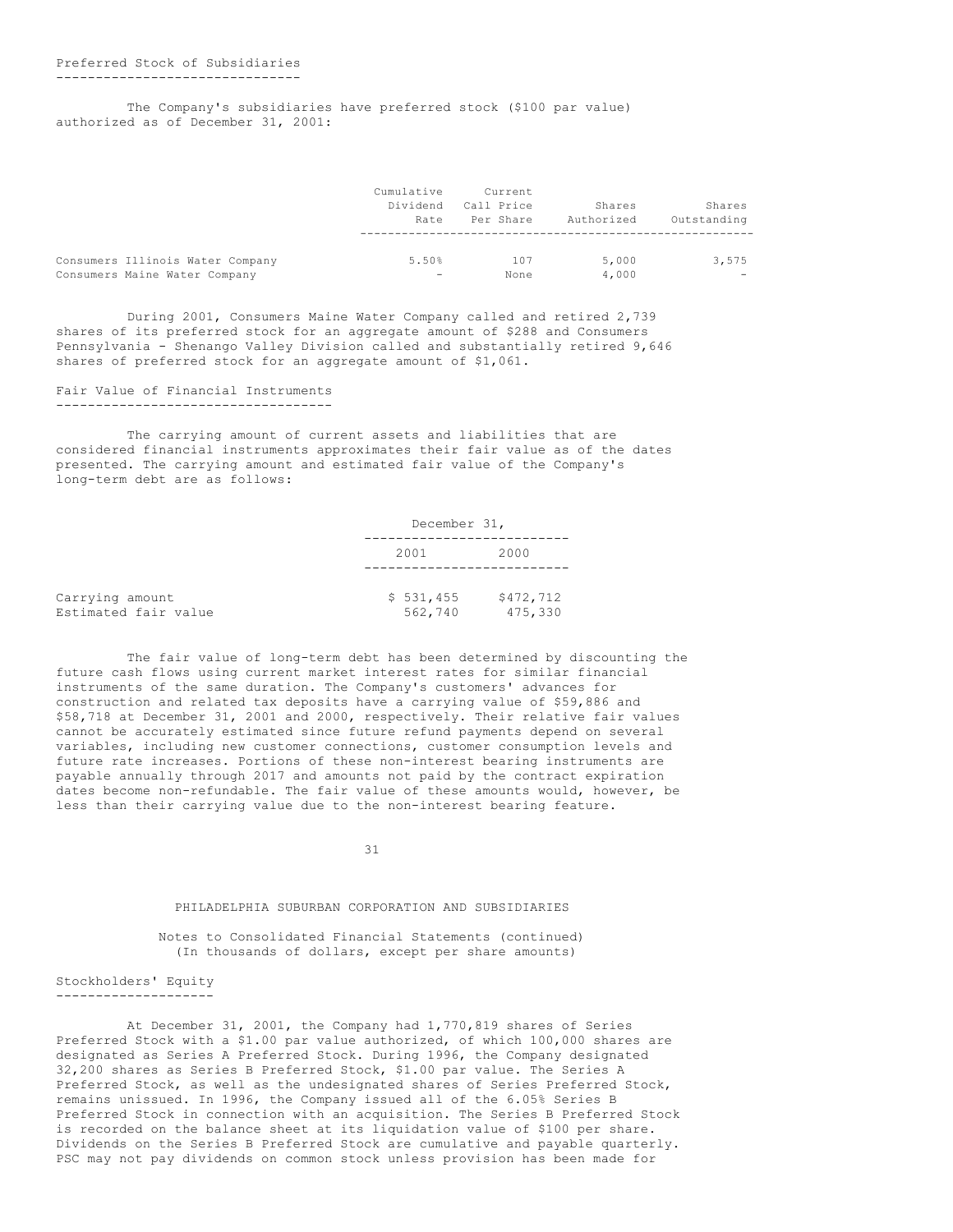## Preferred Stock of Subsidiaries

The Company's subsidiaries have preferred stock ($100 par value) authorized as of December 31, 2001:

| | Cumulative Dividend Rate | Current Call Price Per Share | Shares Authorized | Shares Outstanding |
|---|---|---|---|---|
| Consumers Illinois Water Company | 5.50% | 107 | 5,000 | 3,575 |
| Consumers Maine Water Company | - | None | 4,000 | - |

During 2001, Consumers Maine Water Company called and retired 2,739 shares of its preferred stock for an aggregate amount of $288 and Consumers Pennsylvania - Shenango Valley Division called and substantially retired 9,646 shares of preferred stock for an aggregate amount of $1,061.

## Fair Value of Financial Instruments

The carrying amount of current assets and liabilities that are considered financial instruments approximates their fair value as of the dates presented. The carrying amount and estimated fair value of the Company's long-term debt are as follows:

| | December 31, 2001 | December 31, 2000 |
|---|---|---|
| Carrying amount | $ 531,455 | $472,712 |
| Estimated fair value | 562,740 | 475,330 |

The fair value of long-term debt has been determined by discounting the future cash flows using current market interest rates for similar financial instruments of the same duration. The Company's customers' advances for construction and related tax deposits have a carrying value of $59,886 and $58,718 at December 31, 2001 and 2000, respectively. Their relative fair values cannot be accurately estimated since future refund payments depend on several variables, including new customer connections, customer consumption levels and future rate increases. Portions of these non-interest bearing instruments are payable annually through 2017 and amounts not paid by the contract expiration dates become non-refundable. The fair value of these amounts would, however, be less than their carrying value due to the non-interest bearing feature.

PHILADELPHIA SUBURBAN CORPORATION AND SUBSIDIARIES

Notes to Consolidated Financial Statements (continued)
(In thousands of dollars, except per share amounts)

## Stockholders' Equity

At December 31, 2001, the Company had 1,770,819 shares of Series Preferred Stock with a $1.00 par value authorized, of which 100,000 shares are designated as Series A Preferred Stock. During 1996, the Company designated 32,200 shares as Series B Preferred Stock, $1.00 par value. The Series A Preferred Stock, as well as the undesignated shares of Series Preferred Stock, remains unissued. In 1996, the Company issued all of the 6.05% Series B Preferred Stock in connection with an acquisition. The Series B Preferred Stock is recorded on the balance sheet at its liquidation value of $100 per share. Dividends on the Series B Preferred Stock are cumulative and payable quarterly. PSC may not pay dividends on common stock unless provision has been made for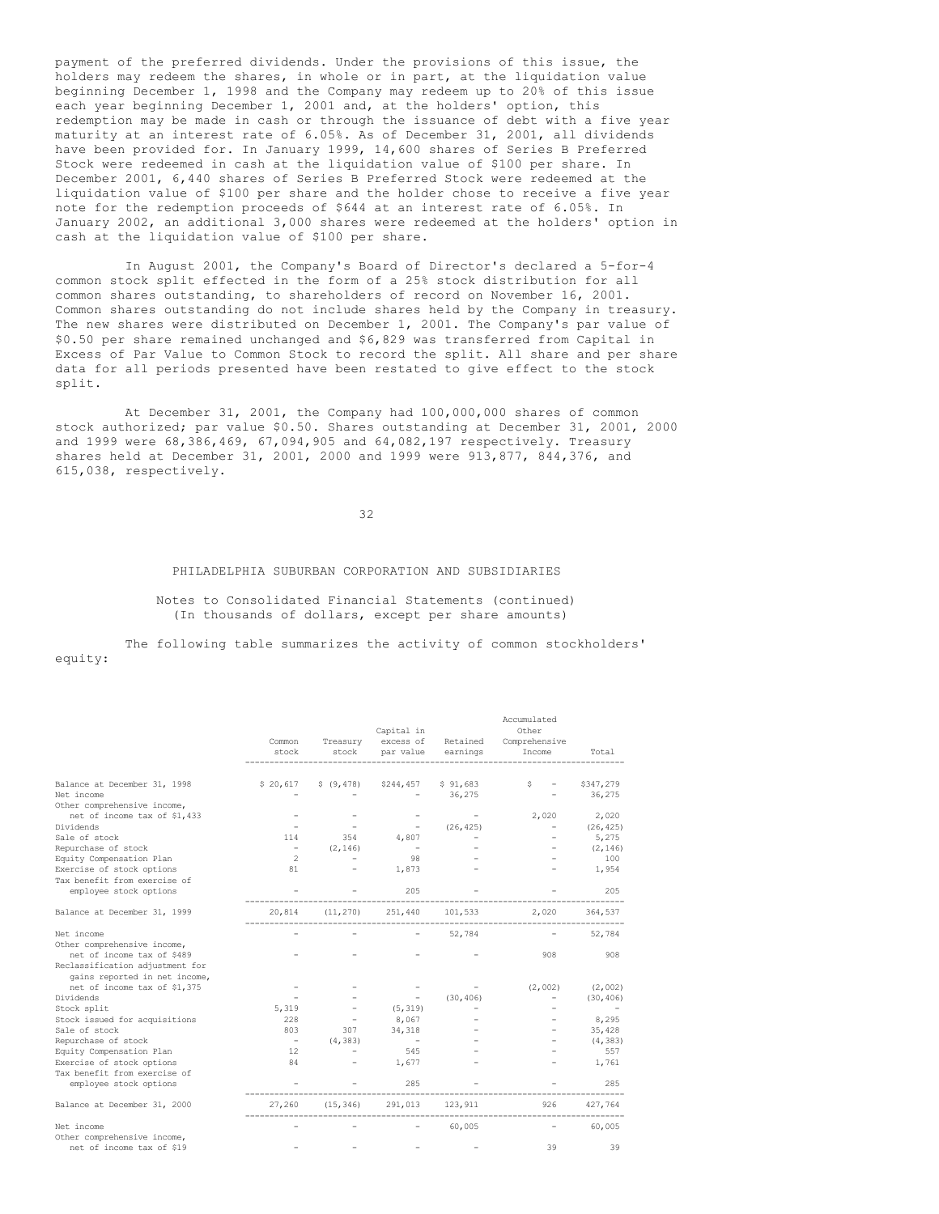payment of the preferred dividends. Under the provisions of this issue, the holders may redeem the shares, in whole or in part, at the liquidation value beginning December 1, 1998 and the Company may redeem up to 20% of this issue each year beginning December 1, 2001 and, at the holders' option, this redemption may be made in cash or through the issuance of debt with a five year maturity at an interest rate of 6.05%. As of December 31, 2001, all dividends have been provided for. In January 1999, 14,600 shares of Series B Preferred Stock were redeemed in cash at the liquidation value of $100 per share. In December 2001, 6,440 shares of Series B Preferred Stock were redeemed at the liquidation value of $100 per share and the holder chose to receive a five year note for the redemption proceeds of $644 at an interest rate of 6.05%. In January 2002, an additional 3,000 shares were redeemed at the holders' option in cash at the liquidation value of $100 per share.

In August 2001, the Company's Board of Director's declared a 5-for-4 common stock split effected in the form of a 25% stock distribution for all common shares outstanding, to shareholders of record on November 16, 2001. Common shares outstanding do not include shares held by the Company in treasury. The new shares were distributed on December 1, 2001. The Company's par value of $0.50 per share remained unchanged and $6,829 was transferred from Capital in Excess of Par Value to Common Stock to record the split. All share and per share data for all periods presented have been restated to give effect to the stock split.

At December 31, 2001, the Company had 100,000,000 shares of common stock authorized; par value $0.50. Shares outstanding at December 31, 2001, 2000 and 1999 were 68,386,469, 67,094,905 and 64,082,197 respectively. Treasury shares held at December 31, 2001, 2000 and 1999 were 913,877, 844,376, and 615,038, respectively.

PHILADELPHIA SUBURBAN CORPORATION AND SUBSIDIARIES

Notes to Consolidated Financial Statements (continued)
(In thousands of dollars, except per share amounts)

The following table summarizes the activity of common stockholders' equity:

| | Common stock | Treasury stock | Capital in excess of par value | Retained earnings | Accumulated Other Comprehensive Income | Total |
|---|---|---|---|---|---|---|
| Balance at December 31, 1998 | $ 20,617 | $ (9,478) | $244,457 | $ 91,683 | $ - | $347,279 |
| Net income | - | - | - | 36,275 | - | 36,275 |
| Other comprehensive income, net of income tax of $1,433 | - | - | - | - | 2,020 | 2,020 |
| Dividends | - | - | - | (26,425) | - | (26,425) |
| Sale of stock | 114 | 354 | 4,807 | - | - | 5,275 |
| Repurchase of stock | - | (2,146) | - | - | - | (2,146) |
| Equity Compensation Plan | 2 | - | 98 | - | - | 100 |
| Exercise of stock options | 81 | - | 1,873 | - | - | 1,954 |
| Tax benefit from exercise of employee stock options | - | - | 205 | - | - | 205 |
| Balance at December 31, 1999 | 20,814 | (11,270) | 251,440 | 101,533 | 2,020 | 364,537 |
| Net income | - | - | - | 52,784 | - | 52,784 |
| Other comprehensive income, net of income tax of $489 | - | - | - | - | 908 | 908 |
| Reclassification adjustment for gains reported in net income, net of income tax of $1,375 | - | - | - | - | (2,002) | (2,002) |
| Dividends | - | - | - | (30,406) | - | (30,406) |
| Stock split | 5,319 | - | (5,319) | - | - | - |
| Stock issued for acquisitions | 228 | - | 8,067 | - | - | 8,295 |
| Sale of stock | 803 | 307 | 34,318 | - | - | 35,428 |
| Repurchase of stock | - | (4,383) | - | - | - | (4,383) |
| Equity Compensation Plan | 12 | - | 545 | - | - | 557 |
| Exercise of stock options | 84 | - | 1,677 | - | - | 1,761 |
| Tax benefit from exercise of employee stock options | - | - | 285 | - | - | 285 |
| Balance at December 31, 2000 | 27,260 | (15,346) | 291,013 | 123,911 | 926 | 427,764 |
| Net income | - | - | - | 60,005 | - | 60,005 |
| Other comprehensive income, net of income tax of $19 | - | - | - | - | 39 | 39 |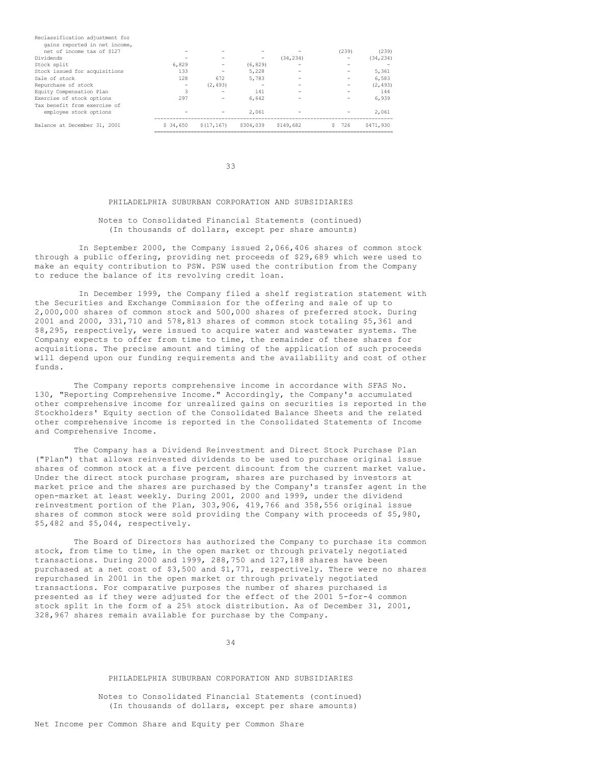| | | | | | | |
|---|---|---|---|---|---|---|
| Reclassification adjustment for gains reported in net income, net of income tax of $127 | - | - | - | - | (239) | (239) |
| Dividends | - | - | - | (34,234) | - | (34,234) |
| Stock split | 6,829 | - | (6,829) | - | - | - |
| Stock issued for acquisitions | 133 | - | 5,228 | - | - | 5,361 |
| Sale of stock | 128 | 672 | 5,783 | - | - | 6,583 |
| Repurchase of stock | - | (2,493) | - | - | - | (2,493) |
| Equity Compensation Plan | 3 | - | 141 | - | - | 144 |
| Exercise of stock options | 297 | - | 6,642 | - | - | 6,939 |
| Tax benefit from exercise of employee stock options | - | - | 2,061 | - | - | 2,061 |
| Balance at December 31, 2001 | $ 34,650 | $(17,167) | $304,039 | $149,682 | $ 726 | $471,930 |

PHILADELPHIA SUBURBAN CORPORATION AND SUBSIDIARIES

Notes to Consolidated Financial Statements (continued)
(In thousands of dollars, except per share amounts)

In September 2000, the Company issued 2,066,406 shares of common stock through a public offering, providing net proceeds of $29,689 which were used to make an equity contribution to PSW. PSW used the contribution from the Company to reduce the balance of its revolving credit loan.

In December 1999, the Company filed a shelf registration statement with the Securities and Exchange Commission for the offering and sale of up to 2,000,000 shares of common stock and 500,000 shares of preferred stock. During 2001 and 2000, 331,710 and 578,813 shares of common stock totaling $5,361 and $8,295, respectively, were issued to acquire water and wastewater systems. The Company expects to offer from time to time, the remainder of these shares for acquisitions. The precise amount and timing of the application of such proceeds will depend upon our funding requirements and the availability and cost of other funds.

The Company reports comprehensive income in accordance with SFAS No. 130, "Reporting Comprehensive Income." Accordingly, the Company's accumulated other comprehensive income for unrealized gains on securities is reported in the Stockholders' Equity section of the Consolidated Balance Sheets and the related other comprehensive income is reported in the Consolidated Statements of Income and Comprehensive Income.

The Company has a Dividend Reinvestment and Direct Stock Purchase Plan ("Plan") that allows reinvested dividends to be used to purchase original issue shares of common stock at a five percent discount from the current market value. Under the direct stock purchase program, shares are purchased by investors at market price and the shares are purchased by the Company's transfer agent in the open-market at least weekly. During 2001, 2000 and 1999, under the dividend reinvestment portion of the Plan, 303,906, 419,766 and 358,556 original issue shares of common stock were sold providing the Company with proceeds of $5,980, $5,482 and $5,044, respectively.

The Board of Directors has authorized the Company to purchase its common stock, from time to time, in the open market or through privately negotiated transactions. During 2000 and 1999, 288,750 and 127,188 shares have been purchased at a net cost of $3,500 and $1,771, respectively. There were no shares repurchased in 2001 in the open market or through privately negotiated transactions. For comparative purposes the number of shares purchased is presented as if they were adjusted for the effect of the 2001 5-for-4 common stock split in the form of a 25% stock distribution. As of December 31, 2001, 328,967 shares remain available for purchase by the Company.

PHILADELPHIA SUBURBAN CORPORATION AND SUBSIDIARIES

Notes to Consolidated Financial Statements (continued)
(In thousands of dollars, except per share amounts)

Net Income per Common Share and Equity per Common Share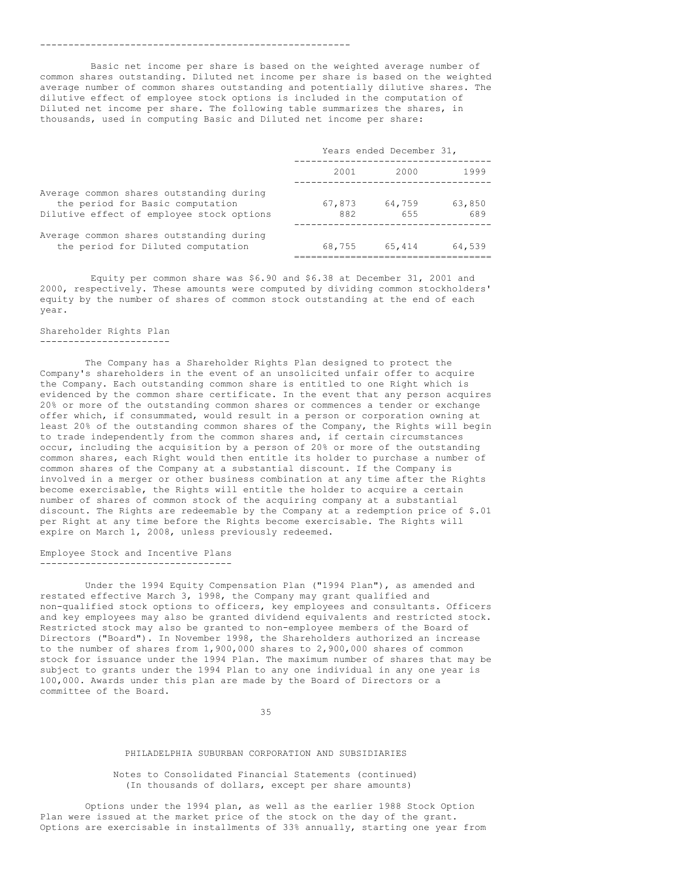Basic net income per share is based on the weighted average number of common shares outstanding. Diluted net income per share is based on the weighted average number of common shares outstanding and potentially dilutive shares. The dilutive effect of employee stock options is included in the computation of Diluted net income per share. The following table summarizes the shares, in thousands, used in computing Basic and Diluted net income per share:

| | Years ended December 31, | | |
|---|---|---|---|
| | 2001 | 2000 | 1999 |
| Average common shares outstanding during the period for Basic computation | 67,873 | 64,759 | 63,850 |
| Dilutive effect of employee stock options | 882 | 655 | 689 |
| Average common shares outstanding during the period for Diluted computation | 68,755 | 65,414 | 64,539 |

Equity per common share was $6.90 and $6.38 at December 31, 2001 and 2000, respectively. These amounts were computed by dividing common stockholders' equity by the number of shares of common stock outstanding at the end of each year.

## Shareholder Rights Plan

The Company has a Shareholder Rights Plan designed to protect the Company's shareholders in the event of an unsolicited unfair offer to acquire the Company. Each outstanding common share is entitled to one Right which is evidenced by the common share certificate. In the event that any person acquires 20% or more of the outstanding common shares or commences a tender or exchange offer which, if consummated, would result in a person or corporation owning at least 20% of the outstanding common shares of the Company, the Rights will begin to trade independently from the common shares and, if certain circumstances occur, including the acquisition by a person of 20% or more of the outstanding common shares, each Right would then entitle its holder to purchase a number of common shares of the Company at a substantial discount. If the Company is involved in a merger or other business combination at any time after the Rights become exercisable, the Rights will entitle the holder to acquire a certain number of shares of common stock of the acquiring company at a substantial discount. The Rights are redeemable by the Company at a redemption price of $.01 per Right at any time before the Rights become exercisable. The Rights will expire on March 1, 2008, unless previously redeemed.

## Employee Stock and Incentive Plans

Under the 1994 Equity Compensation Plan ("1994 Plan"), as amended and restated effective March 3, 1998, the Company may grant qualified and non-qualified stock options to officers, key employees and consultants. Officers and key employees may also be granted dividend equivalents and restricted stock. Restricted stock may also be granted to non-employee members of the Board of Directors ("Board"). In November 1998, the Shareholders authorized an increase to the number of shares from 1,900,000 shares to 2,900,000 shares of common stock for issuance under the 1994 Plan. The maximum number of shares that may be subject to grants under the 1994 Plan to any one individual in any one year is 100,000. Awards under this plan are made by the Board of Directors or a committee of the Board.

Options under the 1994 plan, as well as the earlier 1988 Stock Option Plan were issued at the market price of the stock on the day of the grant. Options are exercisable in installments of 33% annually, starting one year from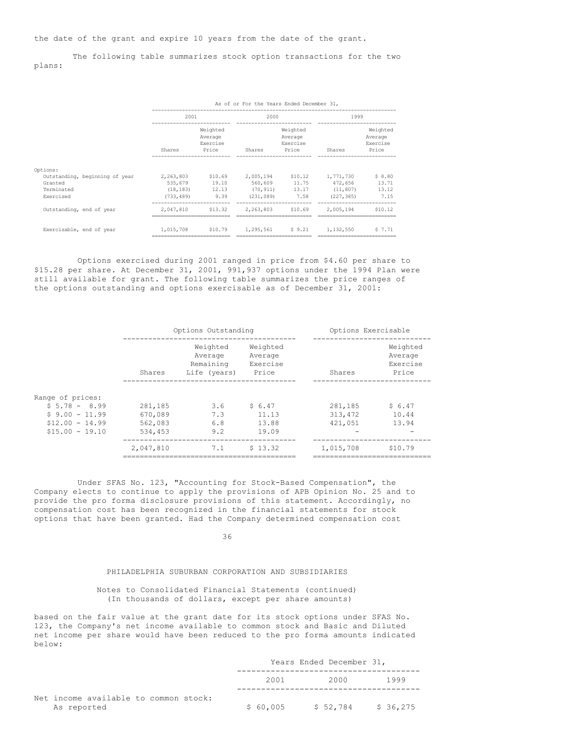the date of the grant and expire 10 years from the date of the grant.

The following table summarizes stock option transactions for the two plans:

| | As of or For the Years Ended December 31, | | | | | |
|---|---|---|---|---|---|---|
| | 2001 | | 2000 | | 1999 | |
| | Shares | Weighted Average Exercise Price | Shares | Weighted Average Exercise Price | Shares | Weighted Average Exercise Price |
| Options: | | | | | | |
| Outstanding, beginning of year | 2,263,803 | $10.69 | 2,005,194 | $10.12 | 1,771,730 | $ 8.80 |
| Granted | 535,679 | 19.10 | 560,609 | 11.75 | 472,656 | 13.71 |
| Terminated | (18,183) | 12.13 | (70,911) | 13.17 | (11,807) | 13.12 |
| Exercised | (733,489) | 9.39 | (231,089) | 7.58 | (227,385) | 7.15 |
| Outstanding, end of year | 2,047,810 | $13.32 | 2,263,803 | $10.69 | 2,005,194 | $10.12 |
| Exercisable, end of year | 1,015,708 | $10.79 | 1,295,561 | $ 9.21 | 1,132,550 | $ 7.71 |

Options exercised during 2001 ranged in price from $4.60 per share to $15.28 per share. At December 31, 2001, 991,937 options under the 1994 Plan were still available for grant. The following table summarizes the price ranges of the options outstanding and options exercisable as of December 31, 2001:

| | Options Outstanding | | | Options Exercisable | |
|---|---|---|---|---|---|
| | Shares | Weighted Average Remaining Life (years) | Weighted Average Exercise Price | Shares | Weighted Average Exercise Price |
| Range of prices: | | | | | |
| $ 5.78 - 8.99 | 281,185 | 3.6 | $ 6.47 | 281,185 | $ 6.47 |
| $ 9.00 - 11.99 | 670,089 | 7.3 | 11.13 | 313,472 | 10.44 |
| $12.00 - 14.99 | 562,083 | 6.8 | 13.88 | 421,051 | 13.94 |
| $15.00 - 19.10 | 534,453 | 9.2 | 19.09 | - | - |
| | 2,047,810 | 7.1 | $ 13.32 | 1,015,708 | $10.79 |

Under SFAS No. 123, "Accounting for Stock-Based Compensation", the Company elects to continue to apply the provisions of APB Opinion No. 25 and to provide the pro forma disclosure provisions of this statement. Accordingly, no compensation cost has been recognized in the financial statements for stock options that have been granted. Had the Company determined compensation cost

PHILADELPHIA SUBURBAN CORPORATION AND SUBSIDIARIES

Notes to Consolidated Financial Statements (continued)
(In thousands of dollars, except per share amounts)

based on the fair value at the grant date for its stock options under SFAS No. 123, the Company's net income available to common stock and Basic and Diluted net income per share would have been reduced to the pro forma amounts indicated below:

| | Years Ended December 31, | | |
|---|---|---|---|
| | 2001 | 2000 | 1999 |
| Net income available to common stock: | | | |
| As reported | $ 60,005 | $ 52,784 | $ 36,275 |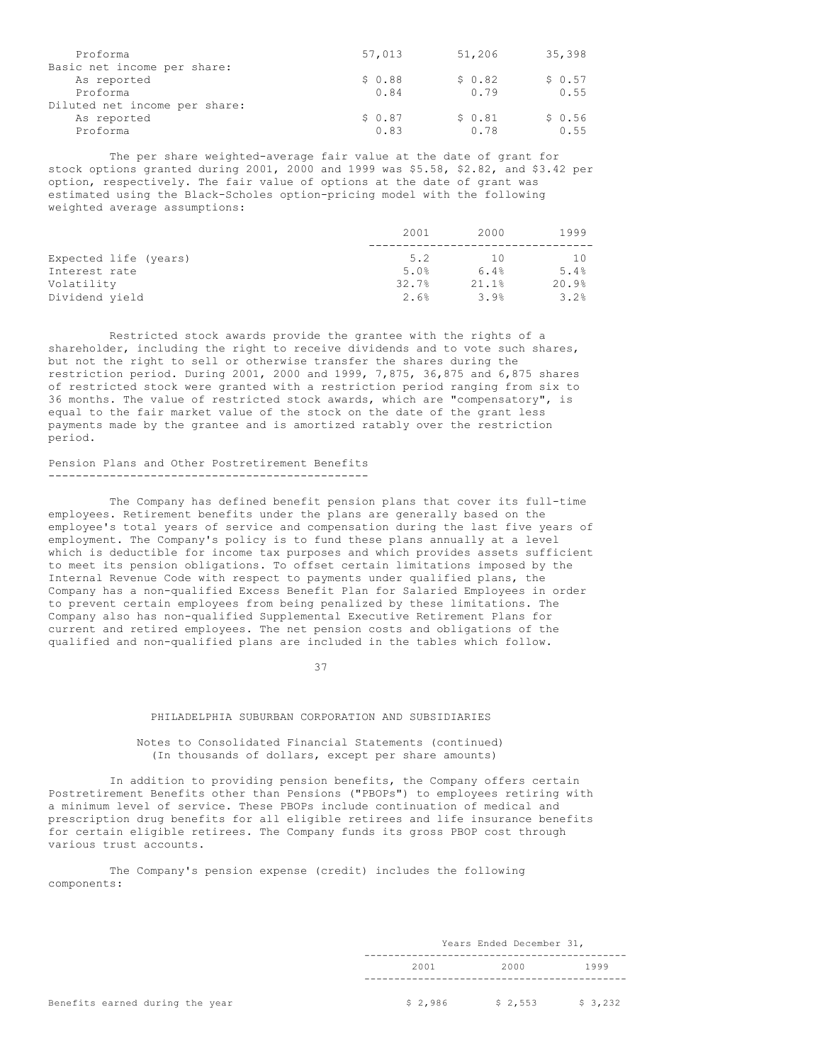| | | | |
|---|---|---|---|
| Proforma | 57,013 | 51,206 | 35,398 |
| Basic net income per share: | | | |
| As reported | $ 0.88 | $ 0.82 | $ 0.57 |
| Proforma | 0.84 | 0.79 | 0.55 |
| Diluted net income per share: | | | |
| As reported | $ 0.87 | $ 0.81 | $ 0.56 |
| Proforma | 0.83 | 0.78 | 0.55 |

The per share weighted-average fair value at the date of grant for stock options granted during 2001, 2000 and 1999 was $5.58, $2.82, and $3.42 per option, respectively. The fair value of options at the date of grant was estimated using the Black-Scholes option-pricing model with the following weighted average assumptions:

| | 2001 | 2000 | 1999 |
|---|---|---|---|
| Expected life (years) | 5.2 | 10 | 10 |
| Interest rate | 5.0% | 6.4% | 5.4% |
| Volatility | 32.7% | 21.1% | 20.9% |
| Dividend yield | 2.6% | 3.9% | 3.2% |

Restricted stock awards provide the grantee with the rights of a shareholder, including the right to receive dividends and to vote such shares, but not the right to sell or otherwise transfer the shares during the restriction period. During 2001, 2000 and 1999, 7,875, 36,875 and 6,875 shares of restricted stock were granted with a restriction period ranging from six to 36 months. The value of restricted stock awards, which are "compensatory", is equal to the fair market value of the stock on the date of the grant less payments made by the grantee and is amortized ratably over the restriction period.

## Pension Plans and Other Postretirement Benefits

The Company has defined benefit pension plans that cover its full-time employees. Retirement benefits under the plans are generally based on the employee's total years of service and compensation during the last five years of employment. The Company's policy is to fund these plans annually at a level which is deductible for income tax purposes and which provides assets sufficient to meet its pension obligations. To offset certain limitations imposed by the Internal Revenue Code with respect to payments under qualified plans, the Company has a non-qualified Excess Benefit Plan for Salaried Employees in order to prevent certain employees from being penalized by these limitations. The Company also has non-qualified Supplemental Executive Retirement Plans for current and retired employees. The net pension costs and obligations of the qualified and non-qualified plans are included in the tables which follow.

PHILADELPHIA SUBURBAN CORPORATION AND SUBSIDIARIES

Notes to Consolidated Financial Statements (continued)
(In thousands of dollars, except per share amounts)

In addition to providing pension benefits, the Company offers certain Postretirement Benefits other than Pensions ("PBOPs") to employees retiring with a minimum level of service. These PBOPs include continuation of medical and prescription drug benefits for all eligible retirees and life insurance benefits for certain eligible retirees. The Company funds its gross PBOP cost through various trust accounts.

The Company's pension expense (credit) includes the following components:

| | Years Ended December 31, | | |
|---|---|---|---|
| | 2001 | 2000 | 1999 |
| Benefits earned during the year | $ 2,986 | $ 2,553 | $ 3,232 |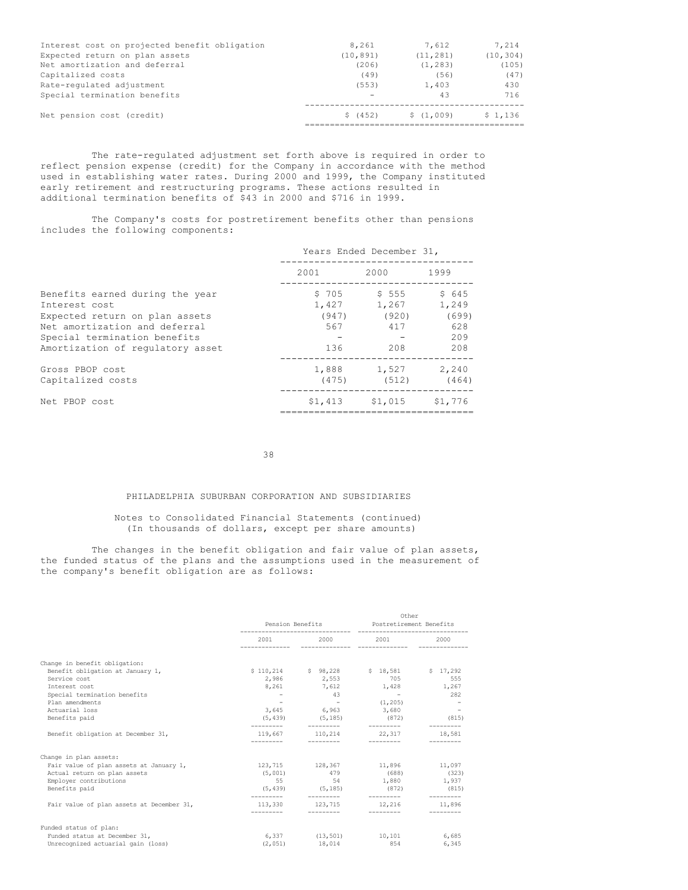| | | | |
|---|---|---|---|
| Interest cost on projected benefit obligation | 8,261 | 7,612 | 7,214 |
| Expected return on plan assets | (10,891) | (11,281) | (10,304) |
| Net amortization and deferral | (206) | (1,283) | (105) |
| Capitalized costs | (49) | (56) | (47) |
| Rate-regulated adjustment | (553) | 1,403 | 430 |
| Special termination benefits | - | 43 | 716 |
| Net pension cost (credit) | $ (452) | $ (1,009) | $ 1,136 |

The rate-regulated adjustment set forth above is required in order to reflect pension expense (credit) for the Company in accordance with the method used in establishing water rates. During 2000 and 1999, the Company instituted early retirement and restructuring programs. These actions resulted in additional termination benefits of $43 in 2000 and $716 in 1999.

The Company's costs for postretirement benefits other than pensions includes the following components:

| | Years Ended December 31, | | |
|---|---|---|---|
| | 2001 | 2000 | 1999 |
| Benefits earned during the year | $ 705 | $ 555 | $ 645 |
| Interest cost | 1,427 | 1,267 | 1,249 |
| Expected return on plan assets | (947) | (920) | (699) |
| Net amortization and deferral | 567 | 417 | 628 |
| Special termination benefits | - | - | 209 |
| Amortization of regulatory asset | 136 | 208 | 208 |
| Gross PBOP cost | 1,888 | 1,527 | 2,240 |
| Capitalized costs | (475) | (512) | (464) |
| Net PBOP cost | $1,413 | $1,015 | $1,776 |

PHILADELPHIA SUBURBAN CORPORATION AND SUBSIDIARIES

Notes to Consolidated Financial Statements (continued)
(In thousands of dollars, except per share amounts)

The changes in the benefit obligation and fair value of plan assets, the funded status of the plans and the assumptions used in the measurement of the company's benefit obligation are as follows:

| | Pension Benefits | | Other Postretirement Benefits | |
|---|---|---|---|---|
| | 2001 | 2000 | 2001 | 2000 |
| Change in benefit obligation: | | | | |
| Benefit obligation at January 1, | $ 110,214 | $ 98,228 | $ 18,581 | $ 17,292 |
| Service cost | 2,986 | 2,553 | 705 | 555 |
| Interest cost | 8,261 | 7,612 | 1,428 | 1,267 |
| Special termination benefits | - | 43 | - | 282 |
| Plan amendments | - | - | (1,205) | - |
| Actuarial loss | 3,645 | 6,963 | 3,680 | - |
| Benefits paid | (5,439) | (5,185) | (872) | (815) |
| Benefit obligation at December 31, | 119,667 | 110,214 | 22,317 | 18,581 |
| Change in plan assets: | | | | |
| Fair value of plan assets at January 1, | 123,715 | 128,367 | 11,896 | 11,097 |
| Actual return on plan assets | (5,001) | 479 | (688) | (323) |
| Employer contributions | 55 | 54 | 1,880 | 1,937 |
| Benefits paid | (5,439) | (5,185) | (872) | (815) |
| Fair value of plan assets at December 31, | 113,330 | 123,715 | 12,216 | 11,896 |
| Funded status of plan: | | | | |
| Funded status at December 31, | 6,337 | (13,501) | 10,101 | 6,685 |
| Unrecognized actuarial gain (loss) | (2,051) | 18,014 | 854 | 6,345 |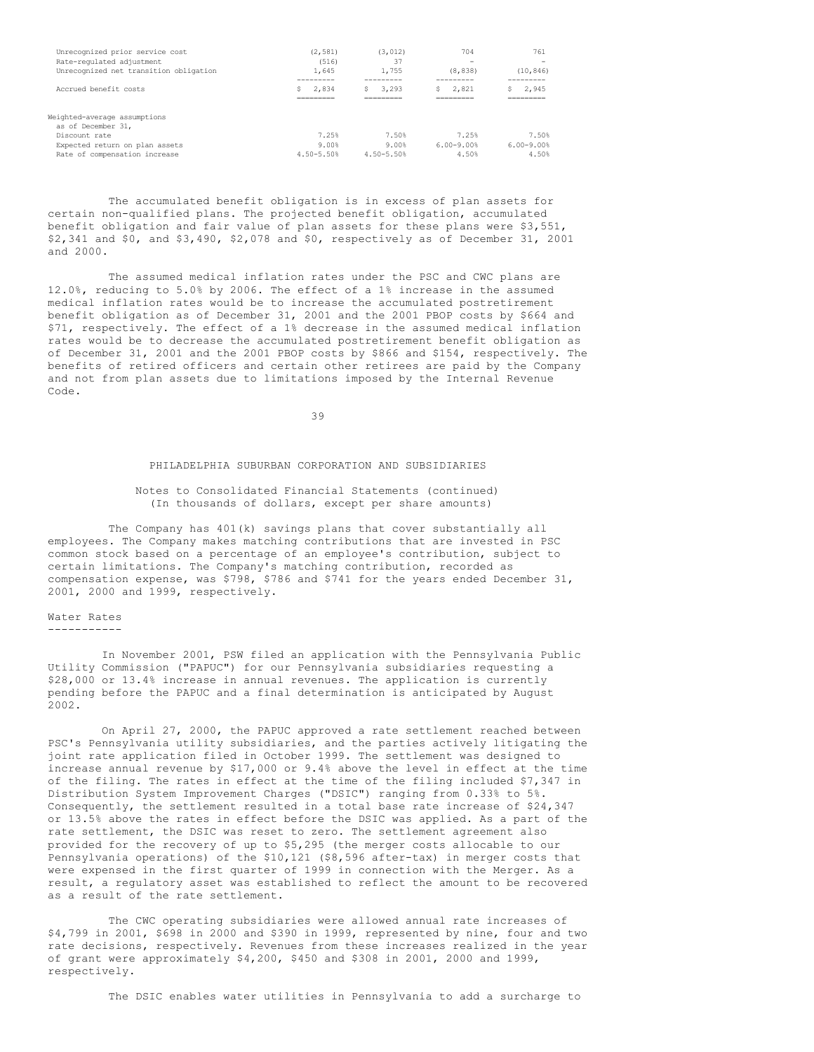| | | | | |
|---|---|---|---|---|
| Unrecognized prior service cost | (2,581) | (3,012) | 704 | 761 |
| Rate-regulated adjustment | (516) | 37 | - | - |
| Unrecognized net transition obligation | 1,645 | 1,755 | (8,838) | (10,846) |
| Accrued benefit costs | $ 2,834 | $ 3,293 | $ 2,821 | $ 2,945 |
| Weighted-average assumptions as of December 31, | | | | |
| Discount rate | 7.25% | 7.50% | 7.25% | 7.50% |
| Expected return on plan assets | 9.00% | 9.00% | 6.00-9.00% | 6.00-9.00% |
| Rate of compensation increase | 4.50-5.50% | 4.50-5.50% | 4.50% | 4.50% |

The accumulated benefit obligation is in excess of plan assets for certain non-qualified plans. The projected benefit obligation, accumulated benefit obligation and fair value of plan assets for these plans were $3,551, $2,341 and $0, and $3,490, $2,078 and $0, respectively as of December 31, 2001 and 2000.

The assumed medical inflation rates under the PSC and CWC plans are 12.0%, reducing to 5.0% by 2006. The effect of a 1% increase in the assumed medical inflation rates would be to increase the accumulated postretirement benefit obligation as of December 31, 2001 and the 2001 PBOP costs by $664 and $71, respectively. The effect of a 1% decrease in the assumed medical inflation rates would be to decrease the accumulated postretirement benefit obligation as of December 31, 2001 and the 2001 PBOP costs by $866 and $154, respectively. The benefits of retired officers and certain other retirees are paid by the Company and not from plan assets due to limitations imposed by the Internal Revenue Code.

PHILADELPHIA SUBURBAN CORPORATION AND SUBSIDIARIES

Notes to Consolidated Financial Statements (continued)
(In thousands of dollars, except per share amounts)

The Company has 401(k) savings plans that cover substantially all employees. The Company makes matching contributions that are invested in PSC common stock based on a percentage of an employee's contribution, subject to certain limitations. The Company's matching contribution, recorded as compensation expense, was $798, $786 and $741 for the years ended December 31, 2001, 2000 and 1999, respectively.

## Water Rates

In November 2001, PSW filed an application with the Pennsylvania Public Utility Commission ("PAPUC") for our Pennsylvania subsidiaries requesting a $28,000 or 13.4% increase in annual revenues. The application is currently pending before the PAPUC and a final determination is anticipated by August 2002.

On April 27, 2000, the PAPUC approved a rate settlement reached between PSC's Pennsylvania utility subsidiaries, and the parties actively litigating the joint rate application filed in October 1999. The settlement was designed to increase annual revenue by $17,000 or 9.4% above the level in effect at the time of the filing. The rates in effect at the time of the filing included $7,347 in Distribution System Improvement Charges ("DSIC") ranging from 0.33% to 5%. Consequently, the settlement resulted in a total base rate increase of $24,347 or 13.5% above the rates in effect before the DSIC was applied. As a part of the rate settlement, the DSIC was reset to zero. The settlement agreement also provided for the recovery of up to $5,295 (the merger costs allocable to our Pennsylvania operations) of the $10,121 ($8,596 after-tax) in merger costs that were expensed in the first quarter of 1999 in connection with the Merger. As a result, a regulatory asset was established to reflect the amount to be recovered as a result of the rate settlement.

The CWC operating subsidiaries were allowed annual rate increases of $4,799 in 2001, $698 in 2000 and $390 in 1999, represented by nine, four and two rate decisions, respectively. Revenues from these increases realized in the year of grant were approximately $4,200, $450 and $308 in 2001, 2000 and 1999, respectively.

The DSIC enables water utilities in Pennsylvania to add a surcharge to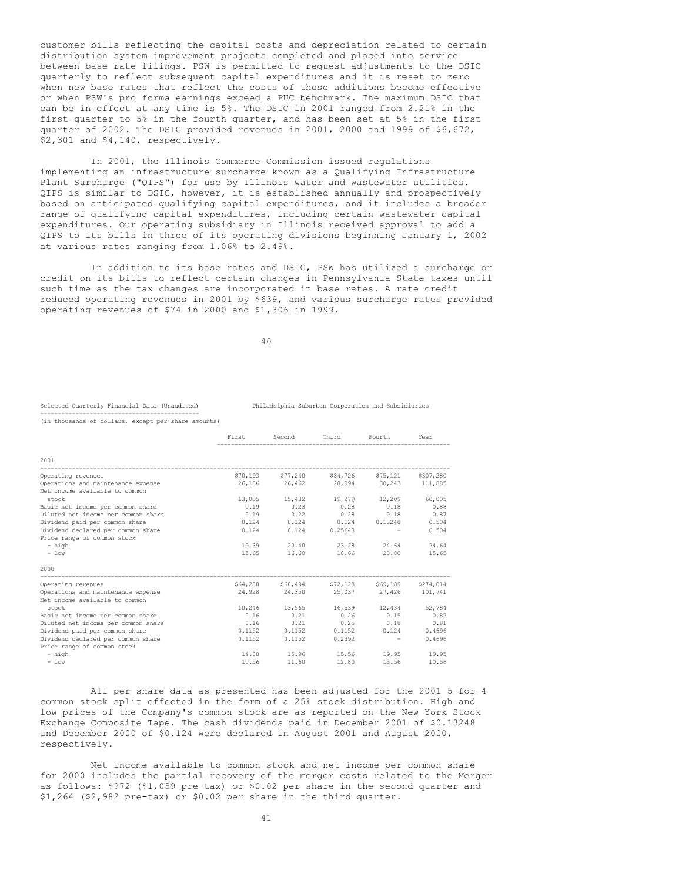customer bills reflecting the capital costs and depreciation related to certain distribution system improvement projects completed and placed into service between base rate filings. PSW is permitted to request adjustments to the DSIC quarterly to reflect subsequent capital expenditures and it is reset to zero when new base rates that reflect the costs of those additions become effective or when PSW's pro forma earnings exceed a PUC benchmark. The maximum DSIC that can be in effect at any time is 5%. The DSIC in 2001 ranged from 2.21% in the first quarter to 5% in the fourth quarter, and has been set at 5% in the first quarter of 2002. The DSIC provided revenues in 2001, 2000 and 1999 of $6,672, $2,301 and $4,140, respectively.

In 2001, the Illinois Commerce Commission issued regulations implementing an infrastructure surcharge known as a Qualifying Infrastructure Plant Surcharge ("QIPS") for use by Illinois water and wastewater utilities. QIPS is similar to DSIC, however, it is established annually and prospectively based on anticipated qualifying capital expenditures, and it includes a broader range of qualifying capital expenditures, including certain wastewater capital expenditures. Our operating subsidiary in Illinois received approval to add a QIPS to its bills in three of its operating divisions beginning January 1, 2002 at various rates ranging from 1.06% to 2.49%.

In addition to its base rates and DSIC, PSW has utilized a surcharge or credit on its bills to reflect certain changes in Pennsylvania State taxes until such time as the tax changes are incorporated in base rates. A rate credit reduced operating revenues in 2001 by $639, and various surcharge rates provided operating revenues of $74 in 2000 and $1,306 in 1999.

Selected Quarterly Financial Data (Unaudited) — Philadelphia Suburban Corporation and Subsidiaries

(in thousands of dollars, except per share amounts)

| | First | Second | Third | Fourth | Year |
|---|---|---|---|---|---|
| **2001** | | | | | |
| Operating revenues | $70,193 | $77,240 | $84,726 | $75,121 | $307,280 |
| Operations and maintenance expense | 26,186 | 26,462 | 28,994 | 30,243 | 111,885 |
| Net income available to common stock | 13,085 | 15,432 | 19,279 | 12,209 | 60,005 |
| Basic net income per common share | 0.19 | 0.23 | 0.28 | 0.18 | 0.88 |
| Diluted net income per common share | 0.19 | 0.22 | 0.28 | 0.18 | 0.87 |
| Dividend paid per common share | 0.124 | 0.124 | 0.124 | 0.13248 | 0.504 |
| Dividend declared per common share | 0.124 | 0.124 | 0.25648 | - | 0.504 |
| Price range of common stock | | | | | |
| - high | 19.39 | 20.40 | 23.28 | 24.64 | 24.64 |
| - low | 15.65 | 16.60 | 18.66 | 20.80 | 15.65 |
| **2000** | | | | | |
| Operating revenues | $64,208 | $68,494 | $72,123 | $69,189 | $274,014 |
| Operations and maintenance expense | 24,928 | 24,350 | 25,037 | 27,426 | 101,741 |
| Net income available to common stock | 10,246 | 13,565 | 16,539 | 12,434 | 52,784 |
| Basic net income per common share | 0.16 | 0.21 | 0.26 | 0.19 | 0.82 |
| Diluted net income per common share | 0.16 | 0.21 | 0.25 | 0.18 | 0.81 |
| Dividend paid per common share | 0.1152 | 0.1152 | 0.1152 | 0.124 | 0.4696 |
| Dividend declared per common share | 0.1152 | 0.1152 | 0.2392 | - | 0.4696 |
| Price range of common stock | | | | | |
| - high | 14.08 | 15.96 | 15.56 | 19.95 | 19.95 |
| - low | 10.56 | 11.60 | 12.80 | 13.56 | 10.56 |

All per share data as presented has been adjusted for the 2001 5-for-4 common stock split effected in the form of a 25% stock distribution. High and low prices of the Company's common stock are as reported on the New York Stock Exchange Composite Tape. The cash dividends paid in December 2001 of $0.13248 and December 2000 of $0.124 were declared in August 2001 and August 2000, respectively.

Net income available to common stock and net income per common share for 2000 includes the partial recovery of the merger costs related to the Merger as follows: $972 ($1,059 pre-tax) or $0.02 per share in the second quarter and $1,264 ($2,982 pre-tax) or $0.02 per share in the third quarter.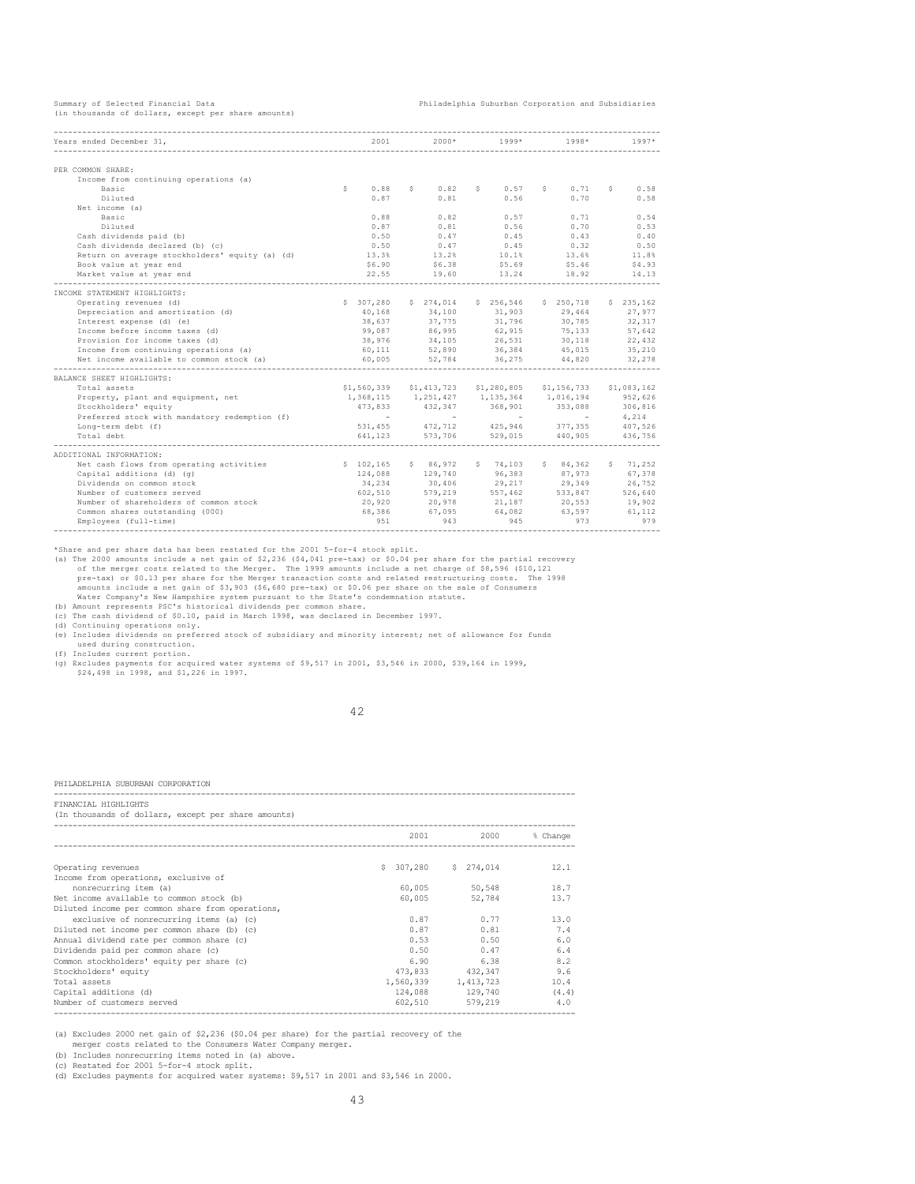Summary of Selected Financial Data

(in thousands of dollars, except per share amounts)

Philadelphia Suburban Corporation and Subsidiaries

| Years ended December 31, | 2001 | 2000* | 1999* | 1998* | 1997* |
|---|---|---|---|---|---|
| **PER COMMON SHARE:** | | | | | |
| Income from continuing operations (a) | | | | | |
| Basic | $ 0.88 | $ 0.82 | $ 0.57 | $ 0.71 | $ 0.58 |
| Diluted | 0.87 | 0.81 | 0.56 | 0.70 | 0.58 |
| Net income (a) | | | | | |
| Basic | 0.88 | 0.82 | 0.57 | 0.71 | 0.54 |
| Diluted | 0.87 | 0.81 | 0.56 | 0.70 | 0.53 |
| Cash dividends paid (b) | 0.50 | 0.47 | 0.45 | 0.43 | 0.40 |
| Cash dividends declared (b) (c) | 0.50 | 0.47 | 0.45 | 0.32 | 0.50 |
| Return on average stockholders' equity (a) (d) | 13.3% | 13.2% | 10.1% | 13.6% | 11.8% |
| Book value at year end | $6.90 | $6.38 | $5.69 | $5.46 | $4.93 |
| Market value at year end | 22.55 | 19.60 | 13.24 | 18.92 | 14.13 |
| **INCOME STATEMENT HIGHLIGHTS:** | | | | | |
| Operating revenues (d) | $ 307,280 | $ 274,014 | $ 256,546 | $ 250,718 | $ 235,162 |
| Depreciation and amortization (d) | 40,168 | 34,100 | 31,903 | 29,464 | 27,977 |
| Interest expense (d) (e) | 38,637 | 37,775 | 31,796 | 30,785 | 32,317 |
| Income before income taxes (d) | 99,087 | 86,995 | 62,915 | 75,133 | 57,642 |
| Provision for income taxes (d) | 38,976 | 34,105 | 26,531 | 30,118 | 22,432 |
| Income from continuing operations (a) | 60,111 | 52,890 | 36,384 | 45,015 | 35,210 |
| Net income available to common stock (a) | 60,005 | 52,784 | 36,275 | 44,820 | 32,278 |
| **BALANCE SHEET HIGHLIGHTS:** | | | | | |
| Total assets | $1,560,339 | $1,413,723 | $1,280,805 | $1,156,733 | $1,083,162 |
| Property, plant and equipment, net | 1,368,115 | 1,251,427 | 1,135,364 | 1,016,194 | 952,626 |
| Stockholders' equity | 473,833 | 432,347 | 368,901 | 353,088 | 306,816 |
| Preferred stock with mandatory redemption (f) | - | - | - | - | 4,214 |
| Long-term debt (f) | 531,455 | 472,712 | 425,946 | 377,355 | 407,526 |
| Total debt | 641,123 | 573,706 | 529,015 | 440,905 | 436,756 |
| **ADDITIONAL INFORMATION:** | | | | | |
| Net cash flows from operating activities | $ 102,165 | $ 86,972 | $ 74,103 | $ 84,362 | $ 71,252 |
| Capital additions (d) (g) | 124,088 | 129,740 | 96,383 | 87,973 | 67,378 |
| Dividends on common stock | 34,234 | 30,406 | 29,217 | 29,349 | 26,752 |
| Number of customers served | 602,510 | 579,219 | 557,462 | 533,847 | 526,640 |
| Number of shareholders of common stock | 20,920 | 20,978 | 21,187 | 20,553 | 19,902 |
| Common shares outstanding (000) | 68,386 | 67,095 | 64,082 | 63,597 | 61,112 |
| Employees (full-time) | 951 | 943 | 945 | 973 | 979 |

*Share and per share data has been restated for the 2001 5-for-4 stock split.

(a) The 2000 amounts include a net gain of $2,236 ($4,041 pre-tax) or $0.04 per share for the partial recovery of the merger costs related to the Merger. The 1999 amounts include a net charge of $8,596 ($10,121 pre-tax) or $0.13 per share for the Merger transaction costs and related restructuring costs. The 1998 amounts include a net gain of $3,903 ($6,680 pre-tax) or $0.06 per share on the sale of Consumers Water Company's New Hampshire system pursuant to the State's condemnation statute.

(b) Amount represents PSC's historical dividends per common share.

(c) The cash dividend of $0.10, paid in March 1998, was declared in December 1997.

(d) Continuing operations only.

(e) Includes dividends on preferred stock of subsidiary and minority interest; net of allowance for funds used during construction.

(f) Includes current portion.

(g) Excludes payments for acquired water systems of $9,517 in 2001, $3,546 in 2000, $39,164 in 1999, $24,498 in 1998, and $1,226 in 1997.

PHILADELPHIA SUBURBAN CORPORATION

FINANCIAL HIGHLIGHTS

(In thousands of dollars, except per share amounts)

| | 2001 | 2000 | % Change |
|---|---|---|---|
| Operating revenues | $ 307,280 | $ 274,014 | 12.1 |
| Income from operations, exclusive of nonrecurring item (a) | 60,005 | 50,548 | 18.7 |
| Net income available to common stock (b) | 60,005 | 52,784 | 13.7 |
| Diluted income per common share from operations, exclusive of nonrecurring items (a) (c) | 0.87 | 0.77 | 13.0 |
| Diluted net income per common share (b) (c) | 0.87 | 0.81 | 7.4 |
| Annual dividend rate per common share (c) | 0.53 | 0.50 | 6.0 |
| Dividends paid per common share (c) | 0.50 | 0.47 | 6.4 |
| Common stockholders' equity per share (c) | 6.90 | 6.38 | 8.2 |
| Stockholders' equity | 473,833 | 432,347 | 9.6 |
| Total assets | 1,560,339 | 1,413,723 | 10.4 |
| Capital additions (d) | 124,088 | 129,740 | (4.4) |
| Number of customers served | 602,510 | 579,219 | 4.0 |

(a) Excludes 2000 net gain of $2,236 ($0.04 per share) for the partial recovery of the merger costs related to the Consumers Water Company merger.

(b) Includes nonrecurring items noted in (a) above.

(c) Restated for 2001 5-for-4 stock split.

(d) Excludes payments for acquired water systems: $9,517 in 2001 and $3,546 in 2000.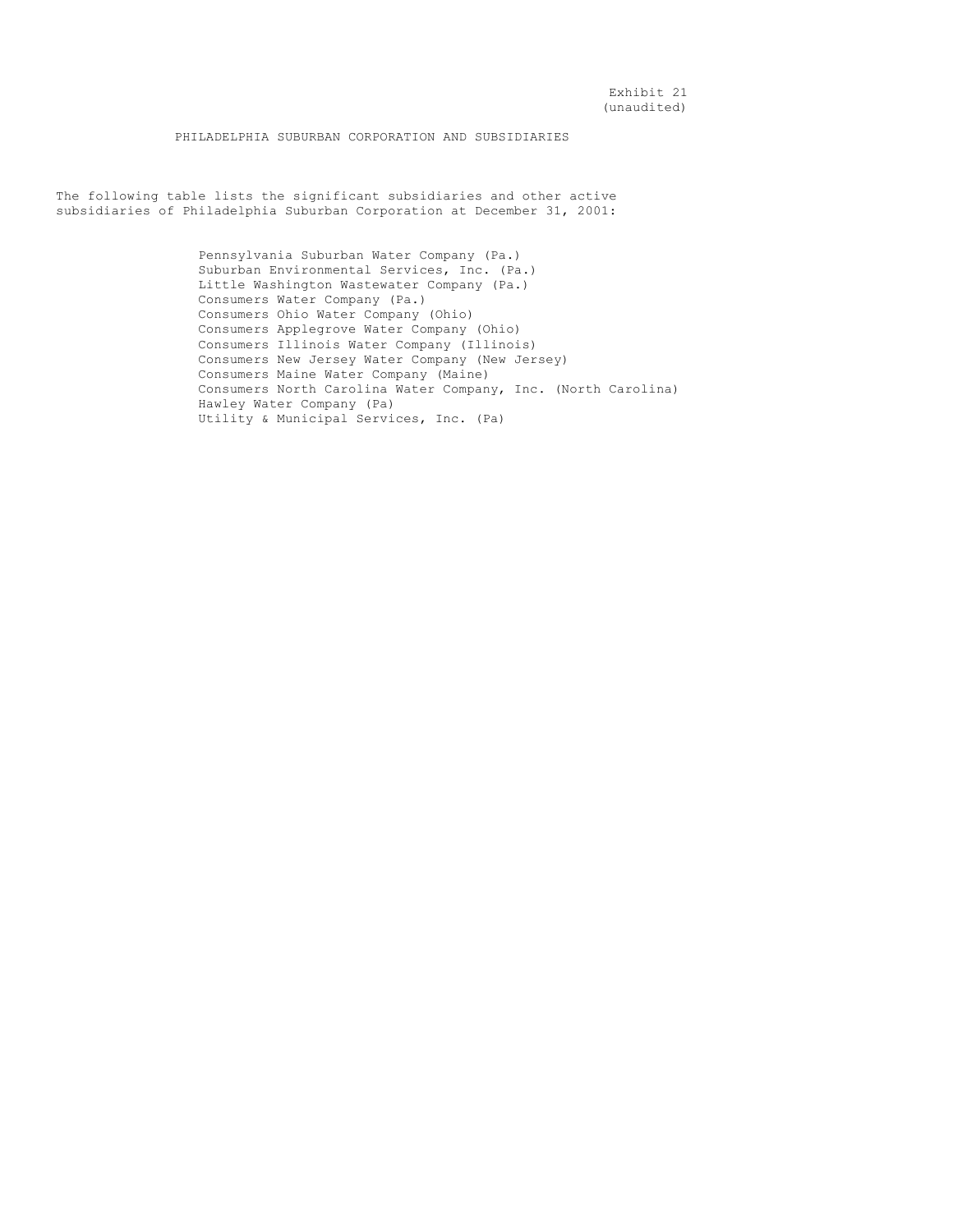Exhibit 21
(unaudited)

PHILADELPHIA SUBURBAN CORPORATION AND SUBSIDIARIES

The following table lists the significant subsidiaries and other active subsidiaries of Philadelphia Suburban Corporation at December 31, 2001:

Pennsylvania Suburban Water Company (Pa.)
Suburban Environmental Services, Inc. (Pa.)
Little Washington Wastewater Company (Pa.)
Consumers Water Company (Pa.)
Consumers Ohio Water Company (Ohio)
Consumers Applegrove Water Company (Ohio)
Consumers Illinois Water Company (Illinois)
Consumers New Jersey Water Company (New Jersey)
Consumers Maine Water Company (Maine)
Consumers North Carolina Water Company, Inc. (North Carolina)
Hawley Water Company (Pa)
Utility & Municipal Services, Inc. (Pa)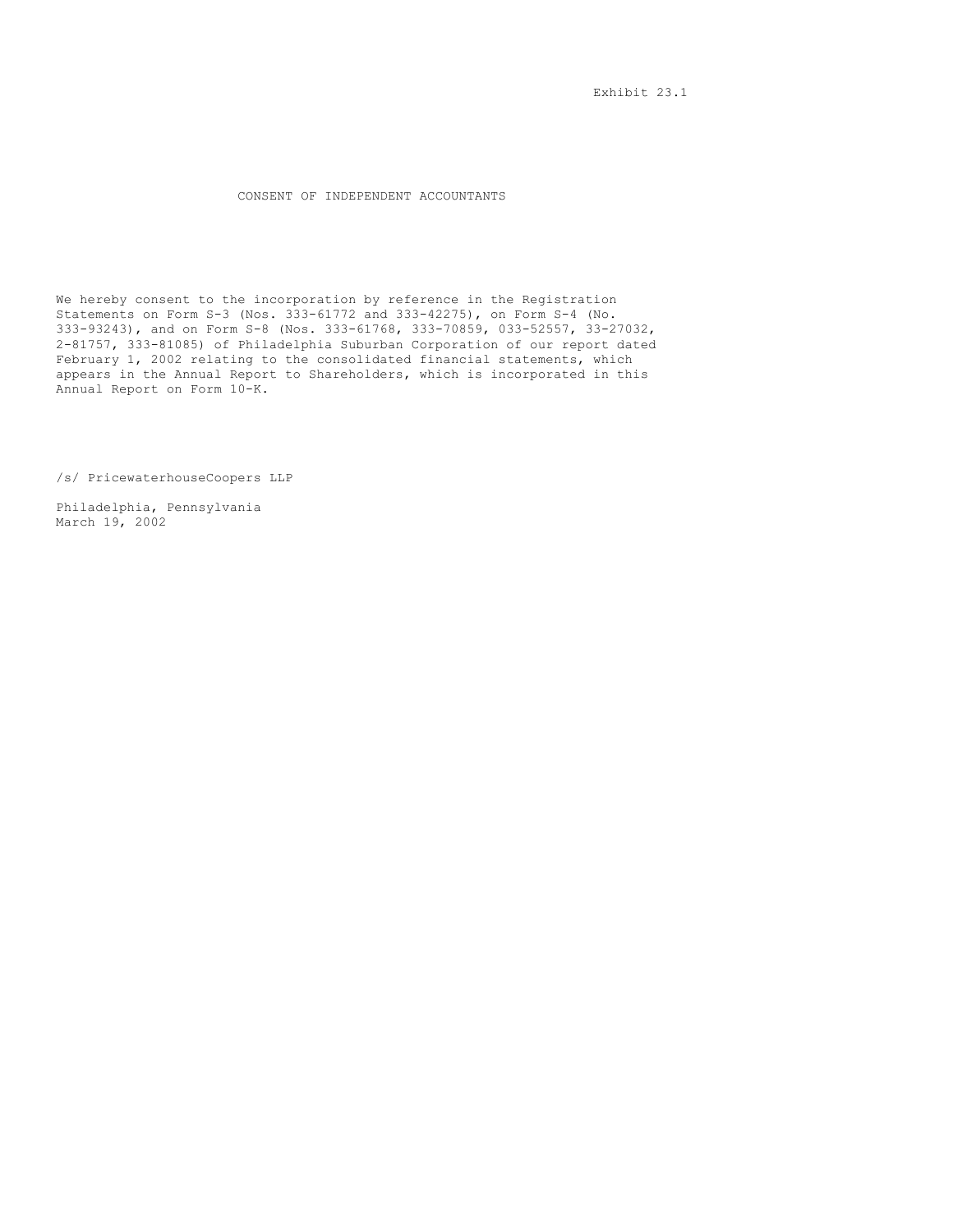Exhibit 23.1

# CONSENT OF INDEPENDENT ACCOUNTANTS

We hereby consent to the incorporation by reference in the Registration Statements on Form S-3 (Nos. 333-61772 and 333-42275), on Form S-4 (No. 333-93243), and on Form S-8 (Nos. 333-61768, 333-70859, 033-52557, 33-27032, 2-81757, 333-81085) of Philadelphia Suburban Corporation of our report dated February 1, 2002 relating to the consolidated financial statements, which appears in the Annual Report to Shareholders, which is incorporated in this Annual Report on Form 10-K.

/s/ PricewaterhouseCoopers LLP

Philadelphia, Pennsylvania
March 19, 2002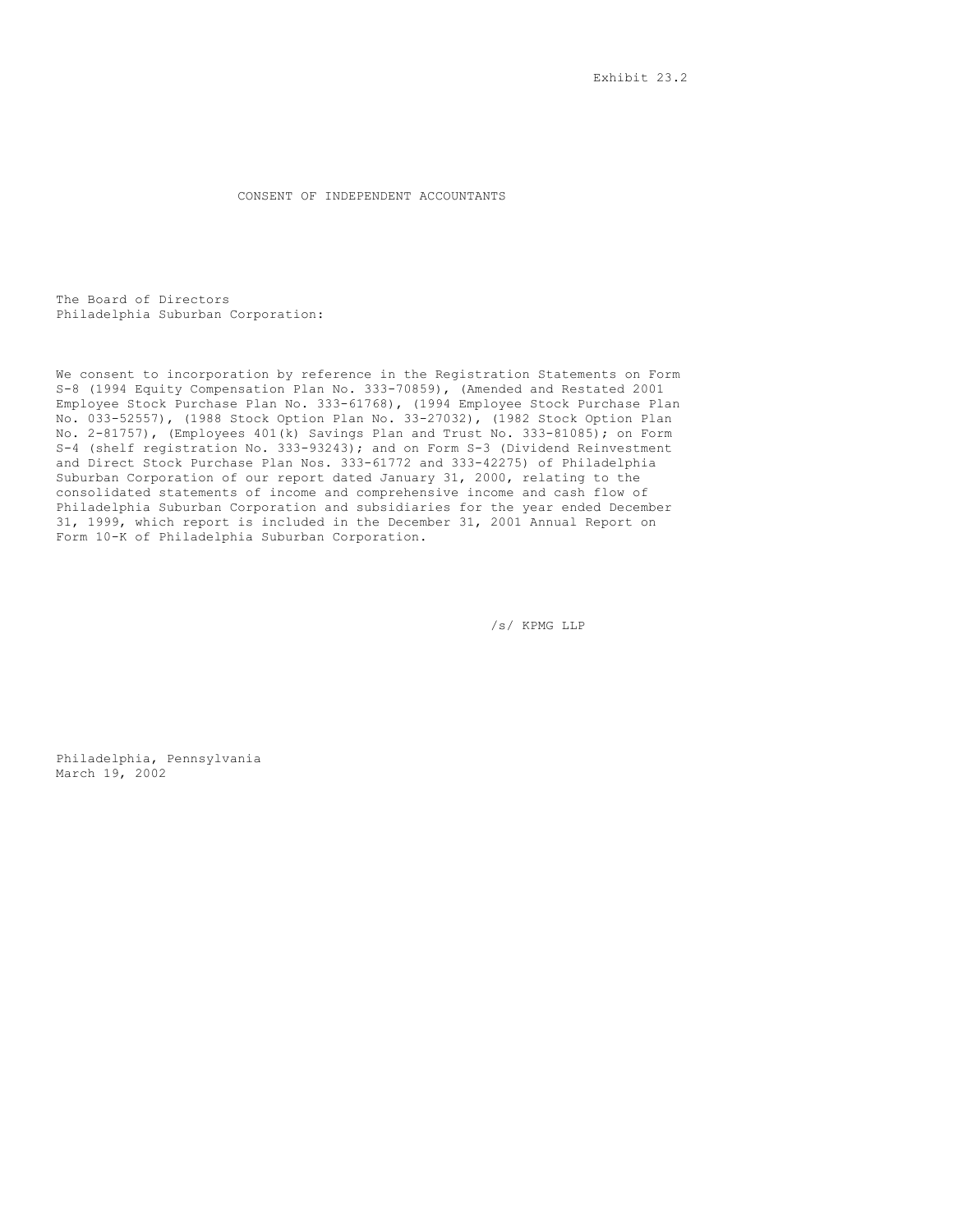Exhibit 23.2

# CONSENT OF INDEPENDENT ACCOUNTANTS

The Board of Directors
Philadelphia Suburban Corporation:

We consent to incorporation by reference in the Registration Statements on Form S-8 (1994 Equity Compensation Plan No. 333-70859), (Amended and Restated 2001 Employee Stock Purchase Plan No. 333-61768), (1994 Employee Stock Purchase Plan No. 033-52557), (1988 Stock Option Plan No. 33-27032), (1982 Stock Option Plan No. 2-81757), (Employees 401(k) Savings Plan and Trust No. 333-81085); on Form S-4 (shelf registration No. 333-93243); and on Form S-3 (Dividend Reinvestment and Direct Stock Purchase Plan Nos. 333-61772 and 333-42275) of Philadelphia Suburban Corporation of our report dated January 31, 2000, relating to the consolidated statements of income and comprehensive income and cash flow of Philadelphia Suburban Corporation and subsidiaries for the year ended December 31, 1999, which report is included in the December 31, 2001 Annual Report on Form 10-K of Philadelphia Suburban Corporation.

/s/ KPMG LLP

Philadelphia, Pennsylvania
March 19, 2002